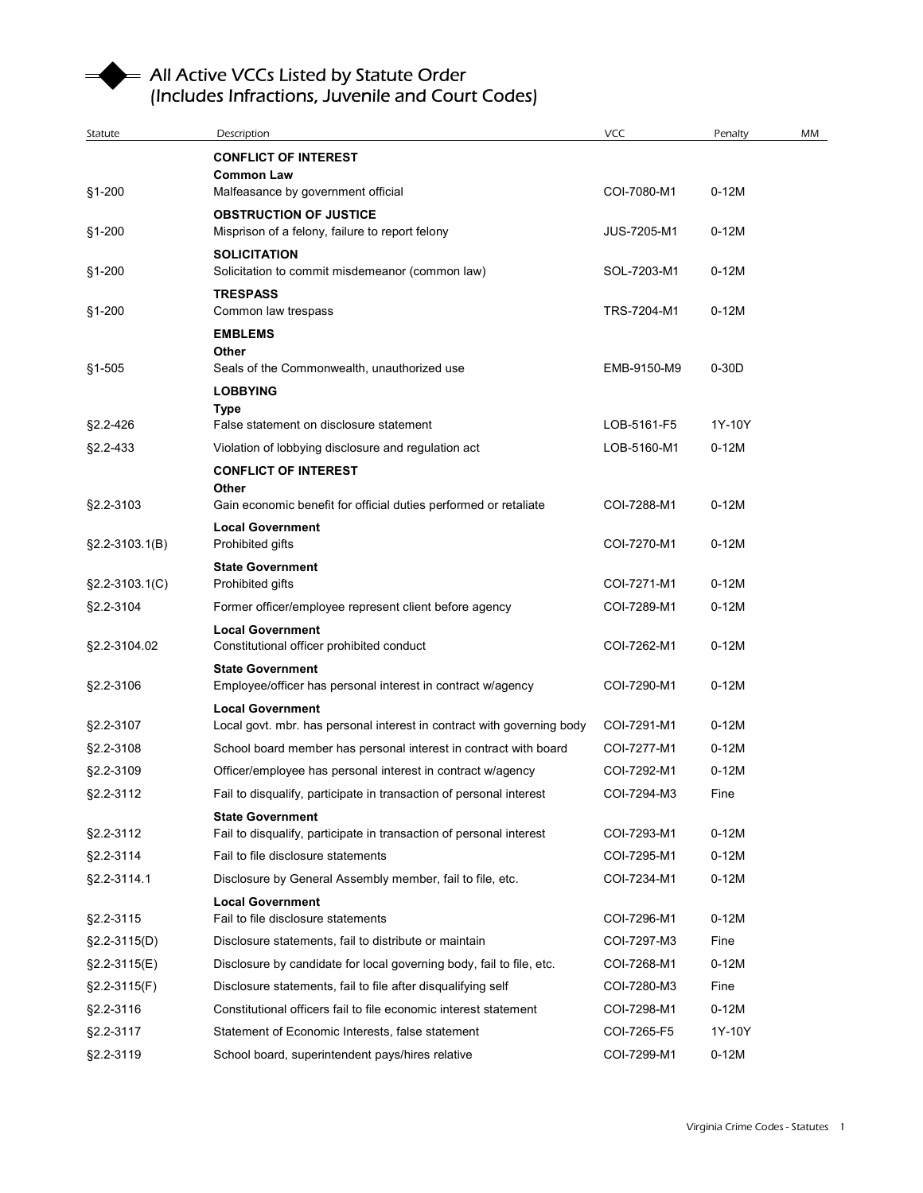# All Active VCCs Listed by Statute Order (Includes Infractions, Juvenile and Court Codes)

| Statute | Description | VCC | Penalty | MM |
|---|---|---|---|---|
| | **CONFLICT OF INTEREST** | | | |
| | **Common Law** | | | |
| §1-200 | Malfeasance by government official | COI-7080-M1 | 0-12M | |
| | **OBSTRUCTION OF JUSTICE** | | | |
| §1-200 | Misprison of a felony, failure to report felony | JUS-7205-M1 | 0-12M | |
| | **SOLICITATION** | | | |
| §1-200 | Solicitation to commit misdemeanor (common law) | SOL-7203-M1 | 0-12M | |
| | **TRESPASS** | | | |
| §1-200 | Common law trespass | TRS-7204-M1 | 0-12M | |
| | **EMBLEMS** | | | |
| | **Other** | | | |
| §1-505 | Seals of the Commonwealth, unauthorized use | EMB-9150-M9 | 0-30D | |
| | **LOBBYING** | | | |
| | **Type** | | | |
| §2.2-426 | False statement on disclosure statement | LOB-5161-F5 | 1Y-10Y | |
| §2.2-433 | Violation of lobbying disclosure and regulation act | LOB-5160-M1 | 0-12M | |
| | **CONFLICT OF INTEREST** | | | |
| | **Other** | | | |
| §2.2-3103 | Gain economic benefit for official duties performed or retaliate | COI-7288-M1 | 0-12M | |
| | **Local Government** | | | |
| §2.2-3103.1(B) | Prohibited gifts | COI-7270-M1 | 0-12M | |
| | **State Government** | | | |
| §2.2-3103.1(C) | Prohibited gifts | COI-7271-M1 | 0-12M | |
| §2.2-3104 | Former officer/employee represent client before agency | COI-7289-M1 | 0-12M | |
| | **Local Government** | | | |
| §2.2-3104.02 | Constitutional officer prohibited conduct | COI-7262-M1 | 0-12M | |
| | **State Government** | | | |
| §2.2-3106 | Employee/officer has personal interest in contract w/agency | COI-7290-M1 | 0-12M | |
| | **Local Government** | | | |
| §2.2-3107 | Local govt. mbr. has personal interest in contract with governing body | COI-7291-M1 | 0-12M | |
| §2.2-3108 | School board member has personal interest in contract with board | COI-7277-M1 | 0-12M | |
| §2.2-3109 | Officer/employee has personal interest in contract w/agency | COI-7292-M1 | 0-12M | |
| §2.2-3112 | Fail to disqualify, participate in transaction of personal interest | COI-7294-M3 | Fine | |
| | **State Government** | | | |
| §2.2-3112 | Fail to disqualify, participate in transaction of personal interest | COI-7293-M1 | 0-12M | |
| §2.2-3114 | Fail to file disclosure statements | COI-7295-M1 | 0-12M | |
| §2.2-3114.1 | Disclosure by General Assembly member, fail to file, etc. | COI-7234-M1 | 0-12M | |
| | **Local Government** | | | |
| §2.2-3115 | Fail to file disclosure statements | COI-7296-M1 | 0-12M | |
| §2.2-3115(D) | Disclosure statements, fail to distribute or maintain | COI-7297-M3 | Fine | |
| §2.2-3115(E) | Disclosure by candidate for local governing body, fail to file, etc. | COI-7268-M1 | 0-12M | |
| §2.2-3115(F) | Disclosure statements, fail to file after disqualifying self | COI-7280-M3 | Fine | |
| §2.2-3116 | Constitutional officers fail to file economic interest statement | COI-7298-M1 | 0-12M | |
| §2.2-3117 | Statement of Economic Interests, false statement | COI-7265-F5 | 1Y-10Y | |
| §2.2-3119 | School board, superintendent pays/hires relative | COI-7299-M1 | 0-12M | |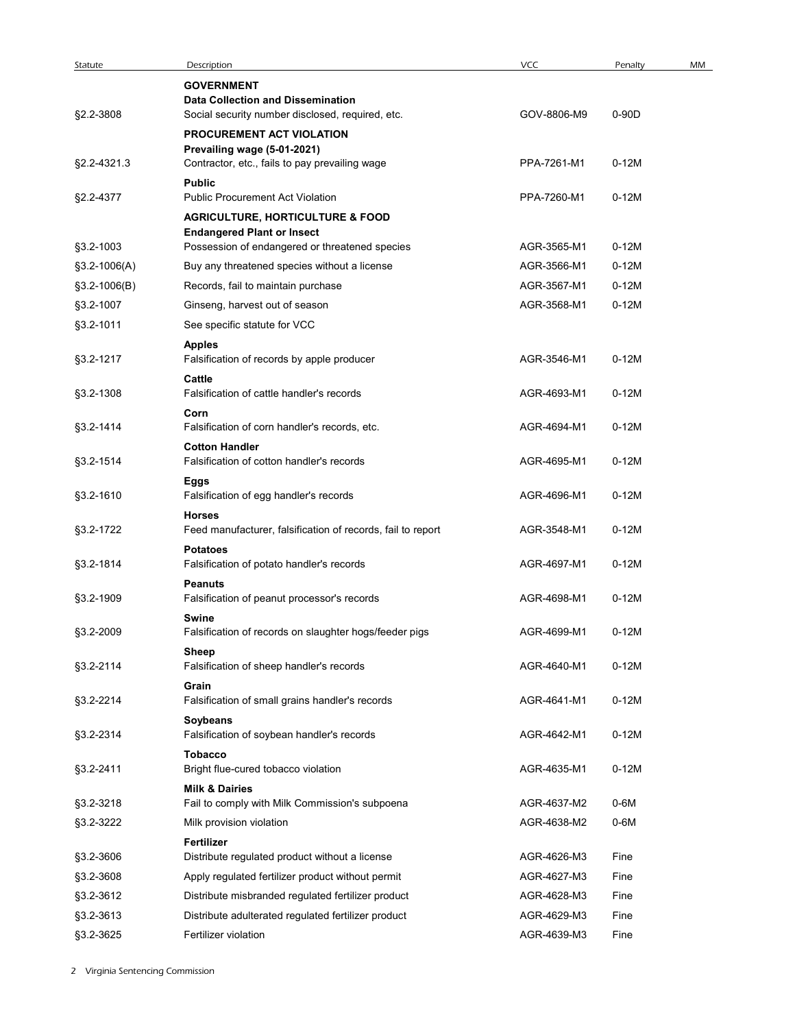| Statute | Description | VCC | Penalty | MM |
| --- | --- | --- | --- | --- |
| | **GOVERNMENT** | | | |
| | **Data Collection and Dissemination** | | | |
| §2.2-3808 | Social security number disclosed, required, etc. | GOV-8806-M9 | 0-90D | |
| | **PROCUREMENT ACT VIOLATION** | | | |
| | **Prevailing wage (5-01-2021)** | | | |
| §2.2-4321.3 | Contractor, etc., fails to pay prevailing wage | PPA-7261-M1 | 0-12M | |
| | **Public** | | | |
| §2.2-4377 | Public Procurement Act Violation | PPA-7260-M1 | 0-12M | |
| | **AGRICULTURE, HORTICULTURE & FOOD** | | | |
| | **Endangered Plant or Insect** | | | |
| §3.2-1003 | Possession of endangered or threatened species | AGR-3565-M1 | 0-12M | |
| §3.2-1006(A) | Buy any threatened species without a license | AGR-3566-M1 | 0-12M | |
| §3.2-1006(B) | Records, fail to maintain purchase | AGR-3567-M1 | 0-12M | |
| §3.2-1007 | Ginseng, harvest out of season | AGR-3568-M1 | 0-12M | |
| §3.2-1011 | See specific statute for VCC | | | |
| | **Apples** | | | |
| §3.2-1217 | Falsification of records by apple producer | AGR-3546-M1 | 0-12M | |
| | **Cattle** | | | |
| §3.2-1308 | Falsification of cattle handler's records | AGR-4693-M1 | 0-12M | |
| | **Corn** | | | |
| §3.2-1414 | Falsification of corn handler's records, etc. | AGR-4694-M1 | 0-12M | |
| | **Cotton Handler** | | | |
| §3.2-1514 | Falsification of cotton handler's records | AGR-4695-M1 | 0-12M | |
| | **Eggs** | | | |
| §3.2-1610 | Falsification of egg handler's records | AGR-4696-M1 | 0-12M | |
| | **Horses** | | | |
| §3.2-1722 | Feed manufacturer, falsification of records, fail to report | AGR-3548-M1 | 0-12M | |
| | **Potatoes** | | | |
| §3.2-1814 | Falsification of potato handler's records | AGR-4697-M1 | 0-12M | |
| | **Peanuts** | | | |
| §3.2-1909 | Falsification of peanut processor's records | AGR-4698-M1 | 0-12M | |
| | **Swine** | | | |
| §3.2-2009 | Falsification of records on slaughter hogs/feeder pigs | AGR-4699-M1 | 0-12M | |
| | **Sheep** | | | |
| §3.2-2114 | Falsification of sheep handler's records | AGR-4640-M1 | 0-12M | |
| | **Grain** | | | |
| §3.2-2214 | Falsification of small grains handler's records | AGR-4641-M1 | 0-12M | |
| | **Soybeans** | | | |
| §3.2-2314 | Falsification of soybean handler's records | AGR-4642-M1 | 0-12M | |
| | **Tobacco** | | | |
| §3.2-2411 | Bright flue-cured tobacco violation | AGR-4635-M1 | 0-12M | |
| | **Milk & Dairies** | | | |
| §3.2-3218 | Fail to comply with Milk Commission's subpoena | AGR-4637-M2 | 0-6M | |
| §3.2-3222 | Milk provision violation | AGR-4638-M2 | 0-6M | |
| | **Fertilizer** | | | |
| §3.2-3606 | Distribute regulated product without a license | AGR-4626-M3 | Fine | |
| §3.2-3608 | Apply regulated fertilizer product without permit | AGR-4627-M3 | Fine | |
| §3.2-3612 | Distribute misbranded regulated fertilizer product | AGR-4628-M3 | Fine | |
| §3.2-3613 | Distribute adulterated regulated fertilizer product | AGR-4629-M3 | Fine | |
| §3.2-3625 | Fertilizer violation | AGR-4639-M3 | Fine | |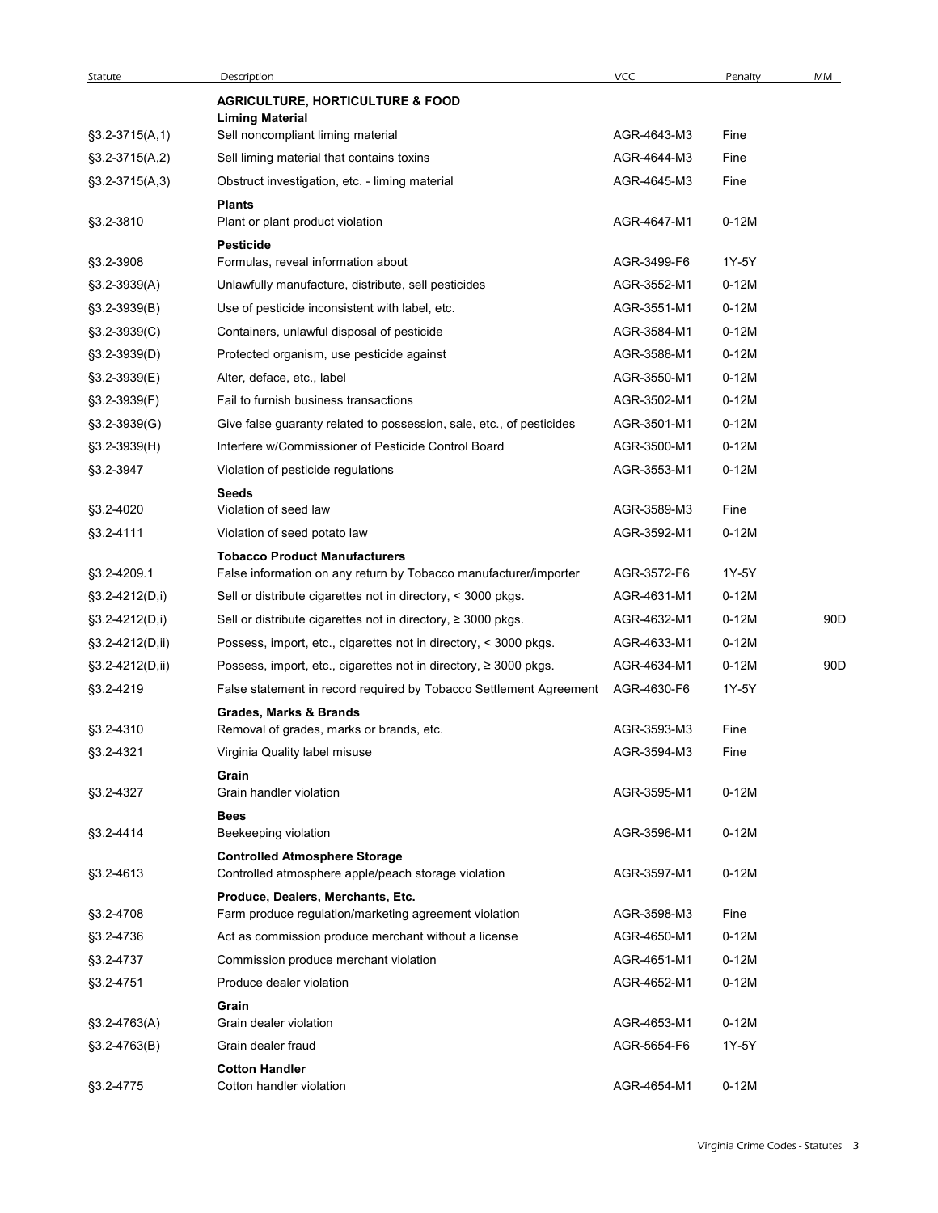| Statute | Description | VCC | Penalty | MM |
|---|---|---|---|---|
| | **AGRICULTURE, HORTICULTURE & FOOD** | | | |
| | **Liming Material** | | | |
| §3.2-3715(A,1) | Sell noncompliant liming material | AGR-4643-M3 | Fine | |
| §3.2-3715(A,2) | Sell liming material that contains toxins | AGR-4644-M3 | Fine | |
| §3.2-3715(A,3) | Obstruct investigation, etc. - liming material | AGR-4645-M3 | Fine | |
| | **Plants** | | | |
| §3.2-3810 | Plant or plant product violation | AGR-4647-M1 | 0-12M | |
| | **Pesticide** | | | |
| §3.2-3908 | Formulas, reveal information about | AGR-3499-F6 | 1Y-5Y | |
| §3.2-3939(A) | Unlawfully manufacture, distribute, sell pesticides | AGR-3552-M1 | 0-12M | |
| §3.2-3939(B) | Use of pesticide inconsistent with label, etc. | AGR-3551-M1 | 0-12M | |
| §3.2-3939(C) | Containers, unlawful disposal of pesticide | AGR-3584-M1 | 0-12M | |
| §3.2-3939(D) | Protected organism, use pesticide against | AGR-3588-M1 | 0-12M | |
| §3.2-3939(E) | Alter, deface, etc., label | AGR-3550-M1 | 0-12M | |
| §3.2-3939(F) | Fail to furnish business transactions | AGR-3502-M1 | 0-12M | |
| §3.2-3939(G) | Give false guaranty related to possession, sale, etc., of pesticides | AGR-3501-M1 | 0-12M | |
| §3.2-3939(H) | Interfere w/Commissioner of Pesticide Control Board | AGR-3500-M1 | 0-12M | |
| §3.2-3947 | Violation of pesticide regulations | AGR-3553-M1 | 0-12M | |
| | **Seeds** | | | |
| §3.2-4020 | Violation of seed law | AGR-3589-M3 | Fine | |
| §3.2-4111 | Violation of seed potato law | AGR-3592-M1 | 0-12M | |
| | **Tobacco Product Manufacturers** | | | |
| §3.2-4209.1 | False information on any return by Tobacco manufacturer/importer | AGR-3572-F6 | 1Y-5Y | |
| §3.2-4212(D,i) | Sell or distribute cigarettes not in directory, < 3000 pkgs. | AGR-4631-M1 | 0-12M | |
| §3.2-4212(D,i) | Sell or distribute cigarettes not in directory, ≥ 3000 pkgs. | AGR-4632-M1 | 0-12M | 90D |
| §3.2-4212(D,ii) | Possess, import, etc., cigarettes not in directory, < 3000 pkgs. | AGR-4633-M1 | 0-12M | |
| §3.2-4212(D,ii) | Possess, import, etc., cigarettes not in directory, ≥ 3000 pkgs. | AGR-4634-M1 | 0-12M | 90D |
| §3.2-4219 | False statement in record required by Tobacco Settlement Agreement | AGR-4630-F6 | 1Y-5Y | |
| | **Grades, Marks & Brands** | | | |
| §3.2-4310 | Removal of grades, marks or brands, etc. | AGR-3593-M3 | Fine | |
| §3.2-4321 | Virginia Quality label misuse | AGR-3594-M3 | Fine | |
| | **Grain** | | | |
| §3.2-4327 | Grain handler violation | AGR-3595-M1 | 0-12M | |
| | **Bees** | | | |
| §3.2-4414 | Beekeeping violation | AGR-3596-M1 | 0-12M | |
| | **Controlled Atmosphere Storage** | | | |
| §3.2-4613 | Controlled atmosphere apple/peach storage violation | AGR-3597-M1 | 0-12M | |
| | **Produce, Dealers, Merchants, Etc.** | | | |
| §3.2-4708 | Farm produce regulation/marketing agreement violation | AGR-3598-M3 | Fine | |
| §3.2-4736 | Act as commission produce merchant without a license | AGR-4650-M1 | 0-12M | |
| §3.2-4737 | Commission produce merchant violation | AGR-4651-M1 | 0-12M | |
| §3.2-4751 | Produce dealer violation | AGR-4652-M1 | 0-12M | |
| | **Grain** | | | |
| §3.2-4763(A) | Grain dealer violation | AGR-4653-M1 | 0-12M | |
| §3.2-4763(B) | Grain dealer fraud | AGR-5654-F6 | 1Y-5Y | |
| | **Cotton Handler** | | | |
| §3.2-4775 | Cotton handler violation | AGR-4654-M1 | 0-12M | |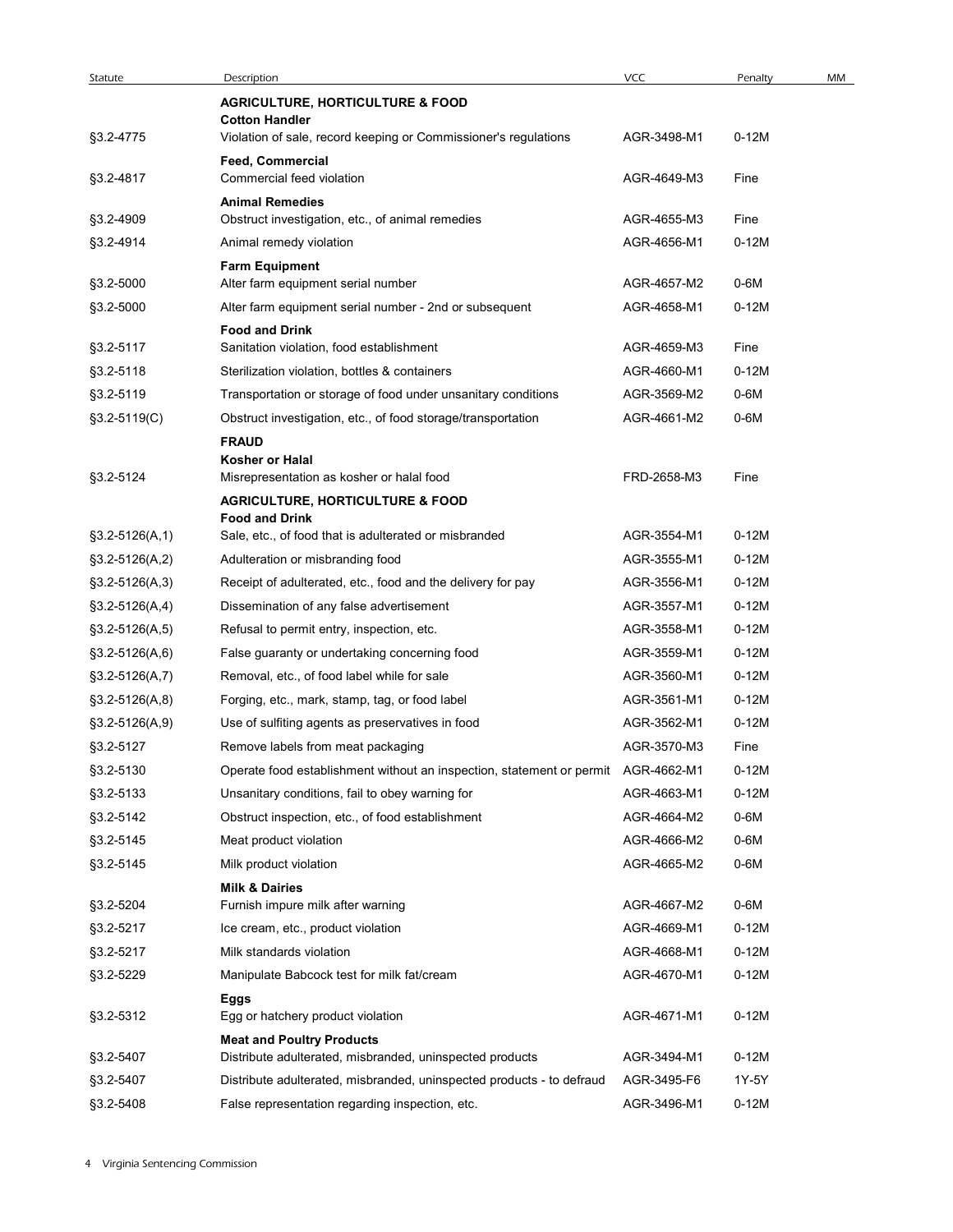| Statute | Description | VCC | Penalty | MM |
|---|---|---|---|---|
| | **AGRICULTURE, HORTICULTURE & FOOD** | | | |
| | **Cotton Handler** | | | |
| §3.2-4775 | Violation of sale, record keeping or Commissioner's regulations | AGR-3498-M1 | 0-12M | |
| | **Feed, Commercial** | | | |
| §3.2-4817 | Commercial feed violation | AGR-4649-M3 | Fine | |
| | **Animal Remedies** | | | |
| §3.2-4909 | Obstruct investigation, etc., of animal remedies | AGR-4655-M3 | Fine | |
| §3.2-4914 | Animal remedy violation | AGR-4656-M1 | 0-12M | |
| | **Farm Equipment** | | | |
| §3.2-5000 | Alter farm equipment serial number | AGR-4657-M2 | 0-6M | |
| §3.2-5000 | Alter farm equipment serial number - 2nd or subsequent | AGR-4658-M1 | 0-12M | |
| | **Food and Drink** | | | |
| §3.2-5117 | Sanitation violation, food establishment | AGR-4659-M3 | Fine | |
| §3.2-5118 | Sterilization violation, bottles & containers | AGR-4660-M1 | 0-12M | |
| §3.2-5119 | Transportation or storage of food under unsanitary conditions | AGR-3569-M2 | 0-6M | |
| §3.2-5119(C) | Obstruct investigation, etc., of food storage/transportation | AGR-4661-M2 | 0-6M | |
| | **FRAUD** | | | |
| | **Kosher or Halal** | | | |
| §3.2-5124 | Misrepresentation as kosher or halal food | FRD-2658-M3 | Fine | |
| | **AGRICULTURE, HORTICULTURE & FOOD** | | | |
| | **Food and Drink** | | | |
| §3.2-5126(A,1) | Sale, etc., of food that is adulterated or misbranded | AGR-3554-M1 | 0-12M | |
| §3.2-5126(A,2) | Adulteration or misbranding food | AGR-3555-M1 | 0-12M | |
| §3.2-5126(A,3) | Receipt of adulterated, etc., food and the delivery for pay | AGR-3556-M1 | 0-12M | |
| §3.2-5126(A,4) | Dissemination of any false advertisement | AGR-3557-M1 | 0-12M | |
| §3.2-5126(A,5) | Refusal to permit entry, inspection, etc. | AGR-3558-M1 | 0-12M | |
| §3.2-5126(A,6) | False guaranty or undertaking concerning food | AGR-3559-M1 | 0-12M | |
| §3.2-5126(A,7) | Removal, etc., of food label while for sale | AGR-3560-M1 | 0-12M | |
| §3.2-5126(A,8) | Forging, etc., mark, stamp, tag, or food label | AGR-3561-M1 | 0-12M | |
| §3.2-5126(A,9) | Use of sulfiting agents as preservatives in food | AGR-3562-M1 | 0-12M | |
| §3.2-5127 | Remove labels from meat packaging | AGR-3570-M3 | Fine | |
| §3.2-5130 | Operate food establishment without an inspection, statement or permit | AGR-4662-M1 | 0-12M | |
| §3.2-5133 | Unsanitary conditions, fail to obey warning for | AGR-4663-M1 | 0-12M | |
| §3.2-5142 | Obstruct inspection, etc., of food establishment | AGR-4664-M2 | 0-6M | |
| §3.2-5145 | Meat product violation | AGR-4666-M2 | 0-6M | |
| §3.2-5145 | Milk product violation | AGR-4665-M2 | 0-6M | |
| | **Milk & Dairies** | | | |
| §3.2-5204 | Furnish impure milk after warning | AGR-4667-M2 | 0-6M | |
| §3.2-5217 | Ice cream, etc., product violation | AGR-4669-M1 | 0-12M | |
| §3.2-5217 | Milk standards violation | AGR-4668-M1 | 0-12M | |
| §3.2-5229 | Manipulate Babcock test for milk fat/cream | AGR-4670-M1 | 0-12M | |
| | **Eggs** | | | |
| §3.2-5312 | Egg or hatchery product violation | AGR-4671-M1 | 0-12M | |
| | **Meat and Poultry Products** | | | |
| §3.2-5407 | Distribute adulterated, misbranded, uninspected products | AGR-3494-M1 | 0-12M | |
| §3.2-5407 | Distribute adulterated, misbranded, uninspected products - to defraud | AGR-3495-F6 | 1Y-5Y | |
| §3.2-5408 | False representation regarding inspection, etc. | AGR-3496-M1 | 0-12M | |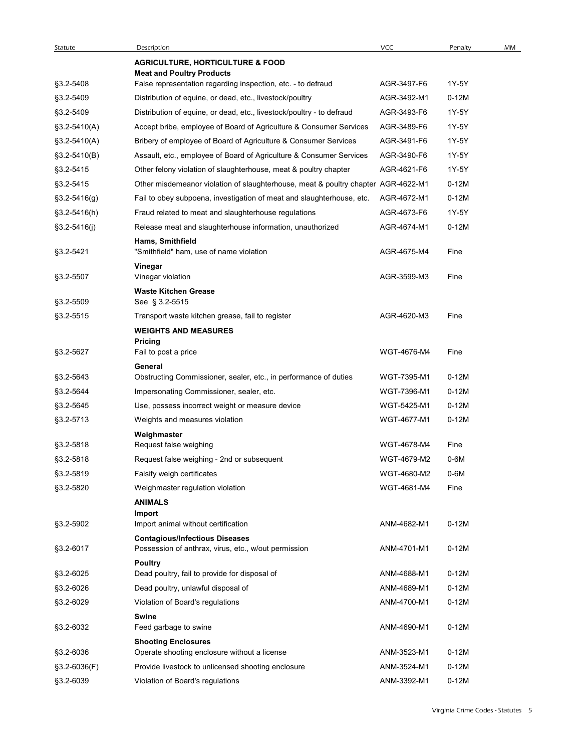| Statute | Description | VCC | Penalty | MM |
|---|---|---|---|---|
| | **AGRICULTURE, HORTICULTURE & FOOD** | | | |
| | **Meat and Poultry Products** | | | |
| §3.2-5408 | False representation regarding inspection, etc. - to defraud | AGR-3497-F6 | 1Y-5Y | |
| §3.2-5409 | Distribution of equine, or dead, etc., livestock/poultry | AGR-3492-M1 | 0-12M | |
| §3.2-5409 | Distribution of equine, or dead, etc., livestock/poultry - to defraud | AGR-3493-F6 | 1Y-5Y | |
| §3.2-5410(A) | Accept bribe, employee of Board of Agriculture & Consumer Services | AGR-3489-F6 | 1Y-5Y | |
| §3.2-5410(A) | Bribery of employee of Board of Agriculture & Consumer Services | AGR-3491-F6 | 1Y-5Y | |
| §3.2-5410(B) | Assault, etc., employee of Board of Agriculture & Consumer Services | AGR-3490-F6 | 1Y-5Y | |
| §3.2-5415 | Other felony violation of slaughterhouse, meat & poultry chapter | AGR-4621-F6 | 1Y-5Y | |
| §3.2-5415 | Other misdemeanor violation of slaughterhouse, meat & poultry chapter | AGR-4622-M1 | 0-12M | |
| §3.2-5416(g) | Fail to obey subpoena, investigation of meat and slaughterhouse, etc. | AGR-4672-M1 | 0-12M | |
| §3.2-5416(h) | Fraud related to meat and slaughterhouse regulations | AGR-4673-F6 | 1Y-5Y | |
| §3.2-5416(j) | Release meat and slaughterhouse information, unauthorized | AGR-4674-M1 | 0-12M | |
| | **Hams, Smithfield** | | | |
| §3.2-5421 | "Smithfield" ham, use of name violation | AGR-4675-M4 | Fine | |
| | **Vinegar** | | | |
| §3.2-5507 | Vinegar violation | AGR-3599-M3 | Fine | |
| | **Waste Kitchen Grease** | | | |
| §3.2-5509 | See § 3.2-5515 | | | |
| §3.2-5515 | Transport waste kitchen grease, fail to register | AGR-4620-M3 | Fine | |
| | **WEIGHTS AND MEASURES** | | | |
| | **Pricing** | | | |
| §3.2-5627 | Fail to post a price | WGT-4676-M4 | Fine | |
| | **General** | | | |
| §3.2-5643 | Obstructing Commissioner, sealer, etc., in performance of duties | WGT-7395-M1 | 0-12M | |
| §3.2-5644 | Impersonating Commissioner, sealer, etc. | WGT-7396-M1 | 0-12M | |
| §3.2-5645 | Use, possess incorrect weight or measure device | WGT-5425-M1 | 0-12M | |
| §3.2-5713 | Weights and measures violation | WGT-4677-M1 | 0-12M | |
| | **Weighmaster** | | | |
| §3.2-5818 | Request false weighing | WGT-4678-M4 | Fine | |
| §3.2-5818 | Request false weighing - 2nd or subsequent | WGT-4679-M2 | 0-6M | |
| §3.2-5819 | Falsify weigh certificates | WGT-4680-M2 | 0-6M | |
| §3.2-5820 | Weighmaster regulation violation | WGT-4681-M4 | Fine | |
| | **ANIMALS** | | | |
| | **Import** | | | |
| §3.2-5902 | Import animal without certification | ANM-4682-M1 | 0-12M | |
| | **Contagious/Infectious Diseases** | | | |
| §3.2-6017 | Possession of anthrax, virus, etc., w/out permission | ANM-4701-M1 | 0-12M | |
| | **Poultry** | | | |
| §3.2-6025 | Dead poultry, fail to provide for disposal of | ANM-4688-M1 | 0-12M | |
| §3.2-6026 | Dead poultry, unlawful disposal of | ANM-4689-M1 | 0-12M | |
| §3.2-6029 | Violation of Board's regulations | ANM-4700-M1 | 0-12M | |
| | **Swine** | | | |
| §3.2-6032 | Feed garbage to swine | ANM-4690-M1 | 0-12M | |
| | **Shooting Enclosures** | | | |
| §3.2-6036 | Operate shooting enclosure without a license | ANM-3523-M1 | 0-12M | |
| §3.2-6036(F) | Provide livestock to unlicensed shooting enclosure | ANM-3524-M1 | 0-12M | |
| §3.2-6039 | Violation of Board's regulations | ANM-3392-M1 | 0-12M | |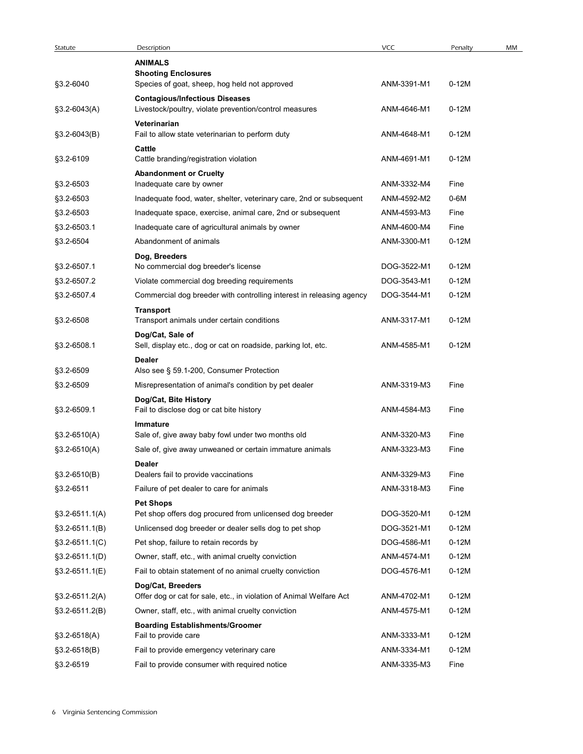| Statute | Description | VCC | Penalty | MM |
|---|---|---|---|---|
| | **ANIMALS** | | | |
| | **Shooting Enclosures** | | | |
| §3.2-6040 | Species of goat, sheep, hog held not approved | ANM-3391-M1 | 0-12M | |
| | **Contagious/Infectious Diseases** | | | |
| §3.2-6043(A) | Livestock/poultry, violate prevention/control measures | ANM-4646-M1 | 0-12M | |
| | **Veterinarian** | | | |
| §3.2-6043(B) | Fail to allow state veterinarian to perform duty | ANM-4648-M1 | 0-12M | |
| | **Cattle** | | | |
| §3.2-6109 | Cattle branding/registration violation | ANM-4691-M1 | 0-12M | |
| | **Abandonment or Cruelty** | | | |
| §3.2-6503 | Inadequate care by owner | ANM-3332-M4 | Fine | |
| §3.2-6503 | Inadequate food, water, shelter, veterinary care, 2nd or subsequent | ANM-4592-M2 | 0-6M | |
| §3.2-6503 | Inadequate space, exercise, animal care, 2nd or subsequent | ANM-4593-M3 | Fine | |
| §3.2-6503.1 | Inadequate care of agricultural animals by owner | ANM-4600-M4 | Fine | |
| §3.2-6504 | Abandonment of animals | ANM-3300-M1 | 0-12M | |
| | **Dog, Breeders** | | | |
| §3.2-6507.1 | No commercial dog breeder's license | DOG-3522-M1 | 0-12M | |
| §3.2-6507.2 | Violate commercial dog breeding requirements | DOG-3543-M1 | 0-12M | |
| §3.2-6507.4 | Commercial dog breeder with controlling interest in releasing agency | DOG-3544-M1 | 0-12M | |
| | **Transport** | | | |
| §3.2-6508 | Transport animals under certain conditions | ANM-3317-M1 | 0-12M | |
| | **Dog/Cat, Sale of** | | | |
| §3.2-6508.1 | Sell, display etc., dog or cat on roadside, parking lot, etc. | ANM-4585-M1 | 0-12M | |
| | **Dealer** | | | |
| §3.2-6509 | Also see § 59.1-200, Consumer Protection | | | |
| §3.2-6509 | Misrepresentation of animal's condition by pet dealer | ANM-3319-M3 | Fine | |
| | **Dog/Cat, Bite History** | | | |
| §3.2-6509.1 | Fail to disclose dog or cat bite history | ANM-4584-M3 | Fine | |
| | **Immature** | | | |
| §3.2-6510(A) | Sale of, give away baby fowl under two months old | ANM-3320-M3 | Fine | |
| §3.2-6510(A) | Sale of, give away unweaned or certain immature animals | ANM-3323-M3 | Fine | |
| | **Dealer** | | | |
| §3.2-6510(B) | Dealers fail to provide vaccinations | ANM-3329-M3 | Fine | |
| §3.2-6511 | Failure of pet dealer to care for animals | ANM-3318-M3 | Fine | |
| | **Pet Shops** | | | |
| §3.2-6511.1(A) | Pet shop offers dog procured from unlicensed dog breeder | DOG-3520-M1 | 0-12M | |
| §3.2-6511.1(B) | Unlicensed dog breeder or dealer sells dog to pet shop | DOG-3521-M1 | 0-12M | |
| §3.2-6511.1(C) | Pet shop, failure to retain records by | DOG-4586-M1 | 0-12M | |
| §3.2-6511.1(D) | Owner, staff, etc., with animal cruelty conviction | ANM-4574-M1 | 0-12M | |
| §3.2-6511.1(E) | Fail to obtain statement of no animal cruelty conviction | DOG-4576-M1 | 0-12M | |
| | **Dog/Cat, Breeders** | | | |
| §3.2-6511.2(A) | Offer dog or cat for sale, etc., in violation of Animal Welfare Act | ANM-4702-M1 | 0-12M | |
| §3.2-6511.2(B) | Owner, staff, etc., with animal cruelty conviction | ANM-4575-M1 | 0-12M | |
| | **Boarding Establishments/Groomer** | | | |
| §3.2-6518(A) | Fail to provide care | ANM-3333-M1 | 0-12M | |
| §3.2-6518(B) | Fail to provide emergency veterinary care | ANM-3334-M1 | 0-12M | |
| §3.2-6519 | Fail to provide consumer with required notice | ANM-3335-M3 | Fine | |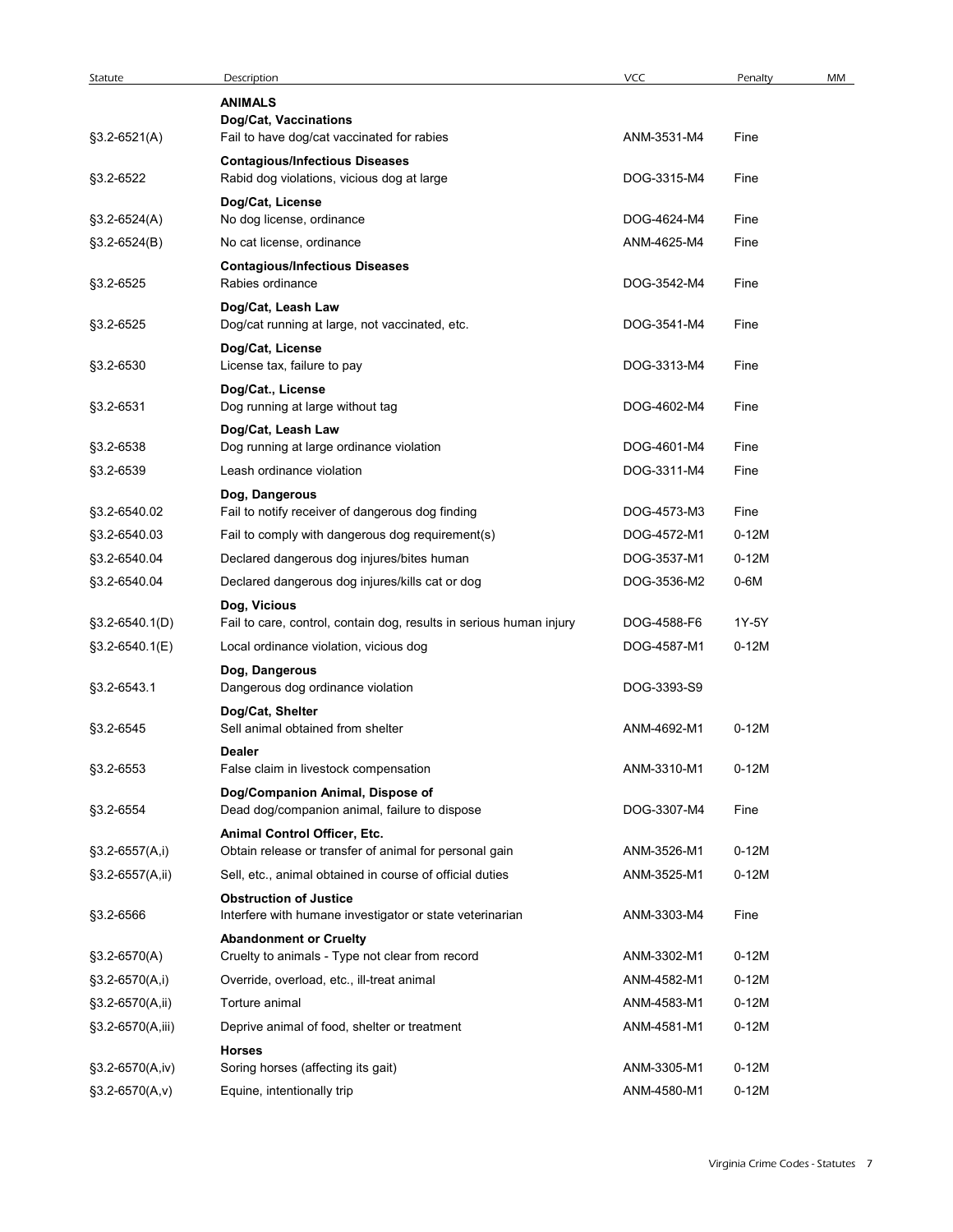| Statute | Description | VCC | Penalty | MM |
|---|---|---|---|---|
| | **ANIMALS** | | | |
| | **Dog/Cat, Vaccinations** | | | |
| §3.2-6521(A) | Fail to have dog/cat vaccinated for rabies | ANM-3531-M4 | Fine | |
| | **Contagious/Infectious Diseases** | | | |
| §3.2-6522 | Rabid dog violations, vicious dog at large | DOG-3315-M4 | Fine | |
| | **Dog/Cat, License** | | | |
| §3.2-6524(A) | No dog license, ordinance | DOG-4624-M4 | Fine | |
| §3.2-6524(B) | No cat license, ordinance | ANM-4625-M4 | Fine | |
| | **Contagious/Infectious Diseases** | | | |
| §3.2-6525 | Rabies ordinance | DOG-3542-M4 | Fine | |
| | **Dog/Cat, Leash Law** | | | |
| §3.2-6525 | Dog/cat running at large, not vaccinated, etc. | DOG-3541-M4 | Fine | |
| | **Dog/Cat, License** | | | |
| §3.2-6530 | License tax, failure to pay | DOG-3313-M4 | Fine | |
| | **Dog/Cat., License** | | | |
| §3.2-6531 | Dog running at large without tag | DOG-4602-M4 | Fine | |
| | **Dog/Cat, Leash Law** | | | |
| §3.2-6538 | Dog running at large ordinance violation | DOG-4601-M4 | Fine | |
| §3.2-6539 | Leash ordinance violation | DOG-3311-M4 | Fine | |
| | **Dog, Dangerous** | | | |
| §3.2-6540.02 | Fail to notify receiver of dangerous dog finding | DOG-4573-M3 | Fine | |
| §3.2-6540.03 | Fail to comply with dangerous dog requirement(s) | DOG-4572-M1 | 0-12M | |
| §3.2-6540.04 | Declared dangerous dog injures/bites human | DOG-3537-M1 | 0-12M | |
| §3.2-6540.04 | Declared dangerous dog injures/kills cat or dog | DOG-3536-M2 | 0-6M | |
| | **Dog, Vicious** | | | |
| §3.2-6540.1(D) | Fail to care, control, contain dog, results in serious human injury | DOG-4588-F6 | 1Y-5Y | |
| §3.2-6540.1(E) | Local ordinance violation, vicious dog | DOG-4587-M1 | 0-12M | |
| | **Dog, Dangerous** | | | |
| §3.2-6543.1 | Dangerous dog ordinance violation | DOG-3393-S9 | | |
| | **Dog/Cat, Shelter** | | | |
| §3.2-6545 | Sell animal obtained from shelter | ANM-4692-M1 | 0-12M | |
| | **Dealer** | | | |
| §3.2-6553 | False claim in livestock compensation | ANM-3310-M1 | 0-12M | |
| | **Dog/Companion Animal, Dispose of** | | | |
| §3.2-6554 | Dead dog/companion animal, failure to dispose | DOG-3307-M4 | Fine | |
| | **Animal Control Officer, Etc.** | | | |
| §3.2-6557(A,i) | Obtain release or transfer of animal for personal gain | ANM-3526-M1 | 0-12M | |
| §3.2-6557(A,ii) | Sell, etc., animal obtained in course of official duties | ANM-3525-M1 | 0-12M | |
| | **Obstruction of Justice** | | | |
| §3.2-6566 | Interfere with humane investigator or state veterinarian | ANM-3303-M4 | Fine | |
| | **Abandonment or Cruelty** | | | |
| §3.2-6570(A) | Cruelty to animals - Type not clear from record | ANM-3302-M1 | 0-12M | |
| §3.2-6570(A,i) | Override, overload, etc., ill-treat animal | ANM-4582-M1 | 0-12M | |
| §3.2-6570(A,ii) | Torture animal | ANM-4583-M1 | 0-12M | |
| §3.2-6570(A,iii) | Deprive animal of food, shelter or treatment | ANM-4581-M1 | 0-12M | |
| | **Horses** | | | |
| §3.2-6570(A,iv) | Soring horses (affecting its gait) | ANM-3305-M1 | 0-12M | |
| §3.2-6570(A,v) | Equine, intentionally trip | ANM-4580-M1 | 0-12M | |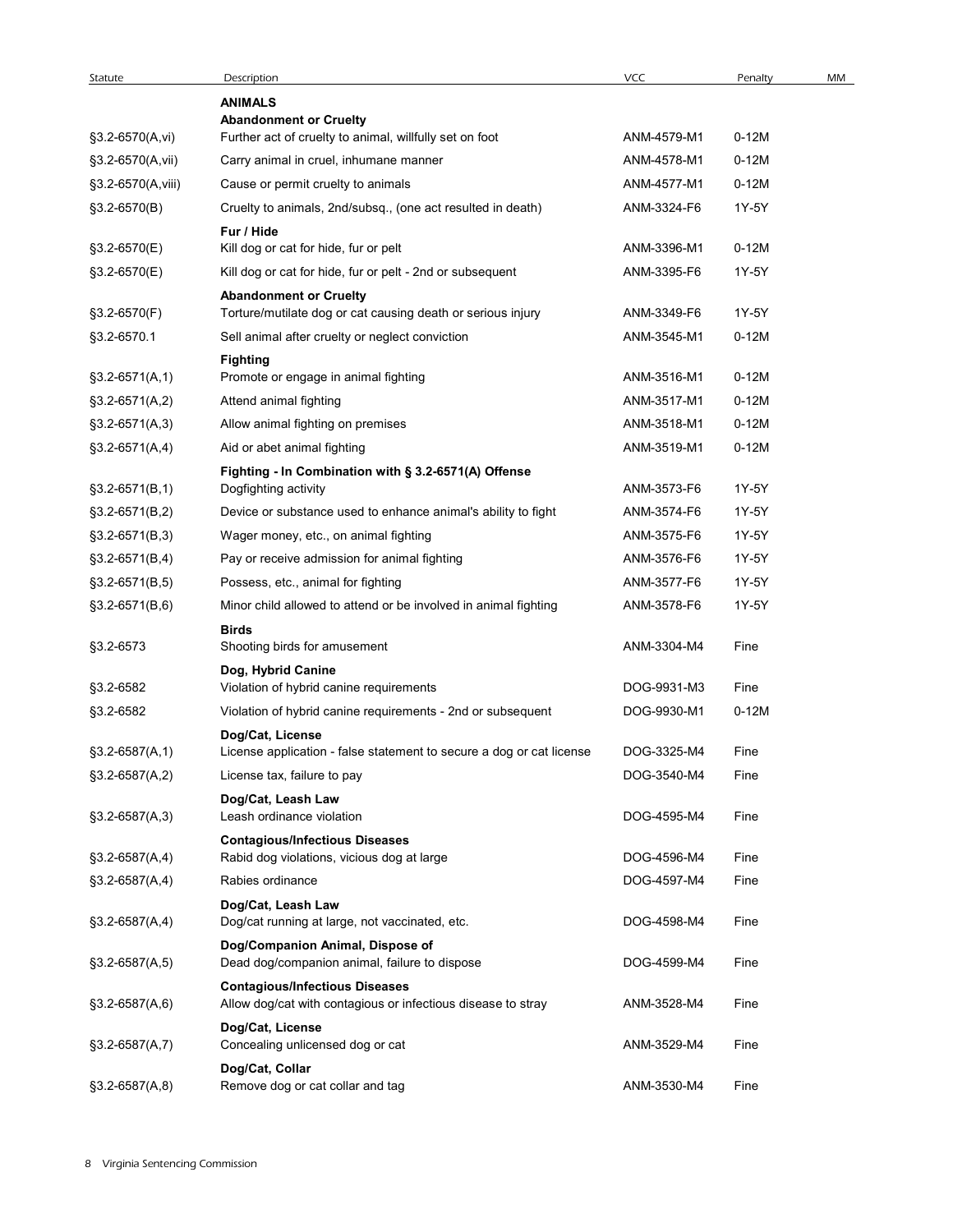| Statute | Description | VCC | Penalty | MM |
|---|---|---|---|---|
| | **ANIMALS** | | | |
| | **Abandonment or Cruelty** | | | |
| §3.2-6570(A,vi) | Further act of cruelty to animal, willfully set on foot | ANM-4579-M1 | 0-12M | |
| §3.2-6570(A,vii) | Carry animal in cruel, inhumane manner | ANM-4578-M1 | 0-12M | |
| §3.2-6570(A,viii) | Cause or permit cruelty to animals | ANM-4577-M1 | 0-12M | |
| §3.2-6570(B) | Cruelty to animals, 2nd/subsq., (one act resulted in death) | ANM-3324-F6 | 1Y-5Y | |
| | **Fur / Hide** | | | |
| §3.2-6570(E) | Kill dog or cat for hide, fur or pelt | ANM-3396-M1 | 0-12M | |
| §3.2-6570(E) | Kill dog or cat for hide, fur or pelt - 2nd or subsequent | ANM-3395-F6 | 1Y-5Y | |
| | **Abandonment or Cruelty** | | | |
| §3.2-6570(F) | Torture/mutilate dog or cat causing death or serious injury | ANM-3349-F6 | 1Y-5Y | |
| §3.2-6570.1 | Sell animal after cruelty or neglect conviction | ANM-3545-M1 | 0-12M | |
| | **Fighting** | | | |
| §3.2-6571(A,1) | Promote or engage in animal fighting | ANM-3516-M1 | 0-12M | |
| §3.2-6571(A,2) | Attend animal fighting | ANM-3517-M1 | 0-12M | |
| §3.2-6571(A,3) | Allow animal fighting on premises | ANM-3518-M1 | 0-12M | |
| §3.2-6571(A,4) | Aid or abet animal fighting | ANM-3519-M1 | 0-12M | |
| | **Fighting - In Combination with § 3.2-6571(A) Offense** | | | |
| §3.2-6571(B,1) | Dogfighting activity | ANM-3573-F6 | 1Y-5Y | |
| §3.2-6571(B,2) | Device or substance used to enhance animal's ability to fight | ANM-3574-F6 | 1Y-5Y | |
| §3.2-6571(B,3) | Wager money, etc., on animal fighting | ANM-3575-F6 | 1Y-5Y | |
| §3.2-6571(B,4) | Pay or receive admission for animal fighting | ANM-3576-F6 | 1Y-5Y | |
| §3.2-6571(B,5) | Possess, etc., animal for fighting | ANM-3577-F6 | 1Y-5Y | |
| §3.2-6571(B,6) | Minor child allowed to attend or be involved in animal fighting | ANM-3578-F6 | 1Y-5Y | |
| | **Birds** | | | |
| §3.2-6573 | Shooting birds for amusement | ANM-3304-M4 | Fine | |
| | **Dog, Hybrid Canine** | | | |
| §3.2-6582 | Violation of hybrid canine requirements | DOG-9931-M3 | Fine | |
| §3.2-6582 | Violation of hybrid canine requirements - 2nd or subsequent | DOG-9930-M1 | 0-12M | |
| | **Dog/Cat, License** | | | |
| §3.2-6587(A,1) | License application - false statement to secure a dog or cat license | DOG-3325-M4 | Fine | |
| §3.2-6587(A,2) | License tax, failure to pay | DOG-3540-M4 | Fine | |
| | **Dog/Cat, Leash Law** | | | |
| §3.2-6587(A,3) | Leash ordinance violation | DOG-4595-M4 | Fine | |
| | **Contagious/Infectious Diseases** | | | |
| §3.2-6587(A,4) | Rabid dog violations, vicious dog at large | DOG-4596-M4 | Fine | |
| §3.2-6587(A,4) | Rabies ordinance | DOG-4597-M4 | Fine | |
| | **Dog/Cat, Leash Law** | | | |
| §3.2-6587(A,4) | Dog/cat running at large, not vaccinated, etc. | DOG-4598-M4 | Fine | |
| | **Dog/Companion Animal, Dispose of** | | | |
| §3.2-6587(A,5) | Dead dog/companion animal, failure to dispose | DOG-4599-M4 | Fine | |
| | **Contagious/Infectious Diseases** | | | |
| §3.2-6587(A,6) | Allow dog/cat with contagious or infectious disease to stray | ANM-3528-M4 | Fine | |
| | **Dog/Cat, License** | | | |
| §3.2-6587(A,7) | Concealing unlicensed dog or cat | ANM-3529-M4 | Fine | |
| | **Dog/Cat, Collar** | | | |
| §3.2-6587(A,8) | Remove dog or cat collar and tag | ANM-3530-M4 | Fine | |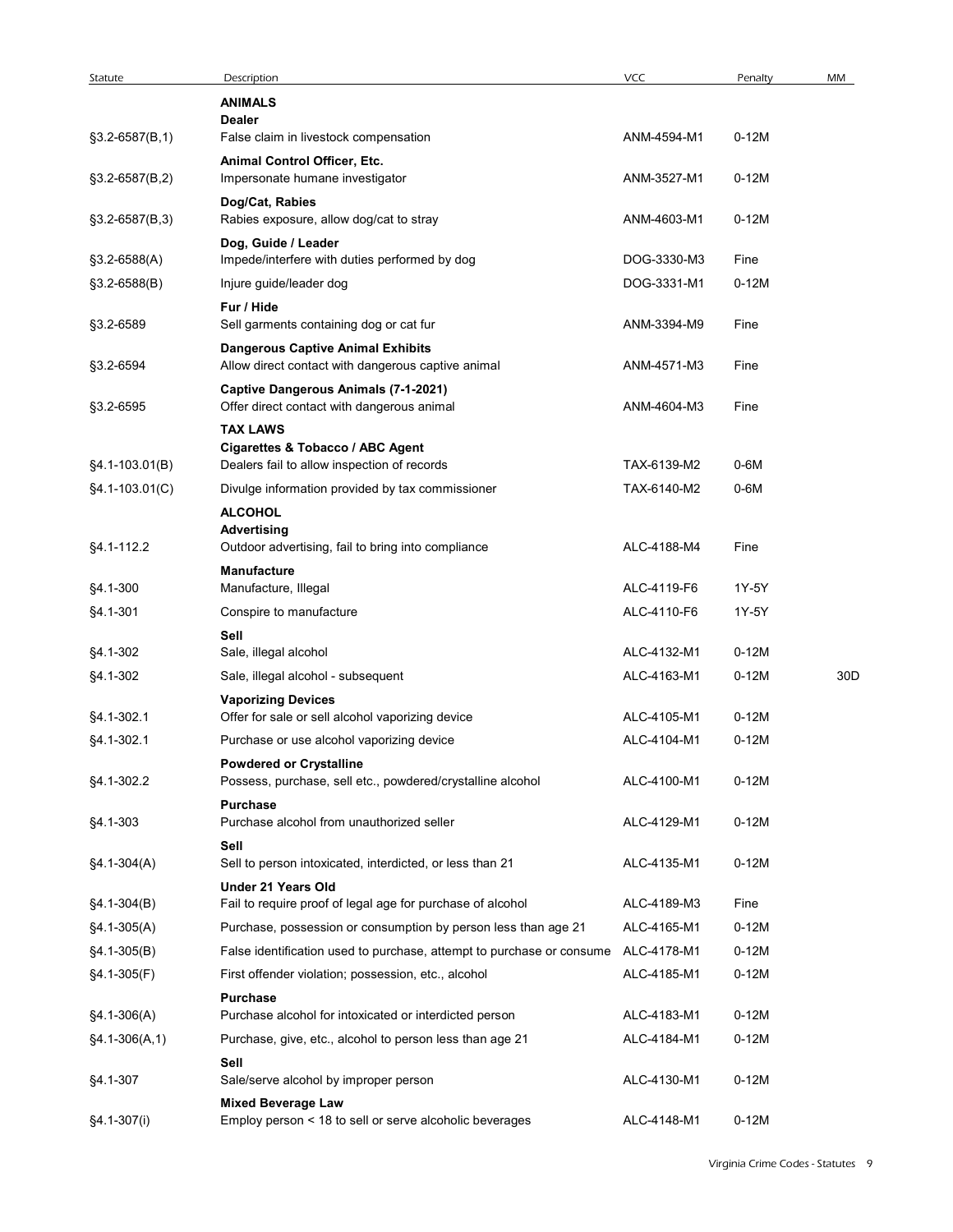| Statute | Description | VCC | Penalty | MM |
|---|---|---|---|---|
| | **ANIMALS** | | | |
| | **Dealer** | | | |
| §3.2-6587(B,1) | False claim in livestock compensation | ANM-4594-M1 | 0-12M | |
| | **Animal Control Officer, Etc.** | | | |
| §3.2-6587(B,2) | Impersonate humane investigator | ANM-3527-M1 | 0-12M | |
| | **Dog/Cat, Rabies** | | | |
| §3.2-6587(B,3) | Rabies exposure, allow dog/cat to stray | ANM-4603-M1 | 0-12M | |
| | **Dog, Guide / Leader** | | | |
| §3.2-6588(A) | Impede/interfere with duties performed by dog | DOG-3330-M3 | Fine | |
| §3.2-6588(B) | Injure guide/leader dog | DOG-3331-M1 | 0-12M | |
| | **Fur / Hide** | | | |
| §3.2-6589 | Sell garments containing dog or cat fur | ANM-3394-M9 | Fine | |
| | **Dangerous Captive Animal Exhibits** | | | |
| §3.2-6594 | Allow direct contact with dangerous captive animal | ANM-4571-M3 | Fine | |
| | **Captive Dangerous Animals (7-1-2021)** | | | |
| §3.2-6595 | Offer direct contact with dangerous animal | ANM-4604-M3 | Fine | |
| | **TAX LAWS** | | | |
| | **Cigarettes & Tobacco / ABC Agent** | | | |
| §4.1-103.01(B) | Dealers fail to allow inspection of records | TAX-6139-M2 | 0-6M | |
| §4.1-103.01(C) | Divulge information provided by tax commissioner | TAX-6140-M2 | 0-6M | |
| | **ALCOHOL** | | | |
| | **Advertising** | | | |
| §4.1-112.2 | Outdoor advertising, fail to bring into compliance | ALC-4188-M4 | Fine | |
| | **Manufacture** | | | |
| §4.1-300 | Manufacture, Illegal | ALC-4119-F6 | 1Y-5Y | |
| §4.1-301 | Conspire to manufacture | ALC-4110-F6 | 1Y-5Y | |
| | **Sell** | | | |
| §4.1-302 | Sale, illegal alcohol | ALC-4132-M1 | 0-12M | |
| §4.1-302 | Sale, illegal alcohol - subsequent | ALC-4163-M1 | 0-12M | 30D |
| | **Vaporizing Devices** | | | |
| §4.1-302.1 | Offer for sale or sell alcohol vaporizing device | ALC-4105-M1 | 0-12M | |
| §4.1-302.1 | Purchase or use alcohol vaporizing device | ALC-4104-M1 | 0-12M | |
| | **Powdered or Crystalline** | | | |
| §4.1-302.2 | Possess, purchase, sell etc., powdered/crystalline alcohol | ALC-4100-M1 | 0-12M | |
| | **Purchase** | | | |
| §4.1-303 | Purchase alcohol from unauthorized seller | ALC-4129-M1 | 0-12M | |
| | **Sell** | | | |
| §4.1-304(A) | Sell to person intoxicated, interdicted, or less than 21 | ALC-4135-M1 | 0-12M | |
| | **Under 21 Years Old** | | | |
| §4.1-304(B) | Fail to require proof of legal age for purchase of alcohol | ALC-4189-M3 | Fine | |
| §4.1-305(A) | Purchase, possession or consumption by person less than age 21 | ALC-4165-M1 | 0-12M | |
| §4.1-305(B) | False identification used to purchase, attempt to purchase or consume | ALC-4178-M1 | 0-12M | |
| §4.1-305(F) | First offender violation; possession, etc., alcohol | ALC-4185-M1 | 0-12M | |
| | **Purchase** | | | |
| §4.1-306(A) | Purchase alcohol for intoxicated or interdicted person | ALC-4183-M1 | 0-12M | |
| §4.1-306(A,1) | Purchase, give, etc., alcohol to person less than age 21 | ALC-4184-M1 | 0-12M | |
| | **Sell** | | | |
| §4.1-307 | Sale/serve alcohol by improper person | ALC-4130-M1 | 0-12M | |
| | **Mixed Beverage Law** | | | |
| §4.1-307(i) | Employ person < 18 to sell or serve alcoholic beverages | ALC-4148-M1 | 0-12M | |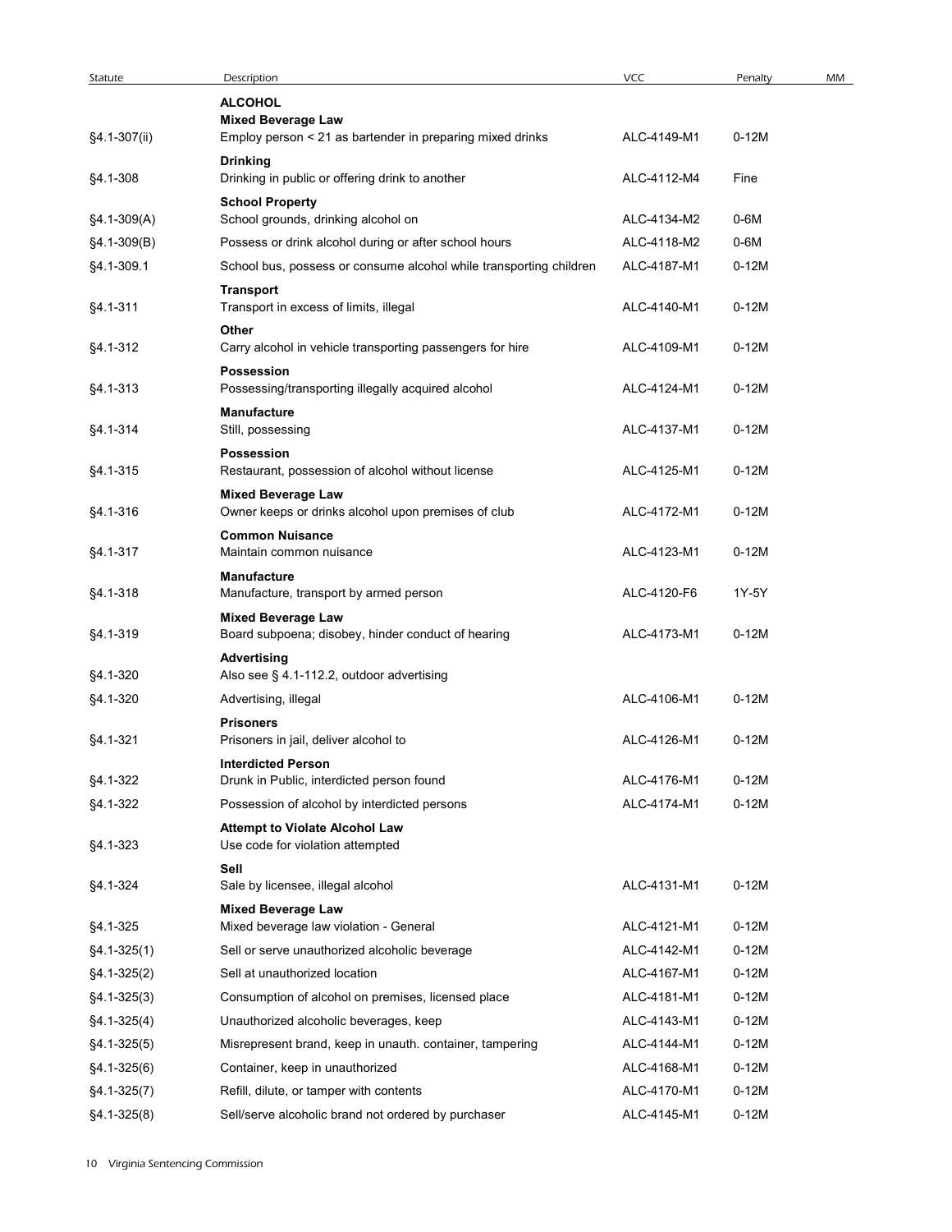| Statute | Description | VCC | Penalty | MM |
|---|---|---|---|---|
| | **ALCOHOL** | | | |
| | **Mixed Beverage Law** | | | |
| §4.1-307(ii) | Employ person < 21 as bartender in preparing mixed drinks | ALC-4149-M1 | 0-12M | |
| | **Drinking** | | | |
| §4.1-308 | Drinking in public or offering drink to another | ALC-4112-M4 | Fine | |
| | **School Property** | | | |
| §4.1-309(A) | School grounds, drinking alcohol on | ALC-4134-M2 | 0-6M | |
| §4.1-309(B) | Possess or drink alcohol during or after school hours | ALC-4118-M2 | 0-6M | |
| §4.1-309.1 | School bus, possess or consume alcohol while transporting children | ALC-4187-M1 | 0-12M | |
| | **Transport** | | | |
| §4.1-311 | Transport in excess of limits, illegal | ALC-4140-M1 | 0-12M | |
| | **Other** | | | |
| §4.1-312 | Carry alcohol in vehicle transporting passengers for hire | ALC-4109-M1 | 0-12M | |
| | **Possession** | | | |
| §4.1-313 | Possessing/transporting illegally acquired alcohol | ALC-4124-M1 | 0-12M | |
| | **Manufacture** | | | |
| §4.1-314 | Still, possessing | ALC-4137-M1 | 0-12M | |
| | **Possession** | | | |
| §4.1-315 | Restaurant, possession of alcohol without license | ALC-4125-M1 | 0-12M | |
| | **Mixed Beverage Law** | | | |
| §4.1-316 | Owner keeps or drinks alcohol upon premises of club | ALC-4172-M1 | 0-12M | |
| | **Common Nuisance** | | | |
| §4.1-317 | Maintain common nuisance | ALC-4123-M1 | 0-12M | |
| | **Manufacture** | | | |
| §4.1-318 | Manufacture, transport by armed person | ALC-4120-F6 | 1Y-5Y | |
| | **Mixed Beverage Law** | | | |
| §4.1-319 | Board subpoena; disobey, hinder conduct of hearing | ALC-4173-M1 | 0-12M | |
| | **Advertising** | | | |
| §4.1-320 | Also see § 4.1-112.2, outdoor advertising | | | |
| §4.1-320 | Advertising, illegal | ALC-4106-M1 | 0-12M | |
| | **Prisoners** | | | |
| §4.1-321 | Prisoners in jail, deliver alcohol to | ALC-4126-M1 | 0-12M | |
| | **Interdicted Person** | | | |
| §4.1-322 | Drunk in Public, interdicted person found | ALC-4176-M1 | 0-12M | |
| §4.1-322 | Possession of alcohol by interdicted persons | ALC-4174-M1 | 0-12M | |
| | **Attempt to Violate Alcohol Law** | | | |
| §4.1-323 | Use code for violation attempted | | | |
| | **Sell** | | | |
| §4.1-324 | Sale by licensee, illegal alcohol | ALC-4131-M1 | 0-12M | |
| | **Mixed Beverage Law** | | | |
| §4.1-325 | Mixed beverage law violation - General | ALC-4121-M1 | 0-12M | |
| §4.1-325(1) | Sell or serve unauthorized alcoholic beverage | ALC-4142-M1 | 0-12M | |
| §4.1-325(2) | Sell at unauthorized location | ALC-4167-M1 | 0-12M | |
| §4.1-325(3) | Consumption of alcohol on premises, licensed place | ALC-4181-M1 | 0-12M | |
| §4.1-325(4) | Unauthorized alcoholic beverages, keep | ALC-4143-M1 | 0-12M | |
| §4.1-325(5) | Misrepresent brand, keep in unauth. container, tampering | ALC-4144-M1 | 0-12M | |
| §4.1-325(6) | Container, keep in unauthorized | ALC-4168-M1 | 0-12M | |
| §4.1-325(7) | Refill, dilute, or tamper with contents | ALC-4170-M1 | 0-12M | |
| §4.1-325(8) | Sell/serve alcoholic brand not ordered by purchaser | ALC-4145-M1 | 0-12M | |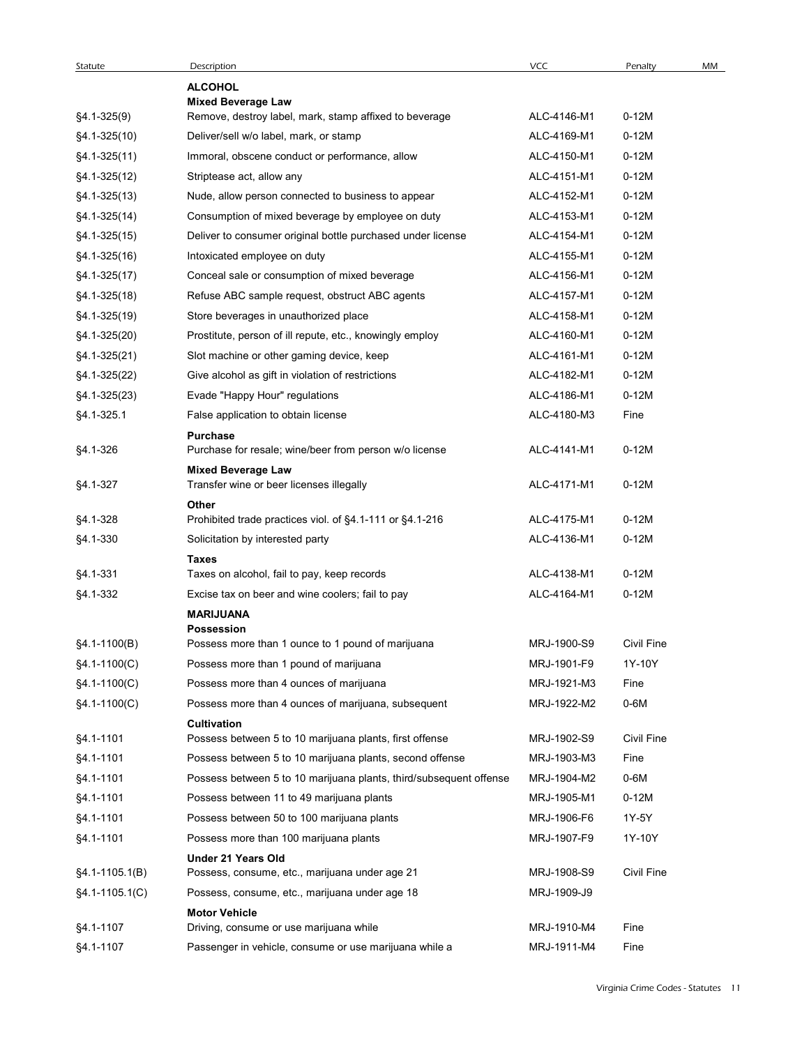| Statute | Description | VCC | Penalty | MM |
|---|---|---|---|---|
| | **ALCOHOL** | | | |
| | **Mixed Beverage Law** | | | |
| §4.1-325(9) | Remove, destroy label, mark, stamp affixed to beverage | ALC-4146-M1 | 0-12M | |
| §4.1-325(10) | Deliver/sell w/o label, mark, or stamp | ALC-4169-M1 | 0-12M | |
| §4.1-325(11) | Immoral, obscene conduct or performance, allow | ALC-4150-M1 | 0-12M | |
| §4.1-325(12) | Striptease act, allow any | ALC-4151-M1 | 0-12M | |
| §4.1-325(13) | Nude, allow person connected to business to appear | ALC-4152-M1 | 0-12M | |
| §4.1-325(14) | Consumption of mixed beverage by employee on duty | ALC-4153-M1 | 0-12M | |
| §4.1-325(15) | Deliver to consumer original bottle purchased under license | ALC-4154-M1 | 0-12M | |
| §4.1-325(16) | Intoxicated employee on duty | ALC-4155-M1 | 0-12M | |
| §4.1-325(17) | Conceal sale or consumption of mixed beverage | ALC-4156-M1 | 0-12M | |
| §4.1-325(18) | Refuse ABC sample request, obstruct ABC agents | ALC-4157-M1 | 0-12M | |
| §4.1-325(19) | Store beverages in unauthorized place | ALC-4158-M1 | 0-12M | |
| §4.1-325(20) | Prostitute, person of ill repute, etc., knowingly employ | ALC-4160-M1 | 0-12M | |
| §4.1-325(21) | Slot machine or other gaming device, keep | ALC-4161-M1 | 0-12M | |
| §4.1-325(22) | Give alcohol as gift in violation of restrictions | ALC-4182-M1 | 0-12M | |
| §4.1-325(23) | Evade "Happy Hour" regulations | ALC-4186-M1 | 0-12M | |
| §4.1-325.1 | False application to obtain license | ALC-4180-M3 | Fine | |
| | **Purchase** | | | |
| §4.1-326 | Purchase for resale; wine/beer from person w/o license | ALC-4141-M1 | 0-12M | |
| | **Mixed Beverage Law** | | | |
| §4.1-327 | Transfer wine or beer licenses illegally | ALC-4171-M1 | 0-12M | |
| | **Other** | | | |
| §4.1-328 | Prohibited trade practices viol. of §4.1-111 or §4.1-216 | ALC-4175-M1 | 0-12M | |
| §4.1-330 | Solicitation by interested party | ALC-4136-M1 | 0-12M | |
| | **Taxes** | | | |
| §4.1-331 | Taxes on alcohol, fail to pay, keep records | ALC-4138-M1 | 0-12M | |
| §4.1-332 | Excise tax on beer and wine coolers; fail to pay | ALC-4164-M1 | 0-12M | |
| | **MARIJUANA** | | | |
| | **Possession** | | | |
| §4.1-1100(B) | Possess more than 1 ounce to 1 pound of marijuana | MRJ-1900-S9 | Civil Fine | |
| §4.1-1100(C) | Possess more than 1 pound of marijuana | MRJ-1901-F9 | 1Y-10Y | |
| §4.1-1100(C) | Possess more than 4 ounces of marijuana | MRJ-1921-M3 | Fine | |
| §4.1-1100(C) | Possess more than 4 ounces of marijuana, subsequent | MRJ-1922-M2 | 0-6M | |
| | **Cultivation** | | | |
| §4.1-1101 | Possess between 5 to 10 marijuana plants, first offense | MRJ-1902-S9 | Civil Fine | |
| §4.1-1101 | Possess between 5 to 10 marijuana plants, second offense | MRJ-1903-M3 | Fine | |
| §4.1-1101 | Possess between 5 to 10 marijuana plants, third/subsequent offense | MRJ-1904-M2 | 0-6M | |
| §4.1-1101 | Possess between 11 to 49 marijuana plants | MRJ-1905-M1 | 0-12M | |
| §4.1-1101 | Possess between 50 to 100 marijuana plants | MRJ-1906-F6 | 1Y-5Y | |
| §4.1-1101 | Possess more than 100 marijuana plants | MRJ-1907-F9 | 1Y-10Y | |
| | **Under 21 Years Old** | | | |
| §4.1-1105.1(B) | Possess, consume, etc., marijuana under age 21 | MRJ-1908-S9 | Civil Fine | |
| §4.1-1105.1(C) | Possess, consume, etc., marijuana under age 18 | MRJ-1909-J9 | | |
| | **Motor Vehicle** | | | |
| §4.1-1107 | Driving, consume or use marijuana while | MRJ-1910-M4 | Fine | |
| §4.1-1107 | Passenger in vehicle, consume or use marijuana while a | MRJ-1911-M4 | Fine | |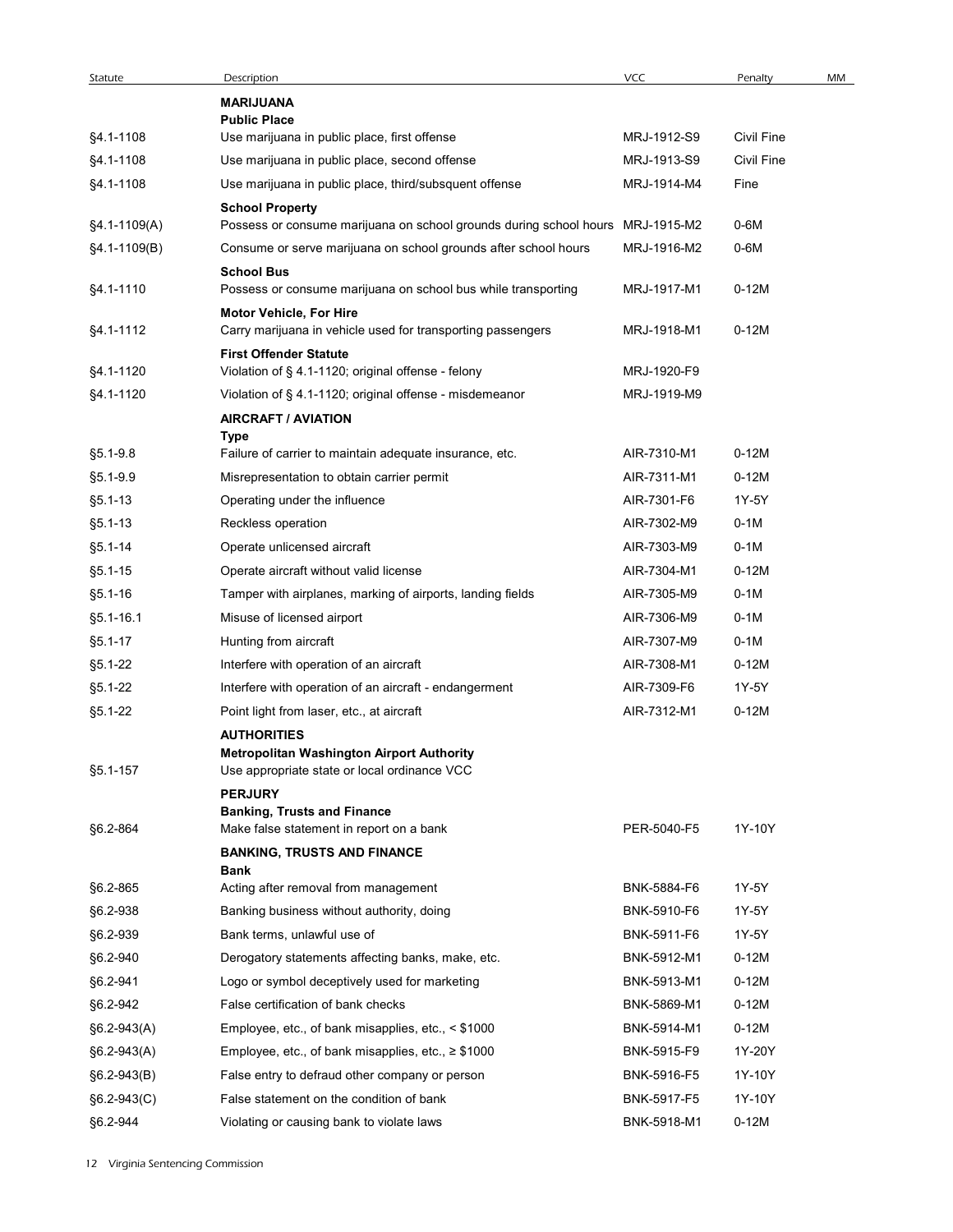| Statute | Description | VCC | Penalty | MM |
|---|---|---|---|---|
| | **MARIJUANA** | | | |
| | **Public Place** | | | |
| §4.1-1108 | Use marijuana in public place, first offense | MRJ-1912-S9 | Civil Fine | |
| §4.1-1108 | Use marijuana in public place, second offense | MRJ-1913-S9 | Civil Fine | |
| §4.1-1108 | Use marijuana in public place, third/subsequent offense | MRJ-1914-M4 | Fine | |
| | **School Property** | | | |
| §4.1-1109(A) | Possess or consume marijuana on school grounds during school hours | MRJ-1915-M2 | 0-6M | |
| §4.1-1109(B) | Consume or serve marijuana on school grounds after school hours | MRJ-1916-M2 | 0-6M | |
| | **School Bus** | | | |
| §4.1-1110 | Possess or consume marijuana on school bus while transporting | MRJ-1917-M1 | 0-12M | |
| | **Motor Vehicle, For Hire** | | | |
| §4.1-1112 | Carry marijuana in vehicle used for transporting passengers | MRJ-1918-M1 | 0-12M | |
| | **First Offender Statute** | | | |
| §4.1-1120 | Violation of § 4.1-1120; original offense - felony | MRJ-1920-F9 | | |
| §4.1-1120 | Violation of § 4.1-1120; original offense - misdemeanor | MRJ-1919-M9 | | |
| | **AIRCRAFT / AVIATION** | | | |
| | **Type** | | | |
| §5.1-9.8 | Failure of carrier to maintain adequate insurance, etc. | AIR-7310-M1 | 0-12M | |
| §5.1-9.9 | Misrepresentation to obtain carrier permit | AIR-7311-M1 | 0-12M | |
| §5.1-13 | Operating under the influence | AIR-7301-F6 | 1Y-5Y | |
| §5.1-13 | Reckless operation | AIR-7302-M9 | 0-1M | |
| §5.1-14 | Operate unlicensed aircraft | AIR-7303-M9 | 0-1M | |
| §5.1-15 | Operate aircraft without valid license | AIR-7304-M1 | 0-12M | |
| §5.1-16 | Tamper with airplanes, marking of airports, landing fields | AIR-7305-M9 | 0-1M | |
| §5.1-16.1 | Misuse of licensed airport | AIR-7306-M9 | 0-1M | |
| §5.1-17 | Hunting from aircraft | AIR-7307-M9 | 0-1M | |
| §5.1-22 | Interfere with operation of an aircraft | AIR-7308-M1 | 0-12M | |
| §5.1-22 | Interfere with operation of an aircraft - endangerment | AIR-7309-F6 | 1Y-5Y | |
| §5.1-22 | Point light from laser, etc., at aircraft | AIR-7312-M1 | 0-12M | |
| | **AUTHORITIES** | | | |
| | **Metropolitan Washington Airport Authority** | | | |
| §5.1-157 | Use appropriate state or local ordinance VCC | | | |
| | **PERJURY** | | | |
| | **Banking, Trusts and Finance** | | | |
| §6.2-864 | Make false statement in report on a bank | PER-5040-F5 | 1Y-10Y | |
| | **BANKING, TRUSTS AND FINANCE** | | | |
| | **Bank** | | | |
| §6.2-865 | Acting after removal from management | BNK-5884-F6 | 1Y-5Y | |
| §6.2-938 | Banking business without authority, doing | BNK-5910-F6 | 1Y-5Y | |
| §6.2-939 | Bank terms, unlawful use of | BNK-5911-F6 | 1Y-5Y | |
| §6.2-940 | Derogatory statements affecting banks, make, etc. | BNK-5912-M1 | 0-12M | |
| §6.2-941 | Logo or symbol deceptively used for marketing | BNK-5913-M1 | 0-12M | |
| §6.2-942 | False certification of bank checks | BNK-5869-M1 | 0-12M | |
| §6.2-943(A) | Employee, etc., of bank misapplies, etc., < $1000 | BNK-5914-M1 | 0-12M | |
| §6.2-943(A) | Employee, etc., of bank misapplies, etc., ≥ $1000 | BNK-5915-F9 | 1Y-20Y | |
| §6.2-943(B) | False entry to defraud other company or person | BNK-5916-F5 | 1Y-10Y | |
| §6.2-943(C) | False statement on the condition of bank | BNK-5917-F5 | 1Y-10Y | |
| §6.2-944 | Violating or causing bank to violate laws | BNK-5918-M1 | 0-12M | |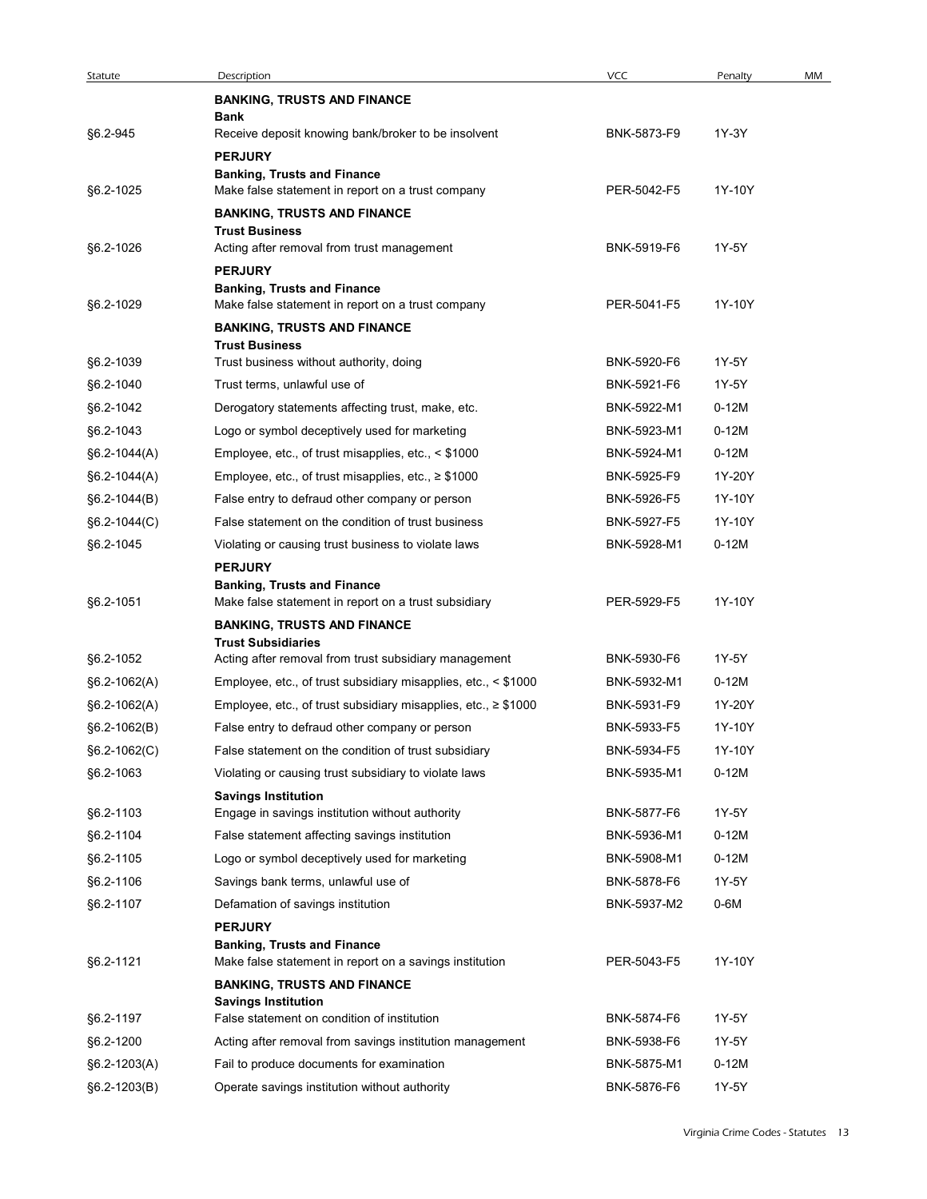| Statute | Description | VCC | Penalty | MM |
|---|---|---|---|---|
| | **BANKING, TRUSTS AND FINANCE** | | | |
| | **Bank** | | | |
| §6.2-945 | Receive deposit knowing bank/broker to be insolvent | BNK-5873-F9 | 1Y-3Y | |
| | **PERJURY** | | | |
| | **Banking, Trusts and Finance** | | | |
| §6.2-1025 | Make false statement in report on a trust company | PER-5042-F5 | 1Y-10Y | |
| | **BANKING, TRUSTS AND FINANCE** | | | |
| | **Trust Business** | | | |
| §6.2-1026 | Acting after removal from trust management | BNK-5919-F6 | 1Y-5Y | |
| | **PERJURY** | | | |
| | **Banking, Trusts and Finance** | | | |
| §6.2-1029 | Make false statement in report on a trust company | PER-5041-F5 | 1Y-10Y | |
| | **BANKING, TRUSTS AND FINANCE** | | | |
| | **Trust Business** | | | |
| §6.2-1039 | Trust business without authority, doing | BNK-5920-F6 | 1Y-5Y | |
| §6.2-1040 | Trust terms, unlawful use of | BNK-5921-F6 | 1Y-5Y | |
| §6.2-1042 | Derogatory statements affecting trust, make, etc. | BNK-5922-M1 | 0-12M | |
| §6.2-1043 | Logo or symbol deceptively used for marketing | BNK-5923-M1 | 0-12M | |
| §6.2-1044(A) | Employee, etc., of trust misapplies, etc., < $1000 | BNK-5924-M1 | 0-12M | |
| §6.2-1044(A) | Employee, etc., of trust misapplies, etc., ≥ $1000 | BNK-5925-F9 | 1Y-20Y | |
| §6.2-1044(B) | False entry to defraud other company or person | BNK-5926-F5 | 1Y-10Y | |
| §6.2-1044(C) | False statement on the condition of trust business | BNK-5927-F5 | 1Y-10Y | |
| §6.2-1045 | Violating or causing trust business to violate laws | BNK-5928-M1 | 0-12M | |
| | **PERJURY** | | | |
| | **Banking, Trusts and Finance** | | | |
| §6.2-1051 | Make false statement in report on a trust subsidiary | PER-5929-F5 | 1Y-10Y | |
| | **BANKING, TRUSTS AND FINANCE** | | | |
| | **Trust Subsidiaries** | | | |
| §6.2-1052 | Acting after removal from trust subsidiary management | BNK-5930-F6 | 1Y-5Y | |
| §6.2-1062(A) | Employee, etc., of trust subsidiary misapplies, etc., < $1000 | BNK-5932-M1 | 0-12M | |
| §6.2-1062(A) | Employee, etc., of trust subsidiary misapplies, etc., ≥ $1000 | BNK-5931-F9 | 1Y-20Y | |
| §6.2-1062(B) | False entry to defraud other company or person | BNK-5933-F5 | 1Y-10Y | |
| §6.2-1062(C) | False statement on the condition of trust subsidiary | BNK-5934-F5 | 1Y-10Y | |
| §6.2-1063 | Violating or causing trust subsidiary to violate laws | BNK-5935-M1 | 0-12M | |
| | **Savings Institution** | | | |
| §6.2-1103 | Engage in savings institution without authority | BNK-5877-F6 | 1Y-5Y | |
| §6.2-1104 | False statement affecting savings institution | BNK-5936-M1 | 0-12M | |
| §6.2-1105 | Logo or symbol deceptively used for marketing | BNK-5908-M1 | 0-12M | |
| §6.2-1106 | Savings bank terms, unlawful use of | BNK-5878-F6 | 1Y-5Y | |
| §6.2-1107 | Defamation of savings institution | BNK-5937-M2 | 0-6M | |
| | **PERJURY** | | | |
| | **Banking, Trusts and Finance** | | | |
| §6.2-1121 | Make false statement in report on a savings institution | PER-5043-F5 | 1Y-10Y | |
| | **BANKING, TRUSTS AND FINANCE** | | | |
| | **Savings Institution** | | | |
| §6.2-1197 | False statement on condition of institution | BNK-5874-F6 | 1Y-5Y | |
| §6.2-1200 | Acting after removal from savings institution management | BNK-5938-F6 | 1Y-5Y | |
| §6.2-1203(A) | Fail to produce documents for examination | BNK-5875-M1 | 0-12M | |
| §6.2-1203(B) | Operate savings institution without authority | BNK-5876-F6 | 1Y-5Y | |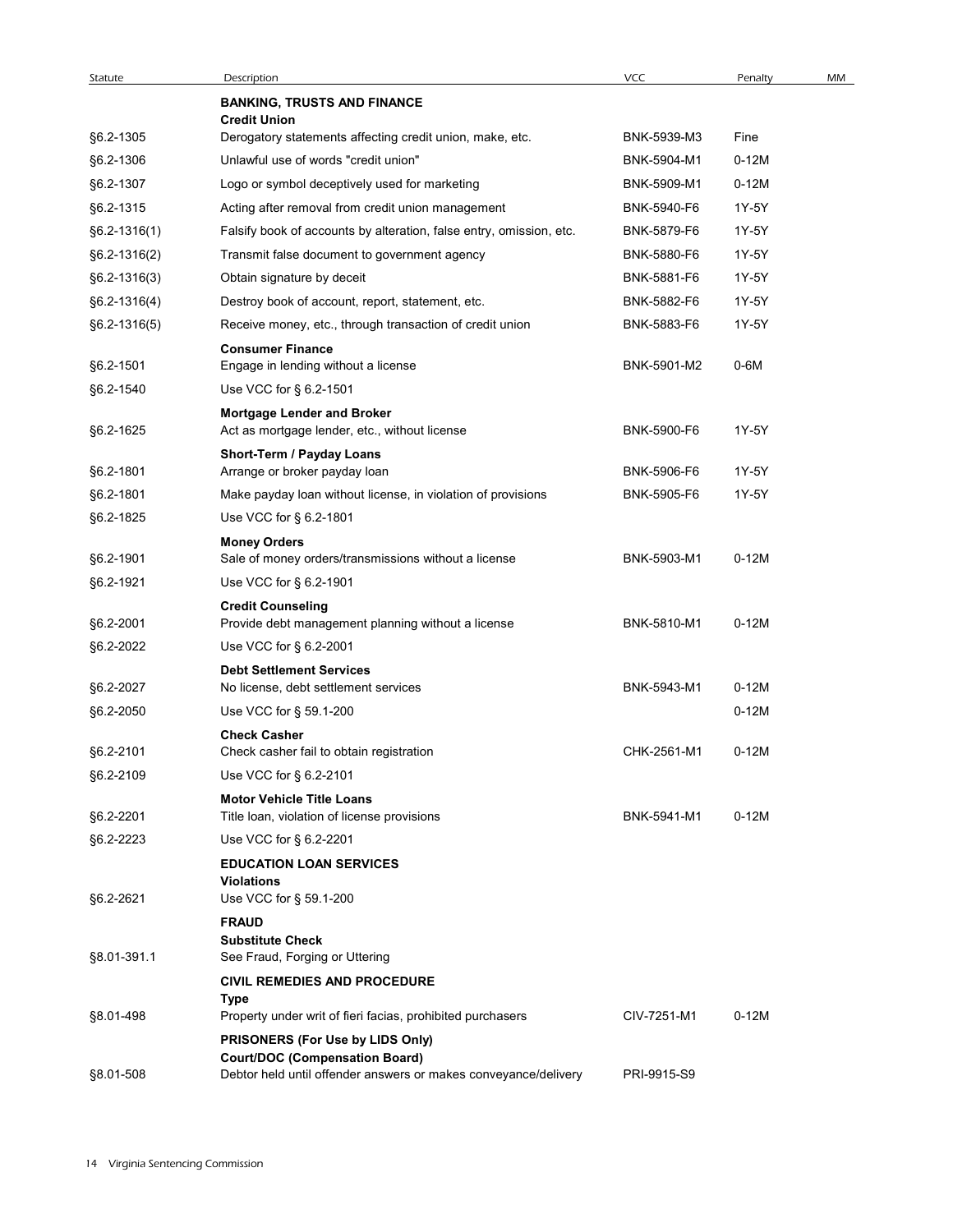| Statute | Description | VCC | Penalty | MM |
|---|---|---|---|---|
| | **BANKING, TRUSTS AND FINANCE** | | | |
| | **Credit Union** | | | |
| §6.2-1305 | Derogatory statements affecting credit union, make, etc. | BNK-5939-M3 | Fine | |
| §6.2-1306 | Unlawful use of words "credit union" | BNK-5904-M1 | 0-12M | |
| §6.2-1307 | Logo or symbol deceptively used for marketing | BNK-5909-M1 | 0-12M | |
| §6.2-1315 | Acting after removal from credit union management | BNK-5940-F6 | 1Y-5Y | |
| §6.2-1316(1) | Falsify book of accounts by alteration, false entry, omission, etc. | BNK-5879-F6 | 1Y-5Y | |
| §6.2-1316(2) | Transmit false document to government agency | BNK-5880-F6 | 1Y-5Y | |
| §6.2-1316(3) | Obtain signature by deceit | BNK-5881-F6 | 1Y-5Y | |
| §6.2-1316(4) | Destroy book of account, report, statement, etc. | BNK-5882-F6 | 1Y-5Y | |
| §6.2-1316(5) | Receive money, etc., through transaction of credit union | BNK-5883-F6 | 1Y-5Y | |
| | **Consumer Finance** | | | |
| §6.2-1501 | Engage in lending without a license | BNK-5901-M2 | 0-6M | |
| §6.2-1540 | Use VCC for § 6.2-1501 | | | |
| | **Mortgage Lender and Broker** | | | |
| §6.2-1625 | Act as mortgage lender, etc., without license | BNK-5900-F6 | 1Y-5Y | |
| | **Short-Term / Payday Loans** | | | |
| §6.2-1801 | Arrange or broker payday loan | BNK-5906-F6 | 1Y-5Y | |
| §6.2-1801 | Make payday loan without license, in violation of provisions | BNK-5905-F6 | 1Y-5Y | |
| §6.2-1825 | Use VCC for § 6.2-1801 | | | |
| | **Money Orders** | | | |
| §6.2-1901 | Sale of money orders/transmissions without a license | BNK-5903-M1 | 0-12M | |
| §6.2-1921 | Use VCC for § 6.2-1901 | | | |
| | **Credit Counseling** | | | |
| §6.2-2001 | Provide debt management planning without a license | BNK-5810-M1 | 0-12M | |
| §6.2-2022 | Use VCC for § 6.2-2001 | | | |
| | **Debt Settlement Services** | | | |
| §6.2-2027 | No license, debt settlement services | BNK-5943-M1 | 0-12M | |
| §6.2-2050 | Use VCC for § 59.1-200 | | 0-12M | |
| | **Check Casher** | | | |
| §6.2-2101 | Check casher fail to obtain registration | CHK-2561-M1 | 0-12M | |
| §6.2-2109 | Use VCC for § 6.2-2101 | | | |
| | **Motor Vehicle Title Loans** | | | |
| §6.2-2201 | Title loan, violation of license provisions | BNK-5941-M1 | 0-12M | |
| §6.2-2223 | Use VCC for § 6.2-2201 | | | |
| | **EDUCATION LOAN SERVICES** | | | |
| | **Violations** | | | |
| §6.2-2621 | Use VCC for § 59.1-200 | | | |
| | **FRAUD** | | | |
| | **Substitute Check** | | | |
| §8.01-391.1 | See Fraud, Forging or Uttering | | | |
| | **CIVIL REMEDIES AND PROCEDURE** | | | |
| | **Type** | | | |
| §8.01-498 | Property under writ of fieri facias, prohibited purchasers | CIV-7251-M1 | 0-12M | |
| | **PRISONERS (For Use by LIDS Only)** | | | |
| | **Court/DOC (Compensation Board)** | | | |
| §8.01-508 | Debtor held until offender answers or makes conveyance/delivery | PRI-9915-S9 | | |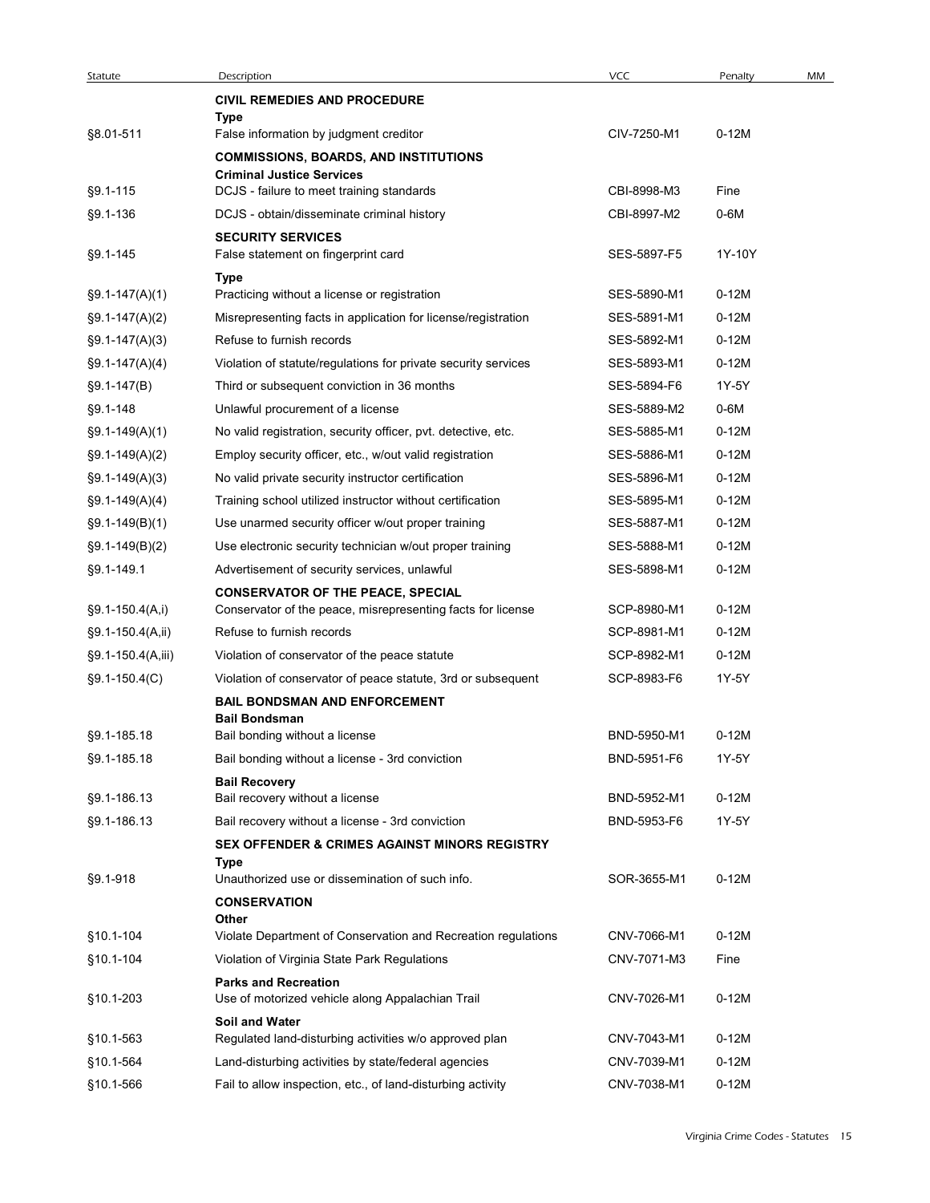| Statute | Description | VCC | Penalty | MM |
|---|---|---|---|---|
| | **CIVIL REMEDIES AND PROCEDURE** | | | |
| | **Type** | | | |
| §8.01-511 | False information by judgment creditor | CIV-7250-M1 | 0-12M | |
| | **COMMISSIONS, BOARDS, AND INSTITUTIONS** | | | |
| | **Criminal Justice Services** | | | |
| §9.1-115 | DCJS - failure to meet training standards | CBI-8998-M3 | Fine | |
| §9.1-136 | DCJS - obtain/disseminate criminal history | CBI-8997-M2 | 0-6M | |
| | **SECURITY SERVICES** | | | |
| §9.1-145 | False statement on fingerprint card | SES-5897-F5 | 1Y-10Y | |
| | **Type** | | | |
| §9.1-147(A)(1) | Practicing without a license or registration | SES-5890-M1 | 0-12M | |
| §9.1-147(A)(2) | Misrepresenting facts in application for license/registration | SES-5891-M1 | 0-12M | |
| §9.1-147(A)(3) | Refuse to furnish records | SES-5892-M1 | 0-12M | |
| §9.1-147(A)(4) | Violation of statute/regulations for private security services | SES-5893-M1 | 0-12M | |
| §9.1-147(B) | Third or subsequent conviction in 36 months | SES-5894-F6 | 1Y-5Y | |
| §9.1-148 | Unlawful procurement of a license | SES-5889-M2 | 0-6M | |
| §9.1-149(A)(1) | No valid registration, security officer, pvt. detective, etc. | SES-5885-M1 | 0-12M | |
| §9.1-149(A)(2) | Employ security officer, etc., w/out valid registration | SES-5886-M1 | 0-12M | |
| §9.1-149(A)(3) | No valid private security instructor certification | SES-5896-M1 | 0-12M | |
| §9.1-149(A)(4) | Training school utilized instructor without certification | SES-5895-M1 | 0-12M | |
| §9.1-149(B)(1) | Use unarmed security officer w/out proper training | SES-5887-M1 | 0-12M | |
| §9.1-149(B)(2) | Use electronic security technician w/out proper training | SES-5888-M1 | 0-12M | |
| §9.1-149.1 | Advertisement of security services, unlawful | SES-5898-M1 | 0-12M | |
| | **CONSERVATOR OF THE PEACE, SPECIAL** | | | |
| §9.1-150.4(A,i) | Conservator of the peace, misrepresenting facts for license | SCP-8980-M1 | 0-12M | |
| §9.1-150.4(A,ii) | Refuse to furnish records | SCP-8981-M1 | 0-12M | |
| §9.1-150.4(A,iii) | Violation of conservator of the peace statute | SCP-8982-M1 | 0-12M | |
| §9.1-150.4(C) | Violation of conservator of peace statute, 3rd or subsequent | SCP-8983-F6 | 1Y-5Y | |
| | **BAIL BONDSMAN AND ENFORCEMENT** | | | |
| | **Bail Bondsman** | | | |
| §9.1-185.18 | Bail bonding without a license | BND-5950-M1 | 0-12M | |
| §9.1-185.18 | Bail bonding without a license - 3rd conviction | BND-5951-F6 | 1Y-5Y | |
| | **Bail Recovery** | | | |
| §9.1-186.13 | Bail recovery without a license | BND-5952-M1 | 0-12M | |
| §9.1-186.13 | Bail recovery without a license - 3rd conviction | BND-5953-F6 | 1Y-5Y | |
| | **SEX OFFENDER & CRIMES AGAINST MINORS REGISTRY** | | | |
| | **Type** | | | |
| §9.1-918 | Unauthorized use or dissemination of such info. | SOR-3655-M1 | 0-12M | |
| | **CONSERVATION** | | | |
| | **Other** | | | |
| §10.1-104 | Violate Department of Conservation and Recreation regulations | CNV-7066-M1 | 0-12M | |
| §10.1-104 | Violation of Virginia State Park Regulations | CNV-7071-M3 | Fine | |
| | **Parks and Recreation** | | | |
| §10.1-203 | Use of motorized vehicle along Appalachian Trail | CNV-7026-M1 | 0-12M | |
| | **Soil and Water** | | | |
| §10.1-563 | Regulated land-disturbing activities w/o approved plan | CNV-7043-M1 | 0-12M | |
| §10.1-564 | Land-disturbing activities by state/federal agencies | CNV-7039-M1 | 0-12M | |
| §10.1-566 | Fail to allow inspection, etc., of land-disturbing activity | CNV-7038-M1 | 0-12M | |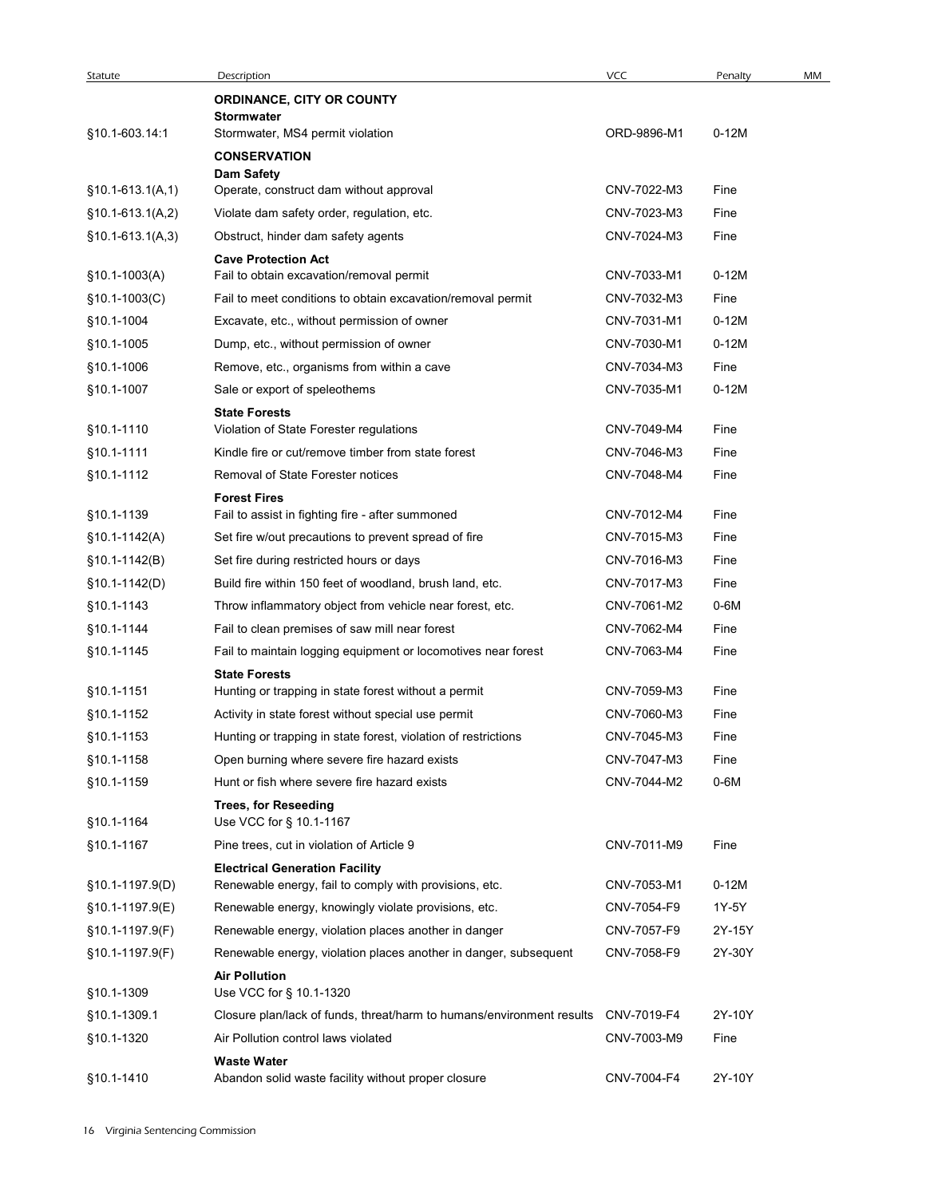| Statute | Description | VCC | Penalty | MM |
|---|---|---|---|---|
| | **ORDINANCE, CITY OR COUNTY** | | | |
| | **Stormwater** | | | |
| §10.1-603.14:1 | Stormwater, MS4 permit violation | ORD-9896-M1 | 0-12M | |
| | **CONSERVATION** | | | |
| | **Dam Safety** | | | |
| §10.1-613.1(A,1) | Operate, construct dam without approval | CNV-7022-M3 | Fine | |
| §10.1-613.1(A,2) | Violate dam safety order, regulation, etc. | CNV-7023-M3 | Fine | |
| §10.1-613.1(A,3) | Obstruct, hinder dam safety agents | CNV-7024-M3 | Fine | |
| | **Cave Protection Act** | | | |
| §10.1-1003(A) | Fail to obtain excavation/removal permit | CNV-7033-M1 | 0-12M | |
| §10.1-1003(C) | Fail to meet conditions to obtain excavation/removal permit | CNV-7032-M3 | Fine | |
| §10.1-1004 | Excavate, etc., without permission of owner | CNV-7031-M1 | 0-12M | |
| §10.1-1005 | Dump, etc., without permission of owner | CNV-7030-M1 | 0-12M | |
| §10.1-1006 | Remove, etc., organisms from within a cave | CNV-7034-M3 | Fine | |
| §10.1-1007 | Sale or export of speleothems | CNV-7035-M1 | 0-12M | |
| | **State Forests** | | | |
| §10.1-1110 | Violation of State Forester regulations | CNV-7049-M4 | Fine | |
| §10.1-1111 | Kindle fire or cut/remove timber from state forest | CNV-7046-M3 | Fine | |
| §10.1-1112 | Removal of State Forester notices | CNV-7048-M4 | Fine | |
| | **Forest Fires** | | | |
| §10.1-1139 | Fail to assist in fighting fire - after summoned | CNV-7012-M4 | Fine | |
| §10.1-1142(A) | Set fire w/out precautions to prevent spread of fire | CNV-7015-M3 | Fine | |
| §10.1-1142(B) | Set fire during restricted hours or days | CNV-7016-M3 | Fine | |
| §10.1-1142(D) | Build fire within 150 feet of woodland, brush land, etc. | CNV-7017-M3 | Fine | |
| §10.1-1143 | Throw inflammatory object from vehicle near forest, etc. | CNV-7061-M2 | 0-6M | |
| §10.1-1144 | Fail to clean premises of saw mill near forest | CNV-7062-M4 | Fine | |
| §10.1-1145 | Fail to maintain logging equipment or locomotives near forest | CNV-7063-M4 | Fine | |
| | **State Forests** | | | |
| §10.1-1151 | Hunting or trapping in state forest without a permit | CNV-7059-M3 | Fine | |
| §10.1-1152 | Activity in state forest without special use permit | CNV-7060-M3 | Fine | |
| §10.1-1153 | Hunting or trapping in state forest, violation of restrictions | CNV-7045-M3 | Fine | |
| §10.1-1158 | Open burning where severe fire hazard exists | CNV-7047-M3 | Fine | |
| §10.1-1159 | Hunt or fish where severe fire hazard exists | CNV-7044-M2 | 0-6M | |
| | **Trees, for Reseeding** | | | |
| §10.1-1164 | Use VCC for § 10.1-1167 | | | |
| §10.1-1167 | Pine trees, cut in violation of Article 9 | CNV-7011-M9 | Fine | |
| | **Electrical Generation Facility** | | | |
| §10.1-1197.9(D) | Renewable energy, fail to comply with provisions, etc. | CNV-7053-M1 | 0-12M | |
| §10.1-1197.9(E) | Renewable energy, knowingly violate provisions, etc. | CNV-7054-F9 | 1Y-5Y | |
| §10.1-1197.9(F) | Renewable energy, violation places another in danger | CNV-7057-F9 | 2Y-15Y | |
| §10.1-1197.9(F) | Renewable energy, violation places another in danger, subsequent | CNV-7058-F9 | 2Y-30Y | |
| | **Air Pollution** | | | |
| §10.1-1309 | Use VCC for § 10.1-1320 | | | |
| §10.1-1309.1 | Closure plan/lack of funds, threat/harm to humans/environment results | CNV-7019-F4 | 2Y-10Y | |
| §10.1-1320 | Air Pollution control laws violated | CNV-7003-M9 | Fine | |
| | **Waste Water** | | | |
| §10.1-1410 | Abandon solid waste facility without proper closure | CNV-7004-F4 | 2Y-10Y | |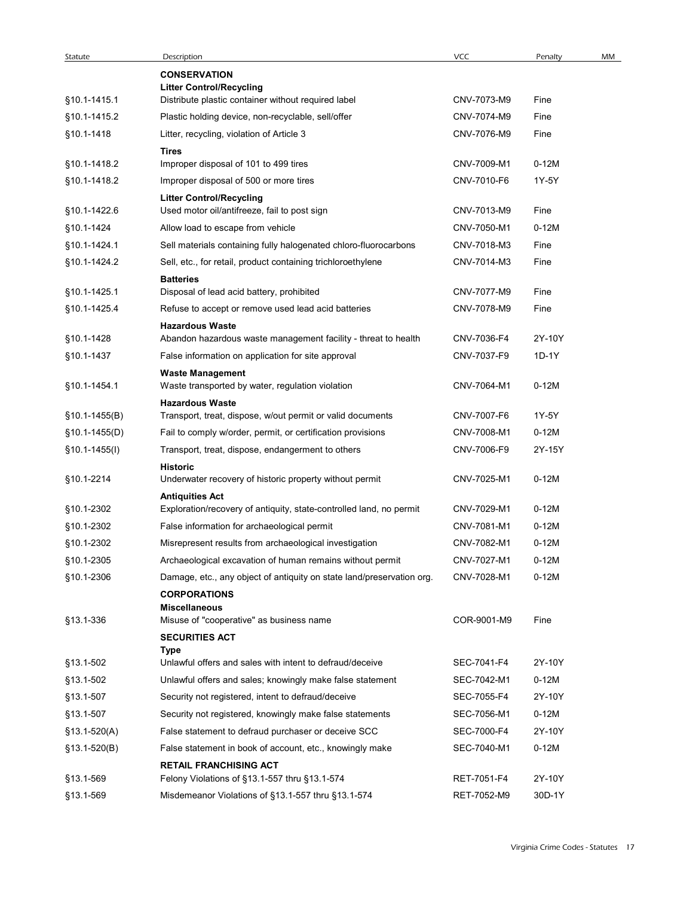| Statute | Description | VCC | Penalty | MM |
|---|---|---|---|---|
| | **CONSERVATION** | | | |
| | **Litter Control/Recycling** | | | |
| §10.1-1415.1 | Distribute plastic container without required label | CNV-7073-M9 | Fine | |
| §10.1-1415.2 | Plastic holding device, non-recyclable, sell/offer | CNV-7074-M9 | Fine | |
| §10.1-1418 | Litter, recycling, violation of Article 3 | CNV-7076-M9 | Fine | |
| | **Tires** | | | |
| §10.1-1418.2 | Improper disposal of 101 to 499 tires | CNV-7009-M1 | 0-12M | |
| §10.1-1418.2 | Improper disposal of 500 or more tires | CNV-7010-F6 | 1Y-5Y | |
| | **Litter Control/Recycling** | | | |
| §10.1-1422.6 | Used motor oil/antifreeze, fail to post sign | CNV-7013-M9 | Fine | |
| §10.1-1424 | Allow load to escape from vehicle | CNV-7050-M1 | 0-12M | |
| §10.1-1424.1 | Sell materials containing fully halogenated chloro-fluorocarbons | CNV-7018-M3 | Fine | |
| §10.1-1424.2 | Sell, etc., for retail, product containing trichloroethylene | CNV-7014-M3 | Fine | |
| | **Batteries** | | | |
| §10.1-1425.1 | Disposal of lead acid battery, prohibited | CNV-7077-M9 | Fine | |
| §10.1-1425.4 | Refuse to accept or remove used lead acid batteries | CNV-7078-M9 | Fine | |
| | **Hazardous Waste** | | | |
| §10.1-1428 | Abandon hazardous waste management facility - threat to health | CNV-7036-F4 | 2Y-10Y | |
| §10.1-1437 | False information on application for site approval | CNV-7037-F9 | 1D-1Y | |
| | **Waste Management** | | | |
| §10.1-1454.1 | Waste transported by water, regulation violation | CNV-7064-M1 | 0-12M | |
| | **Hazardous Waste** | | | |
| §10.1-1455(B) | Transport, treat, dispose, w/out permit or valid documents | CNV-7007-F6 | 1Y-5Y | |
| §10.1-1455(D) | Fail to comply w/order, permit, or certification provisions | CNV-7008-M1 | 0-12M | |
| §10.1-1455(I) | Transport, treat, dispose, endangerment to others | CNV-7006-F9 | 2Y-15Y | |
| | **Historic** | | | |
| §10.1-2214 | Underwater recovery of historic property without permit | CNV-7025-M1 | 0-12M | |
| | **Antiquities Act** | | | |
| §10.1-2302 | Exploration/recovery of antiquity, state-controlled land, no permit | CNV-7029-M1 | 0-12M | |
| §10.1-2302 | False information for archaeological permit | CNV-7081-M1 | 0-12M | |
| §10.1-2302 | Misrepresent results from archaeological investigation | CNV-7082-M1 | 0-12M | |
| §10.1-2305 | Archaeological excavation of human remains without permit | CNV-7027-M1 | 0-12M | |
| §10.1-2306 | Damage, etc., any object of antiquity on state land/preservation org. | CNV-7028-M1 | 0-12M | |
| | **CORPORATIONS** | | | |
| | **Miscellaneous** | | | |
| §13.1-336 | Misuse of "cooperative" as business name | COR-9001-M9 | Fine | |
| | **SECURITIES ACT** | | | |
| | **Type** | | | |
| §13.1-502 | Unlawful offers and sales with intent to defraud/deceive | SEC-7041-F4 | 2Y-10Y | |
| §13.1-502 | Unlawful offers and sales; knowingly make false statement | SEC-7042-M1 | 0-12M | |
| §13.1-507 | Security not registered, intent to defraud/deceive | SEC-7055-F4 | 2Y-10Y | |
| §13.1-507 | Security not registered, knowingly make false statements | SEC-7056-M1 | 0-12M | |
| §13.1-520(A) | False statement to defraud purchaser or deceive SCC | SEC-7000-F4 | 2Y-10Y | |
| §13.1-520(B) | False statement in book of account, etc., knowingly make | SEC-7040-M1 | 0-12M | |
| | **RETAIL FRANCHISING ACT** | | | |
| §13.1-569 | Felony Violations of §13.1-557 thru §13.1-574 | RET-7051-F4 | 2Y-10Y | |
| §13.1-569 | Misdemeanor Violations of §13.1-557 thru §13.1-574 | RET-7052-M9 | 30D-1Y | |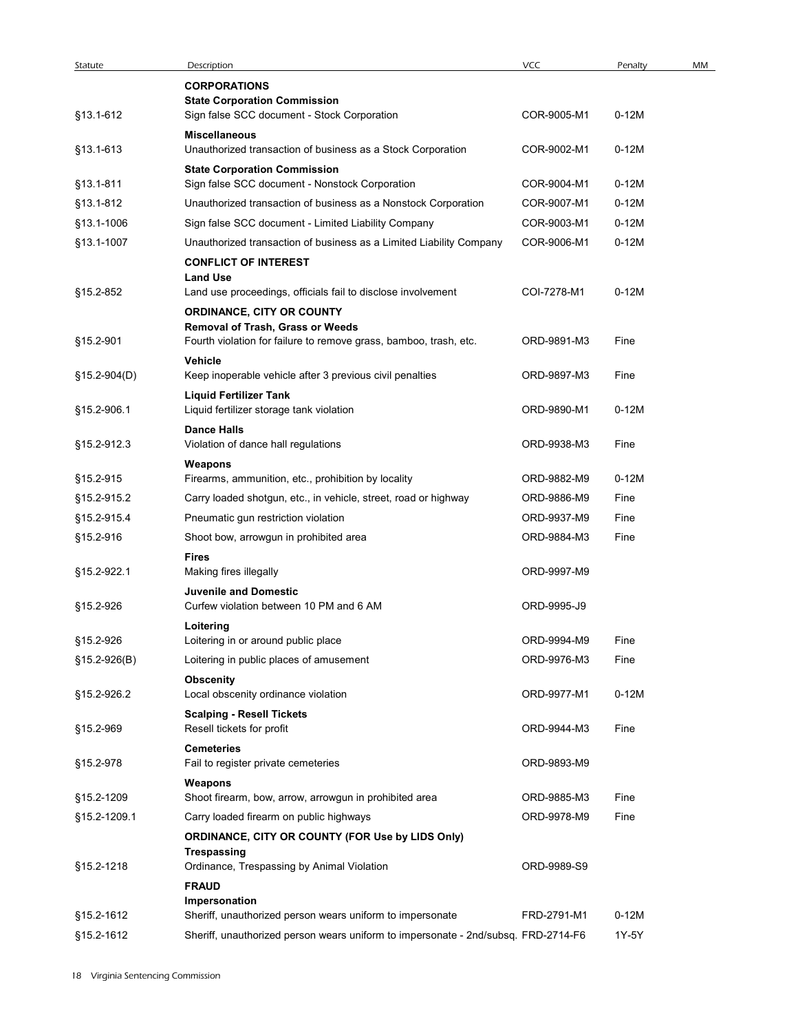| Statute | Description | VCC | Penalty | MM |
|---|---|---|---|---|
| | **CORPORATIONS** | | | |
| | **State Corporation Commission** | | | |
| §13.1-612 | Sign false SCC document - Stock Corporation | COR-9005-M1 | 0-12M | |
| | **Miscellaneous** | | | |
| §13.1-613 | Unauthorized transaction of business as a Stock Corporation | COR-9002-M1 | 0-12M | |
| | **State Corporation Commission** | | | |
| §13.1-811 | Sign false SCC document - Nonstock Corporation | COR-9004-M1 | 0-12M | |
| §13.1-812 | Unauthorized transaction of business as a Nonstock Corporation | COR-9007-M1 | 0-12M | |
| §13.1-1006 | Sign false SCC document - Limited Liability Company | COR-9003-M1 | 0-12M | |
| §13.1-1007 | Unauthorized transaction of business as a Limited Liability Company | COR-9006-M1 | 0-12M | |
| | **CONFLICT OF INTEREST** | | | |
| | **Land Use** | | | |
| §15.2-852 | Land use proceedings, officials fail to disclose involvement | COI-7278-M1 | 0-12M | |
| | **ORDINANCE, CITY OR COUNTY** | | | |
| | **Removal of Trash, Grass or Weeds** | | | |
| §15.2-901 | Fourth violation for failure to remove grass, bamboo, trash, etc. | ORD-9891-M3 | Fine | |
| | **Vehicle** | | | |
| §15.2-904(D) | Keep inoperable vehicle after 3 previous civil penalties | ORD-9897-M3 | Fine | |
| | **Liquid Fertilizer Tank** | | | |
| §15.2-906.1 | Liquid fertilizer storage tank violation | ORD-9890-M1 | 0-12M | |
| | **Dance Halls** | | | |
| §15.2-912.3 | Violation of dance hall regulations | ORD-9938-M3 | Fine | |
| | **Weapons** | | | |
| §15.2-915 | Firearms, ammunition, etc., prohibition by locality | ORD-9882-M9 | 0-12M | |
| §15.2-915.2 | Carry loaded shotgun, etc., in vehicle, street, road or highway | ORD-9886-M9 | Fine | |
| §15.2-915.4 | Pneumatic gun restriction violation | ORD-9937-M9 | Fine | |
| §15.2-916 | Shoot bow, arrowgun in prohibited area | ORD-9884-M3 | Fine | |
| | **Fires** | | | |
| §15.2-922.1 | Making fires illegally | ORD-9997-M9 | | |
| | **Juvenile and Domestic** | | | |
| §15.2-926 | Curfew violation between 10 PM and 6 AM | ORD-9995-J9 | | |
| | **Loitering** | | | |
| §15.2-926 | Loitering in or around public place | ORD-9994-M9 | Fine | |
| §15.2-926(B) | Loitering in public places of amusement | ORD-9976-M3 | Fine | |
| | **Obscenity** | | | |
| §15.2-926.2 | Local obscenity ordinance violation | ORD-9977-M1 | 0-12M | |
| | **Scalping - Resell Tickets** | | | |
| §15.2-969 | Resell tickets for profit | ORD-9944-M3 | Fine | |
| | **Cemeteries** | | | |
| §15.2-978 | Fail to register private cemeteries | ORD-9893-M9 | | |
| | **Weapons** | | | |
| §15.2-1209 | Shoot firearm, bow, arrow, arrowgun in prohibited area | ORD-9885-M3 | Fine | |
| §15.2-1209.1 | Carry loaded firearm on public highways | ORD-9978-M9 | Fine | |
| | **ORDINANCE, CITY OR COUNTY (FOR Use by LIDS Only)** | | | |
| | **Trespassing** | | | |
| §15.2-1218 | Ordinance, Trespassing by Animal Violation | ORD-9989-S9 | | |
| | **FRAUD** | | | |
| | **Impersonation** | | | |
| §15.2-1612 | Sheriff, unauthorized person wears uniform to impersonate | FRD-2791-M1 | 0-12M | |
| §15.2-1612 | Sheriff, unauthorized person wears uniform to impersonate - 2nd/subsq. | FRD-2714-F6 | 1Y-5Y | |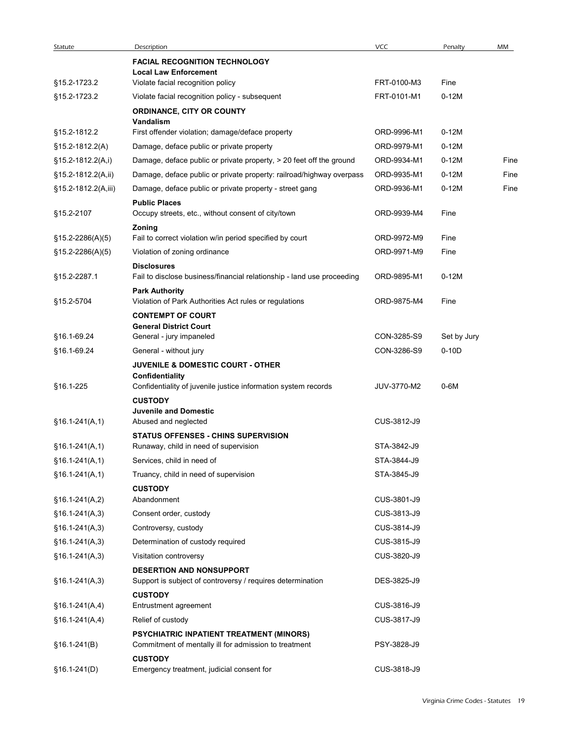| Statute | Description | VCC | Penalty | MM |
|---|---|---|---|---|
| | **FACIAL RECOGNITION TECHNOLOGY** | | | |
| | **Local Law Enforcement** | | | |
| §15.2-1723.2 | Violate facial recognition policy | FRT-0100-M3 | Fine | |
| §15.2-1723.2 | Violate facial recognition policy - subsequent | FRT-0101-M1 | 0-12M | |
| | **ORDINANCE, CITY OR COUNTY** | | | |
| | **Vandalism** | | | |
| §15.2-1812.2 | First offender violation; damage/deface property | ORD-9996-M1 | 0-12M | |
| §15.2-1812.2(A) | Damage, deface public or private property | ORD-9979-M1 | 0-12M | |
| §15.2-1812.2(A,i) | Damage, deface public or private property, > 20 feet off the ground | ORD-9934-M1 | 0-12M | Fine |
| §15.2-1812.2(A,ii) | Damage, deface public or private property: railroad/highway overpass | ORD-9935-M1 | 0-12M | Fine |
| §15.2-1812.2(A,iii) | Damage, deface public or private property - street gang | ORD-9936-M1 | 0-12M | Fine |
| | **Public Places** | | | |
| §15.2-2107 | Occupy streets, etc., without consent of city/town | ORD-9939-M4 | Fine | |
| | **Zoning** | | | |
| §15.2-2286(A)(5) | Fail to correct violation w/in period specified by court | ORD-9972-M9 | Fine | |
| §15.2-2286(A)(5) | Violation of zoning ordinance | ORD-9971-M9 | Fine | |
| | **Disclosures** | | | |
| §15.2-2287.1 | Fail to disclose business/financial relationship - land use proceeding | ORD-9895-M1 | 0-12M | |
| | **Park Authority** | | | |
| §15.2-5704 | Violation of Park Authorities Act rules or regulations | ORD-9875-M4 | Fine | |
| | **CONTEMPT OF COURT** | | | |
| | **General District Court** | | | |
| §16.1-69.24 | General - jury impaneled | CON-3285-S9 | Set by Jury | |
| §16.1-69.24 | General - without jury | CON-3286-S9 | 0-10D | |
| | **JUVENILE & DOMESTIC COURT - OTHER** | | | |
| | **Confidentiality** | | | |
| §16.1-225 | Confidentiality of juvenile justice information system records | JUV-3770-M2 | 0-6M | |
| | **CUSTODY** | | | |
| | **Juvenile and Domestic** | | | |
| §16.1-241(A,1) | Abused and neglected | CUS-3812-J9 | | |
| | **STATUS OFFENSES - CHINS SUPERVISION** | | | |
| §16.1-241(A,1) | Runaway, child in need of supervision | STA-3842-J9 | | |
| §16.1-241(A,1) | Services, child in need of | STA-3844-J9 | | |
| §16.1-241(A,1) | Truancy, child in need of supervision | STA-3845-J9 | | |
| | **CUSTODY** | | | |
| §16.1-241(A,2) | Abandonment | CUS-3801-J9 | | |
| §16.1-241(A,3) | Consent order, custody | CUS-3813-J9 | | |
| §16.1-241(A,3) | Controversy, custody | CUS-3814-J9 | | |
| §16.1-241(A,3) | Determination of custody required | CUS-3815-J9 | | |
| §16.1-241(A,3) | Visitation controversy | CUS-3820-J9 | | |
| | **DESERTION AND NONSUPPORT** | | | |
| §16.1-241(A,3) | Support is subject of controversy / requires determination | DES-3825-J9 | | |
| | **CUSTODY** | | | |
| §16.1-241(A,4) | Entrustment agreement | CUS-3816-J9 | | |
| §16.1-241(A,4) | Relief of custody | CUS-3817-J9 | | |
| | **PSYCHIATRIC INPATIENT TREATMENT (MINORS)** | | | |
| §16.1-241(B) | Commitment of mentally ill for admission to treatment | PSY-3828-J9 | | |
| | **CUSTODY** | | | |
| §16.1-241(D) | Emergency treatment, judicial consent for | CUS-3818-J9 | | |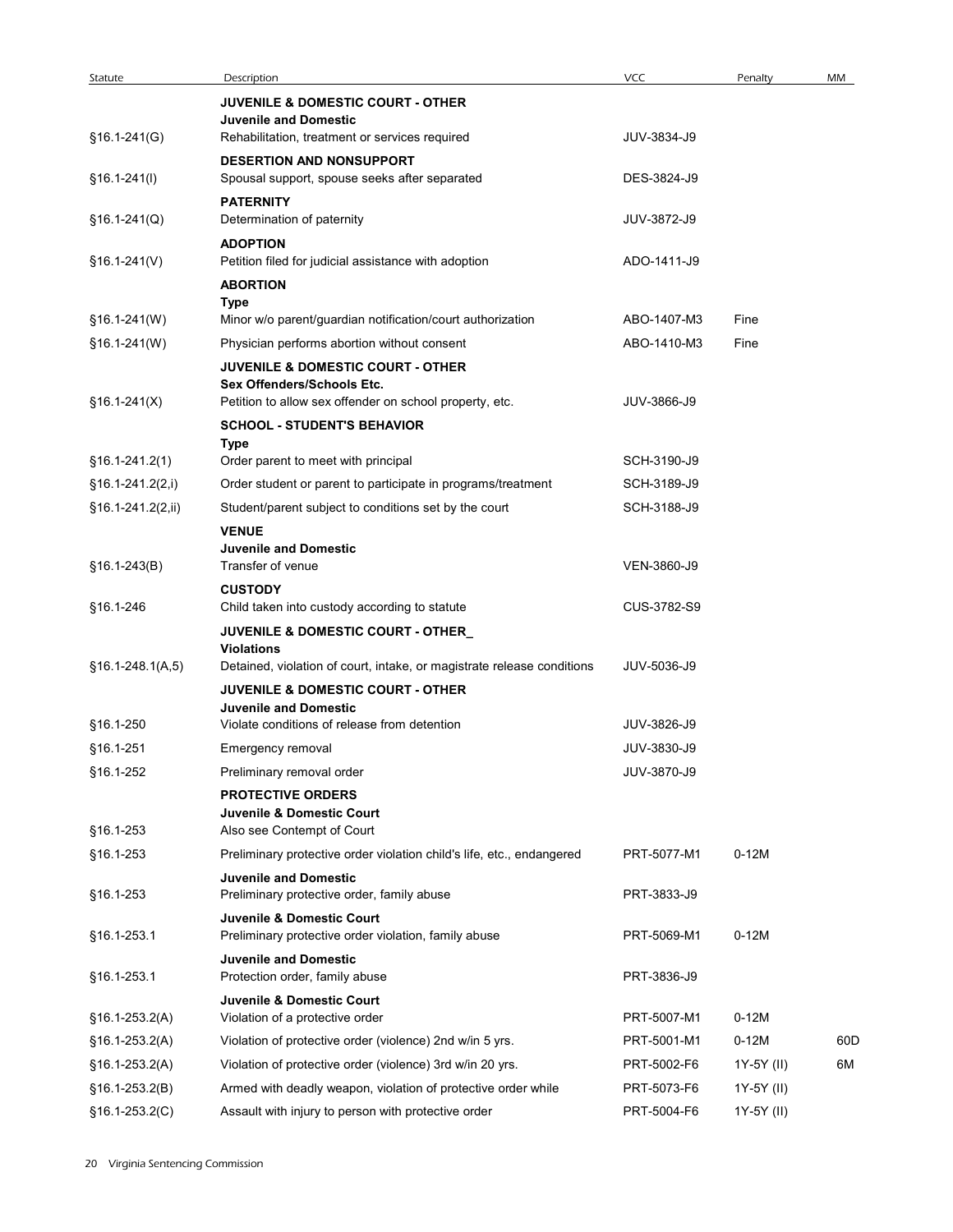| Statute | Description | VCC | Penalty | MM |
|---|---|---|---|---|
| | **JUVENILE & DOMESTIC COURT - OTHER** | | | |
| | **Juvenile and Domestic** | | | |
| §16.1-241(G) | Rehabilitation, treatment or services required | JUV-3834-J9 | | |
| | **DESERTION AND NONSUPPORT** | | | |
| §16.1-241(I) | Spousal support, spouse seeks after separated | DES-3824-J9 | | |
| | **PATERNITY** | | | |
| §16.1-241(Q) | Determination of paternity | JUV-3872-J9 | | |
| | **ADOPTION** | | | |
| §16.1-241(V) | Petition filed for judicial assistance with adoption | ADO-1411-J9 | | |
| | **ABORTION** | | | |
| | **Type** | | | |
| §16.1-241(W) | Minor w/o parent/guardian notification/court authorization | ABO-1407-M3 | Fine | |
| §16.1-241(W) | Physician performs abortion without consent | ABO-1410-M3 | Fine | |
| | **JUVENILE & DOMESTIC COURT - OTHER** | | | |
| | **Sex Offenders/Schools Etc.** | | | |
| §16.1-241(X) | Petition to allow sex offender on school property, etc. | JUV-3866-J9 | | |
| | **SCHOOL - STUDENT'S BEHAVIOR** | | | |
| | **Type** | | | |
| §16.1-241.2(1) | Order parent to meet with principal | SCH-3190-J9 | | |
| §16.1-241.2(2,i) | Order student or parent to participate in programs/treatment | SCH-3189-J9 | | |
| §16.1-241.2(2,ii) | Student/parent subject to conditions set by the court | SCH-3188-J9 | | |
| | **VENUE** | | | |
| | **Juvenile and Domestic** | | | |
| §16.1-243(B) | Transfer of venue | VEN-3860-J9 | | |
| | **CUSTODY** | | | |
| §16.1-246 | Child taken into custody according to statute | CUS-3782-S9 | | |
| | **JUVENILE & DOMESTIC COURT - OTHER_** | | | |
| | **Violations** | | | |
| §16.1-248.1(A,5) | Detained, violation of court, intake, or magistrate release conditions | JUV-5036-J9 | | |
| | **JUVENILE & DOMESTIC COURT - OTHER** | | | |
| | **Juvenile and Domestic** | | | |
| §16.1-250 | Violate conditions of release from detention | JUV-3826-J9 | | |
| §16.1-251 | Emergency removal | JUV-3830-J9 | | |
| §16.1-252 | Preliminary removal order | JUV-3870-J9 | | |
| | **PROTECTIVE ORDERS** | | | |
| | **Juvenile & Domestic Court** | | | |
| §16.1-253 | Also see Contempt of Court | | | |
| §16.1-253 | Preliminary protective order violation child's life, etc., endangered | PRT-5077-M1 | 0-12M | |
| | **Juvenile and Domestic** | | | |
| §16.1-253 | Preliminary protective order, family abuse | PRT-3833-J9 | | |
| | **Juvenile & Domestic Court** | | | |
| §16.1-253.1 | Preliminary protective order violation, family abuse | PRT-5069-M1 | 0-12M | |
| | **Juvenile and Domestic** | | | |
| §16.1-253.1 | Protection order, family abuse | PRT-3836-J9 | | |
| | **Juvenile & Domestic Court** | | | |
| §16.1-253.2(A) | Violation of a protective order | PRT-5007-M1 | 0-12M | |
| §16.1-253.2(A) | Violation of protective order (violence) 2nd w/in 5 yrs. | PRT-5001-M1 | 0-12M | 60D |
| §16.1-253.2(A) | Violation of protective order (violence) 3rd w/in 20 yrs. | PRT-5002-F6 | 1Y-5Y (II) | 6M |
| §16.1-253.2(B) | Armed with deadly weapon, violation of protective order while | PRT-5073-F6 | 1Y-5Y (II) | |
| §16.1-253.2(C) | Assault with injury to person with protective order | PRT-5004-F6 | 1Y-5Y (II) | |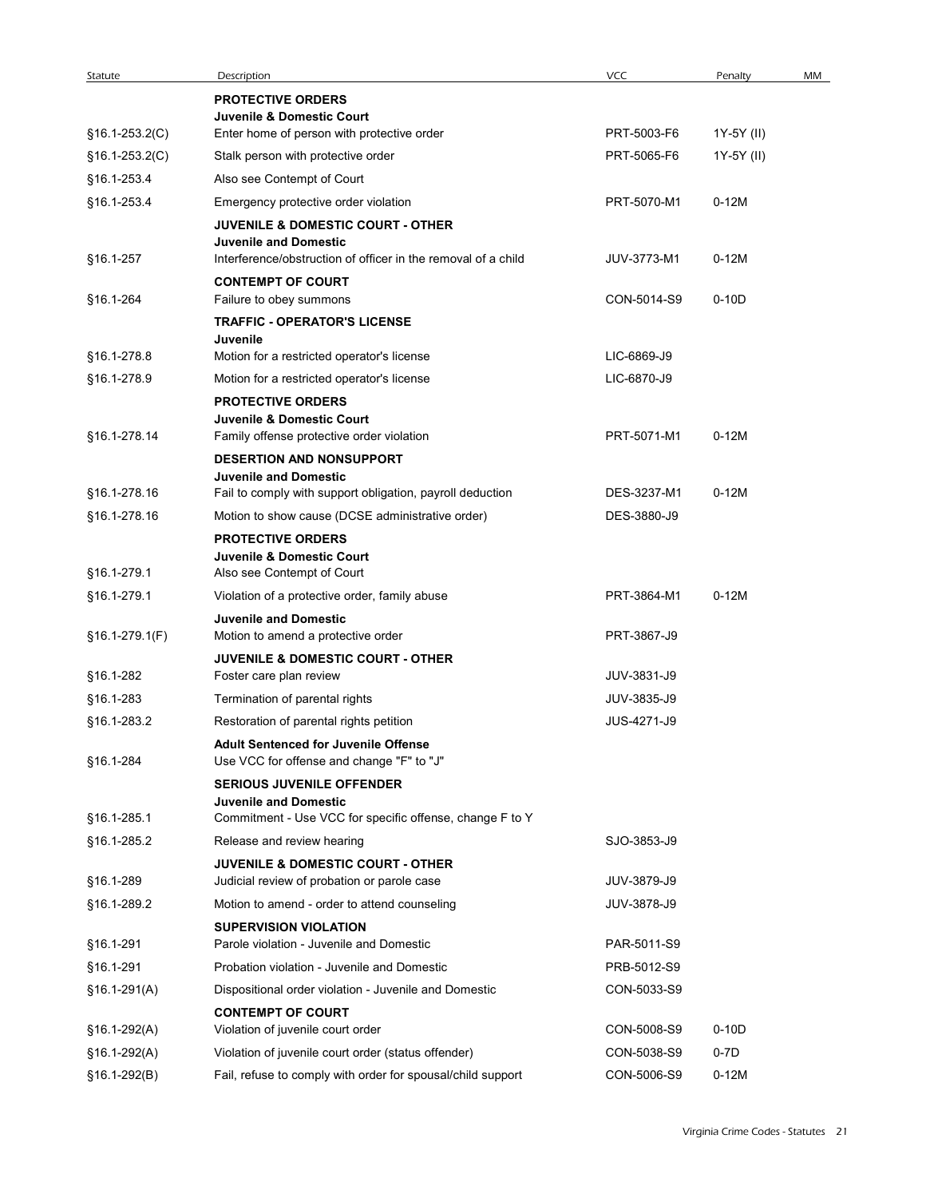| Statute | Description | VCC | Penalty | MM |
|---|---|---|---|---|
| | **PROTECTIVE ORDERS** | | | |
| | **Juvenile & Domestic Court** | | | |
| §16.1-253.2(C) | Enter home of person with protective order | PRT-5003-F6 | 1Y-5Y (II) | |
| §16.1-253.2(C) | Stalk person with protective order | PRT-5065-F6 | 1Y-5Y (II) | |
| §16.1-253.4 | Also see Contempt of Court | | | |
| §16.1-253.4 | Emergency protective order violation | PRT-5070-M1 | 0-12M | |
| | **JUVENILE & DOMESTIC COURT - OTHER** | | | |
| | **Juvenile and Domestic** | | | |
| §16.1-257 | Interference/obstruction of officer in the removal of a child | JUV-3773-M1 | 0-12M | |
| | **CONTEMPT OF COURT** | | | |
| §16.1-264 | Failure to obey summons | CON-5014-S9 | 0-10D | |
| | **TRAFFIC - OPERATOR'S LICENSE** | | | |
| | **Juvenile** | | | |
| §16.1-278.8 | Motion for a restricted operator's license | LIC-6869-J9 | | |
| §16.1-278.9 | Motion for a restricted operator's license | LIC-6870-J9 | | |
| | **PROTECTIVE ORDERS** | | | |
| | **Juvenile & Domestic Court** | | | |
| §16.1-278.14 | Family offense protective order violation | PRT-5071-M1 | 0-12M | |
| | **DESERTION AND NONSUPPORT** | | | |
| | **Juvenile and Domestic** | | | |
| §16.1-278.16 | Fail to comply with support obligation, payroll deduction | DES-3237-M1 | 0-12M | |
| §16.1-278.16 | Motion to show cause (DCSE administrative order) | DES-3880-J9 | | |
| | **PROTECTIVE ORDERS** | | | |
| | **Juvenile & Domestic Court** | | | |
| §16.1-279.1 | Also see Contempt of Court | | | |
| §16.1-279.1 | Violation of a protective order, family abuse | PRT-3864-M1 | 0-12M | |
| | **Juvenile and Domestic** | | | |
| §16.1-279.1(F) | Motion to amend a protective order | PRT-3867-J9 | | |
| | **JUVENILE & DOMESTIC COURT - OTHER** | | | |
| §16.1-282 | Foster care plan review | JUV-3831-J9 | | |
| §16.1-283 | Termination of parental rights | JUV-3835-J9 | | |
| §16.1-283.2 | Restoration of parental rights petition | JUS-4271-J9 | | |
| | **Adult Sentenced for Juvenile Offense** | | | |
| §16.1-284 | Use VCC for offense and change "F" to "J" | | | |
| | **SERIOUS JUVENILE OFFENDER** | | | |
| | **Juvenile and Domestic** | | | |
| §16.1-285.1 | Commitment - Use VCC for specific offense, change F to Y | | | |
| §16.1-285.2 | Release and review hearing | SJO-3853-J9 | | |
| | **JUVENILE & DOMESTIC COURT - OTHER** | | | |
| §16.1-289 | Judicial review of probation or parole case | JUV-3879-J9 | | |
| §16.1-289.2 | Motion to amend - order to attend counseling | JUV-3878-J9 | | |
| | **SUPERVISION VIOLATION** | | | |
| §16.1-291 | Parole violation - Juvenile and Domestic | PAR-5011-S9 | | |
| §16.1-291 | Probation violation - Juvenile and Domestic | PRB-5012-S9 | | |
| §16.1-291(A) | Dispositional order violation - Juvenile and Domestic | CON-5033-S9 | | |
| | **CONTEMPT OF COURT** | | | |
| §16.1-292(A) | Violation of juvenile court order | CON-5008-S9 | 0-10D | |
| §16.1-292(A) | Violation of juvenile court order (status offender) | CON-5038-S9 | 0-7D | |
| §16.1-292(B) | Fail, refuse to comply with order for spousal/child support | CON-5006-S9 | 0-12M | |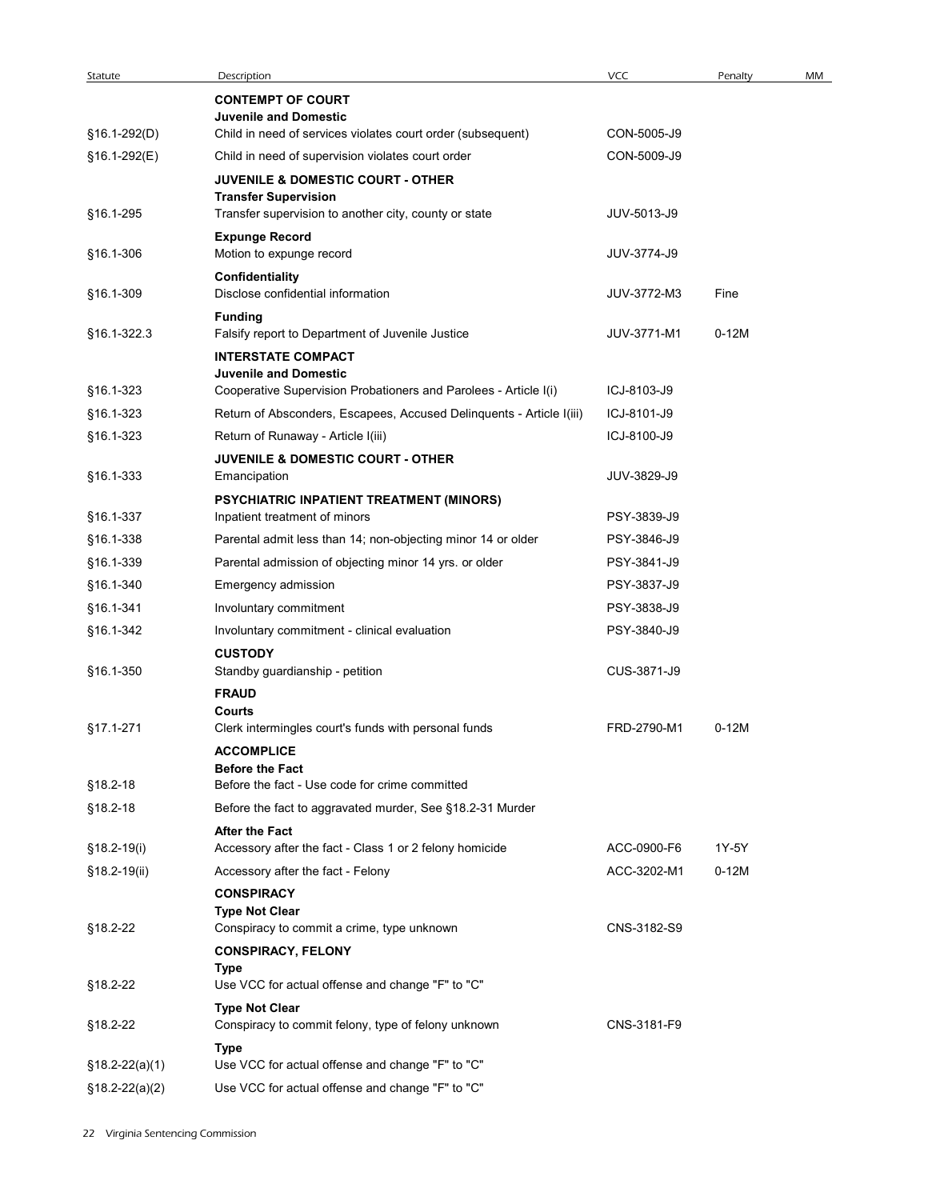| Statute | Description | VCC | Penalty | MM |
|---|---|---|---|---|
| | **CONTEMPT OF COURT** | | | |
| | **Juvenile and Domestic** | | | |
| §16.1-292(D) | Child in need of services violates court order (subsequent) | CON-5005-J9 | | |
| §16.1-292(E) | Child in need of supervision violates court order | CON-5009-J9 | | |
| | **JUVENILE & DOMESTIC COURT - OTHER** | | | |
| | **Transfer Supervision** | | | |
| §16.1-295 | Transfer supervision to another city, county or state | JUV-5013-J9 | | |
| | **Expunge Record** | | | |
| §16.1-306 | Motion to expunge record | JUV-3774-J9 | | |
| | **Confidentiality** | | | |
| §16.1-309 | Disclose confidential information | JUV-3772-M3 | Fine | |
| | **Funding** | | | |
| §16.1-322.3 | Falsify report to Department of Juvenile Justice | JUV-3771-M1 | 0-12M | |
| | **INTERSTATE COMPACT** | | | |
| | **Juvenile and Domestic** | | | |
| §16.1-323 | Cooperative Supervision Probationers and Parolees - Article I(i) | ICJ-8103-J9 | | |
| §16.1-323 | Return of Absconders, Escapees, Accused Delinquents - Article I(iii) | ICJ-8101-J9 | | |
| §16.1-323 | Return of Runaway - Article I(iii) | ICJ-8100-J9 | | |
| | **JUVENILE & DOMESTIC COURT - OTHER** | | | |
| §16.1-333 | Emancipation | JUV-3829-J9 | | |
| | **PSYCHIATRIC INPATIENT TREATMENT (MINORS)** | | | |
| §16.1-337 | Inpatient treatment of minors | PSY-3839-J9 | | |
| §16.1-338 | Parental admit less than 14; non-objecting minor 14 or older | PSY-3846-J9 | | |
| §16.1-339 | Parental admission of objecting minor 14 yrs. or older | PSY-3841-J9 | | |
| §16.1-340 | Emergency admission | PSY-3837-J9 | | |
| §16.1-341 | Involuntary commitment | PSY-3838-J9 | | |
| §16.1-342 | Involuntary commitment - clinical evaluation | PSY-3840-J9 | | |
| | **CUSTODY** | | | |
| §16.1-350 | Standby guardianship - petition | CUS-3871-J9 | | |
| | **FRAUD** | | | |
| | **Courts** | | | |
| §17.1-271 | Clerk intermingles court's funds with personal funds | FRD-2790-M1 | 0-12M | |
| | **ACCOMPLICE** | | | |
| | **Before the Fact** | | | |
| §18.2-18 | Before the fact - Use code for crime committed | | | |
| §18.2-18 | Before the fact to aggravated murder, See §18.2-31 Murder | | | |
| | **After the Fact** | | | |
| §18.2-19(i) | Accessory after the fact - Class 1 or 2 felony homicide | ACC-0900-F6 | 1Y-5Y | |
| §18.2-19(ii) | Accessory after the fact - Felony | ACC-3202-M1 | 0-12M | |
| | **CONSPIRACY** | | | |
| | **Type Not Clear** | | | |
| §18.2-22 | Conspiracy to commit a crime, type unknown | CNS-3182-S9 | | |
| | **CONSPIRACY, FELONY** | | | |
| | **Type** | | | |
| §18.2-22 | Use VCC for actual offense and change "F" to "C" | | | |
| | **Type Not Clear** | | | |
| §18.2-22 | Conspiracy to commit felony, type of felony unknown | CNS-3181-F9 | | |
| | **Type** | | | |
| §18.2-22(a)(1) | Use VCC for actual offense and change "F" to "C" | | | |
| §18.2-22(a)(2) | Use VCC for actual offense and change "F" to "C" | | | |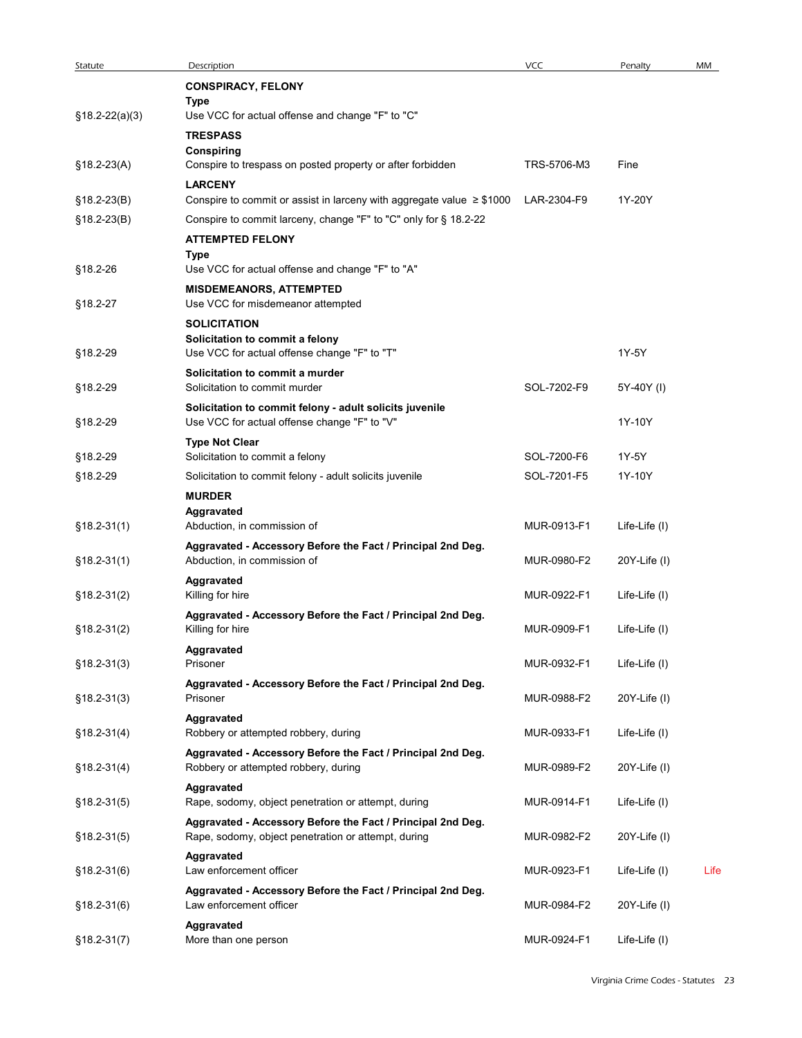| Statute | Description | VCC | Penalty | MM |
|---|---|---|---|---|
| | **CONSPIRACY, FELONY** | | | |
| | **Type** | | | |
| §18.2-22(a)(3) | Use VCC for actual offense and change "F" to "C" | | | |
| | **TRESPASS** | | | |
| | **Conspiring** | | | |
| §18.2-23(A) | Conspire to trespass on posted property or after forbidden | TRS-5706-M3 | Fine | |
| | **LARCENY** | | | |
| §18.2-23(B) | Conspire to commit or assist in larceny with aggregate value ≥ $1000 | LAR-2304-F9 | 1Y-20Y | |
| §18.2-23(B) | Conspire to commit larceny, change "F" to "C" only for § 18.2-22 | | | |
| | **ATTEMPTED FELONY** | | | |
| | **Type** | | | |
| §18.2-26 | Use VCC for actual offense and change "F" to "A" | | | |
| | **MISDEMEANORS, ATTEMPTED** | | | |
| §18.2-27 | Use VCC for misdemeanor attempted | | | |
| | **SOLICITATION** | | | |
| | **Solicitation to commit a felony** | | | |
| §18.2-29 | Use VCC for actual offense change "F" to "T" | | 1Y-5Y | |
| | **Solicitation to commit a murder** | | | |
| §18.2-29 | Solicitation to commit murder | SOL-7202-F9 | 5Y-40Y (I) | |
| | **Solicitation to commit felony - adult solicits juvenile** | | | |
| §18.2-29 | Use VCC for actual offense change "F" to "V" | | 1Y-10Y | |
| | **Type Not Clear** | | | |
| §18.2-29 | Solicitation to commit a felony | SOL-7200-F6 | 1Y-5Y | |
| §18.2-29 | Solicitation to commit felony - adult solicits juvenile | SOL-7201-F5 | 1Y-10Y | |
| | **MURDER** | | | |
| | **Aggravated** | | | |
| §18.2-31(1) | Abduction, in commission of | MUR-0913-F1 | Life-Life (I) | |
| | **Aggravated - Accessory Before the Fact / Principal 2nd Deg.** | | | |
| §18.2-31(1) | Abduction, in commission of | MUR-0980-F2 | 20Y-Life (I) | |
| | **Aggravated** | | | |
| §18.2-31(2) | Killing for hire | MUR-0922-F1 | Life-Life (I) | |
| | **Aggravated - Accessory Before the Fact / Principal 2nd Deg.** | | | |
| §18.2-31(2) | Killing for hire | MUR-0909-F1 | Life-Life (I) | |
| | **Aggravated** | | | |
| §18.2-31(3) | Prisoner | MUR-0932-F1 | Life-Life (I) | |
| | **Aggravated - Accessory Before the Fact / Principal 2nd Deg.** | | | |
| §18.2-31(3) | Prisoner | MUR-0988-F2 | 20Y-Life (I) | |
| | **Aggravated** | | | |
| §18.2-31(4) | Robbery or attempted robbery, during | MUR-0933-F1 | Life-Life (I) | |
| | **Aggravated - Accessory Before the Fact / Principal 2nd Deg.** | | | |
| §18.2-31(4) | Robbery or attempted robbery, during | MUR-0989-F2 | 20Y-Life (I) | |
| | **Aggravated** | | | |
| §18.2-31(5) | Rape, sodomy, object penetration or attempt, during | MUR-0914-F1 | Life-Life (I) | |
| | **Aggravated - Accessory Before the Fact / Principal 2nd Deg.** | | | |
| §18.2-31(5) | Rape, sodomy, object penetration or attempt, during | MUR-0982-F2 | 20Y-Life (I) | |
| | **Aggravated** | | | |
| §18.2-31(6) | Law enforcement officer | MUR-0923-F1 | Life-Life (I) | Life |
| | **Aggravated - Accessory Before the Fact / Principal 2nd Deg.** | | | |
| §18.2-31(6) | Law enforcement officer | MUR-0984-F2 | 20Y-Life (I) | |
| | **Aggravated** | | | |
| §18.2-31(7) | More than one person | MUR-0924-F1 | Life-Life (I) | |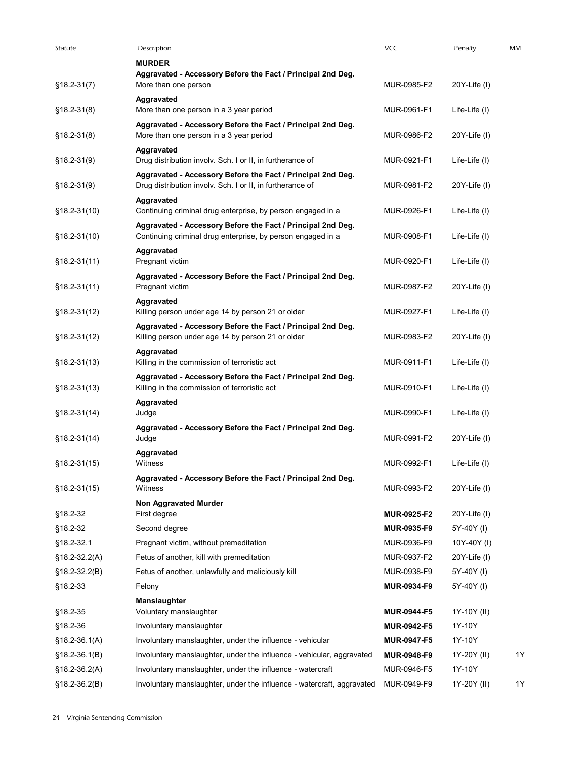| Statute | Description | VCC | Penalty | MM |
|---|---|---|---|---|
| | **MURDER** | | | |
| | **Aggravated - Accessory Before the Fact / Principal 2nd Deg.** | | | |
| §18.2-31(7) | More than one person | MUR-0985-F2 | 20Y-Life (I) | |
| | **Aggravated** | | | |
| §18.2-31(8) | More than one person in a 3 year period | MUR-0961-F1 | Life-Life (I) | |
| | **Aggravated - Accessory Before the Fact / Principal 2nd Deg.** | | | |
| §18.2-31(8) | More than one person in a 3 year period | MUR-0986-F2 | 20Y-Life (I) | |
| | **Aggravated** | | | |
| §18.2-31(9) | Drug distribution involv. Sch. I or II, in furtherance of | MUR-0921-F1 | Life-Life (I) | |
| | **Aggravated - Accessory Before the Fact / Principal 2nd Deg.** | | | |
| §18.2-31(9) | Drug distribution involv. Sch. I or II, in furtherance of | MUR-0981-F2 | 20Y-Life (I) | |
| | **Aggravated** | | | |
| §18.2-31(10) | Continuing criminal drug enterprise, by person engaged in a | MUR-0926-F1 | Life-Life (I) | |
| | **Aggravated - Accessory Before the Fact / Principal 2nd Deg.** | | | |
| §18.2-31(10) | Continuing criminal drug enterprise, by person engaged in a | MUR-0908-F1 | Life-Life (I) | |
| | **Aggravated** | | | |
| §18.2-31(11) | Pregnant victim | MUR-0920-F1 | Life-Life (I) | |
| | **Aggravated - Accessory Before the Fact / Principal 2nd Deg.** | | | |
| §18.2-31(11) | Pregnant victim | MUR-0987-F2 | 20Y-Life (I) | |
| | **Aggravated** | | | |
| §18.2-31(12) | Killing person under age 14 by person 21 or older | MUR-0927-F1 | Life-Life (I) | |
| | **Aggravated - Accessory Before the Fact / Principal 2nd Deg.** | | | |
| §18.2-31(12) | Killing person under age 14 by person 21 or older | MUR-0983-F2 | 20Y-Life (I) | |
| | **Aggravated** | | | |
| §18.2-31(13) | Killing in the commission of terroristic act | MUR-0911-F1 | Life-Life (I) | |
| | **Aggravated - Accessory Before the Fact / Principal 2nd Deg.** | | | |
| §18.2-31(13) | Killing in the commission of terroristic act | MUR-0910-F1 | Life-Life (I) | |
| | **Aggravated** | | | |
| §18.2-31(14) | Judge | MUR-0990-F1 | Life-Life (I) | |
| | **Aggravated - Accessory Before the Fact / Principal 2nd Deg.** | | | |
| §18.2-31(14) | Judge | MUR-0991-F2 | 20Y-Life (I) | |
| | **Aggravated** | | | |
| §18.2-31(15) | Witness | MUR-0992-F1 | Life-Life (I) | |
| | **Aggravated - Accessory Before the Fact / Principal 2nd Deg.** | | | |
| §18.2-31(15) | Witness | MUR-0993-F2 | 20Y-Life (I) | |
| | **Non Aggravated Murder** | | | |
| §18.2-32 | First degree | **MUR-0925-F2** | 20Y-Life (I) | |
| §18.2-32 | Second degree | **MUR-0935-F9** | 5Y-40Y (I) | |
| §18.2-32.1 | Pregnant victim, without premeditation | MUR-0936-F9 | 10Y-40Y (I) | |
| §18.2-32.2(A) | Fetus of another, kill with premeditation | MUR-0937-F2 | 20Y-Life (I) | |
| §18.2-32.2(B) | Fetus of another, unlawfully and maliciously kill | MUR-0938-F9 | 5Y-40Y (I) | |
| §18.2-33 | Felony | **MUR-0934-F9** | 5Y-40Y (I) | |
| | **Manslaughter** | | | |
| §18.2-35 | Voluntary manslaughter | **MUR-0944-F5** | 1Y-10Y (II) | |
| §18.2-36 | Involuntary manslaughter | **MUR-0942-F5** | 1Y-10Y | |
| §18.2-36.1(A) | Involuntary manslaughter, under the influence - vehicular | **MUR-0947-F5** | 1Y-10Y | |
| §18.2-36.1(B) | Involuntary manslaughter, under the influence - vehicular, aggravated | **MUR-0948-F9** | 1Y-20Y (II) | 1Y |
| §18.2-36.2(A) | Involuntary manslaughter, under the influence - watercraft | MUR-0946-F5 | 1Y-10Y | |
| §18.2-36.2(B) | Involuntary manslaughter, under the influence - watercraft, aggravated | MUR-0949-F9 | 1Y-20Y (II) | 1Y |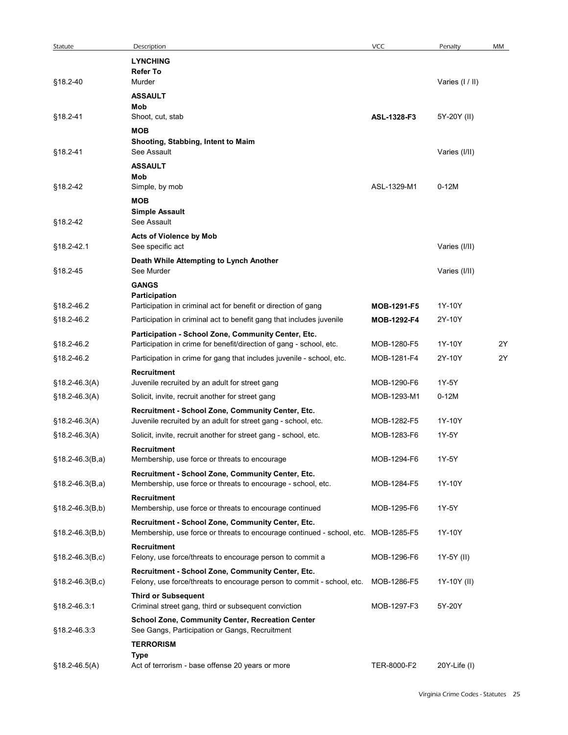| Statute | Description | VCC | Penalty | MM |
|---|---|---|---|---|
| | **LYNCHING** | | | |
| | **Refer To** | | | |
| §18.2-40 | Murder | | Varies (I / II) | |
| | **ASSAULT** | | | |
| | **Mob** | | | |
| §18.2-41 | Shoot, cut, stab | **ASL-1328-F3** | 5Y-20Y (II) | |
| | **MOB** | | | |
| | **Shooting, Stabbing, Intent to Maim** | | | |
| §18.2-41 | See Assault | | Varies (I/II) | |
| | **ASSAULT** | | | |
| | **Mob** | | | |
| §18.2-42 | Simple, by mob | ASL-1329-M1 | 0-12M | |
| | **MOB** | | | |
| | **Simple Assault** | | | |
| §18.2-42 | See Assault | | | |
| | **Acts of Violence by Mob** | | | |
| §18.2-42.1 | See specific act | | Varies (I/II) | |
| | **Death While Attempting to Lynch Another** | | | |
| §18.2-45 | See Murder | | Varies (I/II) | |
| | **GANGS** | | | |
| | **Participation** | | | |
| §18.2-46.2 | Participation in criminal act for benefit or direction of gang | **MOB-1291-F5** | 1Y-10Y | |
| §18.2-46.2 | Participation in criminal act to benefit gang that includes juvenile | **MOB-1292-F4** | 2Y-10Y | |
| | **Participation - School Zone, Community Center, Etc.** | | | |
| §18.2-46.2 | Participation in crime for benefit/direction of gang - school, etc. | MOB-1280-F5 | 1Y-10Y | 2Y |
| §18.2-46.2 | Participation in crime for gang that includes juvenile - school, etc. | MOB-1281-F4 | 2Y-10Y | 2Y |
| | **Recruitment** | | | |
| §18.2-46.3(A) | Juvenile recruited by an adult for street gang | MOB-1290-F6 | 1Y-5Y | |
| §18.2-46.3(A) | Solicit, invite, recruit another for street gang | MOB-1293-M1 | 0-12M | |
| | **Recruitment - School Zone, Community Center, Etc.** | | | |
| §18.2-46.3(A) | Juvenile recruited by an adult for street gang - school, etc. | MOB-1282-F5 | 1Y-10Y | |
| §18.2-46.3(A) | Solicit, invite, recruit another for street gang - school, etc. | MOB-1283-F6 | 1Y-5Y | |
| | **Recruitment** | | | |
| §18.2-46.3(B,a) | Membership, use force or threats to encourage | MOB-1294-F6 | 1Y-5Y | |
| | **Recruitment - School Zone, Community Center, Etc.** | | | |
| §18.2-46.3(B,a) | Membership, use force or threats to encourage - school, etc. | MOB-1284-F5 | 1Y-10Y | |
| | **Recruitment** | | | |
| §18.2-46.3(B,b) | Membership, use force or threats to encourage continued | MOB-1295-F6 | 1Y-5Y | |
| | **Recruitment - School Zone, Community Center, Etc.** | | | |
| §18.2-46.3(B,b) | Membership, use force or threats to encourage continued - school, etc. | MOB-1285-F5 | 1Y-10Y | |
| | **Recruitment** | | | |
| §18.2-46.3(B,c) | Felony, use force/threats to encourage person to commit a | MOB-1296-F6 | 1Y-5Y (II) | |
| | **Recruitment - School Zone, Community Center, Etc.** | | | |
| §18.2-46.3(B,c) | Felony, use force/threats to encourage person to commit - school, etc. | MOB-1286-F5 | 1Y-10Y (II) | |
| | **Third or Subsequent** | | | |
| §18.2-46.3:1 | Criminal street gang, third or subsequent conviction | MOB-1297-F3 | 5Y-20Y | |
| | **School Zone, Community Center, Recreation Center** | | | |
| §18.2-46.3:3 | See Gangs, Participation or Gangs, Recruitment | | | |
| | **TERRORISM** | | | |
| | **Type** | | | |
| §18.2-46.5(A) | Act of terrorism - base offense 20 years or more | TER-8000-F2 | 20Y-Life (I) | |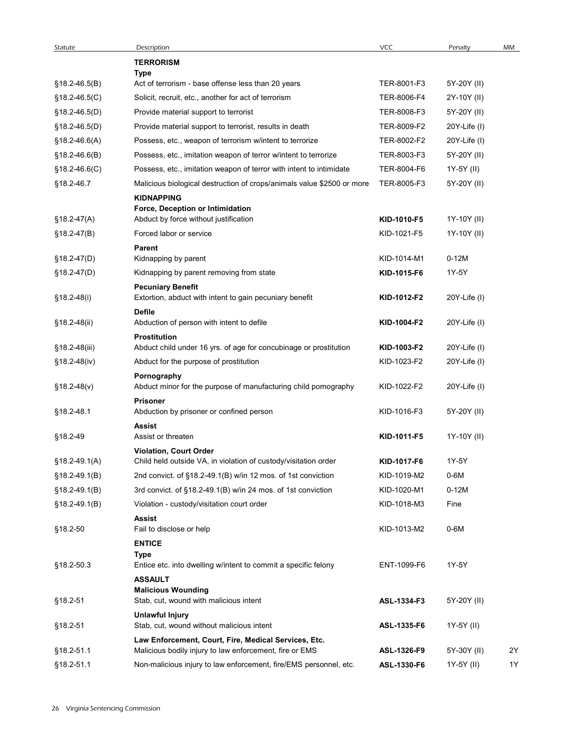| Statute | Description | VCC | Penalty | MM |
|---|---|---|---|---|
| | **TERRORISM** | | | |
| | **Type** | | | |
| §18.2-46.5(B) | Act of terrorism - base offense less than 20 years | TER-8001-F3 | 5Y-20Y (II) | |
| §18.2-46.5(C) | Solicit, recruit, etc., another for act of terrorism | TER-8006-F4 | 2Y-10Y (II) | |
| §18.2-46.5(D) | Provide material support to terrorist | TER-8008-F3 | 5Y-20Y (II) | |
| §18.2-46.5(D) | Provide material support to terrorist, results in death | TER-8009-F2 | 20Y-Life (I) | |
| §18.2-46.6(A) | Possess, etc., weapon of terrorism w/intent to terrorize | TER-8002-F2 | 20Y-Life (I) | |
| §18.2-46.6(B) | Possess, etc., imitation weapon of terror w/intent to terrorize | TER-8003-F3 | 5Y-20Y (II) | |
| §18.2-46.6(C) | Possess, etc., imitation weapon of terror with intent to intimidate | TER-8004-F6 | 1Y-5Y (II) | |
| §18.2-46.7 | Malicious biological destruction of crops/animals value $2500 or more | TER-8005-F3 | 5Y-20Y (II) | |
| | **KIDNAPPING** | | | |
| | **Force, Deception or Intimidation** | | | |
| §18.2-47(A) | Abduct by force without justification | **KID-1010-F5** | 1Y-10Y (II) | |
| §18.2-47(B) | Forced labor or service | KID-1021-F5 | 1Y-10Y (II) | |
| | **Parent** | | | |
| §18.2-47(D) | Kidnapping by parent | KID-1014-M1 | 0-12M | |
| §18.2-47(D) | Kidnapping by parent removing from state | **KID-1015-F6** | 1Y-5Y | |
| | **Pecuniary Benefit** | | | |
| §18.2-48(i) | Extortion, abduct with intent to gain pecuniary benefit | **KID-1012-F2** | 20Y-Life (I) | |
| | **Defile** | | | |
| §18.2-48(ii) | Abduction of person with intent to defile | **KID-1004-F2** | 20Y-Life (I) | |
| | **Prostitution** | | | |
| §18.2-48(iii) | Abduct child under 16 yrs. of age for concubinage or prostitution | **KID-1003-F2** | 20Y-Life (I) | |
| §18.2-48(iv) | Abduct for the purpose of prostitution | KID-1023-F2 | 20Y-Life (I) | |
| | **Pornography** | | | |
| §18.2-48(v) | Abduct minor for the purpose of manufacturing child pornography | KID-1022-F2 | 20Y-Life (I) | |
| | **Prisoner** | | | |
| §18.2-48.1 | Abduction by prisoner or confined person | KID-1016-F3 | 5Y-20Y (II) | |
| | **Assist** | | | |
| §18.2-49 | Assist or threaten | **KID-1011-F5** | 1Y-10Y (II) | |
| | **Violation, Court Order** | | | |
| §18.2-49.1(A) | Child held outside VA, in violation of custody/visitation order | **KID-1017-F6** | 1Y-5Y | |
| §18.2-49.1(B) | 2nd convict. of §18.2-49.1(B) w/in 12 mos. of 1st conviction | KID-1019-M2 | 0-6M | |
| §18.2-49.1(B) | 3rd convict. of §18.2-49.1(B) w/in 24 mos. of 1st conviction | KID-1020-M1 | 0-12M | |
| §18.2-49.1(B) | Violation - custody/visitation court order | KID-1018-M3 | Fine | |
| | **Assist** | | | |
| §18.2-50 | Fail to disclose or help | KID-1013-M2 | 0-6M | |
| | **ENTICE** | | | |
| | **Type** | | | |
| §18.2-50.3 | Entice etc. into dwelling w/intent to commit a specific felony | ENT-1099-F6 | 1Y-5Y | |
| | **ASSAULT** | | | |
| | **Malicious Wounding** | | | |
| §18.2-51 | Stab, cut, wound with malicious intent | **ASL-1334-F3** | 5Y-20Y (II) | |
| | **Unlawful Injury** | | | |
| §18.2-51 | Stab, cut, wound without malicious intent | **ASL-1335-F6** | 1Y-5Y (II) | |
| | **Law Enforcement, Court, Fire, Medical Services, Etc.** | | | |
| §18.2-51.1 | Malicious bodily injury to law enforcement, fire or EMS | **ASL-1326-F9** | 5Y-30Y (II) | 2Y |
| §18.2-51.1 | Non-malicious injury to law enforcement, fire/EMS personnel, etc. | **ASL-1330-F6** | 1Y-5Y (II) | 1Y |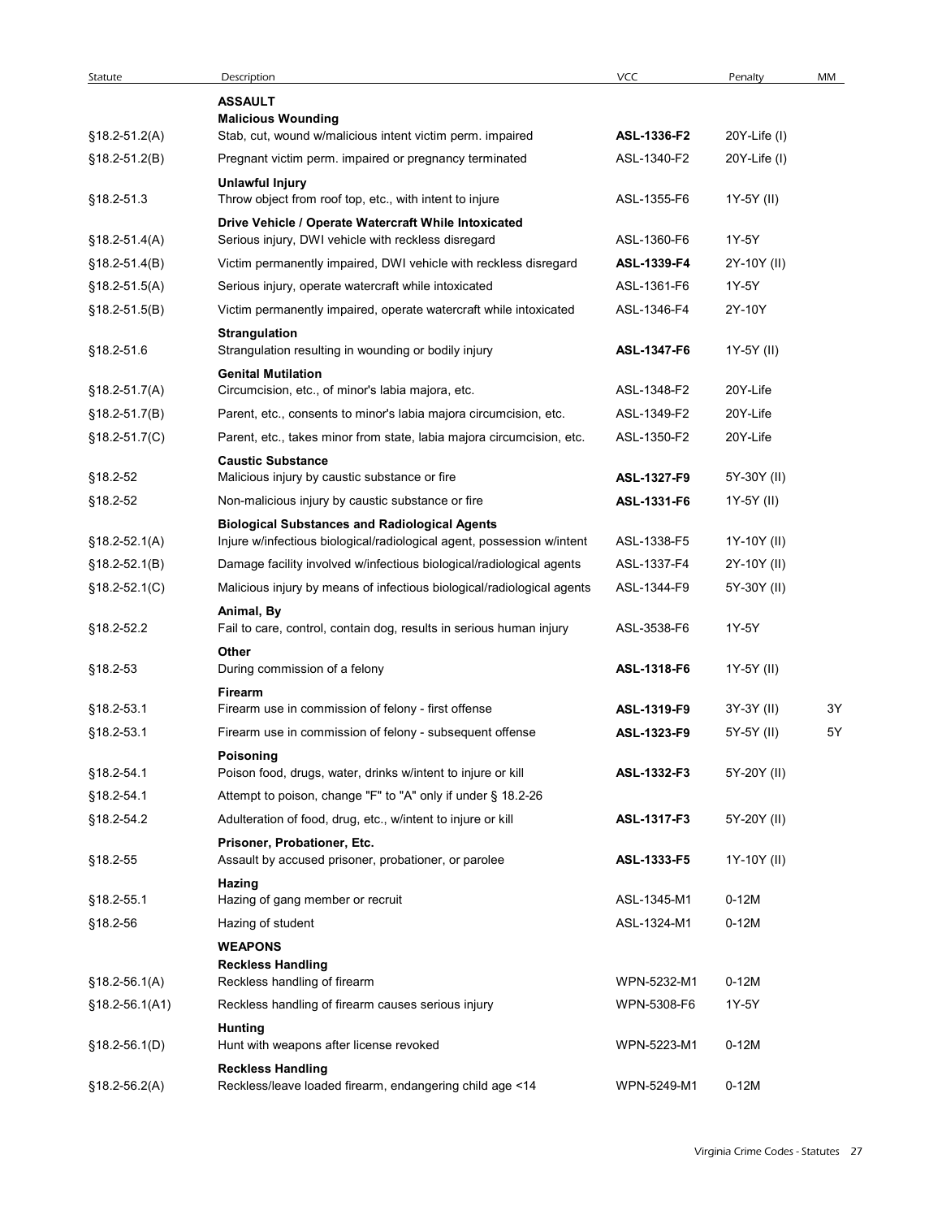| Statute | Description | VCC | Penalty | MM |
|---|---|---|---|---|
| | **ASSAULT** | | | |
| | **Malicious Wounding** | | | |
| §18.2-51.2(A) | Stab, cut, wound w/malicious intent victim perm. impaired | **ASL-1336-F2** | 20Y-Life (I) | |
| §18.2-51.2(B) | Pregnant victim perm. impaired or pregnancy terminated | ASL-1340-F2 | 20Y-Life (I) | |
| | **Unlawful Injury** | | | |
| §18.2-51.3 | Throw object from roof top, etc., with intent to injure | ASL-1355-F6 | 1Y-5Y (II) | |
| | **Drive Vehicle / Operate Watercraft While Intoxicated** | | | |
| §18.2-51.4(A) | Serious injury, DWI vehicle with reckless disregard | ASL-1360-F6 | 1Y-5Y | |
| §18.2-51.4(B) | Victim permanently impaired, DWI vehicle with reckless disregard | **ASL-1339-F4** | 2Y-10Y (II) | |
| §18.2-51.5(A) | Serious injury, operate watercraft while intoxicated | ASL-1361-F6 | 1Y-5Y | |
| §18.2-51.5(B) | Victim permanently impaired, operate watercraft while intoxicated | ASL-1346-F4 | 2Y-10Y | |
| | **Strangulation** | | | |
| §18.2-51.6 | Strangulation resulting in wounding or bodily injury | **ASL-1347-F6** | 1Y-5Y (II) | |
| | **Genital Mutilation** | | | |
| §18.2-51.7(A) | Circumcision, etc., of minor's labia majora, etc. | ASL-1348-F2 | 20Y-Life | |
| §18.2-51.7(B) | Parent, etc., consents to minor's labia majora circumcision, etc. | ASL-1349-F2 | 20Y-Life | |
| §18.2-51.7(C) | Parent, etc., takes minor from state, labia majora circumcision, etc. | ASL-1350-F2 | 20Y-Life | |
| | **Caustic Substance** | | | |
| §18.2-52 | Malicious injury by caustic substance or fire | **ASL-1327-F9** | 5Y-30Y (II) | |
| §18.2-52 | Non-malicious injury by caustic substance or fire | **ASL-1331-F6** | 1Y-5Y (II) | |
| | **Biological Substances and Radiological Agents** | | | |
| §18.2-52.1(A) | Injure w/infectious biological/radiological agent, possession w/intent | ASL-1338-F5 | 1Y-10Y (II) | |
| §18.2-52.1(B) | Damage facility involved w/infectious biological/radiological agents | ASL-1337-F4 | 2Y-10Y (II) | |
| §18.2-52.1(C) | Malicious injury by means of infectious biological/radiological agents | ASL-1344-F9 | 5Y-30Y (II) | |
| | **Animal, By** | | | |
| §18.2-52.2 | Fail to care, control, contain dog, results in serious human injury | ASL-3538-F6 | 1Y-5Y | |
| | **Other** | | | |
| §18.2-53 | During commission of a felony | **ASL-1318-F6** | 1Y-5Y (II) | |
| | **Firearm** | | | |
| §18.2-53.1 | Firearm use in commission of felony - first offense | **ASL-1319-F9** | 3Y-3Y (II) | 3Y |
| §18.2-53.1 | Firearm use in commission of felony - subsequent offense | **ASL-1323-F9** | 5Y-5Y (II) | 5Y |
| | **Poisoning** | | | |
| §18.2-54.1 | Poison food, drugs, water, drinks w/intent to injure or kill | **ASL-1332-F3** | 5Y-20Y (II) | |
| §18.2-54.1 | Attempt to poison, change "F" to "A" only if under § 18.2-26 | | | |
| §18.2-54.2 | Adulteration of food, drug, etc., w/intent to injure or kill | **ASL-1317-F3** | 5Y-20Y (II) | |
| | **Prisoner, Probationer, Etc.** | | | |
| §18.2-55 | Assault by accused prisoner, probationer, or parolee | **ASL-1333-F5** | 1Y-10Y (II) | |
| | **Hazing** | | | |
| §18.2-55.1 | Hazing of gang member or recruit | ASL-1345-M1 | 0-12M | |
| §18.2-56 | Hazing of student | ASL-1324-M1 | 0-12M | |
| | **WEAPONS** | | | |
| | **Reckless Handling** | | | |
| §18.2-56.1(A) | Reckless handling of firearm | WPN-5232-M1 | 0-12M | |
| §18.2-56.1(A1) | Reckless handling of firearm causes serious injury | WPN-5308-F6 | 1Y-5Y | |
| | **Hunting** | | | |
| §18.2-56.1(D) | Hunt with weapons after license revoked | WPN-5223-M1 | 0-12M | |
| | **Reckless Handling** | | | |
| §18.2-56.2(A) | Reckless/leave loaded firearm, endangering child age <14 | WPN-5249-M1 | 0-12M | |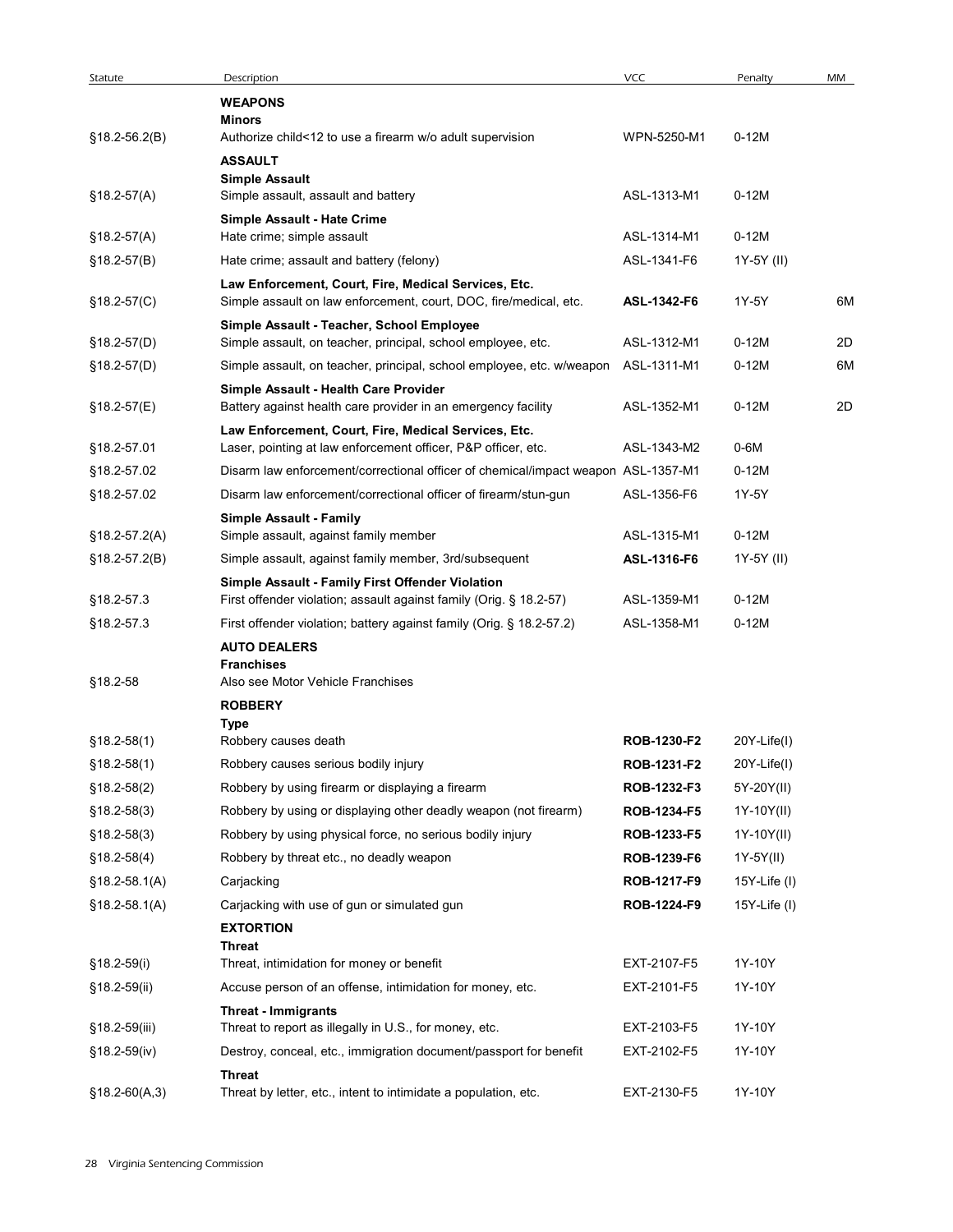| Statute | Description | VCC | Penalty | MM |
|---|---|---|---|---|
| | **WEAPONS** | | | |
| | **Minors** | | | |
| §18.2-56.2(B) | Authorize child<12 to use a firearm w/o adult supervision | WPN-5250-M1 | 0-12M | |
| | **ASSAULT** | | | |
| | **Simple Assault** | | | |
| §18.2-57(A) | Simple assault, assault and battery | ASL-1313-M1 | 0-12M | |
| | **Simple Assault - Hate Crime** | | | |
| §18.2-57(A) | Hate crime; simple assault | ASL-1314-M1 | 0-12M | |
| §18.2-57(B) | Hate crime; assault and battery (felony) | ASL-1341-F6 | 1Y-5Y (II) | |
| | **Law Enforcement, Court, Fire, Medical Services, Etc.** | | | |
| §18.2-57(C) | Simple assault on law enforcement, court, DOC, fire/medical, etc. | **ASL-1342-F6** | 1Y-5Y | 6M |
| | **Simple Assault - Teacher, School Employee** | | | |
| §18.2-57(D) | Simple assault, on teacher, principal, school employee, etc. | ASL-1312-M1 | 0-12M | 2D |
| §18.2-57(D) | Simple assault, on teacher, principal, school employee, etc. w/weapon | ASL-1311-M1 | 0-12M | 6M |
| | **Simple Assault - Health Care Provider** | | | |
| §18.2-57(E) | Battery against health care provider in an emergency facility | ASL-1352-M1 | 0-12M | 2D |
| | **Law Enforcement, Court, Fire, Medical Services, Etc.** | | | |
| §18.2-57.01 | Laser, pointing at law enforcement officer, P&P officer, etc. | ASL-1343-M2 | 0-6M | |
| §18.2-57.02 | Disarm law enforcement/correctional officer of chemical/impact weapon | ASL-1357-M1 | 0-12M | |
| §18.2-57.02 | Disarm law enforcement/correctional officer of firearm/stun-gun | ASL-1356-F6 | 1Y-5Y | |
| | **Simple Assault - Family** | | | |
| §18.2-57.2(A) | Simple assault, against family member | ASL-1315-M1 | 0-12M | |
| §18.2-57.2(B) | Simple assault, against family member, 3rd/subsequent | **ASL-1316-F6** | 1Y-5Y (II) | |
| | **Simple Assault - Family First Offender Violation** | | | |
| §18.2-57.3 | First offender violation; assault against family (Orig. § 18.2-57) | ASL-1359-M1 | 0-12M | |
| §18.2-57.3 | First offender violation; battery against family (Orig. § 18.2-57.2) | ASL-1358-M1 | 0-12M | |
| | **AUTO DEALERS** | | | |
| | **Franchises** | | | |
| §18.2-58 | Also see Motor Vehicle Franchises | | | |
| | **ROBBERY** | | | |
| | **Type** | | | |
| §18.2-58(1) | Robbery causes death | **ROB-1230-F2** | 20Y-Life(I) | |
| §18.2-58(1) | Robbery causes serious bodily injury | **ROB-1231-F2** | 20Y-Life(I) | |
| §18.2-58(2) | Robbery by using firearm or displaying a firearm | **ROB-1232-F3** | 5Y-20Y(II) | |
| §18.2-58(3) | Robbery by using or displaying other deadly weapon (not firearm) | **ROB-1234-F5** | 1Y-10Y(II) | |
| §18.2-58(3) | Robbery by using physical force, no serious bodily injury | **ROB-1233-F5** | 1Y-10Y(II) | |
| §18.2-58(4) | Robbery by threat etc., no deadly weapon | **ROB-1239-F6** | 1Y-5Y(II) | |
| §18.2-58.1(A) | Carjacking | **ROB-1217-F9** | 15Y-Life (I) | |
| §18.2-58.1(A) | Carjacking with use of gun or simulated gun | **ROB-1224-F9** | 15Y-Life (I) | |
| | **EXTORTION** | | | |
| | **Threat** | | | |
| §18.2-59(i) | Threat, intimidation for money or benefit | EXT-2107-F5 | 1Y-10Y | |
| §18.2-59(ii) | Accuse person of an offense, intimidation for money, etc. | EXT-2101-F5 | 1Y-10Y | |
| | **Threat - Immigrants** | | | |
| §18.2-59(iii) | Threat to report as illegally in U.S., for money, etc. | EXT-2103-F5 | 1Y-10Y | |
| §18.2-59(iv) | Destroy, conceal, etc., immigration document/passport for benefit | EXT-2102-F5 | 1Y-10Y | |
| | **Threat** | | | |
| §18.2-60(A,3) | Threat by letter, etc., intent to intimidate a population, etc. | EXT-2130-F5 | 1Y-10Y | |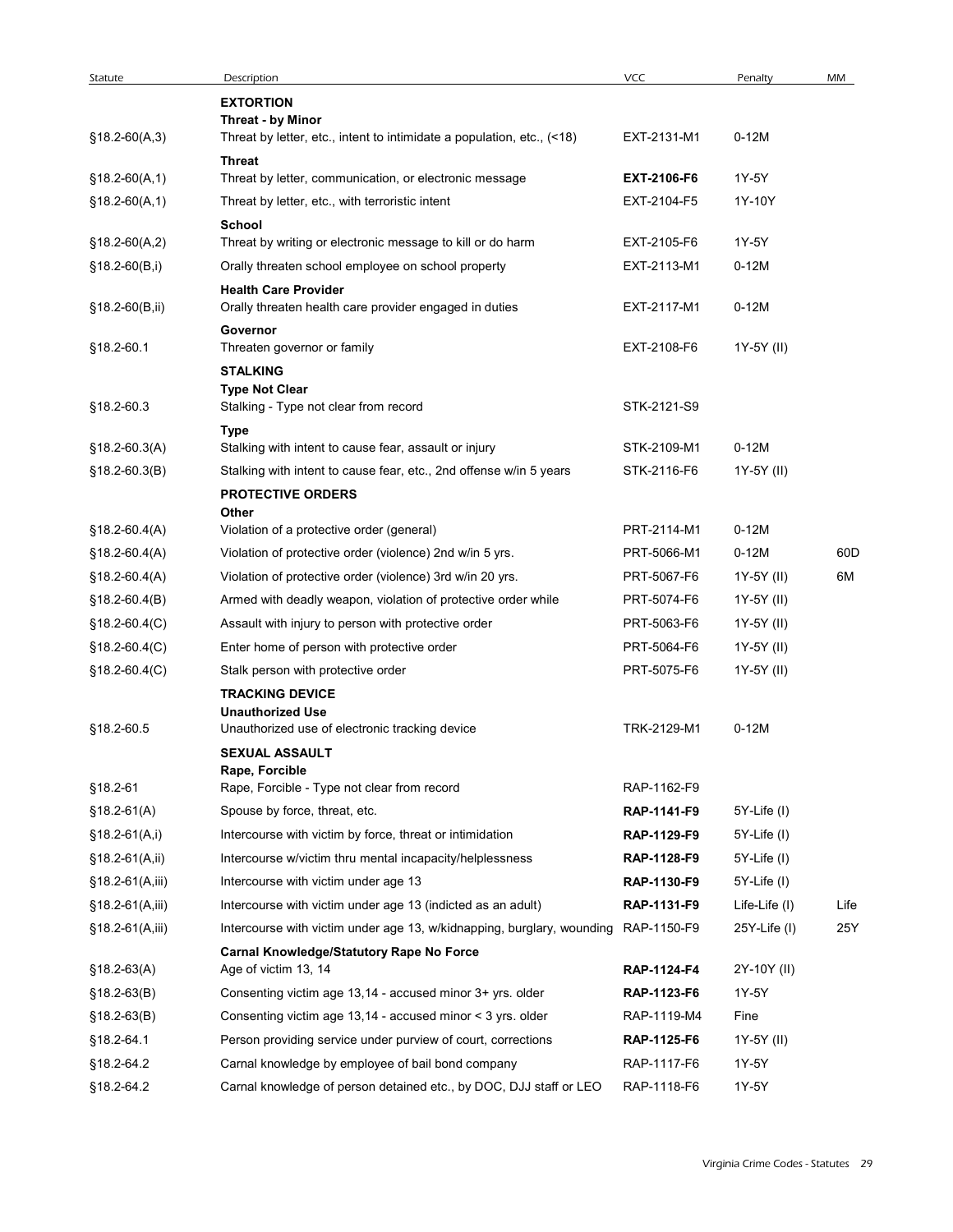| Statute | Description | VCC | Penalty | MM |
|---|---|---|---|---|
| | **EXTORTION** | | | |
| | **Threat - by Minor** | | | |
| §18.2-60(A,3) | Threat by letter, etc., intent to intimidate a population, etc., (<18) | EXT-2131-M1 | 0-12M | |
| | **Threat** | | | |
| §18.2-60(A,1) | Threat by letter, communication, or electronic message | **EXT-2106-F6** | 1Y-5Y | |
| §18.2-60(A,1) | Threat by letter, etc., with terroristic intent | EXT-2104-F5 | 1Y-10Y | |
| | **School** | | | |
| §18.2-60(A,2) | Threat by writing or electronic message to kill or do harm | EXT-2105-F6 | 1Y-5Y | |
| §18.2-60(B,i) | Orally threaten school employee on school property | EXT-2113-M1 | 0-12M | |
| | **Health Care Provider** | | | |
| §18.2-60(B,ii) | Orally threaten health care provider engaged in duties | EXT-2117-M1 | 0-12M | |
| | **Governor** | | | |
| §18.2-60.1 | Threaten governor or family | EXT-2108-F6 | 1Y-5Y (II) | |
| | **STALKING** | | | |
| | **Type Not Clear** | | | |
| §18.2-60.3 | Stalking - Type not clear from record | STK-2121-S9 | | |
| | **Type** | | | |
| §18.2-60.3(A) | Stalking with intent to cause fear, assault or injury | STK-2109-M1 | 0-12M | |
| §18.2-60.3(B) | Stalking with intent to cause fear, etc., 2nd offense w/in 5 years | STK-2116-F6 | 1Y-5Y (II) | |
| | **PROTECTIVE ORDERS** | | | |
| | **Other** | | | |
| §18.2-60.4(A) | Violation of a protective order (general) | PRT-2114-M1 | 0-12M | |
| §18.2-60.4(A) | Violation of protective order (violence) 2nd w/in 5 yrs. | PRT-5066-M1 | 0-12M | 60D |
| §18.2-60.4(A) | Violation of protective order (violence) 3rd w/in 20 yrs. | PRT-5067-F6 | 1Y-5Y (II) | 6M |
| §18.2-60.4(B) | Armed with deadly weapon, violation of protective order while | PRT-5074-F6 | 1Y-5Y (II) | |
| §18.2-60.4(C) | Assault with injury to person with protective order | PRT-5063-F6 | 1Y-5Y (II) | |
| §18.2-60.4(C) | Enter home of person with protective order | PRT-5064-F6 | 1Y-5Y (II) | |
| §18.2-60.4(C) | Stalk person with protective order | PRT-5075-F6 | 1Y-5Y (II) | |
| | **TRACKING DEVICE** | | | |
| | **Unauthorized Use** | | | |
| §18.2-60.5 | Unauthorized use of electronic tracking device | TRK-2129-M1 | 0-12M | |
| | **SEXUAL ASSAULT** | | | |
| | **Rape, Forcible** | | | |
| §18.2-61 | Rape, Forcible - Type not clear from record | RAP-1162-F9 | | |
| §18.2-61(A) | Spouse by force, threat, etc. | **RAP-1141-F9** | 5Y-Life (I) | |
| §18.2-61(A,i) | Intercourse with victim by force, threat or intimidation | **RAP-1129-F9** | 5Y-Life (I) | |
| §18.2-61(A,ii) | Intercourse w/victim thru mental incapacity/helplessness | **RAP-1128-F9** | 5Y-Life (I) | |
| §18.2-61(A,iii) | Intercourse with victim under age 13 | **RAP-1130-F9** | 5Y-Life (I) | |
| §18.2-61(A,iii) | Intercourse with victim under age 13 (indicted as an adult) | **RAP-1131-F9** | Life-Life (I) | Life |
| §18.2-61(A,iii) | Intercourse with victim under age 13, w/kidnapping, burglary, wounding | RAP-1150-F9 | 25Y-Life (I) | 25Y |
| | **Carnal Knowledge/Statutory Rape No Force** | | | |
| §18.2-63(A) | Age of victim 13, 14 | **RAP-1124-F4** | 2Y-10Y (II) | |
| §18.2-63(B) | Consenting victim age 13,14 - accused minor 3+ yrs. older | **RAP-1123-F6** | 1Y-5Y | |
| §18.2-63(B) | Consenting victim age 13,14 - accused minor < 3 yrs. older | RAP-1119-M4 | Fine | |
| §18.2-64.1 | Person providing service under purview of court, corrections | **RAP-1125-F6** | 1Y-5Y (II) | |
| §18.2-64.2 | Carnal knowledge by employee of bail bond company | RAP-1117-F6 | 1Y-5Y | |
| §18.2-64.2 | Carnal knowledge of person detained etc., by DOC, DJJ staff or LEO | RAP-1118-F6 | 1Y-5Y | |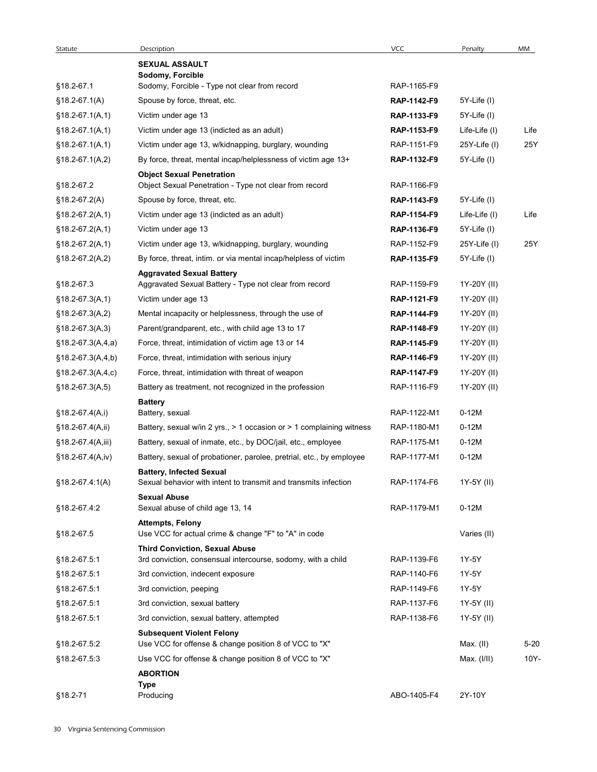| Statute | Description | VCC | Penalty | MM |
|---|---|---|---|---|
| | **SEXUAL ASSAULT** | | | |
| | **Sodomy, Forcible** | | | |
| §18.2-67.1 | Sodomy, Forcible - Type not clear from record | RAP-1165-F9 | | |
| §18.2-67.1(A) | Spouse by force, threat, etc. | **RAP-1142-F9** | 5Y-Life (I) | |
| §18.2-67.1(A,1) | Victim under age 13 | **RAP-1133-F9** | 5Y-Life (I) | |
| §18.2-67.1(A,1) | Victim under age 13 (indicted as an adult) | **RAP-1153-F9** | Life-Life (I) | Life |
| §18.2-67.1(A,1) | Victim under age 13, w/kidnapping, burglary, wounding | RAP-1151-F9 | 25Y-Life (I) | 25Y |
| §18.2-67.1(A,2) | By force, threat, mental incap/helplessness of victim age 13+ | **RAP-1132-F9** | 5Y-Life (I) | |
| | **Object Sexual Penetration** | | | |
| §18.2-67.2 | Object Sexual Penetration - Type not clear from record | RAP-1166-F9 | | |
| §18.2-67.2(A) | Spouse by force, threat, etc. | **RAP-1143-F9** | 5Y-Life (I) | |
| §18.2-67.2(A,1) | Victim under age 13 (indicted as an adult) | **RAP-1154-F9** | Life-Life (I) | Life |
| §18.2-67.2(A,1) | Victim under age 13 | **RAP-1136-F9** | 5Y-Life (I) | |
| §18.2-67.2(A,1) | Victim under age 13, w/kidnapping, burglary, wounding | RAP-1152-F9 | 25Y-Life (I) | 25Y |
| §18.2-67.2(A,2) | By force, threat, intim. or via mental incap/helpless of victim | **RAP-1135-F9** | 5Y-Life (I) | |
| | **Aggravated Sexual Battery** | | | |
| §18.2-67.3 | Aggravated Sexual Battery - Type not clear from record | RAP-1159-F9 | 1Y-20Y (II) | |
| §18.2-67.3(A,1) | Victim under age 13 | **RAP-1121-F9** | 1Y-20Y (II) | |
| §18.2-67.3(A,2) | Mental incapacity or helplessness, through the use of | **RAP-1144-F9** | 1Y-20Y (II) | |
| §18.2-67.3(A,3) | Parent/grandparent, etc., with child age 13 to 17 | **RAP-1148-F9** | 1Y-20Y (II) | |
| §18.2-67.3(A,4,a) | Force, threat, intimidation of victim age 13 or 14 | **RAP-1145-F9** | 1Y-20Y (II) | |
| §18.2-67.3(A,4,b) | Force, threat, intimidation with serious injury | **RAP-1146-F9** | 1Y-20Y (II) | |
| §18.2-67.3(A,4,c) | Force, threat, intimidation with threat of weapon | **RAP-1147-F9** | 1Y-20Y (II) | |
| §18.2-67.3(A,5) | Battery as treatment, not recognized in the profession | RAP-1116-F9 | 1Y-20Y (II) | |
| | **Battery** | | | |
| §18.2-67.4(A,i) | Battery, sexual | RAP-1122-M1 | 0-12M | |
| §18.2-67.4(A,ii) | Battery, sexual w/in 2 yrs., > 1 occasion or > 1 complaining witness | RAP-1180-M1 | 0-12M | |
| §18.2-67.4(A,iii) | Battery, sexual of inmate, etc., by DOC/jail, etc., employee | RAP-1175-M1 | 0-12M | |
| §18.2-67.4(A,iv) | Battery, sexual of probationer, parolee, pretrial, etc., by employee | RAP-1177-M1 | 0-12M | |
| | **Battery, Infected Sexual** | | | |
| §18.2-67.4:1(A) | Sexual behavior with intent to transmit and transmits infection | RAP-1174-F6 | 1Y-5Y (II) | |
| | **Sexual Abuse** | | | |
| §18.2-67.4:2 | Sexual abuse of child age 13, 14 | RAP-1179-M1 | 0-12M | |
| | **Attempts, Felony** | | | |
| §18.2-67.5 | Use VCC for actual crime & change "F" to "A" in code | | Varies (II) | |
| | **Third Conviction, Sexual Abuse** | | | |
| §18.2-67.5:1 | 3rd conviction, consensual intercourse, sodomy, with a child | RAP-1139-F6 | 1Y-5Y | |
| §18.2-67.5:1 | 3rd conviction, indecent exposure | RAP-1140-F6 | 1Y-5Y | |
| §18.2-67.5:1 | 3rd conviction, peeping | RAP-1149-F6 | 1Y-5Y | |
| §18.2-67.5:1 | 3rd conviction, sexual battery | RAP-1137-F6 | 1Y-5Y (II) | |
| §18.2-67.5:1 | 3rd conviction, sexual battery, attempted | RAP-1138-F6 | 1Y-5Y (II) | |
| | **Subsequent Violent Felony** | | | |
| §18.2-67.5:2 | Use VCC for offense & change position 8 of VCC to "X" | | Max. (II) | 5-20 |
| §18.2-67.5:3 | Use VCC for offense & change position 8 of VCC to "X" | | Max. (I/II) | 10Y- |
| | **ABORTION** | | | |
| | **Type** | | | |
| §18.2-71 | Producing | ABO-1405-F4 | 2Y-10Y | |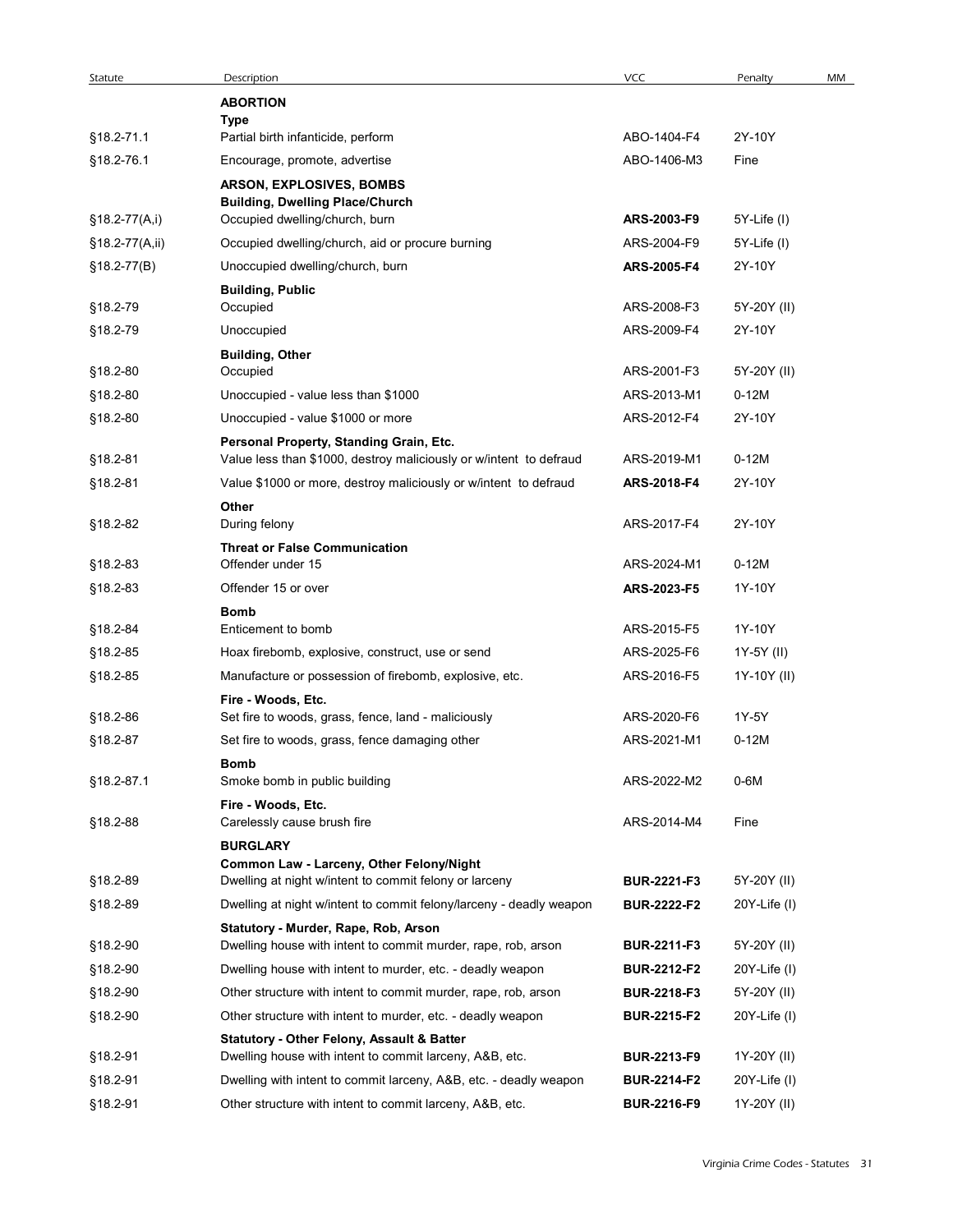| Statute | Description | VCC | Penalty | MM |
|---|---|---|---|---|
| | **ABORTION** | | | |
| | **Type** | | | |
| §18.2-71.1 | Partial birth infanticide, perform | ABO-1404-F4 | 2Y-10Y | |
| §18.2-76.1 | Encourage, promote, advertise | ABO-1406-M3 | Fine | |
| | **ARSON, EXPLOSIVES, BOMBS** | | | |
| | **Building, Dwelling Place/Church** | | | |
| §18.2-77(A,i) | Occupied dwelling/church, burn | **ARS-2003-F9** | 5Y-Life (I) | |
| §18.2-77(A,ii) | Occupied dwelling/church, aid or procure burning | ARS-2004-F9 | 5Y-Life (I) | |
| §18.2-77(B) | Unoccupied dwelling/church, burn | **ARS-2005-F4** | 2Y-10Y | |
| | **Building, Public** | | | |
| §18.2-79 | Occupied | ARS-2008-F3 | 5Y-20Y (II) | |
| §18.2-79 | Unoccupied | ARS-2009-F4 | 2Y-10Y | |
| | **Building, Other** | | | |
| §18.2-80 | Occupied | ARS-2001-F3 | 5Y-20Y (II) | |
| §18.2-80 | Unoccupied - value less than $1000 | ARS-2013-M1 | 0-12M | |
| §18.2-80 | Unoccupied - value $1000 or more | ARS-2012-F4 | 2Y-10Y | |
| | **Personal Property, Standing Grain, Etc.** | | | |
| §18.2-81 | Value less than $1000, destroy maliciously or w/intent to defraud | ARS-2019-M1 | 0-12M | |
| §18.2-81 | Value $1000 or more, destroy maliciously or w/intent to defraud | **ARS-2018-F4** | 2Y-10Y | |
| | **Other** | | | |
| §18.2-82 | During felony | ARS-2017-F4 | 2Y-10Y | |
| | **Threat or False Communication** | | | |
| §18.2-83 | Offender under 15 | ARS-2024-M1 | 0-12M | |
| §18.2-83 | Offender 15 or over | **ARS-2023-F5** | 1Y-10Y | |
| | **Bomb** | | | |
| §18.2-84 | Enticement to bomb | ARS-2015-F5 | 1Y-10Y | |
| §18.2-85 | Hoax firebomb, explosive, construct, use or send | ARS-2025-F6 | 1Y-5Y (II) | |
| §18.2-85 | Manufacture or possession of firebomb, explosive, etc. | ARS-2016-F5 | 1Y-10Y (II) | |
| | **Fire - Woods, Etc.** | | | |
| §18.2-86 | Set fire to woods, grass, fence, land - maliciously | ARS-2020-F6 | 1Y-5Y | |
| §18.2-87 | Set fire to woods, grass, fence damaging other | ARS-2021-M1 | 0-12M | |
| | **Bomb** | | | |
| §18.2-87.1 | Smoke bomb in public building | ARS-2022-M2 | 0-6M | |
| | **Fire - Woods, Etc.** | | | |
| §18.2-88 | Carelessly cause brush fire | ARS-2014-M4 | Fine | |
| | **BURGLARY** | | | |
| | **Common Law - Larceny, Other Felony/Night** | | | |
| §18.2-89 | Dwelling at night w/intent to commit felony or larceny | **BUR-2221-F3** | 5Y-20Y (II) | |
| §18.2-89 | Dwelling at night w/intent to commit felony/larceny - deadly weapon | **BUR-2222-F2** | 20Y-Life (I) | |
| | **Statutory - Murder, Rape, Rob, Arson** | | | |
| §18.2-90 | Dwelling house with intent to commit murder, rape, rob, arson | **BUR-2211-F3** | 5Y-20Y (II) | |
| §18.2-90 | Dwelling house with intent to murder, etc. - deadly weapon | **BUR-2212-F2** | 20Y-Life (I) | |
| §18.2-90 | Other structure with intent to commit murder, rape, rob, arson | **BUR-2218-F3** | 5Y-20Y (II) | |
| §18.2-90 | Other structure with intent to murder, etc. - deadly weapon | **BUR-2215-F2** | 20Y-Life (I) | |
| | **Statutory - Other Felony, Assault & Batter** | | | |
| §18.2-91 | Dwelling house with intent to commit larceny, A&B, etc. | **BUR-2213-F9** | 1Y-20Y (II) | |
| §18.2-91 | Dwelling with intent to commit larceny, A&B, etc. - deadly weapon | **BUR-2214-F2** | 20Y-Life (I) | |
| §18.2-91 | Other structure with intent to commit larceny, A&B, etc. | **BUR-2216-F9** | 1Y-20Y (II) | |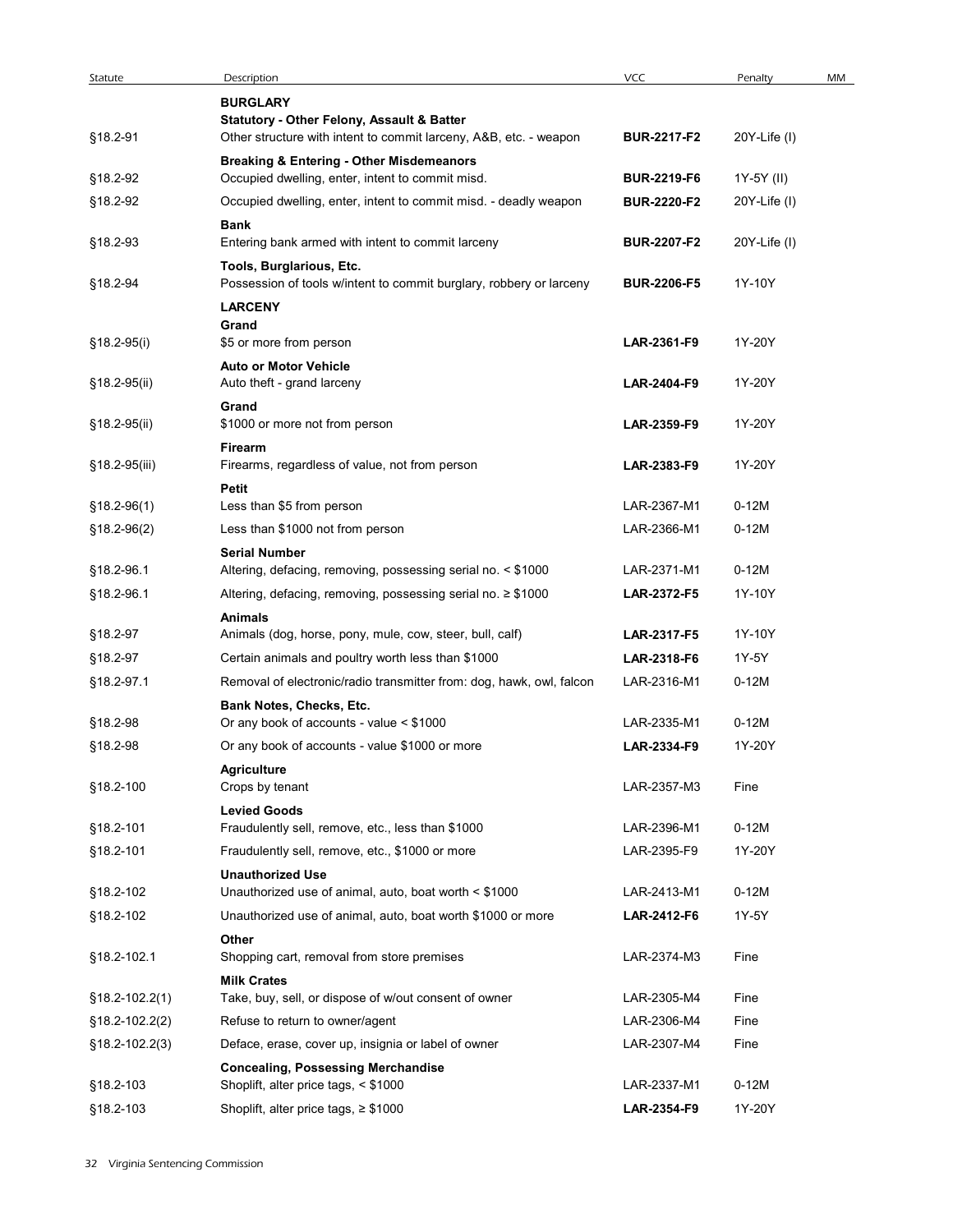| Statute | Description | VCC | Penalty | MM |
|---|---|---|---|---|
| | **BURGLARY** | | | |
| | **Statutory - Other Felony, Assault & Batter** | | | |
| §18.2-91 | Other structure with intent to commit larceny, A&B, etc. - weapon | **BUR-2217-F2** | 20Y-Life (I) | |
| | **Breaking & Entering - Other Misdemeanors** | | | |
| §18.2-92 | Occupied dwelling, enter, intent to commit misd. | **BUR-2219-F6** | 1Y-5Y (II) | |
| §18.2-92 | Occupied dwelling, enter, intent to commit misd. - deadly weapon | **BUR-2220-F2** | 20Y-Life (I) | |
| | **Bank** | | | |
| §18.2-93 | Entering bank armed with intent to commit larceny | **BUR-2207-F2** | 20Y-Life (I) | |
| | **Tools, Burglarious, Etc.** | | | |
| §18.2-94 | Possession of tools w/intent to commit burglary, robbery or larceny | **BUR-2206-F5** | 1Y-10Y | |
| | **LARCENY** | | | |
| | **Grand** | | | |
| §18.2-95(i) | $5 or more from person | **LAR-2361-F9** | 1Y-20Y | |
| | **Auto or Motor Vehicle** | | | |
| §18.2-95(ii) | Auto theft - grand larceny | **LAR-2404-F9** | 1Y-20Y | |
| | **Grand** | | | |
| §18.2-95(ii) | $1000 or more not from person | **LAR-2359-F9** | 1Y-20Y | |
| | **Firearm** | | | |
| §18.2-95(iii) | Firearms, regardless of value, not from person | **LAR-2383-F9** | 1Y-20Y | |
| | **Petit** | | | |
| §18.2-96(1) | Less than $5 from person | LAR-2367-M1 | 0-12M | |
| §18.2-96(2) | Less than $1000 not from person | LAR-2366-M1 | 0-12M | |
| | **Serial Number** | | | |
| §18.2-96.1 | Altering, defacing, removing, possessing serial no. < $1000 | LAR-2371-M1 | 0-12M | |
| §18.2-96.1 | Altering, defacing, removing, possessing serial no. ≥ $1000 | **LAR-2372-F5** | 1Y-10Y | |
| | **Animals** | | | |
| §18.2-97 | Animals (dog, horse, pony, mule, cow, steer, bull, calf) | **LAR-2317-F5** | 1Y-10Y | |
| §18.2-97 | Certain animals and poultry worth less than $1000 | **LAR-2318-F6** | 1Y-5Y | |
| §18.2-97.1 | Removal of electronic/radio transmitter from: dog, hawk, owl, falcon | LAR-2316-M1 | 0-12M | |
| | **Bank Notes, Checks, Etc.** | | | |
| §18.2-98 | Or any book of accounts - value < $1000 | LAR-2335-M1 | 0-12M | |
| §18.2-98 | Or any book of accounts - value $1000 or more | **LAR-2334-F9** | 1Y-20Y | |
| | **Agriculture** | | | |
| §18.2-100 | Crops by tenant | LAR-2357-M3 | Fine | |
| | **Levied Goods** | | | |
| §18.2-101 | Fraudulently sell, remove, etc., less than $1000 | LAR-2396-M1 | 0-12M | |
| §18.2-101 | Fraudulently sell, remove, etc., $1000 or more | LAR-2395-F9 | 1Y-20Y | |
| | **Unauthorized Use** | | | |
| §18.2-102 | Unauthorized use of animal, auto, boat worth < $1000 | LAR-2413-M1 | 0-12M | |
| §18.2-102 | Unauthorized use of animal, auto, boat worth $1000 or more | **LAR-2412-F6** | 1Y-5Y | |
| | **Other** | | | |
| §18.2-102.1 | Shopping cart, removal from store premises | LAR-2374-M3 | Fine | |
| | **Milk Crates** | | | |
| §18.2-102.2(1) | Take, buy, sell, or dispose of w/out consent of owner | LAR-2305-M4 | Fine | |
| §18.2-102.2(2) | Refuse to return to owner/agent | LAR-2306-M4 | Fine | |
| §18.2-102.2(3) | Deface, erase, cover up, insignia or label of owner | LAR-2307-M4 | Fine | |
| | **Concealing, Possessing Merchandise** | | | |
| §18.2-103 | Shoplift, alter price tags, < $1000 | LAR-2337-M1 | 0-12M | |
| §18.2-103 | Shoplift, alter price tags, ≥ $1000 | **LAR-2354-F9** | 1Y-20Y | |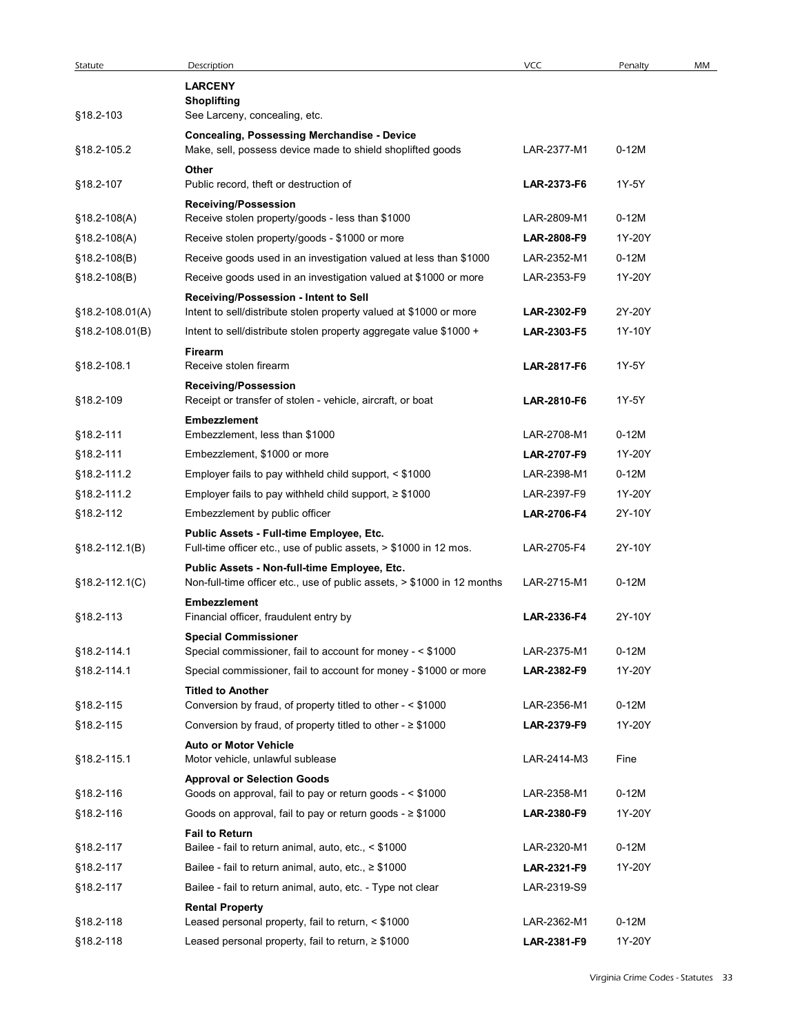| Statute | Description | VCC | Penalty | MM |
|---|---|---|---|---|
| | **LARCENY** | | | |
| | **Shoplifting** | | | |
| §18.2-103 | See Larceny, concealing, etc. | | | |
| | **Concealing, Possessing Merchandise - Device** | | | |
| §18.2-105.2 | Make, sell, possess device made to shield shoplifted goods | LAR-2377-M1 | 0-12M | |
| | **Other** | | | |
| §18.2-107 | Public record, theft or destruction of | **LAR-2373-F6** | 1Y-5Y | |
| | **Receiving/Possession** | | | |
| §18.2-108(A) | Receive stolen property/goods - less than $1000 | LAR-2809-M1 | 0-12M | |
| §18.2-108(A) | Receive stolen property/goods - $1000 or more | **LAR-2808-F9** | 1Y-20Y | |
| §18.2-108(B) | Receive goods used in an investigation valued at less than $1000 | LAR-2352-M1 | 0-12M | |
| §18.2-108(B) | Receive goods used in an investigation valued at $1000 or more | LAR-2353-F9 | 1Y-20Y | |
| | **Receiving/Possession - Intent to Sell** | | | |
| §18.2-108.01(A) | Intent to sell/distribute stolen property valued at $1000 or more | **LAR-2302-F9** | 2Y-20Y | |
| §18.2-108.01(B) | Intent to sell/distribute stolen property aggregate value $1000 + | **LAR-2303-F5** | 1Y-10Y | |
| | **Firearm** | | | |
| §18.2-108.1 | Receive stolen firearm | **LAR-2817-F6** | 1Y-5Y | |
| | **Receiving/Possession** | | | |
| §18.2-109 | Receipt or transfer of stolen - vehicle, aircraft, or boat | **LAR-2810-F6** | 1Y-5Y | |
| | **Embezzlement** | | | |
| §18.2-111 | Embezzlement, less than $1000 | LAR-2708-M1 | 0-12M | |
| §18.2-111 | Embezzlement, $1000 or more | **LAR-2707-F9** | 1Y-20Y | |
| §18.2-111.2 | Employer fails to pay withheld child support, < $1000 | LAR-2398-M1 | 0-12M | |
| §18.2-111.2 | Employer fails to pay withheld child support, ≥ $1000 | LAR-2397-F9 | 1Y-20Y | |
| §18.2-112 | Embezzlement by public officer | **LAR-2706-F4** | 2Y-10Y | |
| | **Public Assets - Full-time Employee, Etc.** | | | |
| §18.2-112.1(B) | Full-time officer etc., use of public assets, > $1000 in 12 mos. | LAR-2705-F4 | 2Y-10Y | |
| | **Public Assets - Non-full-time Employee, Etc.** | | | |
| §18.2-112.1(C) | Non-full-time officer etc., use of public assets, > $1000 in 12 months | LAR-2715-M1 | 0-12M | |
| | **Embezzlement** | | | |
| §18.2-113 | Financial officer, fraudulent entry by | **LAR-2336-F4** | 2Y-10Y | |
| | **Special Commissioner** | | | |
| §18.2-114.1 | Special commissioner, fail to account for money - < $1000 | LAR-2375-M1 | 0-12M | |
| §18.2-114.1 | Special commissioner, fail to account for money - $1000 or more | **LAR-2382-F9** | 1Y-20Y | |
| | **Titled to Another** | | | |
| §18.2-115 | Conversion by fraud, of property titled to other - < $1000 | LAR-2356-M1 | 0-12M | |
| §18.2-115 | Conversion by fraud, of property titled to other - ≥ $1000 | **LAR-2379-F9** | 1Y-20Y | |
| | **Auto or Motor Vehicle** | | | |
| §18.2-115.1 | Motor vehicle, unlawful sublease | LAR-2414-M3 | Fine | |
| | **Approval or Selection Goods** | | | |
| §18.2-116 | Goods on approval, fail to pay or return goods - < $1000 | LAR-2358-M1 | 0-12M | |
| §18.2-116 | Goods on approval, fail to pay or return goods - ≥ $1000 | **LAR-2380-F9** | 1Y-20Y | |
| | **Fail to Return** | | | |
| §18.2-117 | Bailee - fail to return animal, auto, etc., < $1000 | LAR-2320-M1 | 0-12M | |
| §18.2-117 | Bailee - fail to return animal, auto, etc., ≥ $1000 | **LAR-2321-F9** | 1Y-20Y | |
| §18.2-117 | Bailee - fail to return animal, auto, etc. - Type not clear | LAR-2319-S9 | | |
| | **Rental Property** | | | |
| §18.2-118 | Leased personal property, fail to return, < $1000 | LAR-2362-M1 | 0-12M | |
| §18.2-118 | Leased personal property, fail to return, ≥ $1000 | **LAR-2381-F9** | 1Y-20Y | |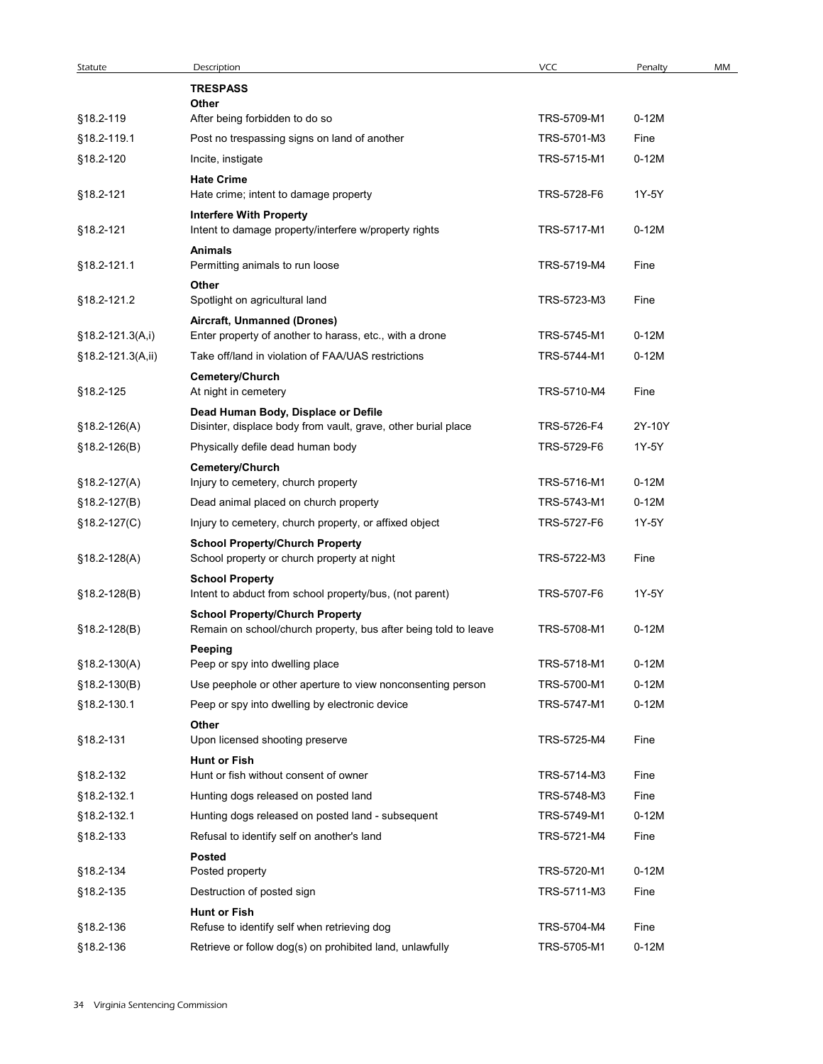| Statute | Description | VCC | Penalty | MM |
|---|---|---|---|---|
| | **TRESPASS** | | | |
| | **Other** | | | |
| §18.2-119 | After being forbidden to do so | TRS-5709-M1 | 0-12M | |
| §18.2-119.1 | Post no trespassing signs on land of another | TRS-5701-M3 | Fine | |
| §18.2-120 | Incite, instigate | TRS-5715-M1 | 0-12M | |
| | **Hate Crime** | | | |
| §18.2-121 | Hate crime; intent to damage property | TRS-5728-F6 | 1Y-5Y | |
| | **Interfere With Property** | | | |
| §18.2-121 | Intent to damage property/interfere w/property rights | TRS-5717-M1 | 0-12M | |
| | **Animals** | | | |
| §18.2-121.1 | Permitting animals to run loose | TRS-5719-M4 | Fine | |
| | **Other** | | | |
| §18.2-121.2 | Spotlight on agricultural land | TRS-5723-M3 | Fine | |
| | **Aircraft, Unmanned (Drones)** | | | |
| §18.2-121.3(A,i) | Enter property of another to harass, etc., with a drone | TRS-5745-M1 | 0-12M | |
| §18.2-121.3(A,ii) | Take off/land in violation of FAA/UAS restrictions | TRS-5744-M1 | 0-12M | |
| | **Cemetery/Church** | | | |
| §18.2-125 | At night in cemetery | TRS-5710-M4 | Fine | |
| | **Dead Human Body, Displace or Defile** | | | |
| §18.2-126(A) | Disinter, displace body from vault, grave, other burial place | TRS-5726-F4 | 2Y-10Y | |
| §18.2-126(B) | Physically defile dead human body | TRS-5729-F6 | 1Y-5Y | |
| | **Cemetery/Church** | | | |
| §18.2-127(A) | Injury to cemetery, church property | TRS-5716-M1 | 0-12M | |
| §18.2-127(B) | Dead animal placed on church property | TRS-5743-M1 | 0-12M | |
| §18.2-127(C) | Injury to cemetery, church property, or affixed object | TRS-5727-F6 | 1Y-5Y | |
| | **School Property/Church Property** | | | |
| §18.2-128(A) | School property or church property at night | TRS-5722-M3 | Fine | |
| | **School Property** | | | |
| §18.2-128(B) | Intent to abduct from school property/bus, (not parent) | TRS-5707-F6 | 1Y-5Y | |
| | **School Property/Church Property** | | | |
| §18.2-128(B) | Remain on school/church property, bus after being told to leave | TRS-5708-M1 | 0-12M | |
| | **Peeping** | | | |
| §18.2-130(A) | Peep or spy into dwelling place | TRS-5718-M1 | 0-12M | |
| §18.2-130(B) | Use peephole or other aperture to view nonconsenting person | TRS-5700-M1 | 0-12M | |
| §18.2-130.1 | Peep or spy into dwelling by electronic device | TRS-5747-M1 | 0-12M | |
| | **Other** | | | |
| §18.2-131 | Upon licensed shooting preserve | TRS-5725-M4 | Fine | |
| | **Hunt or Fish** | | | |
| §18.2-132 | Hunt or fish without consent of owner | TRS-5714-M3 | Fine | |
| §18.2-132.1 | Hunting dogs released on posted land | TRS-5748-M3 | Fine | |
| §18.2-132.1 | Hunting dogs released on posted land - subsequent | TRS-5749-M1 | 0-12M | |
| §18.2-133 | Refusal to identify self on another's land | TRS-5721-M4 | Fine | |
| | **Posted** | | | |
| §18.2-134 | Posted property | TRS-5720-M1 | 0-12M | |
| §18.2-135 | Destruction of posted sign | TRS-5711-M3 | Fine | |
| | **Hunt or Fish** | | | |
| §18.2-136 | Refuse to identify self when retrieving dog | TRS-5704-M4 | Fine | |
| §18.2-136 | Retrieve or follow dog(s) on prohibited land, unlawfully | TRS-5705-M1 | 0-12M | |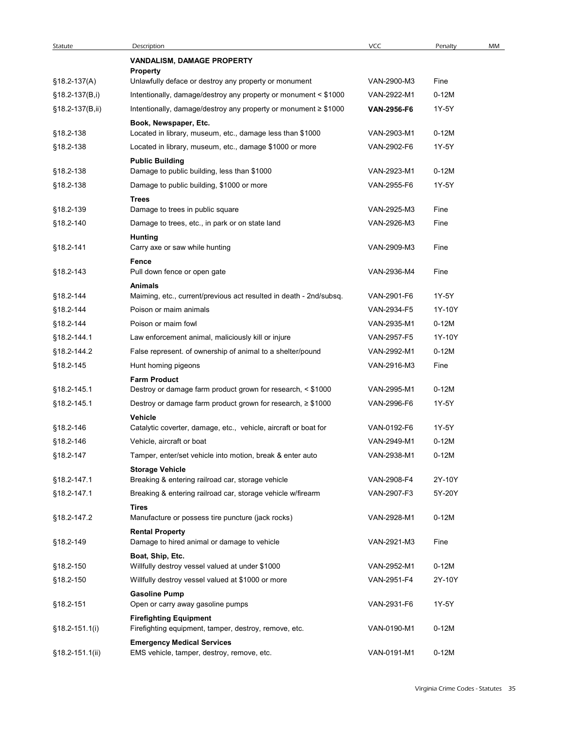| Statute | Description | VCC | Penalty | MM |
|---|---|---|---|---|
| | **VANDALISM, DAMAGE PROPERTY** | | | |
| | **Property** | | | |
| §18.2-137(A) | Unlawfully deface or destroy any property or monument | VAN-2900-M3 | Fine | |
| §18.2-137(B,i) | Intentionally, damage/destroy any property or monument < $1000 | VAN-2922-M1 | 0-12M | |
| §18.2-137(B,ii) | Intentionally, damage/destroy any property or monument ≥ $1000 | **VAN-2956-F6** | 1Y-5Y | |
| | **Book, Newspaper, Etc.** | | | |
| §18.2-138 | Located in library, museum, etc., damage less than $1000 | VAN-2903-M1 | 0-12M | |
| §18.2-138 | Located in library, museum, etc., damage $1000 or more | VAN-2902-F6 | 1Y-5Y | |
| | **Public Building** | | | |
| §18.2-138 | Damage to public building, less than $1000 | VAN-2923-M1 | 0-12M | |
| §18.2-138 | Damage to public building, $1000 or more | VAN-2955-F6 | 1Y-5Y | |
| | **Trees** | | | |
| §18.2-139 | Damage to trees in public square | VAN-2925-M3 | Fine | |
| §18.2-140 | Damage to trees, etc., in park or on state land | VAN-2926-M3 | Fine | |
| | **Hunting** | | | |
| §18.2-141 | Carry axe or saw while hunting | VAN-2909-M3 | Fine | |
| | **Fence** | | | |
| §18.2-143 | Pull down fence or open gate | VAN-2936-M4 | Fine | |
| | **Animals** | | | |
| §18.2-144 | Maiming, etc., current/previous act resulted in death - 2nd/subsq. | VAN-2901-F6 | 1Y-5Y | |
| §18.2-144 | Poison or maim animals | VAN-2934-F5 | 1Y-10Y | |
| §18.2-144 | Poison or maim fowl | VAN-2935-M1 | 0-12M | |
| §18.2-144.1 | Law enforcement animal, maliciously kill or injure | VAN-2957-F5 | 1Y-10Y | |
| §18.2-144.2 | False represent. of ownership of animal to a shelter/pound | VAN-2992-M1 | 0-12M | |
| §18.2-145 | Hunt homing pigeons | VAN-2916-M3 | Fine | |
| | **Farm Product** | | | |
| §18.2-145.1 | Destroy or damage farm product grown for research, < $1000 | VAN-2995-M1 | 0-12M | |
| §18.2-145.1 | Destroy or damage farm product grown for research, ≥ $1000 | VAN-2996-F6 | 1Y-5Y | |
| | **Vehicle** | | | |
| §18.2-146 | Catalytic coverter, damage, etc., vehicle, aircraft or boat for | VAN-0192-F6 | 1Y-5Y | |
| §18.2-146 | Vehicle, aircraft or boat | VAN-2949-M1 | 0-12M | |
| §18.2-147 | Tamper, enter/set vehicle into motion, break & enter auto | VAN-2938-M1 | 0-12M | |
| | **Storage Vehicle** | | | |
| §18.2-147.1 | Breaking & entering railroad car, storage vehicle | VAN-2908-F4 | 2Y-10Y | |
| §18.2-147.1 | Breaking & entering railroad car, storage vehicle w/firearm | VAN-2907-F3 | 5Y-20Y | |
| | **Tires** | | | |
| §18.2-147.2 | Manufacture or possess tire puncture (jack rocks) | VAN-2928-M1 | 0-12M | |
| | **Rental Property** | | | |
| §18.2-149 | Damage to hired animal or damage to vehicle | VAN-2921-M3 | Fine | |
| | **Boat, Ship, Etc.** | | | |
| §18.2-150 | Willfully destroy vessel valued at under $1000 | VAN-2952-M1 | 0-12M | |
| §18.2-150 | Willfully destroy vessel valued at $1000 or more | VAN-2951-F4 | 2Y-10Y | |
| | **Gasoline Pump** | | | |
| §18.2-151 | Open or carry away gasoline pumps | VAN-2931-F6 | 1Y-5Y | |
| | **Firefighting Equipment** | | | |
| §18.2-151.1(i) | Firefighting equipment, tamper, destroy, remove, etc. | VAN-0190-M1 | 0-12M | |
| | **Emergency Medical Services** | | | |
| §18.2-151.1(ii) | EMS vehicle, tamper, destroy, remove, etc. | VAN-0191-M1 | 0-12M | |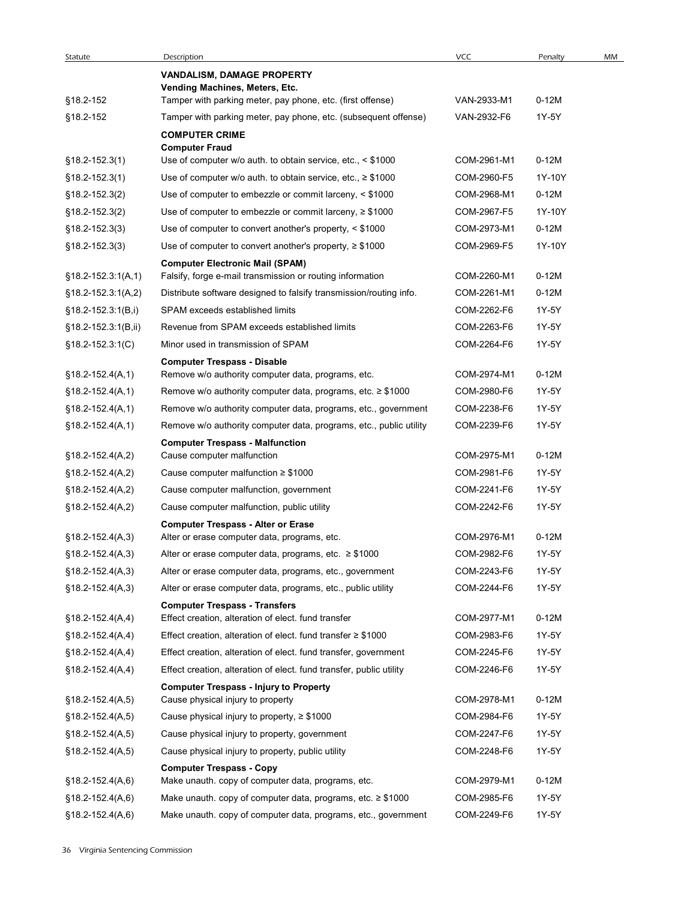| Statute | Description | VCC | Penalty | MM |
|---|---|---|---|---|
| | **VANDALISM, DAMAGE PROPERTY** | | | |
| | **Vending Machines, Meters, Etc.** | | | |
| §18.2-152 | Tamper with parking meter, pay phone, etc. (first offense) | VAN-2933-M1 | 0-12M | |
| §18.2-152 | Tamper with parking meter, pay phone, etc. (subsequent offense) | VAN-2932-F6 | 1Y-5Y | |
| | **COMPUTER CRIME** | | | |
| | **Computer Fraud** | | | |
| §18.2-152.3(1) | Use of computer w/o auth. to obtain service, etc., < $1000 | COM-2961-M1 | 0-12M | |
| §18.2-152.3(1) | Use of computer w/o auth. to obtain service, etc., ≥ $1000 | COM-2960-F5 | 1Y-10Y | |
| §18.2-152.3(2) | Use of computer to embezzle or commit larceny, < $1000 | COM-2968-M1 | 0-12M | |
| §18.2-152.3(2) | Use of computer to embezzle or commit larceny, ≥ $1000 | COM-2967-F5 | 1Y-10Y | |
| §18.2-152.3(3) | Use of computer to convert another's property, < $1000 | COM-2973-M1 | 0-12M | |
| §18.2-152.3(3) | Use of computer to convert another's property, ≥ $1000 | COM-2969-F5 | 1Y-10Y | |
| | **Computer Electronic Mail (SPAM)** | | | |
| §18.2-152.3:1(A,1) | Falsify, forge e-mail transmission or routing information | COM-2260-M1 | 0-12M | |
| §18.2-152.3:1(A,2) | Distribute software designed to falsify transmission/routing info. | COM-2261-M1 | 0-12M | |
| §18.2-152.3:1(B,i) | SPAM exceeds established limits | COM-2262-F6 | 1Y-5Y | |
| §18.2-152.3:1(B,ii) | Revenue from SPAM exceeds established limits | COM-2263-F6 | 1Y-5Y | |
| §18.2-152.3:1(C) | Minor used in transmission of SPAM | COM-2264-F6 | 1Y-5Y | |
| | **Computer Trespass - Disable** | | | |
| §18.2-152.4(A,1) | Remove w/o authority computer data, programs, etc. | COM-2974-M1 | 0-12M | |
| §18.2-152.4(A,1) | Remove w/o authority computer data, programs, etc. ≥ $1000 | COM-2980-F6 | 1Y-5Y | |
| §18.2-152.4(A,1) | Remove w/o authority computer data, programs, etc., government | COM-2238-F6 | 1Y-5Y | |
| §18.2-152.4(A,1) | Remove w/o authority computer data, programs, etc., public utility | COM-2239-F6 | 1Y-5Y | |
| | **Computer Trespass - Malfunction** | | | |
| §18.2-152.4(A,2) | Cause computer malfunction | COM-2975-M1 | 0-12M | |
| §18.2-152.4(A,2) | Cause computer malfunction ≥ $1000 | COM-2981-F6 | 1Y-5Y | |
| §18.2-152.4(A,2) | Cause computer malfunction, government | COM-2241-F6 | 1Y-5Y | |
| §18.2-152.4(A,2) | Cause computer malfunction, public utility | COM-2242-F6 | 1Y-5Y | |
| | **Computer Trespass - Alter or Erase** | | | |
| §18.2-152.4(A,3) | Alter or erase computer data, programs, etc. | COM-2976-M1 | 0-12M | |
| §18.2-152.4(A,3) | Alter or erase computer data, programs, etc. ≥ $1000 | COM-2982-F6 | 1Y-5Y | |
| §18.2-152.4(A,3) | Alter or erase computer data, programs, etc., government | COM-2243-F6 | 1Y-5Y | |
| §18.2-152.4(A,3) | Alter or erase computer data, programs, etc., public utility | COM-2244-F6 | 1Y-5Y | |
| | **Computer Trespass - Transfers** | | | |
| §18.2-152.4(A,4) | Effect creation, alteration of elect. fund transfer | COM-2977-M1 | 0-12M | |
| §18.2-152.4(A,4) | Effect creation, alteration of elect. fund transfer ≥ $1000 | COM-2983-F6 | 1Y-5Y | |
| §18.2-152.4(A,4) | Effect creation, alteration of elect. fund transfer, government | COM-2245-F6 | 1Y-5Y | |
| §18.2-152.4(A,4) | Effect creation, alteration of elect. fund transfer, public utility | COM-2246-F6 | 1Y-5Y | |
| | **Computer Trespass - Injury to Property** | | | |
| §18.2-152.4(A,5) | Cause physical injury to property | COM-2978-M1 | 0-12M | |
| §18.2-152.4(A,5) | Cause physical injury to property, ≥ $1000 | COM-2984-F6 | 1Y-5Y | |
| §18.2-152.4(A,5) | Cause physical injury to property, government | COM-2247-F6 | 1Y-5Y | |
| §18.2-152.4(A,5) | Cause physical injury to property, public utility | COM-2248-F6 | 1Y-5Y | |
| | **Computer Trespass - Copy** | | | |
| §18.2-152.4(A,6) | Make unauth. copy of computer data, programs, etc. | COM-2979-M1 | 0-12M | |
| §18.2-152.4(A,6) | Make unauth. copy of computer data, programs, etc. ≥ $1000 | COM-2985-F6 | 1Y-5Y | |
| §18.2-152.4(A,6) | Make unauth. copy of computer data, programs, etc., government | COM-2249-F6 | 1Y-5Y | |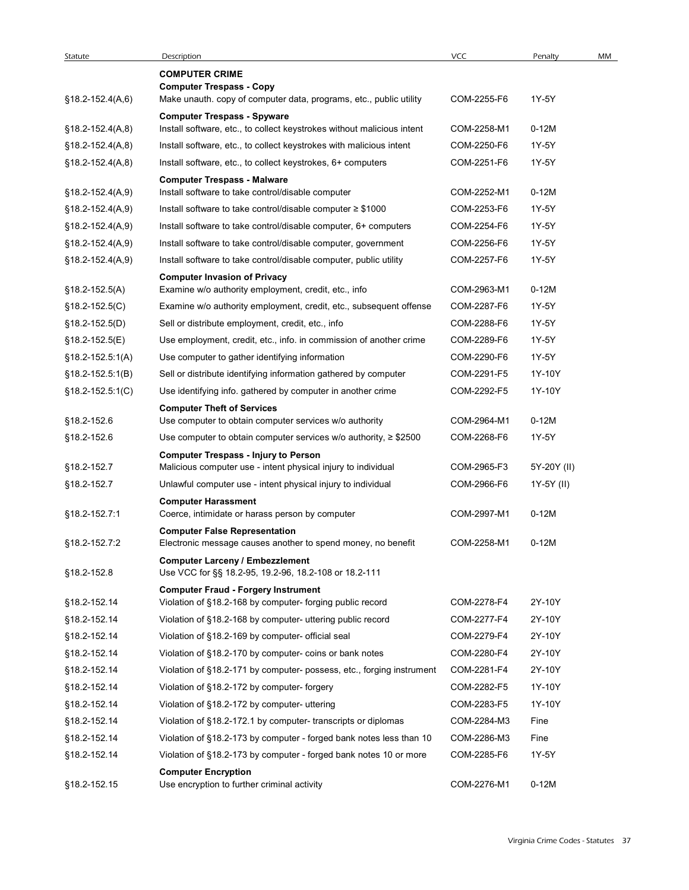| Statute | Description | VCC | Penalty | MM |
|---|---|---|---|---|
| | **COMPUTER CRIME** | | | |
| | **Computer Trespass - Copy** | | | |
| §18.2-152.4(A,6) | Make unauth. copy of computer data, programs, etc., public utility | COM-2255-F6 | 1Y-5Y | |
| | **Computer Trespass - Spyware** | | | |
| §18.2-152.4(A,8) | Install software, etc., to collect keystrokes without malicious intent | COM-2258-M1 | 0-12M | |
| §18.2-152.4(A,8) | Install software, etc., to collect keystrokes with malicious intent | COM-2250-F6 | 1Y-5Y | |
| §18.2-152.4(A,8) | Install software, etc., to collect keystrokes, 6+ computers | COM-2251-F6 | 1Y-5Y | |
| | **Computer Trespass - Malware** | | | |
| §18.2-152.4(A,9) | Install software to take control/disable computer | COM-2252-M1 | 0-12M | |
| §18.2-152.4(A,9) | Install software to take control/disable computer ≥ $1000 | COM-2253-F6 | 1Y-5Y | |
| §18.2-152.4(A,9) | Install software to take control/disable computer, 6+ computers | COM-2254-F6 | 1Y-5Y | |
| §18.2-152.4(A,9) | Install software to take control/disable computer, government | COM-2256-F6 | 1Y-5Y | |
| §18.2-152.4(A,9) | Install software to take control/disable computer, public utility | COM-2257-F6 | 1Y-5Y | |
| | **Computer Invasion of Privacy** | | | |
| §18.2-152.5(A) | Examine w/o authority employment, credit, etc., info | COM-2963-M1 | 0-12M | |
| §18.2-152.5(C) | Examine w/o authority employment, credit, etc., subsequent offense | COM-2287-F6 | 1Y-5Y | |
| §18.2-152.5(D) | Sell or distribute employment, credit, etc., info | COM-2288-F6 | 1Y-5Y | |
| §18.2-152.5(E) | Use employment, credit, etc., info. in commission of another crime | COM-2289-F6 | 1Y-5Y | |
| §18.2-152.5:1(A) | Use computer to gather identifying information | COM-2290-F6 | 1Y-5Y | |
| §18.2-152.5:1(B) | Sell or distribute identifying information gathered by computer | COM-2291-F5 | 1Y-10Y | |
| §18.2-152.5:1(C) | Use identifying info. gathered by computer in another crime | COM-2292-F5 | 1Y-10Y | |
| | **Computer Theft of Services** | | | |
| §18.2-152.6 | Use computer to obtain computer services w/o authority | COM-2964-M1 | 0-12M | |
| §18.2-152.6 | Use computer to obtain computer services w/o authority, ≥ $2500 | COM-2268-F6 | 1Y-5Y | |
| | **Computer Trespass - Injury to Person** | | | |
| §18.2-152.7 | Malicious computer use - intent physical injury to individual | COM-2965-F3 | 5Y-20Y (II) | |
| §18.2-152.7 | Unlawful computer use - intent physical injury to individual | COM-2966-F6 | 1Y-5Y (II) | |
| | **Computer Harassment** | | | |
| §18.2-152.7:1 | Coerce, intimidate or harass person by computer | COM-2997-M1 | 0-12M | |
| | **Computer False Representation** | | | |
| §18.2-152.7:2 | Electronic message causes another to spend money, no benefit | COM-2258-M1 | 0-12M | |
| | **Computer Larceny / Embezzlement** | | | |
| §18.2-152.8 | Use VCC for §§ 18.2-95, 19.2-96, 18.2-108 or 18.2-111 | | | |
| | **Computer Fraud - Forgery Instrument** | | | |
| §18.2-152.14 | Violation of §18.2-168 by computer- forging public record | COM-2278-F4 | 2Y-10Y | |
| §18.2-152.14 | Violation of §18.2-168 by computer- uttering public record | COM-2277-F4 | 2Y-10Y | |
| §18.2-152.14 | Violation of §18.2-169 by computer- official seal | COM-2279-F4 | 2Y-10Y | |
| §18.2-152.14 | Violation of §18.2-170 by computer- coins or bank notes | COM-2280-F4 | 2Y-10Y | |
| §18.2-152.14 | Violation of §18.2-171 by computer- possess, etc., forging instrument | COM-2281-F4 | 2Y-10Y | |
| §18.2-152.14 | Violation of §18.2-172 by computer- forgery | COM-2282-F5 | 1Y-10Y | |
| §18.2-152.14 | Violation of §18.2-172 by computer- uttering | COM-2283-F5 | 1Y-10Y | |
| §18.2-152.14 | Violation of §18.2-172.1 by computer- transcripts or diplomas | COM-2284-M3 | Fine | |
| §18.2-152.14 | Violation of §18.2-173 by computer - forged bank notes less than 10 | COM-2286-M3 | Fine | |
| §18.2-152.14 | Violation of §18.2-173 by computer - forged bank notes 10 or more | COM-2285-F6 | 1Y-5Y | |
| | **Computer Encryption** | | | |
| §18.2-152.15 | Use encryption to further criminal activity | COM-2276-M1 | 0-12M | |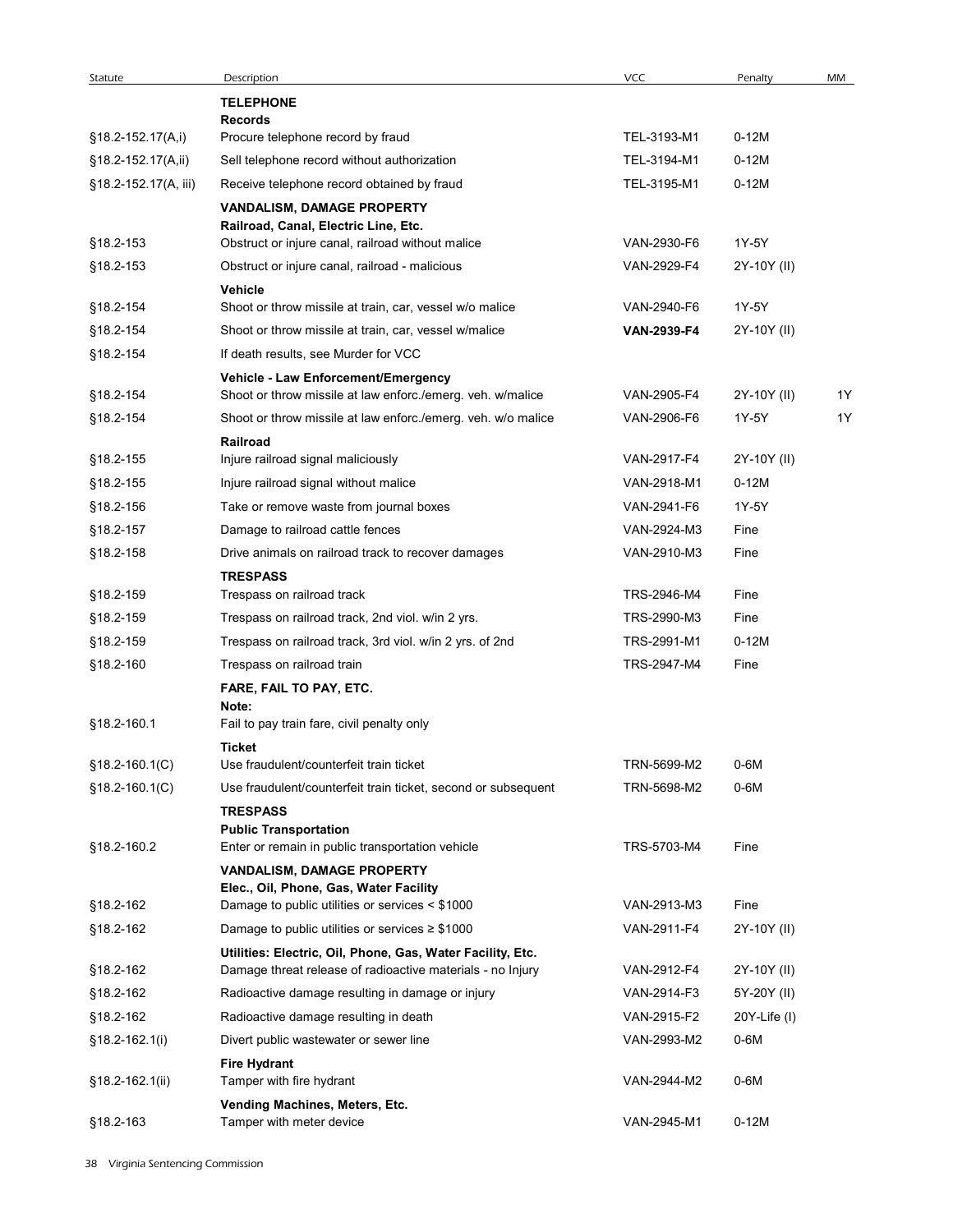| Statute | Description | VCC | Penalty | MM |
|---|---|---|---|---|
| | **TELEPHONE** | | | |
| | **Records** | | | |
| §18.2-152.17(A,i) | Procure telephone record by fraud | TEL-3193-M1 | 0-12M | |
| §18.2-152.17(A,ii) | Sell telephone record without authorization | TEL-3194-M1 | 0-12M | |
| §18.2-152.17(A, iii) | Receive telephone record obtained by fraud | TEL-3195-M1 | 0-12M | |
| | **VANDALISM, DAMAGE PROPERTY** | | | |
| | **Railroad, Canal, Electric Line, Etc.** | | | |
| §18.2-153 | Obstruct or injure canal, railroad without malice | VAN-2930-F6 | 1Y-5Y | |
| §18.2-153 | Obstruct or injure canal, railroad - malicious | VAN-2929-F4 | 2Y-10Y (II) | |
| | **Vehicle** | | | |
| §18.2-154 | Shoot or throw missile at train, car, vessel w/o malice | VAN-2940-F6 | 1Y-5Y | |
| §18.2-154 | Shoot or throw missile at train, car, vessel w/malice | **VAN-2939-F4** | 2Y-10Y (II) | |
| §18.2-154 | If death results, see Murder for VCC | | | |
| | **Vehicle - Law Enforcement/Emergency** | | | |
| §18.2-154 | Shoot or throw missile at law enforc./emerg. veh. w/malice | VAN-2905-F4 | 2Y-10Y (II) | 1Y |
| §18.2-154 | Shoot or throw missile at law enforc./emerg. veh. w/o malice | VAN-2906-F6 | 1Y-5Y | 1Y |
| | **Railroad** | | | |
| §18.2-155 | Injure railroad signal maliciously | VAN-2917-F4 | 2Y-10Y (II) | |
| §18.2-155 | Injure railroad signal without malice | VAN-2918-M1 | 0-12M | |
| §18.2-156 | Take or remove waste from journal boxes | VAN-2941-F6 | 1Y-5Y | |
| §18.2-157 | Damage to railroad cattle fences | VAN-2924-M3 | Fine | |
| §18.2-158 | Drive animals on railroad track to recover damages | VAN-2910-M3 | Fine | |
| | **TRESPASS** | | | |
| §18.2-159 | Trespass on railroad track | TRS-2946-M4 | Fine | |
| §18.2-159 | Trespass on railroad track, 2nd viol. w/in 2 yrs. | TRS-2990-M3 | Fine | |
| §18.2-159 | Trespass on railroad track, 3rd viol. w/in 2 yrs. of 2nd | TRS-2991-M1 | 0-12M | |
| §18.2-160 | Trespass on railroad train | TRS-2947-M4 | Fine | |
| | **FARE, FAIL TO PAY, ETC.** | | | |
| | **Note:** | | | |
| §18.2-160.1 | Fail to pay train fare, civil penalty only | | | |
| | **Ticket** | | | |
| §18.2-160.1(C) | Use fraudulent/counterfeit train ticket | TRN-5699-M2 | 0-6M | |
| §18.2-160.1(C) | Use fraudulent/counterfeit train ticket, second or subsequent | TRN-5698-M2 | 0-6M | |
| | **TRESPASS** | | | |
| | **Public Transportation** | | | |
| §18.2-160.2 | Enter or remain in public transportation vehicle | TRS-5703-M4 | Fine | |
| | **VANDALISM, DAMAGE PROPERTY** | | | |
| | **Elec., Oil, Phone, Gas, Water Facility** | | | |
| §18.2-162 | Damage to public utilities or services < $1000 | VAN-2913-M3 | Fine | |
| §18.2-162 | Damage to public utilities or services ≥ $1000 | VAN-2911-F4 | 2Y-10Y (II) | |
| | **Utilities: Electric, Oil, Phone, Gas, Water Facility, Etc.** | | | |
| §18.2-162 | Damage threat release of radioactive materials - no Injury | VAN-2912-F4 | 2Y-10Y (II) | |
| §18.2-162 | Radioactive damage resulting in damage or injury | VAN-2914-F3 | 5Y-20Y (II) | |
| §18.2-162 | Radioactive damage resulting in death | VAN-2915-F2 | 20Y-Life (I) | |
| §18.2-162.1(i) | Divert public wastewater or sewer line | VAN-2993-M2 | 0-6M | |
| | **Fire Hydrant** | | | |
| §18.2-162.1(ii) | Tamper with fire hydrant | VAN-2944-M2 | 0-6M | |
| | **Vending Machines, Meters, Etc.** | | | |
| §18.2-163 | Tamper with meter device | VAN-2945-M1 | 0-12M | |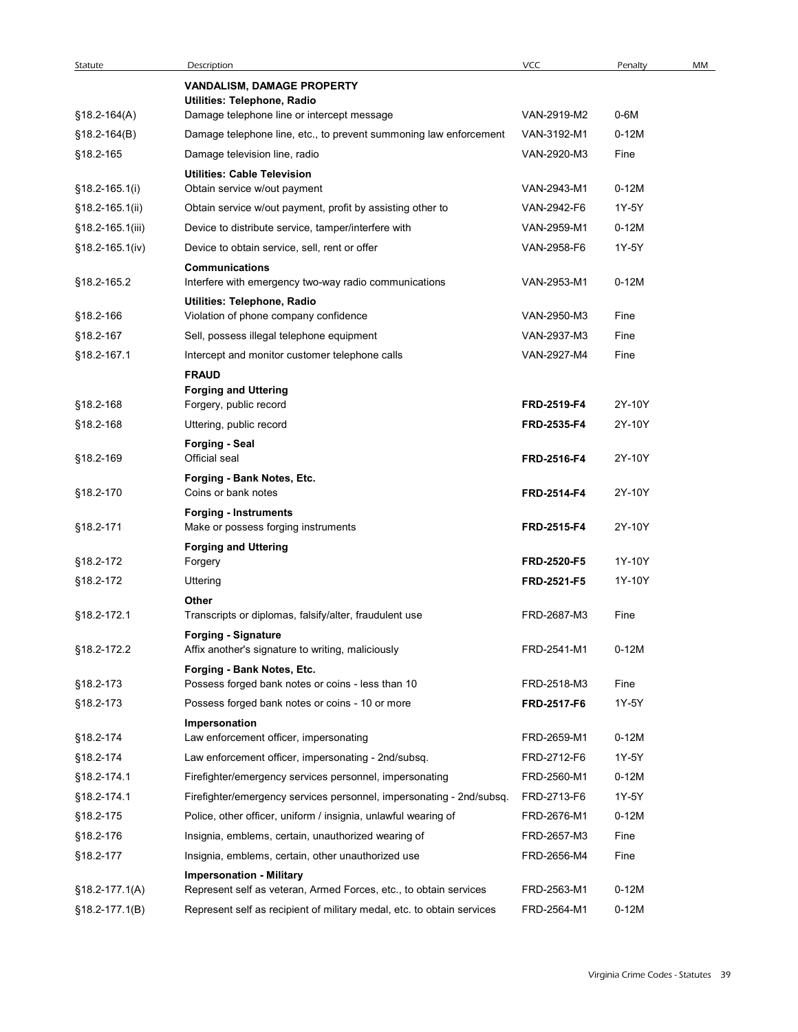| Statute | Description | VCC | Penalty | MM |
|---|---|---|---|---|
| | **VANDALISM, DAMAGE PROPERTY** | | | |
| | **Utilities: Telephone, Radio** | | | |
| §18.2-164(A) | Damage telephone line or intercept message | VAN-2919-M2 | 0-6M | |
| §18.2-164(B) | Damage telephone line, etc., to prevent summoning law enforcement | VAN-3192-M1 | 0-12M | |
| §18.2-165 | Damage television line, radio | VAN-2920-M3 | Fine | |
| | **Utilities: Cable Television** | | | |
| §18.2-165.1(i) | Obtain service w/out payment | VAN-2943-M1 | 0-12M | |
| §18.2-165.1(ii) | Obtain service w/out payment, profit by assisting other to | VAN-2942-F6 | 1Y-5Y | |
| §18.2-165.1(iii) | Device to distribute service, tamper/interfere with | VAN-2959-M1 | 0-12M | |
| §18.2-165.1(iv) | Device to obtain service, sell, rent or offer | VAN-2958-F6 | 1Y-5Y | |
| | **Communications** | | | |
| §18.2-165.2 | Interfere with emergency two-way radio communications | VAN-2953-M1 | 0-12M | |
| | **Utilities: Telephone, Radio** | | | |
| §18.2-166 | Violation of phone company confidence | VAN-2950-M3 | Fine | |
| §18.2-167 | Sell, possess illegal telephone equipment | VAN-2937-M3 | Fine | |
| §18.2-167.1 | Intercept and monitor customer telephone calls | VAN-2927-M4 | Fine | |
| | **FRAUD** | | | |
| | **Forging and Uttering** | | | |
| §18.2-168 | Forgery, public record | **FRD-2519-F4** | 2Y-10Y | |
| §18.2-168 | Uttering, public record | **FRD-2535-F4** | 2Y-10Y | |
| | **Forging - Seal** | | | |
| §18.2-169 | Official seal | **FRD-2516-F4** | 2Y-10Y | |
| | **Forging - Bank Notes, Etc.** | | | |
| §18.2-170 | Coins or bank notes | **FRD-2514-F4** | 2Y-10Y | |
| | **Forging - Instruments** | | | |
| §18.2-171 | Make or possess forging instruments | **FRD-2515-F4** | 2Y-10Y | |
| | **Forging and Uttering** | | | |
| §18.2-172 | Forgery | **FRD-2520-F5** | 1Y-10Y | |
| §18.2-172 | Uttering | **FRD-2521-F5** | 1Y-10Y | |
| | **Other** | | | |
| §18.2-172.1 | Transcripts or diplomas, falsify/alter, fraudulent use | FRD-2687-M3 | Fine | |
| | **Forging - Signature** | | | |
| §18.2-172.2 | Affix another's signature to writing, maliciously | FRD-2541-M1 | 0-12M | |
| | **Forging - Bank Notes, Etc.** | | | |
| §18.2-173 | Possess forged bank notes or coins - less than 10 | FRD-2518-M3 | Fine | |
| §18.2-173 | Possess forged bank notes or coins - 10 or more | **FRD-2517-F6** | 1Y-5Y | |
| | **Impersonation** | | | |
| §18.2-174 | Law enforcement officer, impersonating | FRD-2659-M1 | 0-12M | |
| §18.2-174 | Law enforcement officer, impersonating - 2nd/subsq. | FRD-2712-F6 | 1Y-5Y | |
| §18.2-174.1 | Firefighter/emergency services personnel, impersonating | FRD-2560-M1 | 0-12M | |
| §18.2-174.1 | Firefighter/emergency services personnel, impersonating - 2nd/subsq. | FRD-2713-F6 | 1Y-5Y | |
| §18.2-175 | Police, other officer, uniform / insignia, unlawful wearing of | FRD-2676-M1 | 0-12M | |
| §18.2-176 | Insignia, emblems, certain, unauthorized wearing of | FRD-2657-M3 | Fine | |
| §18.2-177 | Insignia, emblems, certain, other unauthorized use | FRD-2656-M4 | Fine | |
| | **Impersonation - Military** | | | |
| §18.2-177.1(A) | Represent self as veteran, Armed Forces, etc., to obtain services | FRD-2563-M1 | 0-12M | |
| §18.2-177.1(B) | Represent self as recipient of military medal, etc. to obtain services | FRD-2564-M1 | 0-12M | |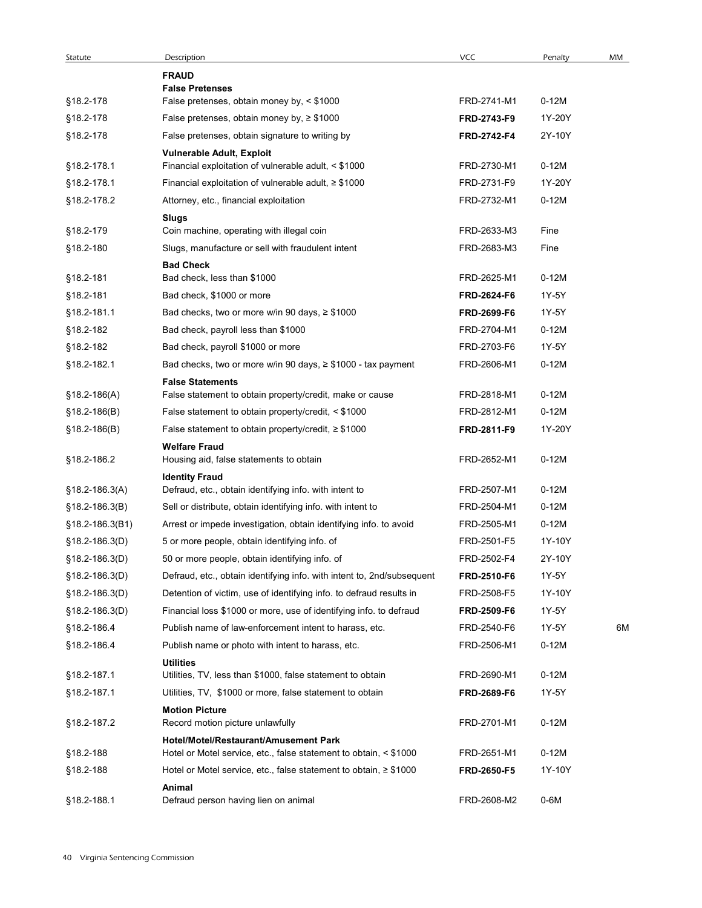| Statute | Description | VCC | Penalty | MM |
|---|---|---|---|---|
| | **FRAUD** | | | |
| | **False Pretenses** | | | |
| §18.2-178 | False pretenses, obtain money by, < $1000 | FRD-2741-M1 | 0-12M | |
| §18.2-178 | False pretenses, obtain money by, ≥ $1000 | **FRD-2743-F9** | 1Y-20Y | |
| §18.2-178 | False pretenses, obtain signature to writing by | **FRD-2742-F4** | 2Y-10Y | |
| | **Vulnerable Adult, Exploit** | | | |
| §18.2-178.1 | Financial exploitation of vulnerable adult, < $1000 | FRD-2730-M1 | 0-12M | |
| §18.2-178.1 | Financial exploitation of vulnerable adult, ≥ $1000 | FRD-2731-F9 | 1Y-20Y | |
| §18.2-178.2 | Attorney, etc., financial exploitation | FRD-2732-M1 | 0-12M | |
| | **Slugs** | | | |
| §18.2-179 | Coin machine, operating with illegal coin | FRD-2633-M3 | Fine | |
| §18.2-180 | Slugs, manufacture or sell with fraudulent intent | FRD-2683-M3 | Fine | |
| | **Bad Check** | | | |
| §18.2-181 | Bad check, less than $1000 | FRD-2625-M1 | 0-12M | |
| §18.2-181 | Bad check, $1000 or more | **FRD-2624-F6** | 1Y-5Y | |
| §18.2-181.1 | Bad checks, two or more w/in 90 days, ≥ $1000 | **FRD-2699-F6** | 1Y-5Y | |
| §18.2-182 | Bad check, payroll less than $1000 | FRD-2704-M1 | 0-12M | |
| §18.2-182 | Bad check, payroll $1000 or more | FRD-2703-F6 | 1Y-5Y | |
| §18.2-182.1 | Bad checks, two or more w/in 90 days, ≥ $1000 - tax payment | FRD-2606-M1 | 0-12M | |
| | **False Statements** | | | |
| §18.2-186(A) | False statement to obtain property/credit, make or cause | FRD-2818-M1 | 0-12M | |
| §18.2-186(B) | False statement to obtain property/credit, < $1000 | FRD-2812-M1 | 0-12M | |
| §18.2-186(B) | False statement to obtain property/credit, ≥ $1000 | **FRD-2811-F9** | 1Y-20Y | |
| | **Welfare Fraud** | | | |
| §18.2-186.2 | Housing aid, false statements to obtain | FRD-2652-M1 | 0-12M | |
| | **Identity Fraud** | | | |
| §18.2-186.3(A) | Defraud, etc., obtain identifying info. with intent to | FRD-2507-M1 | 0-12M | |
| §18.2-186.3(B) | Sell or distribute, obtain identifying info. with intent to | FRD-2504-M1 | 0-12M | |
| §18.2-186.3(B1) | Arrest or impede investigation, obtain identifying info. to avoid | FRD-2505-M1 | 0-12M | |
| §18.2-186.3(D) | 5 or more people, obtain identifying info. of | FRD-2501-F5 | 1Y-10Y | |
| §18.2-186.3(D) | 50 or more people, obtain identifying info. of | FRD-2502-F4 | 2Y-10Y | |
| §18.2-186.3(D) | Defraud, etc., obtain identifying info. with intent to, 2nd/subsequent | **FRD-2510-F6** | 1Y-5Y | |
| §18.2-186.3(D) | Detention of victim, use of identifying info. to defraud results in | FRD-2508-F5 | 1Y-10Y | |
| §18.2-186.3(D) | Financial loss $1000 or more, use of identifying info. to defraud | **FRD-2509-F6** | 1Y-5Y | |
| §18.2-186.4 | Publish name of law-enforcement intent to harass, etc. | FRD-2540-F6 | 1Y-5Y | 6M |
| §18.2-186.4 | Publish name or photo with intent to harass, etc. | FRD-2506-M1 | 0-12M | |
| | **Utilities** | | | |
| §18.2-187.1 | Utilities, TV, less than $1000, false statement to obtain | FRD-2690-M1 | 0-12M | |
| §18.2-187.1 | Utilities, TV, $1000 or more, false statement to obtain | **FRD-2689-F6** | 1Y-5Y | |
| | **Motion Picture** | | | |
| §18.2-187.2 | Record motion picture unlawfully | FRD-2701-M1 | 0-12M | |
| | **Hotel/Motel/Restaurant/Amusement Park** | | | |
| §18.2-188 | Hotel or Motel service, etc., false statement to obtain, < $1000 | FRD-2651-M1 | 0-12M | |
| §18.2-188 | Hotel or Motel service, etc., false statement to obtain, ≥ $1000 | **FRD-2650-F5** | 1Y-10Y | |
| | **Animal** | | | |
| §18.2-188.1 | Defraud person having lien on animal | FRD-2608-M2 | 0-6M | |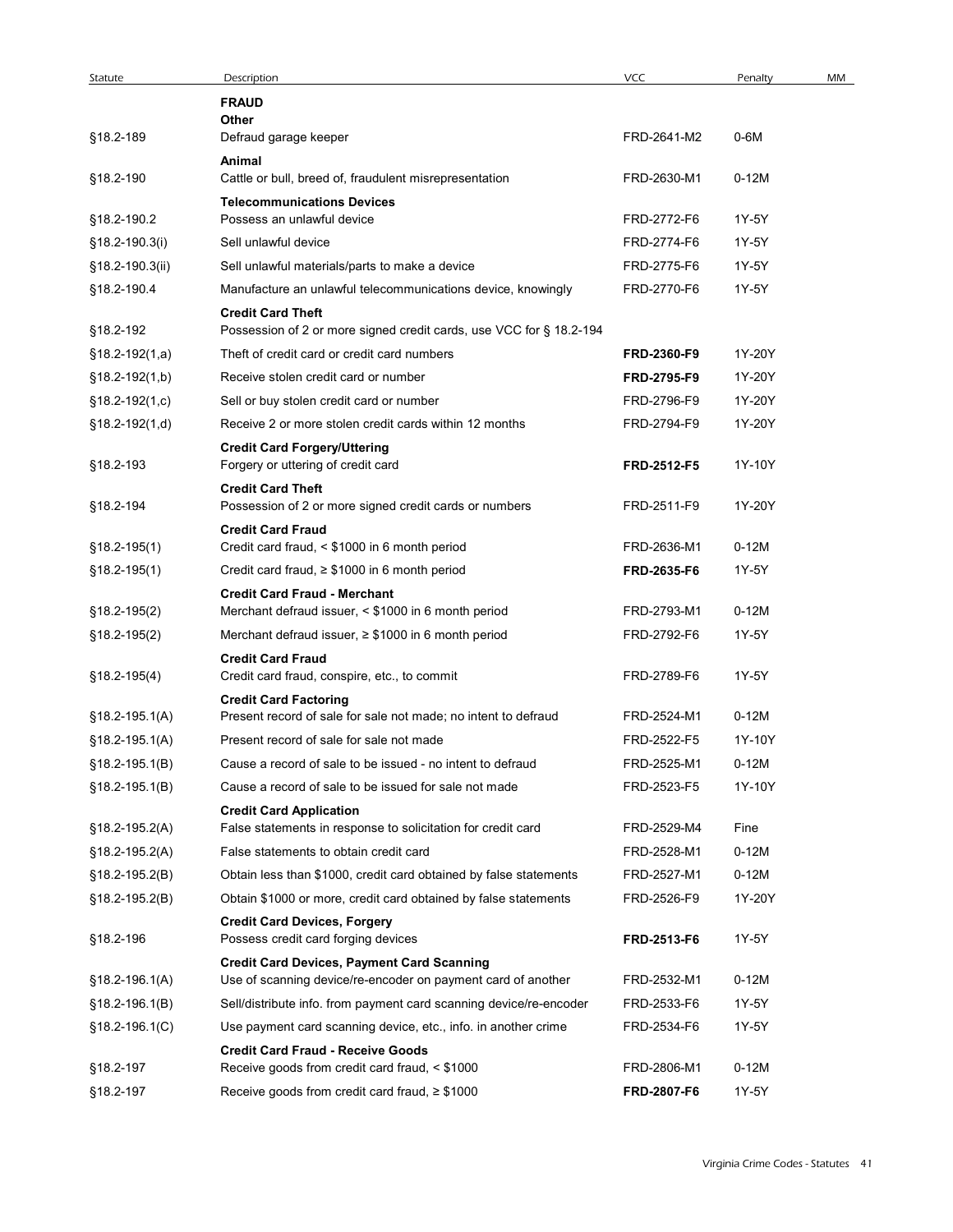| Statute | Description | VCC | Penalty | MM |
|---|---|---|---|---|
| | **FRAUD** | | | |
| | **Other** | | | |
| §18.2-189 | Defraud garage keeper | FRD-2641-M2 | 0-6M | |
| | **Animal** | | | |
| §18.2-190 | Cattle or bull, breed of, fraudulent misrepresentation | FRD-2630-M1 | 0-12M | |
| | **Telecommunications Devices** | | | |
| §18.2-190.2 | Possess an unlawful device | FRD-2772-F6 | 1Y-5Y | |
| §18.2-190.3(i) | Sell unlawful device | FRD-2774-F6 | 1Y-5Y | |
| §18.2-190.3(ii) | Sell unlawful materials/parts to make a device | FRD-2775-F6 | 1Y-5Y | |
| §18.2-190.4 | Manufacture an unlawful telecommunications device, knowingly | FRD-2770-F6 | 1Y-5Y | |
| | **Credit Card Theft** | | | |
| §18.2-192 | Possession of 2 or more signed credit cards, use VCC for § 18.2-194 | | | |
| §18.2-192(1,a) | Theft of credit card or credit card numbers | **FRD-2360-F9** | 1Y-20Y | |
| §18.2-192(1,b) | Receive stolen credit card or number | **FRD-2795-F9** | 1Y-20Y | |
| §18.2-192(1,c) | Sell or buy stolen credit card or number | FRD-2796-F9 | 1Y-20Y | |
| §18.2-192(1,d) | Receive 2 or more stolen credit cards within 12 months | FRD-2794-F9 | 1Y-20Y | |
| | **Credit Card Forgery/Uttering** | | | |
| §18.2-193 | Forgery or uttering of credit card | **FRD-2512-F5** | 1Y-10Y | |
| | **Credit Card Theft** | | | |
| §18.2-194 | Possession of 2 or more signed credit cards or numbers | FRD-2511-F9 | 1Y-20Y | |
| | **Credit Card Fraud** | | | |
| §18.2-195(1) | Credit card fraud, < $1000 in 6 month period | FRD-2636-M1 | 0-12M | |
| §18.2-195(1) | Credit card fraud, ≥ $1000 in 6 month period | **FRD-2635-F6** | 1Y-5Y | |
| | **Credit Card Fraud - Merchant** | | | |
| §18.2-195(2) | Merchant defraud issuer, < $1000 in 6 month period | FRD-2793-M1 | 0-12M | |
| §18.2-195(2) | Merchant defraud issuer, ≥ $1000 in 6 month period | FRD-2792-F6 | 1Y-5Y | |
| | **Credit Card Fraud** | | | |
| §18.2-195(4) | Credit card fraud, conspire, etc., to commit | FRD-2789-F6 | 1Y-5Y | |
| | **Credit Card Factoring** | | | |
| §18.2-195.1(A) | Present record of sale for sale not made; no intent to defraud | FRD-2524-M1 | 0-12M | |
| §18.2-195.1(A) | Present record of sale for sale not made | FRD-2522-F5 | 1Y-10Y | |
| §18.2-195.1(B) | Cause a record of sale to be issued - no intent to defraud | FRD-2525-M1 | 0-12M | |
| §18.2-195.1(B) | Cause a record of sale to be issued for sale not made | FRD-2523-F5 | 1Y-10Y | |
| | **Credit Card Application** | | | |
| §18.2-195.2(A) | False statements in response to solicitation for credit card | FRD-2529-M4 | Fine | |
| §18.2-195.2(A) | False statements to obtain credit card | FRD-2528-M1 | 0-12M | |
| §18.2-195.2(B) | Obtain less than $1000, credit card obtained by false statements | FRD-2527-M1 | 0-12M | |
| §18.2-195.2(B) | Obtain $1000 or more, credit card obtained by false statements | FRD-2526-F9 | 1Y-20Y | |
| | **Credit Card Devices, Forgery** | | | |
| §18.2-196 | Possess credit card forging devices | **FRD-2513-F6** | 1Y-5Y | |
| | **Credit Card Devices, Payment Card Scanning** | | | |
| §18.2-196.1(A) | Use of scanning device/re-encoder on payment card of another | FRD-2532-M1 | 0-12M | |
| §18.2-196.1(B) | Sell/distribute info. from payment card scanning device/re-encoder | FRD-2533-F6 | 1Y-5Y | |
| §18.2-196.1(C) | Use payment card scanning device, etc., info. in another crime | FRD-2534-F6 | 1Y-5Y | |
| | **Credit Card Fraud - Receive Goods** | | | |
| §18.2-197 | Receive goods from credit card fraud, < $1000 | FRD-2806-M1 | 0-12M | |
| §18.2-197 | Receive goods from credit card fraud, ≥ $1000 | **FRD-2807-F6** | 1Y-5Y | |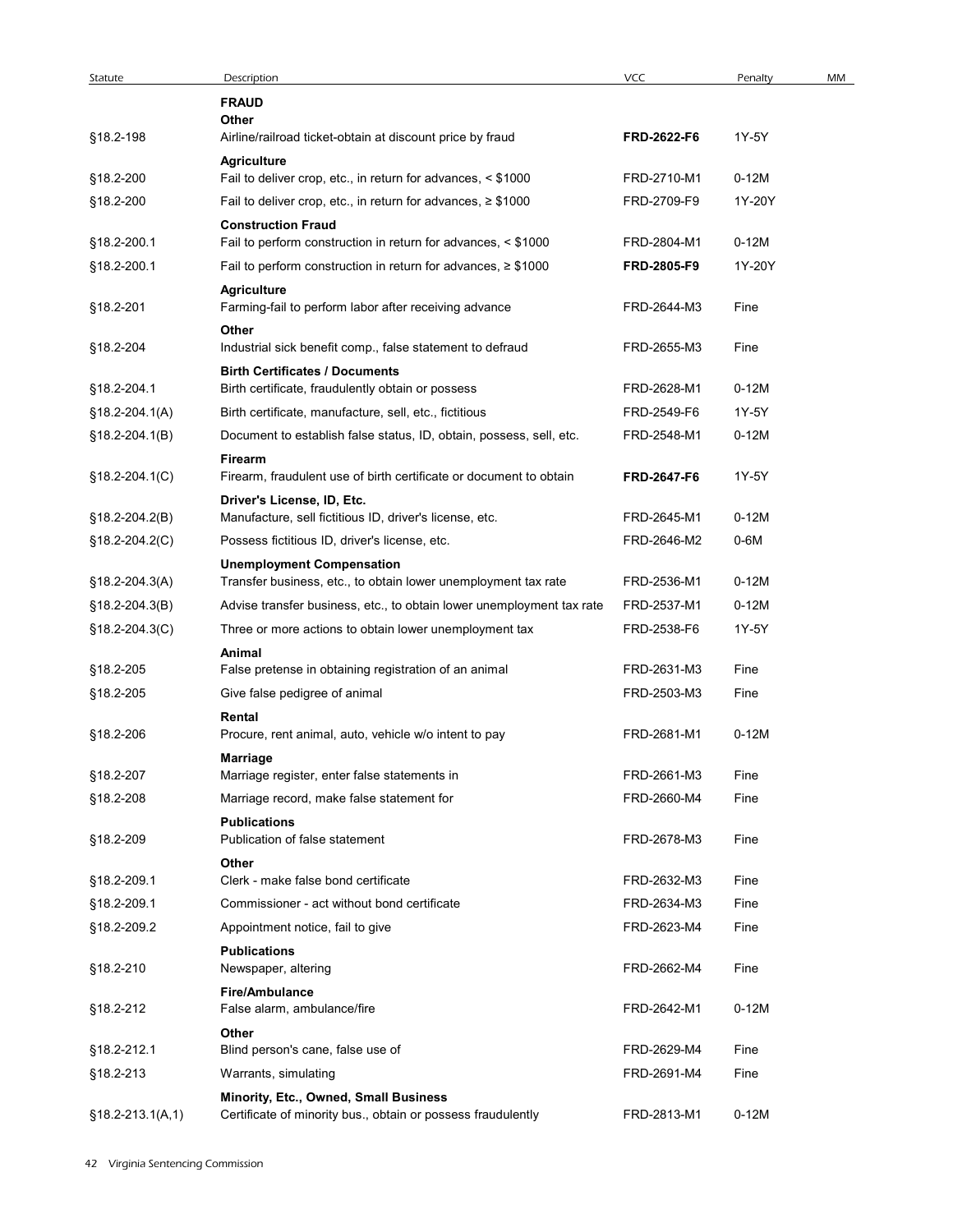| Statute | Description | VCC | Penalty | MM |
|---|---|---|---|---|
| | **FRAUD** | | | |
| | **Other** | | | |
| §18.2-198 | Airline/railroad ticket-obtain at discount price by fraud | **FRD-2622-F6** | 1Y-5Y | |
| | **Agriculture** | | | |
| §18.2-200 | Fail to deliver crop, etc., in return for advances, < $1000 | FRD-2710-M1 | 0-12M | |
| §18.2-200 | Fail to deliver crop, etc., in return for advances, ≥ $1000 | FRD-2709-F9 | 1Y-20Y | |
| | **Construction Fraud** | | | |
| §18.2-200.1 | Fail to perform construction in return for advances, < $1000 | FRD-2804-M1 | 0-12M | |
| §18.2-200.1 | Fail to perform construction in return for advances, ≥ $1000 | **FRD-2805-F9** | 1Y-20Y | |
| | **Agriculture** | | | |
| §18.2-201 | Farming-fail to perform labor after receiving advance | FRD-2644-M3 | Fine | |
| | **Other** | | | |
| §18.2-204 | Industrial sick benefit comp., false statement to defraud | FRD-2655-M3 | Fine | |
| | **Birth Certificates / Documents** | | | |
| §18.2-204.1 | Birth certificate, fraudulently obtain or possess | FRD-2628-M1 | 0-12M | |
| §18.2-204.1(A) | Birth certificate, manufacture, sell, etc., fictitious | FRD-2549-F6 | 1Y-5Y | |
| §18.2-204.1(B) | Document to establish false status, ID, obtain, possess, sell, etc. | FRD-2548-M1 | 0-12M | |
| | **Firearm** | | | |
| §18.2-204.1(C) | Firearm, fraudulent use of birth certificate or document to obtain | **FRD-2647-F6** | 1Y-5Y | |
| | **Driver's License, ID, Etc.** | | | |
| §18.2-204.2(B) | Manufacture, sell fictitious ID, driver's license, etc. | FRD-2645-M1 | 0-12M | |
| §18.2-204.2(C) | Possess fictitious ID, driver's license, etc. | FRD-2646-M2 | 0-6M | |
| | **Unemployment Compensation** | | | |
| §18.2-204.3(A) | Transfer business, etc., to obtain lower unemployment tax rate | FRD-2536-M1 | 0-12M | |
| §18.2-204.3(B) | Advise transfer business, etc., to obtain lower unemployment tax rate | FRD-2537-M1 | 0-12M | |
| §18.2-204.3(C) | Three or more actions to obtain lower unemployment tax | FRD-2538-F6 | 1Y-5Y | |
| | **Animal** | | | |
| §18.2-205 | False pretense in obtaining registration of an animal | FRD-2631-M3 | Fine | |
| §18.2-205 | Give false pedigree of animal | FRD-2503-M3 | Fine | |
| | **Rental** | | | |
| §18.2-206 | Procure, rent animal, auto, vehicle w/o intent to pay | FRD-2681-M1 | 0-12M | |
| | **Marriage** | | | |
| §18.2-207 | Marriage register, enter false statements in | FRD-2661-M3 | Fine | |
| §18.2-208 | Marriage record, make false statement for | FRD-2660-M4 | Fine | |
| | **Publications** | | | |
| §18.2-209 | Publication of false statement | FRD-2678-M3 | Fine | |
| | **Other** | | | |
| §18.2-209.1 | Clerk - make false bond certificate | FRD-2632-M3 | Fine | |
| §18.2-209.1 | Commissioner - act without bond certificate | FRD-2634-M3 | Fine | |
| §18.2-209.2 | Appointment notice, fail to give | FRD-2623-M4 | Fine | |
| | **Publications** | | | |
| §18.2-210 | Newspaper, altering | FRD-2662-M4 | Fine | |
| | **Fire/Ambulance** | | | |
| §18.2-212 | False alarm, ambulance/fire | FRD-2642-M1 | 0-12M | |
| | **Other** | | | |
| §18.2-212.1 | Blind person's cane, false use of | FRD-2629-M4 | Fine | |
| §18.2-213 | Warrants, simulating | FRD-2691-M4 | Fine | |
| | **Minority, Etc., Owned, Small Business** | | | |
| §18.2-213.1(A,1) | Certificate of minority bus., obtain or possess fraudulently | FRD-2813-M1 | 0-12M | |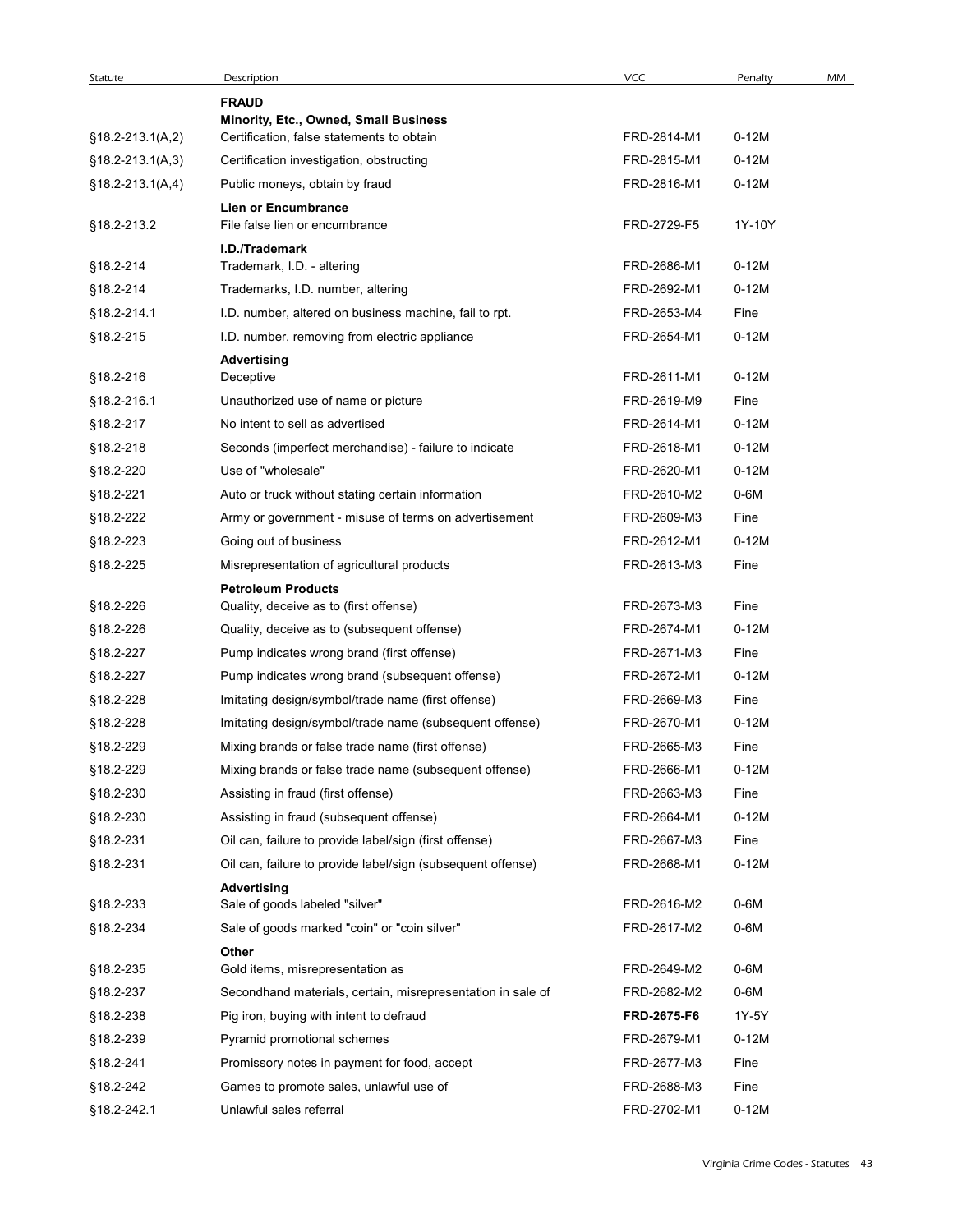| Statute | Description | VCC | Penalty | MM |
|---|---|---|---|---|
| | **FRAUD** | | | |
| | **Minority, Etc., Owned, Small Business** | | | |
| §18.2-213.1(A,2) | Certification, false statements to obtain | FRD-2814-M1 | 0-12M | |
| §18.2-213.1(A,3) | Certification investigation, obstructing | FRD-2815-M1 | 0-12M | |
| §18.2-213.1(A,4) | Public moneys, obtain by fraud | FRD-2816-M1 | 0-12M | |
| | **Lien or Encumbrance** | | | |
| §18.2-213.2 | File false lien or encumbrance | FRD-2729-F5 | 1Y-10Y | |
| | **I.D./Trademark** | | | |
| §18.2-214 | Trademark, I.D. - altering | FRD-2686-M1 | 0-12M | |
| §18.2-214 | Trademarks, I.D. number, altering | FRD-2692-M1 | 0-12M | |
| §18.2-214.1 | I.D. number, altered on business machine, fail to rpt. | FRD-2653-M4 | Fine | |
| §18.2-215 | I.D. number, removing from electric appliance | FRD-2654-M1 | 0-12M | |
| | **Advertising** | | | |
| §18.2-216 | Deceptive | FRD-2611-M1 | 0-12M | |
| §18.2-216.1 | Unauthorized use of name or picture | FRD-2619-M9 | Fine | |
| §18.2-217 | No intent to sell as advertised | FRD-2614-M1 | 0-12M | |
| §18.2-218 | Seconds (imperfect merchandise) - failure to indicate | FRD-2618-M1 | 0-12M | |
| §18.2-220 | Use of "wholesale" | FRD-2620-M1 | 0-12M | |
| §18.2-221 | Auto or truck without stating certain information | FRD-2610-M2 | 0-6M | |
| §18.2-222 | Army or government - misuse of terms on advertisement | FRD-2609-M3 | Fine | |
| §18.2-223 | Going out of business | FRD-2612-M1 | 0-12M | |
| §18.2-225 | Misrepresentation of agricultural products | FRD-2613-M3 | Fine | |
| | **Petroleum Products** | | | |
| §18.2-226 | Quality, deceive as to (first offense) | FRD-2673-M3 | Fine | |
| §18.2-226 | Quality, deceive as to (subsequent offense) | FRD-2674-M1 | 0-12M | |
| §18.2-227 | Pump indicates wrong brand (first offense) | FRD-2671-M3 | Fine | |
| §18.2-227 | Pump indicates wrong brand (subsequent offense) | FRD-2672-M1 | 0-12M | |
| §18.2-228 | Imitating design/symbol/trade name (first offense) | FRD-2669-M3 | Fine | |
| §18.2-228 | Imitating design/symbol/trade name (subsequent offense) | FRD-2670-M1 | 0-12M | |
| §18.2-229 | Mixing brands or false trade name (first offense) | FRD-2665-M3 | Fine | |
| §18.2-229 | Mixing brands or false trade name (subsequent offense) | FRD-2666-M1 | 0-12M | |
| §18.2-230 | Assisting in fraud (first offense) | FRD-2663-M3 | Fine | |
| §18.2-230 | Assisting in fraud (subsequent offense) | FRD-2664-M1 | 0-12M | |
| §18.2-231 | Oil can, failure to provide label/sign (first offense) | FRD-2667-M3 | Fine | |
| §18.2-231 | Oil can, failure to provide label/sign (subsequent offense) | FRD-2668-M1 | 0-12M | |
| | **Advertising** | | | |
| §18.2-233 | Sale of goods labeled "silver" | FRD-2616-M2 | 0-6M | |
| §18.2-234 | Sale of goods marked "coin" or "coin silver" | FRD-2617-M2 | 0-6M | |
| | **Other** | | | |
| §18.2-235 | Gold items, misrepresentation as | FRD-2649-M2 | 0-6M | |
| §18.2-237 | Secondhand materials, certain, misrepresentation in sale of | FRD-2682-M2 | 0-6M | |
| §18.2-238 | Pig iron, buying with intent to defraud | **FRD-2675-F6** | 1Y-5Y | |
| §18.2-239 | Pyramid promotional schemes | FRD-2679-M1 | 0-12M | |
| §18.2-241 | Promissory notes in payment for food, accept | FRD-2677-M3 | Fine | |
| §18.2-242 | Games to promote sales, unlawful use of | FRD-2688-M3 | Fine | |
| §18.2-242.1 | Unlawful sales referral | FRD-2702-M1 | 0-12M | |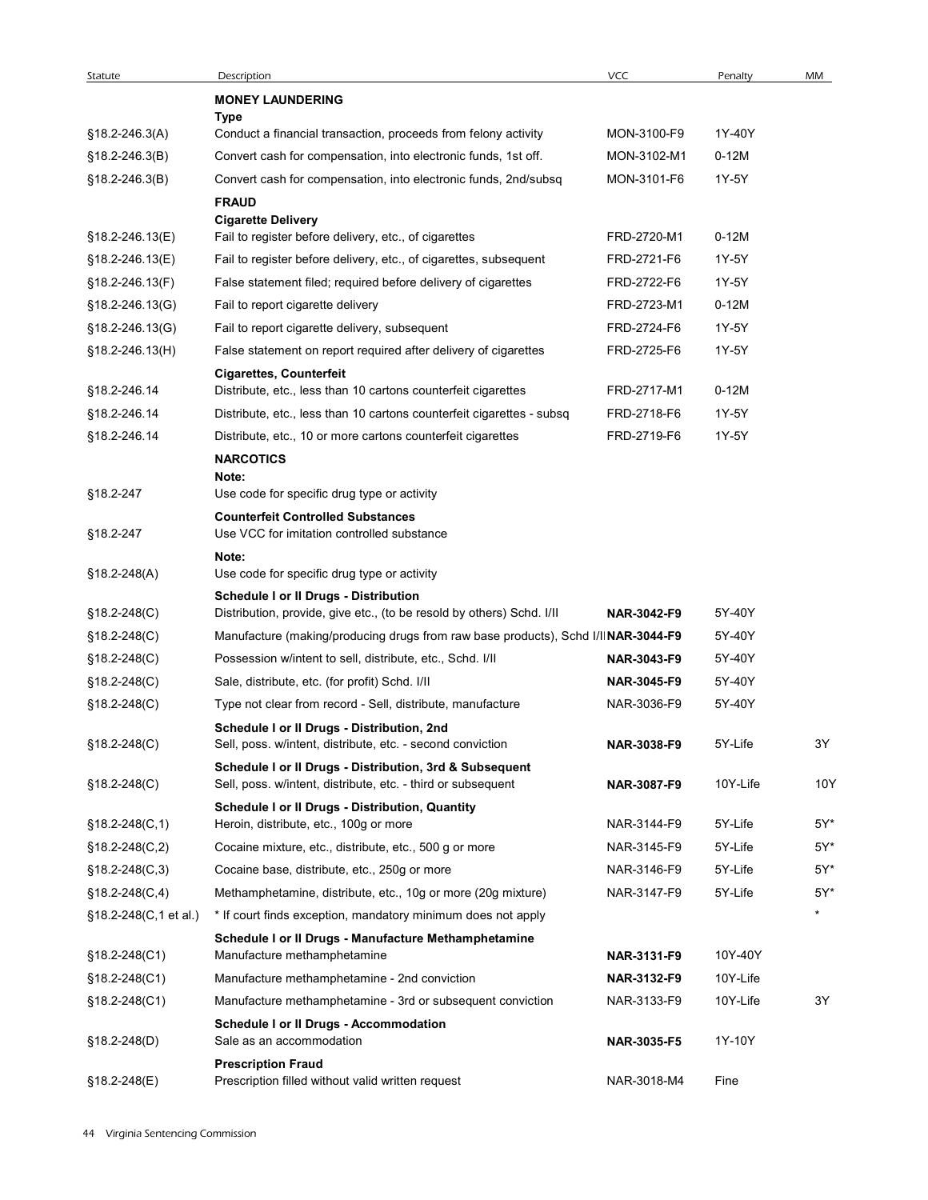| Statute | Description | VCC | Penalty | MM |
|---|---|---|---|---|
| | **MONEY LAUNDERING** | | | |
| | **Type** | | | |
| §18.2-246.3(A) | Conduct a financial transaction, proceeds from felony activity | MON-3100-F9 | 1Y-40Y | |
| §18.2-246.3(B) | Convert cash for compensation, into electronic funds, 1st off. | MON-3102-M1 | 0-12M | |
| §18.2-246.3(B) | Convert cash for compensation, into electronic funds, 2nd/subsq | MON-3101-F6 | 1Y-5Y | |
| | **FRAUD** | | | |
| | **Cigarette Delivery** | | | |
| §18.2-246.13(E) | Fail to register before delivery, etc., of cigarettes | FRD-2720-M1 | 0-12M | |
| §18.2-246.13(E) | Fail to register before delivery, etc., of cigarettes, subsequent | FRD-2721-F6 | 1Y-5Y | |
| §18.2-246.13(F) | False statement filed; required before delivery of cigarettes | FRD-2722-F6 | 1Y-5Y | |
| §18.2-246.13(G) | Fail to report cigarette delivery | FRD-2723-M1 | 0-12M | |
| §18.2-246.13(G) | Fail to report cigarette delivery, subsequent | FRD-2724-F6 | 1Y-5Y | |
| §18.2-246.13(H) | False statement on report required after delivery of cigarettes | FRD-2725-F6 | 1Y-5Y | |
| | **Cigarettes, Counterfeit** | | | |
| §18.2-246.14 | Distribute, etc., less than 10 cartons counterfeit cigarettes | FRD-2717-M1 | 0-12M | |
| §18.2-246.14 | Distribute, etc., less than 10 cartons counterfeit cigarettes - subsq | FRD-2718-F6 | 1Y-5Y | |
| §18.2-246.14 | Distribute, etc., 10 or more cartons counterfeit cigarettes | FRD-2719-F6 | 1Y-5Y | |
| | **NARCOTICS** | | | |
| | **Note:** | | | |
| §18.2-247 | Use code for specific drug type or activity | | | |
| | **Counterfeit Controlled Substances** | | | |
| §18.2-247 | Use VCC for imitation controlled substance | | | |
| | **Note:** | | | |
| §18.2-248(A) | Use code for specific drug type or activity | | | |
| | **Schedule I or II Drugs - Distribution** | | | |
| §18.2-248(C) | Distribution, provide, give etc., (to be resold by others) Schd. I/II | **NAR-3042-F9** | 5Y-40Y | |
| §18.2-248(C) | Manufacture (making/producing drugs from raw base products), Schd I/II | **NAR-3044-F9** | 5Y-40Y | |
| §18.2-248(C) | Possession w/intent to sell, distribute, etc., Schd. I/II | **NAR-3043-F9** | 5Y-40Y | |
| §18.2-248(C) | Sale, distribute, etc. (for profit) Schd. I/II | **NAR-3045-F9** | 5Y-40Y | |
| §18.2-248(C) | Type not clear from record - Sell, distribute, manufacture | NAR-3036-F9 | 5Y-40Y | |
| | **Schedule I or II Drugs - Distribution, 2nd** | | | |
| §18.2-248(C) | Sell, poss. w/intent, distribute, etc. - second conviction | **NAR-3038-F9** | 5Y-Life | 3Y |
| | **Schedule I or II Drugs - Distribution, 3rd & Subsequent** | | | |
| §18.2-248(C) | Sell, poss. w/intent, distribute, etc. - third or subsequent | **NAR-3087-F9** | 10Y-Life | 10Y |
| | **Schedule I or II Drugs - Distribution, Quantity** | | | |
| §18.2-248(C,1) | Heroin, distribute, etc., 100g or more | NAR-3144-F9 | 5Y-Life | 5Y* |
| §18.2-248(C,2) | Cocaine mixture, etc., distribute, etc., 500 g or more | NAR-3145-F9 | 5Y-Life | 5Y* |
| §18.2-248(C,3) | Cocaine base, distribute, etc., 250g or more | NAR-3146-F9 | 5Y-Life | 5Y* |
| §18.2-248(C,4) | Methamphetamine, distribute, etc., 10g or more (20g mixture) | NAR-3147-F9 | 5Y-Life | 5Y* |
| §18.2-248(C,1 et al.) | * If court finds exception, mandatory minimum does not apply | | | * |
| | **Schedule I or II Drugs - Manufacture Methamphetamine** | | | |
| §18.2-248(C1) | Manufacture methamphetamine | **NAR-3131-F9** | 10Y-40Y | |
| §18.2-248(C1) | Manufacture methamphetamine - 2nd conviction | **NAR-3132-F9** | 10Y-Life | |
| §18.2-248(C1) | Manufacture methamphetamine - 3rd or subsequent conviction | NAR-3133-F9 | 10Y-Life | 3Y |
| | **Schedule I or II Drugs - Accommodation** | | | |
| §18.2-248(D) | Sale as an accommodation | **NAR-3035-F5** | 1Y-10Y | |
| | **Prescription Fraud** | | | |
| §18.2-248(E) | Prescription filled without valid written request | NAR-3018-M4 | Fine | |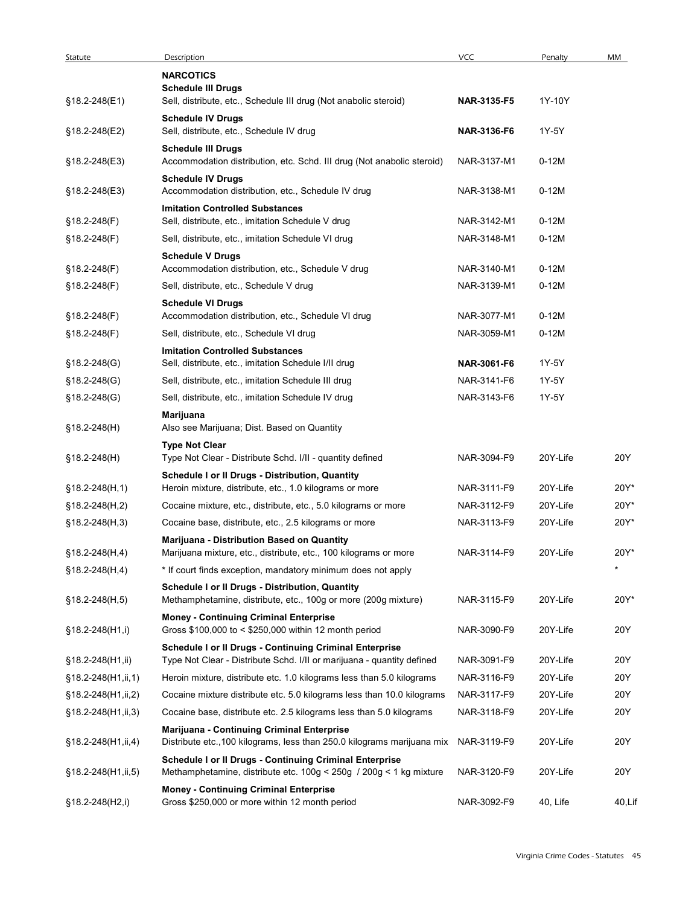| Statute | Description | VCC | Penalty | MM |
|---|---|---|---|---|
| | **NARCOTICS** | | | |
| | **Schedule III Drugs** | | | |
| §18.2-248(E1) | Sell, distribute, etc., Schedule III drug (Not anabolic steroid) | **NAR-3135-F5** | 1Y-10Y | |
| | **Schedule IV Drugs** | | | |
| §18.2-248(E2) | Sell, distribute, etc., Schedule IV drug | **NAR-3136-F6** | 1Y-5Y | |
| | **Schedule III Drugs** | | | |
| §18.2-248(E3) | Accommodation distribution, etc. Schd. III drug (Not anabolic steroid) | NAR-3137-M1 | 0-12M | |
| | **Schedule IV Drugs** | | | |
| §18.2-248(E3) | Accommodation distribution, etc., Schedule IV drug | NAR-3138-M1 | 0-12M | |
| | **Imitation Controlled Substances** | | | |
| §18.2-248(F) | Sell, distribute, etc., imitation Schedule V drug | NAR-3142-M1 | 0-12M | |
| §18.2-248(F) | Sell, distribute, etc., imitation Schedule VI drug | NAR-3148-M1 | 0-12M | |
| | **Schedule V Drugs** | | | |
| §18.2-248(F) | Accommodation distribution, etc., Schedule V drug | NAR-3140-M1 | 0-12M | |
| §18.2-248(F) | Sell, distribute, etc., Schedule V drug | NAR-3139-M1 | 0-12M | |
| | **Schedule VI Drugs** | | | |
| §18.2-248(F) | Accommodation distribution, etc., Schedule VI drug | NAR-3077-M1 | 0-12M | |
| §18.2-248(F) | Sell, distribute, etc., Schedule VI drug | NAR-3059-M1 | 0-12M | |
| | **Imitation Controlled Substances** | | | |
| §18.2-248(G) | Sell, distribute, etc., imitation Schedule I/II drug | **NAR-3061-F6** | 1Y-5Y | |
| §18.2-248(G) | Sell, distribute, etc., imitation Schedule III drug | NAR-3141-F6 | 1Y-5Y | |
| §18.2-248(G) | Sell, distribute, etc., imitation Schedule IV drug | NAR-3143-F6 | 1Y-5Y | |
| | **Marijuana** | | | |
| §18.2-248(H) | Also see Marijuana; Dist. Based on Quantity | | | |
| | **Type Not Clear** | | | |
| §18.2-248(H) | Type Not Clear - Distribute Schd. I/II - quantity defined | NAR-3094-F9 | 20Y-Life | 20Y |
| | **Schedule I or II Drugs - Distribution, Quantity** | | | |
| §18.2-248(H,1) | Heroin mixture, distribute, etc., 1.0 kilograms or more | NAR-3111-F9 | 20Y-Life | 20Y* |
| §18.2-248(H,2) | Cocaine mixture, etc., distribute, etc., 5.0 kilograms or more | NAR-3112-F9 | 20Y-Life | 20Y* |
| §18.2-248(H,3) | Cocaine base, distribute, etc., 2.5 kilograms or more | NAR-3113-F9 | 20Y-Life | 20Y* |
| | **Marijuana - Distribution Based on Quantity** | | | |
| §18.2-248(H,4) | Marijuana mixture, etc., distribute, etc., 100 kilograms or more | NAR-3114-F9 | 20Y-Life | 20Y* |
| §18.2-248(H,4) | * If court finds exception, mandatory minimum does not apply | | | * |
| | **Schedule I or II Drugs - Distribution, Quantity** | | | |
| §18.2-248(H,5) | Methamphetamine, distribute, etc., 100g or more (200g mixture) | NAR-3115-F9 | 20Y-Life | 20Y* |
| | **Money - Continuing Criminal Enterprise** | | | |
| §18.2-248(H1,i) | Gross $100,000 to < $250,000 within 12 month period | NAR-3090-F9 | 20Y-Life | 20Y |
| | **Schedule I or II Drugs - Continuing Criminal Enterprise** | | | |
| §18.2-248(H1,ii) | Type Not Clear - Distribute Schd. I/II or marijuana - quantity defined | NAR-3091-F9 | 20Y-Life | 20Y |
| §18.2-248(H1,ii,1) | Heroin mixture, distribute etc. 1.0 kilograms less than 5.0 kilograms | NAR-3116-F9 | 20Y-Life | 20Y |
| §18.2-248(H1,ii,2) | Cocaine mixture distribute etc. 5.0 kilograms less than 10.0 kilograms | NAR-3117-F9 | 20Y-Life | 20Y |
| §18.2-248(H1,ii,3) | Cocaine base, distribute etc. 2.5 kilograms less than 5.0 kilograms | NAR-3118-F9 | 20Y-Life | 20Y |
| | **Marijuana - Continuing Criminal Enterprise** | | | |
| §18.2-248(H1,ii,4) | Distribute etc.,100 kilograms, less than 250.0 kilograms marijuana mix | NAR-3119-F9 | 20Y-Life | 20Y |
| | **Schedule I or II Drugs - Continuing Criminal Enterprise** | | | |
| §18.2-248(H1,ii,5) | Methamphetamine, distribute etc. 100g < 250g / 200g < 1 kg mixture | NAR-3120-F9 | 20Y-Life | 20Y |
| | **Money - Continuing Criminal Enterprise** | | | |
| §18.2-248(H2,i) | Gross $250,000 or more within 12 month period | NAR-3092-F9 | 40, Life | 40,Lif |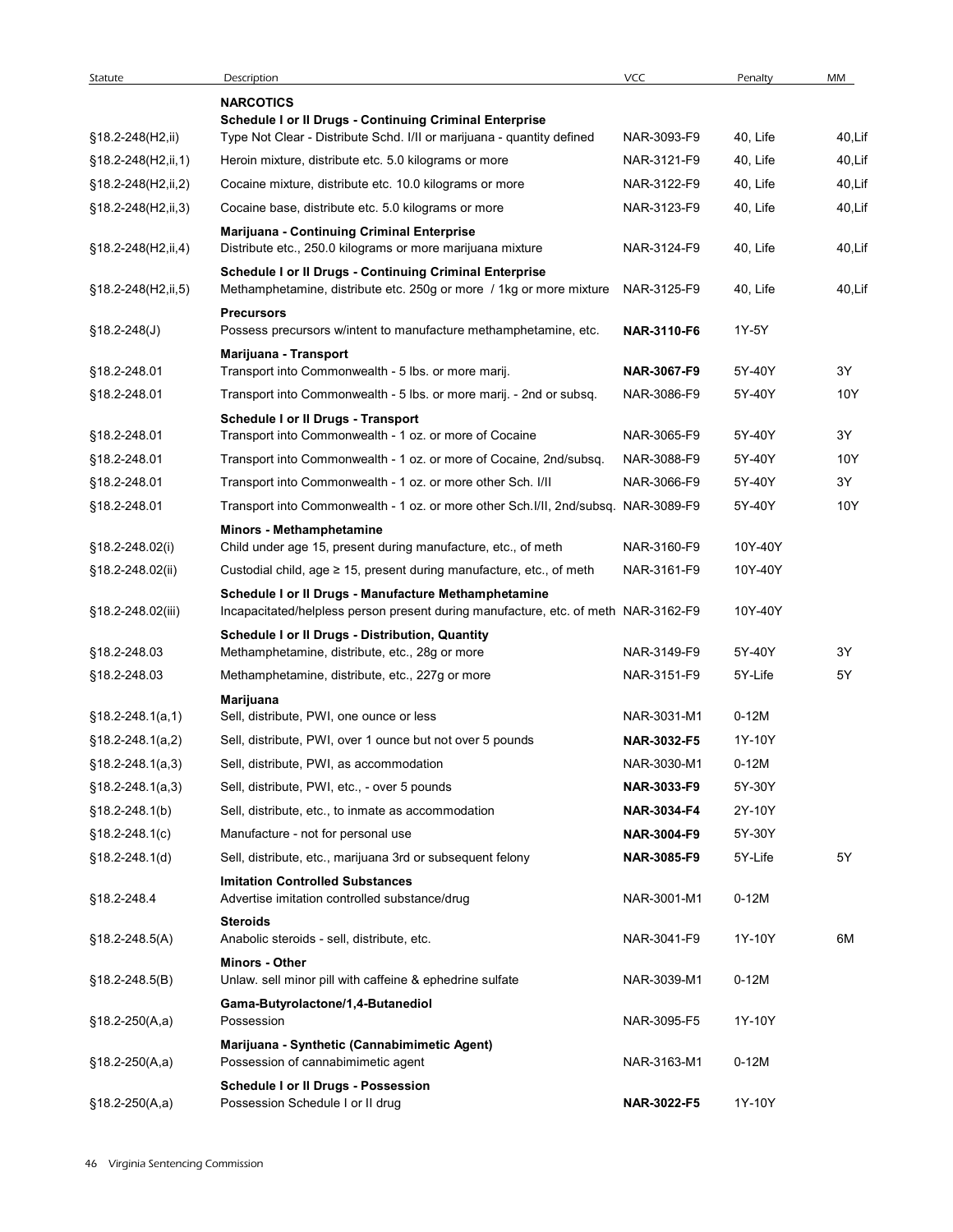| Statute | Description | VCC | Penalty | MM |
|---|---|---|---|---|
| | **NARCOTICS** | | | |
| | **Schedule I or II Drugs - Continuing Criminal Enterprise** | | | |
| §18.2-248(H2,ii) | Type Not Clear - Distribute Schd. I/II or marijuana - quantity defined | NAR-3093-F9 | 40, Life | 40,Lif |
| §18.2-248(H2,ii,1) | Heroin mixture, distribute etc. 5.0 kilograms or more | NAR-3121-F9 | 40, Life | 40,Lif |
| §18.2-248(H2,ii,2) | Cocaine mixture, distribute etc. 10.0 kilograms or more | NAR-3122-F9 | 40, Life | 40,Lif |
| §18.2-248(H2,ii,3) | Cocaine base, distribute etc. 5.0 kilograms or more | NAR-3123-F9 | 40, Life | 40,Lif |
| | **Marijuana - Continuing Criminal Enterprise** | | | |
| §18.2-248(H2,ii,4) | Distribute etc., 250.0 kilograms or more marijuana mixture | NAR-3124-F9 | 40, Life | 40,Lif |
| | **Schedule I or II Drugs - Continuing Criminal Enterprise** | | | |
| §18.2-248(H2,ii,5) | Methamphetamine, distribute etc. 250g or more / 1kg or more mixture | NAR-3125-F9 | 40, Life | 40,Lif |
| | **Precursors** | | | |
| §18.2-248(J) | Possess precursors w/intent to manufacture methamphetamine, etc. | **NAR-3110-F6** | 1Y-5Y | |
| | **Marijuana - Transport** | | | |
| §18.2-248.01 | Transport into Commonwealth - 5 lbs. or more marij. | **NAR-3067-F9** | 5Y-40Y | 3Y |
| §18.2-248.01 | Transport into Commonwealth - 5 lbs. or more marij. - 2nd or subsq. | NAR-3086-F9 | 5Y-40Y | 10Y |
| | **Schedule I or II Drugs - Transport** | | | |
| §18.2-248.01 | Transport into Commonwealth - 1 oz. or more of Cocaine | NAR-3065-F9 | 5Y-40Y | 3Y |
| §18.2-248.01 | Transport into Commonwealth - 1 oz. or more of Cocaine, 2nd/subsq. | NAR-3088-F9 | 5Y-40Y | 10Y |
| §18.2-248.01 | Transport into Commonwealth - 1 oz. or more other Sch. I/II | NAR-3066-F9 | 5Y-40Y | 3Y |
| §18.2-248.01 | Transport into Commonwealth - 1 oz. or more other Sch.I/II, 2nd/subsq. | NAR-3089-F9 | 5Y-40Y | 10Y |
| | **Minors - Methamphetamine** | | | |
| §18.2-248.02(i) | Child under age 15, present during manufacture, etc., of meth | NAR-3160-F9 | 10Y-40Y | |
| §18.2-248.02(ii) | Custodial child, age ≥ 15, present during manufacture, etc., of meth | NAR-3161-F9 | 10Y-40Y | |
| | **Schedule I or II Drugs - Manufacture Methamphetamine** | | | |
| §18.2-248.02(iii) | Incapacitated/helpless person present during manufacture, etc. of meth | NAR-3162-F9 | 10Y-40Y | |
| | **Schedule I or II Drugs - Distribution, Quantity** | | | |
| §18.2-248.03 | Methamphetamine, distribute, etc., 28g or more | NAR-3149-F9 | 5Y-40Y | 3Y |
| §18.2-248.03 | Methamphetamine, distribute, etc., 227g or more | NAR-3151-F9 | 5Y-Life | 5Y |
| | **Marijuana** | | | |
| §18.2-248.1(a,1) | Sell, distribute, PWI, one ounce or less | NAR-3031-M1 | 0-12M | |
| §18.2-248.1(a,2) | Sell, distribute, PWI, over 1 ounce but not over 5 pounds | **NAR-3032-F5** | 1Y-10Y | |
| §18.2-248.1(a,3) | Sell, distribute, PWI, as accommodation | NAR-3030-M1 | 0-12M | |
| §18.2-248.1(a,3) | Sell, distribute, PWI, etc., - over 5 pounds | **NAR-3033-F9** | 5Y-30Y | |
| §18.2-248.1(b) | Sell, distribute, etc., to inmate as accommodation | **NAR-3034-F4** | 2Y-10Y | |
| §18.2-248.1(c) | Manufacture - not for personal use | **NAR-3004-F9** | 5Y-30Y | |
| §18.2-248.1(d) | Sell, distribute, etc., marijuana 3rd or subsequent felony | **NAR-3085-F9** | 5Y-Life | 5Y |
| | **Imitation Controlled Substances** | | | |
| §18.2-248.4 | Advertise imitation controlled substance/drug | NAR-3001-M1 | 0-12M | |
| | **Steroids** | | | |
| §18.2-248.5(A) | Anabolic steroids - sell, distribute, etc. | NAR-3041-F9 | 1Y-10Y | 6M |
| | **Minors - Other** | | | |
| §18.2-248.5(B) | Unlaw. sell minor pill with caffeine & ephedrine sulfate | NAR-3039-M1 | 0-12M | |
| | **Gama-Butyrolactone/1,4-Butanediol** | | | |
| §18.2-250(A,a) | Possession | NAR-3095-F5 | 1Y-10Y | |
| | **Marijuana - Synthetic (Cannabimimetic Agent)** | | | |
| §18.2-250(A,a) | Possession of cannabimimetic agent | NAR-3163-M1 | 0-12M | |
| | **Schedule I or II Drugs - Possession** | | | |
| §18.2-250(A,a) | Possession Schedule I or II drug | **NAR-3022-F5** | 1Y-10Y | |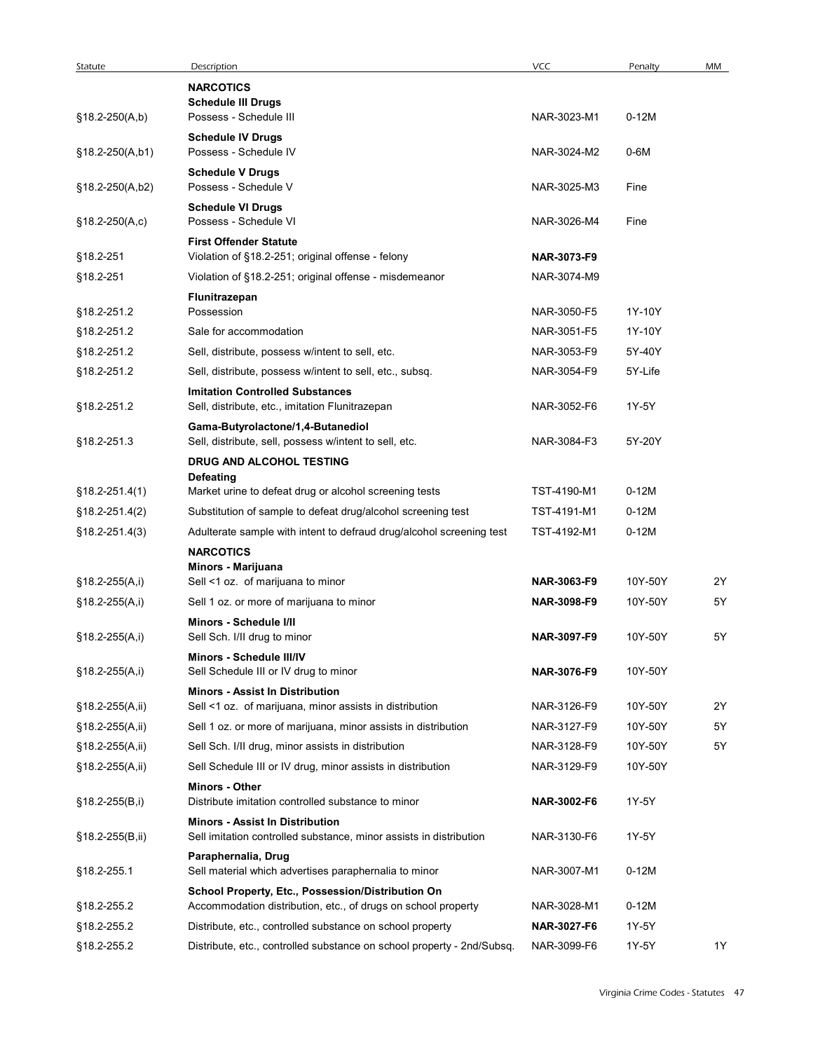| Statute | Description | VCC | Penalty | MM |
|---|---|---|---|---|
| | **NARCOTICS** | | | |
| | **Schedule III Drugs** | | | |
| §18.2-250(A,b) | Possess - Schedule III | NAR-3023-M1 | 0-12M | |
| | **Schedule IV Drugs** | | | |
| §18.2-250(A,b1) | Possess - Schedule IV | NAR-3024-M2 | 0-6M | |
| | **Schedule V Drugs** | | | |
| §18.2-250(A,b2) | Possess - Schedule V | NAR-3025-M3 | Fine | |
| | **Schedule VI Drugs** | | | |
| §18.2-250(A,c) | Possess - Schedule VI | NAR-3026-M4 | Fine | |
| | **First Offender Statute** | | | |
| §18.2-251 | Violation of §18.2-251; original offense - felony | **NAR-3073-F9** | | |
| §18.2-251 | Violation of §18.2-251; original offense - misdemeanor | NAR-3074-M9 | | |
| | **Flunitrazepan** | | | |
| §18.2-251.2 | Possession | NAR-3050-F5 | 1Y-10Y | |
| §18.2-251.2 | Sale for accommodation | NAR-3051-F5 | 1Y-10Y | |
| §18.2-251.2 | Sell, distribute, possess w/intent to sell, etc. | NAR-3053-F9 | 5Y-40Y | |
| §18.2-251.2 | Sell, distribute, possess w/intent to sell, etc., subsq. | NAR-3054-F9 | 5Y-Life | |
| | **Imitation Controlled Substances** | | | |
| §18.2-251.2 | Sell, distribute, etc., imitation Flunitrazepan | NAR-3052-F6 | 1Y-5Y | |
| | **Gama-Butyrolactone/1,4-Butanediol** | | | |
| §18.2-251.3 | Sell, distribute, sell, possess w/intent to sell, etc. | NAR-3084-F3 | 5Y-20Y | |
| | **DRUG AND ALCOHOL TESTING** | | | |
| | **Defeating** | | | |
| §18.2-251.4(1) | Market urine to defeat drug or alcohol screening tests | TST-4190-M1 | 0-12M | |
| §18.2-251.4(2) | Substitution of sample to defeat drug/alcohol screening test | TST-4191-M1 | 0-12M | |
| §18.2-251.4(3) | Adulterate sample with intent to defraud drug/alcohol screening test | TST-4192-M1 | 0-12M | |
| | **NARCOTICS** | | | |
| | **Minors - Marijuana** | | | |
| §18.2-255(A,i) | Sell <1 oz. of marijuana to minor | **NAR-3063-F9** | 10Y-50Y | 2Y |
| §18.2-255(A,i) | Sell 1 oz. or more of marijuana to minor | **NAR-3098-F9** | 10Y-50Y | 5Y |
| | **Minors - Schedule I/II** | | | |
| §18.2-255(A,i) | Sell Sch. I/II drug to minor | **NAR-3097-F9** | 10Y-50Y | 5Y |
| | **Minors - Schedule III/IV** | | | |
| §18.2-255(A,i) | Sell Schedule III or IV drug to minor | **NAR-3076-F9** | 10Y-50Y | |
| | **Minors - Assist In Distribution** | | | |
| §18.2-255(A,ii) | Sell <1 oz. of marijuana, minor assists in distribution | NAR-3126-F9 | 10Y-50Y | 2Y |
| §18.2-255(A,ii) | Sell 1 oz. or more of marijuana, minor assists in distribution | NAR-3127-F9 | 10Y-50Y | 5Y |
| §18.2-255(A,ii) | Sell Sch. I/II drug, minor assists in distribution | NAR-3128-F9 | 10Y-50Y | 5Y |
| §18.2-255(A,ii) | Sell Schedule III or IV drug, minor assists in distribution | NAR-3129-F9 | 10Y-50Y | |
| | **Minors - Other** | | | |
| §18.2-255(B,i) | Distribute imitation controlled substance to minor | **NAR-3002-F6** | 1Y-5Y | |
| | **Minors - Assist In Distribution** | | | |
| §18.2-255(B,ii) | Sell imitation controlled substance, minor assists in distribution | NAR-3130-F6 | 1Y-5Y | |
| | **Paraphernalia, Drug** | | | |
| §18.2-255.1 | Sell material which advertises paraphernalia to minor | NAR-3007-M1 | 0-12M | |
| | **School Property, Etc., Possession/Distribution On** | | | |
| §18.2-255.2 | Accommodation distribution, etc., of drugs on school property | NAR-3028-M1 | 0-12M | |
| §18.2-255.2 | Distribute, etc., controlled substance on school property | **NAR-3027-F6** | 1Y-5Y | |
| §18.2-255.2 | Distribute, etc., controlled substance on school property - 2nd/Subsq. | NAR-3099-F6 | 1Y-5Y | 1Y |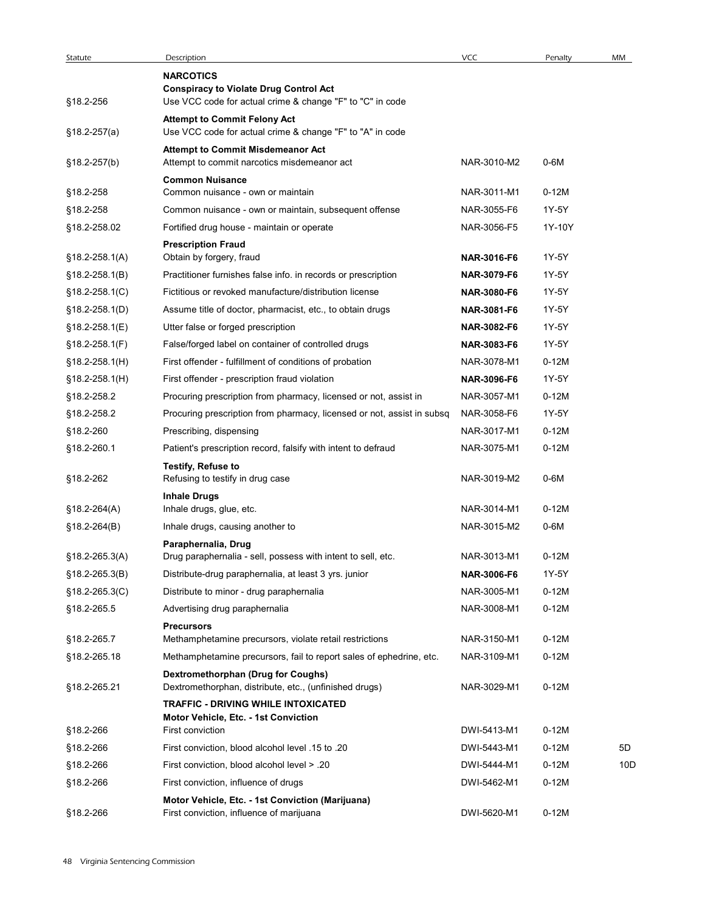| Statute | Description | VCC | Penalty | MM |
|---|---|---|---|---|
| | **NARCOTICS** | | | |
| | **Conspiracy to Violate Drug Control Act** | | | |
| §18.2-256 | Use VCC code for actual crime & change "F" to "C" in code | | | |
| | **Attempt to Commit Felony Act** | | | |
| §18.2-257(a) | Use VCC code for actual crime & change "F" to "A" in code | | | |
| | **Attempt to Commit Misdemeanor Act** | | | |
| §18.2-257(b) | Attempt to commit narcotics misdemeanor act | NAR-3010-M2 | 0-6M | |
| | **Common Nuisance** | | | |
| §18.2-258 | Common nuisance - own or maintain | NAR-3011-M1 | 0-12M | |
| §18.2-258 | Common nuisance - own or maintain, subsequent offense | NAR-3055-F6 | 1Y-5Y | |
| §18.2-258.02 | Fortified drug house - maintain or operate | NAR-3056-F5 | 1Y-10Y | |
| | **Prescription Fraud** | | | |
| §18.2-258.1(A) | Obtain by forgery, fraud | **NAR-3016-F6** | 1Y-5Y | |
| §18.2-258.1(B) | Practitioner furnishes false info. in records or prescription | **NAR-3079-F6** | 1Y-5Y | |
| §18.2-258.1(C) | Fictitious or revoked manufacture/distribution license | **NAR-3080-F6** | 1Y-5Y | |
| §18.2-258.1(D) | Assume title of doctor, pharmacist, etc., to obtain drugs | **NAR-3081-F6** | 1Y-5Y | |
| §18.2-258.1(E) | Utter false or forged prescription | **NAR-3082-F6** | 1Y-5Y | |
| §18.2-258.1(F) | False/forged label on container of controlled drugs | **NAR-3083-F6** | 1Y-5Y | |
| §18.2-258.1(H) | First offender - fulfillment of conditions of probation | NAR-3078-M1 | 0-12M | |
| §18.2-258.1(H) | First offender - prescription fraud violation | **NAR-3096-F6** | 1Y-5Y | |
| §18.2-258.2 | Procuring prescription from pharmacy, licensed or not, assist in | NAR-3057-M1 | 0-12M | |
| §18.2-258.2 | Procuring prescription from pharmacy, licensed or not, assist in subsq | NAR-3058-F6 | 1Y-5Y | |
| §18.2-260 | Prescribing, dispensing | NAR-3017-M1 | 0-12M | |
| §18.2-260.1 | Patient's prescription record, falsify with intent to defraud | NAR-3075-M1 | 0-12M | |
| | **Testify, Refuse to** | | | |
| §18.2-262 | Refusing to testify in drug case | NAR-3019-M2 | 0-6M | |
| | **Inhale Drugs** | | | |
| §18.2-264(A) | Inhale drugs, glue, etc. | NAR-3014-M1 | 0-12M | |
| §18.2-264(B) | Inhale drugs, causing another to | NAR-3015-M2 | 0-6M | |
| | **Paraphernalia, Drug** | | | |
| §18.2-265.3(A) | Drug paraphernalia - sell, possess with intent to sell, etc. | NAR-3013-M1 | 0-12M | |
| §18.2-265.3(B) | Distribute-drug paraphernalia, at least 3 yrs. junior | **NAR-3006-F6** | 1Y-5Y | |
| §18.2-265.3(C) | Distribute to minor - drug paraphernalia | NAR-3005-M1 | 0-12M | |
| §18.2-265.5 | Advertising drug paraphernalia | NAR-3008-M1 | 0-12M | |
| | **Precursors** | | | |
| §18.2-265.7 | Methamphetamine precursors, violate retail restrictions | NAR-3150-M1 | 0-12M | |
| §18.2-265.18 | Methamphetamine precursors, fail to report sales of ephedrine, etc. | NAR-3109-M1 | 0-12M | |
| | **Dextromethorphan (Drug for Coughs)** | | | |
| §18.2-265.21 | Dextromethorphan, distribute, etc., (unfinished drugs) | NAR-3029-M1 | 0-12M | |
| | **TRAFFIC - DRIVING WHILE INTOXICATED** | | | |
| | **Motor Vehicle, Etc. - 1st Conviction** | | | |
| §18.2-266 | First conviction | DWI-5413-M1 | 0-12M | |
| §18.2-266 | First conviction, blood alcohol level .15 to .20 | DWI-5443-M1 | 0-12M | 5D |
| §18.2-266 | First conviction, blood alcohol level > .20 | DWI-5444-M1 | 0-12M | 10D |
| §18.2-266 | First conviction, influence of drugs | DWI-5462-M1 | 0-12M | |
| | **Motor Vehicle, Etc. - 1st Conviction (Marijuana)** | | | |
| §18.2-266 | First conviction, influence of marijuana | DWI-5620-M1 | 0-12M | |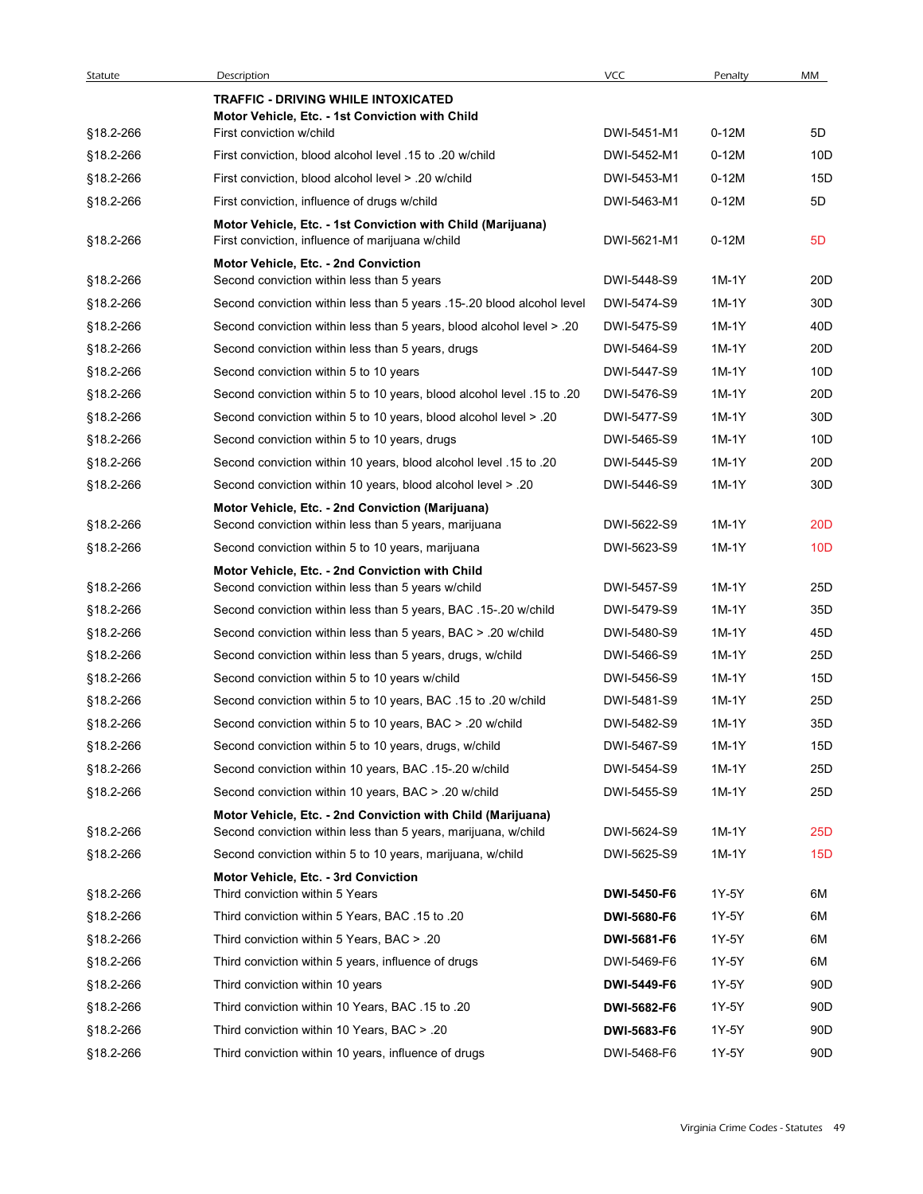| Statute | Description | VCC | Penalty | MM |
|---|---|---|---|---|
| | **TRAFFIC - DRIVING WHILE INTOXICATED** | | | |
| | **Motor Vehicle, Etc. - 1st Conviction with Child** | | | |
| §18.2-266 | First conviction w/child | DWI-5451-M1 | 0-12M | 5D |
| §18.2-266 | First conviction, blood alcohol level .15 to .20 w/child | DWI-5452-M1 | 0-12M | 10D |
| §18.2-266 | First conviction, blood alcohol level > .20 w/child | DWI-5453-M1 | 0-12M | 15D |
| §18.2-266 | First conviction, influence of drugs w/child | DWI-5463-M1 | 0-12M | 5D |
| | **Motor Vehicle, Etc. - 1st Conviction with Child (Marijuana)** | | | |
| §18.2-266 | First conviction, influence of marijuana w/child | DWI-5621-M1 | 0-12M | 5D |
| | **Motor Vehicle, Etc. - 2nd Conviction** | | | |
| §18.2-266 | Second conviction within less than 5 years | DWI-5448-S9 | 1M-1Y | 20D |
| §18.2-266 | Second conviction within less than 5 years .15-.20 blood alcohol level | DWI-5474-S9 | 1M-1Y | 30D |
| §18.2-266 | Second conviction within less than 5 years, blood alcohol level > .20 | DWI-5475-S9 | 1M-1Y | 40D |
| §18.2-266 | Second conviction within less than 5 years, drugs | DWI-5464-S9 | 1M-1Y | 20D |
| §18.2-266 | Second conviction within 5 to 10 years | DWI-5447-S9 | 1M-1Y | 10D |
| §18.2-266 | Second conviction within 5 to 10 years, blood alcohol level .15 to .20 | DWI-5476-S9 | 1M-1Y | 20D |
| §18.2-266 | Second conviction within 5 to 10 years, blood alcohol level > .20 | DWI-5477-S9 | 1M-1Y | 30D |
| §18.2-266 | Second conviction within 5 to 10 years, drugs | DWI-5465-S9 | 1M-1Y | 10D |
| §18.2-266 | Second conviction within 10 years, blood alcohol level .15 to .20 | DWI-5445-S9 | 1M-1Y | 20D |
| §18.2-266 | Second conviction within 10 years, blood alcohol level > .20 | DWI-5446-S9 | 1M-1Y | 30D |
| | **Motor Vehicle, Etc. - 2nd Conviction (Marijuana)** | | | |
| §18.2-266 | Second conviction within less than 5 years, marijuana | DWI-5622-S9 | 1M-1Y | 20D |
| §18.2-266 | Second conviction within 5 to 10 years, marijuana | DWI-5623-S9 | 1M-1Y | 10D |
| | **Motor Vehicle, Etc. - 2nd Conviction with Child** | | | |
| §18.2-266 | Second conviction within less than 5 years w/child | DWI-5457-S9 | 1M-1Y | 25D |
| §18.2-266 | Second conviction within less than 5 years, BAC .15-.20 w/child | DWI-5479-S9 | 1M-1Y | 35D |
| §18.2-266 | Second conviction within less than 5 years, BAC > .20 w/child | DWI-5480-S9 | 1M-1Y | 45D |
| §18.2-266 | Second conviction within less than 5 years, drugs, w/child | DWI-5466-S9 | 1M-1Y | 25D |
| §18.2-266 | Second conviction within 5 to 10 years w/child | DWI-5456-S9 | 1M-1Y | 15D |
| §18.2-266 | Second conviction within 5 to 10 years, BAC .15 to .20 w/child | DWI-5481-S9 | 1M-1Y | 25D |
| §18.2-266 | Second conviction within 5 to 10 years, BAC > .20 w/child | DWI-5482-S9 | 1M-1Y | 35D |
| §18.2-266 | Second conviction within 5 to 10 years, drugs, w/child | DWI-5467-S9 | 1M-1Y | 15D |
| §18.2-266 | Second conviction within 10 years, BAC .15-.20 w/child | DWI-5454-S9 | 1M-1Y | 25D |
| §18.2-266 | Second conviction within 10 years, BAC > .20 w/child | DWI-5455-S9 | 1M-1Y | 25D |
| | **Motor Vehicle, Etc. - 2nd Conviction with Child (Marijuana)** | | | |
| §18.2-266 | Second conviction within less than 5 years, marijuana, w/child | DWI-5624-S9 | 1M-1Y | 25D |
| §18.2-266 | Second conviction within 5 to 10 years, marijuana, w/child | DWI-5625-S9 | 1M-1Y | 15D |
| | **Motor Vehicle, Etc. - 3rd Conviction** | | | |
| §18.2-266 | Third conviction within 5 Years | **DWI-5450-F6** | 1Y-5Y | 6M |
| §18.2-266 | Third conviction within 5 Years, BAC .15 to .20 | **DWI-5680-F6** | 1Y-5Y | 6M |
| §18.2-266 | Third conviction within 5 Years, BAC > .20 | **DWI-5681-F6** | 1Y-5Y | 6M |
| §18.2-266 | Third conviction within 5 years, influence of drugs | DWI-5469-F6 | 1Y-5Y | 6M |
| §18.2-266 | Third conviction within 10 years | **DWI-5449-F6** | 1Y-5Y | 90D |
| §18.2-266 | Third conviction within 10 Years, BAC .15 to .20 | **DWI-5682-F6** | 1Y-5Y | 90D |
| §18.2-266 | Third conviction within 10 Years, BAC > .20 | **DWI-5683-F6** | 1Y-5Y | 90D |
| §18.2-266 | Third conviction within 10 years, influence of drugs | DWI-5468-F6 | 1Y-5Y | 90D |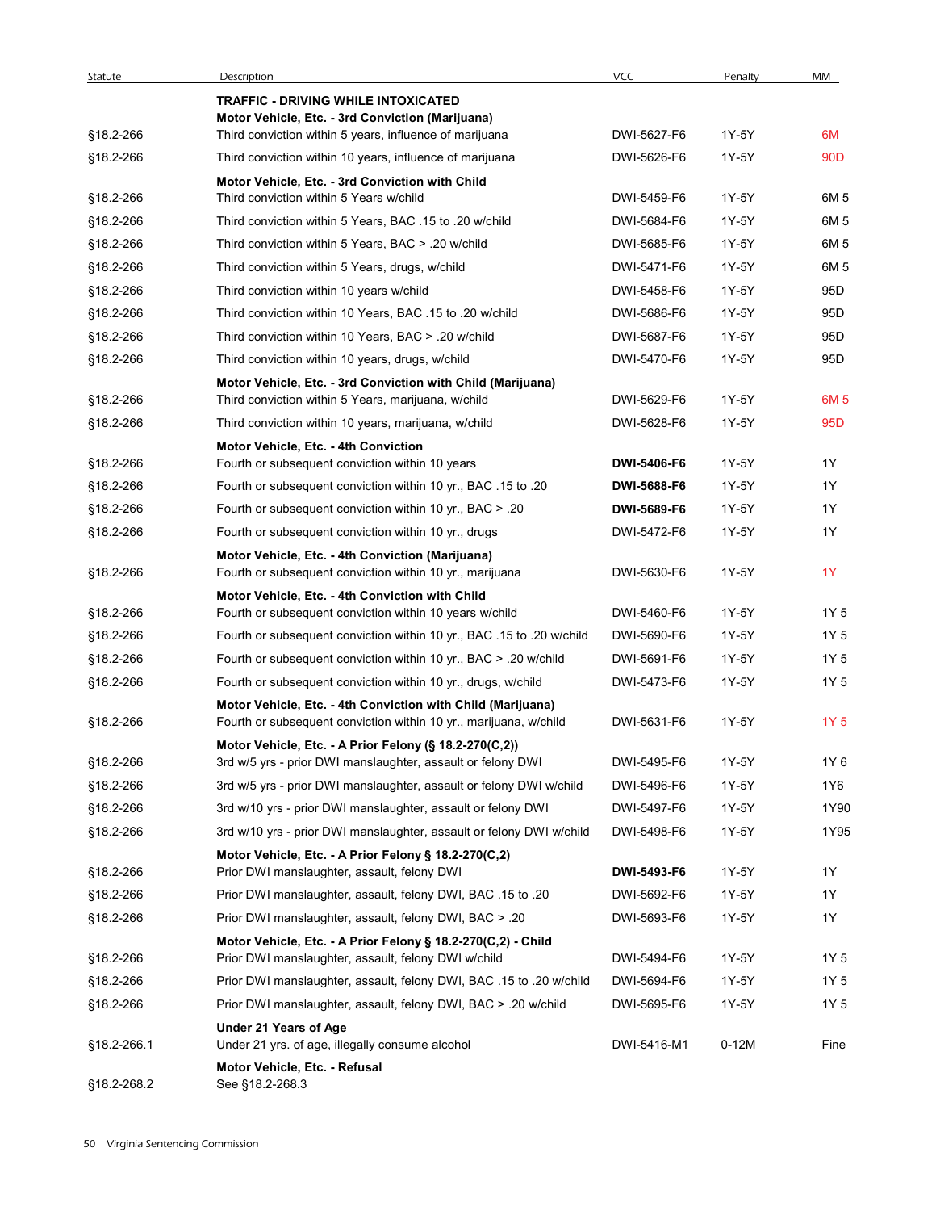| Statute | Description | VCC | Penalty | MM |
|---|---|---|---|---|
| | **TRAFFIC - DRIVING WHILE INTOXICATED** | | | |
| | **Motor Vehicle, Etc. - 3rd Conviction (Marijuana)** | | | |
| §18.2-266 | Third conviction within 5 years, influence of marijuana | DWI-5627-F6 | 1Y-5Y | 6M |
| §18.2-266 | Third conviction within 10 years, influence of marijuana | DWI-5626-F6 | 1Y-5Y | 90D |
| | **Motor Vehicle, Etc. - 3rd Conviction with Child** | | | |
| §18.2-266 | Third conviction within 5 Years w/child | DWI-5459-F6 | 1Y-5Y | 6M 5 |
| §18.2-266 | Third conviction within 5 Years, BAC .15 to .20 w/child | DWI-5684-F6 | 1Y-5Y | 6M 5 |
| §18.2-266 | Third conviction within 5 Years, BAC > .20 w/child | DWI-5685-F6 | 1Y-5Y | 6M 5 |
| §18.2-266 | Third conviction within 5 Years, drugs, w/child | DWI-5471-F6 | 1Y-5Y | 6M 5 |
| §18.2-266 | Third conviction within 10 years w/child | DWI-5458-F6 | 1Y-5Y | 95D |
| §18.2-266 | Third conviction within 10 Years, BAC .15 to .20 w/child | DWI-5686-F6 | 1Y-5Y | 95D |
| §18.2-266 | Third conviction within 10 Years, BAC > .20 w/child | DWI-5687-F6 | 1Y-5Y | 95D |
| §18.2-266 | Third conviction within 10 years, drugs, w/child | DWI-5470-F6 | 1Y-5Y | 95D |
| | **Motor Vehicle, Etc. - 3rd Conviction with Child (Marijuana)** | | | |
| §18.2-266 | Third conviction within 5 Years, marijuana, w/child | DWI-5629-F6 | 1Y-5Y | 6M 5 |
| §18.2-266 | Third conviction within 10 years, marijuana, w/child | DWI-5628-F6 | 1Y-5Y | 95D |
| | **Motor Vehicle, Etc. - 4th Conviction** | | | |
| §18.2-266 | Fourth or subsequent conviction within 10 years | **DWI-5406-F6** | 1Y-5Y | 1Y |
| §18.2-266 | Fourth or subsequent conviction within 10 yr., BAC .15 to .20 | **DWI-5688-F6** | 1Y-5Y | 1Y |
| §18.2-266 | Fourth or subsequent conviction within 10 yr., BAC > .20 | **DWI-5689-F6** | 1Y-5Y | 1Y |
| §18.2-266 | Fourth or subsequent conviction within 10 yr., drugs | DWI-5472-F6 | 1Y-5Y | 1Y |
| | **Motor Vehicle, Etc. - 4th Conviction (Marijuana)** | | | |
| §18.2-266 | Fourth or subsequent conviction within 10 yr., marijuana | DWI-5630-F6 | 1Y-5Y | 1Y |
| | **Motor Vehicle, Etc. - 4th Conviction with Child** | | | |
| §18.2-266 | Fourth or subsequent conviction within 10 years w/child | DWI-5460-F6 | 1Y-5Y | 1Y 5 |
| §18.2-266 | Fourth or subsequent conviction within 10 yr., BAC .15 to .20 w/child | DWI-5690-F6 | 1Y-5Y | 1Y 5 |
| §18.2-266 | Fourth or subsequent conviction within 10 yr., BAC > .20 w/child | DWI-5691-F6 | 1Y-5Y | 1Y 5 |
| §18.2-266 | Fourth or subsequent conviction within 10 yr., drugs, w/child | DWI-5473-F6 | 1Y-5Y | 1Y 5 |
| | **Motor Vehicle, Etc. - 4th Conviction with Child (Marijuana)** | | | |
| §18.2-266 | Fourth or subsequent conviction within 10 yr., marijuana, w/child | DWI-5631-F6 | 1Y-5Y | 1Y 5 |
| | **Motor Vehicle, Etc. - A Prior Felony (§ 18.2-270(C,2))** | | | |
| §18.2-266 | 3rd w/5 yrs - prior DWI manslaughter, assault or felony DWI | DWI-5495-F6 | 1Y-5Y | 1Y 6 |
| §18.2-266 | 3rd w/5 yrs - prior DWI manslaughter, assault or felony DWI w/child | DWI-5496-F6 | 1Y-5Y | 1Y6 |
| §18.2-266 | 3rd w/10 yrs - prior DWI manslaughter, assault or felony DWI | DWI-5497-F6 | 1Y-5Y | 1Y90 |
| §18.2-266 | 3rd w/10 yrs - prior DWI manslaughter, assault or felony DWI w/child | DWI-5498-F6 | 1Y-5Y | 1Y95 |
| | **Motor Vehicle, Etc. - A Prior Felony § 18.2-270(C,2)** | | | |
| §18.2-266 | Prior DWI manslaughter, assault, felony DWI | **DWI-5493-F6** | 1Y-5Y | 1Y |
| §18.2-266 | Prior DWI manslaughter, assault, felony DWI, BAC .15 to .20 | DWI-5692-F6 | 1Y-5Y | 1Y |
| §18.2-266 | Prior DWI manslaughter, assault, felony DWI, BAC > .20 | DWI-5693-F6 | 1Y-5Y | 1Y |
| | **Motor Vehicle, Etc. - A Prior Felony § 18.2-270(C,2) - Child** | | | |
| §18.2-266 | Prior DWI manslaughter, assault, felony DWI w/child | DWI-5494-F6 | 1Y-5Y | 1Y 5 |
| §18.2-266 | Prior DWI manslaughter, assault, felony DWI, BAC .15 to .20 w/child | DWI-5694-F6 | 1Y-5Y | 1Y 5 |
| §18.2-266 | Prior DWI manslaughter, assault, felony DWI, BAC > .20 w/child | DWI-5695-F6 | 1Y-5Y | 1Y 5 |
| | **Under 21 Years of Age** | | | |
| §18.2-266.1 | Under 21 yrs. of age, illegally consume alcohol | DWI-5416-M1 | 0-12M | Fine |
| | **Motor Vehicle, Etc. - Refusal** | | | |
| §18.2-268.2 | See §18.2-268.3 | | | |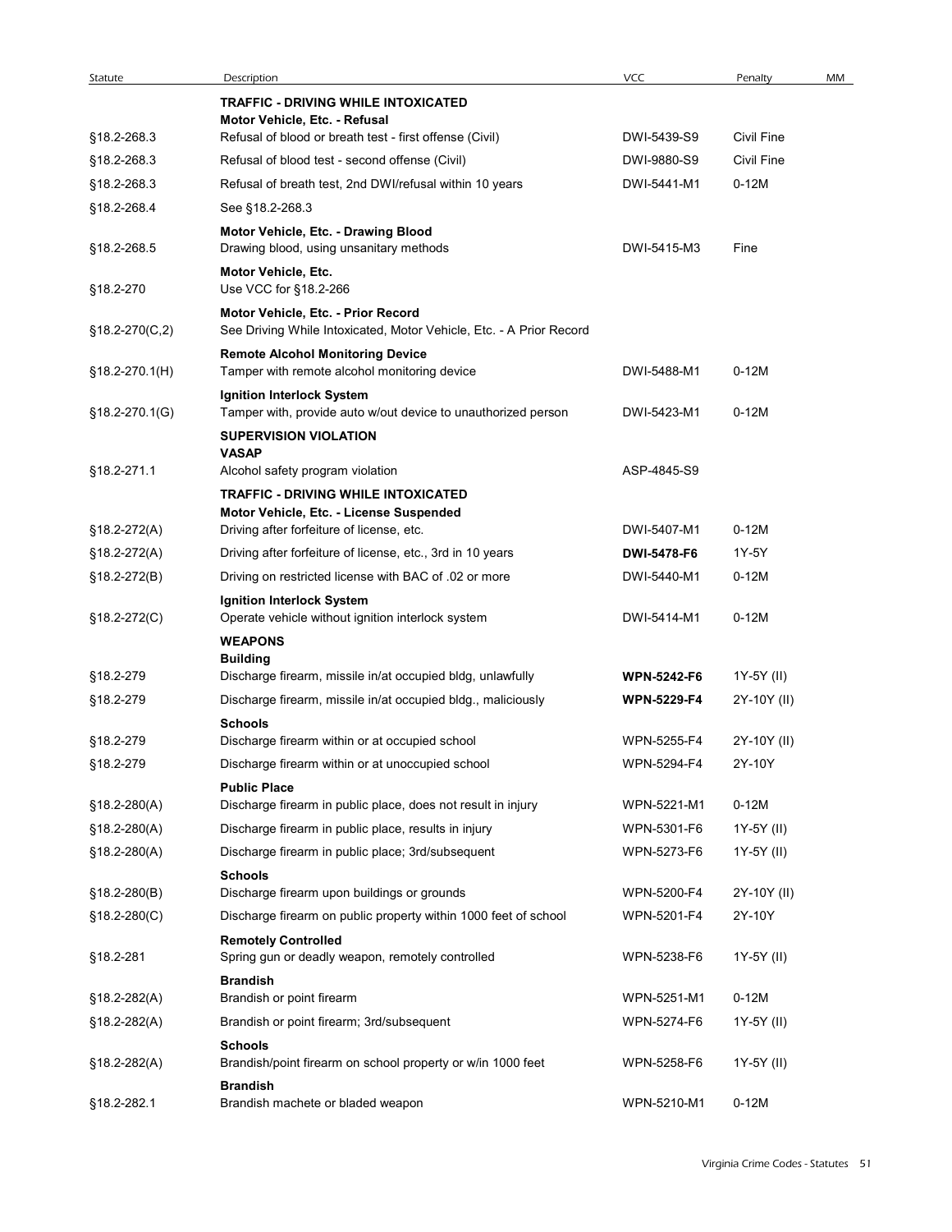| Statute | Description | VCC | Penalty | MM |
|---|---|---|---|---|
| | **TRAFFIC - DRIVING WHILE INTOXICATED** | | | |
| | **Motor Vehicle, Etc. - Refusal** | | | |
| §18.2-268.3 | Refusal of blood or breath test - first offense (Civil) | DWI-5439-S9 | Civil Fine | |
| §18.2-268.3 | Refusal of blood test - second offense (Civil) | DWI-9880-S9 | Civil Fine | |
| §18.2-268.3 | Refusal of breath test, 2nd DWI/refusal within 10 years | DWI-5441-M1 | 0-12M | |
| §18.2-268.4 | See §18.2-268.3 | | | |
| | **Motor Vehicle, Etc. - Drawing Blood** | | | |
| §18.2-268.5 | Drawing blood, using unsanitary methods | DWI-5415-M3 | Fine | |
| | **Motor Vehicle, Etc.** | | | |
| §18.2-270 | Use VCC for §18.2-266 | | | |
| | **Motor Vehicle, Etc. - Prior Record** | | | |
| §18.2-270(C,2) | See Driving While Intoxicated, Motor Vehicle, Etc. - A Prior Record | | | |
| | **Remote Alcohol Monitoring Device** | | | |
| §18.2-270.1(H) | Tamper with remote alcohol monitoring device | DWI-5488-M1 | 0-12M | |
| | **Ignition Interlock System** | | | |
| §18.2-270.1(G) | Tamper with, provide auto w/out device to unauthorized person | DWI-5423-M1 | 0-12M | |
| | **SUPERVISION VIOLATION** | | | |
| | **VASAP** | | | |
| §18.2-271.1 | Alcohol safety program violation | ASP-4845-S9 | | |
| | **TRAFFIC - DRIVING WHILE INTOXICATED** | | | |
| | **Motor Vehicle, Etc. - License Suspended** | | | |
| §18.2-272(A) | Driving after forfeiture of license, etc. | DWI-5407-M1 | 0-12M | |
| §18.2-272(A) | Driving after forfeiture of license, etc., 3rd in 10 years | **DWI-5478-F6** | 1Y-5Y | |
| §18.2-272(B) | Driving on restricted license with BAC of .02 or more | DWI-5440-M1 | 0-12M | |
| | **Ignition Interlock System** | | | |
| §18.2-272(C) | Operate vehicle without ignition interlock system | DWI-5414-M1 | 0-12M | |
| | **WEAPONS** | | | |
| | **Building** | | | |
| §18.2-279 | Discharge firearm, missile in/at occupied bldg, unlawfully | **WPN-5242-F6** | 1Y-5Y (II) | |
| §18.2-279 | Discharge firearm, missile in/at occupied bldg., maliciously | **WPN-5229-F4** | 2Y-10Y (II) | |
| | **Schools** | | | |
| §18.2-279 | Discharge firearm within or at occupied school | WPN-5255-F4 | 2Y-10Y (II) | |
| §18.2-279 | Discharge firearm within or at unoccupied school | WPN-5294-F4 | 2Y-10Y | |
| | **Public Place** | | | |
| §18.2-280(A) | Discharge firearm in public place, does not result in injury | WPN-5221-M1 | 0-12M | |
| §18.2-280(A) | Discharge firearm in public place, results in injury | WPN-5301-F6 | 1Y-5Y (II) | |
| §18.2-280(A) | Discharge firearm in public place; 3rd/subsequent | WPN-5273-F6 | 1Y-5Y (II) | |
| | **Schools** | | | |
| §18.2-280(B) | Discharge firearm upon buildings or grounds | WPN-5200-F4 | 2Y-10Y (II) | |
| §18.2-280(C) | Discharge firearm on public property within 1000 feet of school | WPN-5201-F4 | 2Y-10Y | |
| | **Remotely Controlled** | | | |
| §18.2-281 | Spring gun or deadly weapon, remotely controlled | WPN-5238-F6 | 1Y-5Y (II) | |
| | **Brandish** | | | |
| §18.2-282(A) | Brandish or point firearm | WPN-5251-M1 | 0-12M | |
| §18.2-282(A) | Brandish or point firearm; 3rd/subsequent | WPN-5274-F6 | 1Y-5Y (II) | |
| | **Schools** | | | |
| §18.2-282(A) | Brandish/point firearm on school property or w/in 1000 feet | WPN-5258-F6 | 1Y-5Y (II) | |
| | **Brandish** | | | |
| §18.2-282.1 | Brandish machete or bladed weapon | WPN-5210-M1 | 0-12M | |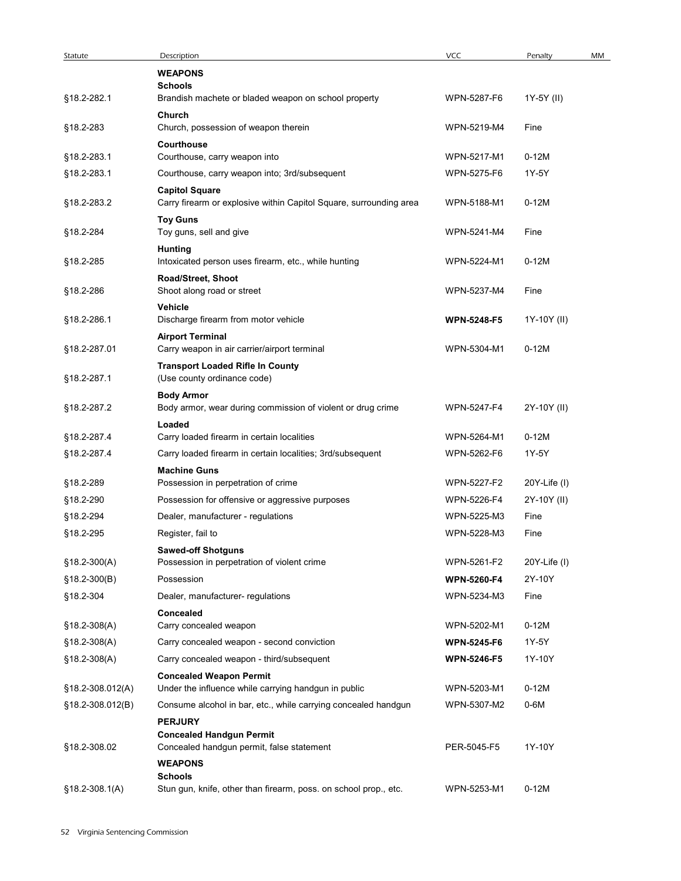| Statute | Description | VCC | Penalty | MM |
|---|---|---|---|---|
| | **WEAPONS** | | | |
| | **Schools** | | | |
| §18.2-282.1 | Brandish machete or bladed weapon on school property | WPN-5287-F6 | 1Y-5Y (II) | |
| | **Church** | | | |
| §18.2-283 | Church, possession of weapon therein | WPN-5219-M4 | Fine | |
| | **Courthouse** | | | |
| §18.2-283.1 | Courthouse, carry weapon into | WPN-5217-M1 | 0-12M | |
| §18.2-283.1 | Courthouse, carry weapon into; 3rd/subsequent | WPN-5275-F6 | 1Y-5Y | |
| | **Capitol Square** | | | |
| §18.2-283.2 | Carry firearm or explosive within Capitol Square, surrounding area | WPN-5188-M1 | 0-12M | |
| | **Toy Guns** | | | |
| §18.2-284 | Toy guns, sell and give | WPN-5241-M4 | Fine | |
| | **Hunting** | | | |
| §18.2-285 | Intoxicated person uses firearm, etc., while hunting | WPN-5224-M1 | 0-12M | |
| | **Road/Street, Shoot** | | | |
| §18.2-286 | Shoot along road or street | WPN-5237-M4 | Fine | |
| | **Vehicle** | | | |
| §18.2-286.1 | Discharge firearm from motor vehicle | **WPN-5248-F5** | 1Y-10Y (II) | |
| | **Airport Terminal** | | | |
| §18.2-287.01 | Carry weapon in air carrier/airport terminal | WPN-5304-M1 | 0-12M | |
| | **Transport Loaded Rifle In County** | | | |
| §18.2-287.1 | (Use county ordinance code) | | | |
| | **Body Armor** | | | |
| §18.2-287.2 | Body armor, wear during commission of violent or drug crime | WPN-5247-F4 | 2Y-10Y (II) | |
| | **Loaded** | | | |
| §18.2-287.4 | Carry loaded firearm in certain localities | WPN-5264-M1 | 0-12M | |
| §18.2-287.4 | Carry loaded firearm in certain localities; 3rd/subsequent | WPN-5262-F6 | 1Y-5Y | |
| | **Machine Guns** | | | |
| §18.2-289 | Possession in perpetration of crime | WPN-5227-F2 | 20Y-Life (I) | |
| §18.2-290 | Possession for offensive or aggressive purposes | WPN-5226-F4 | 2Y-10Y (II) | |
| §18.2-294 | Dealer, manufacturer - regulations | WPN-5225-M3 | Fine | |
| §18.2-295 | Register, fail to | WPN-5228-M3 | Fine | |
| | **Sawed-off Shotguns** | | | |
| §18.2-300(A) | Possession in perpetration of violent crime | WPN-5261-F2 | 20Y-Life (I) | |
| §18.2-300(B) | Possession | **WPN-5260-F4** | 2Y-10Y | |
| §18.2-304 | Dealer, manufacturer- regulations | WPN-5234-M3 | Fine | |
| | **Concealed** | | | |
| §18.2-308(A) | Carry concealed weapon | WPN-5202-M1 | 0-12M | |
| §18.2-308(A) | Carry concealed weapon - second conviction | **WPN-5245-F6** | 1Y-5Y | |
| §18.2-308(A) | Carry concealed weapon - third/subsequent | **WPN-5246-F5** | 1Y-10Y | |
| | **Concealed Weapon Permit** | | | |
| §18.2-308.012(A) | Under the influence while carrying handgun in public | WPN-5203-M1 | 0-12M | |
| §18.2-308.012(B) | Consume alcohol in bar, etc., while carrying concealed handgun | WPN-5307-M2 | 0-6M | |
| | **PERJURY** | | | |
| | **Concealed Handgun Permit** | | | |
| §18.2-308.02 | Concealed handgun permit, false statement | PER-5045-F5 | 1Y-10Y | |
| | **WEAPONS** | | | |
| | **Schools** | | | |
| §18.2-308.1(A) | Stun gun, knife, other than firearm, poss. on school prop., etc. | WPN-5253-M1 | 0-12M | |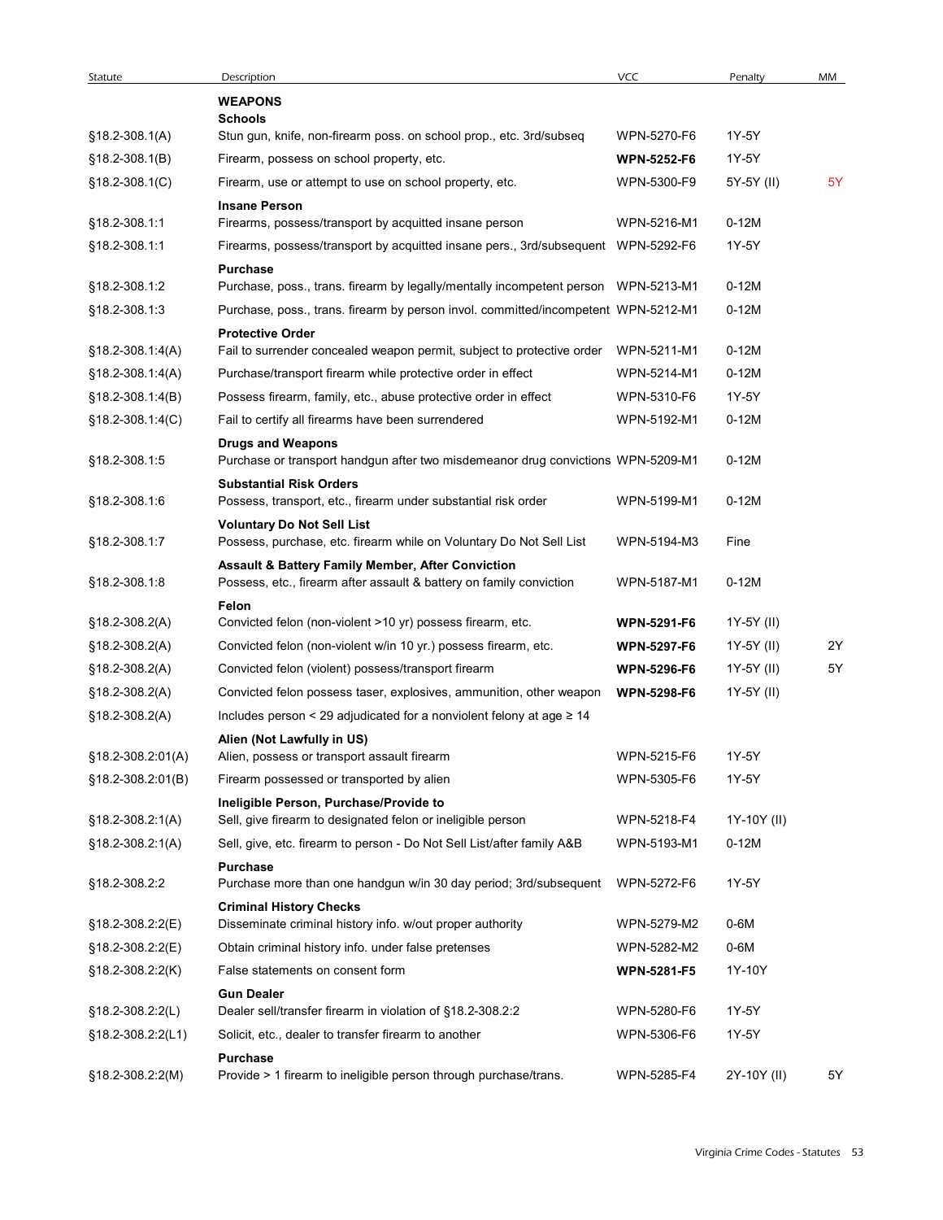| Statute | Description | VCC | Penalty | MM |
|---|---|---|---|---|
| | **WEAPONS** | | | |
| | **Schools** | | | |
| §18.2-308.1(A) | Stun gun, knife, non-firearm poss. on school prop., etc. 3rd/subseq | WPN-5270-F6 | 1Y-5Y | |
| §18.2-308.1(B) | Firearm, possess on school property, etc. | **WPN-5252-F6** | 1Y-5Y | |
| §18.2-308.1(C) | Firearm, use or attempt to use on school property, etc. | WPN-5300-F9 | 5Y-5Y (II) | 5Y |
| | **Insane Person** | | | |
| §18.2-308.1:1 | Firearms, possess/transport by acquitted insane person | WPN-5216-M1 | 0-12M | |
| §18.2-308.1:1 | Firearms, possess/transport by acquitted insane pers., 3rd/subsequent | WPN-5292-F6 | 1Y-5Y | |
| | **Purchase** | | | |
| §18.2-308.1:2 | Purchase, poss., trans. firearm by legally/mentally incompetent person | WPN-5213-M1 | 0-12M | |
| §18.2-308.1:3 | Purchase, poss., trans. firearm by person invol. committed/incompetent | WPN-5212-M1 | 0-12M | |
| | **Protective Order** | | | |
| §18.2-308.1:4(A) | Fail to surrender concealed weapon permit, subject to protective order | WPN-5211-M1 | 0-12M | |
| §18.2-308.1:4(A) | Purchase/transport firearm while protective order in effect | WPN-5214-M1 | 0-12M | |
| §18.2-308.1:4(B) | Possess firearm, family, etc., abuse protective order in effect | WPN-5310-F6 | 1Y-5Y | |
| §18.2-308.1:4(C) | Fail to certify all firearms have been surrendered | WPN-5192-M1 | 0-12M | |
| | **Drugs and Weapons** | | | |
| §18.2-308.1:5 | Purchase or transport handgun after two misdemeanor drug convictions | WPN-5209-M1 | 0-12M | |
| | **Substantial Risk Orders** | | | |
| §18.2-308.1:6 | Possess, transport, etc., firearm under substantial risk order | WPN-5199-M1 | 0-12M | |
| | **Voluntary Do Not Sell List** | | | |
| §18.2-308.1:7 | Possess, purchase, etc. firearm while on Voluntary Do Not Sell List | WPN-5194-M3 | Fine | |
| | **Assault & Battery Family Member, After Conviction** | | | |
| §18.2-308.1:8 | Possess, etc., firearm after assault & battery on family conviction | WPN-5187-M1 | 0-12M | |
| | **Felon** | | | |
| §18.2-308.2(A) | Convicted felon (non-violent >10 yr) possess firearm, etc. | **WPN-5291-F6** | 1Y-5Y (II) | |
| §18.2-308.2(A) | Convicted felon (non-violent w/in 10 yr.) possess firearm, etc. | **WPN-5297-F6** | 1Y-5Y (II) | 2Y |
| §18.2-308.2(A) | Convicted felon (violent) possess/transport firearm | **WPN-5296-F6** | 1Y-5Y (II) | 5Y |
| §18.2-308.2(A) | Convicted felon possess taser, explosives, ammunition, other weapon | **WPN-5298-F6** | 1Y-5Y (II) | |
| §18.2-308.2(A) | Includes person < 29 adjudicated for a nonviolent felony at age ≥ 14 | | | |
| | **Alien (Not Lawfully in US)** | | | |
| §18.2-308.2:01(A) | Alien, possess or transport assault firearm | WPN-5215-F6 | 1Y-5Y | |
| §18.2-308.2:01(B) | Firearm possessed or transported by alien | WPN-5305-F6 | 1Y-5Y | |
| | **Ineligible Person, Purchase/Provide to** | | | |
| §18.2-308.2:1(A) | Sell, give firearm to designated felon or ineligible person | WPN-5218-F4 | 1Y-10Y (II) | |
| §18.2-308.2:1(A) | Sell, give, etc. firearm to person - Do Not Sell List/after family A&B | WPN-5193-M1 | 0-12M | |
| | **Purchase** | | | |
| §18.2-308.2:2 | Purchase more than one handgun w/in 30 day period; 3rd/subsequent | WPN-5272-F6 | 1Y-5Y | |
| | **Criminal History Checks** | | | |
| §18.2-308.2:2(E) | Disseminate criminal history info. w/out proper authority | WPN-5279-M2 | 0-6M | |
| §18.2-308.2:2(E) | Obtain criminal history info. under false pretenses | WPN-5282-M2 | 0-6M | |
| §18.2-308.2:2(K) | False statements on consent form | **WPN-5281-F5** | 1Y-10Y | |
| | **Gun Dealer** | | | |
| §18.2-308.2:2(L) | Dealer sell/transfer firearm in violation of §18.2-308.2:2 | WPN-5280-F6 | 1Y-5Y | |
| §18.2-308.2:2(L1) | Solicit, etc., dealer to transfer firearm to another | WPN-5306-F6 | 1Y-5Y | |
| | **Purchase** | | | |
| §18.2-308.2:2(M) | Provide > 1 firearm to ineligible person through purchase/trans. | WPN-5285-F4 | 2Y-10Y (II) | 5Y |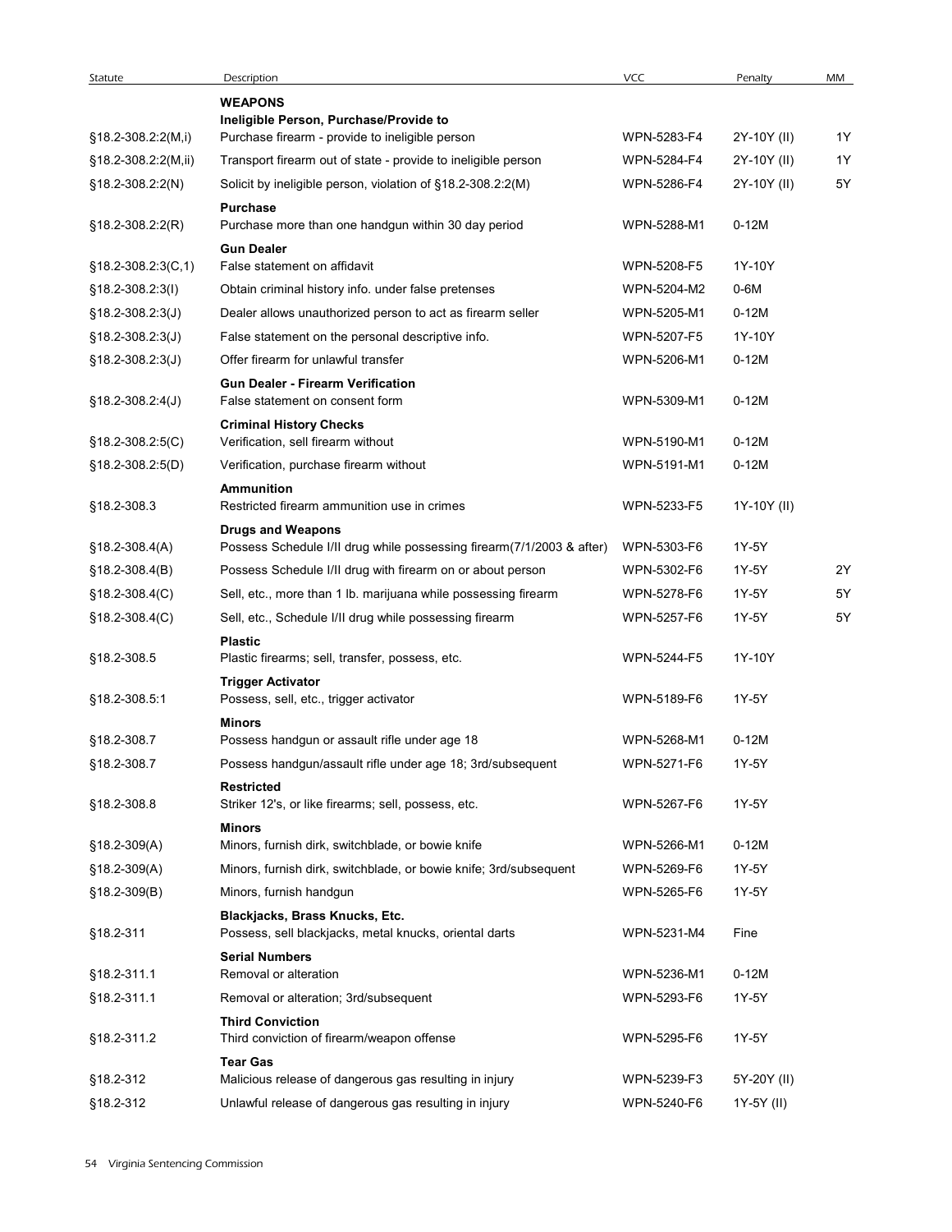| Statute | Description | VCC | Penalty | MM |
|---|---|---|---|---|
| | **WEAPONS** | | | |
| | **Ineligible Person, Purchase/Provide to** | | | |
| §18.2-308.2:2(M,i) | Purchase firearm - provide to ineligible person | WPN-5283-F4 | 2Y-10Y (II) | 1Y |
| §18.2-308.2:2(M,ii) | Transport firearm out of state - provide to ineligible person | WPN-5284-F4 | 2Y-10Y (II) | 1Y |
| §18.2-308.2:2(N) | Solicit by ineligible person, violation of §18.2-308.2:2(M) | WPN-5286-F4 | 2Y-10Y (II) | 5Y |
| | **Purchase** | | | |
| §18.2-308.2:2(R) | Purchase more than one handgun within 30 day period | WPN-5288-M1 | 0-12M | |
| | **Gun Dealer** | | | |
| §18.2-308.2:3(C,1) | False statement on affidavit | WPN-5208-F5 | 1Y-10Y | |
| §18.2-308.2:3(I) | Obtain criminal history info. under false pretenses | WPN-5204-M2 | 0-6M | |
| §18.2-308.2:3(J) | Dealer allows unauthorized person to act as firearm seller | WPN-5205-M1 | 0-12M | |
| §18.2-308.2:3(J) | False statement on the personal descriptive info. | WPN-5207-F5 | 1Y-10Y | |
| §18.2-308.2:3(J) | Offer firearm for unlawful transfer | WPN-5206-M1 | 0-12M | |
| | **Gun Dealer - Firearm Verification** | | | |
| §18.2-308.2:4(J) | False statement on consent form | WPN-5309-M1 | 0-12M | |
| | **Criminal History Checks** | | | |
| §18.2-308.2:5(C) | Verification, sell firearm without | WPN-5190-M1 | 0-12M | |
| §18.2-308.2:5(D) | Verification, purchase firearm without | WPN-5191-M1 | 0-12M | |
| | **Ammunition** | | | |
| §18.2-308.3 | Restricted firearm ammunition use in crimes | WPN-5233-F5 | 1Y-10Y (II) | |
| | **Drugs and Weapons** | | | |
| §18.2-308.4(A) | Possess Schedule I/II drug while possessing firearm(7/1/2003 & after) | WPN-5303-F6 | 1Y-5Y | |
| §18.2-308.4(B) | Possess Schedule I/II drug with firearm on or about person | WPN-5302-F6 | 1Y-5Y | 2Y |
| §18.2-308.4(C) | Sell, etc., more than 1 lb. marijuana while possessing firearm | WPN-5278-F6 | 1Y-5Y | 5Y |
| §18.2-308.4(C) | Sell, etc., Schedule I/II drug while possessing firearm | WPN-5257-F6 | 1Y-5Y | 5Y |
| | **Plastic** | | | |
| §18.2-308.5 | Plastic firearms; sell, transfer, possess, etc. | WPN-5244-F5 | 1Y-10Y | |
| | **Trigger Activator** | | | |
| §18.2-308.5:1 | Possess, sell, etc., trigger activator | WPN-5189-F6 | 1Y-5Y | |
| | **Minors** | | | |
| §18.2-308.7 | Possess handgun or assault rifle under age 18 | WPN-5268-M1 | 0-12M | |
| §18.2-308.7 | Possess handgun/assault rifle under age 18; 3rd/subsequent | WPN-5271-F6 | 1Y-5Y | |
| | **Restricted** | | | |
| §18.2-308.8 | Striker 12's, or like firearms; sell, possess, etc. | WPN-5267-F6 | 1Y-5Y | |
| | **Minors** | | | |
| §18.2-309(A) | Minors, furnish dirk, switchblade, or bowie knife | WPN-5266-M1 | 0-12M | |
| §18.2-309(A) | Minors, furnish dirk, switchblade, or bowie knife; 3rd/subsequent | WPN-5269-F6 | 1Y-5Y | |
| §18.2-309(B) | Minors, furnish handgun | WPN-5265-F6 | 1Y-5Y | |
| | **Blackjacks, Brass Knucks, Etc.** | | | |
| §18.2-311 | Possess, sell blackjacks, metal knucks, oriental darts | WPN-5231-M4 | Fine | |
| | **Serial Numbers** | | | |
| §18.2-311.1 | Removal or alteration | WPN-5236-M1 | 0-12M | |
| §18.2-311.1 | Removal or alteration; 3rd/subsequent | WPN-5293-F6 | 1Y-5Y | |
| | **Third Conviction** | | | |
| §18.2-311.2 | Third conviction of firearm/weapon offense | WPN-5295-F6 | 1Y-5Y | |
| | **Tear Gas** | | | |
| §18.2-312 | Malicious release of dangerous gas resulting in injury | WPN-5239-F3 | 5Y-20Y (II) | |
| §18.2-312 | Unlawful release of dangerous gas resulting in injury | WPN-5240-F6 | 1Y-5Y (II) | |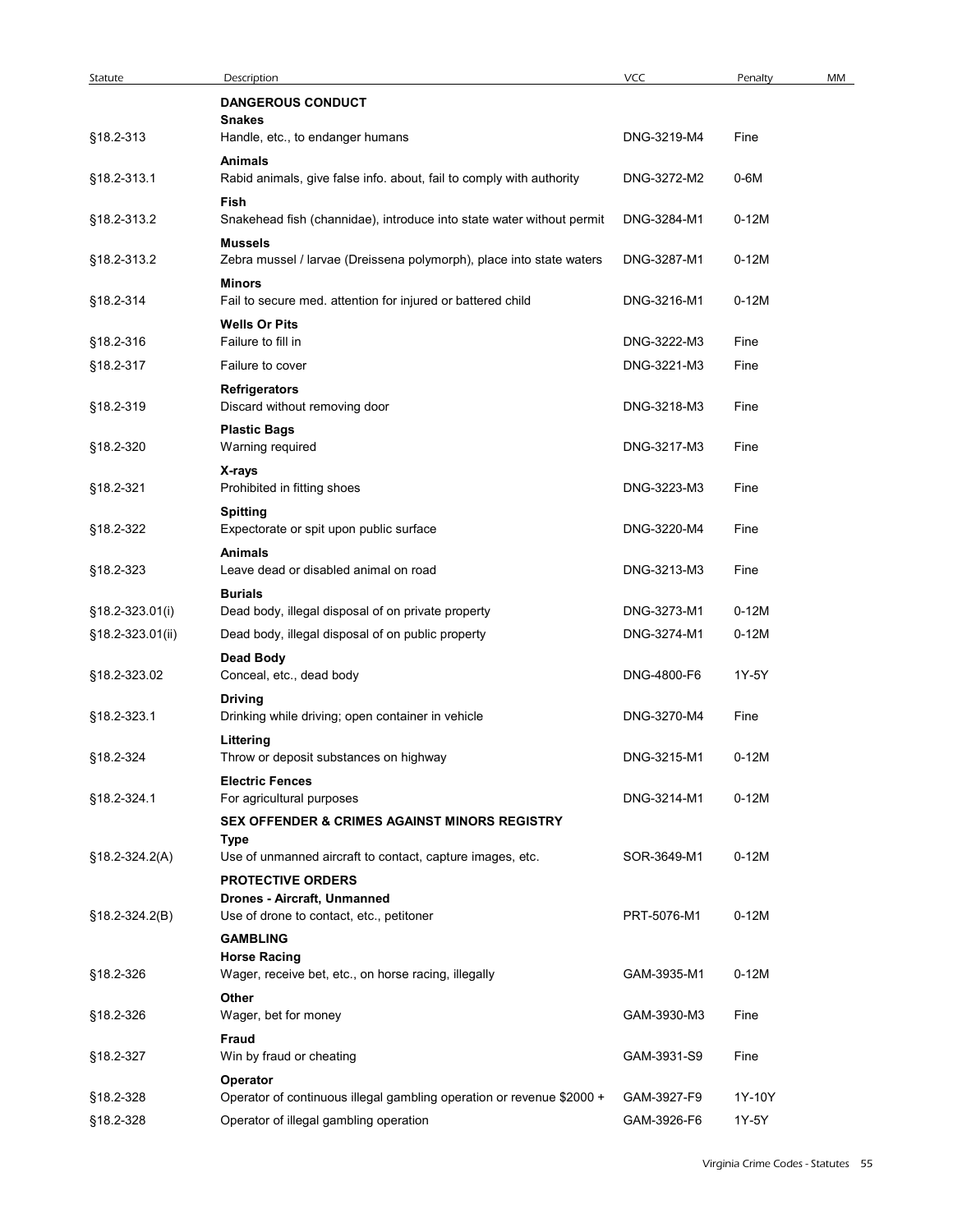| Statute | Description | VCC | Penalty | MM |
|---|---|---|---|---|
| | **DANGEROUS CONDUCT** | | | |
| | **Snakes** | | | |
| §18.2-313 | Handle, etc., to endanger humans | DNG-3219-M4 | Fine | |
| | **Animals** | | | |
| §18.2-313.1 | Rabid animals, give false info. about, fail to comply with authority | DNG-3272-M2 | 0-6M | |
| | **Fish** | | | |
| §18.2-313.2 | Snakehead fish (channidae), introduce into state water without permit | DNG-3284-M1 | 0-12M | |
| | **Mussels** | | | |
| §18.2-313.2 | Zebra mussel / larvae (Dreissena polymorph), place into state waters | DNG-3287-M1 | 0-12M | |
| | **Minors** | | | |
| §18.2-314 | Fail to secure med. attention for injured or battered child | DNG-3216-M1 | 0-12M | |
| | **Wells Or Pits** | | | |
| §18.2-316 | Failure to fill in | DNG-3222-M3 | Fine | |
| §18.2-317 | Failure to cover | DNG-3221-M3 | Fine | |
| | **Refrigerators** | | | |
| §18.2-319 | Discard without removing door | DNG-3218-M3 | Fine | |
| | **Plastic Bags** | | | |
| §18.2-320 | Warning required | DNG-3217-M3 | Fine | |
| | **X-rays** | | | |
| §18.2-321 | Prohibited in fitting shoes | DNG-3223-M3 | Fine | |
| | **Spitting** | | | |
| §18.2-322 | Expectorate or spit upon public surface | DNG-3220-M4 | Fine | |
| | **Animals** | | | |
| §18.2-323 | Leave dead or disabled animal on road | DNG-3213-M3 | Fine | |
| | **Burials** | | | |
| §18.2-323.01(i) | Dead body, illegal disposal of on private property | DNG-3273-M1 | 0-12M | |
| §18.2-323.01(ii) | Dead body, illegal disposal of on public property | DNG-3274-M1 | 0-12M | |
| | **Dead Body** | | | |
| §18.2-323.02 | Conceal, etc., dead body | DNG-4800-F6 | 1Y-5Y | |
| | **Driving** | | | |
| §18.2-323.1 | Drinking while driving; open container in vehicle | DNG-3270-M4 | Fine | |
| | **Littering** | | | |
| §18.2-324 | Throw or deposit substances on highway | DNG-3215-M1 | 0-12M | |
| | **Electric Fences** | | | |
| §18.2-324.1 | For agricultural purposes | DNG-3214-M1 | 0-12M | |
| | **SEX OFFENDER & CRIMES AGAINST MINORS REGISTRY** | | | |
| | **Type** | | | |
| §18.2-324.2(A) | Use of unmanned aircraft to contact, capture images, etc. | SOR-3649-M1 | 0-12M | |
| | **PROTECTIVE ORDERS** | | | |
| | **Drones - Aircraft, Unmanned** | | | |
| §18.2-324.2(B) | Use of drone to contact, etc., petitoner | PRT-5076-M1 | 0-12M | |
| | **GAMBLING** | | | |
| | **Horse Racing** | | | |
| §18.2-326 | Wager, receive bet, etc., on horse racing, illegally | GAM-3935-M1 | 0-12M | |
| | **Other** | | | |
| §18.2-326 | Wager, bet for money | GAM-3930-M3 | Fine | |
| | **Fraud** | | | |
| §18.2-327 | Win by fraud or cheating | GAM-3931-S9 | Fine | |
| | **Operator** | | | |
| §18.2-328 | Operator of continuous illegal gambling operation or revenue $2000 + | GAM-3927-F9 | 1Y-10Y | |
| §18.2-328 | Operator of illegal gambling operation | GAM-3926-F6 | 1Y-5Y | |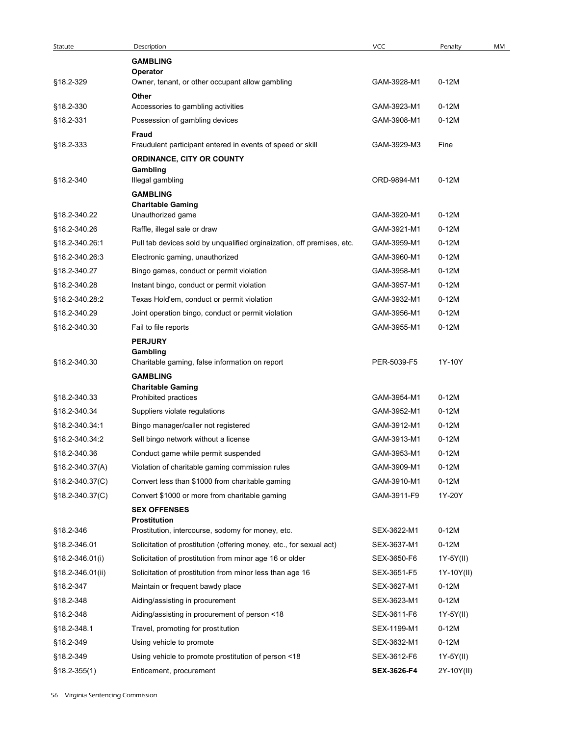| Statute | Description | VCC | Penalty | MM |
|---|---|---|---|---|
| | **GAMBLING** | | | |
| | **Operator** | | | |
| §18.2-329 | Owner, tenant, or other occupant allow gambling | GAM-3928-M1 | 0-12M | |
| | **Other** | | | |
| §18.2-330 | Accessories to gambling activities | GAM-3923-M1 | 0-12M | |
| §18.2-331 | Possession of gambling devices | GAM-3908-M1 | 0-12M | |
| | **Fraud** | | | |
| §18.2-333 | Fraudulent participant entered in events of speed or skill | GAM-3929-M3 | Fine | |
| | **ORDINANCE, CITY OR COUNTY** | | | |
| | **Gambling** | | | |
| §18.2-340 | Illegal gambling | ORD-9894-M1 | 0-12M | |
| | **GAMBLING** | | | |
| | **Charitable Gaming** | | | |
| §18.2-340.22 | Unauthorized game | GAM-3920-M1 | 0-12M | |
| §18.2-340.26 | Raffle, illegal sale or draw | GAM-3921-M1 | 0-12M | |
| §18.2-340.26:1 | Pull tab devices sold by unqualified orginaization, off premises, etc. | GAM-3959-M1 | 0-12M | |
| §18.2-340.26:3 | Electronic gaming, unauthorized | GAM-3960-M1 | 0-12M | |
| §18.2-340.27 | Bingo games, conduct or permit violation | GAM-3958-M1 | 0-12M | |
| §18.2-340.28 | Instant bingo, conduct or permit violation | GAM-3957-M1 | 0-12M | |
| §18.2-340.28:2 | Texas Hold'em, conduct or permit violation | GAM-3932-M1 | 0-12M | |
| §18.2-340.29 | Joint operation bingo, conduct or permit violation | GAM-3956-M1 | 0-12M | |
| §18.2-340.30 | Fail to file reports | GAM-3955-M1 | 0-12M | |
| | **PERJURY** | | | |
| | **Gambling** | | | |
| §18.2-340.30 | Charitable gaming, false information on report | PER-5039-F5 | 1Y-10Y | |
| | **GAMBLING** | | | |
| | **Charitable Gaming** | | | |
| §18.2-340.33 | Prohibited practices | GAM-3954-M1 | 0-12M | |
| §18.2-340.34 | Suppliers violate regulations | GAM-3952-M1 | 0-12M | |
| §18.2-340.34:1 | Bingo manager/caller not registered | GAM-3912-M1 | 0-12M | |
| §18.2-340.34:2 | Sell bingo network without a license | GAM-3913-M1 | 0-12M | |
| §18.2-340.36 | Conduct game while permit suspended | GAM-3953-M1 | 0-12M | |
| §18.2-340.37(A) | Violation of charitable gaming commission rules | GAM-3909-M1 | 0-12M | |
| §18.2-340.37(C) | Convert less than $1000 from charitable gaming | GAM-3910-M1 | 0-12M | |
| §18.2-340.37(C) | Convert $1000 or more from charitable gaming | GAM-3911-F9 | 1Y-20Y | |
| | **SEX OFFENSES** | | | |
| | **Prostitution** | | | |
| §18.2-346 | Prostitution, intercourse, sodomy for money, etc. | SEX-3622-M1 | 0-12M | |
| §18.2-346.01 | Solicitation of prostitution (offering money, etc., for sexual act) | SEX-3637-M1 | 0-12M | |
| §18.2-346.01(i) | Solicitation of prostitution from minor age 16 or older | SEX-3650-F6 | 1Y-5Y(II) | |
| §18.2-346.01(ii) | Solicitation of prostitution from minor less than age 16 | SEX-3651-F5 | 1Y-10Y(II) | |
| §18.2-347 | Maintain or frequent bawdy place | SEX-3627-M1 | 0-12M | |
| §18.2-348 | Aiding/assisting in procurement | SEX-3623-M1 | 0-12M | |
| §18.2-348 | Aiding/assisting in procurement of person <18 | SEX-3611-F6 | 1Y-5Y(II) | |
| §18.2-348.1 | Travel, promoting for prostitution | SEX-1199-M1 | 0-12M | |
| §18.2-349 | Using vehicle to promote | SEX-3632-M1 | 0-12M | |
| §18.2-349 | Using vehicle to promote prostitution of person <18 | SEX-3612-F6 | 1Y-5Y(II) | |
| §18.2-355(1) | Enticement, procurement | **SEX-3626-F4** | 2Y-10Y(II) | |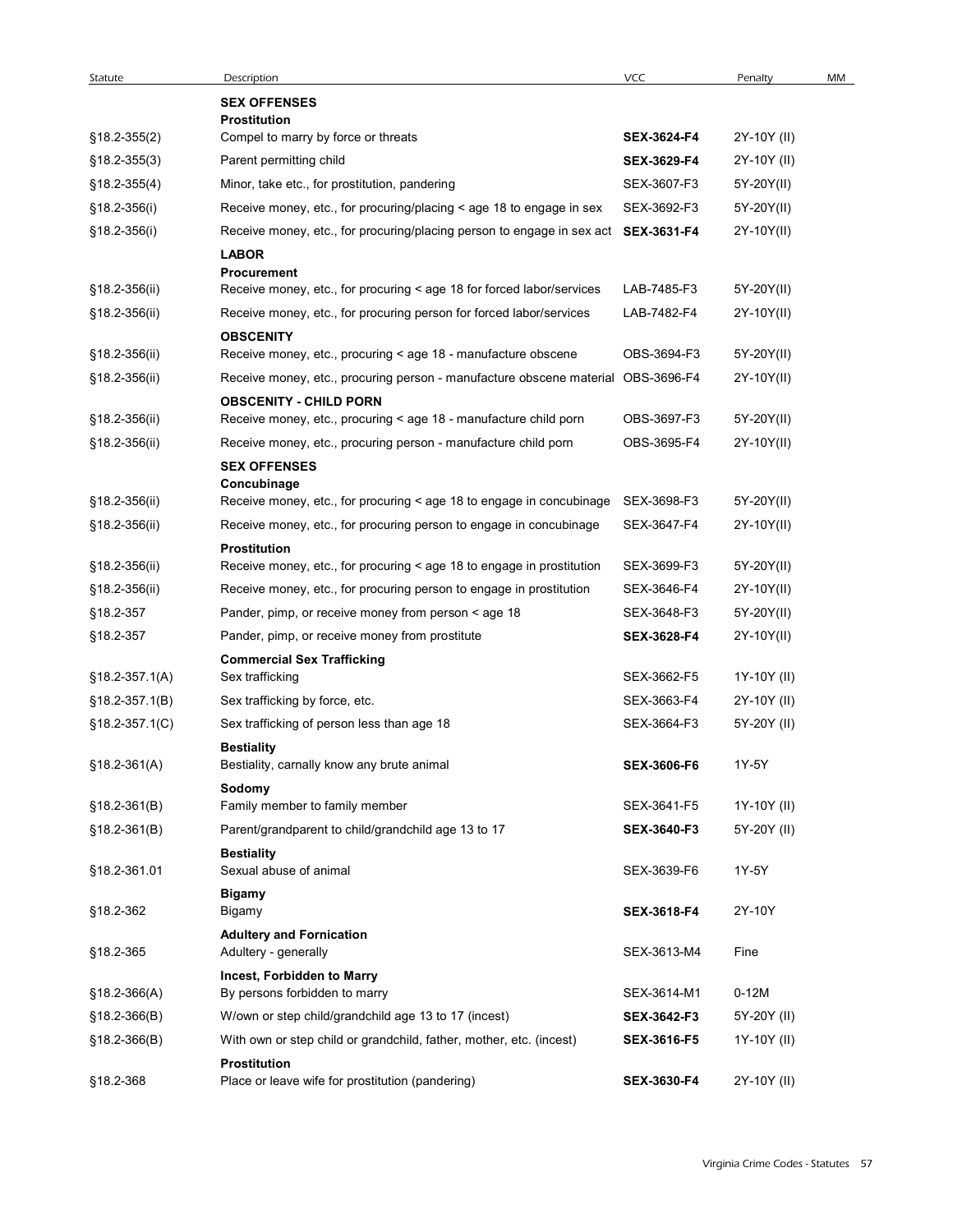| Statute | Description | VCC | Penalty | MM |
|---|---|---|---|---|
| | **SEX OFFENSES** | | | |
| | **Prostitution** | | | |
| §18.2-355(2) | Compel to marry by force or threats | **SEX-3624-F4** | 2Y-10Y (II) | |
| §18.2-355(3) | Parent permitting child | **SEX-3629-F4** | 2Y-10Y (II) | |
| §18.2-355(4) | Minor, take etc., for prostitution, pandering | SEX-3607-F3 | 5Y-20Y(II) | |
| §18.2-356(i) | Receive money, etc., for procuring/placing < age 18 to engage in sex | SEX-3692-F3 | 5Y-20Y(II) | |
| §18.2-356(i) | Receive money, etc., for procuring/placing person to engage in sex act | **SEX-3631-F4** | 2Y-10Y(II) | |
| | **LABOR** | | | |
| | **Procurement** | | | |
| §18.2-356(ii) | Receive money, etc., for procuring < age 18 for forced labor/services | LAB-7485-F3 | 5Y-20Y(II) | |
| §18.2-356(ii) | Receive money, etc., for procuring person for forced labor/services | LAB-7482-F4 | 2Y-10Y(II) | |
| | **OBSCENITY** | | | |
| §18.2-356(ii) | Receive money, etc., procuring < age 18 - manufacture obscene | OBS-3694-F3 | 5Y-20Y(II) | |
| §18.2-356(ii) | Receive money, etc., procuring person - manufacture obscene material | OBS-3696-F4 | 2Y-10Y(II) | |
| | **OBSCENITY - CHILD PORN** | | | |
| §18.2-356(ii) | Receive money, etc., procuring < age 18 - manufacture child porn | OBS-3697-F3 | 5Y-20Y(II) | |
| §18.2-356(ii) | Receive money, etc., procuring person - manufacture child porn | OBS-3695-F4 | 2Y-10Y(II) | |
| | **SEX OFFENSES** | | | |
| | **Concubinage** | | | |
| §18.2-356(ii) | Receive money, etc., for procuring < age 18 to engage in concubinage | SEX-3698-F3 | 5Y-20Y(II) | |
| §18.2-356(ii) | Receive money, etc., for procuring person to engage in concubinage | SEX-3647-F4 | 2Y-10Y(II) | |
| | **Prostitution** | | | |
| §18.2-356(ii) | Receive money, etc., for procuring < age 18 to engage in prostitution | SEX-3699-F3 | 5Y-20Y(II) | |
| §18.2-356(ii) | Receive money, etc., for procuring person to engage in prostitution | SEX-3646-F4 | 2Y-10Y(II) | |
| §18.2-357 | Pander, pimp, or receive money from person < age 18 | SEX-3648-F3 | 5Y-20Y(II) | |
| §18.2-357 | Pander, pimp, or receive money from prostitute | **SEX-3628-F4** | 2Y-10Y(II) | |
| | **Commercial Sex Trafficking** | | | |
| §18.2-357.1(A) | Sex trafficking | SEX-3662-F5 | 1Y-10Y (II) | |
| §18.2-357.1(B) | Sex trafficking by force, etc. | SEX-3663-F4 | 2Y-10Y (II) | |
| §18.2-357.1(C) | Sex trafficking of person less than age 18 | SEX-3664-F3 | 5Y-20Y (II) | |
| | **Bestiality** | | | |
| §18.2-361(A) | Bestiality, carnally know any brute animal | **SEX-3606-F6** | 1Y-5Y | |
| | **Sodomy** | | | |
| §18.2-361(B) | Family member to family member | SEX-3641-F5 | 1Y-10Y (II) | |
| §18.2-361(B) | Parent/grandparent to child/grandchild age 13 to 17 | **SEX-3640-F3** | 5Y-20Y (II) | |
| | **Bestiality** | | | |
| §18.2-361.01 | Sexual abuse of animal | SEX-3639-F6 | 1Y-5Y | |
| | **Bigamy** | | | |
| §18.2-362 | Bigamy | **SEX-3618-F4** | 2Y-10Y | |
| | **Adultery and Fornication** | | | |
| §18.2-365 | Adultery - generally | SEX-3613-M4 | Fine | |
| | **Incest, Forbidden to Marry** | | | |
| §18.2-366(A) | By persons forbidden to marry | SEX-3614-M1 | 0-12M | |
| §18.2-366(B) | W/own or step child/grandchild age 13 to 17 (incest) | **SEX-3642-F3** | 5Y-20Y (II) | |
| §18.2-366(B) | With own or step child or grandchild, father, mother, etc. (incest) | **SEX-3616-F5** | 1Y-10Y (II) | |
| | **Prostitution** | | | |
| §18.2-368 | Place or leave wife for prostitution (pandering) | **SEX-3630-F4** | 2Y-10Y (II) | |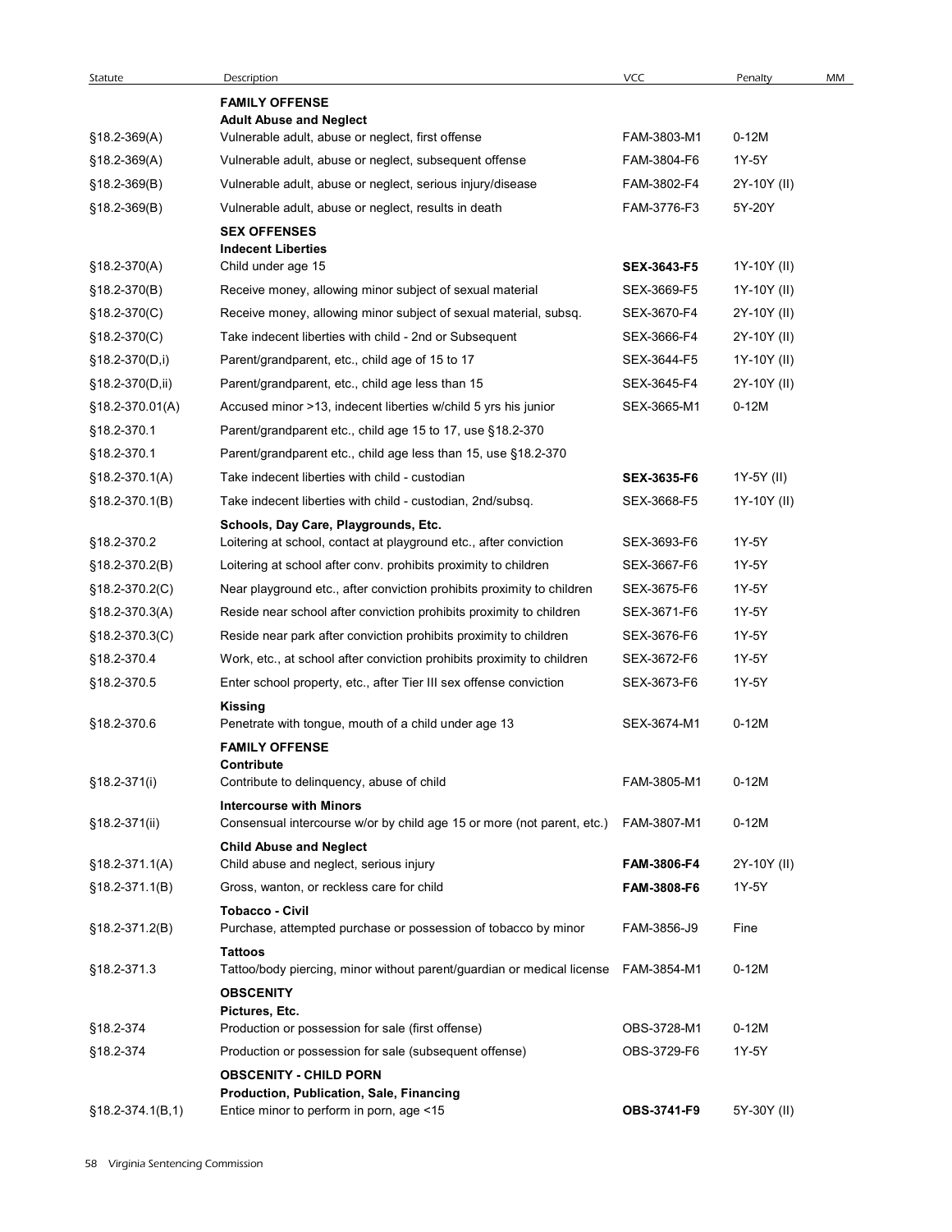| Statute | Description | VCC | Penalty | MM |
|---|---|---|---|---|
| | **FAMILY OFFENSE** | | | |
| | **Adult Abuse and Neglect** | | | |
| §18.2-369(A) | Vulnerable adult, abuse or neglect, first offense | FAM-3803-M1 | 0-12M | |
| §18.2-369(A) | Vulnerable adult, abuse or neglect, subsequent offense | FAM-3804-F6 | 1Y-5Y | |
| §18.2-369(B) | Vulnerable adult, abuse or neglect, serious injury/disease | FAM-3802-F4 | 2Y-10Y (II) | |
| §18.2-369(B) | Vulnerable adult, abuse or neglect, results in death | FAM-3776-F3 | 5Y-20Y | |
| | **SEX OFFENSES** | | | |
| | **Indecent Liberties** | | | |
| §18.2-370(A) | Child under age 15 | **SEX-3643-F5** | 1Y-10Y (II) | |
| §18.2-370(B) | Receive money, allowing minor subject of sexual material | SEX-3669-F5 | 1Y-10Y (II) | |
| §18.2-370(C) | Receive money, allowing minor subject of sexual material, subsq. | SEX-3670-F4 | 2Y-10Y (II) | |
| §18.2-370(C) | Take indecent liberties with child - 2nd or Subsequent | SEX-3666-F4 | 2Y-10Y (II) | |
| §18.2-370(D,i) | Parent/grandparent, etc., child age of 15 to 17 | SEX-3644-F5 | 1Y-10Y (II) | |
| §18.2-370(D,ii) | Parent/grandparent, etc., child age less than 15 | SEX-3645-F4 | 2Y-10Y (II) | |
| §18.2-370.01(A) | Accused minor >13, indecent liberties w/child 5 yrs his junior | SEX-3665-M1 | 0-12M | |
| §18.2-370.1 | Parent/grandparent etc., child age 15 to 17, use §18.2-370 | | | |
| §18.2-370.1 | Parent/grandparent etc., child age less than 15, use §18.2-370 | | | |
| §18.2-370.1(A) | Take indecent liberties with child - custodian | **SEX-3635-F6** | 1Y-5Y (II) | |
| §18.2-370.1(B) | Take indecent liberties with child - custodian, 2nd/subsq. | SEX-3668-F5 | 1Y-10Y (II) | |
| | **Schools, Day Care, Playgrounds, Etc.** | | | |
| §18.2-370.2 | Loitering at school, contact at playground etc., after conviction | SEX-3693-F6 | 1Y-5Y | |
| §18.2-370.2(B) | Loitering at school after conv. prohibits proximity to children | SEX-3667-F6 | 1Y-5Y | |
| §18.2-370.2(C) | Near playground etc., after conviction prohibits proximity to children | SEX-3675-F6 | 1Y-5Y | |
| §18.2-370.3(A) | Reside near school after conviction prohibits proximity to children | SEX-3671-F6 | 1Y-5Y | |
| §18.2-370.3(C) | Reside near park after conviction prohibits proximity to children | SEX-3676-F6 | 1Y-5Y | |
| §18.2-370.4 | Work, etc., at school after conviction prohibits proximity to children | SEX-3672-F6 | 1Y-5Y | |
| §18.2-370.5 | Enter school property, etc., after Tier III sex offense conviction | SEX-3673-F6 | 1Y-5Y | |
| | **Kissing** | | | |
| §18.2-370.6 | Penetrate with tongue, mouth of a child under age 13 | SEX-3674-M1 | 0-12M | |
| | **FAMILY OFFENSE** | | | |
| | **Contribute** | | | |
| §18.2-371(i) | Contribute to delinquency, abuse of child | FAM-3805-M1 | 0-12M | |
| | **Intercourse with Minors** | | | |
| §18.2-371(ii) | Consensual intercourse w/or by child age 15 or more (not parent, etc.) | FAM-3807-M1 | 0-12M | |
| | **Child Abuse and Neglect** | | | |
| §18.2-371.1(A) | Child abuse and neglect, serious injury | **FAM-3806-F4** | 2Y-10Y (II) | |
| §18.2-371.1(B) | Gross, wanton, or reckless care for child | **FAM-3808-F6** | 1Y-5Y | |
| | **Tobacco - Civil** | | | |
| §18.2-371.2(B) | Purchase, attempted purchase or possession of tobacco by minor | FAM-3856-J9 | Fine | |
| | **Tattoos** | | | |
| §18.2-371.3 | Tattoo/body piercing, minor without parent/guardian or medical license | FAM-3854-M1 | 0-12M | |
| | **OBSCENITY** | | | |
| | **Pictures, Etc.** | | | |
| §18.2-374 | Production or possession for sale (first offense) | OBS-3728-M1 | 0-12M | |
| §18.2-374 | Production or possession for sale (subsequent offense) | OBS-3729-F6 | 1Y-5Y | |
| | **OBSCENITY - CHILD PORN** | | | |
| | **Production, Publication, Sale, Financing** | | | |
| §18.2-374.1(B,1) | Entice minor to perform in porn, age <15 | **OBS-3741-F9** | 5Y-30Y (II) | |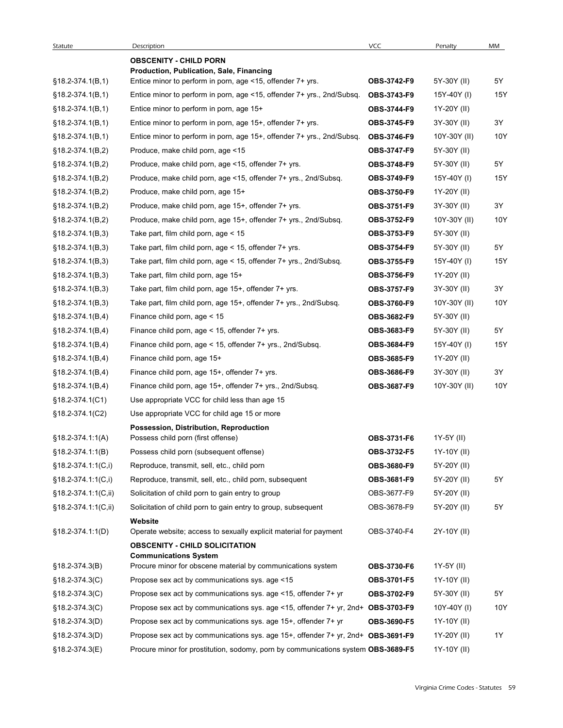| Statute | Description | VCC | Penalty | MM |
|---|---|---|---|---|
| | **OBSCENITY - CHILD PORN** | | | |
| | **Production, Publication, Sale, Financing** | | | |
| §18.2-374.1(B,1) | Entice minor to perform in porn, age <15, offender 7+ yrs. | **OBS-3742-F9** | 5Y-30Y (II) | 5Y |
| §18.2-374.1(B,1) | Entice minor to perform in porn, age <15, offender 7+ yrs., 2nd/Subsq. | **OBS-3743-F9** | 15Y-40Y (I) | 15Y |
| §18.2-374.1(B,1) | Entice minor to perform in porn, age 15+ | **OBS-3744-F9** | 1Y-20Y (II) | |
| §18.2-374.1(B,1) | Entice minor to perform in porn, age 15+, offender 7+ yrs. | **OBS-3745-F9** | 3Y-30Y (II) | 3Y |
| §18.2-374.1(B,1) | Entice minor to perform in porn, age 15+, offender 7+ yrs., 2nd/Subsq. | **OBS-3746-F9** | 10Y-30Y (II) | 10Y |
| §18.2-374.1(B,2) | Produce, make child porn, age <15 | **OBS-3747-F9** | 5Y-30Y (II) | |
| §18.2-374.1(B,2) | Produce, make child porn, age <15, offender 7+ yrs. | **OBS-3748-F9** | 5Y-30Y (II) | 5Y |
| §18.2-374.1(B,2) | Produce, make child porn, age <15, offender 7+ yrs., 2nd/Subsq. | **OBS-3749-F9** | 15Y-40Y (I) | 15Y |
| §18.2-374.1(B,2) | Produce, make child porn, age 15+ | **OBS-3750-F9** | 1Y-20Y (II) | |
| §18.2-374.1(B,2) | Produce, make child porn, age 15+, offender 7+ yrs. | **OBS-3751-F9** | 3Y-30Y (II) | 3Y |
| §18.2-374.1(B,2) | Produce, make child porn, age 15+, offender 7+ yrs., 2nd/Subsq. | **OBS-3752-F9** | 10Y-30Y (II) | 10Y |
| §18.2-374.1(B,3) | Take part, film child porn, age < 15 | **OBS-3753-F9** | 5Y-30Y (II) | |
| §18.2-374.1(B,3) | Take part, film child porn, age < 15, offender 7+ yrs. | **OBS-3754-F9** | 5Y-30Y (II) | 5Y |
| §18.2-374.1(B,3) | Take part, film child porn, age < 15, offender 7+ yrs., 2nd/Subsq. | **OBS-3755-F9** | 15Y-40Y (I) | 15Y |
| §18.2-374.1(B,3) | Take part, film child porn, age 15+ | **OBS-3756-F9** | 1Y-20Y (II) | |
| §18.2-374.1(B,3) | Take part, film child porn, age 15+, offender 7+ yrs. | **OBS-3757-F9** | 3Y-30Y (II) | 3Y |
| §18.2-374.1(B,3) | Take part, film child porn, age 15+, offender 7+ yrs., 2nd/Subsq. | **OBS-3760-F9** | 10Y-30Y (II) | 10Y |
| §18.2-374.1(B,4) | Finance child porn, age < 15 | **OBS-3682-F9** | 5Y-30Y (II) | |
| §18.2-374.1(B,4) | Finance child porn, age < 15, offender 7+ yrs. | **OBS-3683-F9** | 5Y-30Y (II) | 5Y |
| §18.2-374.1(B,4) | Finance child porn, age < 15, offender 7+ yrs., 2nd/Subsq. | **OBS-3684-F9** | 15Y-40Y (I) | 15Y |
| §18.2-374.1(B,4) | Finance child porn, age 15+ | **OBS-3685-F9** | 1Y-20Y (II) | |
| §18.2-374.1(B,4) | Finance child porn, age 15+, offender 7+ yrs. | **OBS-3686-F9** | 3Y-30Y (II) | 3Y |
| §18.2-374.1(B,4) | Finance child porn, age 15+, offender 7+ yrs., 2nd/Subsq. | **OBS-3687-F9** | 10Y-30Y (II) | 10Y |
| §18.2-374.1(C1) | Use appropriate VCC for child less than age 15 | | | |
| §18.2-374.1(C2) | Use appropriate VCC for child age 15 or more | | | |
| | **Possession, Distribution, Reproduction** | | | |
| §18.2-374.1:1(A) | Possess child porn (first offense) | **OBS-3731-F6** | 1Y-5Y (II) | |
| §18.2-374.1:1(B) | Possess child porn (subsequent offense) | **OBS-3732-F5** | 1Y-10Y (II) | |
| §18.2-374.1:1(C,i) | Reproduce, transmit, sell, etc., child porn | **OBS-3680-F9** | 5Y-20Y (II) | |
| §18.2-374.1:1(C,i) | Reproduce, transmit, sell, etc., child porn, subsequent | **OBS-3681-F9** | 5Y-20Y (II) | 5Y |
| §18.2-374.1:1(C,ii) | Solicitation of child porn to gain entry to group | OBS-3677-F9 | 5Y-20Y (II) | |
| §18.2-374.1:1(C,ii) | Solicitation of child porn to gain entry to group, subsequent | OBS-3678-F9 | 5Y-20Y (II) | 5Y |
| | **Website** | | | |
| §18.2-374.1:1(D) | Operate website; access to sexually explicit material for payment | OBS-3740-F4 | 2Y-10Y (II) | |
| | **OBSCENITY - CHILD SOLICITATION** | | | |
| | **Communications System** | | | |
| §18.2-374.3(B) | Procure minor for obscene material by communications system | **OBS-3730-F6** | 1Y-5Y (II) | |
| §18.2-374.3(C) | Propose sex act by communications sys. age <15 | **OBS-3701-F5** | 1Y-10Y (II) | |
| §18.2-374.3(C) | Propose sex act by communications sys. age <15, offender 7+ yr | **OBS-3702-F9** | 5Y-30Y (II) | 5Y |
| §18.2-374.3(C) | Propose sex act by communications sys. age <15, offender 7+ yr, 2nd+ | **OBS-3703-F9** | 10Y-40Y (I) | 10Y |
| §18.2-374.3(D) | Propose sex act by communications sys. age 15+, offender 7+ yr | **OBS-3690-F5** | 1Y-10Y (II) | |
| §18.2-374.3(D) | Propose sex act by communications sys. age 15+, offender 7+ yr, 2nd+ | **OBS-3691-F9** | 1Y-20Y (II) | 1Y |
| §18.2-374.3(E) | Procure minor for prostitution, sodomy, porn by communications system | **OBS-3689-F5** | 1Y-10Y (II) | |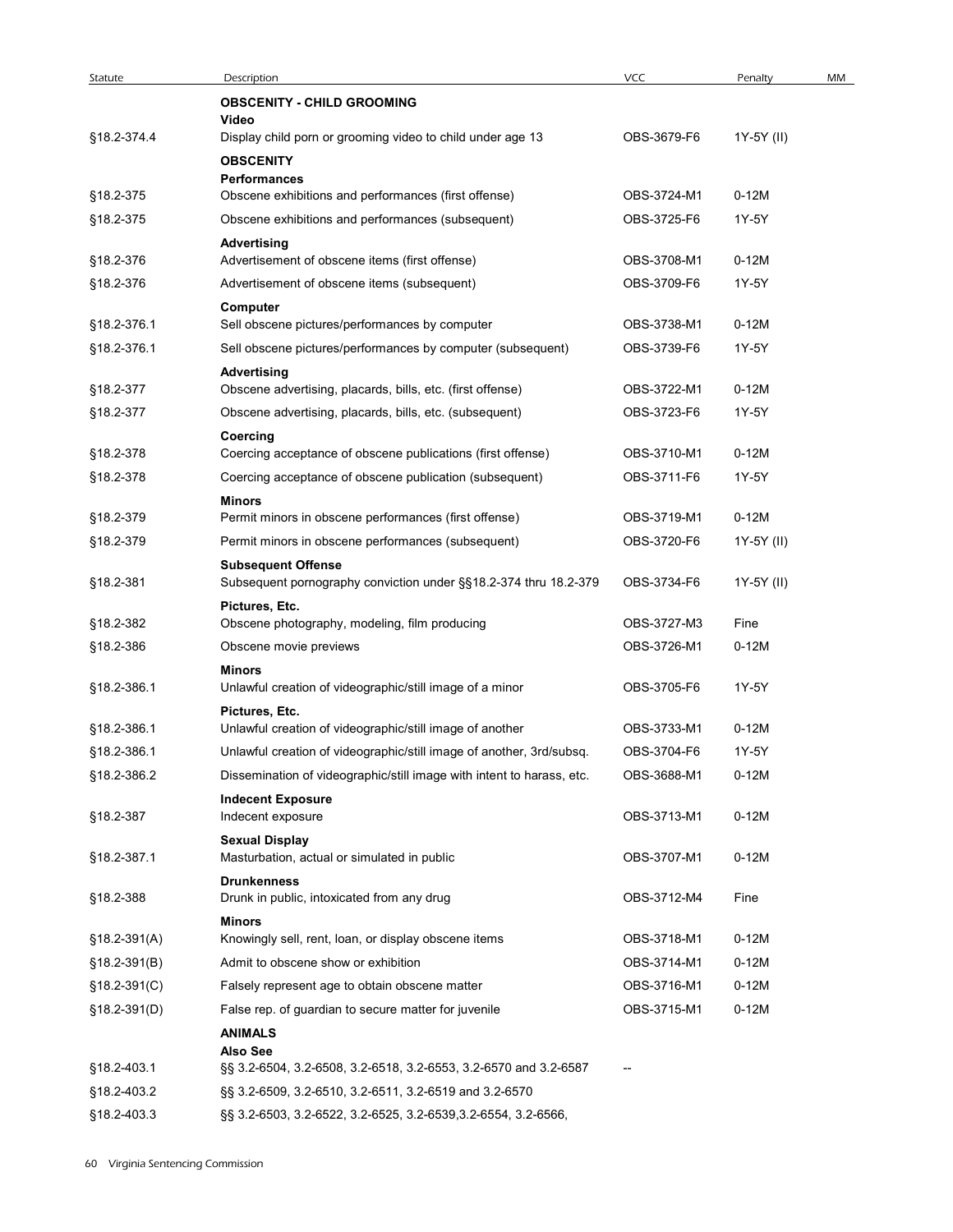| Statute | Description | VCC | Penalty | MM |
|---|---|---|---|---|
| | **OBSCENITY - CHILD GROOMING** | | | |
| | **Video** | | | |
| §18.2-374.4 | Display child porn or grooming video to child under age 13 | OBS-3679-F6 | 1Y-5Y (II) | |
| | **OBSCENITY** | | | |
| | **Performances** | | | |
| §18.2-375 | Obscene exhibitions and performances (first offense) | OBS-3724-M1 | 0-12M | |
| §18.2-375 | Obscene exhibitions and performances (subsequent) | OBS-3725-F6 | 1Y-5Y | |
| | **Advertising** | | | |
| §18.2-376 | Advertisement of obscene items (first offense) | OBS-3708-M1 | 0-12M | |
| §18.2-376 | Advertisement of obscene items (subsequent) | OBS-3709-F6 | 1Y-5Y | |
| | **Computer** | | | |
| §18.2-376.1 | Sell obscene pictures/performances by computer | OBS-3738-M1 | 0-12M | |
| §18.2-376.1 | Sell obscene pictures/performances by computer (subsequent) | OBS-3739-F6 | 1Y-5Y | |
| | **Advertising** | | | |
| §18.2-377 | Obscene advertising, placards, bills, etc. (first offense) | OBS-3722-M1 | 0-12M | |
| §18.2-377 | Obscene advertising, placards, bills, etc. (subsequent) | OBS-3723-F6 | 1Y-5Y | |
| | **Coercing** | | | |
| §18.2-378 | Coercing acceptance of obscene publications (first offense) | OBS-3710-M1 | 0-12M | |
| §18.2-378 | Coercing acceptance of obscene publication (subsequent) | OBS-3711-F6 | 1Y-5Y | |
| | **Minors** | | | |
| §18.2-379 | Permit minors in obscene performances (first offense) | OBS-3719-M1 | 0-12M | |
| §18.2-379 | Permit minors in obscene performances (subsequent) | OBS-3720-F6 | 1Y-5Y (II) | |
| | **Subsequent Offense** | | | |
| §18.2-381 | Subsequent pornography conviction under §§18.2-374 thru 18.2-379 | OBS-3734-F6 | 1Y-5Y (II) | |
| | **Pictures, Etc.** | | | |
| §18.2-382 | Obscene photography, modeling, film producing | OBS-3727-M3 | Fine | |
| §18.2-386 | Obscene movie previews | OBS-3726-M1 | 0-12M | |
| | **Minors** | | | |
| §18.2-386.1 | Unlawful creation of videographic/still image of a minor | OBS-3705-F6 | 1Y-5Y | |
| | **Pictures, Etc.** | | | |
| §18.2-386.1 | Unlawful creation of videographic/still image of another | OBS-3733-M1 | 0-12M | |
| §18.2-386.1 | Unlawful creation of videographic/still image of another, 3rd/subsq. | OBS-3704-F6 | 1Y-5Y | |
| §18.2-386.2 | Dissemination of videographic/still image with intent to harass, etc. | OBS-3688-M1 | 0-12M | |
| | **Indecent Exposure** | | | |
| §18.2-387 | Indecent exposure | OBS-3713-M1 | 0-12M | |
| | **Sexual Display** | | | |
| §18.2-387.1 | Masturbation, actual or simulated in public | OBS-3707-M1 | 0-12M | |
| | **Drunkenness** | | | |
| §18.2-388 | Drunk in public, intoxicated from any drug | OBS-3712-M4 | Fine | |
| | **Minors** | | | |
| §18.2-391(A) | Knowingly sell, rent, loan, or display obscene items | OBS-3718-M1 | 0-12M | |
| §18.2-391(B) | Admit to obscene show or exhibition | OBS-3714-M1 | 0-12M | |
| §18.2-391(C) | Falsely represent age to obtain obscene matter | OBS-3716-M1 | 0-12M | |
| §18.2-391(D) | False rep. of guardian to secure matter for juvenile | OBS-3715-M1 | 0-12M | |
| | **ANIMALS** | | | |
| | **Also See** | | | |
| §18.2-403.1 | §§ 3.2-6504, 3.2-6508, 3.2-6518, 3.2-6553, 3.2-6570 and 3.2-6587 | -- | | |
| §18.2-403.2 | §§ 3.2-6509, 3.2-6510, 3.2-6511, 3.2-6519 and 3.2-6570 | | | |
| §18.2-403.3 | §§ 3.2-6503, 3.2-6522, 3.2-6525, 3.2-6539,3.2-6554, 3.2-6566, | | | |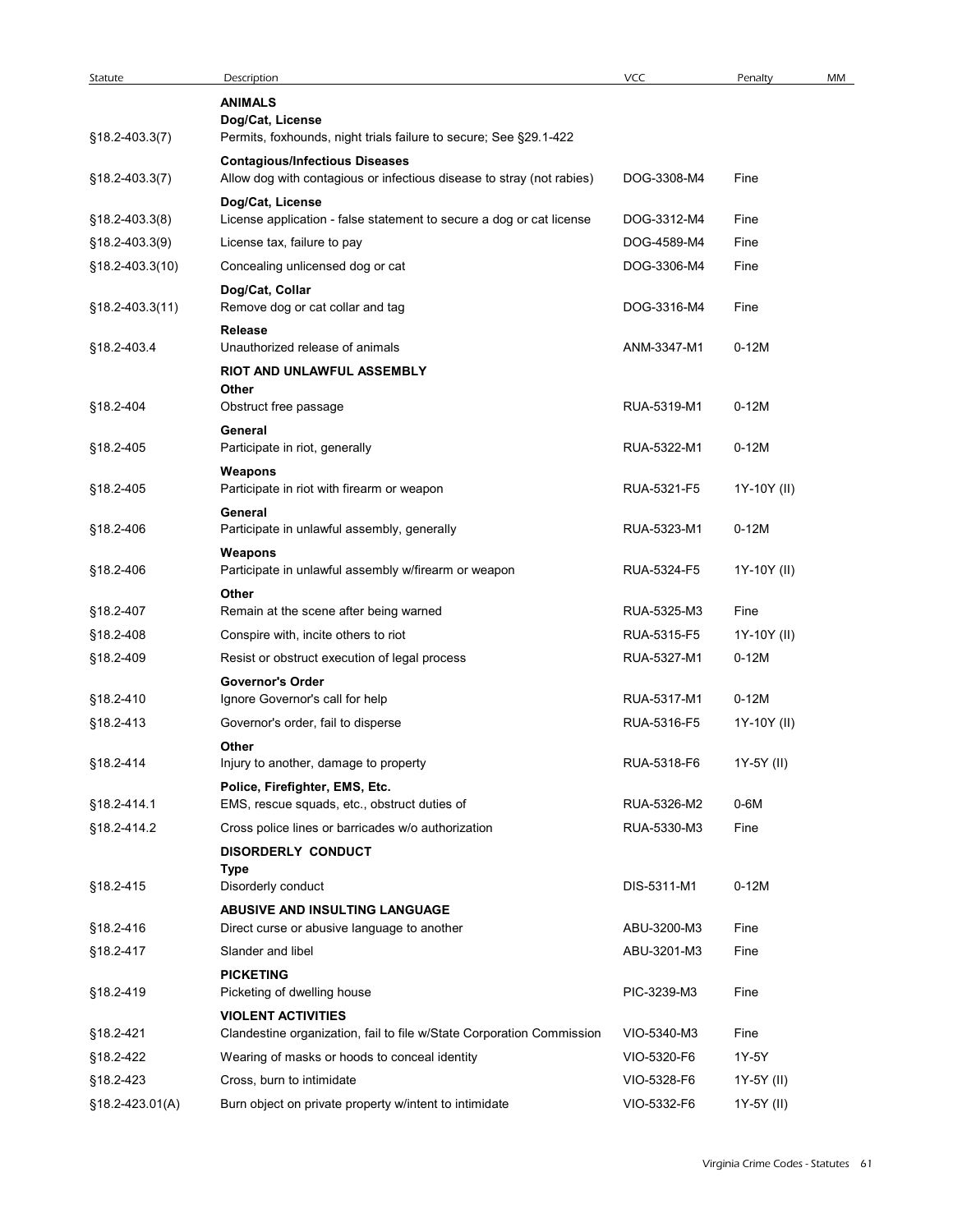| Statute | Description | VCC | Penalty | MM |
|---|---|---|---|---|
| | **ANIMALS** | | | |
| | **Dog/Cat, License** | | | |
| §18.2-403.3(7) | Permits, foxhounds, night trials failure to secure; See §29.1-422 | | | |
| | **Contagious/Infectious Diseases** | | | |
| §18.2-403.3(7) | Allow dog with contagious or infectious disease to stray (not rabies) | DOG-3308-M4 | Fine | |
| | **Dog/Cat, License** | | | |
| §18.2-403.3(8) | License application - false statement to secure a dog or cat license | DOG-3312-M4 | Fine | |
| §18.2-403.3(9) | License tax, failure to pay | DOG-4589-M4 | Fine | |
| §18.2-403.3(10) | Concealing unlicensed dog or cat | DOG-3306-M4 | Fine | |
| | **Dog/Cat, Collar** | | | |
| §18.2-403.3(11) | Remove dog or cat collar and tag | DOG-3316-M4 | Fine | |
| | **Release** | | | |
| §18.2-403.4 | Unauthorized release of animals | ANM-3347-M1 | 0-12M | |
| | **RIOT AND UNLAWFUL ASSEMBLY** | | | |
| | **Other** | | | |
| §18.2-404 | Obstruct free passage | RUA-5319-M1 | 0-12M | |
| | **General** | | | |
| §18.2-405 | Participate in riot, generally | RUA-5322-M1 | 0-12M | |
| | **Weapons** | | | |
| §18.2-405 | Participate in riot with firearm or weapon | RUA-5321-F5 | 1Y-10Y (II) | |
| | **General** | | | |
| §18.2-406 | Participate in unlawful assembly, generally | RUA-5323-M1 | 0-12M | |
| | **Weapons** | | | |
| §18.2-406 | Participate in unlawful assembly w/firearm or weapon | RUA-5324-F5 | 1Y-10Y (II) | |
| | **Other** | | | |
| §18.2-407 | Remain at the scene after being warned | RUA-5325-M3 | Fine | |
| §18.2-408 | Conspire with, incite others to riot | RUA-5315-F5 | 1Y-10Y (II) | |
| §18.2-409 | Resist or obstruct execution of legal process | RUA-5327-M1 | 0-12M | |
| | **Governor's Order** | | | |
| §18.2-410 | Ignore Governor's call for help | RUA-5317-M1 | 0-12M | |
| §18.2-413 | Governor's order, fail to disperse | RUA-5316-F5 | 1Y-10Y (II) | |
| | **Other** | | | |
| §18.2-414 | Injury to another, damage to property | RUA-5318-F6 | 1Y-5Y (II) | |
| | **Police, Firefighter, EMS, Etc.** | | | |
| §18.2-414.1 | EMS, rescue squads, etc., obstruct duties of | RUA-5326-M2 | 0-6M | |
| §18.2-414.2 | Cross police lines or barricades w/o authorization | RUA-5330-M3 | Fine | |
| | **DISORDERLY CONDUCT** | | | |
| | **Type** | | | |
| §18.2-415 | Disorderly conduct | DIS-5311-M1 | 0-12M | |
| | **ABUSIVE AND INSULTING LANGUAGE** | | | |
| §18.2-416 | Direct curse or abusive language to another | ABU-3200-M3 | Fine | |
| §18.2-417 | Slander and libel | ABU-3201-M3 | Fine | |
| | **PICKETING** | | | |
| §18.2-419 | Picketing of dwelling house | PIC-3239-M3 | Fine | |
| | **VIOLENT ACTIVITIES** | | | |
| §18.2-421 | Clandestine organization, fail to file w/State Corporation Commission | VIO-5340-M3 | Fine | |
| §18.2-422 | Wearing of masks or hoods to conceal identity | VIO-5320-F6 | 1Y-5Y | |
| §18.2-423 | Cross, burn to intimidate | VIO-5328-F6 | 1Y-5Y (II) | |
| §18.2-423.01(A) | Burn object on private property w/intent to intimidate | VIO-5332-F6 | 1Y-5Y (II) | |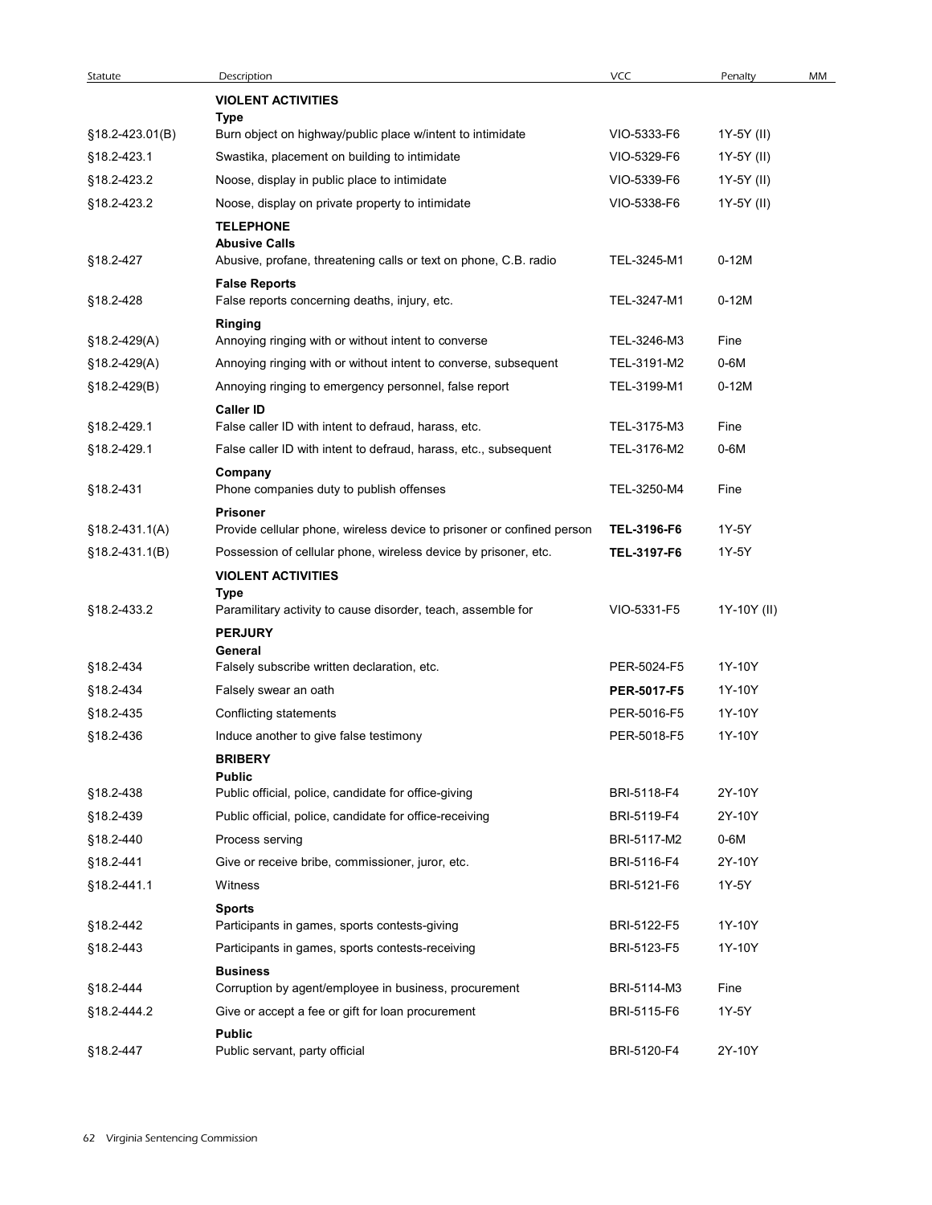| Statute | Description | VCC | Penalty | MM |
|---|---|---|---|---|
| | **VIOLENT ACTIVITIES** | | | |
| | **Type** | | | |
| §18.2-423.01(B) | Burn object on highway/public place w/intent to intimidate | VIO-5333-F6 | 1Y-5Y (II) | |
| §18.2-423.1 | Swastika, placement on building to intimidate | VIO-5329-F6 | 1Y-5Y (II) | |
| §18.2-423.2 | Noose, display in public place to intimidate | VIO-5339-F6 | 1Y-5Y (II) | |
| §18.2-423.2 | Noose, display on private property to intimidate | VIO-5338-F6 | 1Y-5Y (II) | |
| | **TELEPHONE** | | | |
| | **Abusive Calls** | | | |
| §18.2-427 | Abusive, profane, threatening calls or text on phone, C.B. radio | TEL-3245-M1 | 0-12M | |
| | **False Reports** | | | |
| §18.2-428 | False reports concerning deaths, injury, etc. | TEL-3247-M1 | 0-12M | |
| | **Ringing** | | | |
| §18.2-429(A) | Annoying ringing with or without intent to converse | TEL-3246-M3 | Fine | |
| §18.2-429(A) | Annoying ringing with or without intent to converse, subsequent | TEL-3191-M2 | 0-6M | |
| §18.2-429(B) | Annoying ringing to emergency personnel, false report | TEL-3199-M1 | 0-12M | |
| | **Caller ID** | | | |
| §18.2-429.1 | False caller ID with intent to defraud, harass, etc. | TEL-3175-M3 | Fine | |
| §18.2-429.1 | False caller ID with intent to defraud, harass, etc., subsequent | TEL-3176-M2 | 0-6M | |
| | **Company** | | | |
| §18.2-431 | Phone companies duty to publish offenses | TEL-3250-M4 | Fine | |
| | **Prisoner** | | | |
| §18.2-431.1(A) | Provide cellular phone, wireless device to prisoner or confined person | **TEL-3196-F6** | 1Y-5Y | |
| §18.2-431.1(B) | Possession of cellular phone, wireless device by prisoner, etc. | **TEL-3197-F6** | 1Y-5Y | |
| | **VIOLENT ACTIVITIES** | | | |
| | **Type** | | | |
| §18.2-433.2 | Paramilitary activity to cause disorder, teach, assemble for | VIO-5331-F5 | 1Y-10Y (II) | |
| | **PERJURY** | | | |
| | **General** | | | |
| §18.2-434 | Falsely subscribe written declaration, etc. | PER-5024-F5 | 1Y-10Y | |
| §18.2-434 | Falsely swear an oath | **PER-5017-F5** | 1Y-10Y | |
| §18.2-435 | Conflicting statements | PER-5016-F5 | 1Y-10Y | |
| §18.2-436 | Induce another to give false testimony | PER-5018-F5 | 1Y-10Y | |
| | **BRIBERY** | | | |
| | **Public** | | | |
| §18.2-438 | Public official, police, candidate for office-giving | BRI-5118-F4 | 2Y-10Y | |
| §18.2-439 | Public official, police, candidate for office-receiving | BRI-5119-F4 | 2Y-10Y | |
| §18.2-440 | Process serving | BRI-5117-M2 | 0-6M | |
| §18.2-441 | Give or receive bribe, commissioner, juror, etc. | BRI-5116-F4 | 2Y-10Y | |
| §18.2-441.1 | Witness | BRI-5121-F6 | 1Y-5Y | |
| | **Sports** | | | |
| §18.2-442 | Participants in games, sports contests-giving | BRI-5122-F5 | 1Y-10Y | |
| §18.2-443 | Participants in games, sports contests-receiving | BRI-5123-F5 | 1Y-10Y | |
| | **Business** | | | |
| §18.2-444 | Corruption by agent/employee in business, procurement | BRI-5114-M3 | Fine | |
| §18.2-444.2 | Give or accept a fee or gift for loan procurement | BRI-5115-F6 | 1Y-5Y | |
| | **Public** | | | |
| §18.2-447 | Public servant, party official | BRI-5120-F4 | 2Y-10Y | |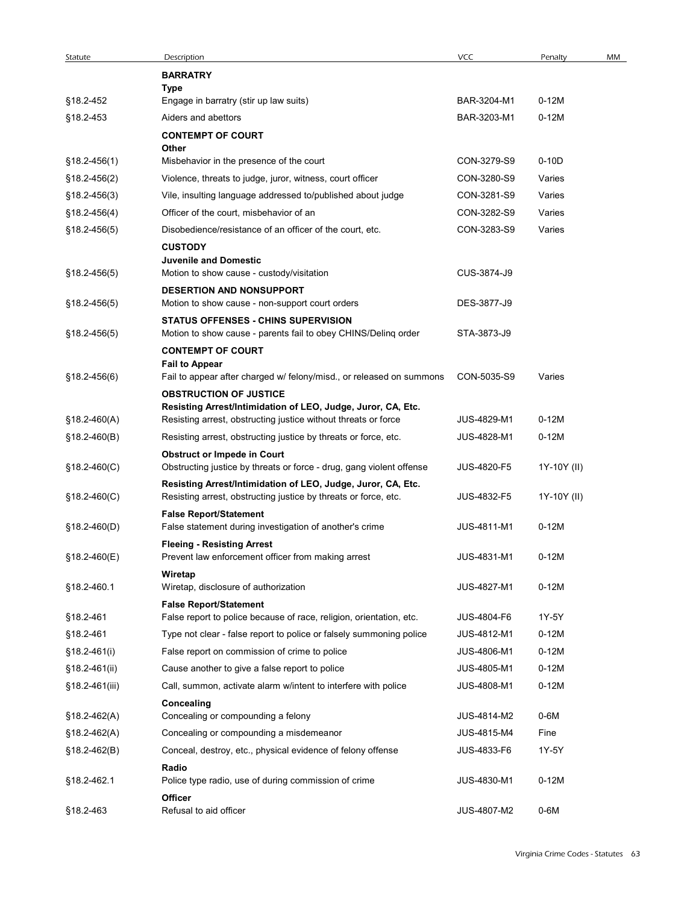| Statute | Description | VCC | Penalty | MM |
|---|---|---|---|---|
| | **BARRATRY** | | | |
| | **Type** | | | |
| §18.2-452 | Engage in barratry (stir up law suits) | BAR-3204-M1 | 0-12M | |
| §18.2-453 | Aiders and abettors | BAR-3203-M1 | 0-12M | |
| | **CONTEMPT OF COURT** | | | |
| | **Other** | | | |
| §18.2-456(1) | Misbehavior in the presence of the court | CON-3279-S9 | 0-10D | |
| §18.2-456(2) | Violence, threats to judge, juror, witness, court officer | CON-3280-S9 | Varies | |
| §18.2-456(3) | Vile, insulting language addressed to/published about judge | CON-3281-S9 | Varies | |
| §18.2-456(4) | Officer of the court, misbehavior of an | CON-3282-S9 | Varies | |
| §18.2-456(5) | Disobedience/resistance of an officer of the court, etc. | CON-3283-S9 | Varies | |
| | **CUSTODY** | | | |
| | **Juvenile and Domestic** | | | |
| §18.2-456(5) | Motion to show cause - custody/visitation | CUS-3874-J9 | | |
| | **DESERTION AND NONSUPPORT** | | | |
| §18.2-456(5) | Motion to show cause - non-support court orders | DES-3877-J9 | | |
| | **STATUS OFFENSES - CHINS SUPERVISION** | | | |
| §18.2-456(5) | Motion to show cause - parents fail to obey CHINS/Delinq order | STA-3873-J9 | | |
| | **CONTEMPT OF COURT** | | | |
| | **Fail to Appear** | | | |
| §18.2-456(6) | Fail to appear after charged w/ felony/misd., or released on summons | CON-5035-S9 | Varies | |
| | **OBSTRUCTION OF JUSTICE** | | | |
| | **Resisting Arrest/Intimidation of LEO, Judge, Juror, CA, Etc.** | | | |
| §18.2-460(A) | Resisting arrest, obstructing justice without threats or force | JUS-4829-M1 | 0-12M | |
| §18.2-460(B) | Resisting arrest, obstructing justice by threats or force, etc. | JUS-4828-M1 | 0-12M | |
| | **Obstruct or Impede in Court** | | | |
| §18.2-460(C) | Obstructing justice by threats or force - drug, gang violent offense | JUS-4820-F5 | 1Y-10Y (II) | |
| | **Resisting Arrest/Intimidation of LEO, Judge, Juror, CA, Etc.** | | | |
| §18.2-460(C) | Resisting arrest, obstructing justice by threats or force, etc. | JUS-4832-F5 | 1Y-10Y (II) | |
| | **False Report/Statement** | | | |
| §18.2-460(D) | False statement during investigation of another's crime | JUS-4811-M1 | 0-12M | |
| | **Fleeing - Resisting Arrest** | | | |
| §18.2-460(E) | Prevent law enforcement officer from making arrest | JUS-4831-M1 | 0-12M | |
| | **Wiretap** | | | |
| §18.2-460.1 | Wiretap, disclosure of authorization | JUS-4827-M1 | 0-12M | |
| | **False Report/Statement** | | | |
| §18.2-461 | False report to police because of race, religion, orientation, etc. | JUS-4804-F6 | 1Y-5Y | |
| §18.2-461 | Type not clear - false report to police or falsely summoning police | JUS-4812-M1 | 0-12M | |
| §18.2-461(i) | False report on commission of crime to police | JUS-4806-M1 | 0-12M | |
| §18.2-461(ii) | Cause another to give a false report to police | JUS-4805-M1 | 0-12M | |
| §18.2-461(iii) | Call, summon, activate alarm w/intent to interfere with police | JUS-4808-M1 | 0-12M | |
| | **Concealing** | | | |
| §18.2-462(A) | Concealing or compounding a felony | JUS-4814-M2 | 0-6M | |
| §18.2-462(A) | Concealing or compounding a misdemeanor | JUS-4815-M4 | Fine | |
| §18.2-462(B) | Conceal, destroy, etc., physical evidence of felony offense | JUS-4833-F6 | 1Y-5Y | |
| | **Radio** | | | |
| §18.2-462.1 | Police type radio, use of during commission of crime | JUS-4830-M1 | 0-12M | |
| | **Officer** | | | |
| §18.2-463 | Refusal to aid officer | JUS-4807-M2 | 0-6M | |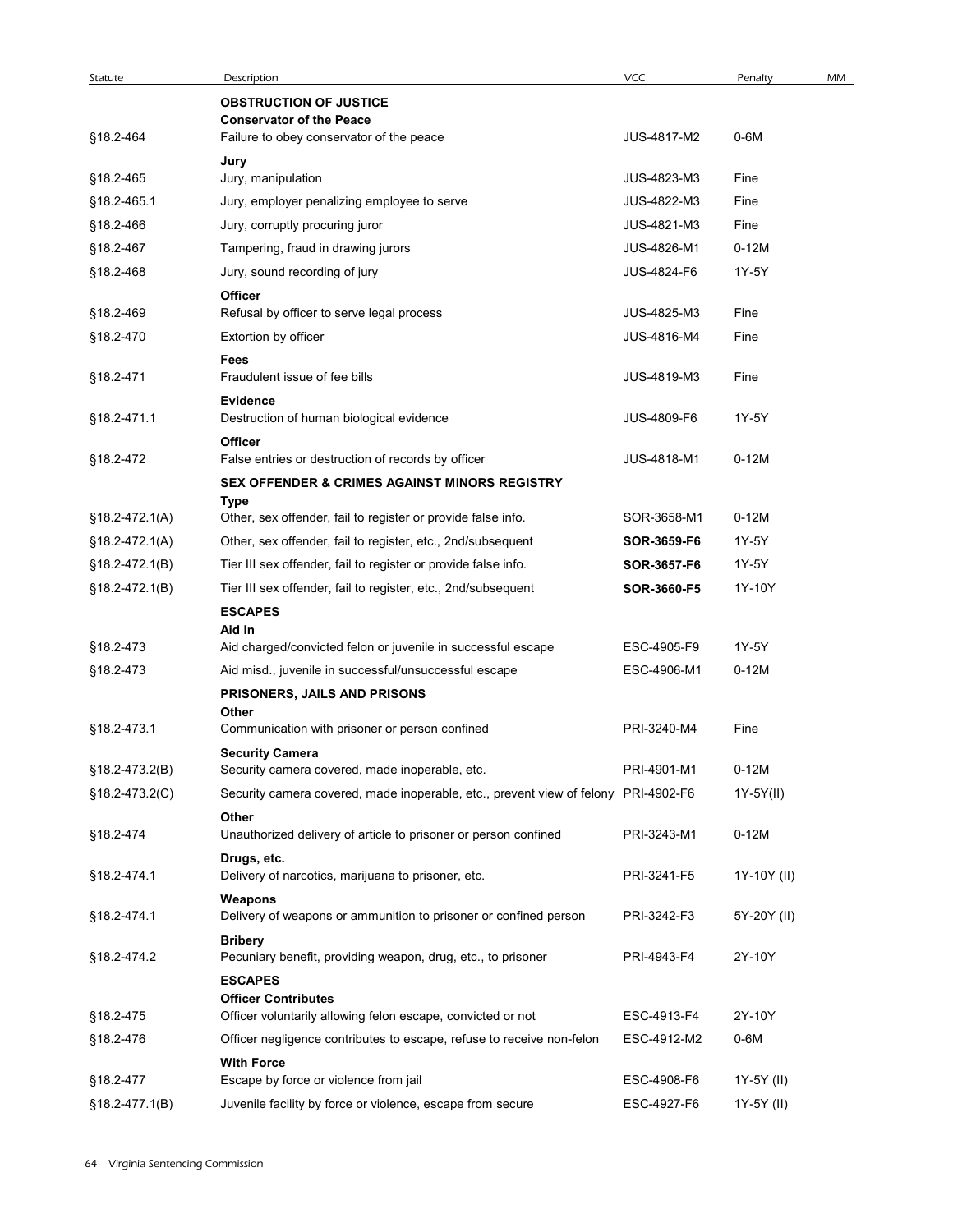| Statute | Description | VCC | Penalty | MM |
|---|---|---|---|---|
| | **OBSTRUCTION OF JUSTICE** | | | |
| | **Conservator of the Peace** | | | |
| §18.2-464 | Failure to obey conservator of the peace | JUS-4817-M2 | 0-6M | |
| | **Jury** | | | |
| §18.2-465 | Jury, manipulation | JUS-4823-M3 | Fine | |
| §18.2-465.1 | Jury, employer penalizing employee to serve | JUS-4822-M3 | Fine | |
| §18.2-466 | Jury, corruptly procuring juror | JUS-4821-M3 | Fine | |
| §18.2-467 | Tampering, fraud in drawing jurors | JUS-4826-M1 | 0-12M | |
| §18.2-468 | Jury, sound recording of jury | JUS-4824-F6 | 1Y-5Y | |
| | **Officer** | | | |
| §18.2-469 | Refusal by officer to serve legal process | JUS-4825-M3 | Fine | |
| §18.2-470 | Extortion by officer | JUS-4816-M4 | Fine | |
| | **Fees** | | | |
| §18.2-471 | Fraudulent issue of fee bills | JUS-4819-M3 | Fine | |
| | **Evidence** | | | |
| §18.2-471.1 | Destruction of human biological evidence | JUS-4809-F6 | 1Y-5Y | |
| | **Officer** | | | |
| §18.2-472 | False entries or destruction of records by officer | JUS-4818-M1 | 0-12M | |
| | **SEX OFFENDER & CRIMES AGAINST MINORS REGISTRY** | | | |
| | **Type** | | | |
| §18.2-472.1(A) | Other, sex offender, fail to register or provide false info. | SOR-3658-M1 | 0-12M | |
| §18.2-472.1(A) | Other, sex offender, fail to register, etc., 2nd/subsequent | **SOR-3659-F6** | 1Y-5Y | |
| §18.2-472.1(B) | Tier III sex offender, fail to register or provide false info. | **SOR-3657-F6** | 1Y-5Y | |
| §18.2-472.1(B) | Tier III sex offender, fail to register, etc., 2nd/subsequent | **SOR-3660-F5** | 1Y-10Y | |
| | **ESCAPES** | | | |
| | **Aid In** | | | |
| §18.2-473 | Aid charged/convicted felon or juvenile in successful escape | ESC-4905-F9 | 1Y-5Y | |
| §18.2-473 | Aid misd., juvenile in successful/unsuccessful escape | ESC-4906-M1 | 0-12M | |
| | **PRISONERS, JAILS AND PRISONS** | | | |
| | **Other** | | | |
| §18.2-473.1 | Communication with prisoner or person confined | PRI-3240-M4 | Fine | |
| | **Security Camera** | | | |
| §18.2-473.2(B) | Security camera covered, made inoperable, etc. | PRI-4901-M1 | 0-12M | |
| §18.2-473.2(C) | Security camera covered, made inoperable, etc., prevent view of felony | PRI-4902-F6 | 1Y-5Y(II) | |
| | **Other** | | | |
| §18.2-474 | Unauthorized delivery of article to prisoner or person confined | PRI-3243-M1 | 0-12M | |
| | **Drugs, etc.** | | | |
| §18.2-474.1 | Delivery of narcotics, marijuana to prisoner, etc. | PRI-3241-F5 | 1Y-10Y (II) | |
| | **Weapons** | | | |
| §18.2-474.1 | Delivery of weapons or ammunition to prisoner or confined person | PRI-3242-F3 | 5Y-20Y (II) | |
| | **Bribery** | | | |
| §18.2-474.2 | Pecuniary benefit, providing weapon, drug, etc., to prisoner | PRI-4943-F4 | 2Y-10Y | |
| | **ESCAPES** | | | |
| | **Officer Contributes** | | | |
| §18.2-475 | Officer voluntarily allowing felon escape, convicted or not | ESC-4913-F4 | 2Y-10Y | |
| §18.2-476 | Officer negligence contributes to escape, refuse to receive non-felon | ESC-4912-M2 | 0-6M | |
| | **With Force** | | | |
| §18.2-477 | Escape by force or violence from jail | ESC-4908-F6 | 1Y-5Y (II) | |
| §18.2-477.1(B) | Juvenile facility by force or violence, escape from secure | ESC-4927-F6 | 1Y-5Y (II) | |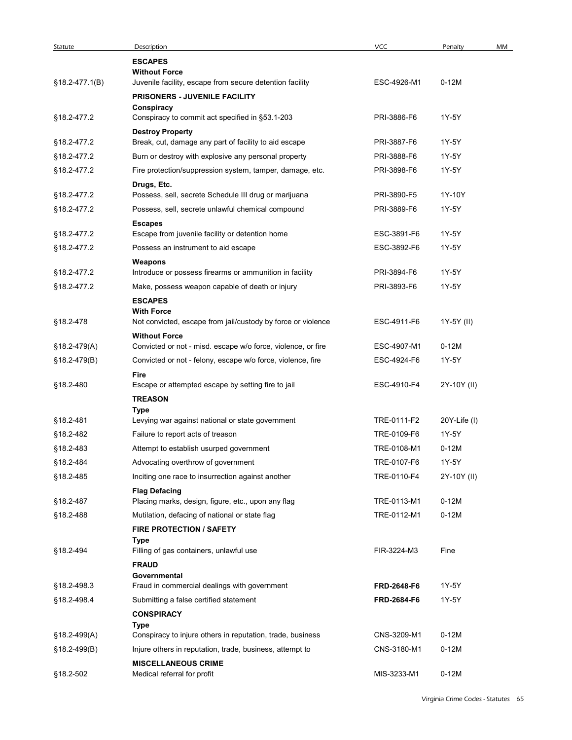| Statute | Description | VCC | Penalty | MM |
|---|---|---|---|---|
| | **ESCAPES** | | | |
| | **Without Force** | | | |
| §18.2-477.1(B) | Juvenile facility, escape from secure detention facility | ESC-4926-M1 | 0-12M | |
| | **PRISONERS - JUVENILE FACILITY** | | | |
| | **Conspiracy** | | | |
| §18.2-477.2 | Conspiracy to commit act specified in §53.1-203 | PRI-3886-F6 | 1Y-5Y | |
| | **Destroy Property** | | | |
| §18.2-477.2 | Break, cut, damage any part of facility to aid escape | PRI-3887-F6 | 1Y-5Y | |
| §18.2-477.2 | Burn or destroy with explosive any personal property | PRI-3888-F6 | 1Y-5Y | |
| §18.2-477.2 | Fire protection/suppression system, tamper, damage, etc. | PRI-3898-F6 | 1Y-5Y | |
| | **Drugs, Etc.** | | | |
| §18.2-477.2 | Possess, sell, secrete Schedule III drug or marijuana | PRI-3890-F5 | 1Y-10Y | |
| §18.2-477.2 | Possess, sell, secrete unlawful chemical compound | PRI-3889-F6 | 1Y-5Y | |
| | **Escapes** | | | |
| §18.2-477.2 | Escape from juvenile facility or detention home | ESC-3891-F6 | 1Y-5Y | |
| §18.2-477.2 | Possess an instrument to aid escape | ESC-3892-F6 | 1Y-5Y | |
| | **Weapons** | | | |
| §18.2-477.2 | Introduce or possess firearms or ammunition in facility | PRI-3894-F6 | 1Y-5Y | |
| §18.2-477.2 | Make, possess weapon capable of death or injury | PRI-3893-F6 | 1Y-5Y | |
| | **ESCAPES** | | | |
| | **With Force** | | | |
| §18.2-478 | Not convicted, escape from jail/custody by force or violence | ESC-4911-F6 | 1Y-5Y (II) | |
| | **Without Force** | | | |
| §18.2-479(A) | Convicted or not - misd. escape w/o force, violence, or fire | ESC-4907-M1 | 0-12M | |
| §18.2-479(B) | Convicted or not - felony, escape w/o force, violence, fire | ESC-4924-F6 | 1Y-5Y | |
| | **Fire** | | | |
| §18.2-480 | Escape or attempted escape by setting fire to jail | ESC-4910-F4 | 2Y-10Y (II) | |
| | **TREASON** | | | |
| | **Type** | | | |
| §18.2-481 | Levying war against national or state government | TRE-0111-F2 | 20Y-Life (I) | |
| §18.2-482 | Failure to report acts of treason | TRE-0109-F6 | 1Y-5Y | |
| §18.2-483 | Attempt to establish usurped government | TRE-0108-M1 | 0-12M | |
| §18.2-484 | Advocating overthrow of government | TRE-0107-F6 | 1Y-5Y | |
| §18.2-485 | Inciting one race to insurrection against another | TRE-0110-F4 | 2Y-10Y (II) | |
| | **Flag Defacing** | | | |
| §18.2-487 | Placing marks, design, figure, etc., upon any flag | TRE-0113-M1 | 0-12M | |
| §18.2-488 | Mutilation, defacing of national or state flag | TRE-0112-M1 | 0-12M | |
| | **FIRE PROTECTION / SAFETY** | | | |
| | **Type** | | | |
| §18.2-494 | Filling of gas containers, unlawful use | FIR-3224-M3 | Fine | |
| | **FRAUD** | | | |
| | **Governmental** | | | |
| §18.2-498.3 | Fraud in commercial dealings with government | **FRD-2648-F6** | 1Y-5Y | |
| §18.2-498.4 | Submitting a false certified statement | **FRD-2684-F6** | 1Y-5Y | |
| | **CONSPIRACY** | | | |
| | **Type** | | | |
| §18.2-499(A) | Conspiracy to injure others in reputation, trade, business | CNS-3209-M1 | 0-12M | |
| §18.2-499(B) | Injure others in reputation, trade, business, attempt to | CNS-3180-M1 | 0-12M | |
| | **MISCELLANEOUS CRIME** | | | |
| §18.2-502 | Medical referral for profit | MIS-3233-M1 | 0-12M | |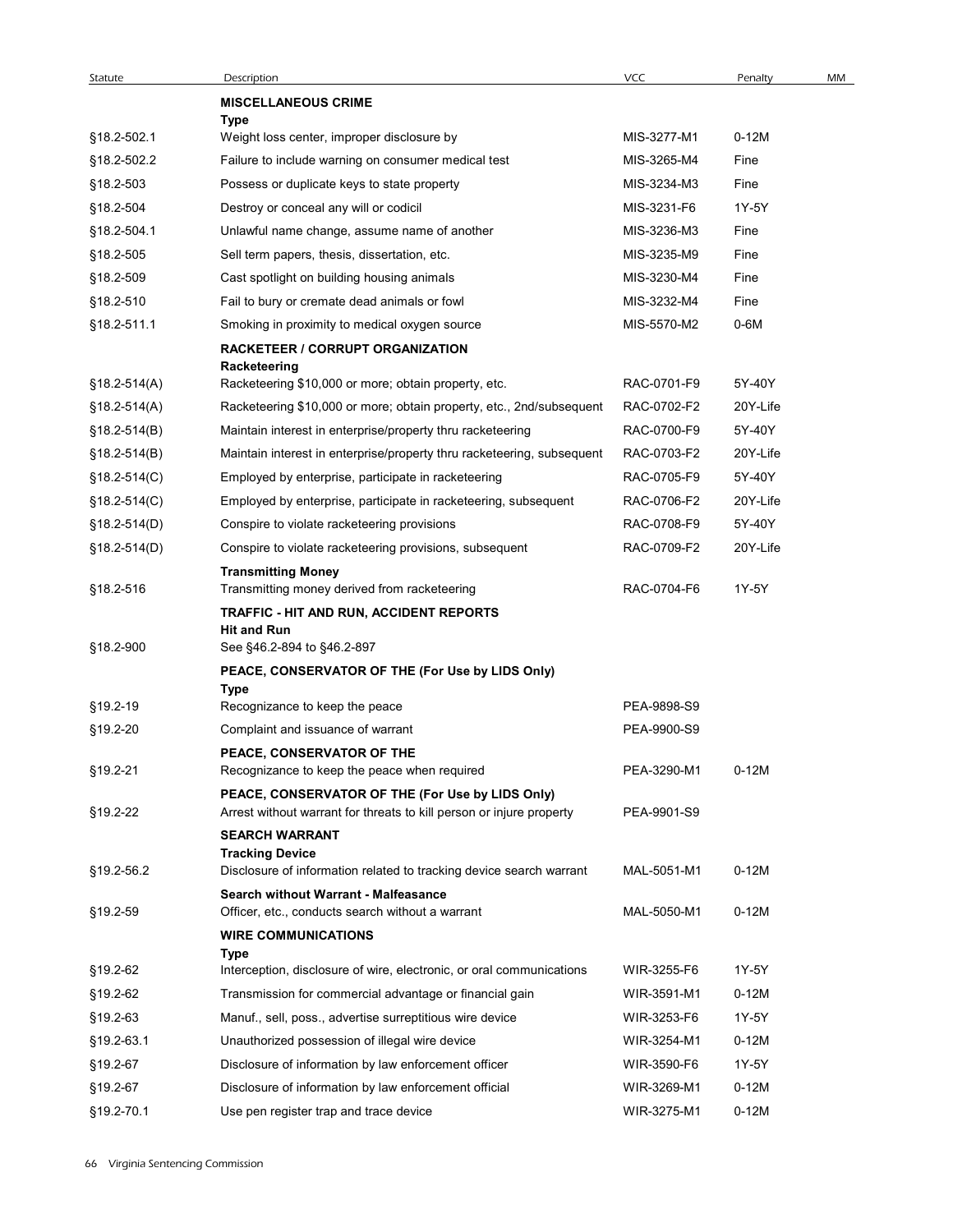| Statute | Description | VCC | Penalty | MM |
|---|---|---|---|---|
| | **MISCELLANEOUS CRIME** | | | |
| | **Type** | | | |
| §18.2-502.1 | Weight loss center, improper disclosure by | MIS-3277-M1 | 0-12M | |
| §18.2-502.2 | Failure to include warning on consumer medical test | MIS-3265-M4 | Fine | |
| §18.2-503 | Possess or duplicate keys to state property | MIS-3234-M3 | Fine | |
| §18.2-504 | Destroy or conceal any will or codicil | MIS-3231-F6 | 1Y-5Y | |
| §18.2-504.1 | Unlawful name change, assume name of another | MIS-3236-M3 | Fine | |
| §18.2-505 | Sell term papers, thesis, dissertation, etc. | MIS-3235-M9 | Fine | |
| §18.2-509 | Cast spotlight on building housing animals | MIS-3230-M4 | Fine | |
| §18.2-510 | Fail to bury or cremate dead animals or fowl | MIS-3232-M4 | Fine | |
| §18.2-511.1 | Smoking in proximity to medical oxygen source | MIS-5570-M2 | 0-6M | |
| | **RACKETEER / CORRUPT ORGANIZATION** | | | |
| | **Racketeering** | | | |
| §18.2-514(A) | Racketeering $10,000 or more; obtain property, etc. | RAC-0701-F9 | 5Y-40Y | |
| §18.2-514(A) | Racketeering $10,000 or more; obtain property, etc., 2nd/subsequent | RAC-0702-F2 | 20Y-Life | |
| §18.2-514(B) | Maintain interest in enterprise/property thru racketeering | RAC-0700-F9 | 5Y-40Y | |
| §18.2-514(B) | Maintain interest in enterprise/property thru racketeering, subsequent | RAC-0703-F2 | 20Y-Life | |
| §18.2-514(C) | Employed by enterprise, participate in racketeering | RAC-0705-F9 | 5Y-40Y | |
| §18.2-514(C) | Employed by enterprise, participate in racketeering, subsequent | RAC-0706-F2 | 20Y-Life | |
| §18.2-514(D) | Conspire to violate racketeering provisions | RAC-0708-F9 | 5Y-40Y | |
| §18.2-514(D) | Conspire to violate racketeering provisions, subsequent | RAC-0709-F2 | 20Y-Life | |
| | **Transmitting Money** | | | |
| §18.2-516 | Transmitting money derived from racketeering | RAC-0704-F6 | 1Y-5Y | |
| | **TRAFFIC - HIT AND RUN, ACCIDENT REPORTS** | | | |
| | **Hit and Run** | | | |
| §18.2-900 | See §46.2-894 to §46.2-897 | | | |
| | **PEACE, CONSERVATOR OF THE (For Use by LIDS Only)** | | | |
| | **Type** | | | |
| §19.2-19 | Recognizance to keep the peace | PEA-9898-S9 | | |
| §19.2-20 | Complaint and issuance of warrant | PEA-9900-S9 | | |
| | **PEACE, CONSERVATOR OF THE** | | | |
| §19.2-21 | Recognizance to keep the peace when required | PEA-3290-M1 | 0-12M | |
| | **PEACE, CONSERVATOR OF THE (For Use by LIDS Only)** | | | |
| §19.2-22 | Arrest without warrant for threats to kill person or injure property | PEA-9901-S9 | | |
| | **SEARCH WARRANT** | | | |
| | **Tracking Device** | | | |
| §19.2-56.2 | Disclosure of information related to tracking device search warrant | MAL-5051-M1 | 0-12M | |
| | **Search without Warrant - Malfeasance** | | | |
| §19.2-59 | Officer, etc., conducts search without a warrant | MAL-5050-M1 | 0-12M | |
| | **WIRE COMMUNICATIONS** | | | |
| | **Type** | | | |
| §19.2-62 | Interception, disclosure of wire, electronic, or oral communications | WIR-3255-F6 | 1Y-5Y | |
| §19.2-62 | Transmission for commercial advantage or financial gain | WIR-3591-M1 | 0-12M | |
| §19.2-63 | Manuf., sell, poss., advertise surreptitious wire device | WIR-3253-F6 | 1Y-5Y | |
| §19.2-63.1 | Unauthorized possession of illegal wire device | WIR-3254-M1 | 0-12M | |
| §19.2-67 | Disclosure of information by law enforcement officer | WIR-3590-F6 | 1Y-5Y | |
| §19.2-67 | Disclosure of information by law enforcement official | WIR-3269-M1 | 0-12M | |
| §19.2-70.1 | Use pen register trap and trace device | WIR-3275-M1 | 0-12M | |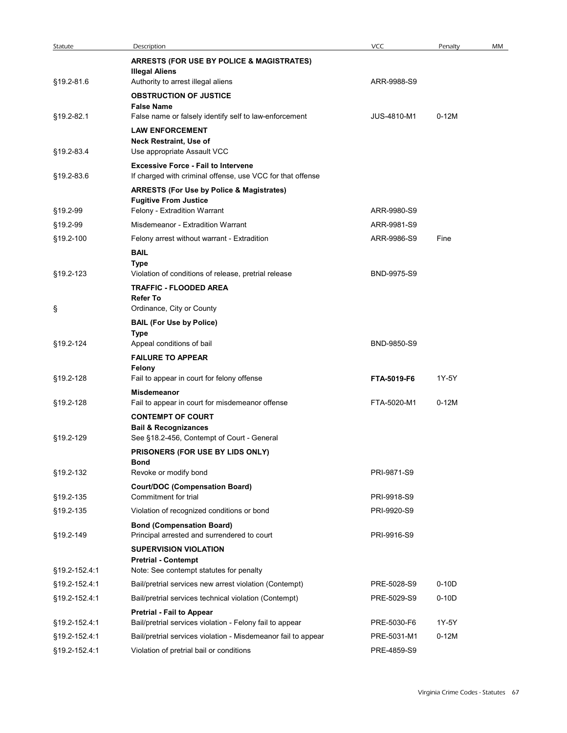| Statute | Description | VCC | Penalty | MM |
|---|---|---|---|---|
| | **ARRESTS (FOR USE BY POLICE & MAGISTRATES)** | | | |
| | **Illegal Aliens** | | | |
| §19.2-81.6 | Authority to arrest illegal aliens | ARR-9988-S9 | | |
| | **OBSTRUCTION OF JUSTICE** | | | |
| | **False Name** | | | |
| §19.2-82.1 | False name or falsely identify self to law-enforcement | JUS-4810-M1 | 0-12M | |
| | **LAW ENFORCEMENT** | | | |
| | **Neck Restraint, Use of** | | | |
| §19.2-83.4 | Use appropriate Assault VCC | | | |
| | **Excessive Force - Fail to Intervene** | | | |
| §19.2-83.6 | If charged with criminal offense, use VCC for that offense | | | |
| | **ARRESTS (For Use by Police & Magistrates)** | | | |
| | **Fugitive From Justice** | | | |
| §19.2-99 | Felony - Extradition Warrant | ARR-9980-S9 | | |
| §19.2-99 | Misdemeanor - Extradition Warrant | ARR-9981-S9 | | |
| §19.2-100 | Felony arrest without warrant - Extradition | ARR-9986-S9 | Fine | |
| | **BAIL** | | | |
| | **Type** | | | |
| §19.2-123 | Violation of conditions of release, pretrial release | BND-9975-S9 | | |
| | **TRAFFIC - FLOODED AREA** | | | |
| | **Refer To** | | | |
| § | Ordinance, City or County | | | |
| | **BAIL (For Use by Police)** | | | |
| | **Type** | | | |
| §19.2-124 | Appeal conditions of bail | BND-9850-S9 | | |
| | **FAILURE TO APPEAR** | | | |
| | **Felony** | | | |
| §19.2-128 | Fail to appear in court for felony offense | **FTA-5019-F6** | 1Y-5Y | |
| | **Misdemeanor** | | | |
| §19.2-128 | Fail to appear in court for misdemeanor offense | FTA-5020-M1 | 0-12M | |
| | **CONTEMPT OF COURT** | | | |
| | **Bail & Recognizances** | | | |
| §19.2-129 | See §18.2-456, Contempt of Court - General | | | |
| | **PRISONERS (FOR USE BY LIDS ONLY)** | | | |
| | **Bond** | | | |
| §19.2-132 | Revoke or modify bond | PRI-9871-S9 | | |
| | **Court/DOC (Compensation Board)** | | | |
| §19.2-135 | Commitment for trial | PRI-9918-S9 | | |
| §19.2-135 | Violation of recognized conditions or bond | PRI-9920-S9 | | |
| | **Bond (Compensation Board)** | | | |
| §19.2-149 | Principal arrested and surrendered to court | PRI-9916-S9 | | |
| | **SUPERVISION VIOLATION** | | | |
| | **Pretrial - Contempt** | | | |
| §19.2-152.4:1 | Note: See contempt statutes for penalty | | | |
| §19.2-152.4:1 | Bail/pretrial services new arrest violation (Contempt) | PRE-5028-S9 | 0-10D | |
| §19.2-152.4:1 | Bail/pretrial services technical violation (Contempt) | PRE-5029-S9 | 0-10D | |
| | **Pretrial - Fail to Appear** | | | |
| §19.2-152.4:1 | Bail/pretrial services violation - Felony fail to appear | PRE-5030-F6 | 1Y-5Y | |
| §19.2-152.4:1 | Bail/pretrial services violation - Misdemeanor fail to appear | PRE-5031-M1 | 0-12M | |
| §19.2-152.4:1 | Violation of pretrial bail or conditions | PRE-4859-S9 | | |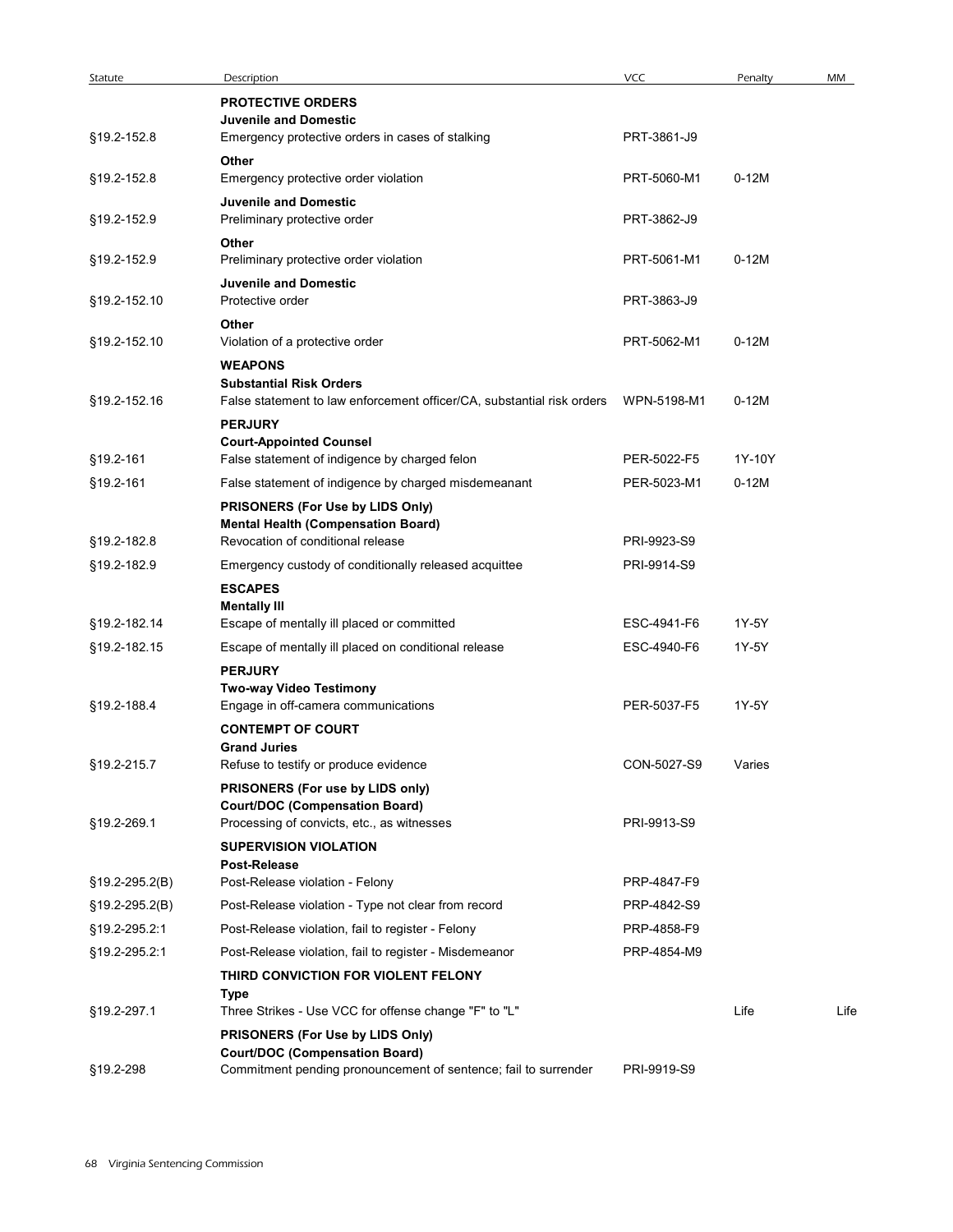| Statute | Description | VCC | Penalty | MM |
|---|---|---|---|---|
| | **PROTECTIVE ORDERS** | | | |
| | **Juvenile and Domestic** | | | |
| §19.2-152.8 | Emergency protective orders in cases of stalking | PRT-3861-J9 | | |
| | **Other** | | | |
| §19.2-152.8 | Emergency protective order violation | PRT-5060-M1 | 0-12M | |
| | **Juvenile and Domestic** | | | |
| §19.2-152.9 | Preliminary protective order | PRT-3862-J9 | | |
| | **Other** | | | |
| §19.2-152.9 | Preliminary protective order violation | PRT-5061-M1 | 0-12M | |
| | **Juvenile and Domestic** | | | |
| §19.2-152.10 | Protective order | PRT-3863-J9 | | |
| | **Other** | | | |
| §19.2-152.10 | Violation of a protective order | PRT-5062-M1 | 0-12M | |
| | **WEAPONS** | | | |
| | **Substantial Risk Orders** | | | |
| §19.2-152.16 | False statement to law enforcement officer/CA, substantial risk orders | WPN-5198-M1 | 0-12M | |
| | **PERJURY** | | | |
| | **Court-Appointed Counsel** | | | |
| §19.2-161 | False statement of indigence by charged felon | PER-5022-F5 | 1Y-10Y | |
| §19.2-161 | False statement of indigence by charged misdemeanant | PER-5023-M1 | 0-12M | |
| | **PRISONERS (For Use by LIDS Only)** | | | |
| | **Mental Health (Compensation Board)** | | | |
| §19.2-182.8 | Revocation of conditional release | PRI-9923-S9 | | |
| §19.2-182.9 | Emergency custody of conditionally released acquittee | PRI-9914-S9 | | |
| | **ESCAPES** | | | |
| | **Mentally Ill** | | | |
| §19.2-182.14 | Escape of mentally ill placed or committed | ESC-4941-F6 | 1Y-5Y | |
| §19.2-182.15 | Escape of mentally ill placed on conditional release | ESC-4940-F6 | 1Y-5Y | |
| | **PERJURY** | | | |
| | **Two-way Video Testimony** | | | |
| §19.2-188.4 | Engage in off-camera communications | PER-5037-F5 | 1Y-5Y | |
| | **CONTEMPT OF COURT** | | | |
| | **Grand Juries** | | | |
| §19.2-215.7 | Refuse to testify or produce evidence | CON-5027-S9 | Varies | |
| | **PRISONERS (For use by LIDS only)** | | | |
| | **Court/DOC (Compensation Board)** | | | |
| §19.2-269.1 | Processing of convicts, etc., as witnesses | PRI-9913-S9 | | |
| | **SUPERVISION VIOLATION** | | | |
| | **Post-Release** | | | |
| §19.2-295.2(B) | Post-Release violation - Felony | PRP-4847-F9 | | |
| §19.2-295.2(B) | Post-Release violation - Type not clear from record | PRP-4842-S9 | | |
| §19.2-295.2:1 | Post-Release violation, fail to register - Felony | PRP-4858-F9 | | |
| §19.2-295.2:1 | Post-Release violation, fail to register - Misdemeanor | PRP-4854-M9 | | |
| | **THIRD CONVICTION FOR VIOLENT FELONY** | | | |
| | **Type** | | | |
| §19.2-297.1 | Three Strikes - Use VCC for offense change "F" to "L" | | Life | Life |
| | **PRISONERS (For Use by LIDS Only)** | | | |
| | **Court/DOC (Compensation Board)** | | | |
| §19.2-298 | Commitment pending pronouncement of sentence; fail to surrender | PRI-9919-S9 | | |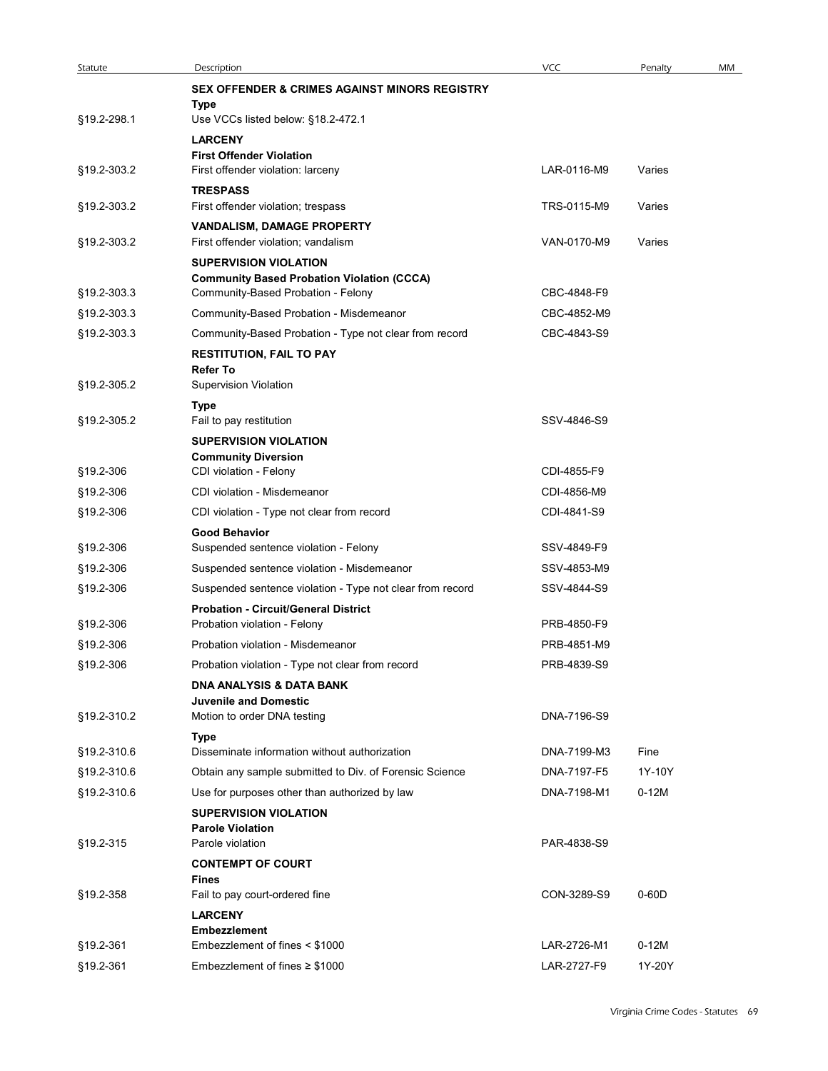| Statute | Description | VCC | Penalty | MM |
|---|---|---|---|---|
| | **SEX OFFENDER & CRIMES AGAINST MINORS REGISTRY** | | | |
| | **Type** | | | |
| §19.2-298.1 | Use VCCs listed below: §18.2-472.1 | | | |
| | **LARCENY** | | | |
| | **First Offender Violation** | | | |
| §19.2-303.2 | First offender violation: larceny | LAR-0116-M9 | Varies | |
| | **TRESPASS** | | | |
| §19.2-303.2 | First offender violation; trespass | TRS-0115-M9 | Varies | |
| | **VANDALISM, DAMAGE PROPERTY** | | | |
| §19.2-303.2 | First offender violation; vandalism | VAN-0170-M9 | Varies | |
| | **SUPERVISION VIOLATION** | | | |
| | **Community Based Probation Violation (CCCA)** | | | |
| §19.2-303.3 | Community-Based Probation - Felony | CBC-4848-F9 | | |
| §19.2-303.3 | Community-Based Probation - Misdemeanor | CBC-4852-M9 | | |
| §19.2-303.3 | Community-Based Probation - Type not clear from record | CBC-4843-S9 | | |
| | **RESTITUTION, FAIL TO PAY** | | | |
| | **Refer To** | | | |
| §19.2-305.2 | Supervision Violation | | | |
| | **Type** | | | |
| §19.2-305.2 | Fail to pay restitution | SSV-4846-S9 | | |
| | **SUPERVISION VIOLATION** | | | |
| | **Community Diversion** | | | |
| §19.2-306 | CDI violation - Felony | CDI-4855-F9 | | |
| §19.2-306 | CDI violation - Misdemeanor | CDI-4856-M9 | | |
| §19.2-306 | CDI violation - Type not clear from record | CDI-4841-S9 | | |
| | **Good Behavior** | | | |
| §19.2-306 | Suspended sentence violation - Felony | SSV-4849-F9 | | |
| §19.2-306 | Suspended sentence violation - Misdemeanor | SSV-4853-M9 | | |
| §19.2-306 | Suspended sentence violation - Type not clear from record | SSV-4844-S9 | | |
| | **Probation - Circuit/General District** | | | |
| §19.2-306 | Probation violation - Felony | PRB-4850-F9 | | |
| §19.2-306 | Probation violation - Misdemeanor | PRB-4851-M9 | | |
| §19.2-306 | Probation violation - Type not clear from record | PRB-4839-S9 | | |
| | **DNA ANALYSIS & DATA BANK** | | | |
| | **Juvenile and Domestic** | | | |
| §19.2-310.2 | Motion to order DNA testing | DNA-7196-S9 | | |
| | **Type** | | | |
| §19.2-310.6 | Disseminate information without authorization | DNA-7199-M3 | Fine | |
| §19.2-310.6 | Obtain any sample submitted to Div. of Forensic Science | DNA-7197-F5 | 1Y-10Y | |
| §19.2-310.6 | Use for purposes other than authorized by law | DNA-7198-M1 | 0-12M | |
| | **SUPERVISION VIOLATION** | | | |
| | **Parole Violation** | | | |
| §19.2-315 | Parole violation | PAR-4838-S9 | | |
| | **CONTEMPT OF COURT** | | | |
| | **Fines** | | | |
| §19.2-358 | Fail to pay court-ordered fine | CON-3289-S9 | 0-60D | |
| | **LARCENY** | | | |
| | **Embezzlement** | | | |
| §19.2-361 | Embezzlement of fines < $1000 | LAR-2726-M1 | 0-12M | |
| §19.2-361 | Embezzlement of fines ≥ $1000 | LAR-2727-F9 | 1Y-20Y | |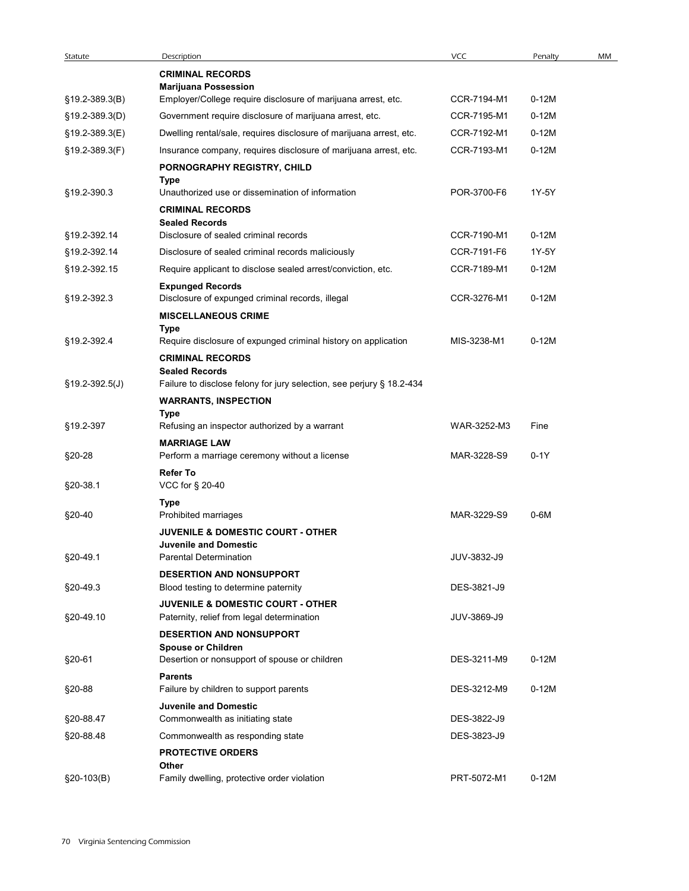| Statute | Description | VCC | Penalty | MM |
|---|---|---|---|---|
| | **CRIMINAL RECORDS** | | | |
| | **Marijuana Possession** | | | |
| §19.2-389.3(B) | Employer/College require disclosure of marijuana arrest, etc. | CCR-7194-M1 | 0-12M | |
| §19.2-389.3(D) | Government require disclosure of marijuana arrest, etc. | CCR-7195-M1 | 0-12M | |
| §19.2-389.3(E) | Dwelling rental/sale, requires disclosure of marijuana arrest, etc. | CCR-7192-M1 | 0-12M | |
| §19.2-389.3(F) | Insurance company, requires disclosure of marijuana arrest, etc. | CCR-7193-M1 | 0-12M | |
| | **PORNOGRAPHY REGISTRY, CHILD** | | | |
| | **Type** | | | |
| §19.2-390.3 | Unauthorized use or dissemination of information | POR-3700-F6 | 1Y-5Y | |
| | **CRIMINAL RECORDS** | | | |
| | **Sealed Records** | | | |
| §19.2-392.14 | Disclosure of sealed criminal records | CCR-7190-M1 | 0-12M | |
| §19.2-392.14 | Disclosure of sealed criminal records maliciously | CCR-7191-F6 | 1Y-5Y | |
| §19.2-392.15 | Require applicant to disclose sealed arrest/conviction, etc. | CCR-7189-M1 | 0-12M | |
| | **Expunged Records** | | | |
| §19.2-392.3 | Disclosure of expunged criminal records, illegal | CCR-3276-M1 | 0-12M | |
| | **MISCELLANEOUS CRIME** | | | |
| | **Type** | | | |
| §19.2-392.4 | Require disclosure of expunged criminal history on application | MIS-3238-M1 | 0-12M | |
| | **CRIMINAL RECORDS** | | | |
| | **Sealed Records** | | | |
| §19.2-392.5(J) | Failure to disclose felony for jury selection, see perjury § 18.2-434 | | | |
| | **WARRANTS, INSPECTION** | | | |
| | **Type** | | | |
| §19.2-397 | Refusing an inspector authorized by a warrant | WAR-3252-M3 | Fine | |
| | **MARRIAGE LAW** | | | |
| §20-28 | Perform a marriage ceremony without a license | MAR-3228-S9 | 0-1Y | |
| | **Refer To** | | | |
| §20-38.1 | VCC for § 20-40 | | | |
| | **Type** | | | |
| §20-40 | Prohibited marriages | MAR-3229-S9 | 0-6M | |
| | **JUVENILE & DOMESTIC COURT - OTHER** | | | |
| | **Juvenile and Domestic** | | | |
| §20-49.1 | Parental Determination | JUV-3832-J9 | | |
| | **DESERTION AND NONSUPPORT** | | | |
| §20-49.3 | Blood testing to determine paternity | DES-3821-J9 | | |
| | **JUVENILE & DOMESTIC COURT - OTHER** | | | |
| §20-49.10 | Paternity, relief from legal determination | JUV-3869-J9 | | |
| | **DESERTION AND NONSUPPORT** | | | |
| | **Spouse or Children** | | | |
| §20-61 | Desertion or nonsupport of spouse or children | DES-3211-M9 | 0-12M | |
| | **Parents** | | | |
| §20-88 | Failure by children to support parents | DES-3212-M9 | 0-12M | |
| | **Juvenile and Domestic** | | | |
| §20-88.47 | Commonwealth as initiating state | DES-3822-J9 | | |
| §20-88.48 | Commonwealth as responding state | DES-3823-J9 | | |
| | **PROTECTIVE ORDERS** | | | |
| | **Other** | | | |
| §20-103(B) | Family dwelling, protective order violation | PRT-5072-M1 | 0-12M | |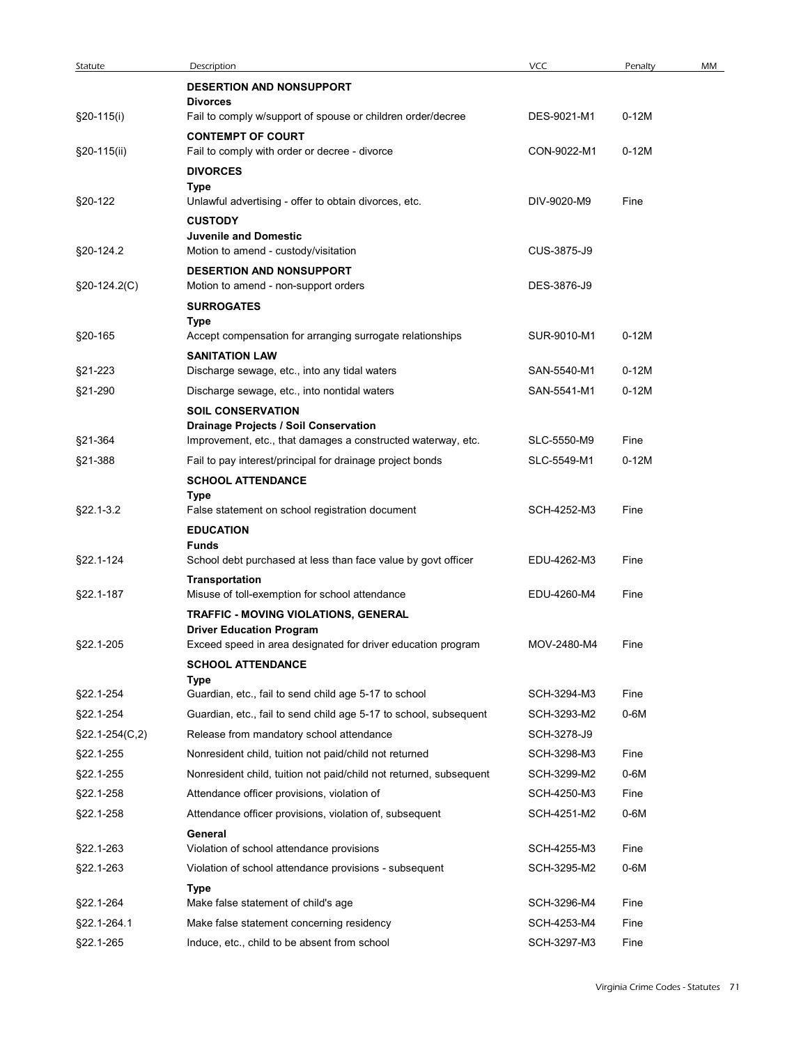| Statute | Description | VCC | Penalty | MM |
|---|---|---|---|---|
| | **DESERTION AND NONSUPPORT** | | | |
| | **Divorces** | | | |
| §20-115(i) | Fail to comply w/support of spouse or children order/decree | DES-9021-M1 | 0-12M | |
| | **CONTEMPT OF COURT** | | | |
| §20-115(ii) | Fail to comply with order or decree - divorce | CON-9022-M1 | 0-12M | |
| | **DIVORCES** | | | |
| | **Type** | | | |
| §20-122 | Unlawful advertising - offer to obtain divorces, etc. | DIV-9020-M9 | Fine | |
| | **CUSTODY** | | | |
| | **Juvenile and Domestic** | | | |
| §20-124.2 | Motion to amend - custody/visitation | CUS-3875-J9 | | |
| | **DESERTION AND NONSUPPORT** | | | |
| §20-124.2(C) | Motion to amend - non-support orders | DES-3876-J9 | | |
| | **SURROGATES** | | | |
| | **Type** | | | |
| §20-165 | Accept compensation for arranging surrogate relationships | SUR-9010-M1 | 0-12M | |
| | **SANITATION LAW** | | | |
| §21-223 | Discharge sewage, etc., into any tidal waters | SAN-5540-M1 | 0-12M | |
| §21-290 | Discharge sewage, etc., into nontidal waters | SAN-5541-M1 | 0-12M | |
| | **SOIL CONSERVATION** | | | |
| | **Drainage Projects / Soil Conservation** | | | |
| §21-364 | Improvement, etc., that damages a constructed waterway, etc. | SLC-5550-M9 | Fine | |
| §21-388 | Fail to pay interest/principal for drainage project bonds | SLC-5549-M1 | 0-12M | |
| | **SCHOOL ATTENDANCE** | | | |
| | **Type** | | | |
| §22.1-3.2 | False statement on school registration document | SCH-4252-M3 | Fine | |
| | **EDUCATION** | | | |
| | **Funds** | | | |
| §22.1-124 | School debt purchased at less than face value by govt officer | EDU-4262-M3 | Fine | |
| | **Transportation** | | | |
| §22.1-187 | Misuse of toll-exemption for school attendance | EDU-4260-M4 | Fine | |
| | **TRAFFIC - MOVING VIOLATIONS, GENERAL** | | | |
| | **Driver Education Program** | | | |
| §22.1-205 | Exceed speed in area designated for driver education program | MOV-2480-M4 | Fine | |
| | **SCHOOL ATTENDANCE** | | | |
| | **Type** | | | |
| §22.1-254 | Guardian, etc., fail to send child age 5-17 to school | SCH-3294-M3 | Fine | |
| §22.1-254 | Guardian, etc., fail to send child age 5-17 to school, subsequent | SCH-3293-M2 | 0-6M | |
| §22.1-254(C,2) | Release from mandatory school attendance | SCH-3278-J9 | | |
| §22.1-255 | Nonresident child, tuition not paid/child not returned | SCH-3298-M3 | Fine | |
| §22.1-255 | Nonresident child, tuition not paid/child not returned, subsequent | SCH-3299-M2 | 0-6M | |
| §22.1-258 | Attendance officer provisions, violation of | SCH-4250-M3 | Fine | |
| §22.1-258 | Attendance officer provisions, violation of, subsequent | SCH-4251-M2 | 0-6M | |
| | **General** | | | |
| §22.1-263 | Violation of school attendance provisions | SCH-4255-M3 | Fine | |
| §22.1-263 | Violation of school attendance provisions - subsequent | SCH-3295-M2 | 0-6M | |
| | **Type** | | | |
| §22.1-264 | Make false statement of child's age | SCH-3296-M4 | Fine | |
| §22.1-264.1 | Make false statement concerning residency | SCH-4253-M4 | Fine | |
| §22.1-265 | Induce, etc., child to be absent from school | SCH-3297-M3 | Fine | |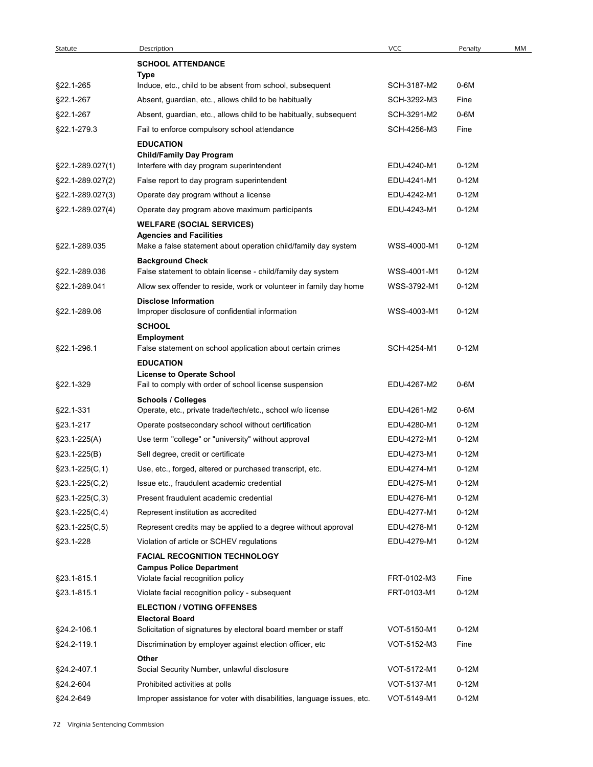| Statute | Description | VCC | Penalty | MM |
|---|---|---|---|---|
| | **SCHOOL ATTENDANCE** | | | |
| | **Type** | | | |
| §22.1-265 | Induce, etc., child to be absent from school, subsequent | SCH-3187-M2 | 0-6M | |
| §22.1-267 | Absent, guardian, etc., allows child to be habitually | SCH-3292-M3 | Fine | |
| §22.1-267 | Absent, guardian, etc., allows child to be habitually, subsequent | SCH-3291-M2 | 0-6M | |
| §22.1-279.3 | Fail to enforce compulsory school attendance | SCH-4256-M3 | Fine | |
| | **EDUCATION** | | | |
| | **Child/Family Day Program** | | | |
| §22.1-289.027(1) | Interfere with day program superintendent | EDU-4240-M1 | 0-12M | |
| §22.1-289.027(2) | False report to day program superintendent | EDU-4241-M1 | 0-12M | |
| §22.1-289.027(3) | Operate day program without a license | EDU-4242-M1 | 0-12M | |
| §22.1-289.027(4) | Operate day program above maximum participants | EDU-4243-M1 | 0-12M | |
| | **WELFARE (SOCIAL SERVICES)** | | | |
| | **Agencies and Facilities** | | | |
| §22.1-289.035 | Make a false statement about operation child/family day system | WSS-4000-M1 | 0-12M | |
| | **Background Check** | | | |
| §22.1-289.036 | False statement to obtain license - child/family day system | WSS-4001-M1 | 0-12M | |
| §22.1-289.041 | Allow sex offender to reside, work or volunteer in family day home | WSS-3792-M1 | 0-12M | |
| | **Disclose Information** | | | |
| §22.1-289.06 | Improper disclosure of confidential information | WSS-4003-M1 | 0-12M | |
| | **SCHOOL** | | | |
| | **Employment** | | | |
| §22.1-296.1 | False statement on school application about certain crimes | SCH-4254-M1 | 0-12M | |
| | **EDUCATION** | | | |
| | **License to Operate School** | | | |
| §22.1-329 | Fail to comply with order of school license suspension | EDU-4267-M2 | 0-6M | |
| | **Schools / Colleges** | | | |
| §22.1-331 | Operate, etc., private trade/tech/etc., school w/o license | EDU-4261-M2 | 0-6M | |
| §23.1-217 | Operate postsecondary school without certification | EDU-4280-M1 | 0-12M | |
| §23.1-225(A) | Use term "college" or "university" without approval | EDU-4272-M1 | 0-12M | |
| §23.1-225(B) | Sell degree, credit or certificate | EDU-4273-M1 | 0-12M | |
| §23.1-225(C,1) | Use, etc., forged, altered or purchased transcript, etc. | EDU-4274-M1 | 0-12M | |
| §23.1-225(C,2) | Issue etc., fraudulent academic credential | EDU-4275-M1 | 0-12M | |
| §23.1-225(C,3) | Present fraudulent academic credential | EDU-4276-M1 | 0-12M | |
| §23.1-225(C,4) | Represent institution as accredited | EDU-4277-M1 | 0-12M | |
| §23.1-225(C,5) | Represent credits may be applied to a degree without approval | EDU-4278-M1 | 0-12M | |
| §23.1-228 | Violation of article or SCHEV regulations | EDU-4279-M1 | 0-12M | |
| | **FACIAL RECOGNITION TECHNOLOGY** | | | |
| | **Campus Police Department** | | | |
| §23.1-815.1 | Violate facial recognition policy | FRT-0102-M3 | Fine | |
| §23.1-815.1 | Violate facial recognition policy - subsequent | FRT-0103-M1 | 0-12M | |
| | **ELECTION / VOTING OFFENSES** | | | |
| | **Electoral Board** | | | |
| §24.2-106.1 | Solicitation of signatures by electoral board member or staff | VOT-5150-M1 | 0-12M | |
| §24.2-119.1 | Discrimination by employer against election officer, etc | VOT-5152-M3 | Fine | |
| | **Other** | | | |
| §24.2-407.1 | Social Security Number, unlawful disclosure | VOT-5172-M1 | 0-12M | |
| §24.2-604 | Prohibited activities at polls | VOT-5137-M1 | 0-12M | |
| §24.2-649 | Improper assistance for voter with disabilities, language issues, etc. | VOT-5149-M1 | 0-12M | |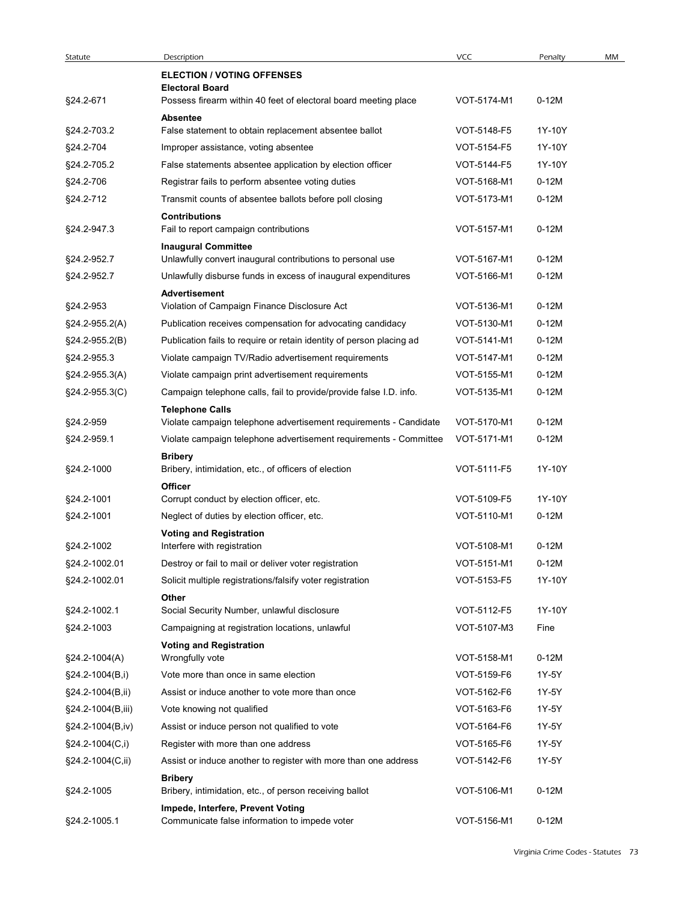| Statute | Description | VCC | Penalty | MM |
|---|---|---|---|---|
| | **ELECTION / VOTING OFFENSES** | | | |
| | **Electoral Board** | | | |
| §24.2-671 | Possess firearm within 40 feet of electoral board meeting place | VOT-5174-M1 | 0-12M | |
| | **Absentee** | | | |
| §24.2-703.2 | False statement to obtain replacement absentee ballot | VOT-5148-F5 | 1Y-10Y | |
| §24.2-704 | Improper assistance, voting absentee | VOT-5154-F5 | 1Y-10Y | |
| §24.2-705.2 | False statements absentee application by election officer | VOT-5144-F5 | 1Y-10Y | |
| §24.2-706 | Registrar fails to perform absentee voting duties | VOT-5168-M1 | 0-12M | |
| §24.2-712 | Transmit counts of absentee ballots before poll closing | VOT-5173-M1 | 0-12M | |
| | **Contributions** | | | |
| §24.2-947.3 | Fail to report campaign contributions | VOT-5157-M1 | 0-12M | |
| | **Inaugural Committee** | | | |
| §24.2-952.7 | Unlawfully convert inaugural contributions to personal use | VOT-5167-M1 | 0-12M | |
| §24.2-952.7 | Unlawfully disburse funds in excess of inaugural expenditures | VOT-5166-M1 | 0-12M | |
| | **Advertisement** | | | |
| §24.2-953 | Violation of Campaign Finance Disclosure Act | VOT-5136-M1 | 0-12M | |
| §24.2-955.2(A) | Publication receives compensation for advocating candidacy | VOT-5130-M1 | 0-12M | |
| §24.2-955.2(B) | Publication fails to require or retain identity of person placing ad | VOT-5141-M1 | 0-12M | |
| §24.2-955.3 | Violate campaign TV/Radio advertisement requirements | VOT-5147-M1 | 0-12M | |
| §24.2-955.3(A) | Violate campaign print advertisement requirements | VOT-5155-M1 | 0-12M | |
| §24.2-955.3(C) | Campaign telephone calls, fail to provide/provide false I.D. info. | VOT-5135-M1 | 0-12M | |
| | **Telephone Calls** | | | |
| §24.2-959 | Violate campaign telephone advertisement requirements - Candidate | VOT-5170-M1 | 0-12M | |
| §24.2-959.1 | Violate campaign telephone advertisement requirements - Committee | VOT-5171-M1 | 0-12M | |
| | **Bribery** | | | |
| §24.2-1000 | Bribery, intimidation, etc., of officers of election | VOT-5111-F5 | 1Y-10Y | |
| | **Officer** | | | |
| §24.2-1001 | Corrupt conduct by election officer, etc. | VOT-5109-F5 | 1Y-10Y | |
| §24.2-1001 | Neglect of duties by election officer, etc. | VOT-5110-M1 | 0-12M | |
| | **Voting and Registration** | | | |
| §24.2-1002 | Interfere with registration | VOT-5108-M1 | 0-12M | |
| §24.2-1002.01 | Destroy or fail to mail or deliver voter registration | VOT-5151-M1 | 0-12M | |
| §24.2-1002.01 | Solicit multiple registrations/falsify voter registration | VOT-5153-F5 | 1Y-10Y | |
| | **Other** | | | |
| §24.2-1002.1 | Social Security Number, unlawful disclosure | VOT-5112-F5 | 1Y-10Y | |
| §24.2-1003 | Campaigning at registration locations, unlawful | VOT-5107-M3 | Fine | |
| | **Voting and Registration** | | | |
| §24.2-1004(A) | Wrongfully vote | VOT-5158-M1 | 0-12M | |
| §24.2-1004(B,i) | Vote more than once in same election | VOT-5159-F6 | 1Y-5Y | |
| §24.2-1004(B,ii) | Assist or induce another to vote more than once | VOT-5162-F6 | 1Y-5Y | |
| §24.2-1004(B,iii) | Vote knowing not qualified | VOT-5163-F6 | 1Y-5Y | |
| §24.2-1004(B,iv) | Assist or induce person not qualified to vote | VOT-5164-F6 | 1Y-5Y | |
| §24.2-1004(C,i) | Register with more than one address | VOT-5165-F6 | 1Y-5Y | |
| §24.2-1004(C,ii) | Assist or induce another to register with more than one address | VOT-5142-F6 | 1Y-5Y | |
| | **Bribery** | | | |
| §24.2-1005 | Bribery, intimidation, etc., of person receiving ballot | VOT-5106-M1 | 0-12M | |
| | **Impede, Interfere, Prevent Voting** | | | |
| §24.2-1005.1 | Communicate false information to impede voter | VOT-5156-M1 | 0-12M | |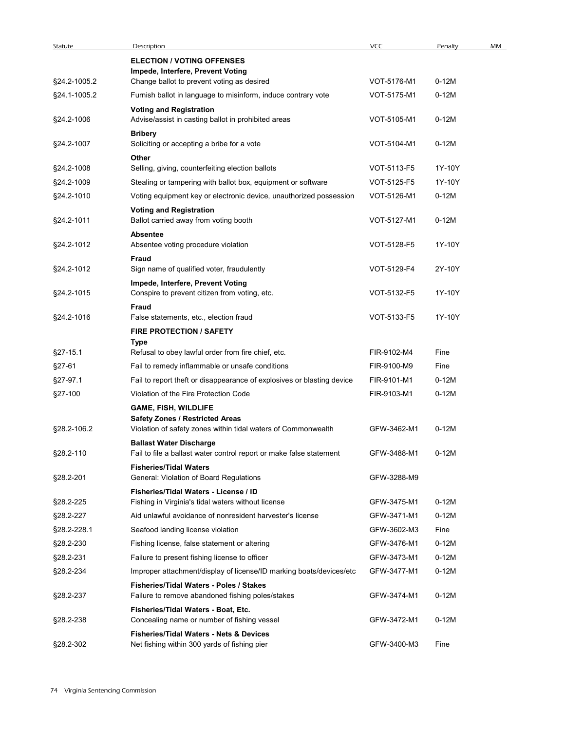| Statute | Description | VCC | Penalty | MM |
|---|---|---|---|---|
| | **ELECTION / VOTING OFFENSES** | | | |
| | **Impede, Interfere, Prevent Voting** | | | |
| §24.2-1005.2 | Change ballot to prevent voting as desired | VOT-5176-M1 | 0-12M | |
| §24.1-1005.2 | Furnish ballot in language to misinform, induce contrary vote | VOT-5175-M1 | 0-12M | |
| | **Voting and Registration** | | | |
| §24.2-1006 | Advise/assist in casting ballot in prohibited areas | VOT-5105-M1 | 0-12M | |
| | **Bribery** | | | |
| §24.2-1007 | Soliciting or accepting a bribe for a vote | VOT-5104-M1 | 0-12M | |
| | **Other** | | | |
| §24.2-1008 | Selling, giving, counterfeiting election ballots | VOT-5113-F5 | 1Y-10Y | |
| §24.2-1009 | Stealing or tampering with ballot box, equipment or software | VOT-5125-F5 | 1Y-10Y | |
| §24.2-1010 | Voting equipment key or electronic device, unauthorized possession | VOT-5126-M1 | 0-12M | |
| | **Voting and Registration** | | | |
| §24.2-1011 | Ballot carried away from voting booth | VOT-5127-M1 | 0-12M | |
| | **Absentee** | | | |
| §24.2-1012 | Absentee voting procedure violation | VOT-5128-F5 | 1Y-10Y | |
| | **Fraud** | | | |
| §24.2-1012 | Sign name of qualified voter, fraudulently | VOT-5129-F4 | 2Y-10Y | |
| | **Impede, Interfere, Prevent Voting** | | | |
| §24.2-1015 | Conspire to prevent citizen from voting, etc. | VOT-5132-F5 | 1Y-10Y | |
| | **Fraud** | | | |
| §24.2-1016 | False statements, etc., election fraud | VOT-5133-F5 | 1Y-10Y | |
| | **FIRE PROTECTION / SAFETY** | | | |
| | **Type** | | | |
| §27-15.1 | Refusal to obey lawful order from fire chief, etc. | FIR-9102-M4 | Fine | |
| §27-61 | Fail to remedy inflammable or unsafe conditions | FIR-9100-M9 | Fine | |
| §27-97.1 | Fail to report theft or disappearance of explosives or blasting device | FIR-9101-M1 | 0-12M | |
| §27-100 | Violation of the Fire Protection Code | FIR-9103-M1 | 0-12M | |
| | **GAME, FISH, WILDLIFE** | | | |
| | **Safety Zones / Restricted Areas** | | | |
| §28.2-106.2 | Violation of safety zones within tidal waters of Commonwealth | GFW-3462-M1 | 0-12M | |
| | **Ballast Water Discharge** | | | |
| §28.2-110 | Fail to file a ballast water control report or make false statement | GFW-3488-M1 | 0-12M | |
| | **Fisheries/Tidal Waters** | | | |
| §28.2-201 | General: Violation of Board Regulations | GFW-3288-M9 | | |
| | **Fisheries/Tidal Waters - License / ID** | | | |
| §28.2-225 | Fishing in Virginia's tidal waters without license | GFW-3475-M1 | 0-12M | |
| §28.2-227 | Aid unlawful avoidance of nonresident harvester's license | GFW-3471-M1 | 0-12M | |
| §28.2-228.1 | Seafood landing license violation | GFW-3602-M3 | Fine | |
| §28.2-230 | Fishing license, false statement or altering | GFW-3476-M1 | 0-12M | |
| §28.2-231 | Failure to present fishing license to officer | GFW-3473-M1 | 0-12M | |
| §28.2-234 | Improper attachment/display of license/ID marking boats/devices/etc | GFW-3477-M1 | 0-12M | |
| | **Fisheries/Tidal Waters - Poles / Stakes** | | | |
| §28.2-237 | Failure to remove abandoned fishing poles/stakes | GFW-3474-M1 | 0-12M | |
| | **Fisheries/Tidal Waters - Boat, Etc.** | | | |
| §28.2-238 | Concealing name or number of fishing vessel | GFW-3472-M1 | 0-12M | |
| | **Fisheries/Tidal Waters - Nets & Devices** | | | |
| §28.2-302 | Net fishing within 300 yards of fishing pier | GFW-3400-M3 | Fine | |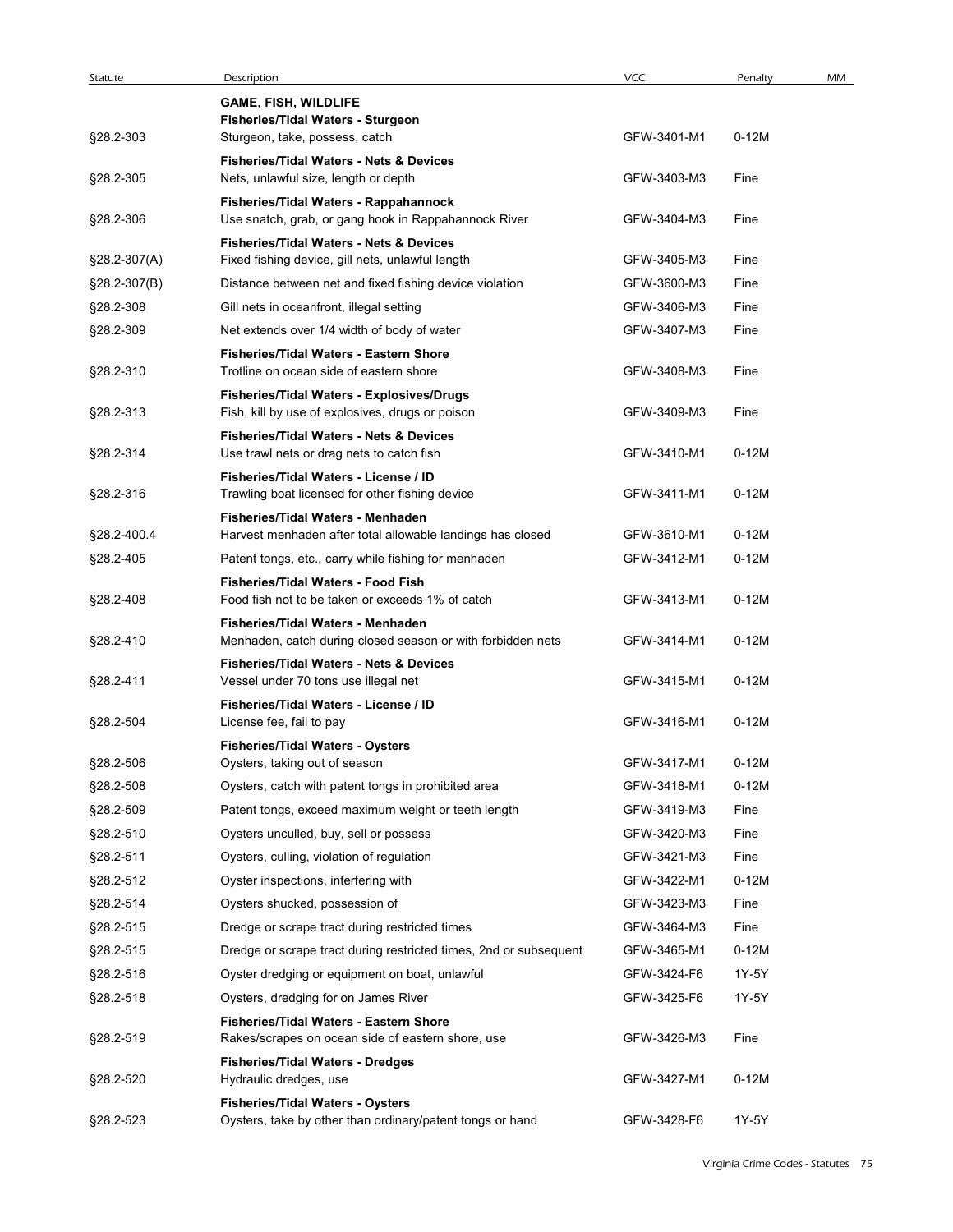| Statute | Description | VCC | Penalty | MM |
|---|---|---|---|---|
| | **GAME, FISH, WILDLIFE** | | | |
| | **Fisheries/Tidal Waters - Sturgeon** | | | |
| §28.2-303 | Sturgeon, take, possess, catch | GFW-3401-M1 | 0-12M | |
| | **Fisheries/Tidal Waters - Nets & Devices** | | | |
| §28.2-305 | Nets, unlawful size, length or depth | GFW-3403-M3 | Fine | |
| | **Fisheries/Tidal Waters - Rappahannock** | | | |
| §28.2-306 | Use snatch, grab, or gang hook in Rappahannock River | GFW-3404-M3 | Fine | |
| | **Fisheries/Tidal Waters - Nets & Devices** | | | |
| §28.2-307(A) | Fixed fishing device, gill nets, unlawful length | GFW-3405-M3 | Fine | |
| §28.2-307(B) | Distance between net and fixed fishing device violation | GFW-3600-M3 | Fine | |
| §28.2-308 | Gill nets in oceanfront, illegal setting | GFW-3406-M3 | Fine | |
| §28.2-309 | Net extends over 1/4 width of body of water | GFW-3407-M3 | Fine | |
| | **Fisheries/Tidal Waters - Eastern Shore** | | | |
| §28.2-310 | Trotline on ocean side of eastern shore | GFW-3408-M3 | Fine | |
| | **Fisheries/Tidal Waters - Explosives/Drugs** | | | |
| §28.2-313 | Fish, kill by use of explosives, drugs or poison | GFW-3409-M3 | Fine | |
| | **Fisheries/Tidal Waters - Nets & Devices** | | | |
| §28.2-314 | Use trawl nets or drag nets to catch fish | GFW-3410-M1 | 0-12M | |
| | **Fisheries/Tidal Waters - License / ID** | | | |
| §28.2-316 | Trawling boat licensed for other fishing device | GFW-3411-M1 | 0-12M | |
| | **Fisheries/Tidal Waters - Menhaden** | | | |
| §28.2-400.4 | Harvest menhaden after total allowable landings has closed | GFW-3610-M1 | 0-12M | |
| §28.2-405 | Patent tongs, etc., carry while fishing for menhaden | GFW-3412-M1 | 0-12M | |
| | **Fisheries/Tidal Waters - Food Fish** | | | |
| §28.2-408 | Food fish not to be taken or exceeds 1% of catch | GFW-3413-M1 | 0-12M | |
| | **Fisheries/Tidal Waters - Menhaden** | | | |
| §28.2-410 | Menhaden, catch during closed season or with forbidden nets | GFW-3414-M1 | 0-12M | |
| | **Fisheries/Tidal Waters - Nets & Devices** | | | |
| §28.2-411 | Vessel under 70 tons use illegal net | GFW-3415-M1 | 0-12M | |
| | **Fisheries/Tidal Waters - License / ID** | | | |
| §28.2-504 | License fee, fail to pay | GFW-3416-M1 | 0-12M | |
| | **Fisheries/Tidal Waters - Oysters** | | | |
| §28.2-506 | Oysters, taking out of season | GFW-3417-M1 | 0-12M | |
| §28.2-508 | Oysters, catch with patent tongs in prohibited area | GFW-3418-M1 | 0-12M | |
| §28.2-509 | Patent tongs, exceed maximum weight or teeth length | GFW-3419-M3 | Fine | |
| §28.2-510 | Oysters unculled, buy, sell or possess | GFW-3420-M3 | Fine | |
| §28.2-511 | Oysters, culling, violation of regulation | GFW-3421-M3 | Fine | |
| §28.2-512 | Oyster inspections, interfering with | GFW-3422-M1 | 0-12M | |
| §28.2-514 | Oysters shucked, possession of | GFW-3423-M3 | Fine | |
| §28.2-515 | Dredge or scrape tract during restricted times | GFW-3464-M3 | Fine | |
| §28.2-515 | Dredge or scrape tract during restricted times, 2nd or subsequent | GFW-3465-M1 | 0-12M | |
| §28.2-516 | Oyster dredging or equipment on boat, unlawful | GFW-3424-F6 | 1Y-5Y | |
| §28.2-518 | Oysters, dredging for on James River | GFW-3425-F6 | 1Y-5Y | |
| | **Fisheries/Tidal Waters - Eastern Shore** | | | |
| §28.2-519 | Rakes/scrapes on ocean side of eastern shore, use | GFW-3426-M3 | Fine | |
| | **Fisheries/Tidal Waters - Dredges** | | | |
| §28.2-520 | Hydraulic dredges, use | GFW-3427-M1 | 0-12M | |
| | **Fisheries/Tidal Waters - Oysters** | | | |
| §28.2-523 | Oysters, take by other than ordinary/patent tongs or hand | GFW-3428-F6 | 1Y-5Y | |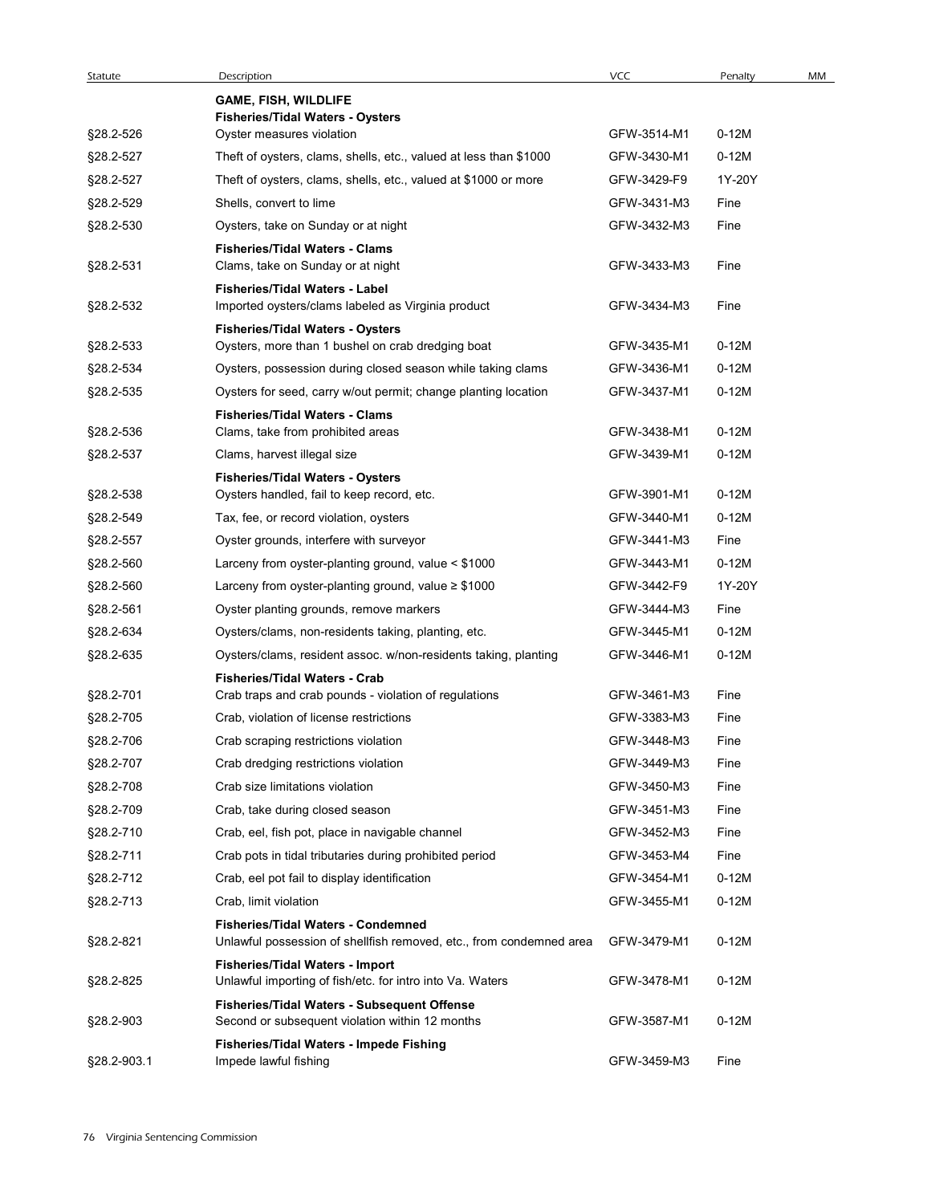| Statute | Description | VCC | Penalty | MM |
|---|---|---|---|---|
| | **GAME, FISH, WILDLIFE** | | | |
| | **Fisheries/Tidal Waters - Oysters** | | | |
| §28.2-526 | Oyster measures violation | GFW-3514-M1 | 0-12M | |
| §28.2-527 | Theft of oysters, clams, shells, etc., valued at less than $1000 | GFW-3430-M1 | 0-12M | |
| §28.2-527 | Theft of oysters, clams, shells, etc., valued at $1000 or more | GFW-3429-F9 | 1Y-20Y | |
| §28.2-529 | Shells, convert to lime | GFW-3431-M3 | Fine | |
| §28.2-530 | Oysters, take on Sunday or at night | GFW-3432-M3 | Fine | |
| | **Fisheries/Tidal Waters - Clams** | | | |
| §28.2-531 | Clams, take on Sunday or at night | GFW-3433-M3 | Fine | |
| | **Fisheries/Tidal Waters - Label** | | | |
| §28.2-532 | Imported oysters/clams labeled as Virginia product | GFW-3434-M3 | Fine | |
| | **Fisheries/Tidal Waters - Oysters** | | | |
| §28.2-533 | Oysters, more than 1 bushel on crab dredging boat | GFW-3435-M1 | 0-12M | |
| §28.2-534 | Oysters, possession during closed season while taking clams | GFW-3436-M1 | 0-12M | |
| §28.2-535 | Oysters for seed, carry w/out permit; change planting location | GFW-3437-M1 | 0-12M | |
| | **Fisheries/Tidal Waters - Clams** | | | |
| §28.2-536 | Clams, take from prohibited areas | GFW-3438-M1 | 0-12M | |
| §28.2-537 | Clams, harvest illegal size | GFW-3439-M1 | 0-12M | |
| | **Fisheries/Tidal Waters - Oysters** | | | |
| §28.2-538 | Oysters handled, fail to keep record, etc. | GFW-3901-M1 | 0-12M | |
| §28.2-549 | Tax, fee, or record violation, oysters | GFW-3440-M1 | 0-12M | |
| §28.2-557 | Oyster grounds, interfere with surveyor | GFW-3441-M3 | Fine | |
| §28.2-560 | Larceny from oyster-planting ground, value < $1000 | GFW-3443-M1 | 0-12M | |
| §28.2-560 | Larceny from oyster-planting ground, value ≥ $1000 | GFW-3442-F9 | 1Y-20Y | |
| §28.2-561 | Oyster planting grounds, remove markers | GFW-3444-M3 | Fine | |
| §28.2-634 | Oysters/clams, non-residents taking, planting, etc. | GFW-3445-M1 | 0-12M | |
| §28.2-635 | Oysters/clams, resident assoc. w/non-residents taking, planting | GFW-3446-M1 | 0-12M | |
| | **Fisheries/Tidal Waters - Crab** | | | |
| §28.2-701 | Crab traps and crab pounds - violation of regulations | GFW-3461-M3 | Fine | |
| §28.2-705 | Crab, violation of license restrictions | GFW-3383-M3 | Fine | |
| §28.2-706 | Crab scraping restrictions violation | GFW-3448-M3 | Fine | |
| §28.2-707 | Crab dredging restrictions violation | GFW-3449-M3 | Fine | |
| §28.2-708 | Crab size limitations violation | GFW-3450-M3 | Fine | |
| §28.2-709 | Crab, take during closed season | GFW-3451-M3 | Fine | |
| §28.2-710 | Crab, eel, fish pot, place in navigable channel | GFW-3452-M3 | Fine | |
| §28.2-711 | Crab pots in tidal tributaries during prohibited period | GFW-3453-M4 | Fine | |
| §28.2-712 | Crab, eel pot fail to display identification | GFW-3454-M1 | 0-12M | |
| §28.2-713 | Crab, limit violation | GFW-3455-M1 | 0-12M | |
| | **Fisheries/Tidal Waters - Condemned** | | | |
| §28.2-821 | Unlawful possession of shellfish removed, etc., from condemned area | GFW-3479-M1 | 0-12M | |
| | **Fisheries/Tidal Waters - Import** | | | |
| §28.2-825 | Unlawful importing of fish/etc. for intro into Va. Waters | GFW-3478-M1 | 0-12M | |
| | **Fisheries/Tidal Waters - Subsequent Offense** | | | |
| §28.2-903 | Second or subsequent violation within 12 months | GFW-3587-M1 | 0-12M | |
| | **Fisheries/Tidal Waters - Impede Fishing** | | | |
| §28.2-903.1 | Impede lawful fishing | GFW-3459-M3 | Fine | |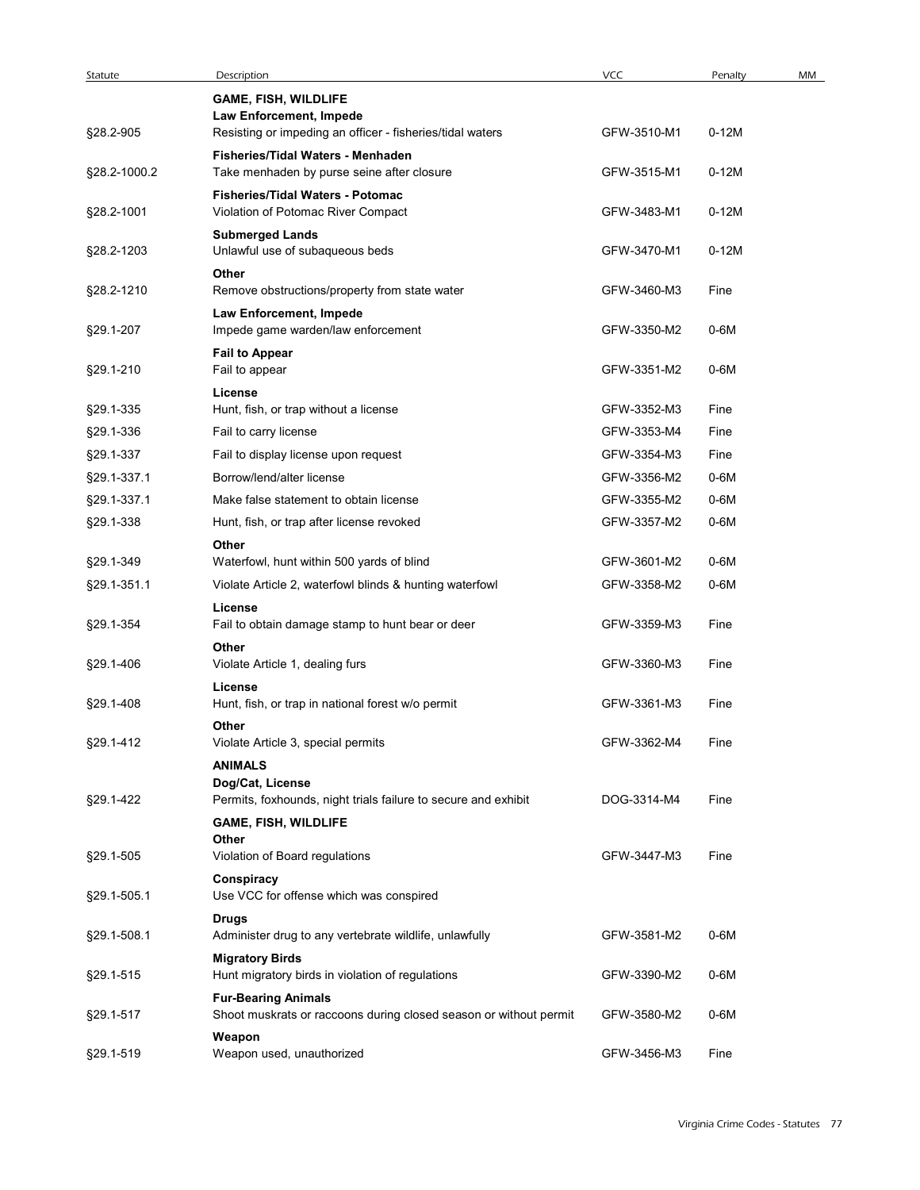| Statute | Description | VCC | Penalty | MM |
|---|---|---|---|---|
| | **GAME, FISH, WILDLIFE** | | | |
| | **Law Enforcement, Impede** | | | |
| §28.2-905 | Resisting or impeding an officer - fisheries/tidal waters | GFW-3510-M1 | 0-12M | |
| | **Fisheries/Tidal Waters - Menhaden** | | | |
| §28.2-1000.2 | Take menhaden by purse seine after closure | GFW-3515-M1 | 0-12M | |
| | **Fisheries/Tidal Waters - Potomac** | | | |
| §28.2-1001 | Violation of Potomac River Compact | GFW-3483-M1 | 0-12M | |
| | **Submerged Lands** | | | |
| §28.2-1203 | Unlawful use of subaqueous beds | GFW-3470-M1 | 0-12M | |
| | **Other** | | | |
| §28.2-1210 | Remove obstructions/property from state water | GFW-3460-M3 | Fine | |
| | **Law Enforcement, Impede** | | | |
| §29.1-207 | Impede game warden/law enforcement | GFW-3350-M2 | 0-6M | |
| | **Fail to Appear** | | | |
| §29.1-210 | Fail to appear | GFW-3351-M2 | 0-6M | |
| | **License** | | | |
| §29.1-335 | Hunt, fish, or trap without a license | GFW-3352-M3 | Fine | |
| §29.1-336 | Fail to carry license | GFW-3353-M4 | Fine | |
| §29.1-337 | Fail to display license upon request | GFW-3354-M3 | Fine | |
| §29.1-337.1 | Borrow/lend/alter license | GFW-3356-M2 | 0-6M | |
| §29.1-337.1 | Make false statement to obtain license | GFW-3355-M2 | 0-6M | |
| §29.1-338 | Hunt, fish, or trap after license revoked | GFW-3357-M2 | 0-6M | |
| | **Other** | | | |
| §29.1-349 | Waterfowl, hunt within 500 yards of blind | GFW-3601-M2 | 0-6M | |
| §29.1-351.1 | Violate Article 2, waterfowl blinds & hunting waterfowl | GFW-3358-M2 | 0-6M | |
| | **License** | | | |
| §29.1-354 | Fail to obtain damage stamp to hunt bear or deer | GFW-3359-M3 | Fine | |
| | **Other** | | | |
| §29.1-406 | Violate Article 1, dealing furs | GFW-3360-M3 | Fine | |
| | **License** | | | |
| §29.1-408 | Hunt, fish, or trap in national forest w/o permit | GFW-3361-M3 | Fine | |
| | **Other** | | | |
| §29.1-412 | Violate Article 3, special permits | GFW-3362-M4 | Fine | |
| | **ANIMALS** | | | |
| | **Dog/Cat, License** | | | |
| §29.1-422 | Permits, foxhounds, night trials failure to secure and exhibit | DOG-3314-M4 | Fine | |
| | **GAME, FISH, WILDLIFE** | | | |
| | **Other** | | | |
| §29.1-505 | Violation of Board regulations | GFW-3447-M3 | Fine | |
| | **Conspiracy** | | | |
| §29.1-505.1 | Use VCC for offense which was conspired | | | |
| | **Drugs** | | | |
| §29.1-508.1 | Administer drug to any vertebrate wildlife, unlawfully | GFW-3581-M2 | 0-6M | |
| | **Migratory Birds** | | | |
| §29.1-515 | Hunt migratory birds in violation of regulations | GFW-3390-M2 | 0-6M | |
| | **Fur-Bearing Animals** | | | |
| §29.1-517 | Shoot muskrats or raccoons during closed season or without permit | GFW-3580-M2 | 0-6M | |
| | **Weapon** | | | |
| §29.1-519 | Weapon used, unauthorized | GFW-3456-M3 | Fine | |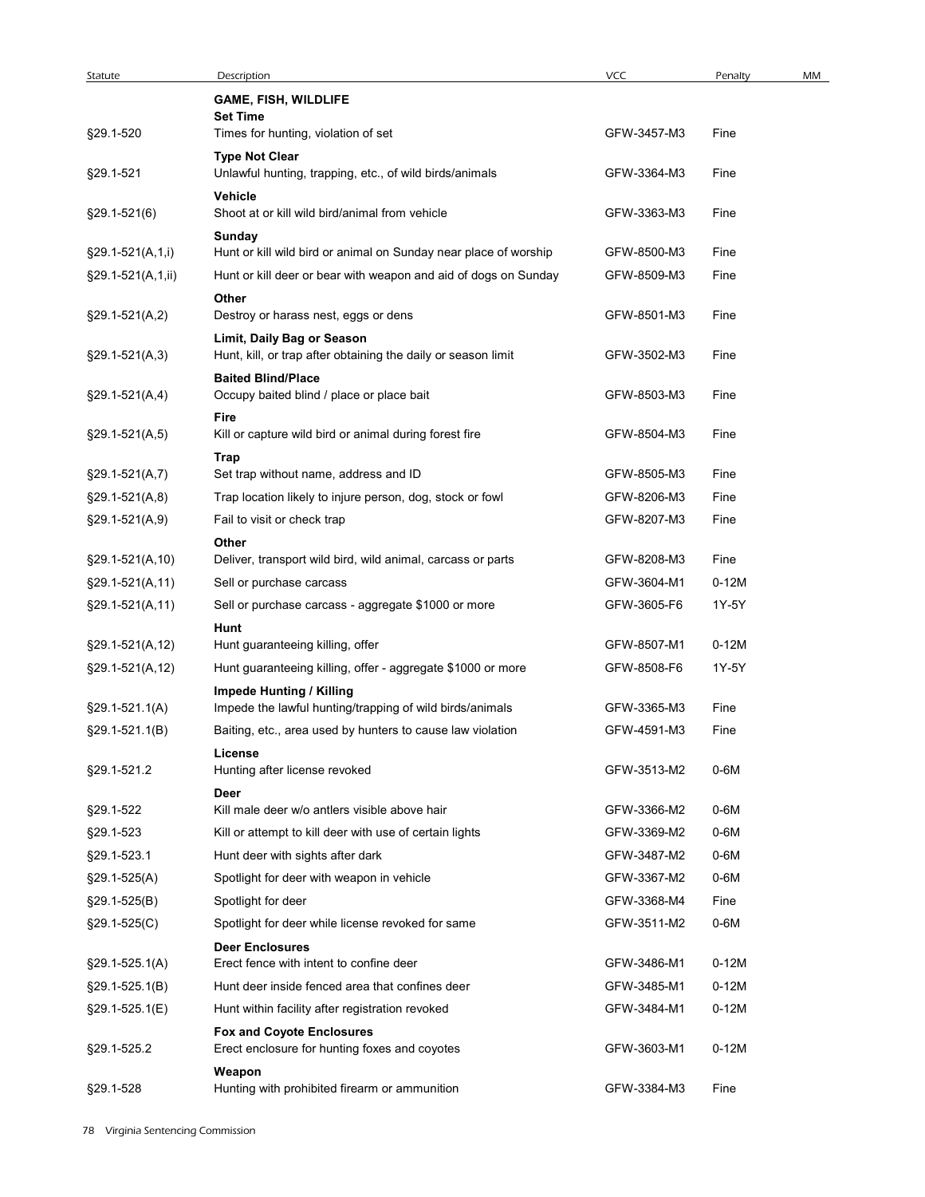| Statute | Description | VCC | Penalty | MM |
|---|---|---|---|---|
| | **GAME, FISH, WILDLIFE** | | | |
| | **Set Time** | | | |
| §29.1-520 | Times for hunting, violation of set | GFW-3457-M3 | Fine | |
| | **Type Not Clear** | | | |
| §29.1-521 | Unlawful hunting, trapping, etc., of wild birds/animals | GFW-3364-M3 | Fine | |
| | **Vehicle** | | | |
| §29.1-521(6) | Shoot at or kill wild bird/animal from vehicle | GFW-3363-M3 | Fine | |
| | **Sunday** | | | |
| §29.1-521(A,1,i) | Hunt or kill wild bird or animal on Sunday near place of worship | GFW-8500-M3 | Fine | |
| §29.1-521(A,1,ii) | Hunt or kill deer or bear with weapon and aid of dogs on Sunday | GFW-8509-M3 | Fine | |
| | **Other** | | | |
| §29.1-521(A,2) | Destroy or harass nest, eggs or dens | GFW-8501-M3 | Fine | |
| | **Limit, Daily Bag or Season** | | | |
| §29.1-521(A,3) | Hunt, kill, or trap after obtaining the daily or season limit | GFW-3502-M3 | Fine | |
| | **Baited Blind/Place** | | | |
| §29.1-521(A,4) | Occupy baited blind / place or place bait | GFW-8503-M3 | Fine | |
| | **Fire** | | | |
| §29.1-521(A,5) | Kill or capture wild bird or animal during forest fire | GFW-8504-M3 | Fine | |
| | **Trap** | | | |
| §29.1-521(A,7) | Set trap without name, address and ID | GFW-8505-M3 | Fine | |
| §29.1-521(A,8) | Trap location likely to injure person, dog, stock or fowl | GFW-8206-M3 | Fine | |
| §29.1-521(A,9) | Fail to visit or check trap | GFW-8207-M3 | Fine | |
| | **Other** | | | |
| §29.1-521(A,10) | Deliver, transport wild bird, wild animal, carcass or parts | GFW-8208-M3 | Fine | |
| §29.1-521(A,11) | Sell or purchase carcass | GFW-3604-M1 | 0-12M | |
| §29.1-521(A,11) | Sell or purchase carcass - aggregate $1000 or more | GFW-3605-F6 | 1Y-5Y | |
| | **Hunt** | | | |
| §29.1-521(A,12) | Hunt guaranteeing killing, offer | GFW-8507-M1 | 0-12M | |
| §29.1-521(A,12) | Hunt guaranteeing killing, offer - aggregate $1000 or more | GFW-8508-F6 | 1Y-5Y | |
| | **Impede Hunting / Killing** | | | |
| §29.1-521.1(A) | Impede the lawful hunting/trapping of wild birds/animals | GFW-3365-M3 | Fine | |
| §29.1-521.1(B) | Baiting, etc., area used by hunters to cause law violation | GFW-4591-M3 | Fine | |
| | **License** | | | |
| §29.1-521.2 | Hunting after license revoked | GFW-3513-M2 | 0-6M | |
| | **Deer** | | | |
| §29.1-522 | Kill male deer w/o antlers visible above hair | GFW-3366-M2 | 0-6M | |
| §29.1-523 | Kill or attempt to kill deer with use of certain lights | GFW-3369-M2 | 0-6M | |
| §29.1-523.1 | Hunt deer with sights after dark | GFW-3487-M2 | 0-6M | |
| §29.1-525(A) | Spotlight for deer with weapon in vehicle | GFW-3367-M2 | 0-6M | |
| §29.1-525(B) | Spotlight for deer | GFW-3368-M4 | Fine | |
| §29.1-525(C) | Spotlight for deer while license revoked for same | GFW-3511-M2 | 0-6M | |
| | **Deer Enclosures** | | | |
| §29.1-525.1(A) | Erect fence with intent to confine deer | GFW-3486-M1 | 0-12M | |
| §29.1-525.1(B) | Hunt deer inside fenced area that confines deer | GFW-3485-M1 | 0-12M | |
| §29.1-525.1(E) | Hunt within facility after registration revoked | GFW-3484-M1 | 0-12M | |
| | **Fox and Coyote Enclosures** | | | |
| §29.1-525.2 | Erect enclosure for hunting foxes and coyotes | GFW-3603-M1 | 0-12M | |
| | **Weapon** | | | |
| §29.1-528 | Hunting with prohibited firearm or ammunition | GFW-3384-M3 | Fine | |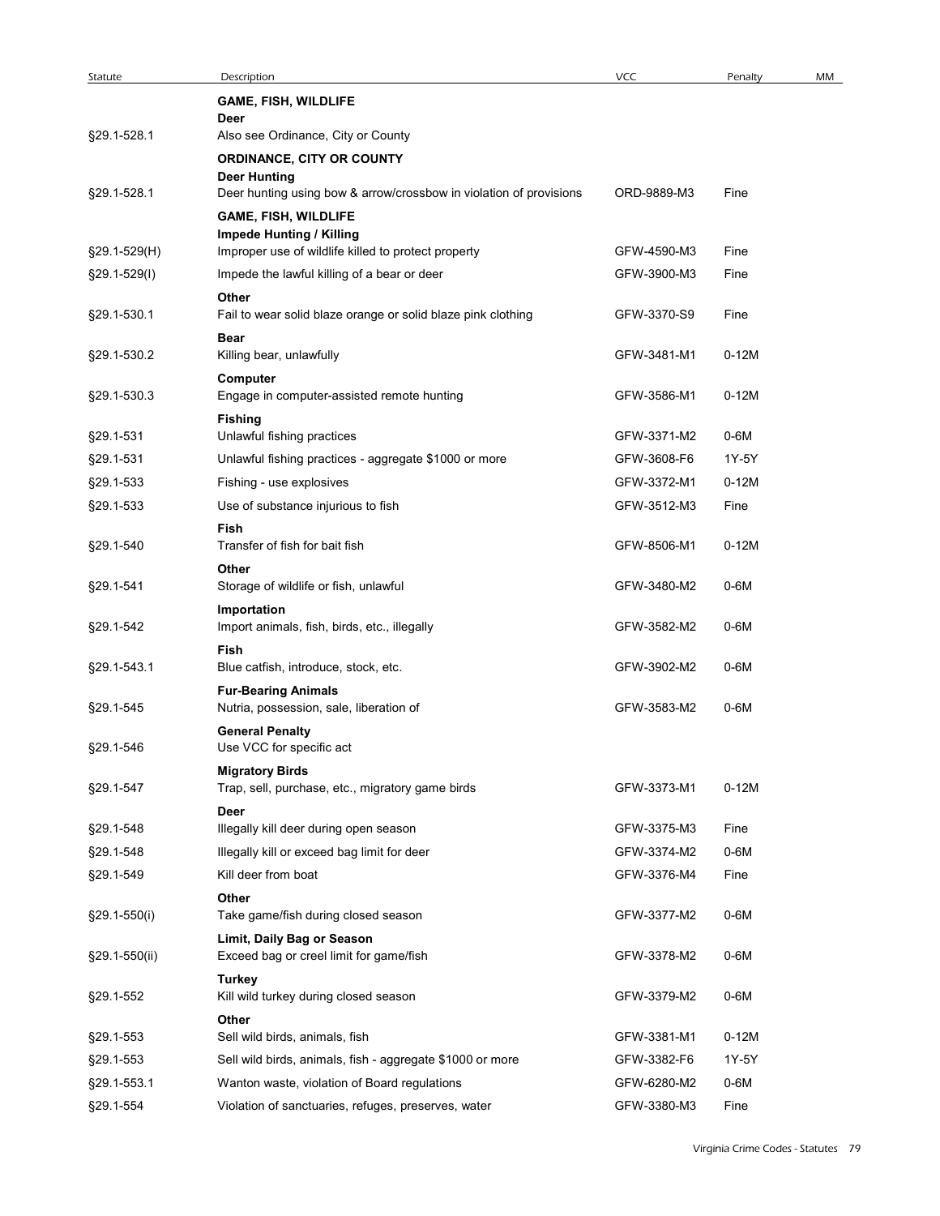| Statute | Description | VCC | Penalty | MM |
|---|---|---|---|---|
| | **GAME, FISH, WILDLIFE** | | | |
| | **Deer** | | | |
| §29.1-528.1 | Also see Ordinance, City or County | | | |
| | **ORDINANCE, CITY OR COUNTY** | | | |
| | **Deer Hunting** | | | |
| §29.1-528.1 | Deer hunting using bow & arrow/crossbow in violation of provisions | ORD-9889-M3 | Fine | |
| | **GAME, FISH, WILDLIFE** | | | |
| | **Impede Hunting / Killing** | | | |
| §29.1-529(H) | Improper use of wildlife killed to protect property | GFW-4590-M3 | Fine | |
| §29.1-529(I) | Impede the lawful killing of a bear or deer | GFW-3900-M3 | Fine | |
| | **Other** | | | |
| §29.1-530.1 | Fail to wear solid blaze orange or solid blaze pink clothing | GFW-3370-S9 | Fine | |
| | **Bear** | | | |
| §29.1-530.2 | Killing bear, unlawfully | GFW-3481-M1 | 0-12M | |
| | **Computer** | | | |
| §29.1-530.3 | Engage in computer-assisted remote hunting | GFW-3586-M1 | 0-12M | |
| | **Fishing** | | | |
| §29.1-531 | Unlawful fishing practices | GFW-3371-M2 | 0-6M | |
| §29.1-531 | Unlawful fishing practices - aggregate $1000 or more | GFW-3608-F6 | 1Y-5Y | |
| §29.1-533 | Fishing - use explosives | GFW-3372-M1 | 0-12M | |
| §29.1-533 | Use of substance injurious to fish | GFW-3512-M3 | Fine | |
| | **Fish** | | | |
| §29.1-540 | Transfer of fish for bait fish | GFW-8506-M1 | 0-12M | |
| | **Other** | | | |
| §29.1-541 | Storage of wildlife or fish, unlawful | GFW-3480-M2 | 0-6M | |
| | **Importation** | | | |
| §29.1-542 | Import animals, fish, birds, etc., illegally | GFW-3582-M2 | 0-6M | |
| | **Fish** | | | |
| §29.1-543.1 | Blue catfish, introduce, stock, etc. | GFW-3902-M2 | 0-6M | |
| | **Fur-Bearing Animals** | | | |
| §29.1-545 | Nutria, possession, sale, liberation of | GFW-3583-M2 | 0-6M | |
| | **General Penalty** | | | |
| §29.1-546 | Use VCC for specific act | | | |
| | **Migratory Birds** | | | |
| §29.1-547 | Trap, sell, purchase, etc., migratory game birds | GFW-3373-M1 | 0-12M | |
| | **Deer** | | | |
| §29.1-548 | Illegally kill deer during open season | GFW-3375-M3 | Fine | |
| §29.1-548 | Illegally kill or exceed bag limit for deer | GFW-3374-M2 | 0-6M | |
| §29.1-549 | Kill deer from boat | GFW-3376-M4 | Fine | |
| | **Other** | | | |
| §29.1-550(i) | Take game/fish during closed season | GFW-3377-M2 | 0-6M | |
| | **Limit, Daily Bag or Season** | | | |
| §29.1-550(ii) | Exceed bag or creel limit for game/fish | GFW-3378-M2 | 0-6M | |
| | **Turkey** | | | |
| §29.1-552 | Kill wild turkey during closed season | GFW-3379-M2 | 0-6M | |
| | **Other** | | | |
| §29.1-553 | Sell wild birds, animals, fish | GFW-3381-M1 | 0-12M | |
| §29.1-553 | Sell wild birds, animals, fish - aggregate $1000 or more | GFW-3382-F6 | 1Y-5Y | |
| §29.1-553.1 | Wanton waste, violation of Board regulations | GFW-6280-M2 | 0-6M | |
| §29.1-554 | Violation of sanctuaries, refuges, preserves, water | GFW-3380-M3 | Fine | |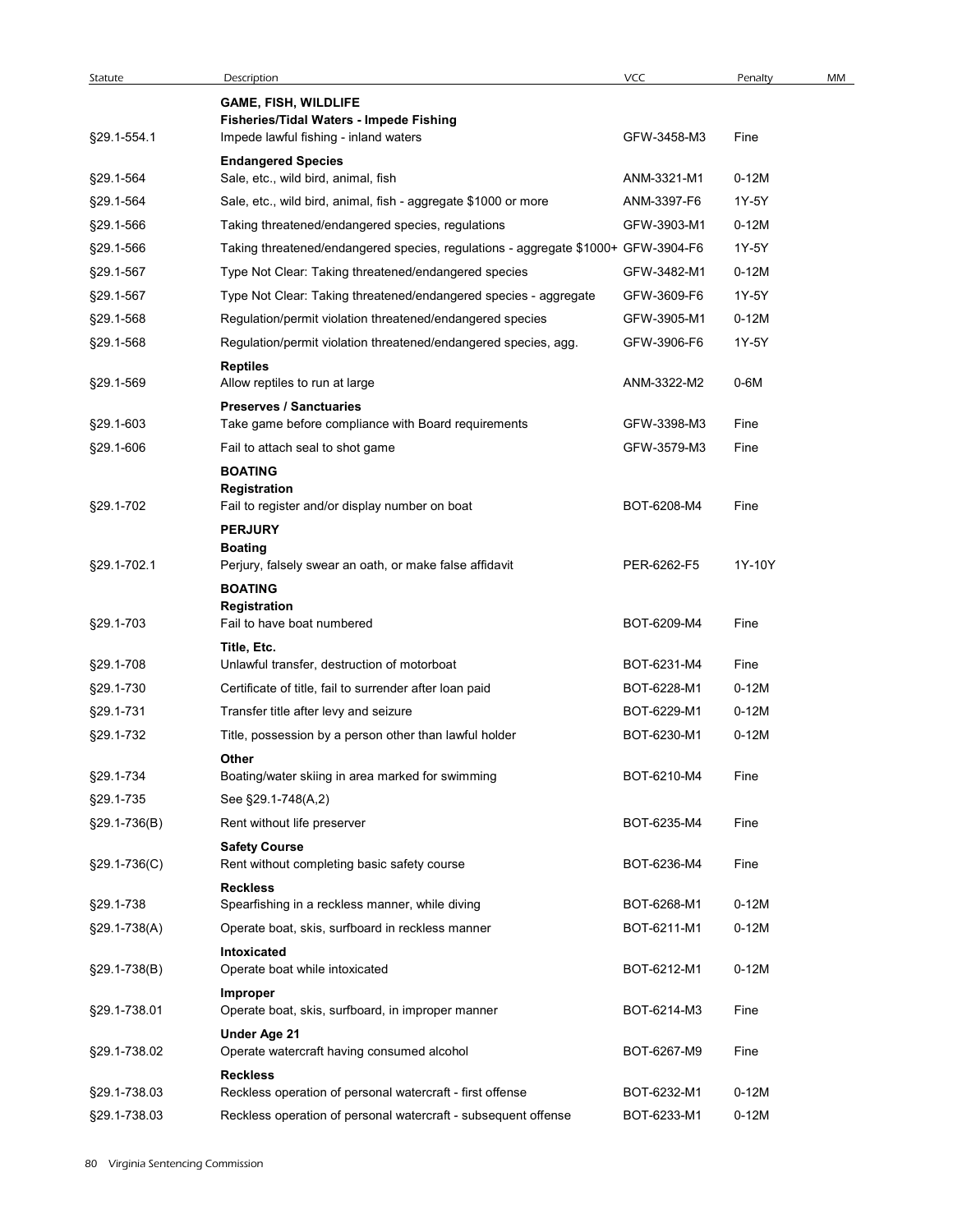| Statute | Description | VCC | Penalty | MM |
|---|---|---|---|---|
| | **GAME, FISH, WILDLIFE** | | | |
| | **Fisheries/Tidal Waters - Impede Fishing** | | | |
| §29.1-554.1 | Impede lawful fishing - inland waters | GFW-3458-M3 | Fine | |
| | **Endangered Species** | | | |
| §29.1-564 | Sale, etc., wild bird, animal, fish | ANM-3321-M1 | 0-12M | |
| §29.1-564 | Sale, etc., wild bird, animal, fish - aggregate $1000 or more | ANM-3397-F6 | 1Y-5Y | |
| §29.1-566 | Taking threatened/endangered species, regulations | GFW-3903-M1 | 0-12M | |
| §29.1-566 | Taking threatened/endangered species, regulations - aggregate $1000+ | GFW-3904-F6 | 1Y-5Y | |
| §29.1-567 | Type Not Clear: Taking threatened/endangered species | GFW-3482-M1 | 0-12M | |
| §29.1-567 | Type Not Clear: Taking threatened/endangered species - aggregate | GFW-3609-F6 | 1Y-5Y | |
| §29.1-568 | Regulation/permit violation threatened/endangered species | GFW-3905-M1 | 0-12M | |
| §29.1-568 | Regulation/permit violation threatened/endangered species, agg. | GFW-3906-F6 | 1Y-5Y | |
| | **Reptiles** | | | |
| §29.1-569 | Allow reptiles to run at large | ANM-3322-M2 | 0-6M | |
| | **Preserves / Sanctuaries** | | | |
| §29.1-603 | Take game before compliance with Board requirements | GFW-3398-M3 | Fine | |
| §29.1-606 | Fail to attach seal to shot game | GFW-3579-M3 | Fine | |
| | **BOATING** | | | |
| | **Registration** | | | |
| §29.1-702 | Fail to register and/or display number on boat | BOT-6208-M4 | Fine | |
| | **PERJURY** | | | |
| | **Boating** | | | |
| §29.1-702.1 | Perjury, falsely swear an oath, or make false affidavit | PER-6262-F5 | 1Y-10Y | |
| | **BOATING** | | | |
| | **Registration** | | | |
| §29.1-703 | Fail to have boat numbered | BOT-6209-M4 | Fine | |
| | **Title, Etc.** | | | |
| §29.1-708 | Unlawful transfer, destruction of motorboat | BOT-6231-M4 | Fine | |
| §29.1-730 | Certificate of title, fail to surrender after loan paid | BOT-6228-M1 | 0-12M | |
| §29.1-731 | Transfer title after levy and seizure | BOT-6229-M1 | 0-12M | |
| §29.1-732 | Title, possession by a person other than lawful holder | BOT-6230-M1 | 0-12M | |
| | **Other** | | | |
| §29.1-734 | Boating/water skiing in area marked for swimming | BOT-6210-M4 | Fine | |
| §29.1-735 | See §29.1-748(A,2) | | | |
| §29.1-736(B) | Rent without life preserver | BOT-6235-M4 | Fine | |
| | **Safety Course** | | | |
| §29.1-736(C) | Rent without completing basic safety course | BOT-6236-M4 | Fine | |
| | **Reckless** | | | |
| §29.1-738 | Spearfishing in a reckless manner, while diving | BOT-6268-M1 | 0-12M | |
| §29.1-738(A) | Operate boat, skis, surfboard in reckless manner | BOT-6211-M1 | 0-12M | |
| | **Intoxicated** | | | |
| §29.1-738(B) | Operate boat while intoxicated | BOT-6212-M1 | 0-12M | |
| | **Improper** | | | |
| §29.1-738.01 | Operate boat, skis, surfboard, in improper manner | BOT-6214-M3 | Fine | |
| | **Under Age 21** | | | |
| §29.1-738.02 | Operate watercraft having consumed alcohol | BOT-6267-M9 | Fine | |
| | **Reckless** | | | |
| §29.1-738.03 | Reckless operation of personal watercraft - first offense | BOT-6232-M1 | 0-12M | |
| §29.1-738.03 | Reckless operation of personal watercraft - subsequent offense | BOT-6233-M1 | 0-12M | |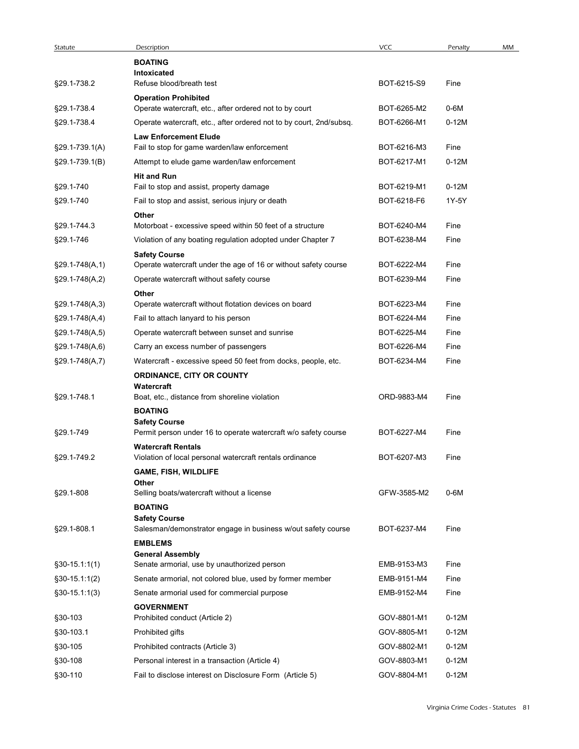| Statute | Description | VCC | Penalty | MM |
|---|---|---|---|---|
| | **BOATING** | | | |
| | **Intoxicated** | | | |
| §29.1-738.2 | Refuse blood/breath test | BOT-6215-S9 | Fine | |
| | **Operation Prohibited** | | | |
| §29.1-738.4 | Operate watercraft, etc., after ordered not to by court | BOT-6265-M2 | 0-6M | |
| §29.1-738.4 | Operate watercraft, etc., after ordered not to by court, 2nd/subsq. | BOT-6266-M1 | 0-12M | |
| | **Law Enforcement Elude** | | | |
| §29.1-739.1(A) | Fail to stop for game warden/law enforcement | BOT-6216-M3 | Fine | |
| §29.1-739.1(B) | Attempt to elude game warden/law enforcement | BOT-6217-M1 | 0-12M | |
| | **Hit and Run** | | | |
| §29.1-740 | Fail to stop and assist, property damage | BOT-6219-M1 | 0-12M | |
| §29.1-740 | Fail to stop and assist, serious injury or death | BOT-6218-F6 | 1Y-5Y | |
| | **Other** | | | |
| §29.1-744.3 | Motorboat - excessive speed within 50 feet of a structure | BOT-6240-M4 | Fine | |
| §29.1-746 | Violation of any boating regulation adopted under Chapter 7 | BOT-6238-M4 | Fine | |
| | **Safety Course** | | | |
| §29.1-748(A,1) | Operate watercraft under the age of 16 or without safety course | BOT-6222-M4 | Fine | |
| §29.1-748(A,2) | Operate watercraft without safety course | BOT-6239-M4 | Fine | |
| | **Other** | | | |
| §29.1-748(A,3) | Operate watercraft without flotation devices on board | BOT-6223-M4 | Fine | |
| §29.1-748(A,4) | Fail to attach lanyard to his person | BOT-6224-M4 | Fine | |
| §29.1-748(A,5) | Operate watercraft between sunset and sunrise | BOT-6225-M4 | Fine | |
| §29.1-748(A,6) | Carry an excess number of passengers | BOT-6226-M4 | Fine | |
| §29.1-748(A,7) | Watercraft - excessive speed 50 feet from docks, people, etc. | BOT-6234-M4 | Fine | |
| | **ORDINANCE, CITY OR COUNTY** | | | |
| | **Watercraft** | | | |
| §29.1-748.1 | Boat, etc., distance from shoreline violation | ORD-9883-M4 | Fine | |
| | **BOATING** | | | |
| | **Safety Course** | | | |
| §29.1-749 | Permit person under 16 to operate watercraft w/o safety course | BOT-6227-M4 | Fine | |
| | **Watercraft Rentals** | | | |
| §29.1-749.2 | Violation of local personal watercraft rentals ordinance | BOT-6207-M3 | Fine | |
| | **GAME, FISH, WILDLIFE** | | | |
| | **Other** | | | |
| §29.1-808 | Selling boats/watercraft without a license | GFW-3585-M2 | 0-6M | |
| | **BOATING** | | | |
| | **Safety Course** | | | |
| §29.1-808.1 | Salesman/demonstrator engage in business w/out safety course | BOT-6237-M4 | Fine | |
| | **EMBLEMS** | | | |
| | **General Assembly** | | | |
| §30-15.1:1(1) | Senate armorial, use by unauthorized person | EMB-9153-M3 | Fine | |
| §30-15.1:1(2) | Senate armorial, not colored blue, used by former member | EMB-9151-M4 | Fine | |
| §30-15.1:1(3) | Senate armorial used for commercial purpose | EMB-9152-M4 | Fine | |
| | **GOVERNMENT** | | | |
| §30-103 | Prohibited conduct (Article 2) | GOV-8801-M1 | 0-12M | |
| §30-103.1 | Prohibited gifts | GOV-8805-M1 | 0-12M | |
| §30-105 | Prohibited contracts (Article 3) | GOV-8802-M1 | 0-12M | |
| §30-108 | Personal interest in a transaction (Article 4) | GOV-8803-M1 | 0-12M | |
| §30-110 | Fail to disclose interest on Disclosure Form (Article 5) | GOV-8804-M1 | 0-12M | |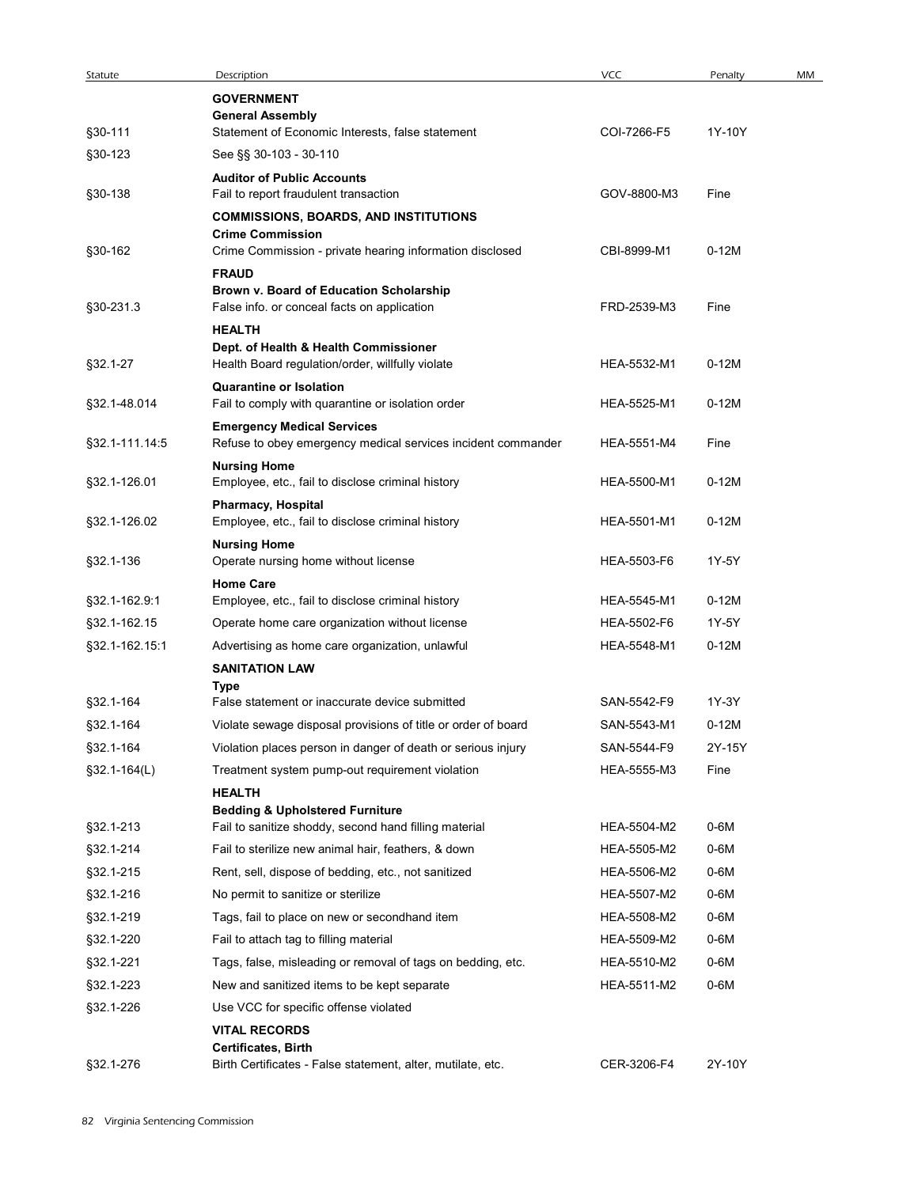| Statute | Description | VCC | Penalty | MM |
|---|---|---|---|---|
| | **GOVERNMENT** | | | |
| | **General Assembly** | | | |
| §30-111 | Statement of Economic Interests, false statement | COI-7266-F5 | 1Y-10Y | |
| §30-123 | See §§ 30-103 - 30-110 | | | |
| | **Auditor of Public Accounts** | | | |
| §30-138 | Fail to report fraudulent transaction | GOV-8800-M3 | Fine | |
| | **COMMISSIONS, BOARDS, AND INSTITUTIONS** | | | |
| | **Crime Commission** | | | |
| §30-162 | Crime Commission - private hearing information disclosed | CBI-8999-M1 | 0-12M | |
| | **FRAUD** | | | |
| | **Brown v. Board of Education Scholarship** | | | |
| §30-231.3 | False info. or conceal facts on application | FRD-2539-M3 | Fine | |
| | **HEALTH** | | | |
| | **Dept. of Health & Health Commissioner** | | | |
| §32.1-27 | Health Board regulation/order, willfully violate | HEA-5532-M1 | 0-12M | |
| | **Quarantine or Isolation** | | | |
| §32.1-48.014 | Fail to comply with quarantine or isolation order | HEA-5525-M1 | 0-12M | |
| | **Emergency Medical Services** | | | |
| §32.1-111.14:5 | Refuse to obey emergency medical services incident commander | HEA-5551-M4 | Fine | |
| | **Nursing Home** | | | |
| §32.1-126.01 | Employee, etc., fail to disclose criminal history | HEA-5500-M1 | 0-12M | |
| | **Pharmacy, Hospital** | | | |
| §32.1-126.02 | Employee, etc., fail to disclose criminal history | HEA-5501-M1 | 0-12M | |
| | **Nursing Home** | | | |
| §32.1-136 | Operate nursing home without license | HEA-5503-F6 | 1Y-5Y | |
| | **Home Care** | | | |
| §32.1-162.9:1 | Employee, etc., fail to disclose criminal history | HEA-5545-M1 | 0-12M | |
| §32.1-162.15 | Operate home care organization without license | HEA-5502-F6 | 1Y-5Y | |
| §32.1-162.15:1 | Advertising as home care organization, unlawful | HEA-5548-M1 | 0-12M | |
| | **SANITATION LAW** | | | |
| | **Type** | | | |
| §32.1-164 | False statement or inaccurate device submitted | SAN-5542-F9 | 1Y-3Y | |
| §32.1-164 | Violate sewage disposal provisions of title or order of board | SAN-5543-M1 | 0-12M | |
| §32.1-164 | Violation places person in danger of death or serious injury | SAN-5544-F9 | 2Y-15Y | |
| §32.1-164(L) | Treatment system pump-out requirement violation | HEA-5555-M3 | Fine | |
| | **HEALTH** | | | |
| | **Bedding & Upholstered Furniture** | | | |
| §32.1-213 | Fail to sanitize shoddy, second hand filling material | HEA-5504-M2 | 0-6M | |
| §32.1-214 | Fail to sterilize new animal hair, feathers, & down | HEA-5505-M2 | 0-6M | |
| §32.1-215 | Rent, sell, dispose of bedding, etc., not sanitized | HEA-5506-M2 | 0-6M | |
| §32.1-216 | No permit to sanitize or sterilize | HEA-5507-M2 | 0-6M | |
| §32.1-219 | Tags, fail to place on new or secondhand item | HEA-5508-M2 | 0-6M | |
| §32.1-220 | Fail to attach tag to filling material | HEA-5509-M2 | 0-6M | |
| §32.1-221 | Tags, false, misleading or removal of tags on bedding, etc. | HEA-5510-M2 | 0-6M | |
| §32.1-223 | New and sanitized items to be kept separate | HEA-5511-M2 | 0-6M | |
| §32.1-226 | Use VCC for specific offense violated | | | |
| | **VITAL RECORDS** | | | |
| | **Certificates, Birth** | | | |
| §32.1-276 | Birth Certificates - False statement, alter, mutilate, etc. | CER-3206-F4 | 2Y-10Y | |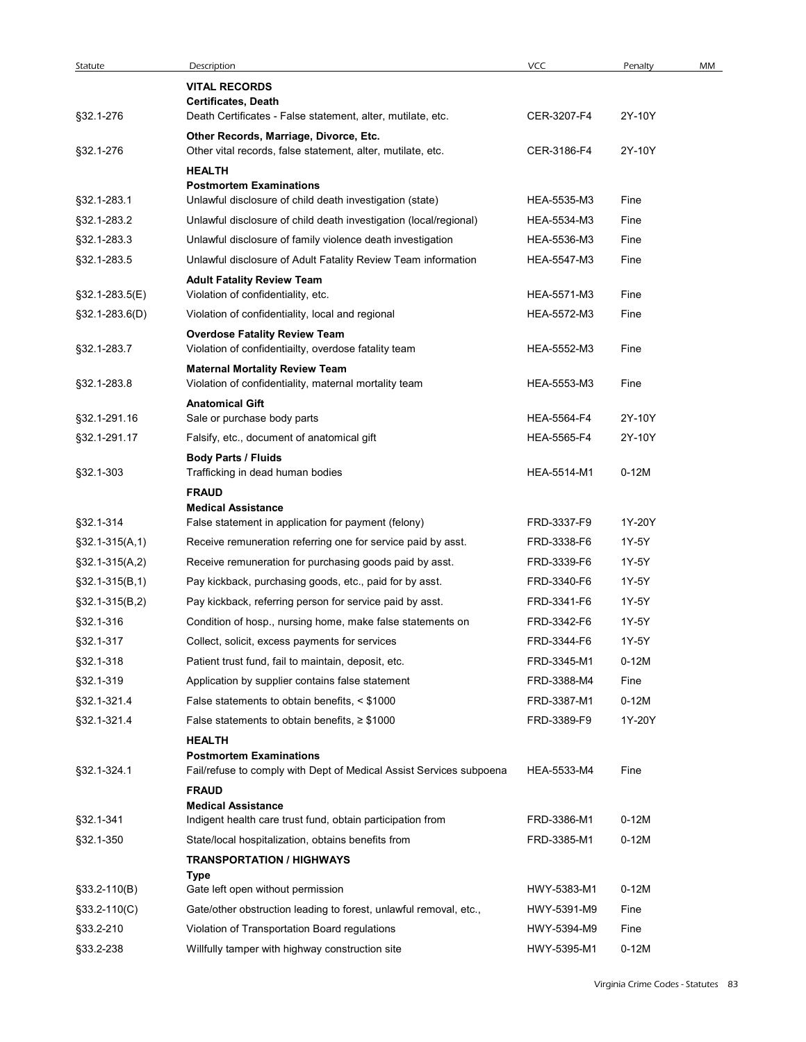| Statute | Description | VCC | Penalty | MM |
|---|---|---|---|---|
| | **VITAL RECORDS** | | | |
| | **Certificates, Death** | | | |
| §32.1-276 | Death Certificates - False statement, alter, mutilate, etc. | CER-3207-F4 | 2Y-10Y | |
| | **Other Records, Marriage, Divorce, Etc.** | | | |
| §32.1-276 | Other vital records, false statement, alter, mutilate, etc. | CER-3186-F4 | 2Y-10Y | |
| | **HEALTH** | | | |
| | **Postmortem Examinations** | | | |
| §32.1-283.1 | Unlawful disclosure of child death investigation (state) | HEA-5535-M3 | Fine | |
| §32.1-283.2 | Unlawful disclosure of child death investigation (local/regional) | HEA-5534-M3 | Fine | |
| §32.1-283.3 | Unlawful disclosure of family violence death investigation | HEA-5536-M3 | Fine | |
| §32.1-283.5 | Unlawful disclosure of Adult Fatality Review Team information | HEA-5547-M3 | Fine | |
| | **Adult Fatality Review Team** | | | |
| §32.1-283.5(E) | Violation of confidentiality, etc. | HEA-5571-M3 | Fine | |
| §32.1-283.6(D) | Violation of confidentiality, local and regional | HEA-5572-M3 | Fine | |
| | **Overdose Fatality Review Team** | | | |
| §32.1-283.7 | Violation of confidentiailty, overdose fatality team | HEA-5552-M3 | Fine | |
| | **Maternal Mortality Review Team** | | | |
| §32.1-283.8 | Violation of confidentiality, maternal mortality team | HEA-5553-M3 | Fine | |
| | **Anatomical Gift** | | | |
| §32.1-291.16 | Sale or purchase body parts | HEA-5564-F4 | 2Y-10Y | |
| §32.1-291.17 | Falsify, etc., document of anatomical gift | HEA-5565-F4 | 2Y-10Y | |
| | **Body Parts / Fluids** | | | |
| §32.1-303 | Trafficking in dead human bodies | HEA-5514-M1 | 0-12M | |
| | **FRAUD** | | | |
| | **Medical Assistance** | | | |
| §32.1-314 | False statement in application for payment (felony) | FRD-3337-F9 | 1Y-20Y | |
| §32.1-315(A,1) | Receive remuneration referring one for service paid by asst. | FRD-3338-F6 | 1Y-5Y | |
| §32.1-315(A,2) | Receive remuneration for purchasing goods paid by asst. | FRD-3339-F6 | 1Y-5Y | |
| §32.1-315(B,1) | Pay kickback, purchasing goods, etc., paid for by asst. | FRD-3340-F6 | 1Y-5Y | |
| §32.1-315(B,2) | Pay kickback, referring person for service paid by asst. | FRD-3341-F6 | 1Y-5Y | |
| §32.1-316 | Condition of hosp., nursing home, make false statements on | FRD-3342-F6 | 1Y-5Y | |
| §32.1-317 | Collect, solicit, excess payments for services | FRD-3344-F6 | 1Y-5Y | |
| §32.1-318 | Patient trust fund, fail to maintain, deposit, etc. | FRD-3345-M1 | 0-12M | |
| §32.1-319 | Application by supplier contains false statement | FRD-3388-M4 | Fine | |
| §32.1-321.4 | False statements to obtain benefits, < $1000 | FRD-3387-M1 | 0-12M | |
| §32.1-321.4 | False statements to obtain benefits, ≥ $1000 | FRD-3389-F9 | 1Y-20Y | |
| | **HEALTH** | | | |
| | **Postmortem Examinations** | | | |
| §32.1-324.1 | Fail/refuse to comply with Dept of Medical Assist Services subpoena | HEA-5533-M4 | Fine | |
| | **FRAUD** | | | |
| | **Medical Assistance** | | | |
| §32.1-341 | Indigent health care trust fund, obtain participation from | FRD-3386-M1 | 0-12M | |
| §32.1-350 | State/local hospitalization, obtains benefits from | FRD-3385-M1 | 0-12M | |
| | **TRANSPORTATION / HIGHWAYS** | | | |
| | **Type** | | | |
| §33.2-110(B) | Gate left open without permission | HWY-5383-M1 | 0-12M | |
| §33.2-110(C) | Gate/other obstruction leading to forest, unlawful removal, etc., | HWY-5391-M9 | Fine | |
| §33.2-210 | Violation of Transportation Board regulations | HWY-5394-M9 | Fine | |
| §33.2-238 | Willfully tamper with highway construction site | HWY-5395-M1 | 0-12M | |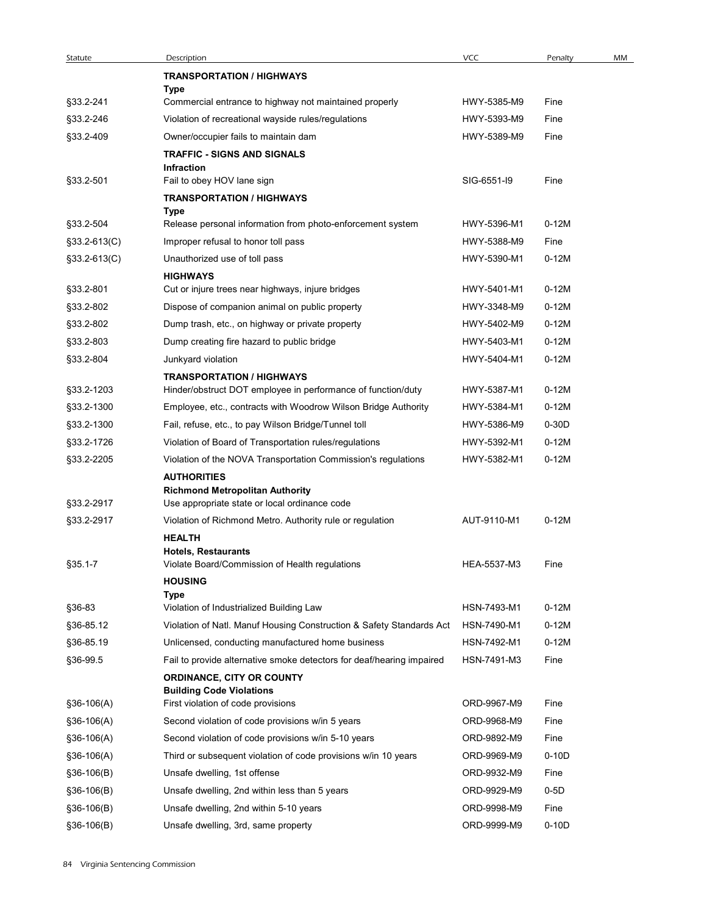| Statute | Description | VCC | Penalty | MM |
|---|---|---|---|---|
| | **TRANSPORTATION / HIGHWAYS** | | | |
| | **Type** | | | |
| §33.2-241 | Commercial entrance to highway not maintained properly | HWY-5385-M9 | Fine | |
| §33.2-246 | Violation of recreational wayside rules/regulations | HWY-5393-M9 | Fine | |
| §33.2-409 | Owner/occupier fails to maintain dam | HWY-5389-M9 | Fine | |
| | **TRAFFIC - SIGNS AND SIGNALS** | | | |
| | **Infraction** | | | |
| §33.2-501 | Fail to obey HOV lane sign | SIG-6551-I9 | Fine | |
| | **TRANSPORTATION / HIGHWAYS** | | | |
| | **Type** | | | |
| §33.2-504 | Release personal information from photo-enforcement system | HWY-5396-M1 | 0-12M | |
| §33.2-613(C) | Improper refusal to honor toll pass | HWY-5388-M9 | Fine | |
| §33.2-613(C) | Unauthorized use of toll pass | HWY-5390-M1 | 0-12M | |
| | **HIGHWAYS** | | | |
| §33.2-801 | Cut or injure trees near highways, injure bridges | HWY-5401-M1 | 0-12M | |
| §33.2-802 | Dispose of companion animal on public property | HWY-3348-M9 | 0-12M | |
| §33.2-802 | Dump trash, etc., on highway or private property | HWY-5402-M9 | 0-12M | |
| §33.2-803 | Dump creating fire hazard to public bridge | HWY-5403-M1 | 0-12M | |
| §33.2-804 | Junkyard violation | HWY-5404-M1 | 0-12M | |
| | **TRANSPORTATION / HIGHWAYS** | | | |
| §33.2-1203 | Hinder/obstruct DOT employee in performance of function/duty | HWY-5387-M1 | 0-12M | |
| §33.2-1300 | Employee, etc., contracts with Woodrow Wilson Bridge Authority | HWY-5384-M1 | 0-12M | |
| §33.2-1300 | Fail, refuse, etc., to pay Wilson Bridge/Tunnel toll | HWY-5386-M9 | 0-30D | |
| §33.2-1726 | Violation of Board of Transportation rules/regulations | HWY-5392-M1 | 0-12M | |
| §33.2-2205 | Violation of the NOVA Transportation Commission's regulations | HWY-5382-M1 | 0-12M | |
| | **AUTHORITIES** | | | |
| | **Richmond Metropolitan Authority** | | | |
| §33.2-2917 | Use appropriate state or local ordinance code | | | |
| §33.2-2917 | Violation of Richmond Metro. Authority rule or regulation | AUT-9110-M1 | 0-12M | |
| | **HEALTH** | | | |
| | **Hotels, Restaurants** | | | |
| §35.1-7 | Violate Board/Commission of Health regulations | HEA-5537-M3 | Fine | |
| | **HOUSING** | | | |
| | **Type** | | | |
| §36-83 | Violation of Industrialized Building Law | HSN-7493-M1 | 0-12M | |
| §36-85.12 | Violation of Natl. Manuf Housing Construction & Safety Standards Act | HSN-7490-M1 | 0-12M | |
| §36-85.19 | Unlicensed, conducting manufactured home business | HSN-7492-M1 | 0-12M | |
| §36-99.5 | Fail to provide alternative smoke detectors for deaf/hearing impaired | HSN-7491-M3 | Fine | |
| | **ORDINANCE, CITY OR COUNTY** | | | |
| | **Building Code Violations** | | | |
| §36-106(A) | First violation of code provisions | ORD-9967-M9 | Fine | |
| §36-106(A) | Second violation of code provisions w/in 5 years | ORD-9968-M9 | Fine | |
| §36-106(A) | Second violation of code provisions w/in 5-10 years | ORD-9892-M9 | Fine | |
| §36-106(A) | Third or subsequent violation of code provisions w/in 10 years | ORD-9969-M9 | 0-10D | |
| §36-106(B) | Unsafe dwelling, 1st offense | ORD-9932-M9 | Fine | |
| §36-106(B) | Unsafe dwelling, 2nd within less than 5 years | ORD-9929-M9 | 0-5D | |
| §36-106(B) | Unsafe dwelling, 2nd within 5-10 years | ORD-9998-M9 | Fine | |
| §36-106(B) | Unsafe dwelling, 3rd, same property | ORD-9999-M9 | 0-10D | |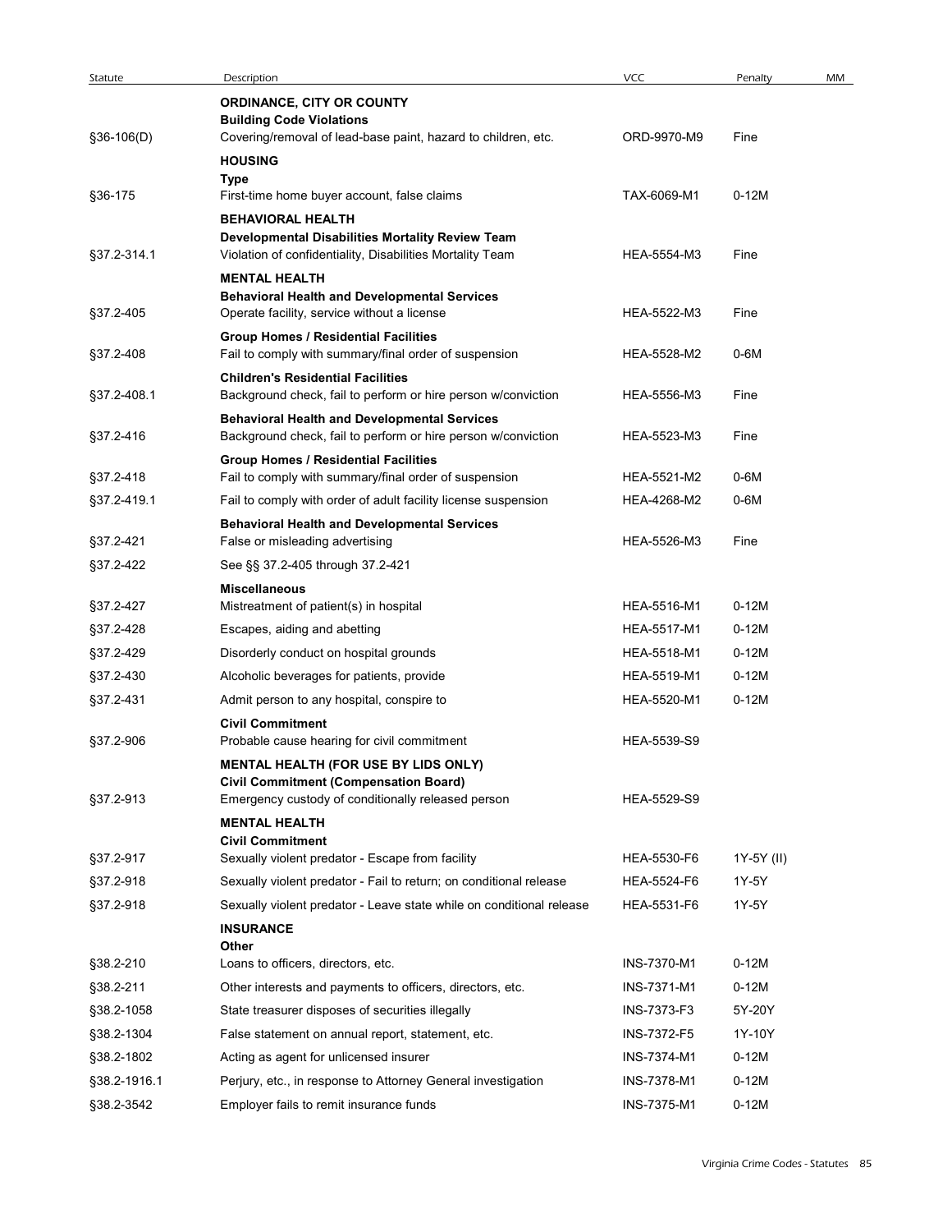| Statute | Description | VCC | Penalty | MM |
|---|---|---|---|---|
| | **ORDINANCE, CITY OR COUNTY** | | | |
| | **Building Code Violations** | | | |
| §36-106(D) | Covering/removal of lead-base paint, hazard to children, etc. | ORD-9970-M9 | Fine | |
| | **HOUSING** | | | |
| | **Type** | | | |
| §36-175 | First-time home buyer account, false claims | TAX-6069-M1 | 0-12M | |
| | **BEHAVIORAL HEALTH** | | | |
| | **Developmental Disabilities Mortality Review Team** | | | |
| §37.2-314.1 | Violation of confidentiality, Disabilities Mortality Team | HEA-5554-M3 | Fine | |
| | **MENTAL HEALTH** | | | |
| | **Behavioral Health and Developmental Services** | | | |
| §37.2-405 | Operate facility, service without a license | HEA-5522-M3 | Fine | |
| | **Group Homes / Residential Facilities** | | | |
| §37.2-408 | Fail to comply with summary/final order of suspension | HEA-5528-M2 | 0-6M | |
| | **Children's Residential Facilities** | | | |
| §37.2-408.1 | Background check, fail to perform or hire person w/conviction | HEA-5556-M3 | Fine | |
| | **Behavioral Health and Developmental Services** | | | |
| §37.2-416 | Background check, fail to perform or hire person w/conviction | HEA-5523-M3 | Fine | |
| | **Group Homes / Residential Facilities** | | | |
| §37.2-418 | Fail to comply with summary/final order of suspension | HEA-5521-M2 | 0-6M | |
| §37.2-419.1 | Fail to comply with order of adult facility license suspension | HEA-4268-M2 | 0-6M | |
| | **Behavioral Health and Developmental Services** | | | |
| §37.2-421 | False or misleading advertising | HEA-5526-M3 | Fine | |
| §37.2-422 | See §§ 37.2-405 through 37.2-421 | | | |
| | **Miscellaneous** | | | |
| §37.2-427 | Mistreatment of patient(s) in hospital | HEA-5516-M1 | 0-12M | |
| §37.2-428 | Escapes, aiding and abetting | HEA-5517-M1 | 0-12M | |
| §37.2-429 | Disorderly conduct on hospital grounds | HEA-5518-M1 | 0-12M | |
| §37.2-430 | Alcoholic beverages for patients, provide | HEA-5519-M1 | 0-12M | |
| §37.2-431 | Admit person to any hospital, conspire to | HEA-5520-M1 | 0-12M | |
| | **Civil Commitment** | | | |
| §37.2-906 | Probable cause hearing for civil commitment | HEA-5539-S9 | | |
| | **MENTAL HEALTH (FOR USE BY LIDS ONLY)** | | | |
| | **Civil Commitment (Compensation Board)** | | | |
| §37.2-913 | Emergency custody of conditionally released person | HEA-5529-S9 | | |
| | **MENTAL HEALTH** | | | |
| | **Civil Commitment** | | | |
| §37.2-917 | Sexually violent predator - Escape from facility | HEA-5530-F6 | 1Y-5Y (II) | |
| §37.2-918 | Sexually violent predator - Fail to return; on conditional release | HEA-5524-F6 | 1Y-5Y | |
| §37.2-918 | Sexually violent predator - Leave state while on conditional release | HEA-5531-F6 | 1Y-5Y | |
| | **INSURANCE** | | | |
| | **Other** | | | |
| §38.2-210 | Loans to officers, directors, etc. | INS-7370-M1 | 0-12M | |
| §38.2-211 | Other interests and payments to officers, directors, etc. | INS-7371-M1 | 0-12M | |
| §38.2-1058 | State treasurer disposes of securities illegally | INS-7373-F3 | 5Y-20Y | |
| §38.2-1304 | False statement on annual report, statement, etc. | INS-7372-F5 | 1Y-10Y | |
| §38.2-1802 | Acting as agent for unlicensed insurer | INS-7374-M1 | 0-12M | |
| §38.2-1916.1 | Perjury, etc., in response to Attorney General investigation | INS-7378-M1 | 0-12M | |
| §38.2-3542 | Employer fails to remit insurance funds | INS-7375-M1 | 0-12M | |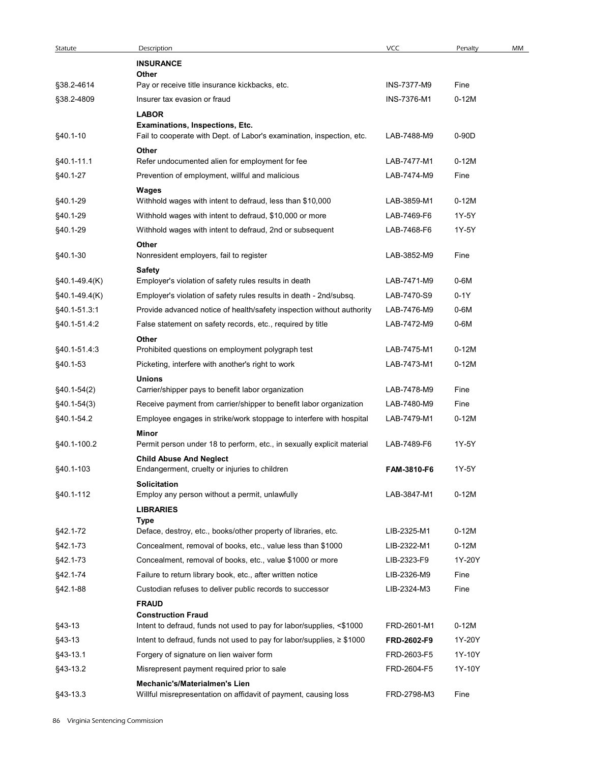| Statute | Description | VCC | Penalty | MM |
|---|---|---|---|---|
| | **INSURANCE** | | | |
| | **Other** | | | |
| §38.2-4614 | Pay or receive title insurance kickbacks, etc. | INS-7377-M9 | Fine | |
| §38.2-4809 | Insurer tax evasion or fraud | INS-7376-M1 | 0-12M | |
| | **LABOR** | | | |
| | **Examinations, Inspections, Etc.** | | | |
| §40.1-10 | Fail to cooperate with Dept. of Labor's examination, inspection, etc. | LAB-7488-M9 | 0-90D | |
| | **Other** | | | |
| §40.1-11.1 | Refer undocumented alien for employment for fee | LAB-7477-M1 | 0-12M | |
| §40.1-27 | Prevention of employment, willful and malicious | LAB-7474-M9 | Fine | |
| | **Wages** | | | |
| §40.1-29 | Withhold wages with intent to defraud, less than $10,000 | LAB-3859-M1 | 0-12M | |
| §40.1-29 | Withhold wages with intent to defraud, $10,000 or more | LAB-7469-F6 | 1Y-5Y | |
| §40.1-29 | Withhold wages with intent to defraud, 2nd or subsequent | LAB-7468-F6 | 1Y-5Y | |
| | **Other** | | | |
| §40.1-30 | Nonresident employers, fail to register | LAB-3852-M9 | Fine | |
| | **Safety** | | | |
| §40.1-49.4(K) | Employer's violation of safety rules results in death | LAB-7471-M9 | 0-6M | |
| §40.1-49.4(K) | Employer's violation of safety rules results in death - 2nd/subsq. | LAB-7470-S9 | 0-1Y | |
| §40.1-51.3:1 | Provide advanced notice of health/safety inspection without authority | LAB-7476-M9 | 0-6M | |
| §40.1-51.4:2 | False statement on safety records, etc., required by title | LAB-7472-M9 | 0-6M | |
| | **Other** | | | |
| §40.1-51.4:3 | Prohibited questions on employment polygraph test | LAB-7475-M1 | 0-12M | |
| §40.1-53 | Picketing, interfere with another's right to work | LAB-7473-M1 | 0-12M | |
| | **Unions** | | | |
| §40.1-54(2) | Carrier/shipper pays to benefit labor organization | LAB-7478-M9 | Fine | |
| §40.1-54(3) | Receive payment from carrier/shipper to benefit labor organization | LAB-7480-M9 | Fine | |
| §40.1-54.2 | Employee engages in strike/work stoppage to interfere with hospital | LAB-7479-M1 | 0-12M | |
| | **Minor** | | | |
| §40.1-100.2 | Permit person under 18 to perform, etc., in sexually explicit material | LAB-7489-F6 | 1Y-5Y | |
| | **Child Abuse And Neglect** | | | |
| §40.1-103 | Endangerment, cruelty or injuries to children | **FAM-3810-F6** | 1Y-5Y | |
| | **Solicitation** | | | |
| §40.1-112 | Employ any person without a permit, unlawfully | LAB-3847-M1 | 0-12M | |
| | **LIBRARIES** | | | |
| | **Type** | | | |
| §42.1-72 | Deface, destroy, etc., books/other property of libraries, etc. | LIB-2325-M1 | 0-12M | |
| §42.1-73 | Concealment, removal of books, etc., value less than $1000 | LIB-2322-M1 | 0-12M | |
| §42.1-73 | Concealment, removal of books, etc., value $1000 or more | LIB-2323-F9 | 1Y-20Y | |
| §42.1-74 | Failure to return library book, etc., after written notice | LIB-2326-M9 | Fine | |
| §42.1-88 | Custodian refuses to deliver public records to successor | LIB-2324-M3 | Fine | |
| | **FRAUD** | | | |
| | **Construction Fraud** | | | |
| §43-13 | Intent to defraud, funds not used to pay for labor/supplies, <$1000 | FRD-2601-M1 | 0-12M | |
| §43-13 | Intent to defraud, funds not used to pay for labor/supplies, ≥ $1000 | **FRD-2602-F9** | 1Y-20Y | |
| §43-13.1 | Forgery of signature on lien waiver form | FRD-2603-F5 | 1Y-10Y | |
| §43-13.2 | Misrepresent payment required prior to sale | FRD-2604-F5 | 1Y-10Y | |
| | **Mechanic's/Materialmen's Lien** | | | |
| §43-13.3 | Willful misrepresentation on affidavit of payment, causing loss | FRD-2798-M3 | Fine | |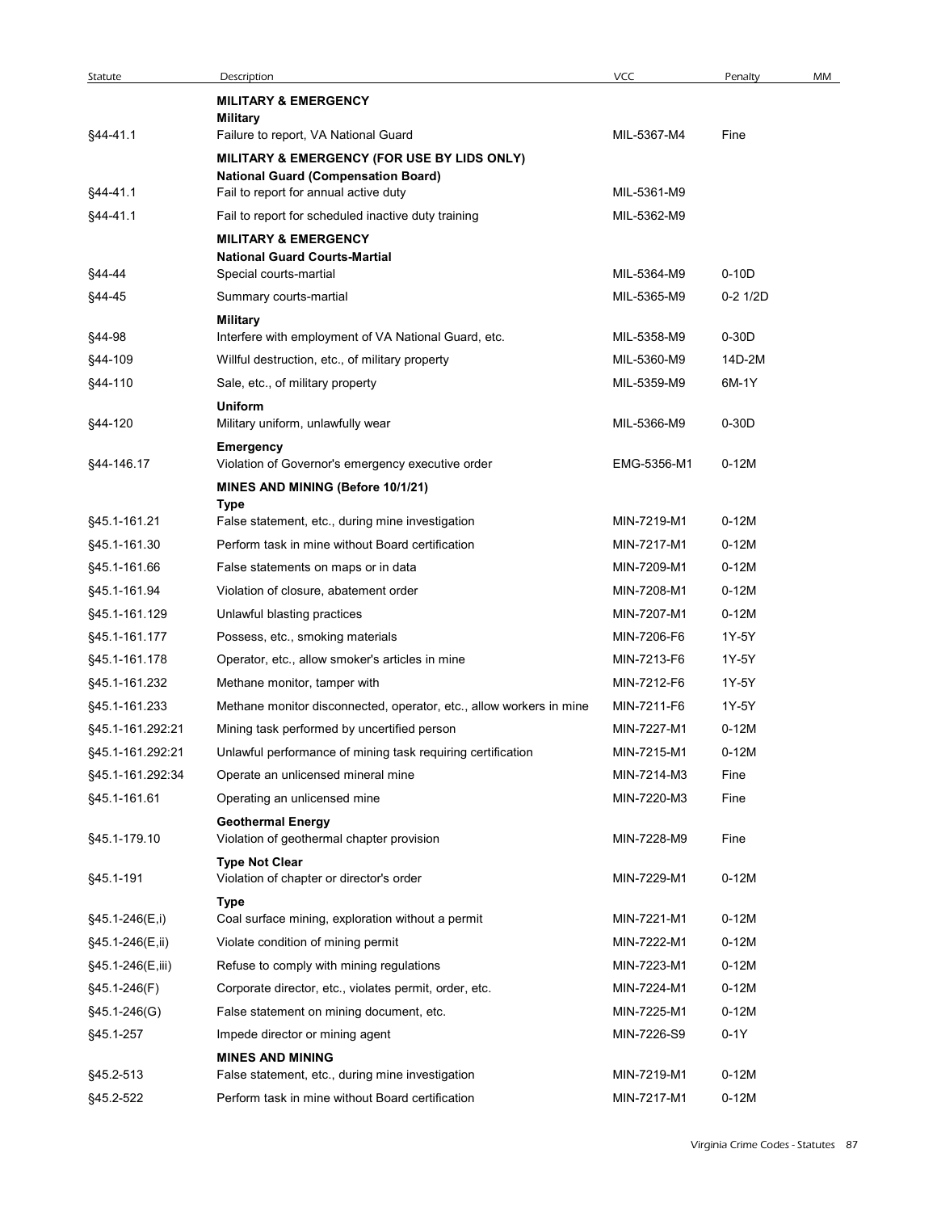| Statute | Description | VCC | Penalty | MM |
|---|---|---|---|---|
| | **MILITARY & EMERGENCY** | | | |
| | **Military** | | | |
| §44-41.1 | Failure to report, VA National Guard | MIL-5367-M4 | Fine | |
| | **MILITARY & EMERGENCY (FOR USE BY LIDS ONLY)** | | | |
| | **National Guard (Compensation Board)** | | | |
| §44-41.1 | Fail to report for annual active duty | MIL-5361-M9 | | |
| §44-41.1 | Fail to report for scheduled inactive duty training | MIL-5362-M9 | | |
| | **MILITARY & EMERGENCY** | | | |
| | **National Guard Courts-Martial** | | | |
| §44-44 | Special courts-martial | MIL-5364-M9 | 0-10D | |
| §44-45 | Summary courts-martial | MIL-5365-M9 | 0-2 1/2D | |
| | **Military** | | | |
| §44-98 | Interfere with employment of VA National Guard, etc. | MIL-5358-M9 | 0-30D | |
| §44-109 | Willful destruction, etc., of military property | MIL-5360-M9 | 14D-2M | |
| §44-110 | Sale, etc., of military property | MIL-5359-M9 | 6M-1Y | |
| | **Uniform** | | | |
| §44-120 | Military uniform, unlawfully wear | MIL-5366-M9 | 0-30D | |
| | **Emergency** | | | |
| §44-146.17 | Violation of Governor's emergency executive order | EMG-5356-M1 | 0-12M | |
| | **MINES AND MINING (Before 10/1/21)** | | | |
| | **Type** | | | |
| §45.1-161.21 | False statement, etc., during mine investigation | MIN-7219-M1 | 0-12M | |
| §45.1-161.30 | Perform task in mine without Board certification | MIN-7217-M1 | 0-12M | |
| §45.1-161.66 | False statements on maps or in data | MIN-7209-M1 | 0-12M | |
| §45.1-161.94 | Violation of closure, abatement order | MIN-7208-M1 | 0-12M | |
| §45.1-161.129 | Unlawful blasting practices | MIN-7207-M1 | 0-12M | |
| §45.1-161.177 | Possess, etc., smoking materials | MIN-7206-F6 | 1Y-5Y | |
| §45.1-161.178 | Operator, etc., allow smoker's articles in mine | MIN-7213-F6 | 1Y-5Y | |
| §45.1-161.232 | Methane monitor, tamper with | MIN-7212-F6 | 1Y-5Y | |
| §45.1-161.233 | Methane monitor disconnected, operator, etc., allow workers in mine | MIN-7211-F6 | 1Y-5Y | |
| §45.1-161.292:21 | Mining task performed by uncertified person | MIN-7227-M1 | 0-12M | |
| §45.1-161.292:21 | Unlawful performance of mining task requiring certification | MIN-7215-M1 | 0-12M | |
| §45.1-161.292:34 | Operate an unlicensed mineral mine | MIN-7214-M3 | Fine | |
| §45.1-161.61 | Operating an unlicensed mine | MIN-7220-M3 | Fine | |
| | **Geothermal Energy** | | | |
| §45.1-179.10 | Violation of geothermal chapter provision | MIN-7228-M9 | Fine | |
| | **Type Not Clear** | | | |
| §45.1-191 | Violation of chapter or director's order | MIN-7229-M1 | 0-12M | |
| | **Type** | | | |
| §45.1-246(E,i) | Coal surface mining, exploration without a permit | MIN-7221-M1 | 0-12M | |
| §45.1-246(E,ii) | Violate condition of mining permit | MIN-7222-M1 | 0-12M | |
| §45.1-246(E,iii) | Refuse to comply with mining regulations | MIN-7223-M1 | 0-12M | |
| §45.1-246(F) | Corporate director, etc., violates permit, order, etc. | MIN-7224-M1 | 0-12M | |
| §45.1-246(G) | False statement on mining document, etc. | MIN-7225-M1 | 0-12M | |
| §45.1-257 | Impede director or mining agent | MIN-7226-S9 | 0-1Y | |
| | **MINES AND MINING** | | | |
| §45.2-513 | False statement, etc., during mine investigation | MIN-7219-M1 | 0-12M | |
| §45.2-522 | Perform task in mine without Board certification | MIN-7217-M1 | 0-12M | |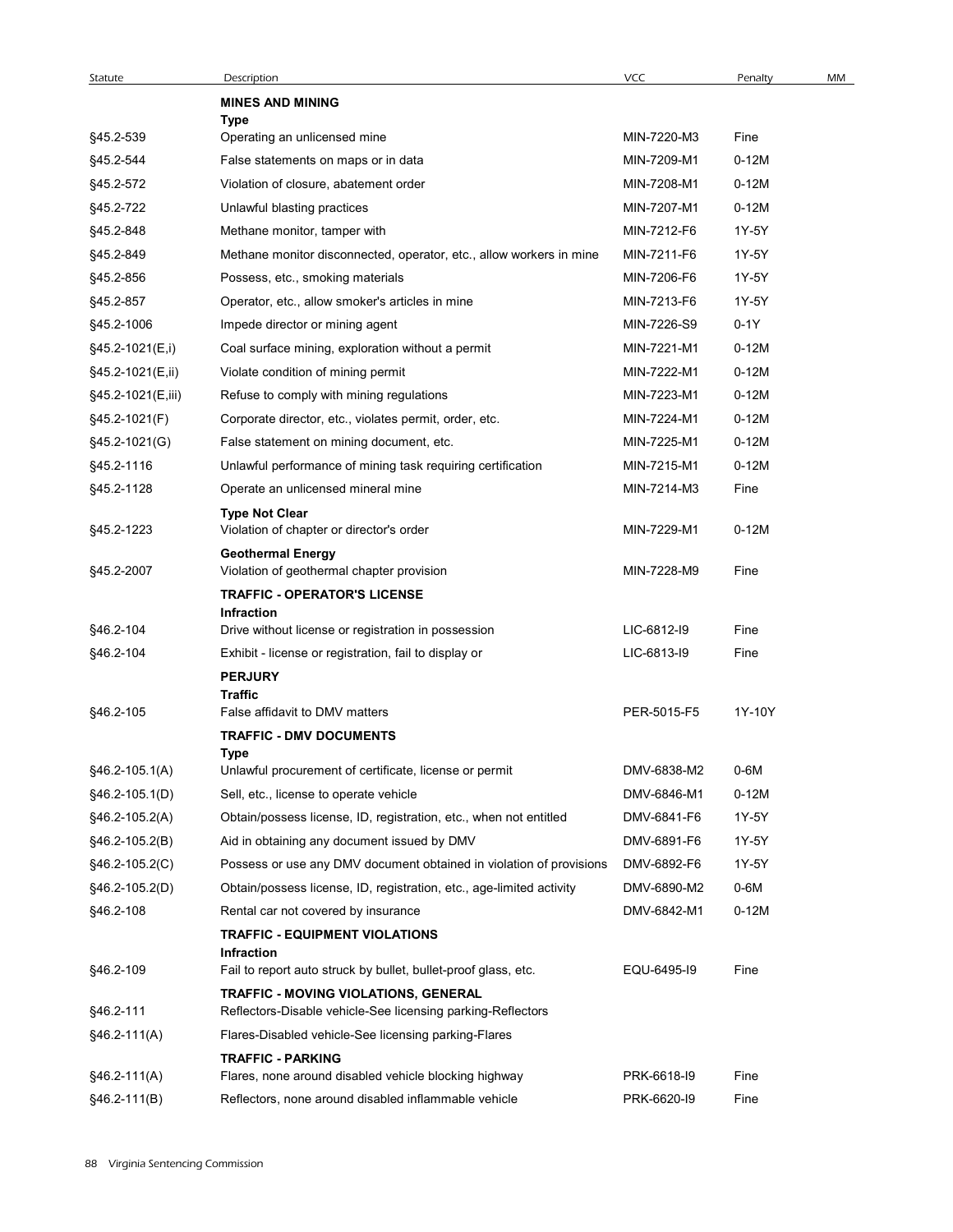| Statute | Description | VCC | Penalty | MM |
|---|---|---|---|---|
| | **MINES AND MINING** | | | |
| | **Type** | | | |
| §45.2-539 | Operating an unlicensed mine | MIN-7220-M3 | Fine | |
| §45.2-544 | False statements on maps or in data | MIN-7209-M1 | 0-12M | |
| §45.2-572 | Violation of closure, abatement order | MIN-7208-M1 | 0-12M | |
| §45.2-722 | Unlawful blasting practices | MIN-7207-M1 | 0-12M | |
| §45.2-848 | Methane monitor, tamper with | MIN-7212-F6 | 1Y-5Y | |
| §45.2-849 | Methane monitor disconnected, operator, etc., allow workers in mine | MIN-7211-F6 | 1Y-5Y | |
| §45.2-856 | Possess, etc., smoking materials | MIN-7206-F6 | 1Y-5Y | |
| §45.2-857 | Operator, etc., allow smoker's articles in mine | MIN-7213-F6 | 1Y-5Y | |
| §45.2-1006 | Impede director or mining agent | MIN-7226-S9 | 0-1Y | |
| §45.2-1021(E,i) | Coal surface mining, exploration without a permit | MIN-7221-M1 | 0-12M | |
| §45.2-1021(E,ii) | Violate condition of mining permit | MIN-7222-M1 | 0-12M | |
| §45.2-1021(E,iii) | Refuse to comply with mining regulations | MIN-7223-M1 | 0-12M | |
| §45.2-1021(F) | Corporate director, etc., violates permit, order, etc. | MIN-7224-M1 | 0-12M | |
| §45.2-1021(G) | False statement on mining document, etc. | MIN-7225-M1 | 0-12M | |
| §45.2-1116 | Unlawful performance of mining task requiring certification | MIN-7215-M1 | 0-12M | |
| §45.2-1128 | Operate an unlicensed mineral mine | MIN-7214-M3 | Fine | |
| | **Type Not Clear** | | | |
| §45.2-1223 | Violation of chapter or director's order | MIN-7229-M1 | 0-12M | |
| | **Geothermal Energy** | | | |
| §45.2-2007 | Violation of geothermal chapter provision | MIN-7228-M9 | Fine | |
| | **TRAFFIC - OPERATOR'S LICENSE** | | | |
| | **Infraction** | | | |
| §46.2-104 | Drive without license or registration in possession | LIC-6812-I9 | Fine | |
| §46.2-104 | Exhibit - license or registration, fail to display or | LIC-6813-I9 | Fine | |
| | **PERJURY** | | | |
| | **Traffic** | | | |
| §46.2-105 | False affidavit to DMV matters | PER-5015-F5 | 1Y-10Y | |
| | **TRAFFIC - DMV DOCUMENTS** | | | |
| | **Type** | | | |
| §46.2-105.1(A) | Unlawful procurement of certificate, license or permit | DMV-6838-M2 | 0-6M | |
| §46.2-105.1(D) | Sell, etc., license to operate vehicle | DMV-6846-M1 | 0-12M | |
| §46.2-105.2(A) | Obtain/possess license, ID, registration, etc., when not entitled | DMV-6841-F6 | 1Y-5Y | |
| §46.2-105.2(B) | Aid in obtaining any document issued by DMV | DMV-6891-F6 | 1Y-5Y | |
| §46.2-105.2(C) | Possess or use any DMV document obtained in violation of provisions | DMV-6892-F6 | 1Y-5Y | |
| §46.2-105.2(D) | Obtain/possess license, ID, registration, etc., age-limited activity | DMV-6890-M2 | 0-6M | |
| §46.2-108 | Rental car not covered by insurance | DMV-6842-M1 | 0-12M | |
| | **TRAFFIC - EQUIPMENT VIOLATIONS** | | | |
| | **Infraction** | | | |
| §46.2-109 | Fail to report auto struck by bullet, bullet-proof glass, etc. | EQU-6495-I9 | Fine | |
| | **TRAFFIC - MOVING VIOLATIONS, GENERAL** | | | |
| §46.2-111 | Reflectors-Disable vehicle-See licensing parking-Reflectors | | | |
| §46.2-111(A) | Flares-Disabled vehicle-See licensing parking-Flares | | | |
| | **TRAFFIC - PARKING** | | | |
| §46.2-111(A) | Flares, none around disabled vehicle blocking highway | PRK-6618-I9 | Fine | |
| §46.2-111(B) | Reflectors, none around disabled inflammable vehicle | PRK-6620-I9 | Fine | |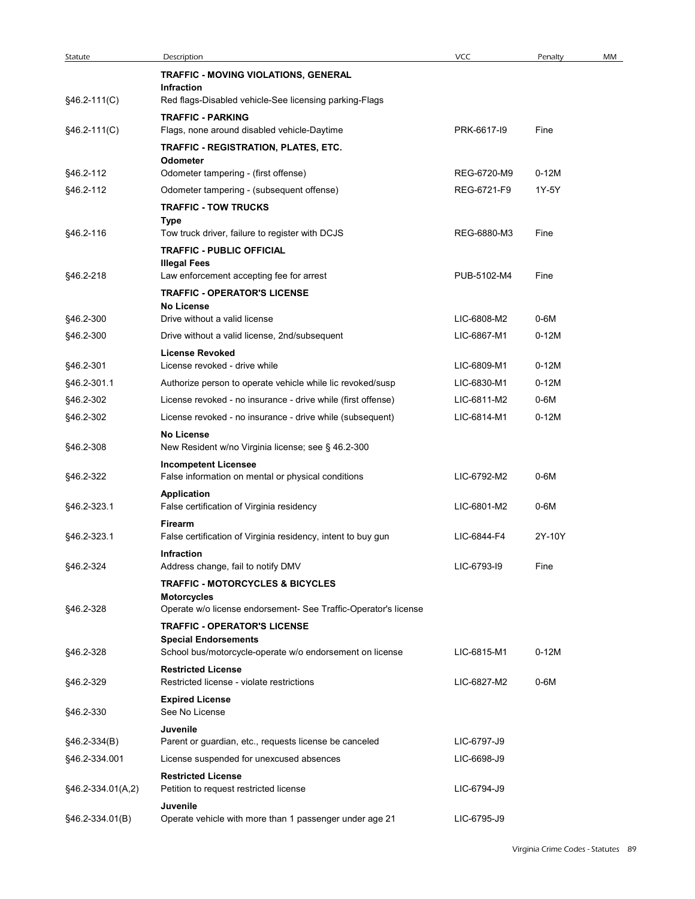| Statute | Description | VCC | Penalty | MM |
|---|---|---|---|---|
| | **TRAFFIC - MOVING VIOLATIONS, GENERAL** | | | |
| | **Infraction** | | | |
| §46.2-111(C) | Red flags-Disabled vehicle-See licensing parking-Flags | | | |
| | **TRAFFIC - PARKING** | | | |
| §46.2-111(C) | Flags, none around disabled vehicle-Daytime | PRK-6617-I9 | Fine | |
| | **TRAFFIC - REGISTRATION, PLATES, ETC.** | | | |
| | **Odometer** | | | |
| §46.2-112 | Odometer tampering - (first offense) | REG-6720-M9 | 0-12M | |
| §46.2-112 | Odometer tampering - (subsequent offense) | REG-6721-F9 | 1Y-5Y | |
| | **TRAFFIC - TOW TRUCKS** | | | |
| | **Type** | | | |
| §46.2-116 | Tow truck driver, failure to register with DCJS | REG-6880-M3 | Fine | |
| | **TRAFFIC - PUBLIC OFFICIAL** | | | |
| | **Illegal Fees** | | | |
| §46.2-218 | Law enforcement accepting fee for arrest | PUB-5102-M4 | Fine | |
| | **TRAFFIC - OPERATOR'S LICENSE** | | | |
| | **No License** | | | |
| §46.2-300 | Drive without a valid license | LIC-6808-M2 | 0-6M | |
| §46.2-300 | Drive without a valid license, 2nd/subsequent | LIC-6867-M1 | 0-12M | |
| | **License Revoked** | | | |
| §46.2-301 | License revoked - drive while | LIC-6809-M1 | 0-12M | |
| §46.2-301.1 | Authorize person to operate vehicle while lic revoked/susp | LIC-6830-M1 | 0-12M | |
| §46.2-302 | License revoked - no insurance - drive while (first offense) | LIC-6811-M2 | 0-6M | |
| §46.2-302 | License revoked - no insurance - drive while (subsequent) | LIC-6814-M1 | 0-12M | |
| | **No License** | | | |
| §46.2-308 | New Resident w/no Virginia license; see § 46.2-300 | | | |
| | **Incompetent Licensee** | | | |
| §46.2-322 | False information on mental or physical conditions | LIC-6792-M2 | 0-6M | |
| | **Application** | | | |
| §46.2-323.1 | False certification of Virginia residency | LIC-6801-M2 | 0-6M | |
| | **Firearm** | | | |
| §46.2-323.1 | False certification of Virginia residency, intent to buy gun | LIC-6844-F4 | 2Y-10Y | |
| | **Infraction** | | | |
| §46.2-324 | Address change, fail to notify DMV | LIC-6793-I9 | Fine | |
| | **TRAFFIC - MOTORCYCLES & BICYCLES** | | | |
| | **Motorcycles** | | | |
| §46.2-328 | Operate w/o license endorsement- See Traffic-Operator's license | | | |
| | **TRAFFIC - OPERATOR'S LICENSE** | | | |
| | **Special Endorsements** | | | |
| §46.2-328 | School bus/motorcycle-operate w/o endorsement on license | LIC-6815-M1 | 0-12M | |
| | **Restricted License** | | | |
| §46.2-329 | Restricted license - violate restrictions | LIC-6827-M2 | 0-6M | |
| | **Expired License** | | | |
| §46.2-330 | See No License | | | |
| | **Juvenile** | | | |
| §46.2-334(B) | Parent or guardian, etc., requests license be canceled | LIC-6797-J9 | | |
| §46.2-334.001 | License suspended for unexcused absences | LIC-6698-J9 | | |
| | **Restricted License** | | | |
| §46.2-334.01(A,2) | Petition to request restricted license | LIC-6794-J9 | | |
| | **Juvenile** | | | |
| §46.2-334.01(B) | Operate vehicle with more than 1 passenger under age 21 | LIC-6795-J9 | | |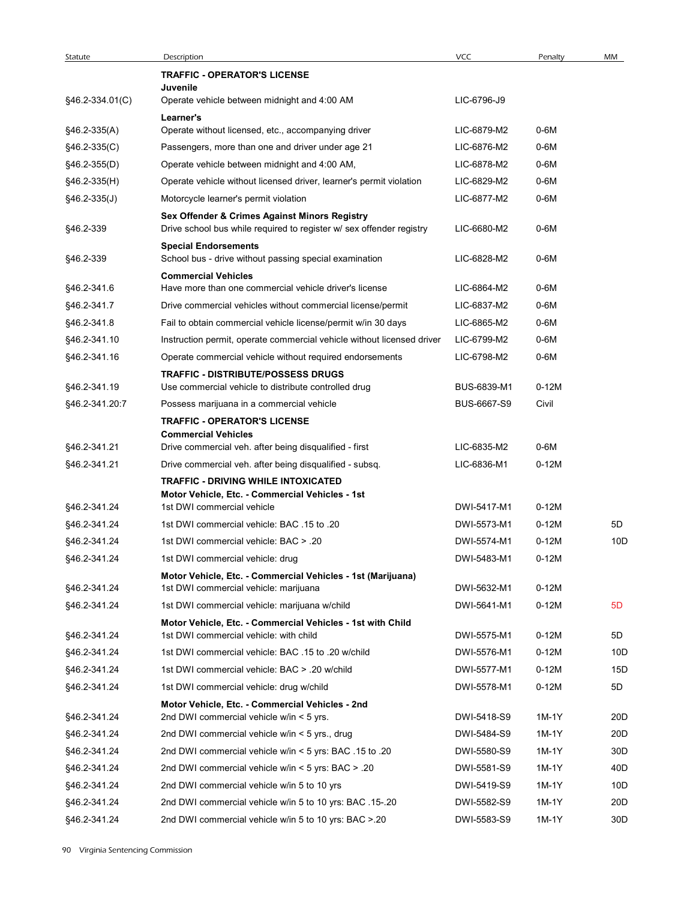| Statute | Description | VCC | Penalty | MM |
|---|---|---|---|---|
| | **TRAFFIC - OPERATOR'S LICENSE** | | | |
| | **Juvenile** | | | |
| §46.2-334.01(C) | Operate vehicle between midnight and 4:00 AM | LIC-6796-J9 | | |
| | **Learner's** | | | |
| §46.2-335(A) | Operate without licensed, etc., accompanying driver | LIC-6879-M2 | 0-6M | |
| §46.2-335(C) | Passengers, more than one and driver under age 21 | LIC-6876-M2 | 0-6M | |
| §46.2-355(D) | Operate vehicle between midnight and 4:00 AM, | LIC-6878-M2 | 0-6M | |
| §46.2-335(H) | Operate vehicle without licensed driver, learner's permit violation | LIC-6829-M2 | 0-6M | |
| §46.2-335(J) | Motorcycle learner's permit violation | LIC-6877-M2 | 0-6M | |
| | **Sex Offender & Crimes Against Minors Registry** | | | |
| §46.2-339 | Drive school bus while required to register w/ sex offender registry | LIC-6680-M2 | 0-6M | |
| | **Special Endorsements** | | | |
| §46.2-339 | School bus - drive without passing special examination | LIC-6828-M2 | 0-6M | |
| | **Commercial Vehicles** | | | |
| §46.2-341.6 | Have more than one commercial vehicle driver's license | LIC-6864-M2 | 0-6M | |
| §46.2-341.7 | Drive commercial vehicles without commercial license/permit | LIC-6837-M2 | 0-6M | |
| §46.2-341.8 | Fail to obtain commercial vehicle license/permit w/in 30 days | LIC-6865-M2 | 0-6M | |
| §46.2-341.10 | Instruction permit, operate commercial vehicle without licensed driver | LIC-6799-M2 | 0-6M | |
| §46.2-341.16 | Operate commercial vehicle without required endorsements | LIC-6798-M2 | 0-6M | |
| | **TRAFFIC - DISTRIBUTE/POSSESS DRUGS** | | | |
| §46.2-341.19 | Use commercial vehicle to distribute controlled drug | BUS-6839-M1 | 0-12M | |
| §46.2-341.20:7 | Possess marijuana in a commercial vehicle | BUS-6667-S9 | Civil | |
| | **TRAFFIC - OPERATOR'S LICENSE** | | | |
| | **Commercial Vehicles** | | | |
| §46.2-341.21 | Drive commercial veh. after being disqualified - first | LIC-6835-M2 | 0-6M | |
| §46.2-341.21 | Drive commercial veh. after being disqualified - subsq. | LIC-6836-M1 | 0-12M | |
| | **TRAFFIC - DRIVING WHILE INTOXICATED** | | | |
| | **Motor Vehicle, Etc. - Commercial Vehicles - 1st** | | | |
| §46.2-341.24 | 1st DWI commercial vehicle | DWI-5417-M1 | 0-12M | |
| §46.2-341.24 | 1st DWI commercial vehicle: BAC .15 to .20 | DWI-5573-M1 | 0-12M | 5D |
| §46.2-341.24 | 1st DWI commercial vehicle: BAC > .20 | DWI-5574-M1 | 0-12M | 10D |
| §46.2-341.24 | 1st DWI commercial vehicle: drug | DWI-5483-M1 | 0-12M | |
| | **Motor Vehicle, Etc. - Commercial Vehicles - 1st (Marijuana)** | | | |
| §46.2-341.24 | 1st DWI commercial vehicle: marijuana | DWI-5632-M1 | 0-12M | |
| §46.2-341.24 | 1st DWI commercial vehicle: marijuana w/child | DWI-5641-M1 | 0-12M | 5D |
| | **Motor Vehicle, Etc. - Commercial Vehicles - 1st with Child** | | | |
| §46.2-341.24 | 1st DWI commercial vehicle: with child | DWI-5575-M1 | 0-12M | 5D |
| §46.2-341.24 | 1st DWI commercial vehicle: BAC .15 to .20 w/child | DWI-5576-M1 | 0-12M | 10D |
| §46.2-341.24 | 1st DWI commercial vehicle: BAC > .20 w/child | DWI-5577-M1 | 0-12M | 15D |
| §46.2-341.24 | 1st DWI commercial vehicle: drug w/child | DWI-5578-M1 | 0-12M | 5D |
| | **Motor Vehicle, Etc. - Commercial Vehicles - 2nd** | | | |
| §46.2-341.24 | 2nd DWI commercial vehicle w/in < 5 yrs. | DWI-5418-S9 | 1M-1Y | 20D |
| §46.2-341.24 | 2nd DWI commercial vehicle w/in < 5 yrs., drug | DWI-5484-S9 | 1M-1Y | 20D |
| §46.2-341.24 | 2nd DWI commercial vehicle w/in < 5 yrs: BAC .15 to .20 | DWI-5580-S9 | 1M-1Y | 30D |
| §46.2-341.24 | 2nd DWI commercial vehicle w/in < 5 yrs: BAC > .20 | DWI-5581-S9 | 1M-1Y | 40D |
| §46.2-341.24 | 2nd DWI commercial vehicle w/in 5 to 10 yrs | DWI-5419-S9 | 1M-1Y | 10D |
| §46.2-341.24 | 2nd DWI commercial vehicle w/in 5 to 10 yrs: BAC .15-.20 | DWI-5582-S9 | 1M-1Y | 20D |
| §46.2-341.24 | 2nd DWI commercial vehicle w/in 5 to 10 yrs: BAC >.20 | DWI-5583-S9 | 1M-1Y | 30D |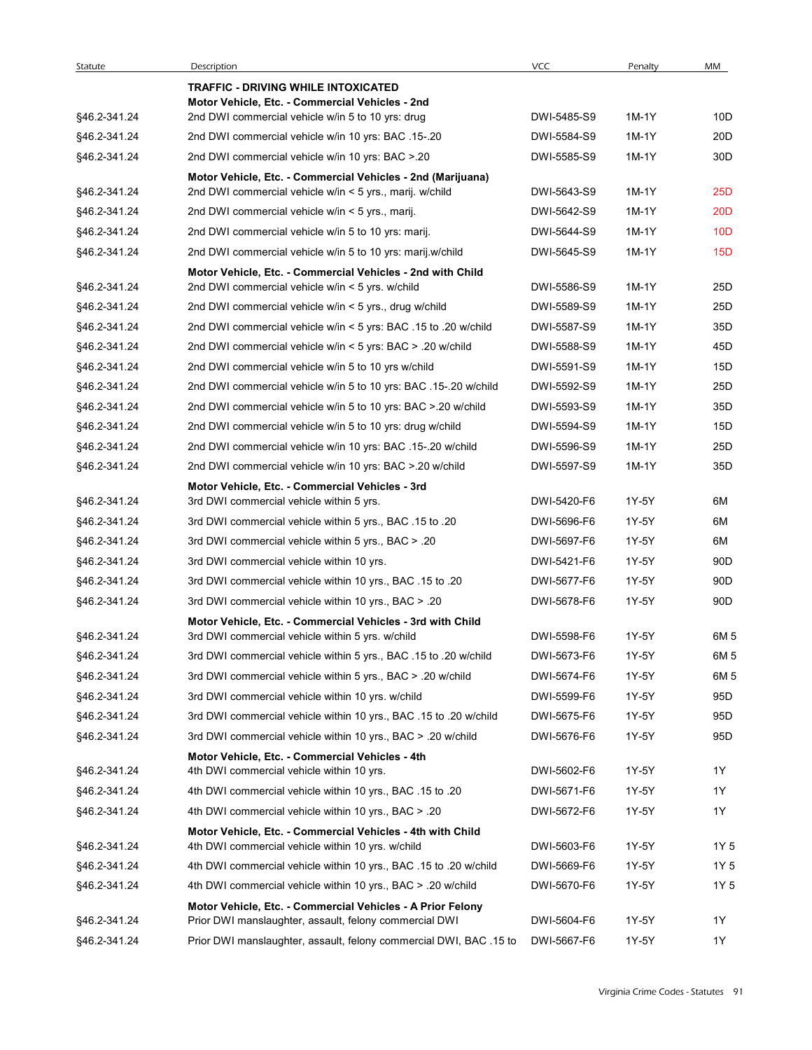| Statute | Description | VCC | Penalty | MM |
|---|---|---|---|---|
| | **TRAFFIC - DRIVING WHILE INTOXICATED** | | | |
| | **Motor Vehicle, Etc. - Commercial Vehicles - 2nd** | | | |
| §46.2-341.24 | 2nd DWI commercial vehicle w/in 5 to 10 yrs: drug | DWI-5485-S9 | 1M-1Y | 10D |
| §46.2-341.24 | 2nd DWI commercial vehicle w/in 10 yrs: BAC .15-.20 | DWI-5584-S9 | 1M-1Y | 20D |
| §46.2-341.24 | 2nd DWI commercial vehicle w/in 10 yrs: BAC >.20 | DWI-5585-S9 | 1M-1Y | 30D |
| | **Motor Vehicle, Etc. - Commercial Vehicles - 2nd (Marijuana)** | | | |
| §46.2-341.24 | 2nd DWI commercial vehicle w/in < 5 yrs., marij. w/child | DWI-5643-S9 | 1M-1Y | 25D |
| §46.2-341.24 | 2nd DWI commercial vehicle w/in < 5 yrs., marij. | DWI-5642-S9 | 1M-1Y | 20D |
| §46.2-341.24 | 2nd DWI commercial vehicle w/in 5 to 10 yrs: marij. | DWI-5644-S9 | 1M-1Y | 10D |
| §46.2-341.24 | 2nd DWI commercial vehicle w/in 5 to 10 yrs: marij.w/child | DWI-5645-S9 | 1M-1Y | 15D |
| | **Motor Vehicle, Etc. - Commercial Vehicles - 2nd with Child** | | | |
| §46.2-341.24 | 2nd DWI commercial vehicle w/in < 5 yrs. w/child | DWI-5586-S9 | 1M-1Y | 25D |
| §46.2-341.24 | 2nd DWI commercial vehicle w/in < 5 yrs., drug w/child | DWI-5589-S9 | 1M-1Y | 25D |
| §46.2-341.24 | 2nd DWI commercial vehicle w/in < 5 yrs: BAC .15 to .20 w/child | DWI-5587-S9 | 1M-1Y | 35D |
| §46.2-341.24 | 2nd DWI commercial vehicle w/in < 5 yrs: BAC > .20 w/child | DWI-5588-S9 | 1M-1Y | 45D |
| §46.2-341.24 | 2nd DWI commercial vehicle w/in 5 to 10 yrs w/child | DWI-5591-S9 | 1M-1Y | 15D |
| §46.2-341.24 | 2nd DWI commercial vehicle w/in 5 to 10 yrs: BAC .15-.20 w/child | DWI-5592-S9 | 1M-1Y | 25D |
| §46.2-341.24 | 2nd DWI commercial vehicle w/in 5 to 10 yrs: BAC >.20 w/child | DWI-5593-S9 | 1M-1Y | 35D |
| §46.2-341.24 | 2nd DWI commercial vehicle w/in 5 to 10 yrs: drug w/child | DWI-5594-S9 | 1M-1Y | 15D |
| §46.2-341.24 | 2nd DWI commercial vehicle w/in 10 yrs: BAC .15-.20 w/child | DWI-5596-S9 | 1M-1Y | 25D |
| §46.2-341.24 | 2nd DWI commercial vehicle w/in 10 yrs: BAC >.20 w/child | DWI-5597-S9 | 1M-1Y | 35D |
| | **Motor Vehicle, Etc. - Commercial Vehicles - 3rd** | | | |
| §46.2-341.24 | 3rd DWI commercial vehicle within 5 yrs. | DWI-5420-F6 | 1Y-5Y | 6M |
| §46.2-341.24 | 3rd DWI commercial vehicle within 5 yrs., BAC .15 to .20 | DWI-5696-F6 | 1Y-5Y | 6M |
| §46.2-341.24 | 3rd DWI commercial vehicle within 5 yrs., BAC > .20 | DWI-5697-F6 | 1Y-5Y | 6M |
| §46.2-341.24 | 3rd DWI commercial vehicle within 10 yrs. | DWI-5421-F6 | 1Y-5Y | 90D |
| §46.2-341.24 | 3rd DWI commercial vehicle within 10 yrs., BAC .15 to .20 | DWI-5677-F6 | 1Y-5Y | 90D |
| §46.2-341.24 | 3rd DWI commercial vehicle within 10 yrs., BAC > .20 | DWI-5678-F6 | 1Y-5Y | 90D |
| | **Motor Vehicle, Etc. - Commercial Vehicles - 3rd with Child** | | | |
| §46.2-341.24 | 3rd DWI commercial vehicle within 5 yrs. w/child | DWI-5598-F6 | 1Y-5Y | 6M 5 |
| §46.2-341.24 | 3rd DWI commercial vehicle within 5 yrs., BAC .15 to .20 w/child | DWI-5673-F6 | 1Y-5Y | 6M 5 |
| §46.2-341.24 | 3rd DWI commercial vehicle within 5 yrs., BAC > .20 w/child | DWI-5674-F6 | 1Y-5Y | 6M 5 |
| §46.2-341.24 | 3rd DWI commercial vehicle within 10 yrs. w/child | DWI-5599-F6 | 1Y-5Y | 95D |
| §46.2-341.24 | 3rd DWI commercial vehicle within 10 yrs., BAC .15 to .20 w/child | DWI-5675-F6 | 1Y-5Y | 95D |
| §46.2-341.24 | 3rd DWI commercial vehicle within 10 yrs., BAC > .20 w/child | DWI-5676-F6 | 1Y-5Y | 95D |
| | **Motor Vehicle, Etc. - Commercial Vehicles - 4th** | | | |
| §46.2-341.24 | 4th DWI commercial vehicle within 10 yrs. | DWI-5602-F6 | 1Y-5Y | 1Y |
| §46.2-341.24 | 4th DWI commercial vehicle within 10 yrs., BAC .15 to .20 | DWI-5671-F6 | 1Y-5Y | 1Y |
| §46.2-341.24 | 4th DWI commercial vehicle within 10 yrs., BAC > .20 | DWI-5672-F6 | 1Y-5Y | 1Y |
| | **Motor Vehicle, Etc. - Commercial Vehicles - 4th with Child** | | | |
| §46.2-341.24 | 4th DWI commercial vehicle within 10 yrs. w/child | DWI-5603-F6 | 1Y-5Y | 1Y 5 |
| §46.2-341.24 | 4th DWI commercial vehicle within 10 yrs., BAC .15 to .20 w/child | DWI-5669-F6 | 1Y-5Y | 1Y 5 |
| §46.2-341.24 | 4th DWI commercial vehicle within 10 yrs., BAC > .20 w/child | DWI-5670-F6 | 1Y-5Y | 1Y 5 |
| | **Motor Vehicle, Etc. - Commercial Vehicles - A Prior Felony** | | | |
| §46.2-341.24 | Prior DWI manslaughter, assault, felony commercial DWI | DWI-5604-F6 | 1Y-5Y | 1Y |
| §46.2-341.24 | Prior DWI manslaughter, assault, felony commercial DWI, BAC .15 to | DWI-5667-F6 | 1Y-5Y | 1Y |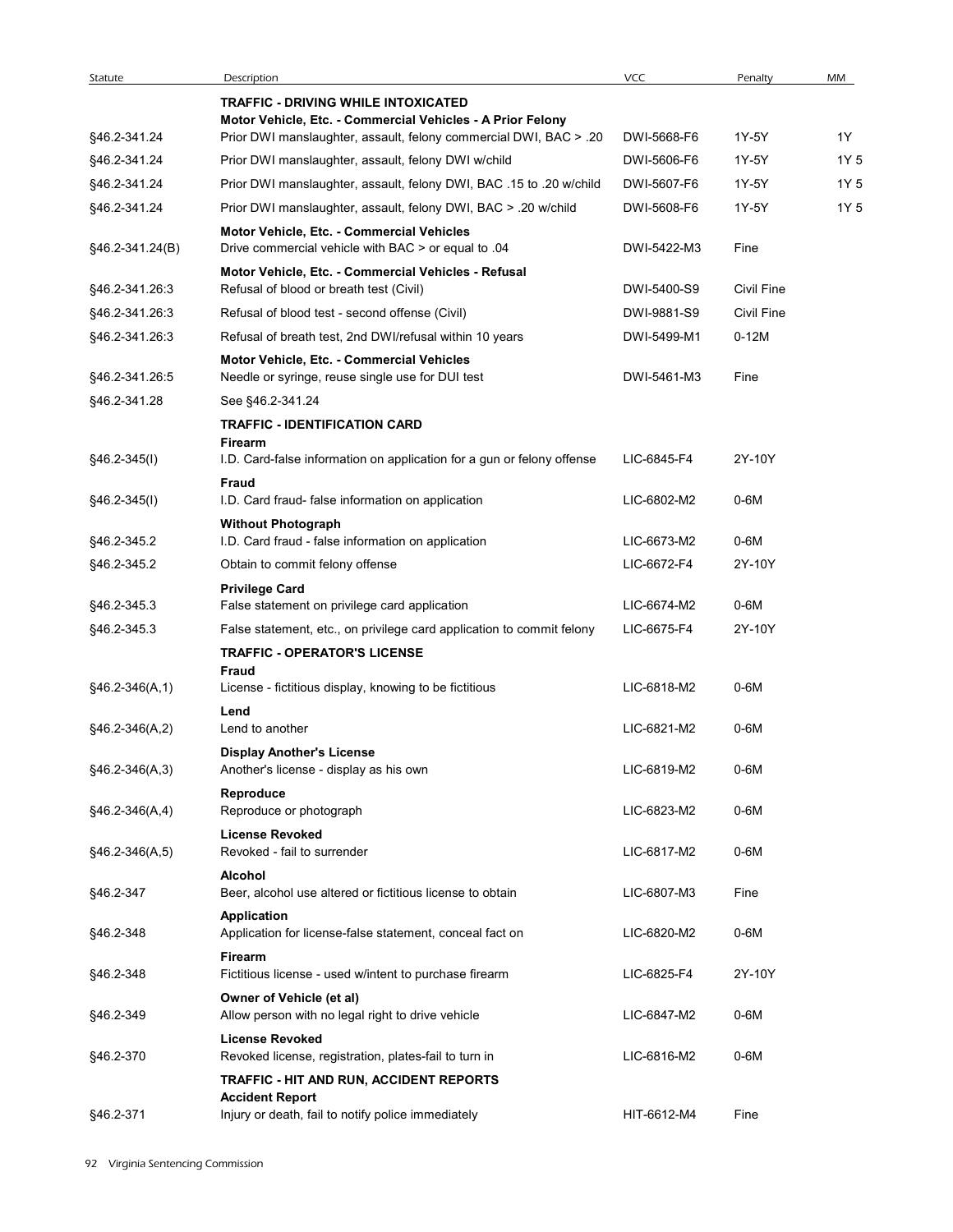| Statute | Description | VCC | Penalty | MM |
|---|---|---|---|---|
| | **TRAFFIC - DRIVING WHILE INTOXICATED** | | | |
| | **Motor Vehicle, Etc. - Commercial Vehicles - A Prior Felony** | | | |
| §46.2-341.24 | Prior DWI manslaughter, assault, felony commercial DWI, BAC > .20 | DWI-5668-F6 | 1Y-5Y | 1Y |
| §46.2-341.24 | Prior DWI manslaughter, assault, felony DWI w/child | DWI-5606-F6 | 1Y-5Y | 1Y 5 |
| §46.2-341.24 | Prior DWI manslaughter, assault, felony DWI, BAC .15 to .20 w/child | DWI-5607-F6 | 1Y-5Y | 1Y 5 |
| §46.2-341.24 | Prior DWI manslaughter, assault, felony DWI, BAC > .20 w/child | DWI-5608-F6 | 1Y-5Y | 1Y 5 |
| | **Motor Vehicle, Etc. - Commercial Vehicles** | | | |
| §46.2-341.24(B) | Drive commercial vehicle with BAC > or equal to .04 | DWI-5422-M3 | Fine | |
| | **Motor Vehicle, Etc. - Commercial Vehicles - Refusal** | | | |
| §46.2-341.26:3 | Refusal of blood or breath test (Civil) | DWI-5400-S9 | Civil Fine | |
| §46.2-341.26:3 | Refusal of blood test - second offense (Civil) | DWI-9881-S9 | Civil Fine | |
| §46.2-341.26:3 | Refusal of breath test, 2nd DWI/refusal within 10 years | DWI-5499-M1 | 0-12M | |
| | **Motor Vehicle, Etc. - Commercial Vehicles** | | | |
| §46.2-341.26:5 | Needle or syringe, reuse single use for DUI test | DWI-5461-M3 | Fine | |
| §46.2-341.28 | See §46.2-341.24 | | | |
| | **TRAFFIC - IDENTIFICATION CARD** | | | |
| | **Firearm** | | | |
| §46.2-345(I) | I.D. Card-false information on application for a gun or felony offense | LIC-6845-F4 | 2Y-10Y | |
| | **Fraud** | | | |
| §46.2-345(I) | I.D. Card fraud- false information on application | LIC-6802-M2 | 0-6M | |
| | **Without Photograph** | | | |
| §46.2-345.2 | I.D. Card fraud - false information on application | LIC-6673-M2 | 0-6M | |
| §46.2-345.2 | Obtain to commit felony offense | LIC-6672-F4 | 2Y-10Y | |
| | **Privilege Card** | | | |
| §46.2-345.3 | False statement on privilege card application | LIC-6674-M2 | 0-6M | |
| §46.2-345.3 | False statement, etc., on privilege card application to commit felony | LIC-6675-F4 | 2Y-10Y | |
| | **TRAFFIC - OPERATOR'S LICENSE** | | | |
| | **Fraud** | | | |
| §46.2-346(A,1) | License - fictitious display, knowing to be fictitious | LIC-6818-M2 | 0-6M | |
| | **Lend** | | | |
| §46.2-346(A,2) | Lend to another | LIC-6821-M2 | 0-6M | |
| | **Display Another's License** | | | |
| §46.2-346(A,3) | Another's license - display as his own | LIC-6819-M2 | 0-6M | |
| | **Reproduce** | | | |
| §46.2-346(A,4) | Reproduce or photograph | LIC-6823-M2 | 0-6M | |
| | **License Revoked** | | | |
| §46.2-346(A,5) | Revoked - fail to surrender | LIC-6817-M2 | 0-6M | |
| | **Alcohol** | | | |
| §46.2-347 | Beer, alcohol use altered or fictitious license to obtain | LIC-6807-M3 | Fine | |
| | **Application** | | | |
| §46.2-348 | Application for license-false statement, conceal fact on | LIC-6820-M2 | 0-6M | |
| | **Firearm** | | | |
| §46.2-348 | Fictitious license - used w/intent to purchase firearm | LIC-6825-F4 | 2Y-10Y | |
| | **Owner of Vehicle (et al)** | | | |
| §46.2-349 | Allow person with no legal right to drive vehicle | LIC-6847-M2 | 0-6M | |
| | **License Revoked** | | | |
| §46.2-370 | Revoked license, registration, plates-fail to turn in | LIC-6816-M2 | 0-6M | |
| | **TRAFFIC - HIT AND RUN, ACCIDENT REPORTS** | | | |
| | **Accident Report** | | | |
| §46.2-371 | Injury or death, fail to notify police immediately | HIT-6612-M4 | Fine | |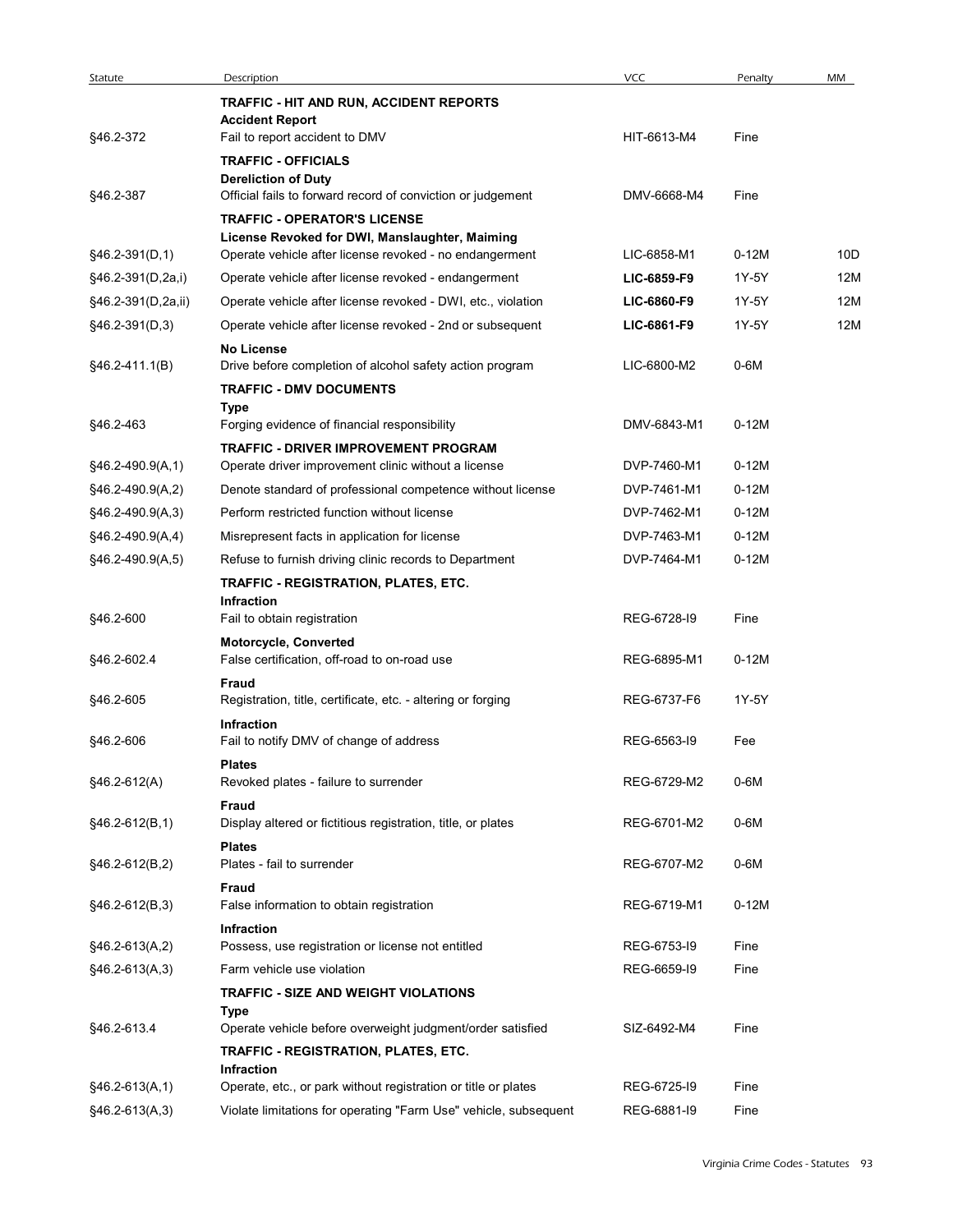| Statute | Description | VCC | Penalty | MM |
|---|---|---|---|---|
| | **TRAFFIC - HIT AND RUN, ACCIDENT REPORTS** | | | |
| | **Accident Report** | | | |
| §46.2-372 | Fail to report accident to DMV | HIT-6613-M4 | Fine | |
| | **TRAFFIC - OFFICIALS** | | | |
| | **Dereliction of Duty** | | | |
| §46.2-387 | Official fails to forward record of conviction or judgement | DMV-6668-M4 | Fine | |
| | **TRAFFIC - OPERATOR'S LICENSE** | | | |
| | **License Revoked for DWI, Manslaughter, Maiming** | | | |
| §46.2-391(D,1) | Operate vehicle after license revoked - no endangerment | LIC-6858-M1 | 0-12M | 10D |
| §46.2-391(D,2a,i) | Operate vehicle after license revoked - endangerment | **LIC-6859-F9** | 1Y-5Y | 12M |
| §46.2-391(D,2a,ii) | Operate vehicle after license revoked - DWI, etc., violation | **LIC-6860-F9** | 1Y-5Y | 12M |
| §46.2-391(D,3) | Operate vehicle after license revoked - 2nd or subsequent | **LIC-6861-F9** | 1Y-5Y | 12M |
| | **No License** | | | |
| §46.2-411.1(B) | Drive before completion of alcohol safety action program | LIC-6800-M2 | 0-6M | |
| | **TRAFFIC - DMV DOCUMENTS** | | | |
| | **Type** | | | |
| §46.2-463 | Forging evidence of financial responsibility | DMV-6843-M1 | 0-12M | |
| | **TRAFFIC - DRIVER IMPROVEMENT PROGRAM** | | | |
| §46.2-490.9(A,1) | Operate driver improvement clinic without a license | DVP-7460-M1 | 0-12M | |
| §46.2-490.9(A,2) | Denote standard of professional competence without license | DVP-7461-M1 | 0-12M | |
| §46.2-490.9(A,3) | Perform restricted function without license | DVP-7462-M1 | 0-12M | |
| §46.2-490.9(A,4) | Misrepresent facts in application for license | DVP-7463-M1 | 0-12M | |
| §46.2-490.9(A,5) | Refuse to furnish driving clinic records to Department | DVP-7464-M1 | 0-12M | |
| | **TRAFFIC - REGISTRATION, PLATES, ETC.** | | | |
| | **Infraction** | | | |
| §46.2-600 | Fail to obtain registration | REG-6728-I9 | Fine | |
| | **Motorcycle, Converted** | | | |
| §46.2-602.4 | False certification, off-road to on-road use | REG-6895-M1 | 0-12M | |
| | **Fraud** | | | |
| §46.2-605 | Registration, title, certificate, etc. - altering or forging | REG-6737-F6 | 1Y-5Y | |
| | **Infraction** | | | |
| §46.2-606 | Fail to notify DMV of change of address | REG-6563-I9 | Fee | |
| | **Plates** | | | |
| §46.2-612(A) | Revoked plates - failure to surrender | REG-6729-M2 | 0-6M | |
| | **Fraud** | | | |
| §46.2-612(B,1) | Display altered or fictitious registration, title, or plates | REG-6701-M2 | 0-6M | |
| | **Plates** | | | |
| §46.2-612(B,2) | Plates - fail to surrender | REG-6707-M2 | 0-6M | |
| | **Fraud** | | | |
| §46.2-612(B,3) | False information to obtain registration | REG-6719-M1 | 0-12M | |
| | **Infraction** | | | |
| §46.2-613(A,2) | Possess, use registration or license not entitled | REG-6753-I9 | Fine | |
| §46.2-613(A,3) | Farm vehicle use violation | REG-6659-I9 | Fine | |
| | **TRAFFIC - SIZE AND WEIGHT VIOLATIONS** | | | |
| | **Type** | | | |
| §46.2-613.4 | Operate vehicle before overweight judgment/order satisfied | SIZ-6492-M4 | Fine | |
| | **TRAFFIC - REGISTRATION, PLATES, ETC.** | | | |
| | **Infraction** | | | |
| §46.2-613(A,1) | Operate, etc., or park without registration or title or plates | REG-6725-I9 | Fine | |
| §46.2-613(A,3) | Violate limitations for operating "Farm Use" vehicle, subsequent | REG-6881-I9 | Fine | |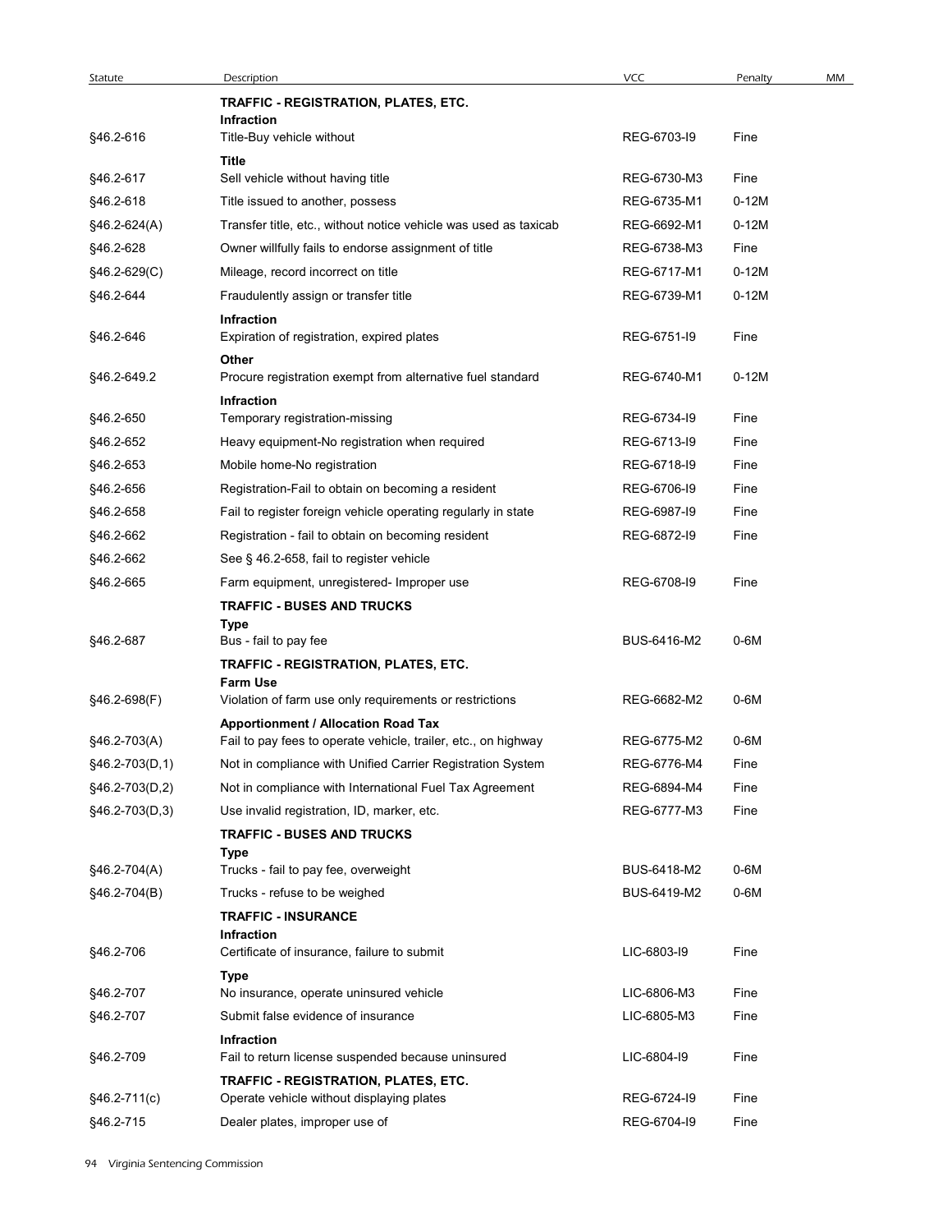| Statute | Description | VCC | Penalty | MM |
|---|---|---|---|---|
| | **TRAFFIC - REGISTRATION, PLATES, ETC.** | | | |
| | **Infraction** | | | |
| §46.2-616 | Title-Buy vehicle without | REG-6703-I9 | Fine | |
| | **Title** | | | |
| §46.2-617 | Sell vehicle without having title | REG-6730-M3 | Fine | |
| §46.2-618 | Title issued to another, possess | REG-6735-M1 | 0-12M | |
| §46.2-624(A) | Transfer title, etc., without notice vehicle was used as taxicab | REG-6692-M1 | 0-12M | |
| §46.2-628 | Owner willfully fails to endorse assignment of title | REG-6738-M3 | Fine | |
| §46.2-629(C) | Mileage, record incorrect on title | REG-6717-M1 | 0-12M | |
| §46.2-644 | Fraudulently assign or transfer title | REG-6739-M1 | 0-12M | |
| | **Infraction** | | | |
| §46.2-646 | Expiration of registration, expired plates | REG-6751-I9 | Fine | |
| | **Other** | | | |
| §46.2-649.2 | Procure registration exempt from alternative fuel standard | REG-6740-M1 | 0-12M | |
| | **Infraction** | | | |
| §46.2-650 | Temporary registration-missing | REG-6734-I9 | Fine | |
| §46.2-652 | Heavy equipment-No registration when required | REG-6713-I9 | Fine | |
| §46.2-653 | Mobile home-No registration | REG-6718-I9 | Fine | |
| §46.2-656 | Registration-Fail to obtain on becoming a resident | REG-6706-I9 | Fine | |
| §46.2-658 | Fail to register foreign vehicle operating regularly in state | REG-6987-I9 | Fine | |
| §46.2-662 | Registration - fail to obtain on becoming resident | REG-6872-I9 | Fine | |
| §46.2-662 | See § 46.2-658, fail to register vehicle | | | |
| §46.2-665 | Farm equipment, unregistered- Improper use | REG-6708-I9 | Fine | |
| | **TRAFFIC - BUSES AND TRUCKS** | | | |
| | **Type** | | | |
| §46.2-687 | Bus - fail to pay fee | BUS-6416-M2 | 0-6M | |
| | **TRAFFIC - REGISTRATION, PLATES, ETC.** | | | |
| | **Farm Use** | | | |
| §46.2-698(F) | Violation of farm use only requirements or restrictions | REG-6682-M2 | 0-6M | |
| | **Apportionment / Allocation Road Tax** | | | |
| §46.2-703(A) | Fail to pay fees to operate vehicle, trailer, etc., on highway | REG-6775-M2 | 0-6M | |
| §46.2-703(D,1) | Not in compliance with Unified Carrier Registration System | REG-6776-M4 | Fine | |
| §46.2-703(D,2) | Not in compliance with International Fuel Tax Agreement | REG-6894-M4 | Fine | |
| §46.2-703(D,3) | Use invalid registration, ID, marker, etc. | REG-6777-M3 | Fine | |
| | **TRAFFIC - BUSES AND TRUCKS** | | | |
| | **Type** | | | |
| §46.2-704(A) | Trucks - fail to pay fee, overweight | BUS-6418-M2 | 0-6M | |
| §46.2-704(B) | Trucks - refuse to be weighed | BUS-6419-M2 | 0-6M | |
| | **TRAFFIC - INSURANCE** | | | |
| | **Infraction** | | | |
| §46.2-706 | Certificate of insurance, failure to submit | LIC-6803-I9 | Fine | |
| | **Type** | | | |
| §46.2-707 | No insurance, operate uninsured vehicle | LIC-6806-M3 | Fine | |
| §46.2-707 | Submit false evidence of insurance | LIC-6805-M3 | Fine | |
| | **Infraction** | | | |
| §46.2-709 | Fail to return license suspended because uninsured | LIC-6804-I9 | Fine | |
| | **TRAFFIC - REGISTRATION, PLATES, ETC.** | | | |
| §46.2-711(c) | Operate vehicle without displaying plates | REG-6724-I9 | Fine | |
| §46.2-715 | Dealer plates, improper use of | REG-6704-I9 | Fine | |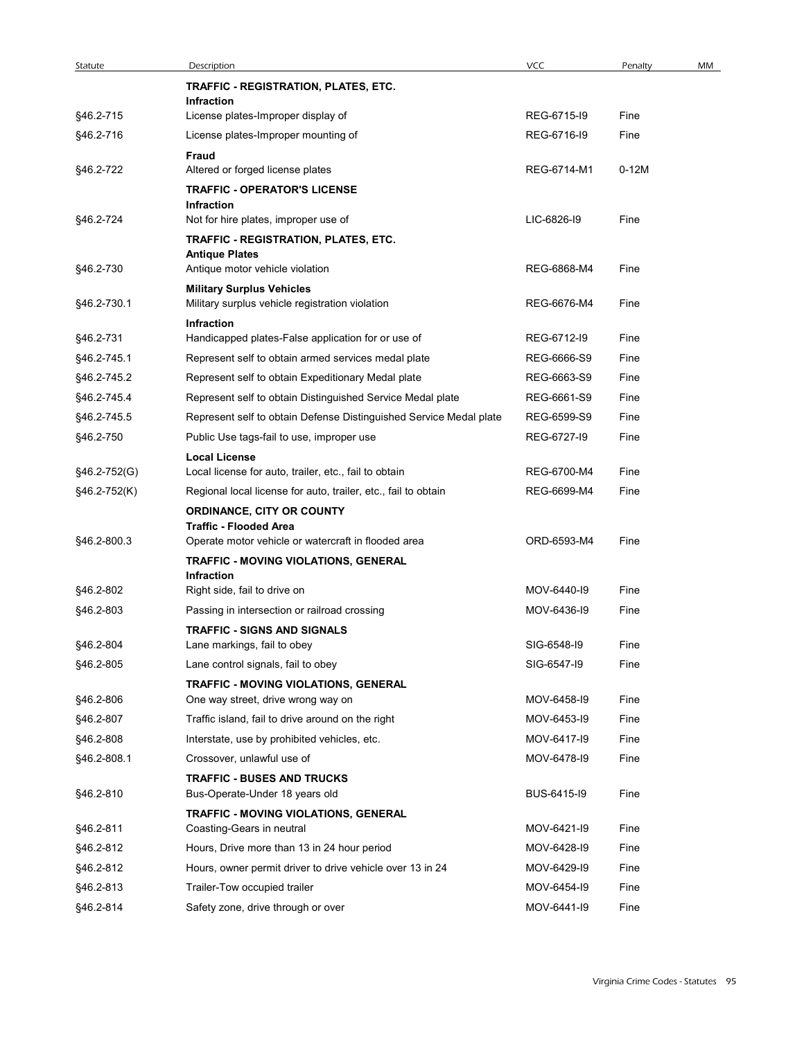| Statute | Description | VCC | Penalty | MM |
|---|---|---|---|---|
| | **TRAFFIC - REGISTRATION, PLATES, ETC.** | | | |
| | **Infraction** | | | |
| §46.2-715 | License plates-Improper display of | REG-6715-I9 | Fine | |
| §46.2-716 | License plates-Improper mounting of | REG-6716-I9 | Fine | |
| | **Fraud** | | | |
| §46.2-722 | Altered or forged license plates | REG-6714-M1 | 0-12M | |
| | **TRAFFIC - OPERATOR'S LICENSE** | | | |
| | **Infraction** | | | |
| §46.2-724 | Not for hire plates, improper use of | LIC-6826-I9 | Fine | |
| | **TRAFFIC - REGISTRATION, PLATES, ETC.** | | | |
| | **Antique Plates** | | | |
| §46.2-730 | Antique motor vehicle violation | REG-6868-M4 | Fine | |
| | **Military Surplus Vehicles** | | | |
| §46.2-730.1 | Military surplus vehicle registration violation | REG-6676-M4 | Fine | |
| | **Infraction** | | | |
| §46.2-731 | Handicapped plates-False application for or use of | REG-6712-I9 | Fine | |
| §46.2-745.1 | Represent self to obtain armed services medal plate | REG-6666-S9 | Fine | |
| §46.2-745.2 | Represent self to obtain Expeditionary Medal plate | REG-6663-S9 | Fine | |
| §46.2-745.4 | Represent self to obtain Distinguished Service Medal plate | REG-6661-S9 | Fine | |
| §46.2-745.5 | Represent self to obtain Defense Distinguished Service Medal plate | REG-6599-S9 | Fine | |
| §46.2-750 | Public Use tags-fail to use, improper use | REG-6727-I9 | Fine | |
| | **Local License** | | | |
| §46.2-752(G) | Local license for auto, trailer, etc., fail to obtain | REG-6700-M4 | Fine | |
| §46.2-752(K) | Regional local license for auto, trailer, etc., fail to obtain | REG-6699-M4 | Fine | |
| | **ORDINANCE, CITY OR COUNTY** | | | |
| | **Traffic - Flooded Area** | | | |
| §46.2-800.3 | Operate motor vehicle or watercraft in flooded area | ORD-6593-M4 | Fine | |
| | **TRAFFIC - MOVING VIOLATIONS, GENERAL** | | | |
| | **Infraction** | | | |
| §46.2-802 | Right side, fail to drive on | MOV-6440-I9 | Fine | |
| §46.2-803 | Passing in intersection or railroad crossing | MOV-6436-I9 | Fine | |
| | **TRAFFIC - SIGNS AND SIGNALS** | | | |
| §46.2-804 | Lane markings, fail to obey | SIG-6548-I9 | Fine | |
| §46.2-805 | Lane control signals, fail to obey | SIG-6547-I9 | Fine | |
| | **TRAFFIC - MOVING VIOLATIONS, GENERAL** | | | |
| §46.2-806 | One way street, drive wrong way on | MOV-6458-I9 | Fine | |
| §46.2-807 | Traffic island, fail to drive around on the right | MOV-6453-I9 | Fine | |
| §46.2-808 | Interstate, use by prohibited vehicles, etc. | MOV-6417-I9 | Fine | |
| §46.2-808.1 | Crossover, unlawful use of | MOV-6478-I9 | Fine | |
| | **TRAFFIC - BUSES AND TRUCKS** | | | |
| §46.2-810 | Bus-Operate-Under 18 years old | BUS-6415-I9 | Fine | |
| | **TRAFFIC - MOVING VIOLATIONS, GENERAL** | | | |
| §46.2-811 | Coasting-Gears in neutral | MOV-6421-I9 | Fine | |
| §46.2-812 | Hours, Drive more than 13 in 24 hour period | MOV-6428-I9 | Fine | |
| §46.2-812 | Hours, owner permit driver to drive vehicle over 13 in 24 | MOV-6429-I9 | Fine | |
| §46.2-813 | Trailer-Tow occupied trailer | MOV-6454-I9 | Fine | |
| §46.2-814 | Safety zone, drive through or over | MOV-6441-I9 | Fine | |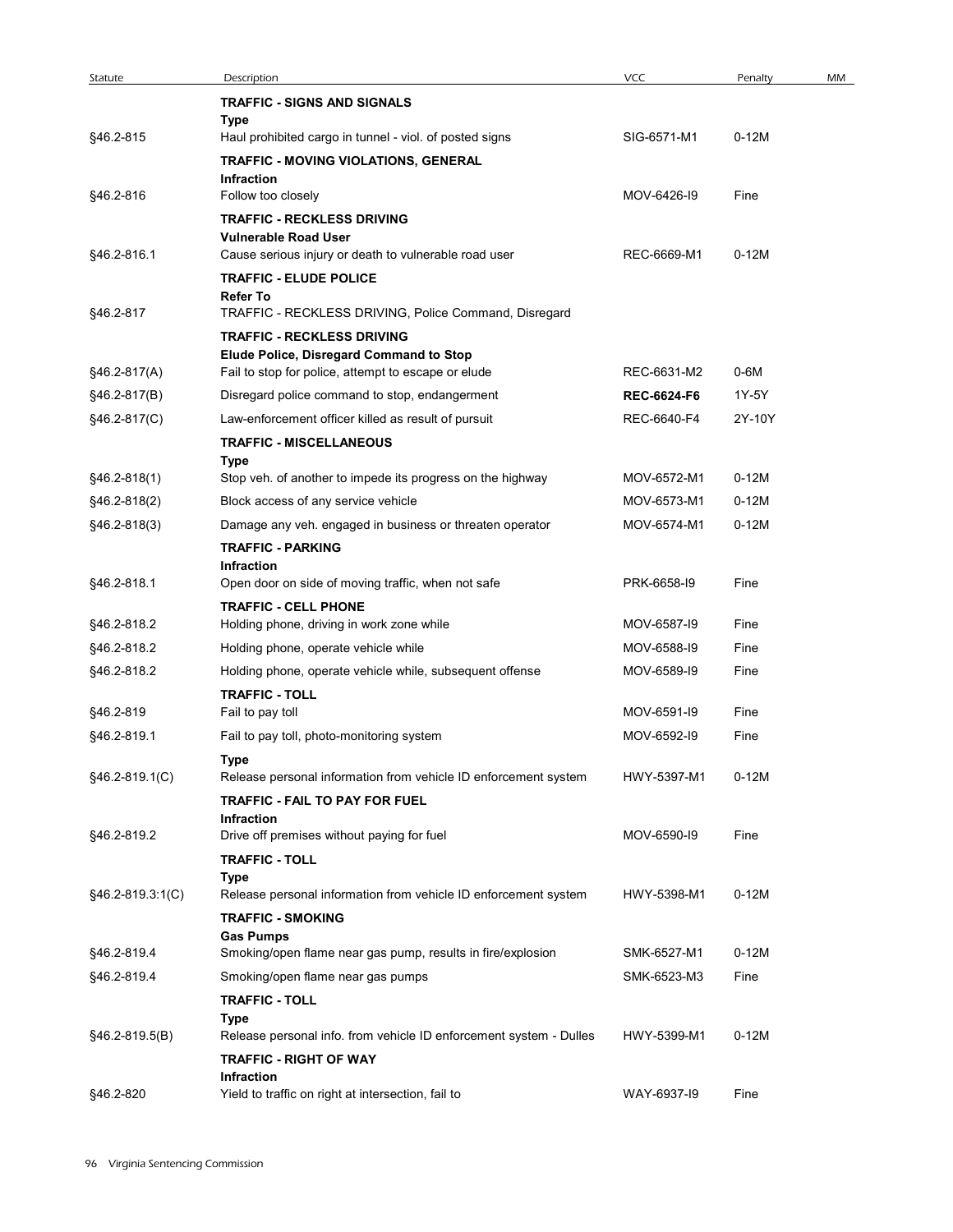| Statute | Description | VCC | Penalty | MM |
|---|---|---|---|---|
| | **TRAFFIC - SIGNS AND SIGNALS** | | | |
| | **Type** | | | |
| §46.2-815 | Haul prohibited cargo in tunnel - viol. of posted signs | SIG-6571-M1 | 0-12M | |
| | **TRAFFIC - MOVING VIOLATIONS, GENERAL** | | | |
| | **Infraction** | | | |
| §46.2-816 | Follow too closely | MOV-6426-I9 | Fine | |
| | **TRAFFIC - RECKLESS DRIVING** | | | |
| | **Vulnerable Road User** | | | |
| §46.2-816.1 | Cause serious injury or death to vulnerable road user | REC-6669-M1 | 0-12M | |
| | **TRAFFIC - ELUDE POLICE** | | | |
| | **Refer To** | | | |
| §46.2-817 | TRAFFIC - RECKLESS DRIVING, Police Command, Disregard | | | |
| | **TRAFFIC - RECKLESS DRIVING** | | | |
| | **Elude Police, Disregard Command to Stop** | | | |
| §46.2-817(A) | Fail to stop for police, attempt to escape or elude | REC-6631-M2 | 0-6M | |
| §46.2-817(B) | Disregard police command to stop, endangerment | **REC-6624-F6** | 1Y-5Y | |
| §46.2-817(C) | Law-enforcement officer killed as result of pursuit | REC-6640-F4 | 2Y-10Y | |
| | **TRAFFIC - MISCELLANEOUS** | | | |
| | **Type** | | | |
| §46.2-818(1) | Stop veh. of another to impede its progress on the highway | MOV-6572-M1 | 0-12M | |
| §46.2-818(2) | Block access of any service vehicle | MOV-6573-M1 | 0-12M | |
| §46.2-818(3) | Damage any veh. engaged in business or threaten operator | MOV-6574-M1 | 0-12M | |
| | **TRAFFIC - PARKING** | | | |
| | **Infraction** | | | |
| §46.2-818.1 | Open door on side of moving traffic, when not safe | PRK-6658-I9 | Fine | |
| | **TRAFFIC - CELL PHONE** | | | |
| §46.2-818.2 | Holding phone, driving in work zone while | MOV-6587-I9 | Fine | |
| §46.2-818.2 | Holding phone, operate vehicle while | MOV-6588-I9 | Fine | |
| §46.2-818.2 | Holding phone, operate vehicle while, subsequent offense | MOV-6589-I9 | Fine | |
| | **TRAFFIC - TOLL** | | | |
| §46.2-819 | Fail to pay toll | MOV-6591-I9 | Fine | |
| §46.2-819.1 | Fail to pay toll, photo-monitoring system | MOV-6592-I9 | Fine | |
| | **Type** | | | |
| §46.2-819.1(C) | Release personal information from vehicle ID enforcement system | HWY-5397-M1 | 0-12M | |
| | **TRAFFIC - FAIL TO PAY FOR FUEL** | | | |
| | **Infraction** | | | |
| §46.2-819.2 | Drive off premises without paying for fuel | MOV-6590-I9 | Fine | |
| | **TRAFFIC - TOLL** | | | |
| | **Type** | | | |
| §46.2-819.3:1(C) | Release personal information from vehicle ID enforcement system | HWY-5398-M1 | 0-12M | |
| | **TRAFFIC - SMOKING** | | | |
| | **Gas Pumps** | | | |
| §46.2-819.4 | Smoking/open flame near gas pump, results in fire/explosion | SMK-6527-M1 | 0-12M | |
| §46.2-819.4 | Smoking/open flame near gas pumps | SMK-6523-M3 | Fine | |
| | **TRAFFIC - TOLL** | | | |
| | **Type** | | | |
| §46.2-819.5(B) | Release personal info. from vehicle ID enforcement system - Dulles | HWY-5399-M1 | 0-12M | |
| | **TRAFFIC - RIGHT OF WAY** | | | |
| | **Infraction** | | | |
| §46.2-820 | Yield to traffic on right at intersection, fail to | WAY-6937-I9 | Fine | |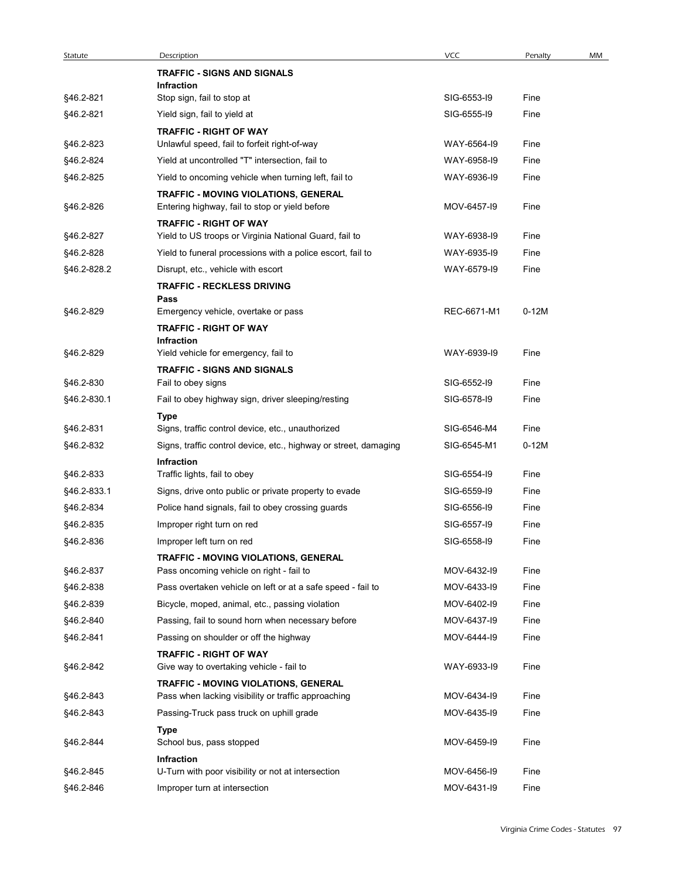| Statute | Description | VCC | Penalty | MM |
|---|---|---|---|---|
| | **TRAFFIC - SIGNS AND SIGNALS** | | | |
| | **Infraction** | | | |
| §46.2-821 | Stop sign, fail to stop at | SIG-6553-I9 | Fine | |
| §46.2-821 | Yield sign, fail to yield at | SIG-6555-I9 | Fine | |
| | **TRAFFIC - RIGHT OF WAY** | | | |
| §46.2-823 | Unlawful speed, fail to forfeit right-of-way | WAY-6564-I9 | Fine | |
| §46.2-824 | Yield at uncontrolled "T" intersection, fail to | WAY-6958-I9 | Fine | |
| §46.2-825 | Yield to oncoming vehicle when turning left, fail to | WAY-6936-I9 | Fine | |
| | **TRAFFIC - MOVING VIOLATIONS, GENERAL** | | | |
| §46.2-826 | Entering highway, fail to stop or yield before | MOV-6457-I9 | Fine | |
| | **TRAFFIC - RIGHT OF WAY** | | | |
| §46.2-827 | Yield to US troops or Virginia National Guard, fail to | WAY-6938-I9 | Fine | |
| §46.2-828 | Yield to funeral processions with a police escort, fail to | WAY-6935-I9 | Fine | |
| §46.2-828.2 | Disrupt, etc., vehicle with escort | WAY-6579-I9 | Fine | |
| | **TRAFFIC - RECKLESS DRIVING** | | | |
| | **Pass** | | | |
| §46.2-829 | Emergency vehicle, overtake or pass | REC-6671-M1 | 0-12M | |
| | **TRAFFIC - RIGHT OF WAY** | | | |
| | **Infraction** | | | |
| §46.2-829 | Yield vehicle for emergency, fail to | WAY-6939-I9 | Fine | |
| | **TRAFFIC - SIGNS AND SIGNALS** | | | |
| §46.2-830 | Fail to obey signs | SIG-6552-I9 | Fine | |
| §46.2-830.1 | Fail to obey highway sign, driver sleeping/resting | SIG-6578-I9 | Fine | |
| | **Type** | | | |
| §46.2-831 | Signs, traffic control device, etc., unauthorized | SIG-6546-M4 | Fine | |
| §46.2-832 | Signs, traffic control device, etc., highway or street, damaging | SIG-6545-M1 | 0-12M | |
| | **Infraction** | | | |
| §46.2-833 | Traffic lights, fail to obey | SIG-6554-I9 | Fine | |
| §46.2-833.1 | Signs, drive onto public or private property to evade | SIG-6559-I9 | Fine | |
| §46.2-834 | Police hand signals, fail to obey crossing guards | SIG-6556-I9 | Fine | |
| §46.2-835 | Improper right turn on red | SIG-6557-I9 | Fine | |
| §46.2-836 | Improper left turn on red | SIG-6558-I9 | Fine | |
| | **TRAFFIC - MOVING VIOLATIONS, GENERAL** | | | |
| §46.2-837 | Pass oncoming vehicle on right - fail to | MOV-6432-I9 | Fine | |
| §46.2-838 | Pass overtaken vehicle on left or at a safe speed - fail to | MOV-6433-I9 | Fine | |
| §46.2-839 | Bicycle, moped, animal, etc., passing violation | MOV-6402-I9 | Fine | |
| §46.2-840 | Passing, fail to sound horn when necessary before | MOV-6437-I9 | Fine | |
| §46.2-841 | Passing on shoulder or off the highway | MOV-6444-I9 | Fine | |
| | **TRAFFIC - RIGHT OF WAY** | | | |
| §46.2-842 | Give way to overtaking vehicle - fail to | WAY-6933-I9 | Fine | |
| | **TRAFFIC - MOVING VIOLATIONS, GENERAL** | | | |
| §46.2-843 | Pass when lacking visibility or traffic approaching | MOV-6434-I9 | Fine | |
| §46.2-843 | Passing-Truck pass truck on uphill grade | MOV-6435-I9 | Fine | |
| | **Type** | | | |
| §46.2-844 | School bus, pass stopped | MOV-6459-I9 | Fine | |
| | **Infraction** | | | |
| §46.2-845 | U-Turn with poor visibility or not at intersection | MOV-6456-I9 | Fine | |
| §46.2-846 | Improper turn at intersection | MOV-6431-I9 | Fine | |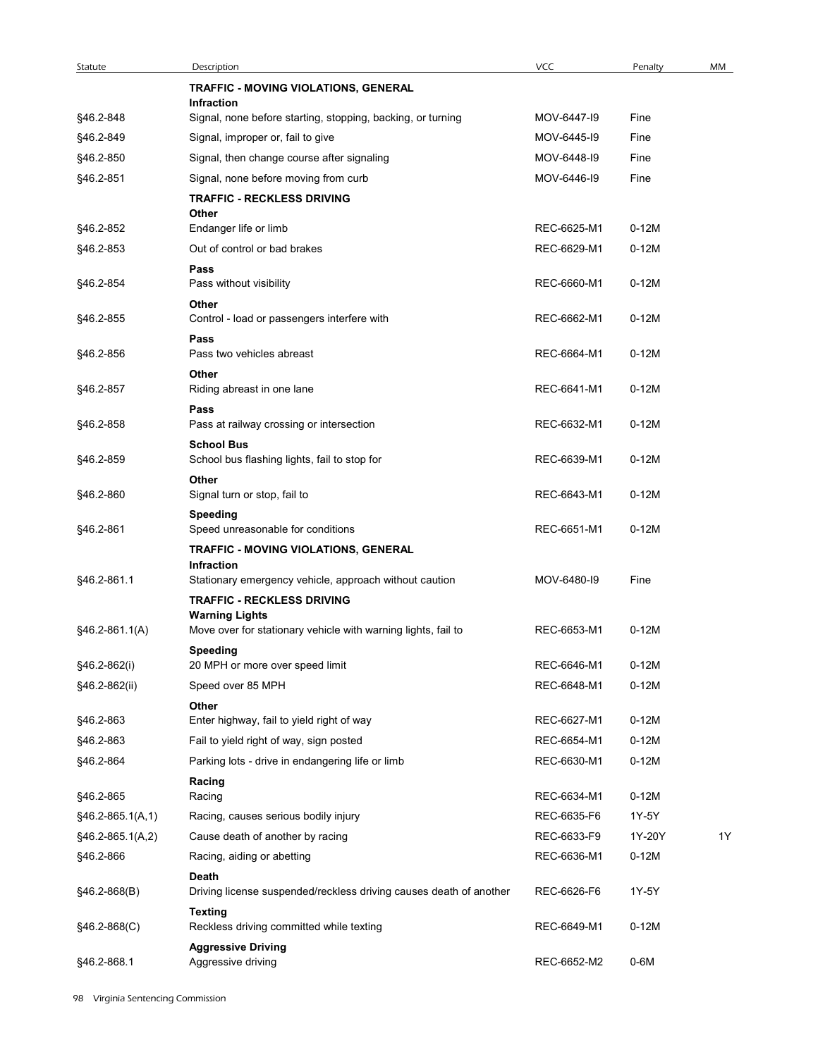| Statute | Description | VCC | Penalty | MM |
|---|---|---|---|---|
| | **TRAFFIC - MOVING VIOLATIONS, GENERAL** | | | |
| | **Infraction** | | | |
| §46.2-848 | Signal, none before starting, stopping, backing, or turning | MOV-6447-I9 | Fine | |
| §46.2-849 | Signal, improper or, fail to give | MOV-6445-I9 | Fine | |
| §46.2-850 | Signal, then change course after signaling | MOV-6448-I9 | Fine | |
| §46.2-851 | Signal, none before moving from curb | MOV-6446-I9 | Fine | |
| | **TRAFFIC - RECKLESS DRIVING** | | | |
| | **Other** | | | |
| §46.2-852 | Endanger life or limb | REC-6625-M1 | 0-12M | |
| §46.2-853 | Out of control or bad brakes | REC-6629-M1 | 0-12M | |
| | **Pass** | | | |
| §46.2-854 | Pass without visibility | REC-6660-M1 | 0-12M | |
| | **Other** | | | |
| §46.2-855 | Control - load or passengers interfere with | REC-6662-M1 | 0-12M | |
| | **Pass** | | | |
| §46.2-856 | Pass two vehicles abreast | REC-6664-M1 | 0-12M | |
| | **Other** | | | |
| §46.2-857 | Riding abreast in one lane | REC-6641-M1 | 0-12M | |
| | **Pass** | | | |
| §46.2-858 | Pass at railway crossing or intersection | REC-6632-M1 | 0-12M | |
| | **School Bus** | | | |
| §46.2-859 | School bus flashing lights, fail to stop for | REC-6639-M1 | 0-12M | |
| | **Other** | | | |
| §46.2-860 | Signal turn or stop, fail to | REC-6643-M1 | 0-12M | |
| | **Speeding** | | | |
| §46.2-861 | Speed unreasonable for conditions | REC-6651-M1 | 0-12M | |
| | **TRAFFIC - MOVING VIOLATIONS, GENERAL** | | | |
| | **Infraction** | | | |
| §46.2-861.1 | Stationary emergency vehicle, approach without caution | MOV-6480-I9 | Fine | |
| | **TRAFFIC - RECKLESS DRIVING** | | | |
| | **Warning Lights** | | | |
| §46.2-861.1(A) | Move over for stationary vehicle with warning lights, fail to | REC-6653-M1 | 0-12M | |
| | **Speeding** | | | |
| §46.2-862(i) | 20 MPH or more over speed limit | REC-6646-M1 | 0-12M | |
| §46.2-862(ii) | Speed over 85 MPH | REC-6648-M1 | 0-12M | |
| | **Other** | | | |
| §46.2-863 | Enter highway, fail to yield right of way | REC-6627-M1 | 0-12M | |
| §46.2-863 | Fail to yield right of way, sign posted | REC-6654-M1 | 0-12M | |
| §46.2-864 | Parking lots - drive in endangering life or limb | REC-6630-M1 | 0-12M | |
| | **Racing** | | | |
| §46.2-865 | Racing | REC-6634-M1 | 0-12M | |
| §46.2-865.1(A,1) | Racing, causes serious bodily injury | REC-6635-F6 | 1Y-5Y | |
| §46.2-865.1(A,2) | Cause death of another by racing | REC-6633-F9 | 1Y-20Y | 1Y |
| §46.2-866 | Racing, aiding or abetting | REC-6636-M1 | 0-12M | |
| | **Death** | | | |
| §46.2-868(B) | Driving license suspended/reckless driving causes death of another | REC-6626-F6 | 1Y-5Y | |
| | **Texting** | | | |
| §46.2-868(C) | Reckless driving committed while texting | REC-6649-M1 | 0-12M | |
| | **Aggressive Driving** | | | |
| §46.2-868.1 | Aggressive driving | REC-6652-M2 | 0-6M | |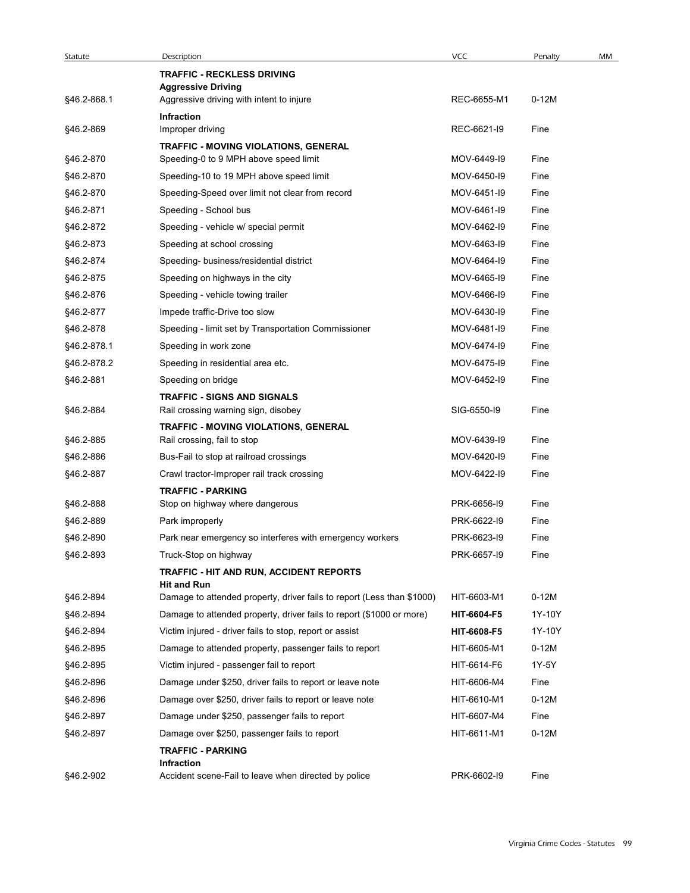| Statute | Description | VCC | Penalty | MM |
|---|---|---|---|---|
| | **TRAFFIC - RECKLESS DRIVING** | | | |
| | **Aggressive Driving** | | | |
| §46.2-868.1 | Aggressive driving with intent to injure | REC-6655-M1 | 0-12M | |
| | **Infraction** | | | |
| §46.2-869 | Improper driving | REC-6621-I9 | Fine | |
| | **TRAFFIC - MOVING VIOLATIONS, GENERAL** | | | |
| §46.2-870 | Speeding-0 to 9 MPH above speed limit | MOV-6449-I9 | Fine | |
| §46.2-870 | Speeding-10 to 19 MPH above speed limit | MOV-6450-I9 | Fine | |
| §46.2-870 | Speeding-Speed over limit not clear from record | MOV-6451-I9 | Fine | |
| §46.2-871 | Speeding - School bus | MOV-6461-I9 | Fine | |
| §46.2-872 | Speeding - vehicle w/ special permit | MOV-6462-I9 | Fine | |
| §46.2-873 | Speeding at school crossing | MOV-6463-I9 | Fine | |
| §46.2-874 | Speeding- business/residential district | MOV-6464-I9 | Fine | |
| §46.2-875 | Speeding on highways in the city | MOV-6465-I9 | Fine | |
| §46.2-876 | Speeding - vehicle towing trailer | MOV-6466-I9 | Fine | |
| §46.2-877 | Impede traffic-Drive too slow | MOV-6430-I9 | Fine | |
| §46.2-878 | Speeding - limit set by Transportation Commissioner | MOV-6481-I9 | Fine | |
| §46.2-878.1 | Speeding in work zone | MOV-6474-I9 | Fine | |
| §46.2-878.2 | Speeding in residential area etc. | MOV-6475-I9 | Fine | |
| §46.2-881 | Speeding on bridge | MOV-6452-I9 | Fine | |
| | **TRAFFIC - SIGNS AND SIGNALS** | | | |
| §46.2-884 | Rail crossing warning sign, disobey | SIG-6550-I9 | Fine | |
| | **TRAFFIC - MOVING VIOLATIONS, GENERAL** | | | |
| §46.2-885 | Rail crossing, fail to stop | MOV-6439-I9 | Fine | |
| §46.2-886 | Bus-Fail to stop at railroad crossings | MOV-6420-I9 | Fine | |
| §46.2-887 | Crawl tractor-Improper rail track crossing | MOV-6422-I9 | Fine | |
| | **TRAFFIC - PARKING** | | | |
| §46.2-888 | Stop on highway where dangerous | PRK-6656-I9 | Fine | |
| §46.2-889 | Park improperly | PRK-6622-I9 | Fine | |
| §46.2-890 | Park near emergency so interferes with emergency workers | PRK-6623-I9 | Fine | |
| §46.2-893 | Truck-Stop on highway | PRK-6657-I9 | Fine | |
| | **TRAFFIC - HIT AND RUN, ACCIDENT REPORTS** | | | |
| | **Hit and Run** | | | |
| §46.2-894 | Damage to attended property, driver fails to report (Less than $1000) | HIT-6603-M1 | 0-12M | |
| §46.2-894 | Damage to attended property, driver fails to report ($1000 or more) | **HIT-6604-F5** | 1Y-10Y | |
| §46.2-894 | Victim injured - driver fails to stop, report or assist | **HIT-6608-F5** | 1Y-10Y | |
| §46.2-895 | Damage to attended property, passenger fails to report | HIT-6605-M1 | 0-12M | |
| §46.2-895 | Victim injured - passenger fail to report | HIT-6614-F6 | 1Y-5Y | |
| §46.2-896 | Damage under $250, driver fails to report or leave note | HIT-6606-M4 | Fine | |
| §46.2-896 | Damage over $250, driver fails to report or leave note | HIT-6610-M1 | 0-12M | |
| §46.2-897 | Damage under $250, passenger fails to report | HIT-6607-M4 | Fine | |
| §46.2-897 | Damage over $250, passenger fails to report | HIT-6611-M1 | 0-12M | |
| | **TRAFFIC - PARKING** | | | |
| | **Infraction** | | | |
| §46.2-902 | Accident scene-Fail to leave when directed by police | PRK-6602-I9 | Fine | |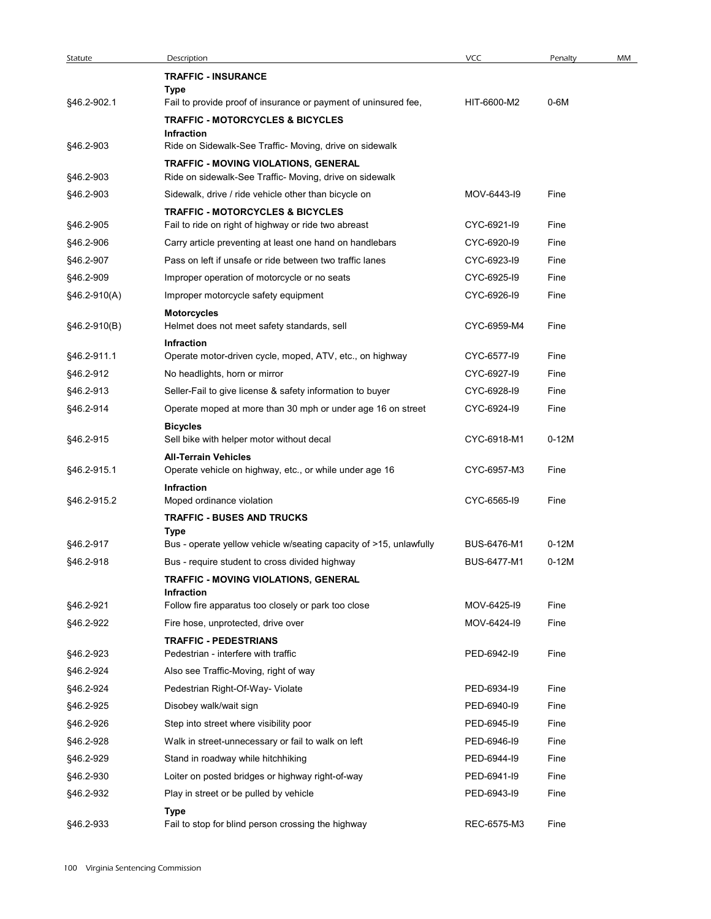| Statute | Description | VCC | Penalty | MM |
|---|---|---|---|---|
| | **TRAFFIC - INSURANCE** | | | |
| | **Type** | | | |
| §46.2-902.1 | Fail to provide proof of insurance or payment of uninsured fee, | HIT-6600-M2 | 0-6M | |
| | **TRAFFIC - MOTORCYCLES & BICYCLES** | | | |
| | **Infraction** | | | |
| §46.2-903 | Ride on Sidewalk-See Traffic- Moving, drive on sidewalk | | | |
| | **TRAFFIC - MOVING VIOLATIONS, GENERAL** | | | |
| §46.2-903 | Ride on sidewalk-See Traffic- Moving, drive on sidewalk | | | |
| §46.2-903 | Sidewalk, drive / ride vehicle other than bicycle on | MOV-6443-I9 | Fine | |
| | **TRAFFIC - MOTORCYCLES & BICYCLES** | | | |
| §46.2-905 | Fail to ride on right of highway or ride two abreast | CYC-6921-I9 | Fine | |
| §46.2-906 | Carry article preventing at least one hand on handlebars | CYC-6920-I9 | Fine | |
| §46.2-907 | Pass on left if unsafe or ride between two traffic lanes | CYC-6923-I9 | Fine | |
| §46.2-909 | Improper operation of motorcycle or no seats | CYC-6925-I9 | Fine | |
| §46.2-910(A) | Improper motorcycle safety equipment | CYC-6926-I9 | Fine | |
| | **Motorcycles** | | | |
| §46.2-910(B) | Helmet does not meet safety standards, sell | CYC-6959-M4 | Fine | |
| | **Infraction** | | | |
| §46.2-911.1 | Operate motor-driven cycle, moped, ATV, etc., on highway | CYC-6577-I9 | Fine | |
| §46.2-912 | No headlights, horn or mirror | CYC-6927-I9 | Fine | |
| §46.2-913 | Seller-Fail to give license & safety information to buyer | CYC-6928-I9 | Fine | |
| §46.2-914 | Operate moped at more than 30 mph or under age 16 on street | CYC-6924-I9 | Fine | |
| | **Bicycles** | | | |
| §46.2-915 | Sell bike with helper motor without decal | CYC-6918-M1 | 0-12M | |
| | **All-Terrain Vehicles** | | | |
| §46.2-915.1 | Operate vehicle on highway, etc., or while under age 16 | CYC-6957-M3 | Fine | |
| | **Infraction** | | | |
| §46.2-915.2 | Moped ordinance violation | CYC-6565-I9 | Fine | |
| | **TRAFFIC - BUSES AND TRUCKS** | | | |
| | **Type** | | | |
| §46.2-917 | Bus - operate yellow vehicle w/seating capacity of >15, unlawfully | BUS-6476-M1 | 0-12M | |
| §46.2-918 | Bus - require student to cross divided highway | BUS-6477-M1 | 0-12M | |
| | **TRAFFIC - MOVING VIOLATIONS, GENERAL** | | | |
| | **Infraction** | | | |
| §46.2-921 | Follow fire apparatus too closely or park too close | MOV-6425-I9 | Fine | |
| §46.2-922 | Fire hose, unprotected, drive over | MOV-6424-I9 | Fine | |
| | **TRAFFIC - PEDESTRIANS** | | | |
| §46.2-923 | Pedestrian - interfere with traffic | PED-6942-I9 | Fine | |
| §46.2-924 | Also see Traffic-Moving, right of way | | | |
| §46.2-924 | Pedestrian Right-Of-Way- Violate | PED-6934-I9 | Fine | |
| §46.2-925 | Disobey walk/wait sign | PED-6940-I9 | Fine | |
| §46.2-926 | Step into street where visibility poor | PED-6945-I9 | Fine | |
| §46.2-928 | Walk in street-unnecessary or fail to walk on left | PED-6946-I9 | Fine | |
| §46.2-929 | Stand in roadway while hitchhiking | PED-6944-I9 | Fine | |
| §46.2-930 | Loiter on posted bridges or highway right-of-way | PED-6941-I9 | Fine | |
| §46.2-932 | Play in street or be pulled by vehicle | PED-6943-I9 | Fine | |
| | **Type** | | | |
| §46.2-933 | Fail to stop for blind person crossing the highway | REC-6575-M3 | Fine | |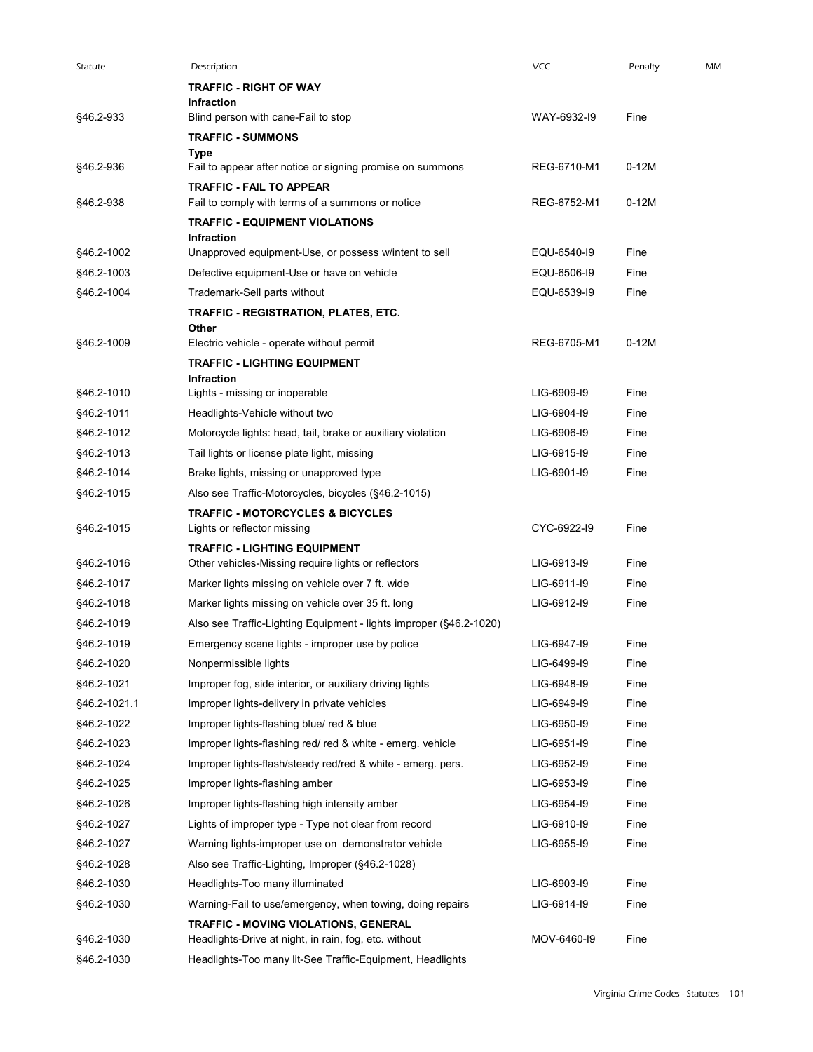| Statute | Description | VCC | Penalty | MM |
|---|---|---|---|---|
| | **TRAFFIC - RIGHT OF WAY** | | | |
| | **Infraction** | | | |
| §46.2-933 | Blind person with cane-Fail to stop | WAY-6932-I9 | Fine | |
| | **TRAFFIC - SUMMONS** | | | |
| | **Type** | | | |
| §46.2-936 | Fail to appear after notice or signing promise on summons | REG-6710-M1 | 0-12M | |
| | **TRAFFIC - FAIL TO APPEAR** | | | |
| §46.2-938 | Fail to comply with terms of a summons or notice | REG-6752-M1 | 0-12M | |
| | **TRAFFIC - EQUIPMENT VIOLATIONS** | | | |
| | **Infraction** | | | |
| §46.2-1002 | Unapproved equipment-Use, or possess w/intent to sell | EQU-6540-I9 | Fine | |
| §46.2-1003 | Defective equipment-Use or have on vehicle | EQU-6506-I9 | Fine | |
| §46.2-1004 | Trademark-Sell parts without | EQU-6539-I9 | Fine | |
| | **TRAFFIC - REGISTRATION, PLATES, ETC.** | | | |
| | **Other** | | | |
| §46.2-1009 | Electric vehicle - operate without permit | REG-6705-M1 | 0-12M | |
| | **TRAFFIC - LIGHTING EQUIPMENT** | | | |
| | **Infraction** | | | |
| §46.2-1010 | Lights - missing or inoperable | LIG-6909-I9 | Fine | |
| §46.2-1011 | Headlights-Vehicle without two | LIG-6904-I9 | Fine | |
| §46.2-1012 | Motorcycle lights: head, tail, brake or auxiliary violation | LIG-6906-I9 | Fine | |
| §46.2-1013 | Tail lights or license plate light, missing | LIG-6915-I9 | Fine | |
| §46.2-1014 | Brake lights, missing or unapproved type | LIG-6901-I9 | Fine | |
| §46.2-1015 | Also see Traffic-Motorcycles, bicycles (§46.2-1015) | | | |
| | **TRAFFIC - MOTORCYCLES & BICYCLES** | | | |
| §46.2-1015 | Lights or reflector missing | CYC-6922-I9 | Fine | |
| | **TRAFFIC - LIGHTING EQUIPMENT** | | | |
| §46.2-1016 | Other vehicles-Missing require lights or reflectors | LIG-6913-I9 | Fine | |
| §46.2-1017 | Marker lights missing on vehicle over 7 ft. wide | LIG-6911-I9 | Fine | |
| §46.2-1018 | Marker lights missing on vehicle over 35 ft. long | LIG-6912-I9 | Fine | |
| §46.2-1019 | Also see Traffic-Lighting Equipment - lights improper (§46.2-1020) | | | |
| §46.2-1019 | Emergency scene lights - improper use by police | LIG-6947-I9 | Fine | |
| §46.2-1020 | Nonpermissible lights | LIG-6499-I9 | Fine | |
| §46.2-1021 | Improper fog, side interior, or auxiliary driving lights | LIG-6948-I9 | Fine | |
| §46.2-1021.1 | Improper lights-delivery in private vehicles | LIG-6949-I9 | Fine | |
| §46.2-1022 | Improper lights-flashing blue/ red & blue | LIG-6950-I9 | Fine | |
| §46.2-1023 | Improper lights-flashing red/ red & white - emerg. vehicle | LIG-6951-I9 | Fine | |
| §46.2-1024 | Improper lights-flash/steady red/red & white - emerg. pers. | LIG-6952-I9 | Fine | |
| §46.2-1025 | Improper lights-flashing amber | LIG-6953-I9 | Fine | |
| §46.2-1026 | Improper lights-flashing high intensity amber | LIG-6954-I9 | Fine | |
| §46.2-1027 | Lights of improper type - Type not clear from record | LIG-6910-I9 | Fine | |
| §46.2-1027 | Warning lights-improper use on demonstrator vehicle | LIG-6955-I9 | Fine | |
| §46.2-1028 | Also see Traffic-Lighting, Improper (§46.2-1028) | | | |
| §46.2-1030 | Headlights-Too many illuminated | LIG-6903-I9 | Fine | |
| §46.2-1030 | Warning-Fail to use/emergency, when towing, doing repairs | LIG-6914-I9 | Fine | |
| | **TRAFFIC - MOVING VIOLATIONS, GENERAL** | | | |
| §46.2-1030 | Headlights-Drive at night, in rain, fog, etc. without | MOV-6460-I9 | Fine | |
| §46.2-1030 | Headlights-Too many lit-See Traffic-Equipment, Headlights | | | |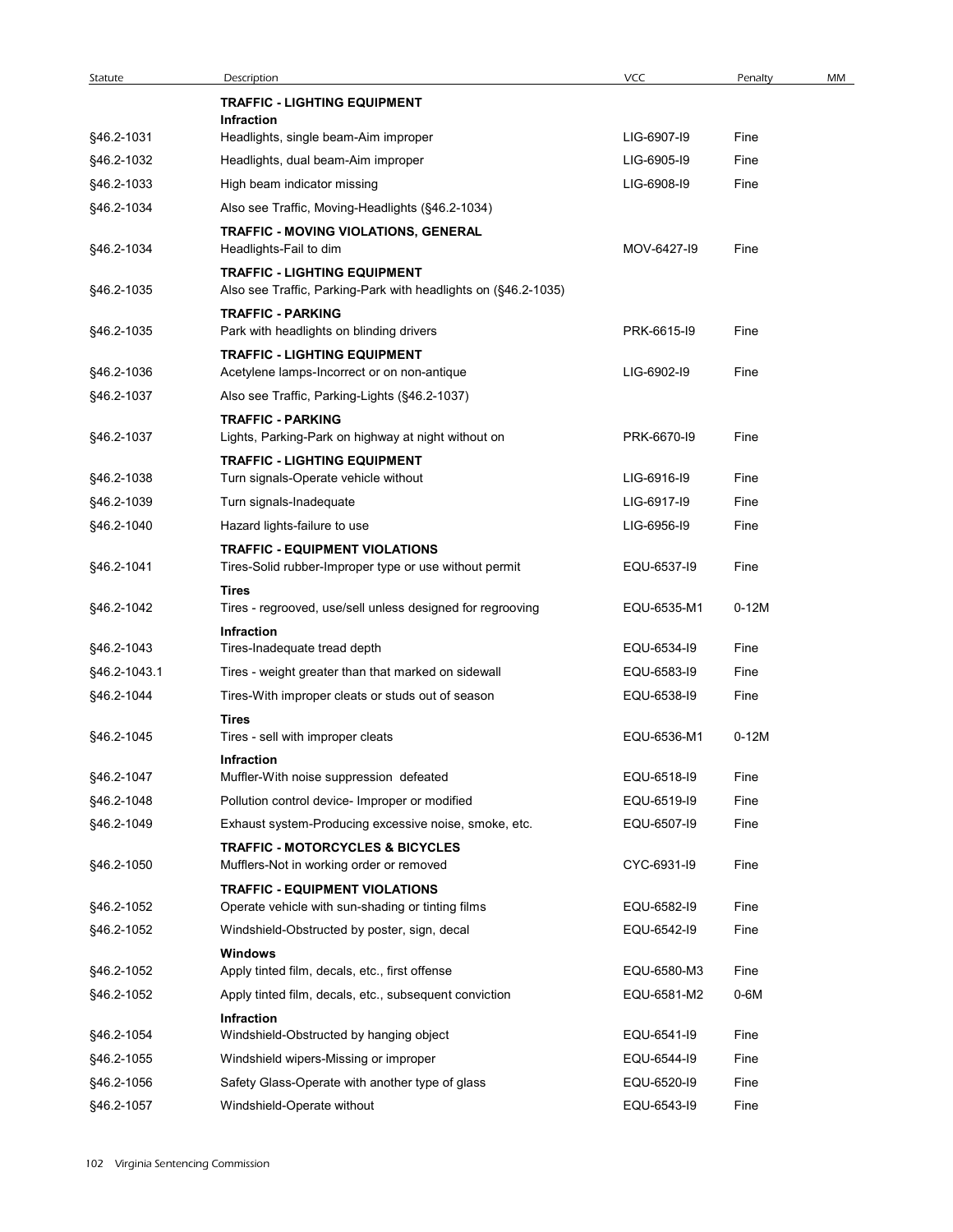| Statute | Description | VCC | Penalty | MM |
|---|---|---|---|---|
| | **TRAFFIC - LIGHTING EQUIPMENT** | | | |
| | **Infraction** | | | |
| §46.2-1031 | Headlights, single beam-Aim improper | LIG-6907-I9 | Fine | |
| §46.2-1032 | Headlights, dual beam-Aim improper | LIG-6905-I9 | Fine | |
| §46.2-1033 | High beam indicator missing | LIG-6908-I9 | Fine | |
| §46.2-1034 | Also see Traffic, Moving-Headlights (§46.2-1034) | | | |
| | **TRAFFIC - MOVING VIOLATIONS, GENERAL** | | | |
| §46.2-1034 | Headlights-Fail to dim | MOV-6427-I9 | Fine | |
| | **TRAFFIC - LIGHTING EQUIPMENT** | | | |
| §46.2-1035 | Also see Traffic, Parking-Park with headlights on (§46.2-1035) | | | |
| | **TRAFFIC - PARKING** | | | |
| §46.2-1035 | Park with headlights on blinding drivers | PRK-6615-I9 | Fine | |
| | **TRAFFIC - LIGHTING EQUIPMENT** | | | |
| §46.2-1036 | Acetylene lamps-Incorrect or on non-antique | LIG-6902-I9 | Fine | |
| §46.2-1037 | Also see Traffic, Parking-Lights (§46.2-1037) | | | |
| | **TRAFFIC - PARKING** | | | |
| §46.2-1037 | Lights, Parking-Park on highway at night without on | PRK-6670-I9 | Fine | |
| | **TRAFFIC - LIGHTING EQUIPMENT** | | | |
| §46.2-1038 | Turn signals-Operate vehicle without | LIG-6916-I9 | Fine | |
| §46.2-1039 | Turn signals-Inadequate | LIG-6917-I9 | Fine | |
| §46.2-1040 | Hazard lights-failure to use | LIG-6956-I9 | Fine | |
| | **TRAFFIC - EQUIPMENT VIOLATIONS** | | | |
| §46.2-1041 | Tires-Solid rubber-Improper type or use without permit | EQU-6537-I9 | Fine | |
| | **Tires** | | | |
| §46.2-1042 | Tires - regrooved, use/sell unless designed for regrooving | EQU-6535-M1 | 0-12M | |
| | **Infraction** | | | |
| §46.2-1043 | Tires-Inadequate tread depth | EQU-6534-I9 | Fine | |
| §46.2-1043.1 | Tires - weight greater than that marked on sidewall | EQU-6583-I9 | Fine | |
| §46.2-1044 | Tires-With improper cleats or studs out of season | EQU-6538-I9 | Fine | |
| | **Tires** | | | |
| §46.2-1045 | Tires - sell with improper cleats | EQU-6536-M1 | 0-12M | |
| | **Infraction** | | | |
| §46.2-1047 | Muffler-With noise suppression defeated | EQU-6518-I9 | Fine | |
| §46.2-1048 | Pollution control device- Improper or modified | EQU-6519-I9 | Fine | |
| §46.2-1049 | Exhaust system-Producing excessive noise, smoke, etc. | EQU-6507-I9 | Fine | |
| | **TRAFFIC - MOTORCYCLES & BICYCLES** | | | |
| §46.2-1050 | Mufflers-Not in working order or removed | CYC-6931-I9 | Fine | |
| | **TRAFFIC - EQUIPMENT VIOLATIONS** | | | |
| §46.2-1052 | Operate vehicle with sun-shading or tinting films | EQU-6582-I9 | Fine | |
| §46.2-1052 | Windshield-Obstructed by poster, sign, decal | EQU-6542-I9 | Fine | |
| | **Windows** | | | |
| §46.2-1052 | Apply tinted film, decals, etc., first offense | EQU-6580-M3 | Fine | |
| §46.2-1052 | Apply tinted film, decals, etc., subsequent conviction | EQU-6581-M2 | 0-6M | |
| | **Infraction** | | | |
| §46.2-1054 | Windshield-Obstructed by hanging object | EQU-6541-I9 | Fine | |
| §46.2-1055 | Windshield wipers-Missing or improper | EQU-6544-I9 | Fine | |
| §46.2-1056 | Safety Glass-Operate with another type of glass | EQU-6520-I9 | Fine | |
| §46.2-1057 | Windshield-Operate without | EQU-6543-I9 | Fine | |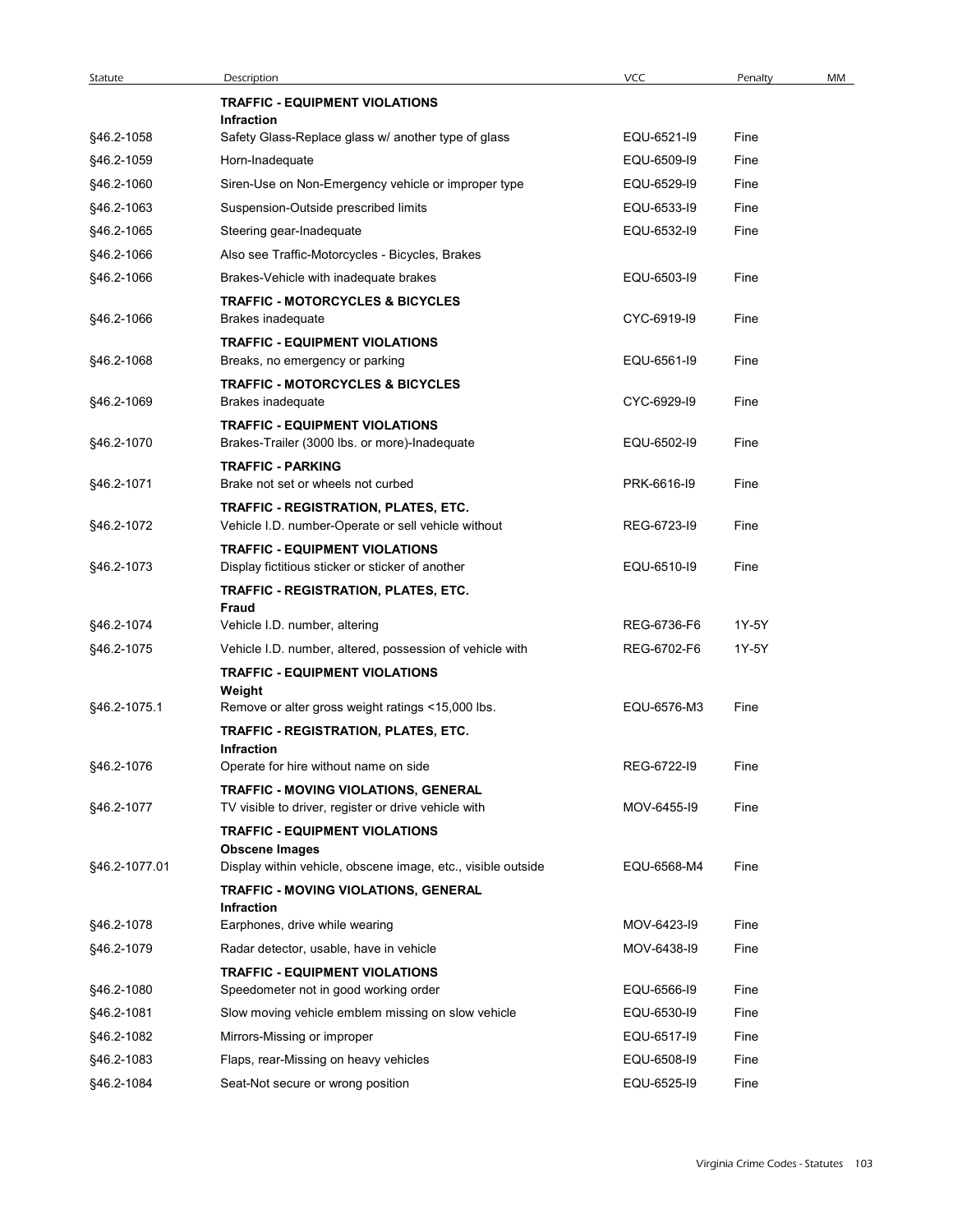| Statute | Description | VCC | Penalty | MM |
|---|---|---|---|---|
| | **TRAFFIC - EQUIPMENT VIOLATIONS** | | | |
| | **Infraction** | | | |
| §46.2-1058 | Safety Glass-Replace glass w/ another type of glass | EQU-6521-I9 | Fine | |
| §46.2-1059 | Horn-Inadequate | EQU-6509-I9 | Fine | |
| §46.2-1060 | Siren-Use on Non-Emergency vehicle or improper type | EQU-6529-I9 | Fine | |
| §46.2-1063 | Suspension-Outside prescribed limits | EQU-6533-I9 | Fine | |
| §46.2-1065 | Steering gear-Inadequate | EQU-6532-I9 | Fine | |
| §46.2-1066 | Also see Traffic-Motorcycles - Bicycles, Brakes | | | |
| §46.2-1066 | Brakes-Vehicle with inadequate brakes | EQU-6503-I9 | Fine | |
| | **TRAFFIC - MOTORCYCLES & BICYCLES** | | | |
| §46.2-1066 | Brakes inadequate | CYC-6919-I9 | Fine | |
| | **TRAFFIC - EQUIPMENT VIOLATIONS** | | | |
| §46.2-1068 | Breaks, no emergency or parking | EQU-6561-I9 | Fine | |
| | **TRAFFIC - MOTORCYCLES & BICYCLES** | | | |
| §46.2-1069 | Brakes inadequate | CYC-6929-I9 | Fine | |
| | **TRAFFIC - EQUIPMENT VIOLATIONS** | | | |
| §46.2-1070 | Brakes-Trailer (3000 lbs. or more)-Inadequate | EQU-6502-I9 | Fine | |
| | **TRAFFIC - PARKING** | | | |
| §46.2-1071 | Brake not set or wheels not curbed | PRK-6616-I9 | Fine | |
| | **TRAFFIC - REGISTRATION, PLATES, ETC.** | | | |
| §46.2-1072 | Vehicle I.D. number-Operate or sell vehicle without | REG-6723-I9 | Fine | |
| | **TRAFFIC - EQUIPMENT VIOLATIONS** | | | |
| §46.2-1073 | Display fictitious sticker or sticker of another | EQU-6510-I9 | Fine | |
| | **TRAFFIC - REGISTRATION, PLATES, ETC.** | | | |
| | **Fraud** | | | |
| §46.2-1074 | Vehicle I.D. number, altering | REG-6736-F6 | 1Y-5Y | |
| §46.2-1075 | Vehicle I.D. number, altered, possession of vehicle with | REG-6702-F6 | 1Y-5Y | |
| | **TRAFFIC - EQUIPMENT VIOLATIONS** | | | |
| | **Weight** | | | |
| §46.2-1075.1 | Remove or alter gross weight ratings <15,000 lbs. | EQU-6576-M3 | Fine | |
| | **TRAFFIC - REGISTRATION, PLATES, ETC.** | | | |
| | **Infraction** | | | |
| §46.2-1076 | Operate for hire without name on side | REG-6722-I9 | Fine | |
| | **TRAFFIC - MOVING VIOLATIONS, GENERAL** | | | |
| §46.2-1077 | TV visible to driver, register or drive vehicle with | MOV-6455-I9 | Fine | |
| | **TRAFFIC - EQUIPMENT VIOLATIONS** | | | |
| | **Obscene Images** | | | |
| §46.2-1077.01 | Display within vehicle, obscene image, etc., visible outside | EQU-6568-M4 | Fine | |
| | **TRAFFIC - MOVING VIOLATIONS, GENERAL** | | | |
| | **Infraction** | | | |
| §46.2-1078 | Earphones, drive while wearing | MOV-6423-I9 | Fine | |
| §46.2-1079 | Radar detector, usable, have in vehicle | MOV-6438-I9 | Fine | |
| | **TRAFFIC - EQUIPMENT VIOLATIONS** | | | |
| §46.2-1080 | Speedometer not in good working order | EQU-6566-I9 | Fine | |
| §46.2-1081 | Slow moving vehicle emblem missing on slow vehicle | EQU-6530-I9 | Fine | |
| §46.2-1082 | Mirrors-Missing or improper | EQU-6517-I9 | Fine | |
| §46.2-1083 | Flaps, rear-Missing on heavy vehicles | EQU-6508-I9 | Fine | |
| §46.2-1084 | Seat-Not secure or wrong position | EQU-6525-I9 | Fine | |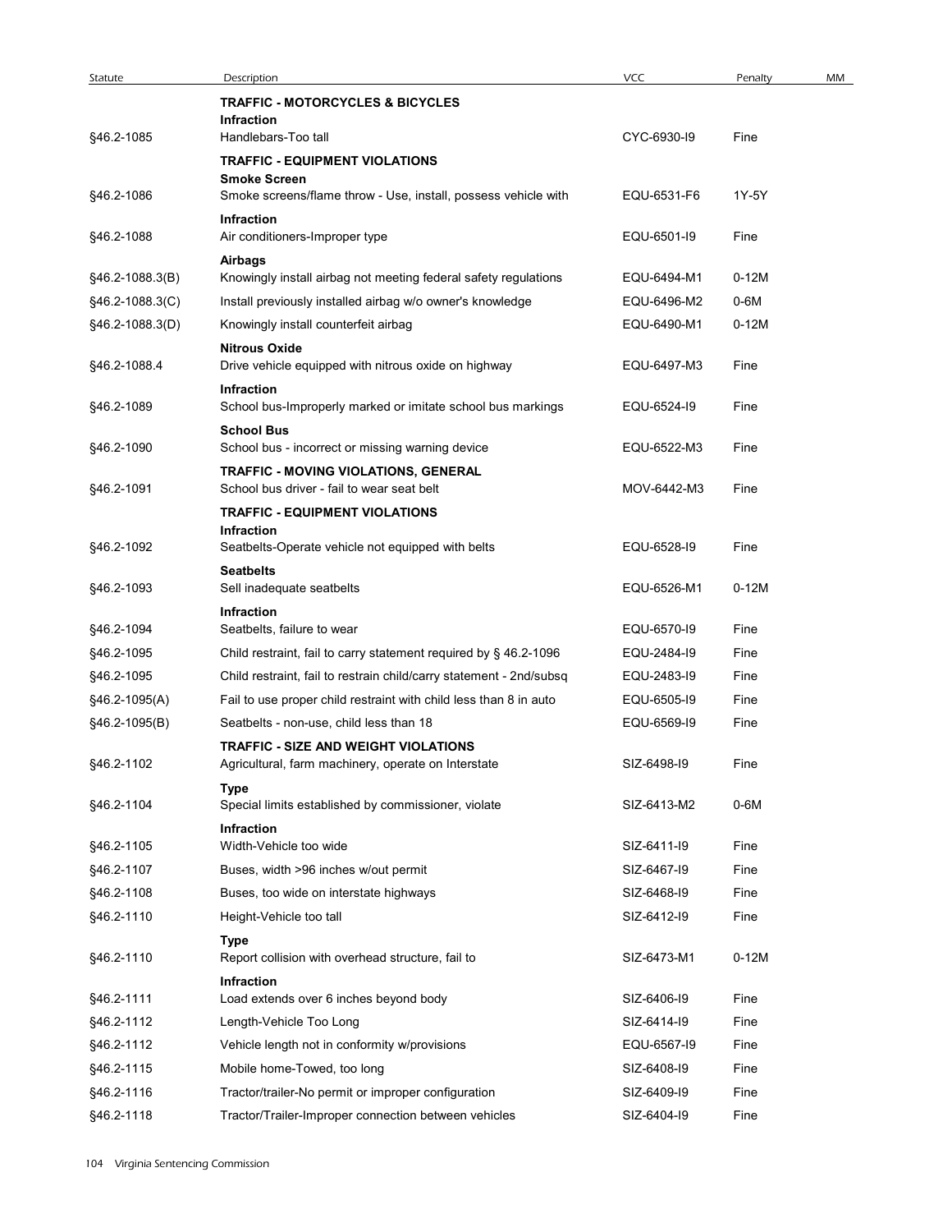| Statute | Description | VCC | Penalty | MM |
|---|---|---|---|---|
| | **TRAFFIC - MOTORCYCLES & BICYCLES** | | | |
| | **Infraction** | | | |
| §46.2-1085 | Handlebars-Too tall | CYC-6930-I9 | Fine | |
| | **TRAFFIC - EQUIPMENT VIOLATIONS** | | | |
| | **Smoke Screen** | | | |
| §46.2-1086 | Smoke screens/flame throw - Use, install, possess vehicle with | EQU-6531-F6 | 1Y-5Y | |
| | **Infraction** | | | |
| §46.2-1088 | Air conditioners-Improper type | EQU-6501-I9 | Fine | |
| | **Airbags** | | | |
| §46.2-1088.3(B) | Knowingly install airbag not meeting federal safety regulations | EQU-6494-M1 | 0-12M | |
| §46.2-1088.3(C) | Install previously installed airbag w/o owner's knowledge | EQU-6496-M2 | 0-6M | |
| §46.2-1088.3(D) | Knowingly install counterfeit airbag | EQU-6490-M1 | 0-12M | |
| | **Nitrous Oxide** | | | |
| §46.2-1088.4 | Drive vehicle equipped with nitrous oxide on highway | EQU-6497-M3 | Fine | |
| | **Infraction** | | | |
| §46.2-1089 | School bus-Improperly marked or imitate school bus markings | EQU-6524-I9 | Fine | |
| | **School Bus** | | | |
| §46.2-1090 | School bus - incorrect or missing warning device | EQU-6522-M3 | Fine | |
| | **TRAFFIC - MOVING VIOLATIONS, GENERAL** | | | |
| §46.2-1091 | School bus driver - fail to wear seat belt | MOV-6442-M3 | Fine | |
| | **TRAFFIC - EQUIPMENT VIOLATIONS** | | | |
| | **Infraction** | | | |
| §46.2-1092 | Seatbelts-Operate vehicle not equipped with belts | EQU-6528-I9 | Fine | |
| | **Seatbelts** | | | |
| §46.2-1093 | Sell inadequate seatbelts | EQU-6526-M1 | 0-12M | |
| | **Infraction** | | | |
| §46.2-1094 | Seatbelts, failure to wear | EQU-6570-I9 | Fine | |
| §46.2-1095 | Child restraint, fail to carry statement required by § 46.2-1096 | EQU-2484-I9 | Fine | |
| §46.2-1095 | Child restraint, fail to restrain child/carry statement - 2nd/subsq | EQU-2483-I9 | Fine | |
| §46.2-1095(A) | Fail to use proper child restraint with child less than 8 in auto | EQU-6505-I9 | Fine | |
| §46.2-1095(B) | Seatbelts - non-use, child less than 18 | EQU-6569-I9 | Fine | |
| | **TRAFFIC - SIZE AND WEIGHT VIOLATIONS** | | | |
| §46.2-1102 | Agricultural, farm machinery, operate on Interstate | SIZ-6498-I9 | Fine | |
| | **Type** | | | |
| §46.2-1104 | Special limits established by commissioner, violate | SIZ-6413-M2 | 0-6M | |
| | **Infraction** | | | |
| §46.2-1105 | Width-Vehicle too wide | SIZ-6411-I9 | Fine | |
| §46.2-1107 | Buses, width >96 inches w/out permit | SIZ-6467-I9 | Fine | |
| §46.2-1108 | Buses, too wide on interstate highways | SIZ-6468-I9 | Fine | |
| §46.2-1110 | Height-Vehicle too tall | SIZ-6412-I9 | Fine | |
| | **Type** | | | |
| §46.2-1110 | Report collision with overhead structure, fail to | SIZ-6473-M1 | 0-12M | |
| | **Infraction** | | | |
| §46.2-1111 | Load extends over 6 inches beyond body | SIZ-6406-I9 | Fine | |
| §46.2-1112 | Length-Vehicle Too Long | SIZ-6414-I9 | Fine | |
| §46.2-1112 | Vehicle length not in conformity w/provisions | EQU-6567-I9 | Fine | |
| §46.2-1115 | Mobile home-Towed, too long | SIZ-6408-I9 | Fine | |
| §46.2-1116 | Tractor/trailer-No permit or improper configuration | SIZ-6409-I9 | Fine | |
| §46.2-1118 | Tractor/Trailer-Improper connection between vehicles | SIZ-6404-I9 | Fine | |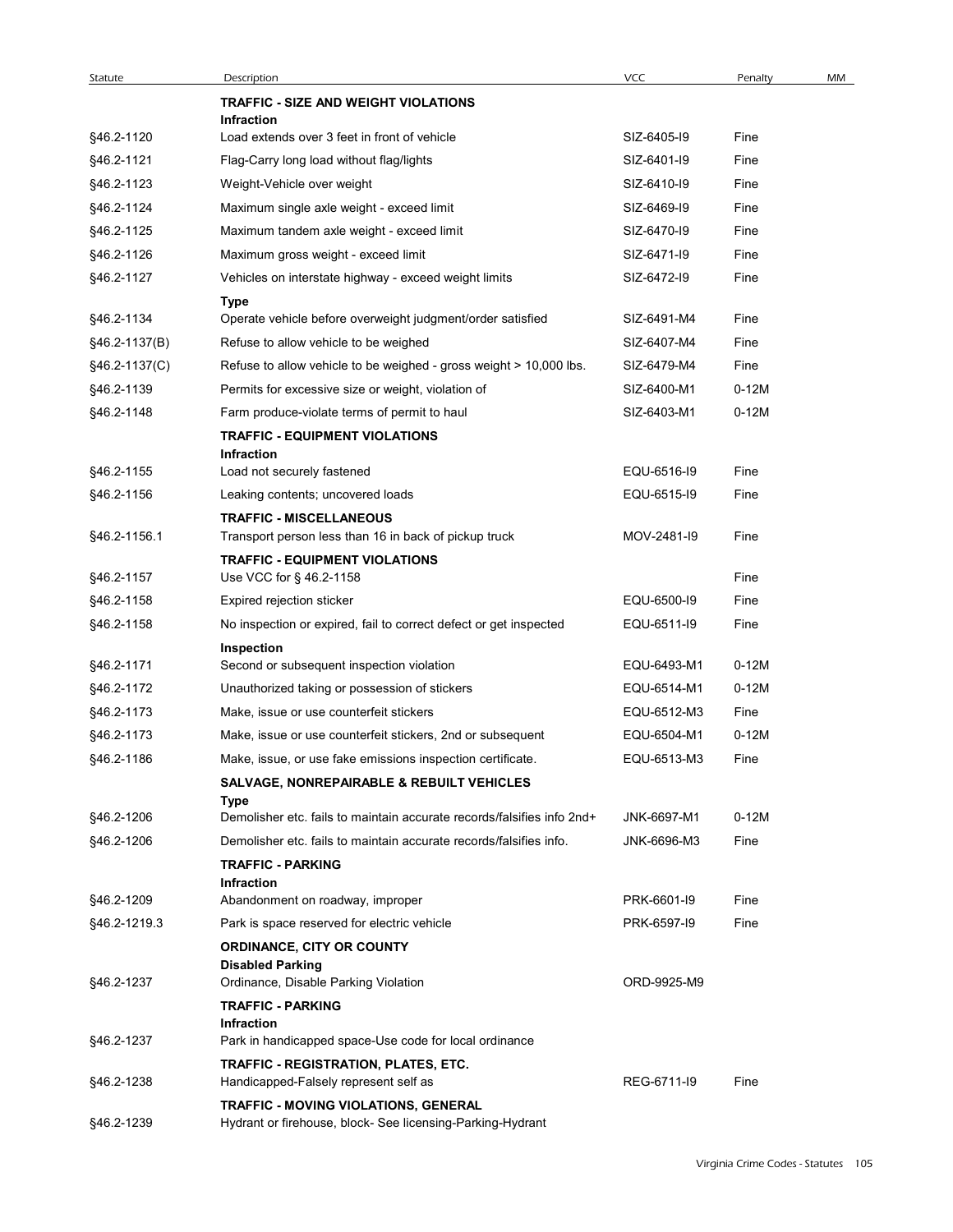| Statute | Description | VCC | Penalty | MM |
|---|---|---|---|---|
| | **TRAFFIC - SIZE AND WEIGHT VIOLATIONS** | | | |
| | **Infraction** | | | |
| §46.2-1120 | Load extends over 3 feet in front of vehicle | SIZ-6405-I9 | Fine | |
| §46.2-1121 | Flag-Carry long load without flag/lights | SIZ-6401-I9 | Fine | |
| §46.2-1123 | Weight-Vehicle over weight | SIZ-6410-I9 | Fine | |
| §46.2-1124 | Maximum single axle weight - exceed limit | SIZ-6469-I9 | Fine | |
| §46.2-1125 | Maximum tandem axle weight - exceed limit | SIZ-6470-I9 | Fine | |
| §46.2-1126 | Maximum gross weight - exceed limit | SIZ-6471-I9 | Fine | |
| §46.2-1127 | Vehicles on interstate highway - exceed weight limits | SIZ-6472-I9 | Fine | |
| | **Type** | | | |
| §46.2-1134 | Operate vehicle before overweight judgment/order satisfied | SIZ-6491-M4 | Fine | |
| §46.2-1137(B) | Refuse to allow vehicle to be weighed | SIZ-6407-M4 | Fine | |
| §46.2-1137(C) | Refuse to allow vehicle to be weighed - gross weight > 10,000 lbs. | SIZ-6479-M4 | Fine | |
| §46.2-1139 | Permits for excessive size or weight, violation of | SIZ-6400-M1 | 0-12M | |
| §46.2-1148 | Farm produce-violate terms of permit to haul | SIZ-6403-M1 | 0-12M | |
| | **TRAFFIC - EQUIPMENT VIOLATIONS** | | | |
| | **Infraction** | | | |
| §46.2-1155 | Load not securely fastened | EQU-6516-I9 | Fine | |
| §46.2-1156 | Leaking contents; uncovered loads | EQU-6515-I9 | Fine | |
| | **TRAFFIC - MISCELLANEOUS** | | | |
| §46.2-1156.1 | Transport person less than 16 in back of pickup truck | MOV-2481-I9 | Fine | |
| | **TRAFFIC - EQUIPMENT VIOLATIONS** | | | |
| §46.2-1157 | Use VCC for § 46.2-1158 | | Fine | |
| §46.2-1158 | Expired rejection sticker | EQU-6500-I9 | Fine | |
| §46.2-1158 | No inspection or expired, fail to correct defect or get inspected | EQU-6511-I9 | Fine | |
| | **Inspection** | | | |
| §46.2-1171 | Second or subsequent inspection violation | EQU-6493-M1 | 0-12M | |
| §46.2-1172 | Unauthorized taking or possession of stickers | EQU-6514-M1 | 0-12M | |
| §46.2-1173 | Make, issue or use counterfeit stickers | EQU-6512-M3 | Fine | |
| §46.2-1173 | Make, issue or use counterfeit stickers, 2nd or subsequent | EQU-6504-M1 | 0-12M | |
| §46.2-1186 | Make, issue, or use fake emissions inspection certificate. | EQU-6513-M3 | Fine | |
| | **SALVAGE, NONREPAIRABLE & REBUILT VEHICLES** | | | |
| | **Type** | | | |
| §46.2-1206 | Demolisher etc. fails to maintain accurate records/falsifies info 2nd+ | JNK-6697-M1 | 0-12M | |
| §46.2-1206 | Demolisher etc. fails to maintain accurate records/falsifies info. | JNK-6696-M3 | Fine | |
| | **TRAFFIC - PARKING** | | | |
| | **Infraction** | | | |
| §46.2-1209 | Abandonment on roadway, improper | PRK-6601-I9 | Fine | |
| §46.2-1219.3 | Park is space reserved for electric vehicle | PRK-6597-I9 | Fine | |
| | **ORDINANCE, CITY OR COUNTY** | | | |
| | **Disabled Parking** | | | |
| §46.2-1237 | Ordinance, Disable Parking Violation | ORD-9925-M9 | | |
| | **TRAFFIC - PARKING** | | | |
| | **Infraction** | | | |
| §46.2-1237 | Park in handicapped space-Use code for local ordinance | | | |
| | **TRAFFIC - REGISTRATION, PLATES, ETC.** | | | |
| §46.2-1238 | Handicapped-Falsely represent self as | REG-6711-I9 | Fine | |
| | **TRAFFIC - MOVING VIOLATIONS, GENERAL** | | | |
| §46.2-1239 | Hydrant or firehouse, block- See licensing-Parking-Hydrant | | | |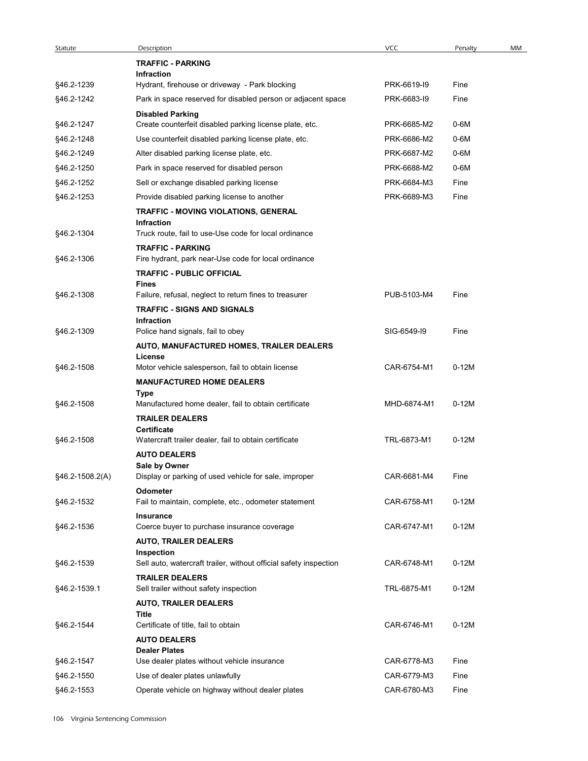| Statute | Description | VCC | Penalty | MM |
|---|---|---|---|---|
| | **TRAFFIC - PARKING** | | | |
| | **Infraction** | | | |
| §46.2-1239 | Hydrant, firehouse or driveway - Park blocking | PRK-6619-I9 | Fine | |
| §46.2-1242 | Park in space reserved for disabled person or adjacent space | PRK-6683-I9 | Fine | |
| | **Disabled Parking** | | | |
| §46.2-1247 | Create counterfeit disabled parking license plate, etc. | PRK-6685-M2 | 0-6M | |
| §46.2-1248 | Use counterfeit disabled parking license plate, etc. | PRK-6686-M2 | 0-6M | |
| §46.2-1249 | Alter disabled parking license plate, etc. | PRK-6687-M2 | 0-6M | |
| §46.2-1250 | Park in space reserved for disabled person | PRK-6688-M2 | 0-6M | |
| §46.2-1252 | Sell or exchange disabled parking license | PRK-6684-M3 | Fine | |
| §46.2-1253 | Provide disabled parking license to another | PRK-6689-M3 | Fine | |
| | **TRAFFIC - MOVING VIOLATIONS, GENERAL** | | | |
| | **Infraction** | | | |
| §46.2-1304 | Truck route, fail to use-Use code for local ordinance | | | |
| | **TRAFFIC - PARKING** | | | |
| §46.2-1306 | Fire hydrant, park near-Use code for local ordinance | | | |
| | **TRAFFIC - PUBLIC OFFICIAL** | | | |
| | **Fines** | | | |
| §46.2-1308 | Failure, refusal, neglect to return fines to treasurer | PUB-5103-M4 | Fine | |
| | **TRAFFIC - SIGNS AND SIGNALS** | | | |
| | **Infraction** | | | |
| §46.2-1309 | Police hand signals, fail to obey | SIG-6549-I9 | Fine | |
| | **AUTO, MANUFACTURED HOMES, TRAILER DEALERS** | | | |
| | **License** | | | |
| §46.2-1508 | Motor vehicle salesperson, fail to obtain license | CAR-6754-M1 | 0-12M | |
| | **MANUFACTURED HOME DEALERS** | | | |
| | **Type** | | | |
| §46.2-1508 | Manufactured home dealer, fail to obtain certificate | MHD-6874-M1 | 0-12M | |
| | **TRAILER DEALERS** | | | |
| | **Certificate** | | | |
| §46.2-1508 | Watercraft trailer dealer, fail to obtain certificate | TRL-6873-M1 | 0-12M | |
| | **AUTO DEALERS** | | | |
| | **Sale by Owner** | | | |
| §46.2-1508.2(A) | Display or parking of used vehicle for sale, improper | CAR-6681-M4 | Fine | |
| | **Odometer** | | | |
| §46.2-1532 | Fail to maintain, complete, etc., odometer statement | CAR-6758-M1 | 0-12M | |
| | **Insurance** | | | |
| §46.2-1536 | Coerce buyer to purchase insurance coverage | CAR-6747-M1 | 0-12M | |
| | **AUTO, TRAILER DEALERS** | | | |
| | **Inspection** | | | |
| §46.2-1539 | Sell auto, watercraft trailer, without official safety inspection | CAR-6748-M1 | 0-12M | |
| | **TRAILER DEALERS** | | | |
| §46.2-1539.1 | Sell trailer without safety inspection | TRL-6875-M1 | 0-12M | |
| | **AUTO, TRAILER DEALERS** | | | |
| | **Title** | | | |
| §46.2-1544 | Certificate of title, fail to obtain | CAR-6746-M1 | 0-12M | |
| | **AUTO DEALERS** | | | |
| | **Dealer Plates** | | | |
| §46.2-1547 | Use dealer plates without vehicle insurance | CAR-6778-M3 | Fine | |
| §46.2-1550 | Use of dealer plates unlawfully | CAR-6779-M3 | Fine | |
| §46.2-1553 | Operate vehicle on highway without dealer plates | CAR-6780-M3 | Fine | |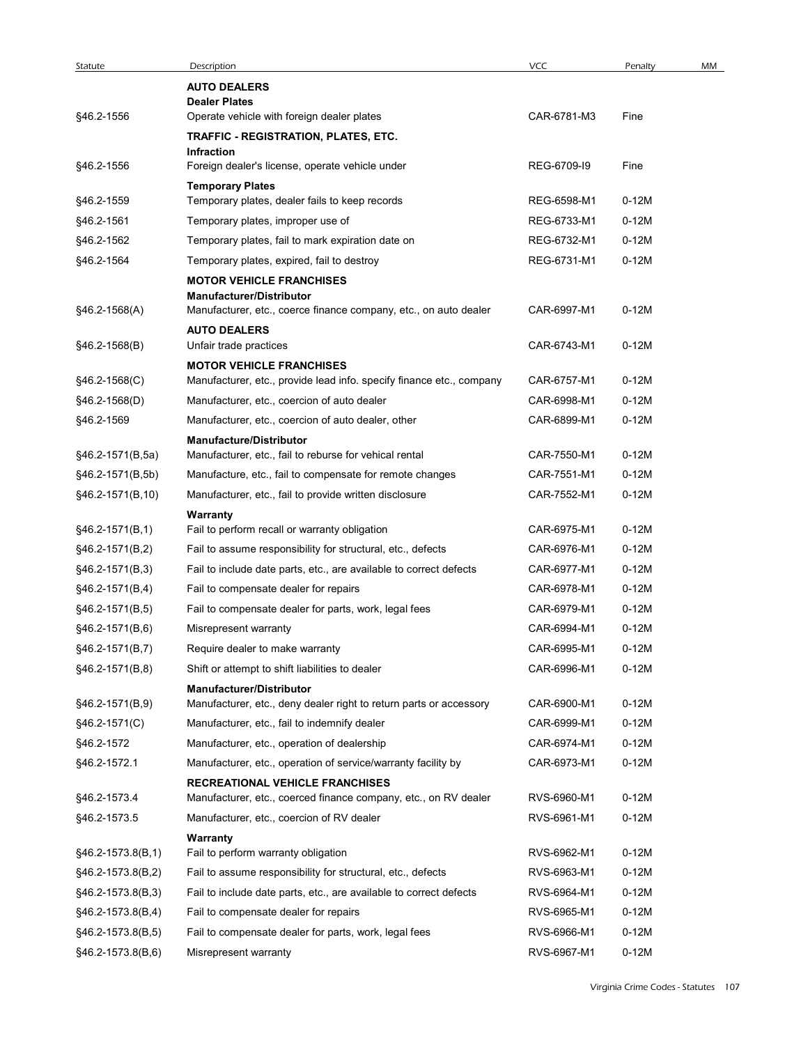| Statute | Description | VCC | Penalty | MM |
|---|---|---|---|---|
| | **AUTO DEALERS** | | | |
| | **Dealer Plates** | | | |
| §46.2-1556 | Operate vehicle with foreign dealer plates | CAR-6781-M3 | Fine | |
| | **TRAFFIC - REGISTRATION, PLATES, ETC.** | | | |
| | **Infraction** | | | |
| §46.2-1556 | Foreign dealer's license, operate vehicle under | REG-6709-I9 | Fine | |
| | **Temporary Plates** | | | |
| §46.2-1559 | Temporary plates, dealer fails to keep records | REG-6598-M1 | 0-12M | |
| §46.2-1561 | Temporary plates, improper use of | REG-6733-M1 | 0-12M | |
| §46.2-1562 | Temporary plates, fail to mark expiration date on | REG-6732-M1 | 0-12M | |
| §46.2-1564 | Temporary plates, expired, fail to destroy | REG-6731-M1 | 0-12M | |
| | **MOTOR VEHICLE FRANCHISES** | | | |
| | **Manufacturer/Distributor** | | | |
| §46.2-1568(A) | Manufacturer, etc., coerce finance company, etc., on auto dealer | CAR-6997-M1 | 0-12M | |
| | **AUTO DEALERS** | | | |
| §46.2-1568(B) | Unfair trade practices | CAR-6743-M1 | 0-12M | |
| | **MOTOR VEHICLE FRANCHISES** | | | |
| §46.2-1568(C) | Manufacturer, etc., provide lead info. specify finance etc., company | CAR-6757-M1 | 0-12M | |
| §46.2-1568(D) | Manufacturer, etc., coercion of auto dealer | CAR-6998-M1 | 0-12M | |
| §46.2-1569 | Manufacturer, etc., coercion of auto dealer, other | CAR-6899-M1 | 0-12M | |
| | **Manufacture/Distributor** | | | |
| §46.2-1571(B,5a) | Manufacturer, etc., fail to reburse for vehical rental | CAR-7550-M1 | 0-12M | |
| §46.2-1571(B,5b) | Manufacture, etc., fail to compensate for remote changes | CAR-7551-M1 | 0-12M | |
| §46.2-1571(B,10) | Manufacturer, etc., fail to provide written disclosure | CAR-7552-M1 | 0-12M | |
| | **Warranty** | | | |
| §46.2-1571(B,1) | Fail to perform recall or warranty obligation | CAR-6975-M1 | 0-12M | |
| §46.2-1571(B,2) | Fail to assume responsibility for structural, etc., defects | CAR-6976-M1 | 0-12M | |
| §46.2-1571(B,3) | Fail to include date parts, etc., are available to correct defects | CAR-6977-M1 | 0-12M | |
| §46.2-1571(B,4) | Fail to compensate dealer for repairs | CAR-6978-M1 | 0-12M | |
| §46.2-1571(B,5) | Fail to compensate dealer for parts, work, legal fees | CAR-6979-M1 | 0-12M | |
| §46.2-1571(B,6) | Misrepresent warranty | CAR-6994-M1 | 0-12M | |
| §46.2-1571(B,7) | Require dealer to make warranty | CAR-6995-M1 | 0-12M | |
| §46.2-1571(B,8) | Shift or attempt to shift liabilities to dealer | CAR-6996-M1 | 0-12M | |
| | **Manufacturer/Distributor** | | | |
| §46.2-1571(B,9) | Manufacturer, etc., deny dealer right to return parts or accessory | CAR-6900-M1 | 0-12M | |
| §46.2-1571(C) | Manufacturer, etc., fail to indemnify dealer | CAR-6999-M1 | 0-12M | |
| §46.2-1572 | Manufacturer, etc., operation of dealership | CAR-6974-M1 | 0-12M | |
| §46.2-1572.1 | Manufacturer, etc., operation of service/warranty facility by | CAR-6973-M1 | 0-12M | |
| | **RECREATIONAL VEHICLE FRANCHISES** | | | |
| §46.2-1573.4 | Manufacturer, etc., coerced finance company, etc., on RV dealer | RVS-6960-M1 | 0-12M | |
| §46.2-1573.5 | Manufacturer, etc., coercion of RV dealer | RVS-6961-M1 | 0-12M | |
| | **Warranty** | | | |
| §46.2-1573.8(B,1) | Fail to perform warranty obligation | RVS-6962-M1 | 0-12M | |
| §46.2-1573.8(B,2) | Fail to assume responsibility for structural, etc., defects | RVS-6963-M1 | 0-12M | |
| §46.2-1573.8(B,3) | Fail to include date parts, etc., are available to correct defects | RVS-6964-M1 | 0-12M | |
| §46.2-1573.8(B,4) | Fail to compensate dealer for repairs | RVS-6965-M1 | 0-12M | |
| §46.2-1573.8(B,5) | Fail to compensate dealer for parts, work, legal fees | RVS-6966-M1 | 0-12M | |
| §46.2-1573.8(B,6) | Misrepresent warranty | RVS-6967-M1 | 0-12M | |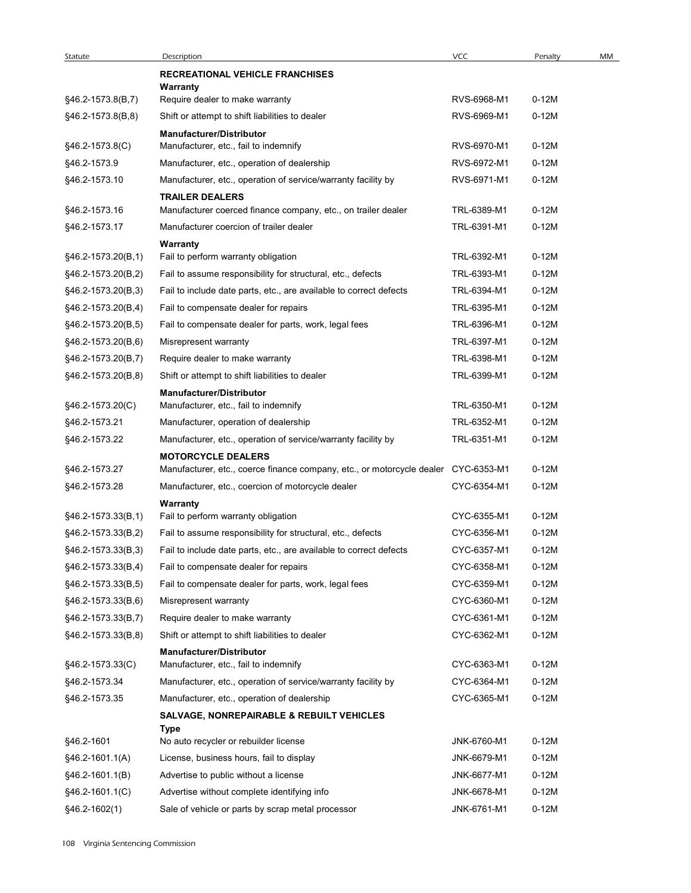| Statute | Description | VCC | Penalty | MM |
|---|---|---|---|---|
| | **RECREATIONAL VEHICLE FRANCHISES** | | | |
| | **Warranty** | | | |
| §46.2-1573.8(B,7) | Require dealer to make warranty | RVS-6968-M1 | 0-12M | |
| §46.2-1573.8(B,8) | Shift or attempt to shift liabilities to dealer | RVS-6969-M1 | 0-12M | |
| | **Manufacturer/Distributor** | | | |
| §46.2-1573.8(C) | Manufacturer, etc., fail to indemnify | RVS-6970-M1 | 0-12M | |
| §46.2-1573.9 | Manufacturer, etc., operation of dealership | RVS-6972-M1 | 0-12M | |
| §46.2-1573.10 | Manufacturer, etc., operation of service/warranty facility by | RVS-6971-M1 | 0-12M | |
| | **TRAILER DEALERS** | | | |
| §46.2-1573.16 | Manufacturer coerced finance company, etc., on trailer dealer | TRL-6389-M1 | 0-12M | |
| §46.2-1573.17 | Manufacturer coercion of trailer dealer | TRL-6391-M1 | 0-12M | |
| | **Warranty** | | | |
| §46.2-1573.20(B,1) | Fail to perform warranty obligation | TRL-6392-M1 | 0-12M | |
| §46.2-1573.20(B,2) | Fail to assume responsibility for structural, etc., defects | TRL-6393-M1 | 0-12M | |
| §46.2-1573.20(B,3) | Fail to include date parts, etc., are available to correct defects | TRL-6394-M1 | 0-12M | |
| §46.2-1573.20(B,4) | Fail to compensate dealer for repairs | TRL-6395-M1 | 0-12M | |
| §46.2-1573.20(B,5) | Fail to compensate dealer for parts, work, legal fees | TRL-6396-M1 | 0-12M | |
| §46.2-1573.20(B,6) | Misrepresent warranty | TRL-6397-M1 | 0-12M | |
| §46.2-1573.20(B,7) | Require dealer to make warranty | TRL-6398-M1 | 0-12M | |
| §46.2-1573.20(B,8) | Shift or attempt to shift liabilities to dealer | TRL-6399-M1 | 0-12M | |
| | **Manufacturer/Distributor** | | | |
| §46.2-1573.20(C) | Manufacturer, etc., fail to indemnify | TRL-6350-M1 | 0-12M | |
| §46.2-1573.21 | Manufacturer, operation of dealership | TRL-6352-M1 | 0-12M | |
| §46.2-1573.22 | Manufacturer, etc., operation of service/warranty facility by | TRL-6351-M1 | 0-12M | |
| | **MOTORCYCLE DEALERS** | | | |
| §46.2-1573.27 | Manufacturer, etc., coerce finance company, etc., or motorcycle dealer | CYC-6353-M1 | 0-12M | |
| §46.2-1573.28 | Manufacturer, etc., coercion of motorcycle dealer | CYC-6354-M1 | 0-12M | |
| | **Warranty** | | | |
| §46.2-1573.33(B,1) | Fail to perform warranty obligation | CYC-6355-M1 | 0-12M | |
| §46.2-1573.33(B,2) | Fail to assume responsibility for structural, etc., defects | CYC-6356-M1 | 0-12M | |
| §46.2-1573.33(B,3) | Fail to include date parts, etc., are available to correct defects | CYC-6357-M1 | 0-12M | |
| §46.2-1573.33(B,4) | Fail to compensate dealer for repairs | CYC-6358-M1 | 0-12M | |
| §46.2-1573.33(B,5) | Fail to compensate dealer for parts, work, legal fees | CYC-6359-M1 | 0-12M | |
| §46.2-1573.33(B,6) | Misrepresent warranty | CYC-6360-M1 | 0-12M | |
| §46.2-1573.33(B,7) | Require dealer to make warranty | CYC-6361-M1 | 0-12M | |
| §46.2-1573.33(B,8) | Shift or attempt to shift liabilities to dealer | CYC-6362-M1 | 0-12M | |
| | **Manufacturer/Distributor** | | | |
| §46.2-1573.33(C) | Manufacturer, etc., fail to indemnify | CYC-6363-M1 | 0-12M | |
| §46.2-1573.34 | Manufacturer, etc., operation of service/warranty facility by | CYC-6364-M1 | 0-12M | |
| §46.2-1573.35 | Manufacturer, etc., operation of dealership | CYC-6365-M1 | 0-12M | |
| | **SALVAGE, NONREPAIRABLE & REBUILT VEHICLES** | | | |
| | **Type** | | | |
| §46.2-1601 | No auto recycler or rebuilder license | JNK-6760-M1 | 0-12M | |
| §46.2-1601.1(A) | License, business hours, fail to display | JNK-6679-M1 | 0-12M | |
| §46.2-1601.1(B) | Advertise to public without a license | JNK-6677-M1 | 0-12M | |
| §46.2-1601.1(C) | Advertise without complete identifying info | JNK-6678-M1 | 0-12M | |
| §46.2-1602(1) | Sale of vehicle or parts by scrap metal processor | JNK-6761-M1 | 0-12M | |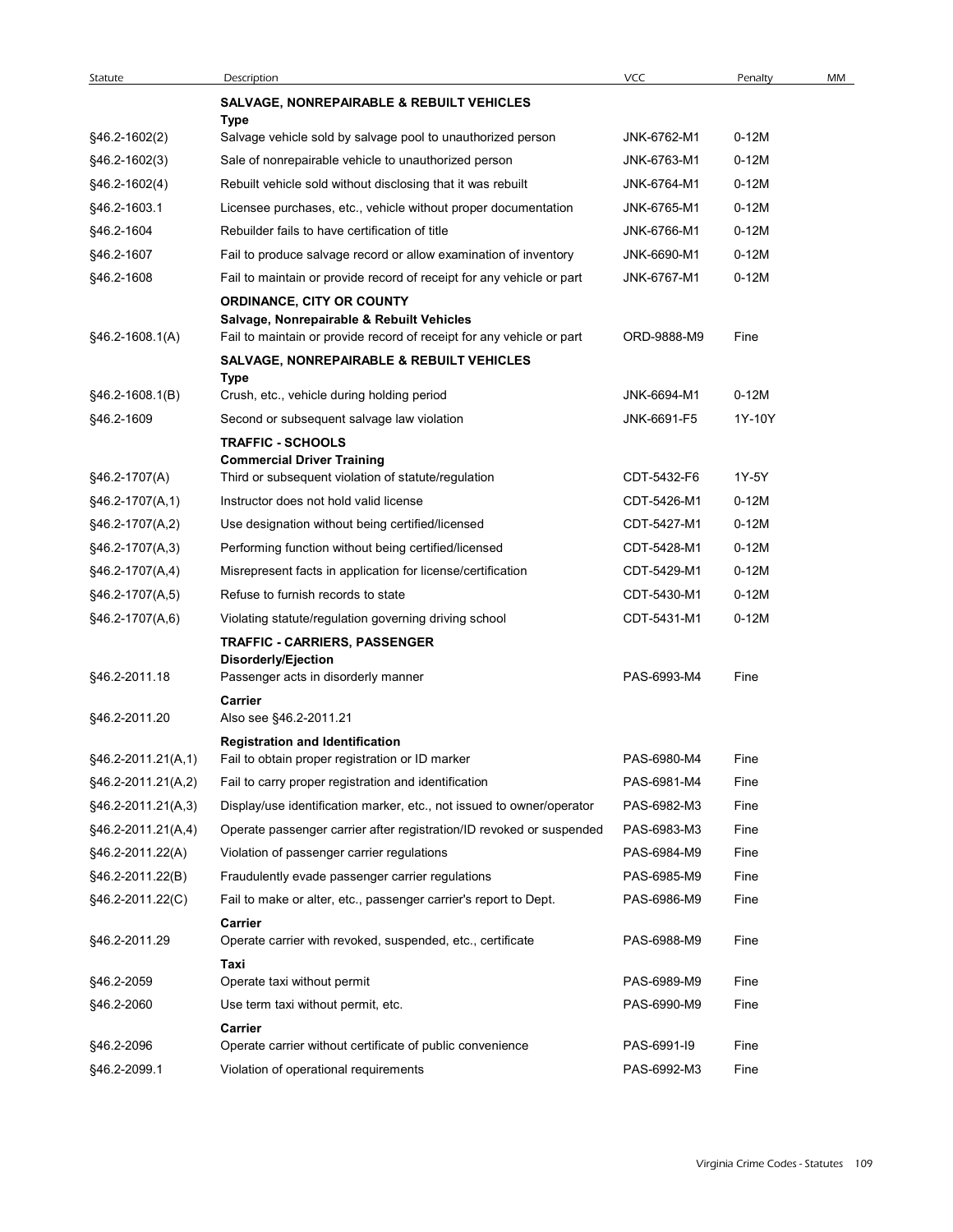| Statute | Description | VCC | Penalty | MM |
|---|---|---|---|---|
| | **SALVAGE, NONREPAIRABLE & REBUILT VEHICLES** | | | |
| | **Type** | | | |
| §46.2-1602(2) | Salvage vehicle sold by salvage pool to unauthorized person | JNK-6762-M1 | 0-12M | |
| §46.2-1602(3) | Sale of nonrepairable vehicle to unauthorized person | JNK-6763-M1 | 0-12M | |
| §46.2-1602(4) | Rebuilt vehicle sold without disclosing that it was rebuilt | JNK-6764-M1 | 0-12M | |
| §46.2-1603.1 | Licensee purchases, etc., vehicle without proper documentation | JNK-6765-M1 | 0-12M | |
| §46.2-1604 | Rebuilder fails to have certification of title | JNK-6766-M1 | 0-12M | |
| §46.2-1607 | Fail to produce salvage record or allow examination of inventory | JNK-6690-M1 | 0-12M | |
| §46.2-1608 | Fail to maintain or provide record of receipt for any vehicle or part | JNK-6767-M1 | 0-12M | |
| | **ORDINANCE, CITY OR COUNTY** | | | |
| | **Salvage, Nonrepairable & Rebuilt Vehicles** | | | |
| §46.2-1608.1(A) | Fail to maintain or provide record of receipt for any vehicle or part | ORD-9888-M9 | Fine | |
| | **SALVAGE, NONREPAIRABLE & REBUILT VEHICLES** | | | |
| | **Type** | | | |
| §46.2-1608.1(B) | Crush, etc., vehicle during holding period | JNK-6694-M1 | 0-12M | |
| §46.2-1609 | Second or subsequent salvage law violation | JNK-6691-F5 | 1Y-10Y | |
| | **TRAFFIC - SCHOOLS** | | | |
| | **Commercial Driver Training** | | | |
| §46.2-1707(A) | Third or subsequent violation of statute/regulation | CDT-5432-F6 | 1Y-5Y | |
| §46.2-1707(A,1) | Instructor does not hold valid license | CDT-5426-M1 | 0-12M | |
| §46.2-1707(A,2) | Use designation without being certified/licensed | CDT-5427-M1 | 0-12M | |
| §46.2-1707(A,3) | Performing function without being certified/licensed | CDT-5428-M1 | 0-12M | |
| §46.2-1707(A,4) | Misrepresent facts in application for license/certification | CDT-5429-M1 | 0-12M | |
| §46.2-1707(A,5) | Refuse to furnish records to state | CDT-5430-M1 | 0-12M | |
| §46.2-1707(A,6) | Violating statute/regulation governing driving school | CDT-5431-M1 | 0-12M | |
| | **TRAFFIC - CARRIERS, PASSENGER** | | | |
| | **Disorderly/Ejection** | | | |
| §46.2-2011.18 | Passenger acts in disorderly manner | PAS-6993-M4 | Fine | |
| | **Carrier** | | | |
| §46.2-2011.20 | Also see §46.2-2011.21 | | | |
| | **Registration and Identification** | | | |
| §46.2-2011.21(A,1) | Fail to obtain proper registration or ID marker | PAS-6980-M4 | Fine | |
| §46.2-2011.21(A,2) | Fail to carry proper registration and identification | PAS-6981-M4 | Fine | |
| §46.2-2011.21(A,3) | Display/use identification marker, etc., not issued to owner/operator | PAS-6982-M3 | Fine | |
| §46.2-2011.21(A,4) | Operate passenger carrier after registration/ID revoked or suspended | PAS-6983-M3 | Fine | |
| §46.2-2011.22(A) | Violation of passenger carrier regulations | PAS-6984-M9 | Fine | |
| §46.2-2011.22(B) | Fraudulently evade passenger carrier regulations | PAS-6985-M9 | Fine | |
| §46.2-2011.22(C) | Fail to make or alter, etc., passenger carrier's report to Dept. | PAS-6986-M9 | Fine | |
| | **Carrier** | | | |
| §46.2-2011.29 | Operate carrier with revoked, suspended, etc., certificate | PAS-6988-M9 | Fine | |
| | **Taxi** | | | |
| §46.2-2059 | Operate taxi without permit | PAS-6989-M9 | Fine | |
| §46.2-2060 | Use term taxi without permit, etc. | PAS-6990-M9 | Fine | |
| | **Carrier** | | | |
| §46.2-2096 | Operate carrier without certificate of public convenience | PAS-6991-I9 | Fine | |
| §46.2-2099.1 | Violation of operational requirements | PAS-6992-M3 | Fine | |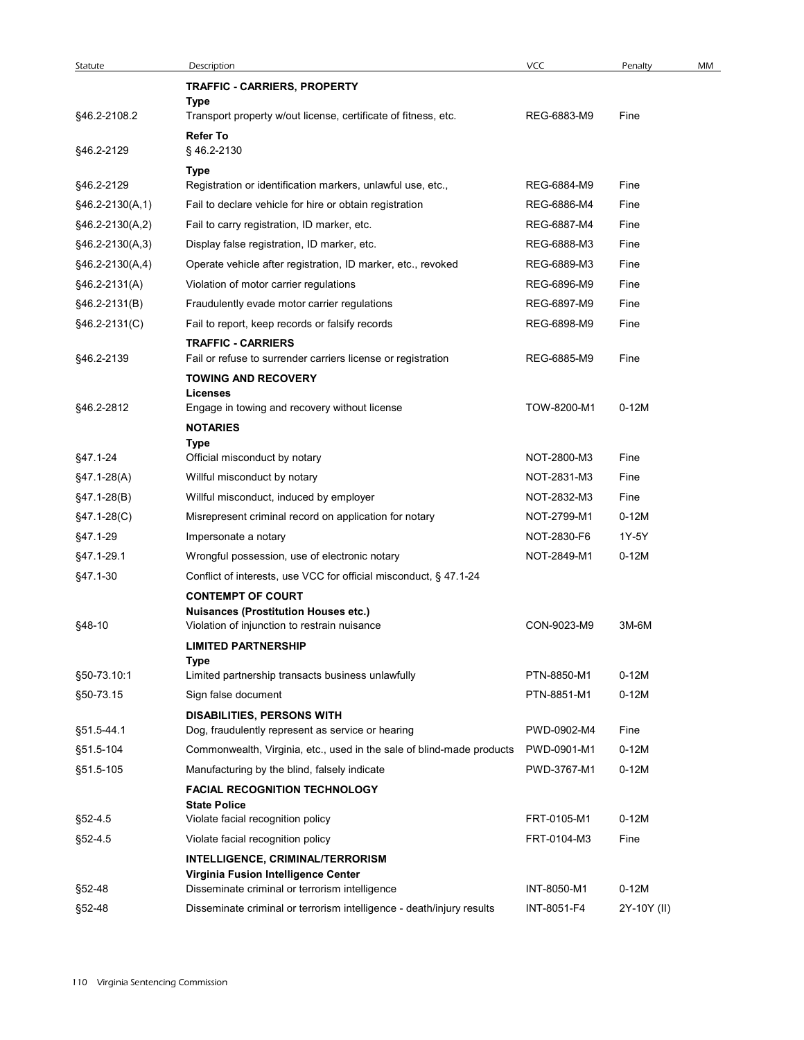| Statute | Description | VCC | Penalty | MM |
|---|---|---|---|---|
| | **TRAFFIC - CARRIERS, PROPERTY** | | | |
| | **Type** | | | |
| §46.2-2108.2 | Transport property w/out license, certificate of fitness, etc. | REG-6883-M9 | Fine | |
| | **Refer To** | | | |
| §46.2-2129 | § 46.2-2130 | | | |
| | **Type** | | | |
| §46.2-2129 | Registration or identification markers, unlawful use, etc., | REG-6884-M9 | Fine | |
| §46.2-2130(A,1) | Fail to declare vehicle for hire or obtain registration | REG-6886-M4 | Fine | |
| §46.2-2130(A,2) | Fail to carry registration, ID marker, etc. | REG-6887-M4 | Fine | |
| §46.2-2130(A,3) | Display false registration, ID marker, etc. | REG-6888-M3 | Fine | |
| §46.2-2130(A,4) | Operate vehicle after registration, ID marker, etc., revoked | REG-6889-M3 | Fine | |
| §46.2-2131(A) | Violation of motor carrier regulations | REG-6896-M9 | Fine | |
| §46.2-2131(B) | Fraudulently evade motor carrier regulations | REG-6897-M9 | Fine | |
| §46.2-2131(C) | Fail to report, keep records or falsify records | REG-6898-M9 | Fine | |
| | **TRAFFIC - CARRIERS** | | | |
| §46.2-2139 | Fail or refuse to surrender carriers license or registration | REG-6885-M9 | Fine | |
| | **TOWING AND RECOVERY** | | | |
| | **Licenses** | | | |
| §46.2-2812 | Engage in towing and recovery without license | TOW-8200-M1 | 0-12M | |
| | **NOTARIES** | | | |
| | **Type** | | | |
| §47.1-24 | Official misconduct by notary | NOT-2800-M3 | Fine | |
| §47.1-28(A) | Willful misconduct by notary | NOT-2831-M3 | Fine | |
| §47.1-28(B) | Willful misconduct, induced by employer | NOT-2832-M3 | Fine | |
| §47.1-28(C) | Misrepresent criminal record on application for notary | NOT-2799-M1 | 0-12M | |
| §47.1-29 | Impersonate a notary | NOT-2830-F6 | 1Y-5Y | |
| §47.1-29.1 | Wrongful possession, use of electronic notary | NOT-2849-M1 | 0-12M | |
| §47.1-30 | Conflict of interests, use VCC for official misconduct, § 47.1-24 | | | |
| | **CONTEMPT OF COURT** | | | |
| | **Nuisances (Prostitution Houses etc.)** | | | |
| §48-10 | Violation of injunction to restrain nuisance | CON-9023-M9 | 3M-6M | |
| | **LIMITED PARTNERSHIP** | | | |
| | **Type** | | | |
| §50-73.10:1 | Limited partnership transacts business unlawfully | PTN-8850-M1 | 0-12M | |
| §50-73.15 | Sign false document | PTN-8851-M1 | 0-12M | |
| | **DISABILITIES, PERSONS WITH** | | | |
| §51.5-44.1 | Dog, fraudulently represent as service or hearing | PWD-0902-M4 | Fine | |
| §51.5-104 | Commonwealth, Virginia, etc., used in the sale of blind-made products | PWD-0901-M1 | 0-12M | |
| §51.5-105 | Manufacturing by the blind, falsely indicate | PWD-3767-M1 | 0-12M | |
| | **FACIAL RECOGNITION TECHNOLOGY** | | | |
| | **State Police** | | | |
| §52-4.5 | Violate facial recognition policy | FRT-0105-M1 | 0-12M | |
| §52-4.5 | Violate facial recognition policy | FRT-0104-M3 | Fine | |
| | **INTELLIGENCE, CRIMINAL/TERRORISM** | | | |
| | **Virginia Fusion Intelligence Center** | | | |
| §52-48 | Disseminate criminal or terrorism intelligence | INT-8050-M1 | 0-12M | |
| §52-48 | Disseminate criminal or terrorism intelligence - death/injury results | INT-8051-F4 | 2Y-10Y (II) | |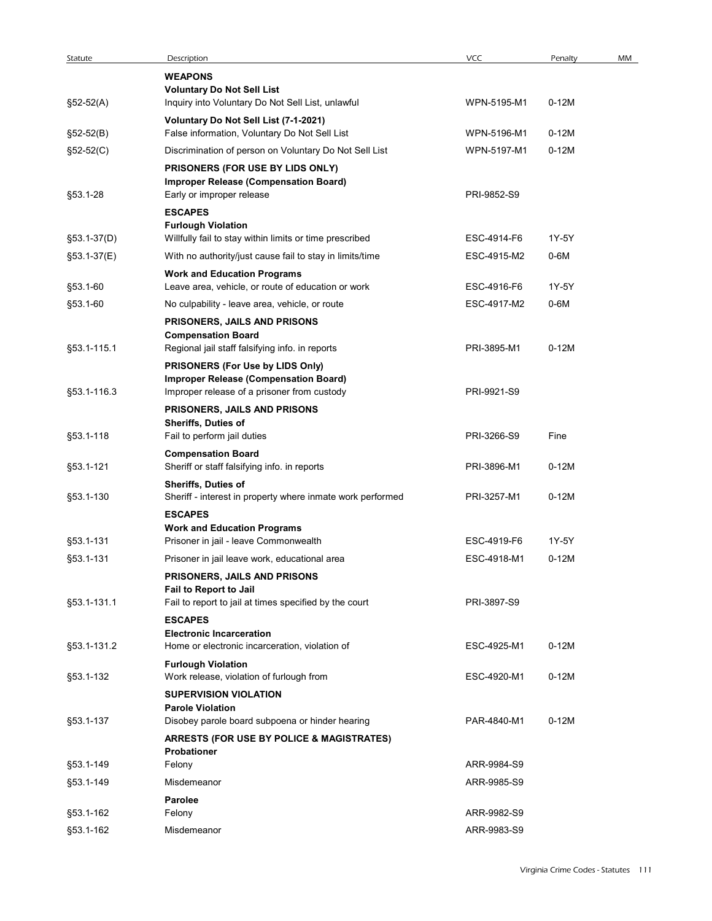| Statute | Description | VCC | Penalty | MM |
|---|---|---|---|---|
| | **WEAPONS** | | | |
| | **Voluntary Do Not Sell List** | | | |
| §52-52(A) | Inquiry into Voluntary Do Not Sell List, unlawful | WPN-5195-M1 | 0-12M | |
| | **Voluntary Do Not Sell List (7-1-2021)** | | | |
| §52-52(B) | False information, Voluntary Do Not Sell List | WPN-5196-M1 | 0-12M | |
| §52-52(C) | Discrimination of person on Voluntary Do Not Sell List | WPN-5197-M1 | 0-12M | |
| | **PRISONERS (FOR USE BY LIDS ONLY)** | | | |
| | **Improper Release (Compensation Board)** | | | |
| §53.1-28 | Early or improper release | PRI-9852-S9 | | |
| | **ESCAPES** | | | |
| | **Furlough Violation** | | | |
| §53.1-37(D) | Willfully fail to stay within limits or time prescribed | ESC-4914-F6 | 1Y-5Y | |
| §53.1-37(E) | With no authority/just cause fail to stay in limits/time | ESC-4915-M2 | 0-6M | |
| | **Work and Education Programs** | | | |
| §53.1-60 | Leave area, vehicle, or route of education or work | ESC-4916-F6 | 1Y-5Y | |
| §53.1-60 | No culpability - leave area, vehicle, or route | ESC-4917-M2 | 0-6M | |
| | **PRISONERS, JAILS AND PRISONS** | | | |
| | **Compensation Board** | | | |
| §53.1-115.1 | Regional jail staff falsifying info. in reports | PRI-3895-M1 | 0-12M | |
| | **PRISONERS (For Use by LIDS Only)** | | | |
| | **Improper Release (Compensation Board)** | | | |
| §53.1-116.3 | Improper release of a prisoner from custody | PRI-9921-S9 | | |
| | **PRISONERS, JAILS AND PRISONS** | | | |
| | **Sheriffs, Duties of** | | | |
| §53.1-118 | Fail to perform jail duties | PRI-3266-S9 | Fine | |
| | **Compensation Board** | | | |
| §53.1-121 | Sheriff or staff falsifying info. in reports | PRI-3896-M1 | 0-12M | |
| | **Sheriffs, Duties of** | | | |
| §53.1-130 | Sheriff - interest in property where inmate work performed | PRI-3257-M1 | 0-12M | |
| | **ESCAPES** | | | |
| | **Work and Education Programs** | | | |
| §53.1-131 | Prisoner in jail - leave Commonwealth | ESC-4919-F6 | 1Y-5Y | |
| §53.1-131 | Prisoner in jail leave work, educational area | ESC-4918-M1 | 0-12M | |
| | **PRISONERS, JAILS AND PRISONS** | | | |
| | **Fail to Report to Jail** | | | |
| §53.1-131.1 | Fail to report to jail at times specified by the court | PRI-3897-S9 | | |
| | **ESCAPES** | | | |
| | **Electronic Incarceration** | | | |
| §53.1-131.2 | Home or electronic incarceration, violation of | ESC-4925-M1 | 0-12M | |
| | **Furlough Violation** | | | |
| §53.1-132 | Work release, violation of furlough from | ESC-4920-M1 | 0-12M | |
| | **SUPERVISION VIOLATION** | | | |
| | **Parole Violation** | | | |
| §53.1-137 | Disobey parole board subpoena or hinder hearing | PAR-4840-M1 | 0-12M | |
| | **ARRESTS (FOR USE BY POLICE & MAGISTRATES)** | | | |
| | **Probationer** | | | |
| §53.1-149 | Felony | ARR-9984-S9 | | |
| §53.1-149 | Misdemeanor | ARR-9985-S9 | | |
| | **Parolee** | | | |
| §53.1-162 | Felony | ARR-9982-S9 | | |
| §53.1-162 | Misdemeanor | ARR-9983-S9 | | |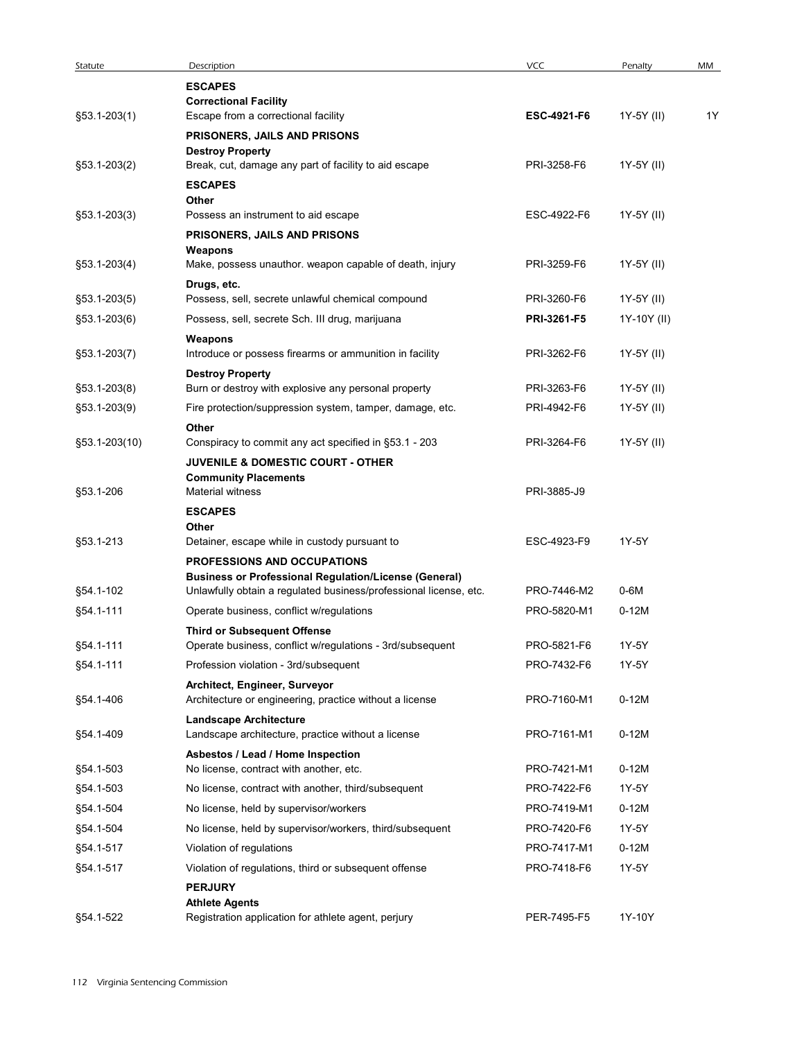| Statute | Description | VCC | Penalty | MM |
|---|---|---|---|---|
| | **ESCAPES** | | | |
| | **Correctional Facility** | | | |
| §53.1-203(1) | Escape from a correctional facility | **ESC-4921-F6** | 1Y-5Y (II) | 1Y |
| | **PRISONERS, JAILS AND PRISONS** | | | |
| | **Destroy Property** | | | |
| §53.1-203(2) | Break, cut, damage any part of facility to aid escape | PRI-3258-F6 | 1Y-5Y (II) | |
| | **ESCAPES** | | | |
| | **Other** | | | |
| §53.1-203(3) | Possess an instrument to aid escape | ESC-4922-F6 | 1Y-5Y (II) | |
| | **PRISONERS, JAILS AND PRISONS** | | | |
| | **Weapons** | | | |
| §53.1-203(4) | Make, possess unauthor. weapon capable of death, injury | PRI-3259-F6 | 1Y-5Y (II) | |
| | **Drugs, etc.** | | | |
| §53.1-203(5) | Possess, sell, secrete unlawful chemical compound | PRI-3260-F6 | 1Y-5Y (II) | |
| §53.1-203(6) | Possess, sell, secrete Sch. III drug, marijuana | **PRI-3261-F5** | 1Y-10Y (II) | |
| | **Weapons** | | | |
| §53.1-203(7) | Introduce or possess firearms or ammunition in facility | PRI-3262-F6 | 1Y-5Y (II) | |
| | **Destroy Property** | | | |
| §53.1-203(8) | Burn or destroy with explosive any personal property | PRI-3263-F6 | 1Y-5Y (II) | |
| §53.1-203(9) | Fire protection/suppression system, tamper, damage, etc. | PRI-4942-F6 | 1Y-5Y (II) | |
| | **Other** | | | |
| §53.1-203(10) | Conspiracy to commit any act specified in §53.1 - 203 | PRI-3264-F6 | 1Y-5Y (II) | |
| | **JUVENILE & DOMESTIC COURT - OTHER** | | | |
| | **Community Placements** | | | |
| §53.1-206 | Material witness | PRI-3885-J9 | | |
| | **ESCAPES** | | | |
| | **Other** | | | |
| §53.1-213 | Detainer, escape while in custody pursuant to | ESC-4923-F9 | 1Y-5Y | |
| | **PROFESSIONS AND OCCUPATIONS** | | | |
| | **Business or Professional Regulation/License (General)** | | | |
| §54.1-102 | Unlawfully obtain a regulated business/professional license, etc. | PRO-7446-M2 | 0-6M | |
| §54.1-111 | Operate business, conflict w/regulations | PRO-5820-M1 | 0-12M | |
| | **Third or Subsequent Offense** | | | |
| §54.1-111 | Operate business, conflict w/regulations - 3rd/subsequent | PRO-5821-F6 | 1Y-5Y | |
| §54.1-111 | Profession violation - 3rd/subsequent | PRO-7432-F6 | 1Y-5Y | |
| | **Architect, Engineer, Surveyor** | | | |
| §54.1-406 | Architecture or engineering, practice without a license | PRO-7160-M1 | 0-12M | |
| | **Landscape Architecture** | | | |
| §54.1-409 | Landscape architecture, practice without a license | PRO-7161-M1 | 0-12M | |
| | **Asbestos / Lead / Home Inspection** | | | |
| §54.1-503 | No license, contract with another, etc. | PRO-7421-M1 | 0-12M | |
| §54.1-503 | No license, contract with another, third/subsequent | PRO-7422-F6 | 1Y-5Y | |
| §54.1-504 | No license, held by supervisor/workers | PRO-7419-M1 | 0-12M | |
| §54.1-504 | No license, held by supervisor/workers, third/subsequent | PRO-7420-F6 | 1Y-5Y | |
| §54.1-517 | Violation of regulations | PRO-7417-M1 | 0-12M | |
| §54.1-517 | Violation of regulations, third or subsequent offense | PRO-7418-F6 | 1Y-5Y | |
| | **PERJURY** | | | |
| | **Athlete Agents** | | | |
| §54.1-522 | Registration application for athlete agent, perjury | PER-7495-F5 | 1Y-10Y | |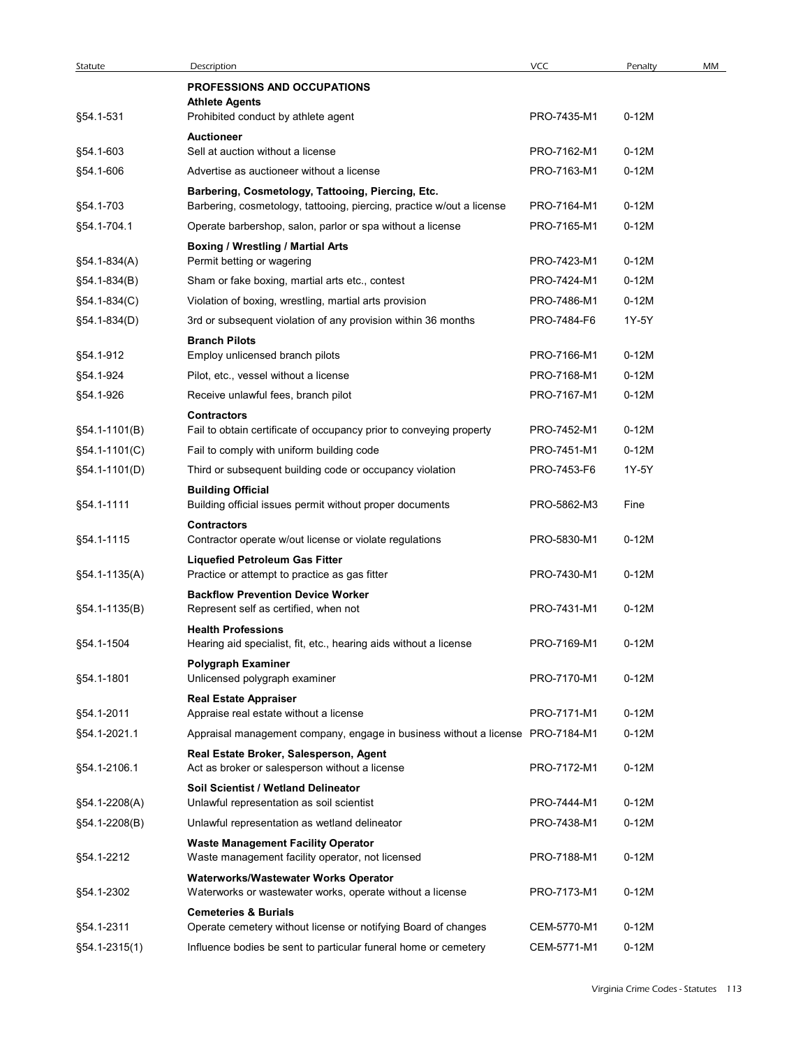| Statute | Description | VCC | Penalty | MM |
|---|---|---|---|---|
| | **PROFESSIONS AND OCCUPATIONS** | | | |
| | **Athlete Agents** | | | |
| §54.1-531 | Prohibited conduct by athlete agent | PRO-7435-M1 | 0-12M | |
| | **Auctioneer** | | | |
| §54.1-603 | Sell at auction without a license | PRO-7162-M1 | 0-12M | |
| §54.1-606 | Advertise as auctioneer without a license | PRO-7163-M1 | 0-12M | |
| | **Barbering, Cosmetology, Tattooing, Piercing, Etc.** | | | |
| §54.1-703 | Barbering, cosmetology, tattooing, piercing, practice w/out a license | PRO-7164-M1 | 0-12M | |
| §54.1-704.1 | Operate barbershop, salon, parlor or spa without a license | PRO-7165-M1 | 0-12M | |
| | **Boxing / Wrestling / Martial Arts** | | | |
| §54.1-834(A) | Permit betting or wagering | PRO-7423-M1 | 0-12M | |
| §54.1-834(B) | Sham or fake boxing, martial arts etc., contest | PRO-7424-M1 | 0-12M | |
| §54.1-834(C) | Violation of boxing, wrestling, martial arts provision | PRO-7486-M1 | 0-12M | |
| §54.1-834(D) | 3rd or subsequent violation of any provision within 36 months | PRO-7484-F6 | 1Y-5Y | |
| | **Branch Pilots** | | | |
| §54.1-912 | Employ unlicensed branch pilots | PRO-7166-M1 | 0-12M | |
| §54.1-924 | Pilot, etc., vessel without a license | PRO-7168-M1 | 0-12M | |
| §54.1-926 | Receive unlawful fees, branch pilot | PRO-7167-M1 | 0-12M | |
| | **Contractors** | | | |
| §54.1-1101(B) | Fail to obtain certificate of occupancy prior to conveying property | PRO-7452-M1 | 0-12M | |
| §54.1-1101(C) | Fail to comply with uniform building code | PRO-7451-M1 | 0-12M | |
| §54.1-1101(D) | Third or subsequent building code or occupancy violation | PRO-7453-F6 | 1Y-5Y | |
| | **Building Official** | | | |
| §54.1-1111 | Building official issues permit without proper documents | PRO-5862-M3 | Fine | |
| | **Contractors** | | | |
| §54.1-1115 | Contractor operate w/out license or violate regulations | PRO-5830-M1 | 0-12M | |
| | **Liquefied Petroleum Gas Fitter** | | | |
| §54.1-1135(A) | Practice or attempt to practice as gas fitter | PRO-7430-M1 | 0-12M | |
| | **Backflow Prevention Device Worker** | | | |
| §54.1-1135(B) | Represent self as certified, when not | PRO-7431-M1 | 0-12M | |
| | **Health Professions** | | | |
| §54.1-1504 | Hearing aid specialist, fit, etc., hearing aids without a license | PRO-7169-M1 | 0-12M | |
| | **Polygraph Examiner** | | | |
| §54.1-1801 | Unlicensed polygraph examiner | PRO-7170-M1 | 0-12M | |
| | **Real Estate Appraiser** | | | |
| §54.1-2011 | Appraise real estate without a license | PRO-7171-M1 | 0-12M | |
| §54.1-2021.1 | Appraisal management company, engage in business without a license | PRO-7184-M1 | 0-12M | |
| | **Real Estate Broker, Salesperson, Agent** | | | |
| §54.1-2106.1 | Act as broker or salesperson without a license | PRO-7172-M1 | 0-12M | |
| | **Soil Scientist / Wetland Delineator** | | | |
| §54.1-2208(A) | Unlawful representation as soil scientist | PRO-7444-M1 | 0-12M | |
| §54.1-2208(B) | Unlawful representation as wetland delineator | PRO-7438-M1 | 0-12M | |
| | **Waste Management Facility Operator** | | | |
| §54.1-2212 | Waste management facility operator, not licensed | PRO-7188-M1 | 0-12M | |
| | **Waterworks/Wastewater Works Operator** | | | |
| §54.1-2302 | Waterworks or wastewater works, operate without a license | PRO-7173-M1 | 0-12M | |
| | **Cemeteries & Burials** | | | |
| §54.1-2311 | Operate cemetery without license or notifying Board of changes | CEM-5770-M1 | 0-12M | |
| §54.1-2315(1) | Influence bodies be sent to particular funeral home or cemetery | CEM-5771-M1 | 0-12M | |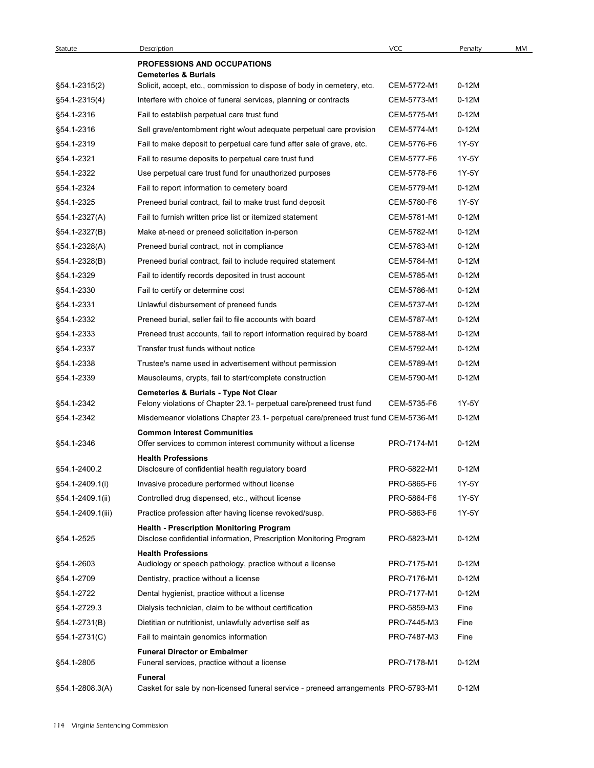| Statute | Description | VCC | Penalty | MM |
|---|---|---|---|---|
| | **PROFESSIONS AND OCCUPATIONS** | | | |
| | **Cemeteries & Burials** | | | |
| §54.1-2315(2) | Solicit, accept, etc., commission to dispose of body in cemetery, etc. | CEM-5772-M1 | 0-12M | |
| §54.1-2315(4) | Interfere with choice of funeral services, planning or contracts | CEM-5773-M1 | 0-12M | |
| §54.1-2316 | Fail to establish perpetual care trust fund | CEM-5775-M1 | 0-12M | |
| §54.1-2316 | Sell grave/entombment right w/out adequate perpetual care provision | CEM-5774-M1 | 0-12M | |
| §54.1-2319 | Fail to make deposit to perpetual care fund after sale of grave, etc. | CEM-5776-F6 | 1Y-5Y | |
| §54.1-2321 | Fail to resume deposits to perpetual care trust fund | CEM-5777-F6 | 1Y-5Y | |
| §54.1-2322 | Use perpetual care trust fund for unauthorized purposes | CEM-5778-F6 | 1Y-5Y | |
| §54.1-2324 | Fail to report information to cemetery board | CEM-5779-M1 | 0-12M | |
| §54.1-2325 | Preneed burial contract, fail to make trust fund deposit | CEM-5780-F6 | 1Y-5Y | |
| §54.1-2327(A) | Fail to furnish written price list or itemized statement | CEM-5781-M1 | 0-12M | |
| §54.1-2327(B) | Make at-need or preneed solicitation in-person | CEM-5782-M1 | 0-12M | |
| §54.1-2328(A) | Preneed burial contract, not in compliance | CEM-5783-M1 | 0-12M | |
| §54.1-2328(B) | Preneed burial contract, fail to include required statement | CEM-5784-M1 | 0-12M | |
| §54.1-2329 | Fail to identify records deposited in trust account | CEM-5785-M1 | 0-12M | |
| §54.1-2330 | Fail to certify or determine cost | CEM-5786-M1 | 0-12M | |
| §54.1-2331 | Unlawful disbursement of preneed funds | CEM-5737-M1 | 0-12M | |
| §54.1-2332 | Preneed burial, seller fail to file accounts with board | CEM-5787-M1 | 0-12M | |
| §54.1-2333 | Preneed trust accounts, fail to report information required by board | CEM-5788-M1 | 0-12M | |
| §54.1-2337 | Transfer trust funds without notice | CEM-5792-M1 | 0-12M | |
| §54.1-2338 | Trustee's name used in advertisement without permission | CEM-5789-M1 | 0-12M | |
| §54.1-2339 | Mausoleums, crypts, fail to start/complete construction | CEM-5790-M1 | 0-12M | |
| | **Cemeteries & Burials - Type Not Clear** | | | |
| §54.1-2342 | Felony violations of Chapter 23.1- perpetual care/preneed trust fund | CEM-5735-F6 | 1Y-5Y | |
| §54.1-2342 | Misdemeanor violations Chapter 23.1- perpetual care/preneed trust fund | CEM-5736-M1 | 0-12M | |
| | **Common Interest Communities** | | | |
| §54.1-2346 | Offer services to common interest community without a license | PRO-7174-M1 | 0-12M | |
| | **Health Professions** | | | |
| §54.1-2400.2 | Disclosure of confidential health regulatory board | PRO-5822-M1 | 0-12M | |
| §54.1-2409.1(i) | Invasive procedure performed without license | PRO-5865-F6 | 1Y-5Y | |
| §54.1-2409.1(ii) | Controlled drug dispensed, etc., without license | PRO-5864-F6 | 1Y-5Y | |
| §54.1-2409.1(iii) | Practice profession after having license revoked/susp. | PRO-5863-F6 | 1Y-5Y | |
| | **Health - Prescription Monitoring Program** | | | |
| §54.1-2525 | Disclose confidential information, Prescription Monitoring Program | PRO-5823-M1 | 0-12M | |
| | **Health Professions** | | | |
| §54.1-2603 | Audiology or speech pathology, practice without a license | PRO-7175-M1 | 0-12M | |
| §54.1-2709 | Dentistry, practice without a license | PRO-7176-M1 | 0-12M | |
| §54.1-2722 | Dental hygienist, practice without a license | PRO-7177-M1 | 0-12M | |
| §54.1-2729.3 | Dialysis technician, claim to be without certification | PRO-5859-M3 | Fine | |
| §54.1-2731(B) | Dietitian or nutritionist, unlawfully advertise self as | PRO-7445-M3 | Fine | |
| §54.1-2731(C) | Fail to maintain genomics information | PRO-7487-M3 | Fine | |
| | **Funeral Director or Embalmer** | | | |
| §54.1-2805 | Funeral services, practice without a license | PRO-7178-M1 | 0-12M | |
| | **Funeral** | | | |
| §54.1-2808.3(A) | Casket for sale by non-licensed funeral service - preneed arrangements | PRO-5793-M1 | 0-12M | |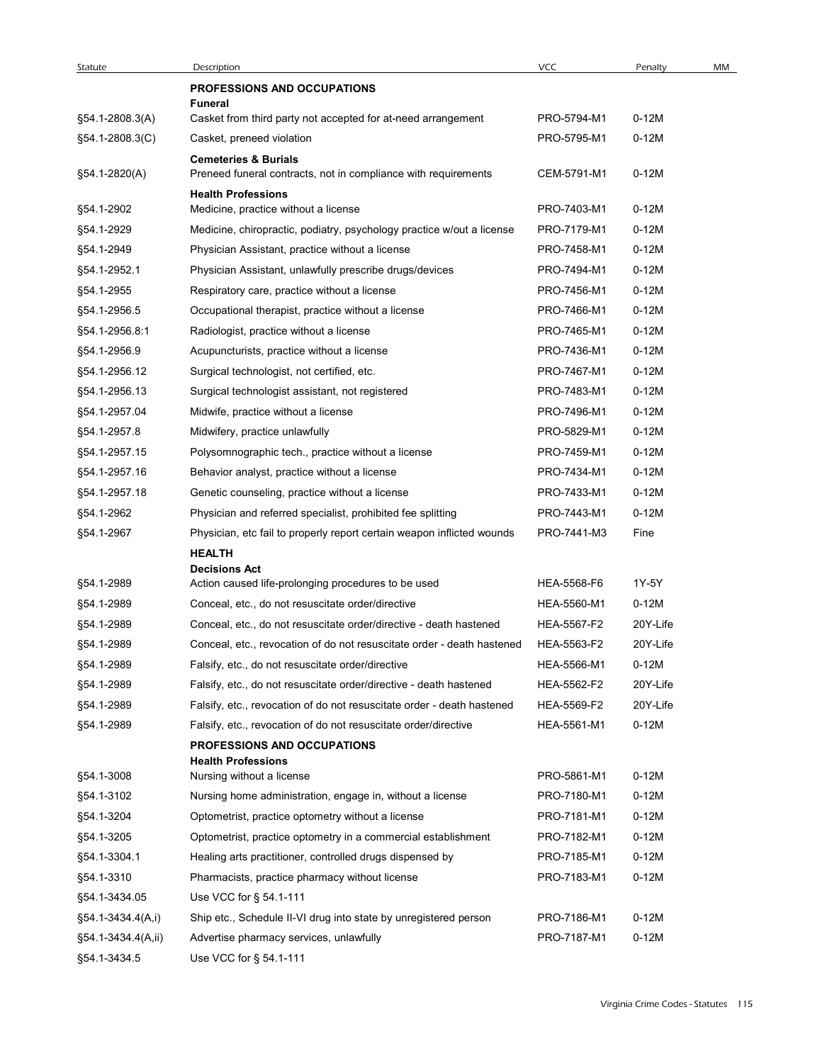| Statute | Description | VCC | Penalty | MM |
|---|---|---|---|---|
| | **PROFESSIONS AND OCCUPATIONS** | | | |
| | **Funeral** | | | |
| §54.1-2808.3(A) | Casket from third party not accepted for at-need arrangement | PRO-5794-M1 | 0-12M | |
| §54.1-2808.3(C) | Casket, preneed violation | PRO-5795-M1 | 0-12M | |
| | **Cemeteries & Burials** | | | |
| §54.1-2820(A) | Preneed funeral contracts, not in compliance with requirements | CEM-5791-M1 | 0-12M | |
| | **Health Professions** | | | |
| §54.1-2902 | Medicine, practice without a license | PRO-7403-M1 | 0-12M | |
| §54.1-2929 | Medicine, chiropractic, podiatry, psychology practice w/out a license | PRO-7179-M1 | 0-12M | |
| §54.1-2949 | Physician Assistant, practice without a license | PRO-7458-M1 | 0-12M | |
| §54.1-2952.1 | Physician Assistant, unlawfully prescribe drugs/devices | PRO-7494-M1 | 0-12M | |
| §54.1-2955 | Respiratory care, practice without a license | PRO-7456-M1 | 0-12M | |
| §54.1-2956.5 | Occupational therapist, practice without a license | PRO-7466-M1 | 0-12M | |
| §54.1-2956.8:1 | Radiologist, practice without a license | PRO-7465-M1 | 0-12M | |
| §54.1-2956.9 | Acupuncturists, practice without a license | PRO-7436-M1 | 0-12M | |
| §54.1-2956.12 | Surgical technologist, not certified, etc. | PRO-7467-M1 | 0-12M | |
| §54.1-2956.13 | Surgical technologist assistant, not registered | PRO-7483-M1 | 0-12M | |
| §54.1-2957.04 | Midwife, practice without a license | PRO-7496-M1 | 0-12M | |
| §54.1-2957.8 | Midwifery, practice unlawfully | PRO-5829-M1 | 0-12M | |
| §54.1-2957.15 | Polysomnographic tech., practice without a license | PRO-7459-M1 | 0-12M | |
| §54.1-2957.16 | Behavior analyst, practice without a license | PRO-7434-M1 | 0-12M | |
| §54.1-2957.18 | Genetic counseling, practice without a license | PRO-7433-M1 | 0-12M | |
| §54.1-2962 | Physician and referred specialist, prohibited fee splitting | PRO-7443-M1 | 0-12M | |
| §54.1-2967 | Physician, etc fail to properly report certain weapon inflicted wounds | PRO-7441-M3 | Fine | |
| | **HEALTH** | | | |
| | **Decisions Act** | | | |
| §54.1-2989 | Action caused life-prolonging procedures to be used | HEA-5568-F6 | 1Y-5Y | |
| §54.1-2989 | Conceal, etc., do not resuscitate order/directive | HEA-5560-M1 | 0-12M | |
| §54.1-2989 | Conceal, etc., do not resuscitate order/directive - death hastened | HEA-5567-F2 | 20Y-Life | |
| §54.1-2989 | Conceal, etc., revocation of do not resuscitate order - death hastened | HEA-5563-F2 | 20Y-Life | |
| §54.1-2989 | Falsify, etc., do not resuscitate order/directive | HEA-5566-M1 | 0-12M | |
| §54.1-2989 | Falsify, etc., do not resuscitate order/directive - death hastened | HEA-5562-F2 | 20Y-Life | |
| §54.1-2989 | Falsify, etc., revocation of do not resuscitate order - death hastened | HEA-5569-F2 | 20Y-Life | |
| §54.1-2989 | Falsify, etc., revocation of do not resuscitate order/directive | HEA-5561-M1 | 0-12M | |
| | **PROFESSIONS AND OCCUPATIONS** | | | |
| | **Health Professions** | | | |
| §54.1-3008 | Nursing without a license | PRO-5861-M1 | 0-12M | |
| §54.1-3102 | Nursing home administration, engage in, without a license | PRO-7180-M1 | 0-12M | |
| §54.1-3204 | Optometrist, practice optometry without a license | PRO-7181-M1 | 0-12M | |
| §54.1-3205 | Optometrist, practice optometry in a commercial establishment | PRO-7182-M1 | 0-12M | |
| §54.1-3304.1 | Healing arts practitioner, controlled drugs dispensed by | PRO-7185-M1 | 0-12M | |
| §54.1-3310 | Pharmacists, practice pharmacy without license | PRO-7183-M1 | 0-12M | |
| §54.1-3434.05 | Use VCC for § 54.1-111 | | | |
| §54.1-3434.4(A,i) | Ship etc., Schedule II-VI drug into state by unregistered person | PRO-7186-M1 | 0-12M | |
| §54.1-3434.4(A,ii) | Advertise pharmacy services, unlawfully | PRO-7187-M1 | 0-12M | |
| §54.1-3434.5 | Use VCC for § 54.1-111 | | | |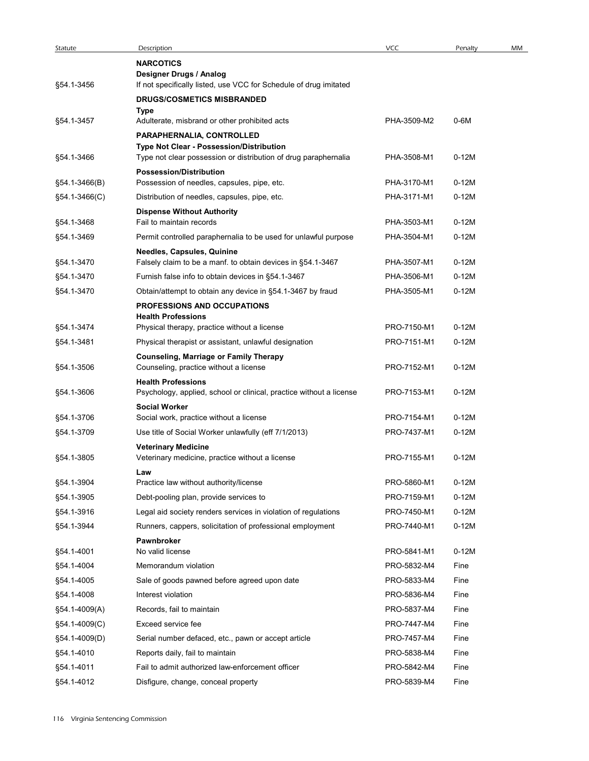| Statute | Description | VCC | Penalty | MM |
|---|---|---|---|---|
| | **NARCOTICS** | | | |
| | **Designer Drugs / Analog** | | | |
| §54.1-3456 | If not specifically listed, use VCC for Schedule of drug imitated | | | |
| | **DRUGS/COSMETICS MISBRANDED** | | | |
| | **Type** | | | |
| §54.1-3457 | Adulterate, misbrand or other prohibited acts | PHA-3509-M2 | 0-6M | |
| | **PARAPHERNALIA, CONTROLLED** | | | |
| | **Type Not Clear - Possession/Distribution** | | | |
| §54.1-3466 | Type not clear possession or distribution of drug paraphernalia | PHA-3508-M1 | 0-12M | |
| | **Possession/Distribution** | | | |
| §54.1-3466(B) | Possession of needles, capsules, pipe, etc. | PHA-3170-M1 | 0-12M | |
| §54.1-3466(C) | Distribution of needles, capsules, pipe, etc. | PHA-3171-M1 | 0-12M | |
| | **Dispense Without Authority** | | | |
| §54.1-3468 | Fail to maintain records | PHA-3503-M1 | 0-12M | |
| §54.1-3469 | Permit controlled paraphernalia to be used for unlawful purpose | PHA-3504-M1 | 0-12M | |
| | **Needles, Capsules, Quinine** | | | |
| §54.1-3470 | Falsely claim to be a manf. to obtain devices in §54.1-3467 | PHA-3507-M1 | 0-12M | |
| §54.1-3470 | Furnish false info to obtain devices in §54.1-3467 | PHA-3506-M1 | 0-12M | |
| §54.1-3470 | Obtain/attempt to obtain any device in §54.1-3467 by fraud | PHA-3505-M1 | 0-12M | |
| | **PROFESSIONS AND OCCUPATIONS** | | | |
| | **Health Professions** | | | |
| §54.1-3474 | Physical therapy, practice without a license | PRO-7150-M1 | 0-12M | |
| §54.1-3481 | Physical therapist or assistant, unlawful designation | PRO-7151-M1 | 0-12M | |
| | **Counseling, Marriage or Family Therapy** | | | |
| §54.1-3506 | Counseling, practice without a license | PRO-7152-M1 | 0-12M | |
| | **Health Professions** | | | |
| §54.1-3606 | Psychology, applied, school or clinical, practice without a license | PRO-7153-M1 | 0-12M | |
| | **Social Worker** | | | |
| §54.1-3706 | Social work, practice without a license | PRO-7154-M1 | 0-12M | |
| §54.1-3709 | Use title of Social Worker unlawfully (eff 7/1/2013) | PRO-7437-M1 | 0-12M | |
| | **Veterinary Medicine** | | | |
| §54.1-3805 | Veterinary medicine, practice without a license | PRO-7155-M1 | 0-12M | |
| | **Law** | | | |
| §54.1-3904 | Practice law without authority/license | PRO-5860-M1 | 0-12M | |
| §54.1-3905 | Debt-pooling plan, provide services to | PRO-7159-M1 | 0-12M | |
| §54.1-3916 | Legal aid society renders services in violation of regulations | PRO-7450-M1 | 0-12M | |
| §54.1-3944 | Runners, cappers, solicitation of professional employment | PRO-7440-M1 | 0-12M | |
| | **Pawnbroker** | | | |
| §54.1-4001 | No valid license | PRO-5841-M1 | 0-12M | |
| §54.1-4004 | Memorandum violation | PRO-5832-M4 | Fine | |
| §54.1-4005 | Sale of goods pawned before agreed upon date | PRO-5833-M4 | Fine | |
| §54.1-4008 | Interest violation | PRO-5836-M4 | Fine | |
| §54.1-4009(A) | Records, fail to maintain | PRO-5837-M4 | Fine | |
| §54.1-4009(C) | Exceed service fee | PRO-7447-M4 | Fine | |
| §54.1-4009(D) | Serial number defaced, etc., pawn or accept article | PRO-7457-M4 | Fine | |
| §54.1-4010 | Reports daily, fail to maintain | PRO-5838-M4 | Fine | |
| §54.1-4011 | Fail to admit authorized law-enforcement officer | PRO-5842-M4 | Fine | |
| §54.1-4012 | Disfigure, change, conceal property | PRO-5839-M4 | Fine | |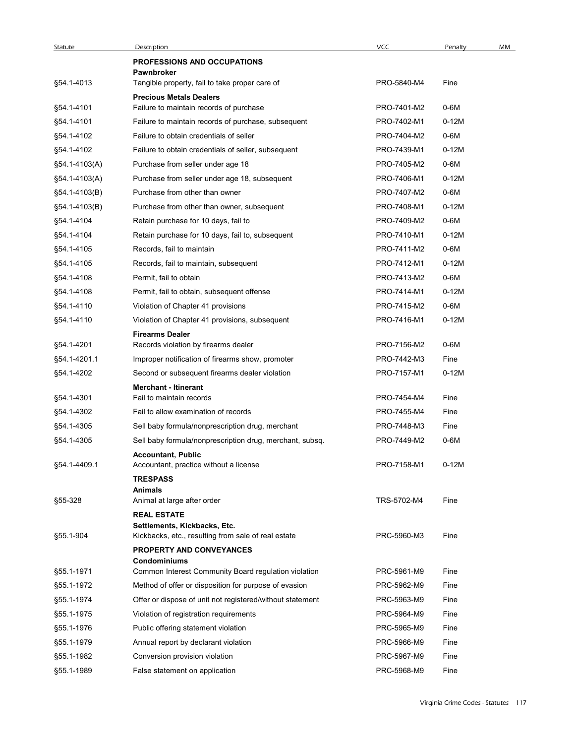| Statute | Description | VCC | Penalty | MM |
|---|---|---|---|---|
| | **PROFESSIONS AND OCCUPATIONS** | | | |
| | **Pawnbroker** | | | |
| §54.1-4013 | Tangible property, fail to take proper care of | PRO-5840-M4 | Fine | |
| | **Precious Metals Dealers** | | | |
| §54.1-4101 | Failure to maintain records of purchase | PRO-7401-M2 | 0-6M | |
| §54.1-4101 | Failure to maintain records of purchase, subsequent | PRO-7402-M1 | 0-12M | |
| §54.1-4102 | Failure to obtain credentials of seller | PRO-7404-M2 | 0-6M | |
| §54.1-4102 | Failure to obtain credentials of seller, subsequent | PRO-7439-M1 | 0-12M | |
| §54.1-4103(A) | Purchase from seller under age 18 | PRO-7405-M2 | 0-6M | |
| §54.1-4103(A) | Purchase from seller under age 18, subsequent | PRO-7406-M1 | 0-12M | |
| §54.1-4103(B) | Purchase from other than owner | PRO-7407-M2 | 0-6M | |
| §54.1-4103(B) | Purchase from other than owner, subsequent | PRO-7408-M1 | 0-12M | |
| §54.1-4104 | Retain purchase for 10 days, fail to | PRO-7409-M2 | 0-6M | |
| §54.1-4104 | Retain purchase for 10 days, fail to, subsequent | PRO-7410-M1 | 0-12M | |
| §54.1-4105 | Records, fail to maintain | PRO-7411-M2 | 0-6M | |
| §54.1-4105 | Records, fail to maintain, subsequent | PRO-7412-M1 | 0-12M | |
| §54.1-4108 | Permit, fail to obtain | PRO-7413-M2 | 0-6M | |
| §54.1-4108 | Permit, fail to obtain, subsequent offense | PRO-7414-M1 | 0-12M | |
| §54.1-4110 | Violation of Chapter 41 provisions | PRO-7415-M2 | 0-6M | |
| §54.1-4110 | Violation of Chapter 41 provisions, subsequent | PRO-7416-M1 | 0-12M | |
| | **Firearms Dealer** | | | |
| §54.1-4201 | Records violation by firearms dealer | PRO-7156-M2 | 0-6M | |
| §54.1-4201.1 | Improper notification of firearms show, promoter | PRO-7442-M3 | Fine | |
| §54.1-4202 | Second or subsequent firearms dealer violation | PRO-7157-M1 | 0-12M | |
| | **Merchant - Itinerant** | | | |
| §54.1-4301 | Fail to maintain records | PRO-7454-M4 | Fine | |
| §54.1-4302 | Fail to allow examination of records | PRO-7455-M4 | Fine | |
| §54.1-4305 | Sell baby formula/nonprescription drug, merchant | PRO-7448-M3 | Fine | |
| §54.1-4305 | Sell baby formula/nonprescription drug, merchant, subsq. | PRO-7449-M2 | 0-6M | |
| | **Accountant, Public** | | | |
| §54.1-4409.1 | Accountant, practice without a license | PRO-7158-M1 | 0-12M | |
| | **TRESPASS** | | | |
| | **Animals** | | | |
| §55-328 | Animal at large after order | TRS-5702-M4 | Fine | |
| | **REAL ESTATE** | | | |
| | **Settlements, Kickbacks, Etc.** | | | |
| §55.1-904 | Kickbacks, etc., resulting from sale of real estate | PRC-5960-M3 | Fine | |
| | **PROPERTY AND CONVEYANCES** | | | |
| | **Condominiums** | | | |
| §55.1-1971 | Common Interest Community Board regulation violation | PRC-5961-M9 | Fine | |
| §55.1-1972 | Method of offer or disposition for purpose of evasion | PRC-5962-M9 | Fine | |
| §55.1-1974 | Offer or dispose of unit not registered/without statement | PRC-5963-M9 | Fine | |
| §55.1-1975 | Violation of registration requirements | PRC-5964-M9 | Fine | |
| §55.1-1976 | Public offering statement violation | PRC-5965-M9 | Fine | |
| §55.1-1979 | Annual report by declarant violation | PRC-5966-M9 | Fine | |
| §55.1-1982 | Conversion provision violation | PRC-5967-M9 | Fine | |
| §55.1-1989 | False statement on application | PRC-5968-M9 | Fine | |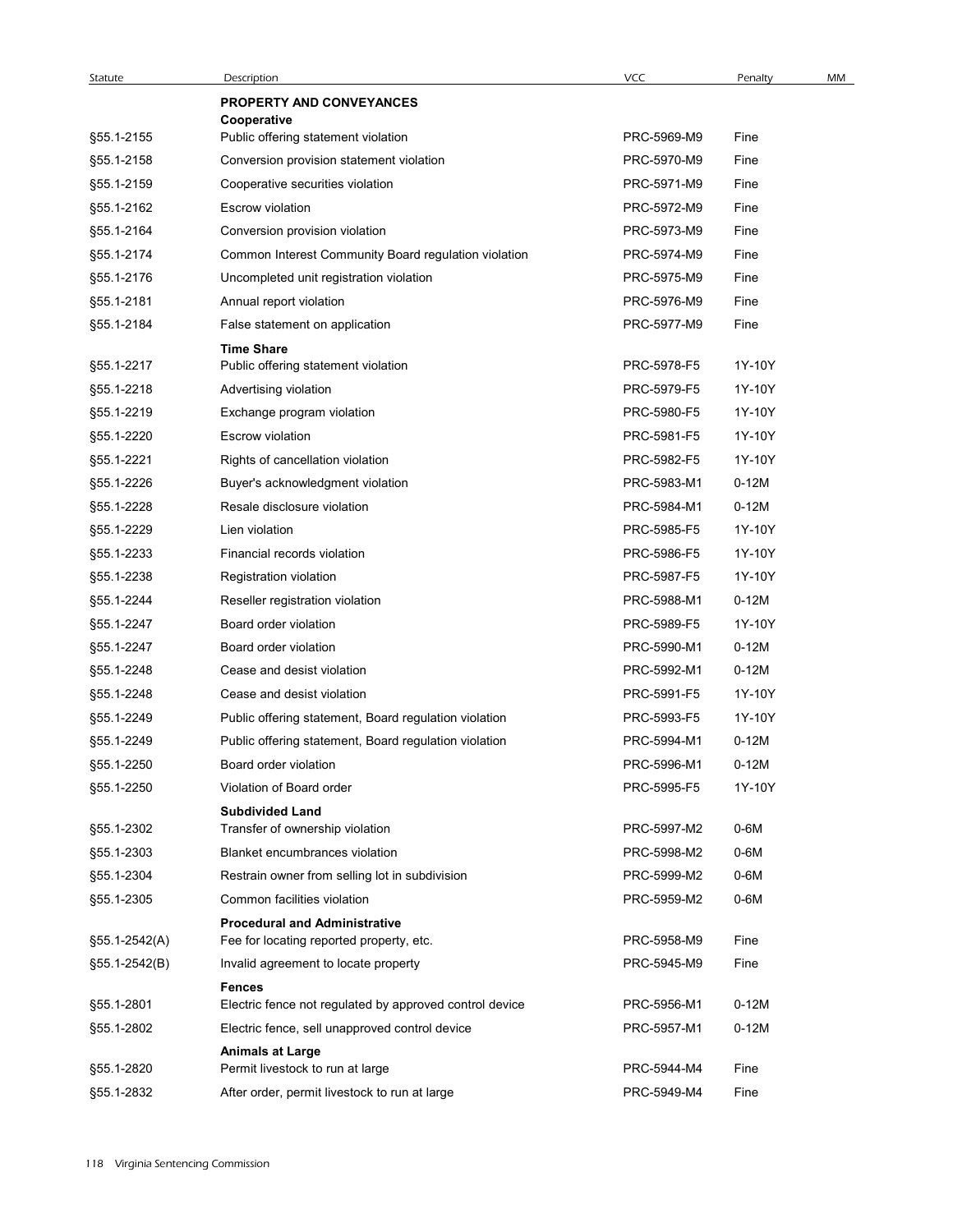| Statute | Description | VCC | Penalty | MM |
|---|---|---|---|---|
| | **PROPERTY AND CONVEYANCES** | | | |
| | **Cooperative** | | | |
| §55.1-2155 | Public offering statement violation | PRC-5969-M9 | Fine | |
| §55.1-2158 | Conversion provision statement violation | PRC-5970-M9 | Fine | |
| §55.1-2159 | Cooperative securities violation | PRC-5971-M9 | Fine | |
| §55.1-2162 | Escrow violation | PRC-5972-M9 | Fine | |
| §55.1-2164 | Conversion provision violation | PRC-5973-M9 | Fine | |
| §55.1-2174 | Common Interest Community Board regulation violation | PRC-5974-M9 | Fine | |
| §55.1-2176 | Uncompleted unit registration violation | PRC-5975-M9 | Fine | |
| §55.1-2181 | Annual report violation | PRC-5976-M9 | Fine | |
| §55.1-2184 | False statement on application | PRC-5977-M9 | Fine | |
| | **Time Share** | | | |
| §55.1-2217 | Public offering statement violation | PRC-5978-F5 | 1Y-10Y | |
| §55.1-2218 | Advertising violation | PRC-5979-F5 | 1Y-10Y | |
| §55.1-2219 | Exchange program violation | PRC-5980-F5 | 1Y-10Y | |
| §55.1-2220 | Escrow violation | PRC-5981-F5 | 1Y-10Y | |
| §55.1-2221 | Rights of cancellation violation | PRC-5982-F5 | 1Y-10Y | |
| §55.1-2226 | Buyer's acknowledgment violation | PRC-5983-M1 | 0-12M | |
| §55.1-2228 | Resale disclosure violation | PRC-5984-M1 | 0-12M | |
| §55.1-2229 | Lien violation | PRC-5985-F5 | 1Y-10Y | |
| §55.1-2233 | Financial records violation | PRC-5986-F5 | 1Y-10Y | |
| §55.1-2238 | Registration violation | PRC-5987-F5 | 1Y-10Y | |
| §55.1-2244 | Reseller registration violation | PRC-5988-M1 | 0-12M | |
| §55.1-2247 | Board order violation | PRC-5989-F5 | 1Y-10Y | |
| §55.1-2247 | Board order violation | PRC-5990-M1 | 0-12M | |
| §55.1-2248 | Cease and desist violation | PRC-5992-M1 | 0-12M | |
| §55.1-2248 | Cease and desist violation | PRC-5991-F5 | 1Y-10Y | |
| §55.1-2249 | Public offering statement, Board regulation violation | PRC-5993-F5 | 1Y-10Y | |
| §55.1-2249 | Public offering statement, Board regulation violation | PRC-5994-M1 | 0-12M | |
| §55.1-2250 | Board order violation | PRC-5996-M1 | 0-12M | |
| §55.1-2250 | Violation of Board order | PRC-5995-F5 | 1Y-10Y | |
| | **Subdivided Land** | | | |
| §55.1-2302 | Transfer of ownership violation | PRC-5997-M2 | 0-6M | |
| §55.1-2303 | Blanket encumbrances violation | PRC-5998-M2 | 0-6M | |
| §55.1-2304 | Restrain owner from selling lot in subdivision | PRC-5999-M2 | 0-6M | |
| §55.1-2305 | Common facilities violation | PRC-5959-M2 | 0-6M | |
| | **Procedural and Administrative** | | | |
| §55.1-2542(A) | Fee for locating reported property, etc. | PRC-5958-M9 | Fine | |
| §55.1-2542(B) | Invalid agreement to locate property | PRC-5945-M9 | Fine | |
| | **Fences** | | | |
| §55.1-2801 | Electric fence not regulated by approved control device | PRC-5956-M1 | 0-12M | |
| §55.1-2802 | Electric fence, sell unapproved control device | PRC-5957-M1 | 0-12M | |
| | **Animals at Large** | | | |
| §55.1-2820 | Permit livestock to run at large | PRC-5944-M4 | Fine | |
| §55.1-2832 | After order, permit livestock to run at large | PRC-5949-M4 | Fine | |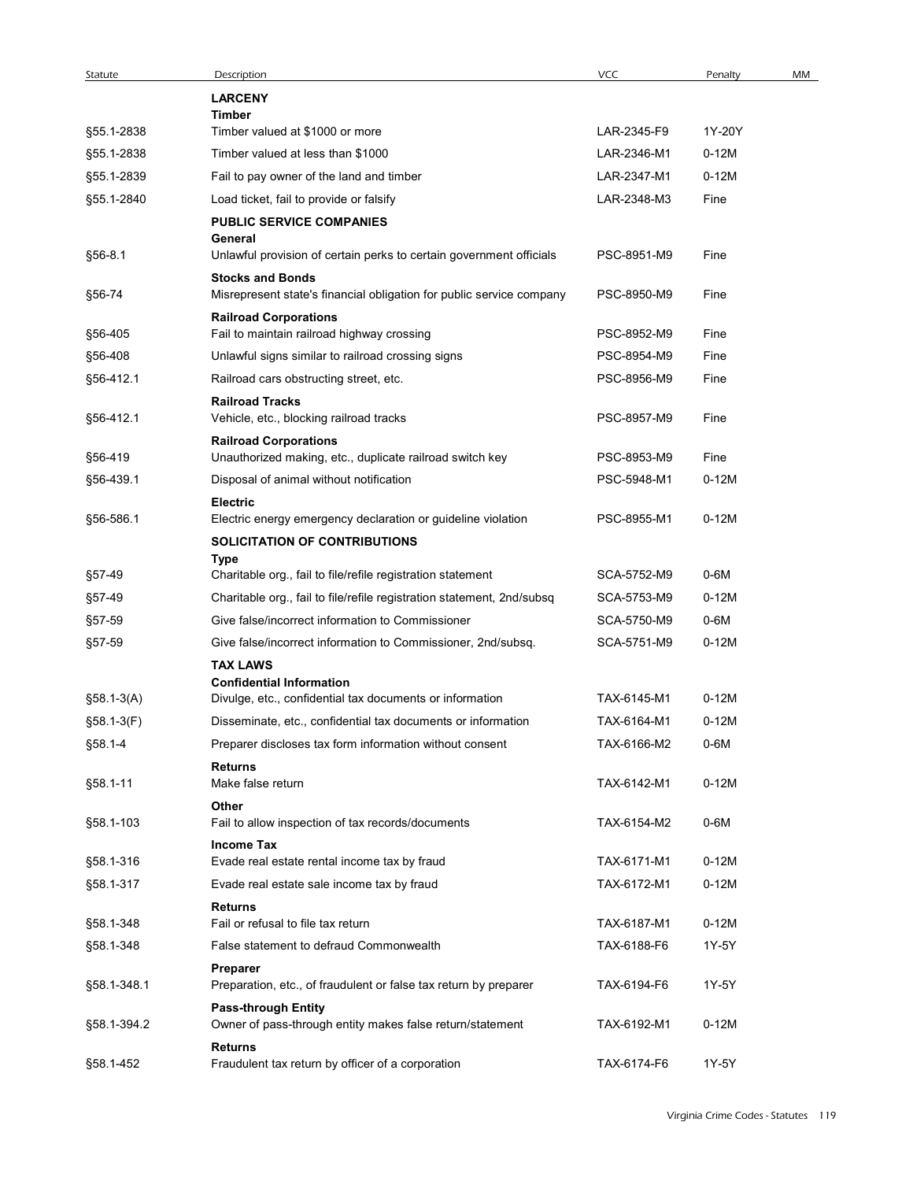| Statute | Description | VCC | Penalty | MM |
|---|---|---|---|---|
| | **LARCENY** | | | |
| | **Timber** | | | |
| §55.1-2838 | Timber valued at $1000 or more | LAR-2345-F9 | 1Y-20Y | |
| §55.1-2838 | Timber valued at less than $1000 | LAR-2346-M1 | 0-12M | |
| §55.1-2839 | Fail to pay owner of the land and timber | LAR-2347-M1 | 0-12M | |
| §55.1-2840 | Load ticket, fail to provide or falsify | LAR-2348-M3 | Fine | |
| | **PUBLIC SERVICE COMPANIES** | | | |
| | **General** | | | |
| §56-8.1 | Unlawful provision of certain perks to certain government officials | PSC-8951-M9 | Fine | |
| | **Stocks and Bonds** | | | |
| §56-74 | Misrepresent state's financial obligation for public service company | PSC-8950-M9 | Fine | |
| | **Railroad Corporations** | | | |
| §56-405 | Fail to maintain railroad highway crossing | PSC-8952-M9 | Fine | |
| §56-408 | Unlawful signs similar to railroad crossing signs | PSC-8954-M9 | Fine | |
| §56-412.1 | Railroad cars obstructing street, etc. | PSC-8956-M9 | Fine | |
| | **Railroad Tracks** | | | |
| §56-412.1 | Vehicle, etc., blocking railroad tracks | PSC-8957-M9 | Fine | |
| | **Railroad Corporations** | | | |
| §56-419 | Unauthorized making, etc., duplicate railroad switch key | PSC-8953-M9 | Fine | |
| §56-439.1 | Disposal of animal without notification | PSC-5948-M1 | 0-12M | |
| | **Electric** | | | |
| §56-586.1 | Electric energy emergency declaration or guideline violation | PSC-8955-M1 | 0-12M | |
| | **SOLICITATION OF CONTRIBUTIONS** | | | |
| | **Type** | | | |
| §57-49 | Charitable org., fail to file/refile registration statement | SCA-5752-M9 | 0-6M | |
| §57-49 | Charitable org., fail to file/refile registration statement, 2nd/subsq | SCA-5753-M9 | 0-12M | |
| §57-59 | Give false/incorrect information to Commissioner | SCA-5750-M9 | 0-6M | |
| §57-59 | Give false/incorrect information to Commissioner, 2nd/subsq. | SCA-5751-M9 | 0-12M | |
| | **TAX LAWS** | | | |
| | **Confidential Information** | | | |
| §58.1-3(A) | Divulge, etc., confidential tax documents or information | TAX-6145-M1 | 0-12M | |
| §58.1-3(F) | Disseminate, etc., confidential tax documents or information | TAX-6164-M1 | 0-12M | |
| §58.1-4 | Preparer discloses tax form information without consent | TAX-6166-M2 | 0-6M | |
| | **Returns** | | | |
| §58.1-11 | Make false return | TAX-6142-M1 | 0-12M | |
| | **Other** | | | |
| §58.1-103 | Fail to allow inspection of tax records/documents | TAX-6154-M2 | 0-6M | |
| | **Income Tax** | | | |
| §58.1-316 | Evade real estate rental income tax by fraud | TAX-6171-M1 | 0-12M | |
| §58.1-317 | Evade real estate sale income tax by fraud | TAX-6172-M1 | 0-12M | |
| | **Returns** | | | |
| §58.1-348 | Fail or refusal to file tax return | TAX-6187-M1 | 0-12M | |
| §58.1-348 | False statement to defraud Commonwealth | TAX-6188-F6 | 1Y-5Y | |
| | **Preparer** | | | |
| §58.1-348.1 | Preparation, etc., of fraudulent or false tax return by preparer | TAX-6194-F6 | 1Y-5Y | |
| | **Pass-through Entity** | | | |
| §58.1-394.2 | Owner of pass-through entity makes false return/statement | TAX-6192-M1 | 0-12M | |
| | **Returns** | | | |
| §58.1-452 | Fraudulent tax return by officer of a corporation | TAX-6174-F6 | 1Y-5Y | |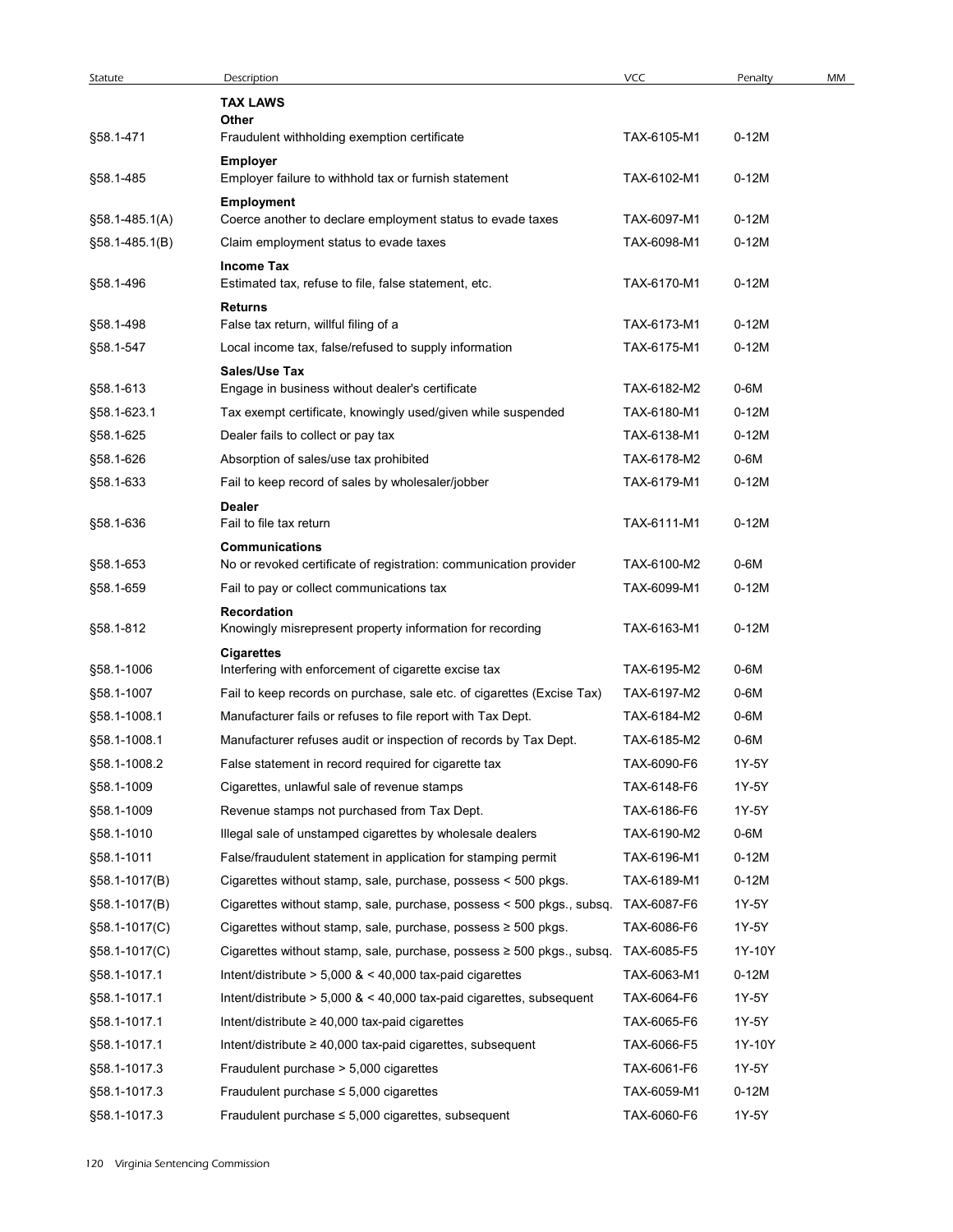| Statute | Description | VCC | Penalty | MM |
|---|---|---|---|---|
| | **TAX LAWS** | | | |
| | **Other** | | | |
| §58.1-471 | Fraudulent withholding exemption certificate | TAX-6105-M1 | 0-12M | |
| | **Employer** | | | |
| §58.1-485 | Employer failure to withhold tax or furnish statement | TAX-6102-M1 | 0-12M | |
| | **Employment** | | | |
| §58.1-485.1(A) | Coerce another to declare employment status to evade taxes | TAX-6097-M1 | 0-12M | |
| §58.1-485.1(B) | Claim employment status to evade taxes | TAX-6098-M1 | 0-12M | |
| | **Income Tax** | | | |
| §58.1-496 | Estimated tax, refuse to file, false statement, etc. | TAX-6170-M1 | 0-12M | |
| | **Returns** | | | |
| §58.1-498 | False tax return, willful filing of a | TAX-6173-M1 | 0-12M | |
| §58.1-547 | Local income tax, false/refused to supply information | TAX-6175-M1 | 0-12M | |
| | **Sales/Use Tax** | | | |
| §58.1-613 | Engage in business without dealer's certificate | TAX-6182-M2 | 0-6M | |
| §58.1-623.1 | Tax exempt certificate, knowingly used/given while suspended | TAX-6180-M1 | 0-12M | |
| §58.1-625 | Dealer fails to collect or pay tax | TAX-6138-M1 | 0-12M | |
| §58.1-626 | Absorption of sales/use tax prohibited | TAX-6178-M2 | 0-6M | |
| §58.1-633 | Fail to keep record of sales by wholesaler/jobber | TAX-6179-M1 | 0-12M | |
| | **Dealer** | | | |
| §58.1-636 | Fail to file tax return | TAX-6111-M1 | 0-12M | |
| | **Communications** | | | |
| §58.1-653 | No or revoked certificate of registration: communication provider | TAX-6100-M2 | 0-6M | |
| §58.1-659 | Fail to pay or collect communications tax | TAX-6099-M1 | 0-12M | |
| | **Recordation** | | | |
| §58.1-812 | Knowingly misrepresent property information for recording | TAX-6163-M1 | 0-12M | |
| | **Cigarettes** | | | |
| §58.1-1006 | Interfering with enforcement of cigarette excise tax | TAX-6195-M2 | 0-6M | |
| §58.1-1007 | Fail to keep records on purchase, sale etc. of cigarettes (Excise Tax) | TAX-6197-M2 | 0-6M | |
| §58.1-1008.1 | Manufacturer fails or refuses to file report with Tax Dept. | TAX-6184-M2 | 0-6M | |
| §58.1-1008.1 | Manufacturer refuses audit or inspection of records by Tax Dept. | TAX-6185-M2 | 0-6M | |
| §58.1-1008.2 | False statement in record required for cigarette tax | TAX-6090-F6 | 1Y-5Y | |
| §58.1-1009 | Cigarettes, unlawful sale of revenue stamps | TAX-6148-F6 | 1Y-5Y | |
| §58.1-1009 | Revenue stamps not purchased from Tax Dept. | TAX-6186-F6 | 1Y-5Y | |
| §58.1-1010 | Illegal sale of unstamped cigarettes by wholesale dealers | TAX-6190-M2 | 0-6M | |
| §58.1-1011 | False/fraudulent statement in application for stamping permit | TAX-6196-M1 | 0-12M | |
| §58.1-1017(B) | Cigarettes without stamp, sale, purchase, possess < 500 pkgs. | TAX-6189-M1 | 0-12M | |
| §58.1-1017(B) | Cigarettes without stamp, sale, purchase, possess < 500 pkgs., subsq. | TAX-6087-F6 | 1Y-5Y | |
| §58.1-1017(C) | Cigarettes without stamp, sale, purchase, possess ≥ 500 pkgs. | TAX-6086-F6 | 1Y-5Y | |
| §58.1-1017(C) | Cigarettes without stamp, sale, purchase, possess ≥ 500 pkgs., subsq. | TAX-6085-F5 | 1Y-10Y | |
| §58.1-1017.1 | Intent/distribute > 5,000 & < 40,000 tax-paid cigarettes | TAX-6063-M1 | 0-12M | |
| §58.1-1017.1 | Intent/distribute > 5,000 & < 40,000 tax-paid cigarettes, subsequent | TAX-6064-F6 | 1Y-5Y | |
| §58.1-1017.1 | Intent/distribute ≥ 40,000 tax-paid cigarettes | TAX-6065-F6 | 1Y-5Y | |
| §58.1-1017.1 | Intent/distribute ≥ 40,000 tax-paid cigarettes, subsequent | TAX-6066-F5 | 1Y-10Y | |
| §58.1-1017.3 | Fraudulent purchase > 5,000 cigarettes | TAX-6061-F6 | 1Y-5Y | |
| §58.1-1017.3 | Fraudulent purchase ≤ 5,000 cigarettes | TAX-6059-M1 | 0-12M | |
| §58.1-1017.3 | Fraudulent purchase ≤ 5,000 cigarettes, subsequent | TAX-6060-F6 | 1Y-5Y | |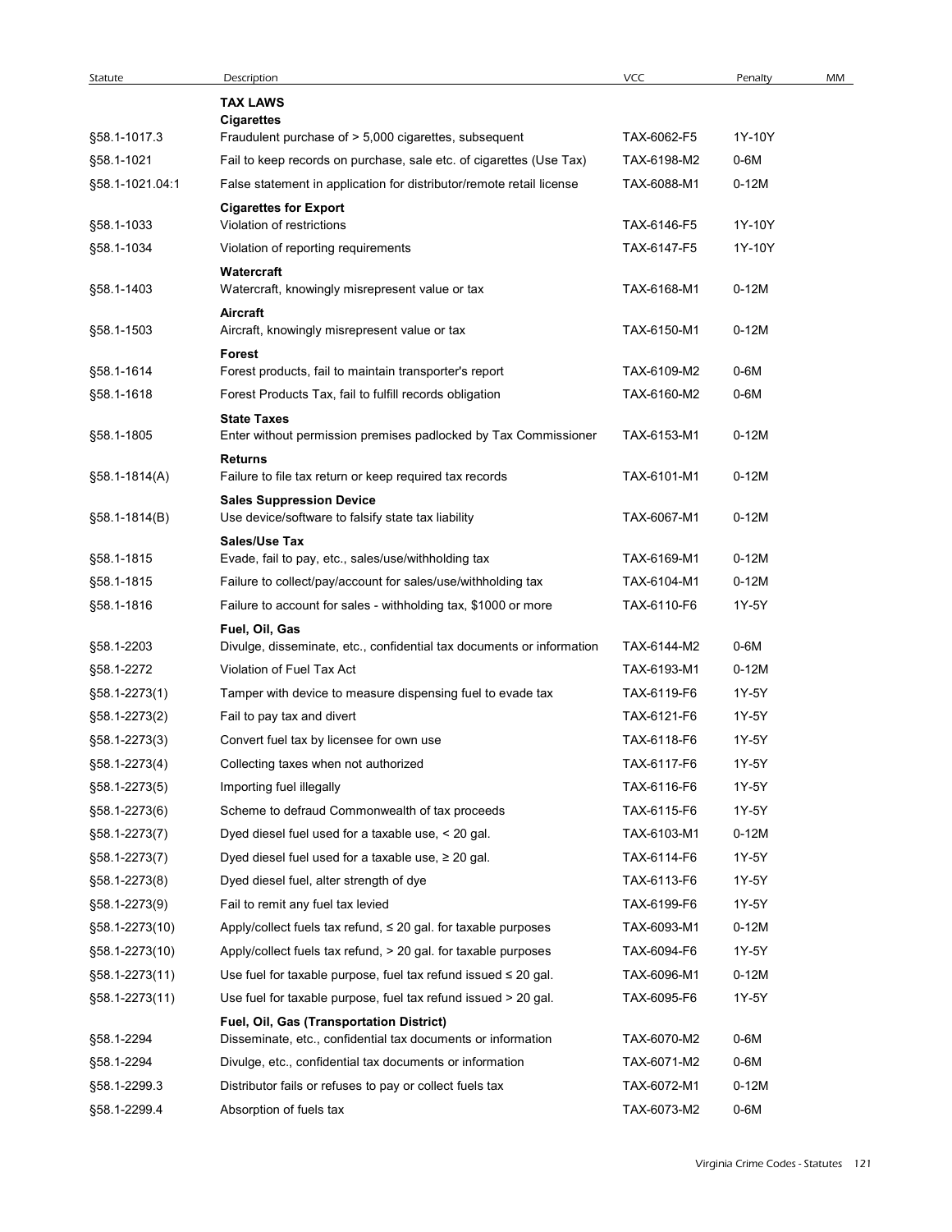| Statute | Description | VCC | Penalty | MM |
|---|---|---|---|---|
| | **TAX LAWS** | | | |
| | **Cigarettes** | | | |
| §58.1-1017.3 | Fraudulent purchase of > 5,000 cigarettes, subsequent | TAX-6062-F5 | 1Y-10Y | |
| §58.1-1021 | Fail to keep records on purchase, sale etc. of cigarettes (Use Tax) | TAX-6198-M2 | 0-6M | |
| §58.1-1021.04:1 | False statement in application for distributor/remote retail license | TAX-6088-M1 | 0-12M | |
| | **Cigarettes for Export** | | | |
| §58.1-1033 | Violation of restrictions | TAX-6146-F5 | 1Y-10Y | |
| §58.1-1034 | Violation of reporting requirements | TAX-6147-F5 | 1Y-10Y | |
| | **Watercraft** | | | |
| §58.1-1403 | Watercraft, knowingly misrepresent value or tax | TAX-6168-M1 | 0-12M | |
| | **Aircraft** | | | |
| §58.1-1503 | Aircraft, knowingly misrepresent value or tax | TAX-6150-M1 | 0-12M | |
| | **Forest** | | | |
| §58.1-1614 | Forest products, fail to maintain transporter's report | TAX-6109-M2 | 0-6M | |
| §58.1-1618 | Forest Products Tax, fail to fulfill records obligation | TAX-6160-M2 | 0-6M | |
| | **State Taxes** | | | |
| §58.1-1805 | Enter without permission premises padlocked by Tax Commissioner | TAX-6153-M1 | 0-12M | |
| | **Returns** | | | |
| §58.1-1814(A) | Failure to file tax return or keep required tax records | TAX-6101-M1 | 0-12M | |
| | **Sales Suppression Device** | | | |
| §58.1-1814(B) | Use device/software to falsify state tax liability | TAX-6067-M1 | 0-12M | |
| | **Sales/Use Tax** | | | |
| §58.1-1815 | Evade, fail to pay, etc., sales/use/withholding tax | TAX-6169-M1 | 0-12M | |
| §58.1-1815 | Failure to collect/pay/account for sales/use/withholding tax | TAX-6104-M1 | 0-12M | |
| §58.1-1816 | Failure to account for sales - withholding tax, $1000 or more | TAX-6110-F6 | 1Y-5Y | |
| | **Fuel, Oil, Gas** | | | |
| §58.1-2203 | Divulge, disseminate, etc., confidential tax documents or information | TAX-6144-M2 | 0-6M | |
| §58.1-2272 | Violation of Fuel Tax Act | TAX-6193-M1 | 0-12M | |
| §58.1-2273(1) | Tamper with device to measure dispensing fuel to evade tax | TAX-6119-F6 | 1Y-5Y | |
| §58.1-2273(2) | Fail to pay tax and divert | TAX-6121-F6 | 1Y-5Y | |
| §58.1-2273(3) | Convert fuel tax by licensee for own use | TAX-6118-F6 | 1Y-5Y | |
| §58.1-2273(4) | Collecting taxes when not authorized | TAX-6117-F6 | 1Y-5Y | |
| §58.1-2273(5) | Importing fuel illegally | TAX-6116-F6 | 1Y-5Y | |
| §58.1-2273(6) | Scheme to defraud Commonwealth of tax proceeds | TAX-6115-F6 | 1Y-5Y | |
| §58.1-2273(7) | Dyed diesel fuel used for a taxable use, < 20 gal. | TAX-6103-M1 | 0-12M | |
| §58.1-2273(7) | Dyed diesel fuel used for a taxable use, ≥ 20 gal. | TAX-6114-F6 | 1Y-5Y | |
| §58.1-2273(8) | Dyed diesel fuel, alter strength of dye | TAX-6113-F6 | 1Y-5Y | |
| §58.1-2273(9) | Fail to remit any fuel tax levied | TAX-6199-F6 | 1Y-5Y | |
| §58.1-2273(10) | Apply/collect fuels tax refund, ≤ 20 gal. for taxable purposes | TAX-6093-M1 | 0-12M | |
| §58.1-2273(10) | Apply/collect fuels tax refund, > 20 gal. for taxable purposes | TAX-6094-F6 | 1Y-5Y | |
| §58.1-2273(11) | Use fuel for taxable purpose, fuel tax refund issued ≤ 20 gal. | TAX-6096-M1 | 0-12M | |
| §58.1-2273(11) | Use fuel for taxable purpose, fuel tax refund issued > 20 gal. | TAX-6095-F6 | 1Y-5Y | |
| | **Fuel, Oil, Gas (Transportation District)** | | | |
| §58.1-2294 | Disseminate, etc., confidential tax documents or information | TAX-6070-M2 | 0-6M | |
| §58.1-2294 | Divulge, etc., confidential tax documents or information | TAX-6071-M2 | 0-6M | |
| §58.1-2299.3 | Distributor fails or refuses to pay or collect fuels tax | TAX-6072-M1 | 0-12M | |
| §58.1-2299.4 | Absorption of fuels tax | TAX-6073-M2 | 0-6M | |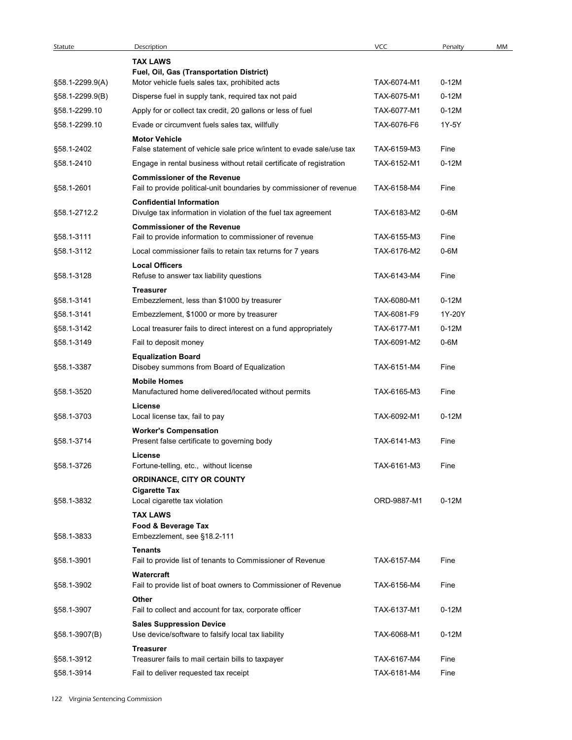| Statute | Description | VCC | Penalty | MM |
|---|---|---|---|---|
| | **TAX LAWS** | | | |
| | **Fuel, Oil, Gas (Transportation District)** | | | |
| §58.1-2299.9(A) | Motor vehicle fuels sales tax, prohibited acts | TAX-6074-M1 | 0-12M | |
| §58.1-2299.9(B) | Disperse fuel in supply tank, required tax not paid | TAX-6075-M1 | 0-12M | |
| §58.1-2299.10 | Apply for or collect tax credit, 20 gallons or less of fuel | TAX-6077-M1 | 0-12M | |
| §58.1-2299.10 | Evade or circumvent fuels sales tax, willfully | TAX-6076-F6 | 1Y-5Y | |
| | **Motor Vehicle** | | | |
| §58.1-2402 | False statement of vehicle sale price w/intent to evade sale/use tax | TAX-6159-M3 | Fine | |
| §58.1-2410 | Engage in rental business without retail certificate of registration | TAX-6152-M1 | 0-12M | |
| | **Commissioner of the Revenue** | | | |
| §58.1-2601 | Fail to provide political-unit boundaries by commissioner of revenue | TAX-6158-M4 | Fine | |
| | **Confidential Information** | | | |
| §58.1-2712.2 | Divulge tax information in violation of the fuel tax agreement | TAX-6183-M2 | 0-6M | |
| | **Commissioner of the Revenue** | | | |
| §58.1-3111 | Fail to provide information to commissioner of revenue | TAX-6155-M3 | Fine | |
| §58.1-3112 | Local commissioner fails to retain tax returns for 7 years | TAX-6176-M2 | 0-6M | |
| | **Local Officers** | | | |
| §58.1-3128 | Refuse to answer tax liability questions | TAX-6143-M4 | Fine | |
| | **Treasurer** | | | |
| §58.1-3141 | Embezzlement, less than $1000 by treasurer | TAX-6080-M1 | 0-12M | |
| §58.1-3141 | Embezzlement, $1000 or more by treasurer | TAX-6081-F9 | 1Y-20Y | |
| §58.1-3142 | Local treasurer fails to direct interest on a fund appropriately | TAX-6177-M1 | 0-12M | |
| §58.1-3149 | Fail to deposit money | TAX-6091-M2 | 0-6M | |
| | **Equalization Board** | | | |
| §58.1-3387 | Disobey summons from Board of Equalization | TAX-6151-M4 | Fine | |
| | **Mobile Homes** | | | |
| §58.1-3520 | Manufactured home delivered/located without permits | TAX-6165-M3 | Fine | |
| | **License** | | | |
| §58.1-3703 | Local license tax, fail to pay | TAX-6092-M1 | 0-12M | |
| | **Worker's Compensation** | | | |
| §58.1-3714 | Present false certificate to governing body | TAX-6141-M3 | Fine | |
| | **License** | | | |
| §58.1-3726 | Fortune-telling, etc., without license | TAX-6161-M3 | Fine | |
| | **ORDINANCE, CITY OR COUNTY** | | | |
| | **Cigarette Tax** | | | |
| §58.1-3832 | Local cigarette tax violation | ORD-9887-M1 | 0-12M | |
| | **TAX LAWS** | | | |
| | **Food & Beverage Tax** | | | |
| §58.1-3833 | Embezzlement, see §18.2-111 | | | |
| | **Tenants** | | | |
| §58.1-3901 | Fail to provide list of tenants to Commissioner of Revenue | TAX-6157-M4 | Fine | |
| | **Watercraft** | | | |
| §58.1-3902 | Fail to provide list of boat owners to Commissioner of Revenue | TAX-6156-M4 | Fine | |
| | **Other** | | | |
| §58.1-3907 | Fail to collect and account for tax, corporate officer | TAX-6137-M1 | 0-12M | |
| | **Sales Suppression Device** | | | |
| §58.1-3907(B) | Use device/software to falsify local tax liability | TAX-6068-M1 | 0-12M | |
| | **Treasurer** | | | |
| §58.1-3912 | Treasurer fails to mail certain bills to taxpayer | TAX-6167-M4 | Fine | |
| §58.1-3914 | Fail to deliver requested tax receipt | TAX-6181-M4 | Fine | |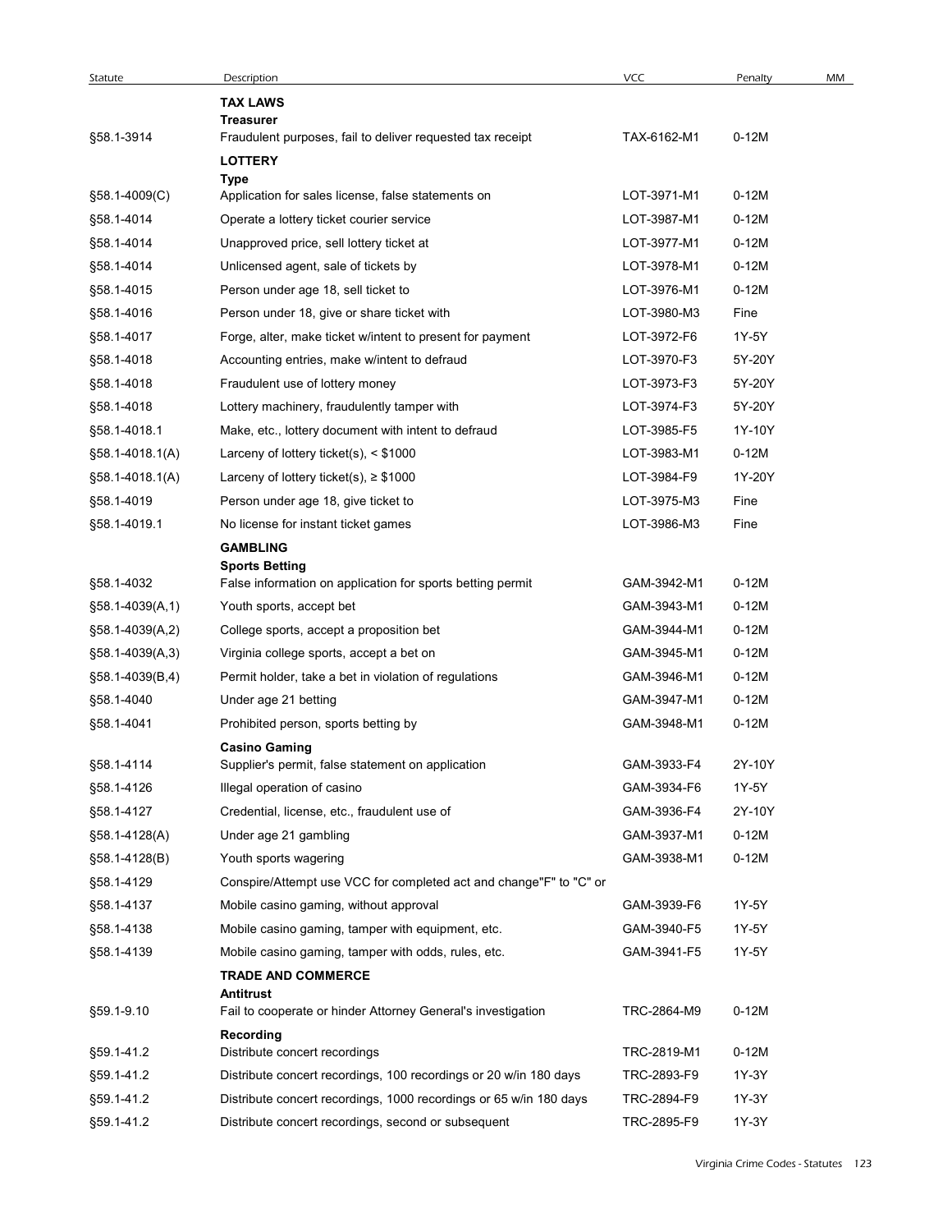| Statute | Description | VCC | Penalty | MM |
|---|---|---|---|---|
| | **TAX LAWS** | | | |
| | **Treasurer** | | | |
| §58.1-3914 | Fraudulent purposes, fail to deliver requested tax receipt | TAX-6162-M1 | 0-12M | |
| | **LOTTERY** | | | |
| | **Type** | | | |
| §58.1-4009(C) | Application for sales license, false statements on | LOT-3971-M1 | 0-12M | |
| §58.1-4014 | Operate a lottery ticket courier service | LOT-3987-M1 | 0-12M | |
| §58.1-4014 | Unapproved price, sell lottery ticket at | LOT-3977-M1 | 0-12M | |
| §58.1-4014 | Unlicensed agent, sale of tickets by | LOT-3978-M1 | 0-12M | |
| §58.1-4015 | Person under age 18, sell ticket to | LOT-3976-M1 | 0-12M | |
| §58.1-4016 | Person under 18, give or share ticket with | LOT-3980-M3 | Fine | |
| §58.1-4017 | Forge, alter, make ticket w/intent to present for payment | LOT-3972-F6 | 1Y-5Y | |
| §58.1-4018 | Accounting entries, make w/intent to defraud | LOT-3970-F3 | 5Y-20Y | |
| §58.1-4018 | Fraudulent use of lottery money | LOT-3973-F3 | 5Y-20Y | |
| §58.1-4018 | Lottery machinery, fraudulently tamper with | LOT-3974-F3 | 5Y-20Y | |
| §58.1-4018.1 | Make, etc., lottery document with intent to defraud | LOT-3985-F5 | 1Y-10Y | |
| §58.1-4018.1(A) | Larceny of lottery ticket(s), < $1000 | LOT-3983-M1 | 0-12M | |
| §58.1-4018.1(A) | Larceny of lottery ticket(s), ≥ $1000 | LOT-3984-F9 | 1Y-20Y | |
| §58.1-4019 | Person under age 18, give ticket to | LOT-3975-M3 | Fine | |
| §58.1-4019.1 | No license for instant ticket games | LOT-3986-M3 | Fine | |
| | **GAMBLING** | | | |
| | **Sports Betting** | | | |
| §58.1-4032 | False information on application for sports betting permit | GAM-3942-M1 | 0-12M | |
| §58.1-4039(A,1) | Youth sports, accept bet | GAM-3943-M1 | 0-12M | |
| §58.1-4039(A,2) | College sports, accept a proposition bet | GAM-3944-M1 | 0-12M | |
| §58.1-4039(A,3) | Virginia college sports, accept a bet on | GAM-3945-M1 | 0-12M | |
| §58.1-4039(B,4) | Permit holder, take a bet in violation of regulations | GAM-3946-M1 | 0-12M | |
| §58.1-4040 | Under age 21 betting | GAM-3947-M1 | 0-12M | |
| §58.1-4041 | Prohibited person, sports betting by | GAM-3948-M1 | 0-12M | |
| | **Casino Gaming** | | | |
| §58.1-4114 | Supplier's permit, false statement on application | GAM-3933-F4 | 2Y-10Y | |
| §58.1-4126 | Illegal operation of casino | GAM-3934-F6 | 1Y-5Y | |
| §58.1-4127 | Credential, license, etc., fraudulent use of | GAM-3936-F4 | 2Y-10Y | |
| §58.1-4128(A) | Under age 21 gambling | GAM-3937-M1 | 0-12M | |
| §58.1-4128(B) | Youth sports wagering | GAM-3938-M1 | 0-12M | |
| §58.1-4129 | Conspire/Attempt use VCC for completed act and change"F" to "C" or | | | |
| §58.1-4137 | Mobile casino gaming, without approval | GAM-3939-F6 | 1Y-5Y | |
| §58.1-4138 | Mobile casino gaming, tamper with equipment, etc. | GAM-3940-F5 | 1Y-5Y | |
| §58.1-4139 | Mobile casino gaming, tamper with odds, rules, etc. | GAM-3941-F5 | 1Y-5Y | |
| | **TRADE AND COMMERCE** | | | |
| | **Antitrust** | | | |
| §59.1-9.10 | Fail to cooperate or hinder Attorney General's investigation | TRC-2864-M9 | 0-12M | |
| | **Recording** | | | |
| §59.1-41.2 | Distribute concert recordings | TRC-2819-M1 | 0-12M | |
| §59.1-41.2 | Distribute concert recordings, 100 recordings or 20 w/in 180 days | TRC-2893-F9 | 1Y-3Y | |
| §59.1-41.2 | Distribute concert recordings, 1000 recordings or 65 w/in 180 days | TRC-2894-F9 | 1Y-3Y | |
| §59.1-41.2 | Distribute concert recordings, second or subsequent | TRC-2895-F9 | 1Y-3Y | |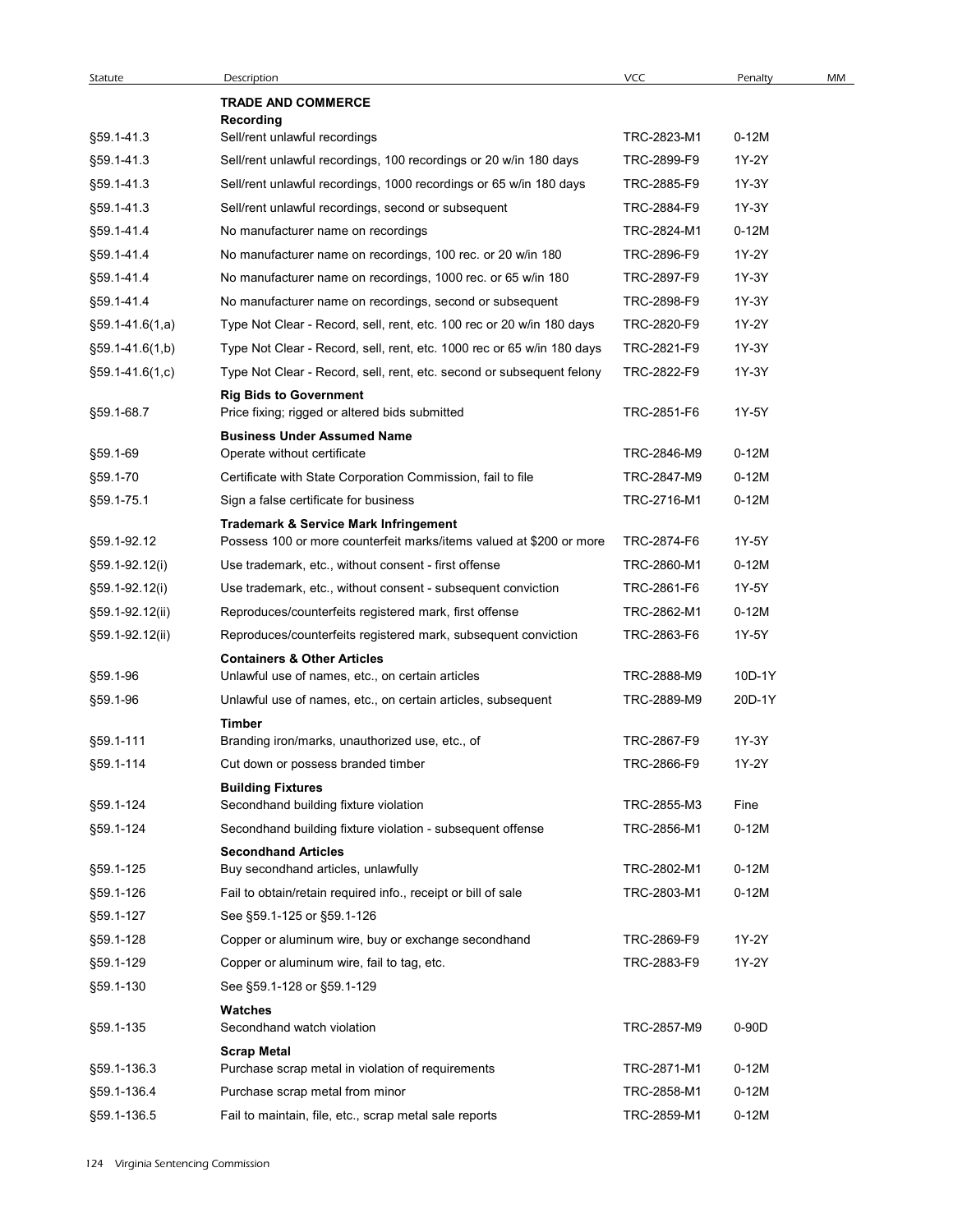| Statute | Description | VCC | Penalty | MM |
|---|---|---|---|---|
| | **TRADE AND COMMERCE** | | | |
| | **Recording** | | | |
| §59.1-41.3 | Sell/rent unlawful recordings | TRC-2823-M1 | 0-12M | |
| §59.1-41.3 | Sell/rent unlawful recordings, 100 recordings or 20 w/in 180 days | TRC-2899-F9 | 1Y-2Y | |
| §59.1-41.3 | Sell/rent unlawful recordings, 1000 recordings or 65 w/in 180 days | TRC-2885-F9 | 1Y-3Y | |
| §59.1-41.3 | Sell/rent unlawful recordings, second or subsequent | TRC-2884-F9 | 1Y-3Y | |
| §59.1-41.4 | No manufacturer name on recordings | TRC-2824-M1 | 0-12M | |
| §59.1-41.4 | No manufacturer name on recordings, 100 rec. or 20 w/in 180 | TRC-2896-F9 | 1Y-2Y | |
| §59.1-41.4 | No manufacturer name on recordings, 1000 rec. or 65 w/in 180 | TRC-2897-F9 | 1Y-3Y | |
| §59.1-41.4 | No manufacturer name on recordings, second or subsequent | TRC-2898-F9 | 1Y-3Y | |
| §59.1-41.6(1,a) | Type Not Clear - Record, sell, rent, etc. 100 rec or 20 w/in 180 days | TRC-2820-F9 | 1Y-2Y | |
| §59.1-41.6(1,b) | Type Not Clear - Record, sell, rent, etc. 1000 rec or 65 w/in 180 days | TRC-2821-F9 | 1Y-3Y | |
| §59.1-41.6(1,c) | Type Not Clear - Record, sell, rent, etc. second or subsequent felony | TRC-2822-F9 | 1Y-3Y | |
| | **Rig Bids to Government** | | | |
| §59.1-68.7 | Price fixing; rigged or altered bids submitted | TRC-2851-F6 | 1Y-5Y | |
| | **Business Under Assumed Name** | | | |
| §59.1-69 | Operate without certificate | TRC-2846-M9 | 0-12M | |
| §59.1-70 | Certificate with State Corporation Commission, fail to file | TRC-2847-M9 | 0-12M | |
| §59.1-75.1 | Sign a false certificate for business | TRC-2716-M1 | 0-12M | |
| | **Trademark & Service Mark Infringement** | | | |
| §59.1-92.12 | Possess 100 or more counterfeit marks/items valued at $200 or more | TRC-2874-F6 | 1Y-5Y | |
| §59.1-92.12(i) | Use trademark, etc., without consent - first offense | TRC-2860-M1 | 0-12M | |
| §59.1-92.12(i) | Use trademark, etc., without consent - subsequent conviction | TRC-2861-F6 | 1Y-5Y | |
| §59.1-92.12(ii) | Reproduces/counterfeits registered mark, first offense | TRC-2862-M1 | 0-12M | |
| §59.1-92.12(ii) | Reproduces/counterfeits registered mark, subsequent conviction | TRC-2863-F6 | 1Y-5Y | |
| | **Containers & Other Articles** | | | |
| §59.1-96 | Unlawful use of names, etc., on certain articles | TRC-2888-M9 | 10D-1Y | |
| §59.1-96 | Unlawful use of names, etc., on certain articles, subsequent | TRC-2889-M9 | 20D-1Y | |
| | **Timber** | | | |
| §59.1-111 | Branding iron/marks, unauthorized use, etc., of | TRC-2867-F9 | 1Y-3Y | |
| §59.1-114 | Cut down or possess branded timber | TRC-2866-F9 | 1Y-2Y | |
| | **Building Fixtures** | | | |
| §59.1-124 | Secondhand building fixture violation | TRC-2855-M3 | Fine | |
| §59.1-124 | Secondhand building fixture violation - subsequent offense | TRC-2856-M1 | 0-12M | |
| | **Secondhand Articles** | | | |
| §59.1-125 | Buy secondhand articles, unlawfully | TRC-2802-M1 | 0-12M | |
| §59.1-126 | Fail to obtain/retain required info., receipt or bill of sale | TRC-2803-M1 | 0-12M | |
| §59.1-127 | See §59.1-125 or §59.1-126 | | | |
| §59.1-128 | Copper or aluminum wire, buy or exchange secondhand | TRC-2869-F9 | 1Y-2Y | |
| §59.1-129 | Copper or aluminum wire, fail to tag, etc. | TRC-2883-F9 | 1Y-2Y | |
| §59.1-130 | See §59.1-128 or §59.1-129 | | | |
| | **Watches** | | | |
| §59.1-135 | Secondhand watch violation | TRC-2857-M9 | 0-90D | |
| | **Scrap Metal** | | | |
| §59.1-136.3 | Purchase scrap metal in violation of requirements | TRC-2871-M1 | 0-12M | |
| §59.1-136.4 | Purchase scrap metal from minor | TRC-2858-M1 | 0-12M | |
| §59.1-136.5 | Fail to maintain, file, etc., scrap metal sale reports | TRC-2859-M1 | 0-12M | |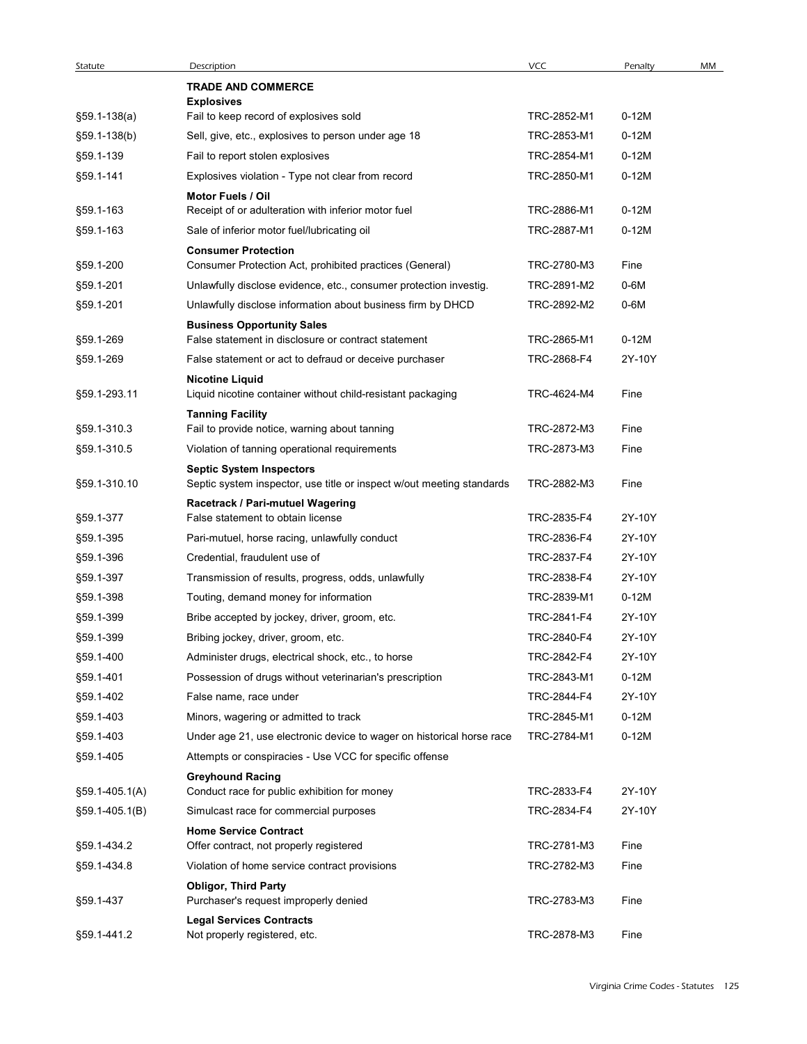| Statute | Description | VCC | Penalty | MM |
|---|---|---|---|---|
| | **TRADE AND COMMERCE** | | | |
| | **Explosives** | | | |
| §59.1-138(a) | Fail to keep record of explosives sold | TRC-2852-M1 | 0-12M | |
| §59.1-138(b) | Sell, give, etc., explosives to person under age 18 | TRC-2853-M1 | 0-12M | |
| §59.1-139 | Fail to report stolen explosives | TRC-2854-M1 | 0-12M | |
| §59.1-141 | Explosives violation - Type not clear from record | TRC-2850-M1 | 0-12M | |
| | **Motor Fuels / Oil** | | | |
| §59.1-163 | Receipt of or adulteration with inferior motor fuel | TRC-2886-M1 | 0-12M | |
| §59.1-163 | Sale of inferior motor fuel/lubricating oil | TRC-2887-M1 | 0-12M | |
| | **Consumer Protection** | | | |
| §59.1-200 | Consumer Protection Act, prohibited practices (General) | TRC-2780-M3 | Fine | |
| §59.1-201 | Unlawfully disclose evidence, etc., consumer protection investig. | TRC-2891-M2 | 0-6M | |
| §59.1-201 | Unlawfully disclose information about business firm by DHCD | TRC-2892-M2 | 0-6M | |
| | **Business Opportunity Sales** | | | |
| §59.1-269 | False statement in disclosure or contract statement | TRC-2865-M1 | 0-12M | |
| §59.1-269 | False statement or act to defraud or deceive purchaser | TRC-2868-F4 | 2Y-10Y | |
| | **Nicotine Liquid** | | | |
| §59.1-293.11 | Liquid nicotine container without child-resistant packaging | TRC-4624-M4 | Fine | |
| | **Tanning Facility** | | | |
| §59.1-310.3 | Fail to provide notice, warning about tanning | TRC-2872-M3 | Fine | |
| §59.1-310.5 | Violation of tanning operational requirements | TRC-2873-M3 | Fine | |
| | **Septic System Inspectors** | | | |
| §59.1-310.10 | Septic system inspector, use title or inspect w/out meeting standards | TRC-2882-M3 | Fine | |
| | **Racetrack / Pari-mutuel Wagering** | | | |
| §59.1-377 | False statement to obtain license | TRC-2835-F4 | 2Y-10Y | |
| §59.1-395 | Pari-mutuel, horse racing, unlawfully conduct | TRC-2836-F4 | 2Y-10Y | |
| §59.1-396 | Credential, fraudulent use of | TRC-2837-F4 | 2Y-10Y | |
| §59.1-397 | Transmission of results, progress, odds, unlawfully | TRC-2838-F4 | 2Y-10Y | |
| §59.1-398 | Touting, demand money for information | TRC-2839-M1 | 0-12M | |
| §59.1-399 | Bribe accepted by jockey, driver, groom, etc. | TRC-2841-F4 | 2Y-10Y | |
| §59.1-399 | Bribing jockey, driver, groom, etc. | TRC-2840-F4 | 2Y-10Y | |
| §59.1-400 | Administer drugs, electrical shock, etc., to horse | TRC-2842-F4 | 2Y-10Y | |
| §59.1-401 | Possession of drugs without veterinarian's prescription | TRC-2843-M1 | 0-12M | |
| §59.1-402 | False name, race under | TRC-2844-F4 | 2Y-10Y | |
| §59.1-403 | Minors, wagering or admitted to track | TRC-2845-M1 | 0-12M | |
| §59.1-403 | Under age 21, use electronic device to wager on historical horse race | TRC-2784-M1 | 0-12M | |
| §59.1-405 | Attempts or conspiracies - Use VCC for specific offense | | | |
| | **Greyhound Racing** | | | |
| §59.1-405.1(A) | Conduct race for public exhibition for money | TRC-2833-F4 | 2Y-10Y | |
| §59.1-405.1(B) | Simulcast race for commercial purposes | TRC-2834-F4 | 2Y-10Y | |
| | **Home Service Contract** | | | |
| §59.1-434.2 | Offer contract, not properly registered | TRC-2781-M3 | Fine | |
| §59.1-434.8 | Violation of home service contract provisions | TRC-2782-M3 | Fine | |
| | **Obligor, Third Party** | | | |
| §59.1-437 | Purchaser's request improperly denied | TRC-2783-M3 | Fine | |
| | **Legal Services Contracts** | | | |
| §59.1-441.2 | Not properly registered, etc. | TRC-2878-M3 | Fine | |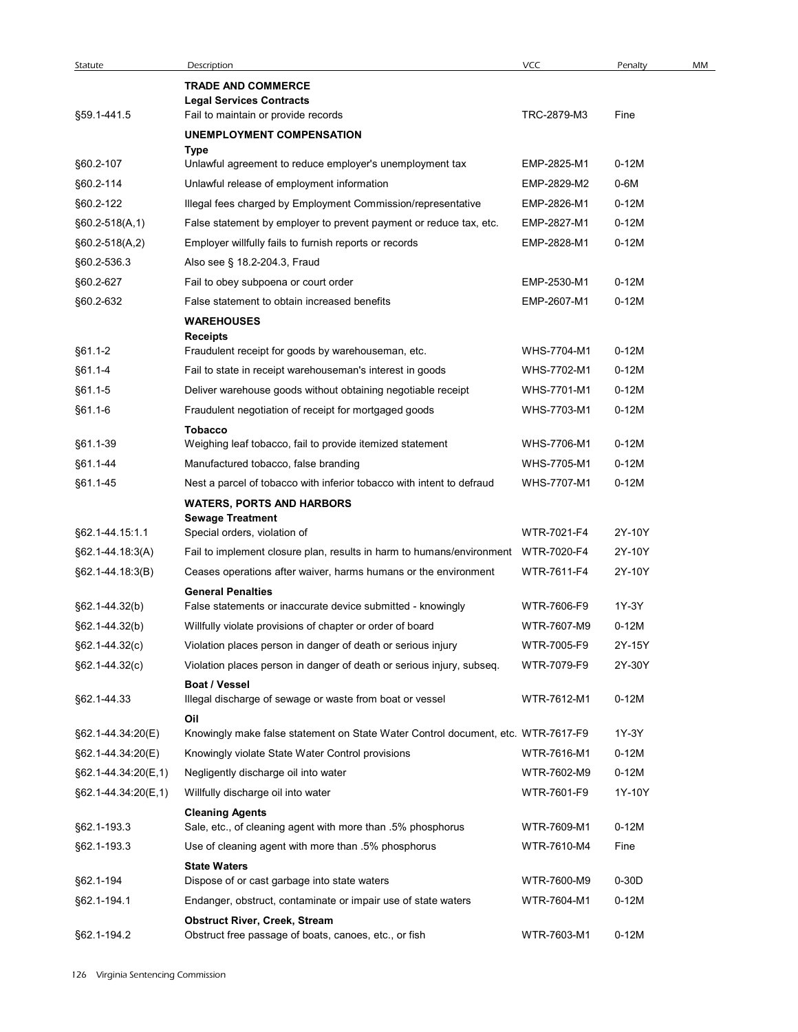| Statute | Description | VCC | Penalty | MM |
|---|---|---|---|---|
| | **TRADE AND COMMERCE** | | | |
| | **Legal Services Contracts** | | | |
| §59.1-441.5 | Fail to maintain or provide records | TRC-2879-M3 | Fine | |
| | **UNEMPLOYMENT COMPENSATION** | | | |
| | **Type** | | | |
| §60.2-107 | Unlawful agreement to reduce employer's unemployment tax | EMP-2825-M1 | 0-12M | |
| §60.2-114 | Unlawful release of employment information | EMP-2829-M2 | 0-6M | |
| §60.2-122 | Illegal fees charged by Employment Commission/representative | EMP-2826-M1 | 0-12M | |
| §60.2-518(A,1) | False statement by employer to prevent payment or reduce tax, etc. | EMP-2827-M1 | 0-12M | |
| §60.2-518(A,2) | Employer willfully fails to furnish reports or records | EMP-2828-M1 | 0-12M | |
| §60.2-536.3 | Also see § 18.2-204.3, Fraud | | | |
| §60.2-627 | Fail to obey subpoena or court order | EMP-2530-M1 | 0-12M | |
| §60.2-632 | False statement to obtain increased benefits | EMP-2607-M1 | 0-12M | |
| | **WAREHOUSES** | | | |
| | **Receipts** | | | |
| §61.1-2 | Fraudulent receipt for goods by warehouseman, etc. | WHS-7704-M1 | 0-12M | |
| §61.1-4 | Fail to state in receipt warehouseman's interest in goods | WHS-7702-M1 | 0-12M | |
| §61.1-5 | Deliver warehouse goods without obtaining negotiable receipt | WHS-7701-M1 | 0-12M | |
| §61.1-6 | Fraudulent negotiation of receipt for mortgaged goods | WHS-7703-M1 | 0-12M | |
| | **Tobacco** | | | |
| §61.1-39 | Weighing leaf tobacco, fail to provide itemized statement | WHS-7706-M1 | 0-12M | |
| §61.1-44 | Manufactured tobacco, false branding | WHS-7705-M1 | 0-12M | |
| §61.1-45 | Nest a parcel of tobacco with inferior tobacco with intent to defraud | WHS-7707-M1 | 0-12M | |
| | **WATERS, PORTS AND HARBORS** | | | |
| | **Sewage Treatment** | | | |
| §62.1-44.15:1.1 | Special orders, violation of | WTR-7021-F4 | 2Y-10Y | |
| §62.1-44.18:3(A) | Fail to implement closure plan, results in harm to humans/environment | WTR-7020-F4 | 2Y-10Y | |
| §62.1-44.18:3(B) | Ceases operations after waiver, harms humans or the environment | WTR-7611-F4 | 2Y-10Y | |
| | **General Penalties** | | | |
| §62.1-44.32(b) | False statements or inaccurate device submitted - knowingly | WTR-7606-F9 | 1Y-3Y | |
| §62.1-44.32(b) | Willfully violate provisions of chapter or order of board | WTR-7607-M9 | 0-12M | |
| §62.1-44.32(c) | Violation places person in danger of death or serious injury | WTR-7005-F9 | 2Y-15Y | |
| §62.1-44.32(c) | Violation places person in danger of death or serious injury, subseq. | WTR-7079-F9 | 2Y-30Y | |
| | **Boat / Vessel** | | | |
| §62.1-44.33 | Illegal discharge of sewage or waste from boat or vessel | WTR-7612-M1 | 0-12M | |
| | **Oil** | | | |
| §62.1-44.34:20(E) | Knowingly make false statement on State Water Control document, etc. | WTR-7617-F9 | 1Y-3Y | |
| §62.1-44.34:20(E) | Knowingly violate State Water Control provisions | WTR-7616-M1 | 0-12M | |
| §62.1-44.34:20(E,1) | Negligently discharge oil into water | WTR-7602-M9 | 0-12M | |
| §62.1-44.34:20(E,1) | Willfully discharge oil into water | WTR-7601-F9 | 1Y-10Y | |
| | **Cleaning Agents** | | | |
| §62.1-193.3 | Sale, etc., of cleaning agent with more than .5% phosphorus | WTR-7609-M1 | 0-12M | |
| §62.1-193.3 | Use of cleaning agent with more than .5% phosphorus | WTR-7610-M4 | Fine | |
| | **State Waters** | | | |
| §62.1-194 | Dispose of or cast garbage into state waters | WTR-7600-M9 | 0-30D | |
| §62.1-194.1 | Endanger, obstruct, contaminate or impair use of state waters | WTR-7604-M1 | 0-12M | |
| | **Obstruct River, Creek, Stream** | | | |
| §62.1-194.2 | Obstruct free passage of boats, canoes, etc., or fish | WTR-7603-M1 | 0-12M | |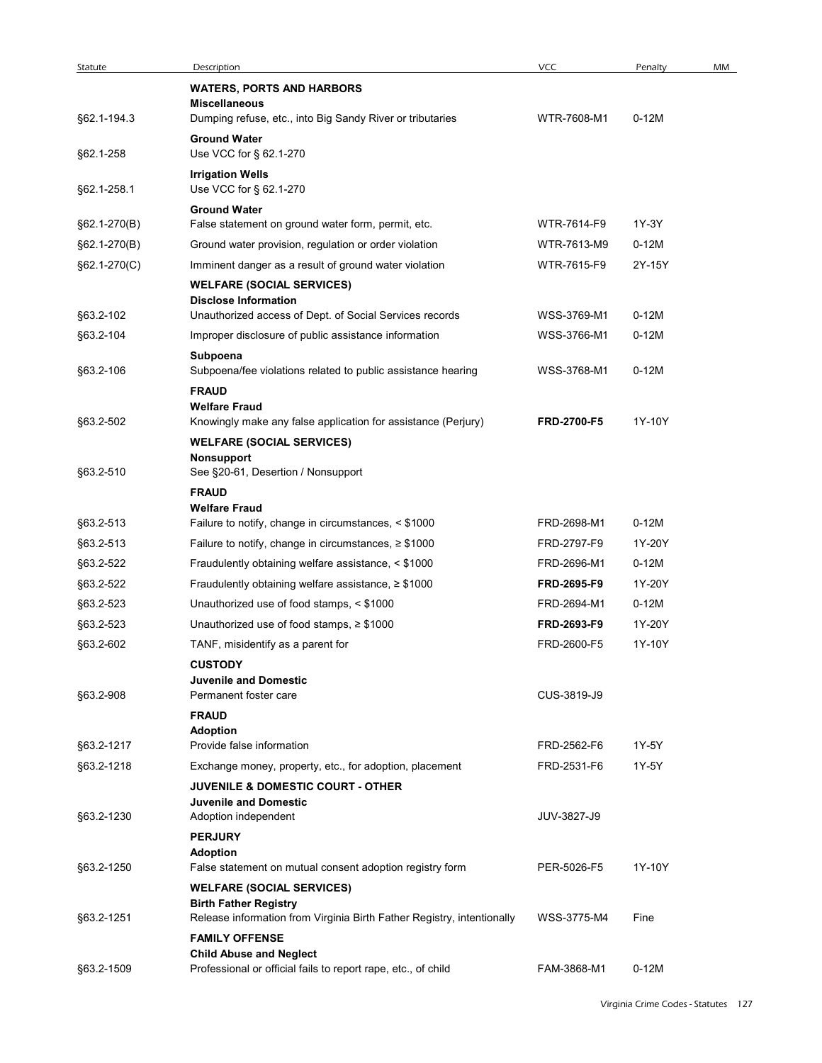| Statute | Description | VCC | Penalty | MM |
|---|---|---|---|---|
| | **WATERS, PORTS AND HARBORS** | | | |
| | **Miscellaneous** | | | |
| §62.1-194.3 | Dumping refuse, etc., into Big Sandy River or tributaries | WTR-7608-M1 | 0-12M | |
| | **Ground Water** | | | |
| §62.1-258 | Use VCC for § 62.1-270 | | | |
| | **Irrigation Wells** | | | |
| §62.1-258.1 | Use VCC for § 62.1-270 | | | |
| | **Ground Water** | | | |
| §62.1-270(B) | False statement on ground water form, permit, etc. | WTR-7614-F9 | 1Y-3Y | |
| §62.1-270(B) | Ground water provision, regulation or order violation | WTR-7613-M9 | 0-12M | |
| §62.1-270(C) | Imminent danger as a result of ground water violation | WTR-7615-F9 | 2Y-15Y | |
| | **WELFARE (SOCIAL SERVICES)** | | | |
| | **Disclose Information** | | | |
| §63.2-102 | Unauthorized access of Dept. of Social Services records | WSS-3769-M1 | 0-12M | |
| §63.2-104 | Improper disclosure of public assistance information | WSS-3766-M1 | 0-12M | |
| | **Subpoena** | | | |
| §63.2-106 | Subpoena/fee violations related to public assistance hearing | WSS-3768-M1 | 0-12M | |
| | **FRAUD** | | | |
| | **Welfare Fraud** | | | |
| §63.2-502 | Knowingly make any false application for assistance (Perjury) | **FRD-2700-F5** | 1Y-10Y | |
| | **WELFARE (SOCIAL SERVICES)** | | | |
| | **Nonsupport** | | | |
| §63.2-510 | See §20-61, Desertion / Nonsupport | | | |
| | **FRAUD** | | | |
| | **Welfare Fraud** | | | |
| §63.2-513 | Failure to notify, change in circumstances, < $1000 | FRD-2698-M1 | 0-12M | |
| §63.2-513 | Failure to notify, change in circumstances, ≥ $1000 | FRD-2797-F9 | 1Y-20Y | |
| §63.2-522 | Fraudulently obtaining welfare assistance, < $1000 | FRD-2696-M1 | 0-12M | |
| §63.2-522 | Fraudulently obtaining welfare assistance, ≥ $1000 | **FRD-2695-F9** | 1Y-20Y | |
| §63.2-523 | Unauthorized use of food stamps, < $1000 | FRD-2694-M1 | 0-12M | |
| §63.2-523 | Unauthorized use of food stamps, ≥ $1000 | **FRD-2693-F9** | 1Y-20Y | |
| §63.2-602 | TANF, misidentify as a parent for | FRD-2600-F5 | 1Y-10Y | |
| | **CUSTODY** | | | |
| | **Juvenile and Domestic** | | | |
| §63.2-908 | Permanent foster care | CUS-3819-J9 | | |
| | **FRAUD** | | | |
| | **Adoption** | | | |
| §63.2-1217 | Provide false information | FRD-2562-F6 | 1Y-5Y | |
| §63.2-1218 | Exchange money, property, etc., for adoption, placement | FRD-2531-F6 | 1Y-5Y | |
| | **JUVENILE & DOMESTIC COURT - OTHER** | | | |
| | **Juvenile and Domestic** | | | |
| §63.2-1230 | Adoption independent | JUV-3827-J9 | | |
| | **PERJURY** | | | |
| | **Adoption** | | | |
| §63.2-1250 | False statement on mutual consent adoption registry form | PER-5026-F5 | 1Y-10Y | |
| | **WELFARE (SOCIAL SERVICES)** | | | |
| | **Birth Father Registry** | | | |
| §63.2-1251 | Release information from Virginia Birth Father Registry, intentionally | WSS-3775-M4 | Fine | |
| | **FAMILY OFFENSE** | | | |
| | **Child Abuse and Neglect** | | | |
| §63.2-1509 | Professional or official fails to report rape, etc., of child | FAM-3868-M1 | 0-12M | |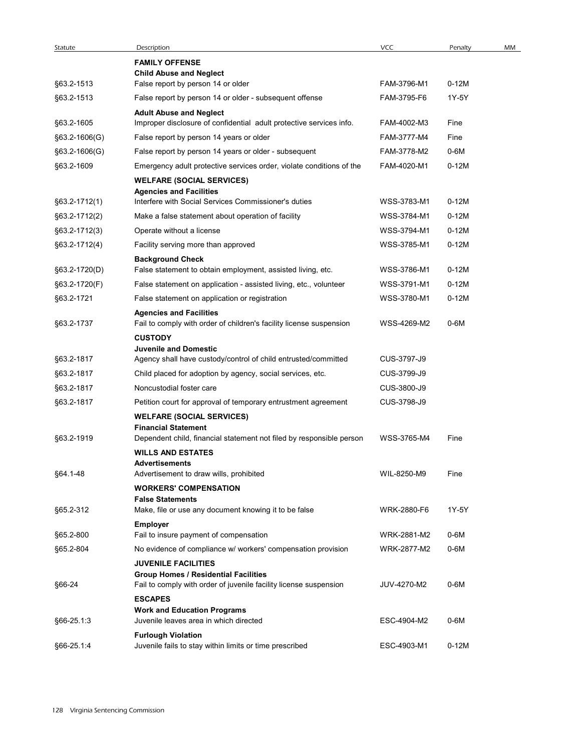| Statute | Description | VCC | Penalty | MM |
|---|---|---|---|---|
| | **FAMILY OFFENSE** | | | |
| | **Child Abuse and Neglect** | | | |
| §63.2-1513 | False report by person 14 or older | FAM-3796-M1 | 0-12M | |
| §63.2-1513 | False report by person 14 or older - subsequent offense | FAM-3795-F6 | 1Y-5Y | |
| | **Adult Abuse and Neglect** | | | |
| §63.2-1605 | Improper disclosure of confidential adult protective services info. | FAM-4002-M3 | Fine | |
| §63.2-1606(G) | False report by person 14 years or older | FAM-3777-M4 | Fine | |
| §63.2-1606(G) | False report by person 14 years or older - subsequent | FAM-3778-M2 | 0-6M | |
| §63.2-1609 | Emergency adult protective services order, violate conditions of the | FAM-4020-M1 | 0-12M | |
| | **WELFARE (SOCIAL SERVICES)** | | | |
| | **Agencies and Facilities** | | | |
| §63.2-1712(1) | Interfere with Social Services Commissioner's duties | WSS-3783-M1 | 0-12M | |
| §63.2-1712(2) | Make a false statement about operation of facility | WSS-3784-M1 | 0-12M | |
| §63.2-1712(3) | Operate without a license | WSS-3794-M1 | 0-12M | |
| §63.2-1712(4) | Facility serving more than approved | WSS-3785-M1 | 0-12M | |
| | **Background Check** | | | |
| §63.2-1720(D) | False statement to obtain employment, assisted living, etc. | WSS-3786-M1 | 0-12M | |
| §63.2-1720(F) | False statement on application - assisted living, etc., volunteer | WSS-3791-M1 | 0-12M | |
| §63.2-1721 | False statement on application or registration | WSS-3780-M1 | 0-12M | |
| | **Agencies and Facilities** | | | |
| §63.2-1737 | Fail to comply with order of children's facility license suspension | WSS-4269-M2 | 0-6M | |
| | **CUSTODY** | | | |
| | **Juvenile and Domestic** | | | |
| §63.2-1817 | Agency shall have custody/control of child entrusted/committed | CUS-3797-J9 | | |
| §63.2-1817 | Child placed for adoption by agency, social services, etc. | CUS-3799-J9 | | |
| §63.2-1817 | Noncustodial foster care | CUS-3800-J9 | | |
| §63.2-1817 | Petition court for approval of temporary entrustment agreement | CUS-3798-J9 | | |
| | **WELFARE (SOCIAL SERVICES)** | | | |
| | **Financial Statement** | | | |
| §63.2-1919 | Dependent child, financial statement not filed by responsible person | WSS-3765-M4 | Fine | |
| | **WILLS AND ESTATES** | | | |
| | **Advertisements** | | | |
| §64.1-48 | Advertisement to draw wills, prohibited | WIL-8250-M9 | Fine | |
| | **WORKERS' COMPENSATION** | | | |
| | **False Statements** | | | |
| §65.2-312 | Make, file or use any document knowing it to be false | WRK-2880-F6 | 1Y-5Y | |
| | **Employer** | | | |
| §65.2-800 | Fail to insure payment of compensation | WRK-2881-M2 | 0-6M | |
| §65.2-804 | No evidence of compliance w/ workers' compensation provision | WRK-2877-M2 | 0-6M | |
| | **JUVENILE FACILITIES** | | | |
| | **Group Homes / Residential Facilities** | | | |
| §66-24 | Fail to comply with order of juvenile facility license suspension | JUV-4270-M2 | 0-6M | |
| | **ESCAPES** | | | |
| | **Work and Education Programs** | | | |
| §66-25.1:3 | Juvenile leaves area in which directed | ESC-4904-M2 | 0-6M | |
| | **Furlough Violation** | | | |
| §66-25.1:4 | Juvenile fails to stay within limits or time prescribed | ESC-4903-M1 | 0-12M | |